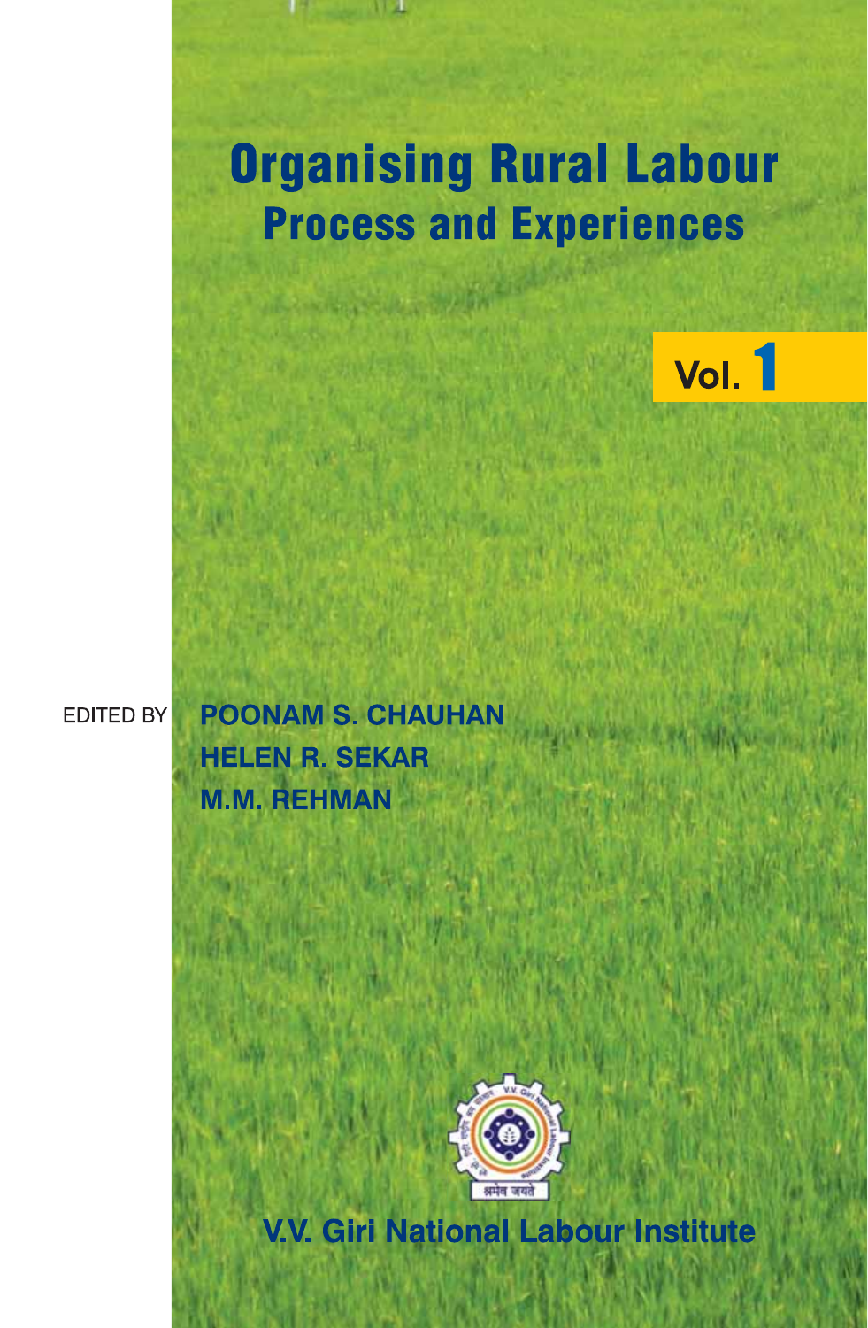# Organising Rural Labour

## Process and Experiences

**Vol. 1**

EDITED BY

**POONAM S. CHAUHAN**

**HELEN R. SEKAR**

**M.M. REHMAN**

श्रमेव जयते

**V.V. Giri National Labour Institute**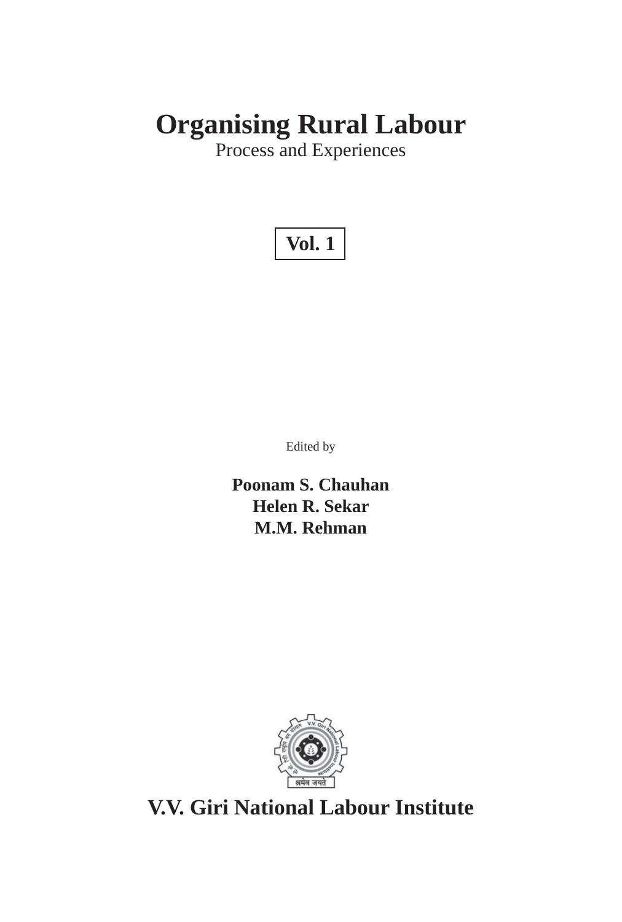# Organising Rural Labour

Process and Experiences

**Vol. 1**

Edited by

**Poonam S. Chauhan**
**Helen R. Sekar**
**M.M. Rehman**

**V.V. Giri National Labour Institute**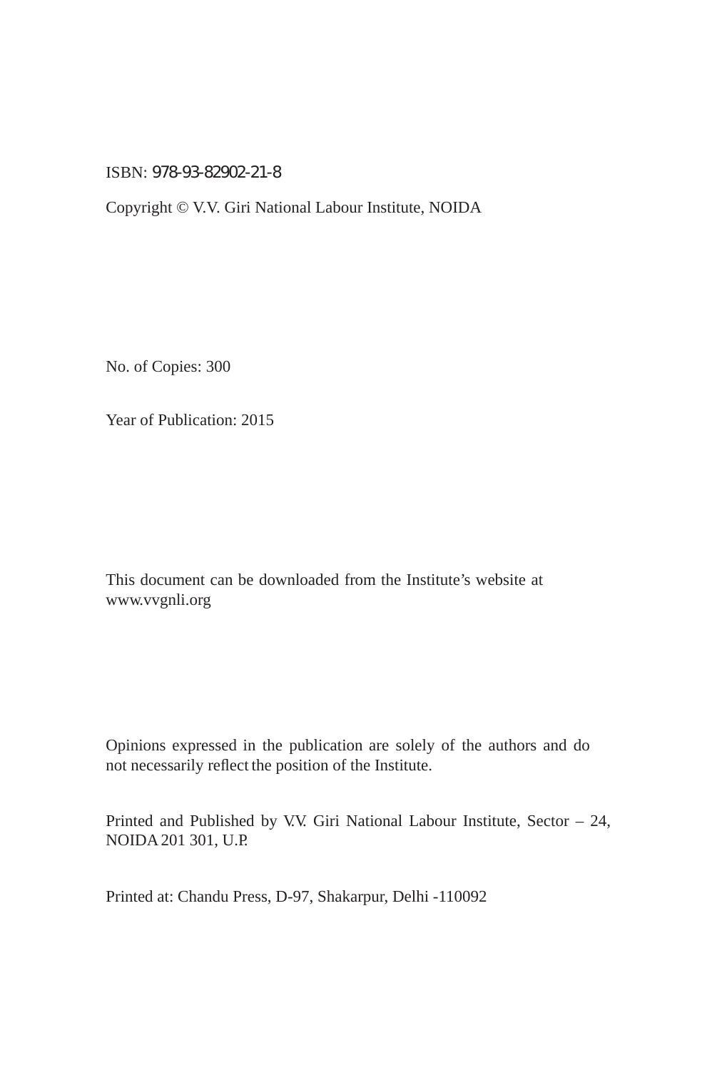ISBN: 978-93-82902-21-8

Copyright © V.V. Giri National Labour Institute, NOIDA

No. of Copies: 300

Year of Publication: 2015

This document can be downloaded from the Institute's website at www.vvgnli.org

Opinions expressed in the publication are solely of the authors and do not necessarily reflect the position of the Institute.

Printed and Published by V.V. Giri National Labour Institute, Sector – 24, NOIDA 201 301, U.P.

Printed at: Chandu Press, D-97, Shakarpur, Delhi -110092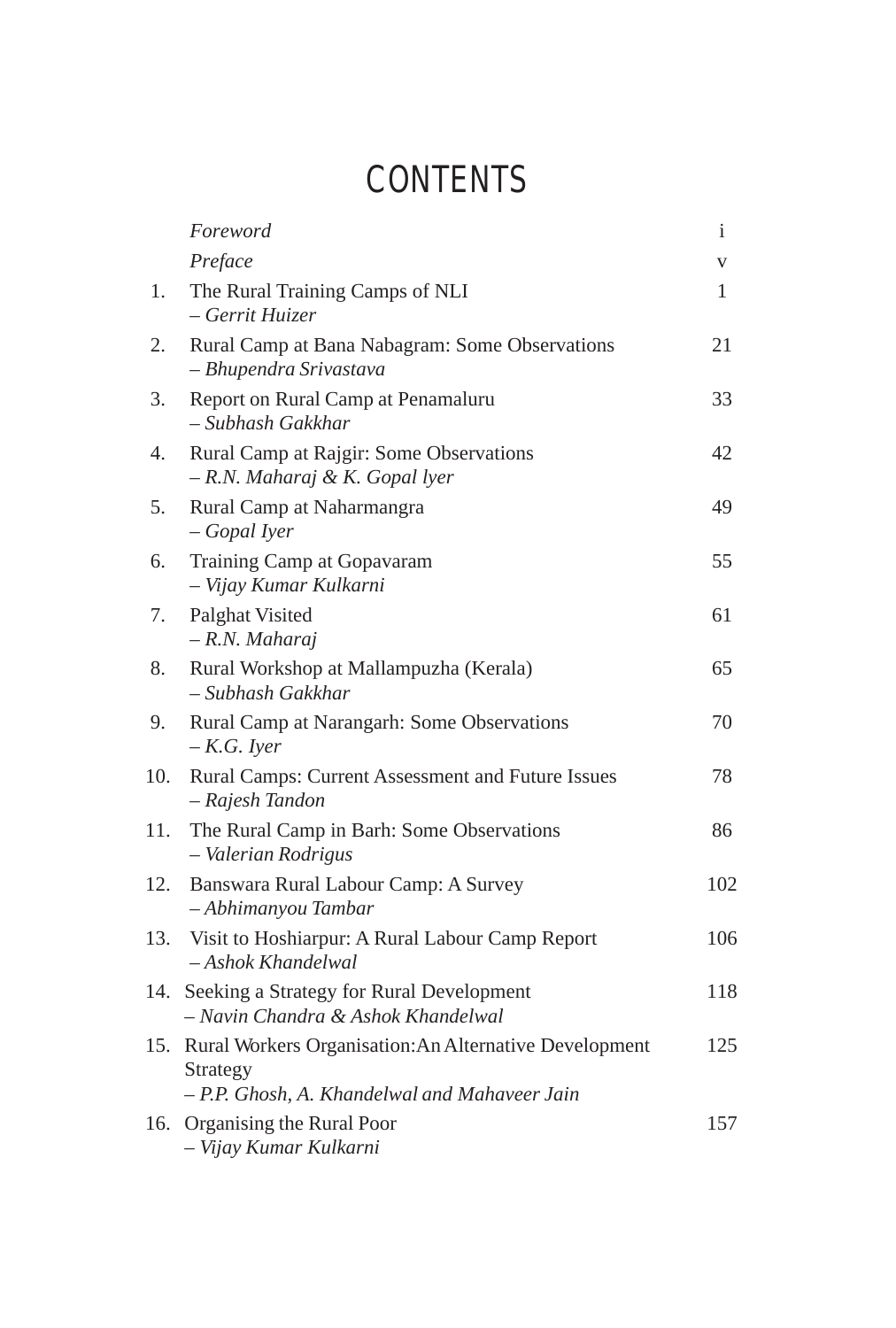# CONTENTS

| | | |
|---|---|---|
| | *Foreword* | i |
| | *Preface* | v |
| 1. | The Rural Training Camps of NLI<br>*– Gerrit Huizer* | 1 |
| 2. | Rural Camp at Bana Nabagram: Some Observations<br>*– Bhupendra Srivastava* | 21 |
| 3. | Report on Rural Camp at Penamaluru<br>*– Subhash Gakkhar* | 33 |
| 4. | Rural Camp at Rajgir: Some Observations<br>*– R.N. Maharaj & K. Gopal lyer* | 42 |
| 5. | Rural Camp at Naharmangra<br>*– Gopal Iyer* | 49 |
| 6. | Training Camp at Gopavaram<br>*– Vijay Kumar Kulkarni* | 55 |
| 7. | Palghat Visited<br>*– R.N. Maharaj* | 61 |
| 8. | Rural Workshop at Mallampuzha (Kerala)<br>*– Subhash Gakkhar* | 65 |
| 9. | Rural Camp at Narangarh: Some Observations<br>*– K.G. Iyer* | 70 |
| 10. | Rural Camps: Current Assessment and Future Issues<br>*– Rajesh Tandon* | 78 |
| 11. | The Rural Camp in Barh: Some Observations<br>*– Valerian Rodrigus* | 86 |
| 12. | Banswara Rural Labour Camp: A Survey<br>*– Abhimanyou Tambar* | 102 |
| 13. | Visit to Hoshiarpur: A Rural Labour Camp Report<br>*– Ashok Khandelwal* | 106 |
| 14. | Seeking a Strategy for Rural Development<br>*– Navin Chandra & Ashok Khandelwal* | 118 |
| 15. | Rural Workers Organisation:An Alternative Development Strategy<br>*– P.P. Ghosh, A. Khandelwal and Mahaveer Jain* | 125 |
| 16. | Organising the Rural Poor<br>*– Vijay Kumar Kulkarni* | 157 |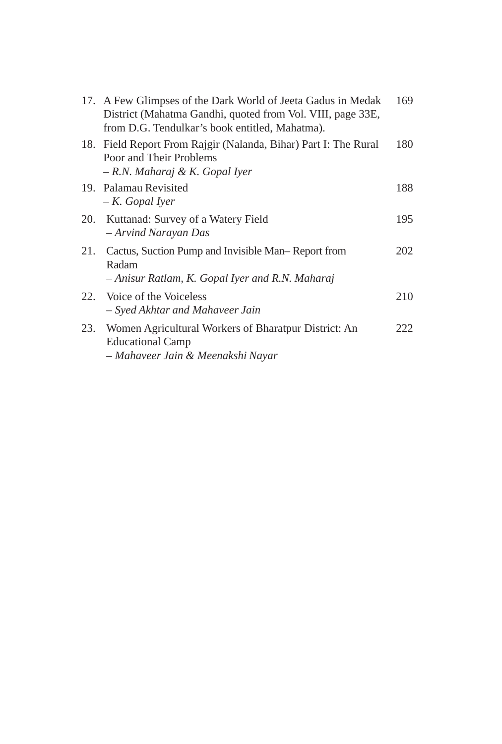| | | |
|---|---|---|
| 17. | A Few Glimpses of the Dark World of Jeeta Gadus in Medak District (Mahatma Gandhi, quoted from Vol. VIII, page 33E, from D.G. Tendulkar's book entitled, Mahatma). | 169 |
| 18. | Field Report From Rajgir (Nalanda, Bihar) Part I: The Rural Poor and Their Problems<br>*– R.N. Maharaj & K. Gopal Iyer* | 180 |
| 19. | Palamau Revisited<br>*– K. Gopal Iyer* | 188 |
| 20. | Kuttanad: Survey of a Watery Field<br>*– Arvind Narayan Das* | 195 |
| 21. | Cactus, Suction Pump and Invisible Man– Report from Radam<br>*– Anisur Ratlam, K. Gopal Iyer and R.N. Maharaj* | 202 |
| 22. | Voice of the Voiceless<br>*– Syed Akhtar and Mahaveer Jain* | 210 |
| 23. | Women Agricultural Workers of Bharatpur District: An Educational Camp<br>*– Mahaveer Jain & Meenakshi Nayar* | 222 |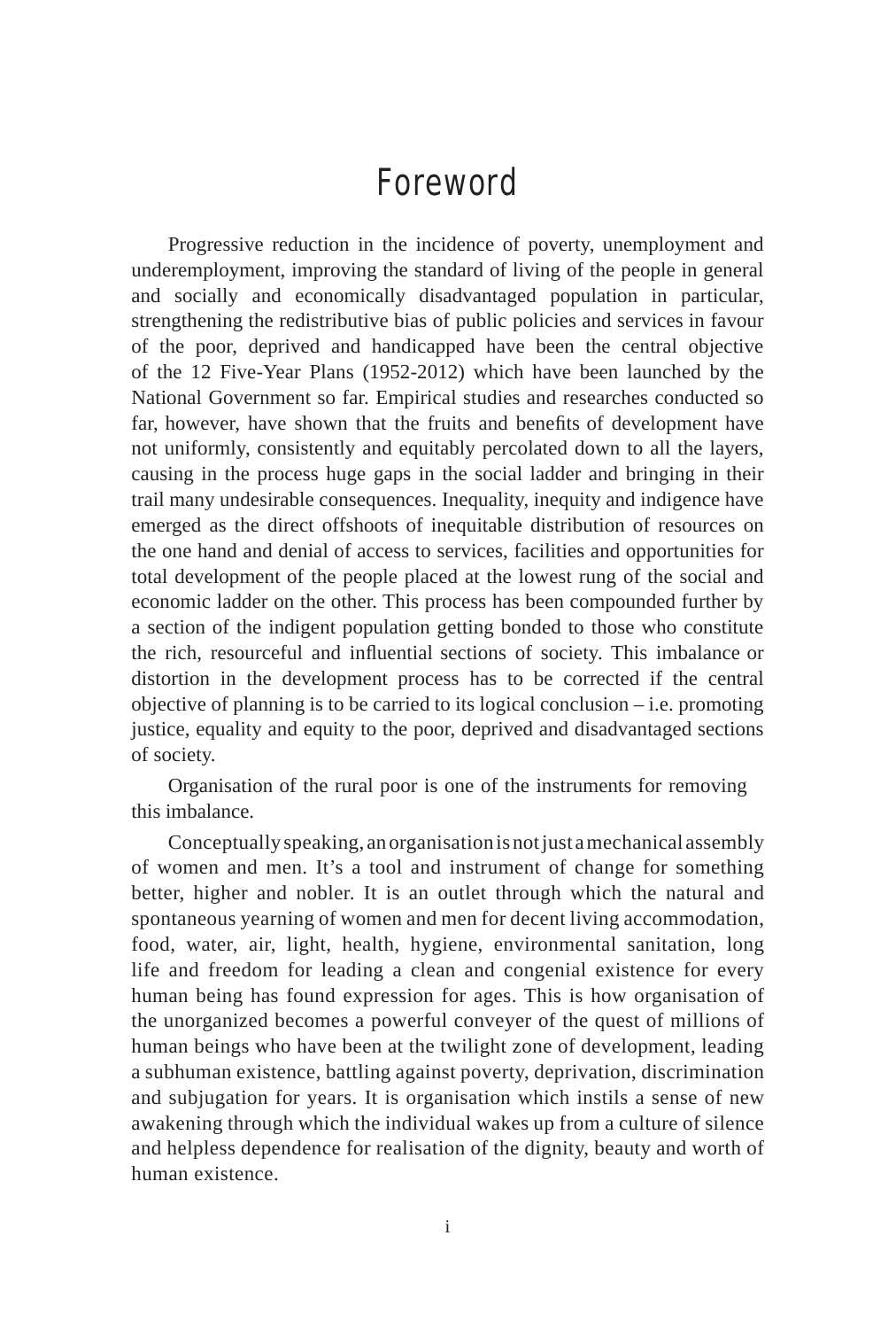# Foreword

Progressive reduction in the incidence of poverty, unemployment and underemployment, improving the standard of living of the people in general and socially and economically disadvantaged population in particular, strengthening the redistributive bias of public policies and services in favour of the poor, deprived and handicapped have been the central objective of the 12 Five-Year Plans (1952-2012) which have been launched by the National Government so far. Empirical studies and researches conducted so far, however, have shown that the fruits and benefits of development have not uniformly, consistently and equitably percolated down to all the layers, causing in the process huge gaps in the social ladder and bringing in their trail many undesirable consequences. Inequality, inequity and indigence have emerged as the direct offshoots of inequitable distribution of resources on the one hand and denial of access to services, facilities and opportunities for total development of the people placed at the lowest rung of the social and economic ladder on the other. This process has been compounded further by a section of the indigent population getting bonded to those who constitute the rich, resourceful and influential sections of society. This imbalance or distortion in the development process has to be corrected if the central objective of planning is to be carried to its logical conclusion – i.e. promoting justice, equality and equity to the poor, deprived and disadvantaged sections of society.

Organisation of the rural poor is one of the instruments for removing this imbalance.

Conceptually speaking, an organisation is not just a mechanical assembly of women and men. It's a tool and instrument of change for something better, higher and nobler. It is an outlet through which the natural and spontaneous yearning of women and men for decent living accommodation, food, water, air, light, health, hygiene, environmental sanitation, long life and freedom for leading a clean and congenial existence for every human being has found expression for ages. This is how organisation of the unorganized becomes a powerful conveyer of the quest of millions of human beings who have been at the twilight zone of development, leading a subhuman existence, battling against poverty, deprivation, discrimination and subjugation for years. It is organisation which instils a sense of new awakening through which the individual wakes up from a culture of silence and helpless dependence for realisation of the dignity, beauty and worth of human existence.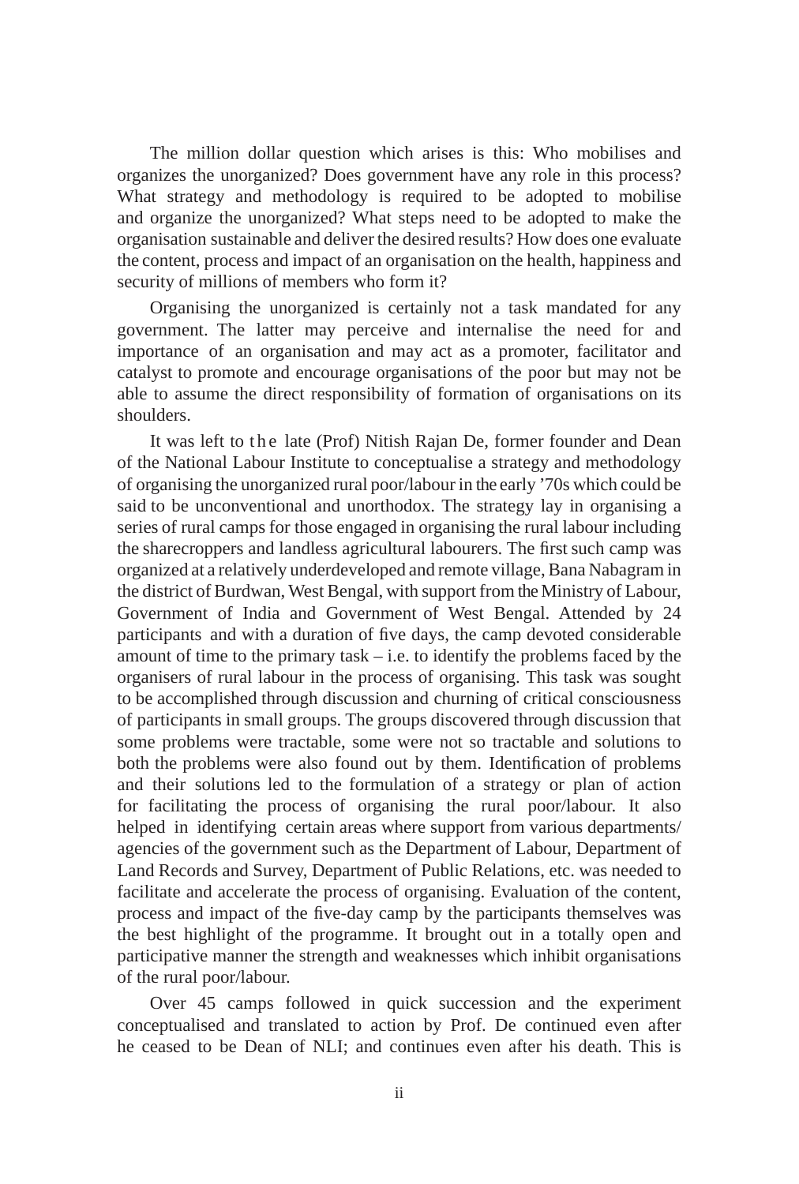The million dollar question which arises is this: Who mobilises and organizes the unorganized? Does government have any role in this process? What strategy and methodology is required to be adopted to mobilise and organize the unorganized? What steps need to be adopted to make the organisation sustainable and deliver the desired results? How does one evaluate the content, process and impact of an organisation on the health, happiness and security of millions of members who form it?

Organising the unorganized is certainly not a task mandated for any government. The latter may perceive and internalise the need for and importance of an organisation and may act as a promoter, facilitator and catalyst to promote and encourage organisations of the poor but may not be able to assume the direct responsibility of formation of organisations on its shoulders.

It was left to the late (Prof) Nitish Rajan De, former founder and Dean of the National Labour Institute to conceptualise a strategy and methodology of organising the unorganized rural poor/labour in the early '70s which could be said to be unconventional and unorthodox. The strategy lay in organising a series of rural camps for those engaged in organising the rural labour including the sharecroppers and landless agricultural labourers. The first such camp was organized at a relatively underdeveloped and remote village, Bana Nabagram in the district of Burdwan, West Bengal, with support from the Ministry of Labour, Government of India and Government of West Bengal. Attended by 24 participants and with a duration of five days, the camp devoted considerable amount of time to the primary task – i.e. to identify the problems faced by the organisers of rural labour in the process of organising. This task was sought to be accomplished through discussion and churning of critical consciousness of participants in small groups. The groups discovered through discussion that some problems were tractable, some were not so tractable and solutions to both the problems were also found out by them. Identification of problems and their solutions led to the formulation of a strategy or plan of action for facilitating the process of organising the rural poor/labour. It also helped in identifying certain areas where support from various departments/ agencies of the government such as the Department of Labour, Department of Land Records and Survey, Department of Public Relations, etc. was needed to facilitate and accelerate the process of organising. Evaluation of the content, process and impact of the five-day camp by the participants themselves was the best highlight of the programme. It brought out in a totally open and participative manner the strength and weaknesses which inhibit organisations of the rural poor/labour.

Over 45 camps followed in quick succession and the experiment conceptualised and translated to action by Prof. De continued even after he ceased to be Dean of NLI; and continues even after his death. This is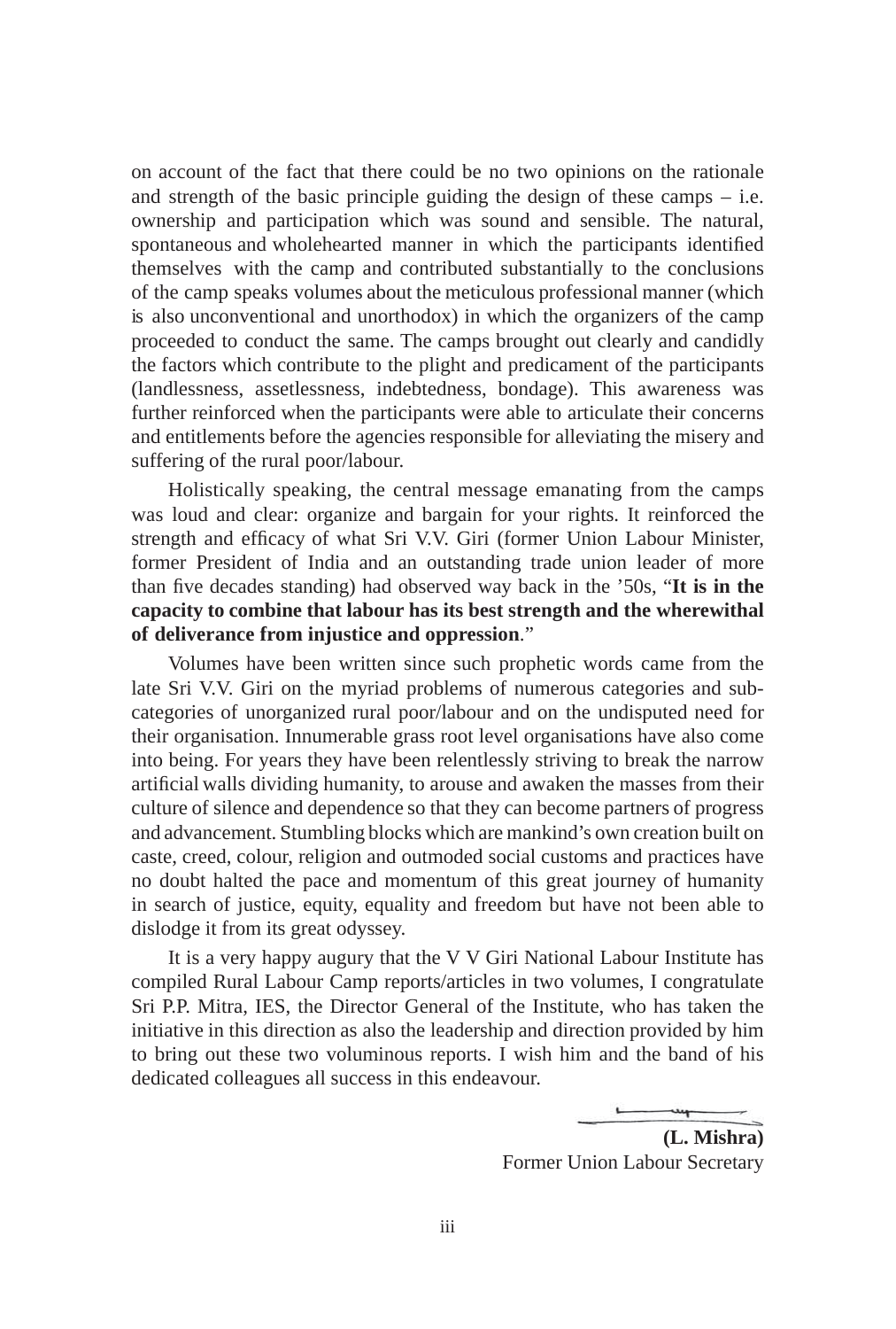on account of the fact that there could be no two opinions on the rationale and strength of the basic principle guiding the design of these camps – i.e. ownership and participation which was sound and sensible. The natural, spontaneous and wholehearted manner in which the participants identified themselves with the camp and contributed substantially to the conclusions of the camp speaks volumes about the meticulous professional manner (which is also unconventional and unorthodox) in which the organizers of the camp proceeded to conduct the same. The camps brought out clearly and candidly the factors which contribute to the plight and predicament of the participants (landlessness, assetlessness, indebtedness, bondage). This awareness was further reinforced when the participants were able to articulate their concerns and entitlements before the agencies responsible for alleviating the misery and suffering of the rural poor/labour.

Holistically speaking, the central message emanating from the camps was loud and clear: organize and bargain for your rights. It reinforced the strength and efficacy of what Sri V.V. Giri (former Union Labour Minister, former President of India and an outstanding trade union leader of more than five decades standing) had observed way back in the '50s, "**It is in the capacity to combine that labour has its best strength and the wherewithal of deliverance from injustice and oppression**."

Volumes have been written since such prophetic words came from the late Sri V.V. Giri on the myriad problems of numerous categories and sub-categories of unorganized rural poor/labour and on the undisputed need for their organisation. Innumerable grass root level organisations have also come into being. For years they have been relentlessly striving to break the narrow artificial walls dividing humanity, to arouse and awaken the masses from their culture of silence and dependence so that they can become partners of progress and advancement. Stumbling blocks which are mankind's own creation built on caste, creed, colour, religion and outmoded social customs and practices have no doubt halted the pace and momentum of this great journey of humanity in search of justice, equity, equality and freedom but have not been able to dislodge it from its great odyssey.

It is a very happy augury that the V V Giri National Labour Institute has compiled Rural Labour Camp reports/articles in two volumes, I congratulate Sri P.P. Mitra, IES, the Director General of the Institute, who has taken the initiative in this direction as also the leadership and direction provided by him to bring out these two voluminous reports. I wish him and the band of his dedicated colleagues all success in this endeavour.

**(L. Mishra)**
Former Union Labour Secretary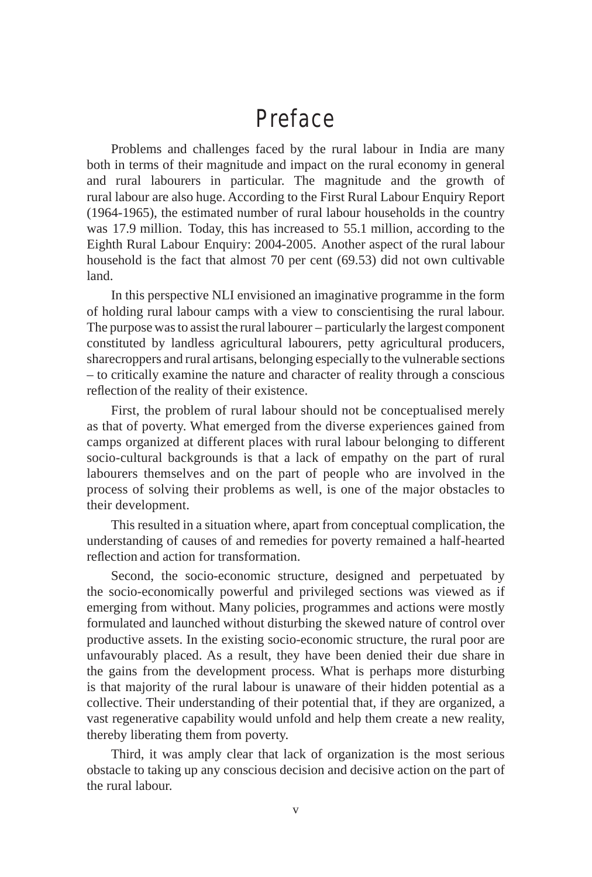# Preface

Problems and challenges faced by the rural labour in India are many both in terms of their magnitude and impact on the rural economy in general and rural labourers in particular. The magnitude and the growth of rural labour are also huge. According to the First Rural Labour Enquiry Report (1964-1965), the estimated number of rural labour households in the country was 17.9 million. Today, this has increased to 55.1 million, according to the Eighth Rural Labour Enquiry: 2004-2005. Another aspect of the rural labour household is the fact that almost 70 per cent (69.53) did not own cultivable land.

In this perspective NLI envisioned an imaginative programme in the form of holding rural labour camps with a view to conscientising the rural labour. The purpose was to assist the rural labourer – particularly the largest component constituted by landless agricultural labourers, petty agricultural producers, sharecroppers and rural artisans, belonging especially to the vulnerable sections – to critically examine the nature and character of reality through a conscious reflection of the reality of their existence.

First, the problem of rural labour should not be conceptualised merely as that of poverty. What emerged from the diverse experiences gained from camps organized at different places with rural labour belonging to different socio-cultural backgrounds is that a lack of empathy on the part of rural labourers themselves and on the part of people who are involved in the process of solving their problems as well, is one of the major obstacles to their development.

This resulted in a situation where, apart from conceptual complication, the understanding of causes of and remedies for poverty remained a half-hearted reflection and action for transformation.

Second, the socio-economic structure, designed and perpetuated by the socio-economically powerful and privileged sections was viewed as if emerging from without. Many policies, programmes and actions were mostly formulated and launched without disturbing the skewed nature of control over productive assets. In the existing socio-economic structure, the rural poor are unfavourably placed. As a result, they have been denied their due share in the gains from the development process. What is perhaps more disturbing is that majority of the rural labour is unaware of their hidden potential as a collective. Their understanding of their potential that, if they are organized, a vast regenerative capability would unfold and help them create a new reality, thereby liberating them from poverty.

Third, it was amply clear that lack of organization is the most serious obstacle to taking up any conscious decision and decisive action on the part of the rural labour.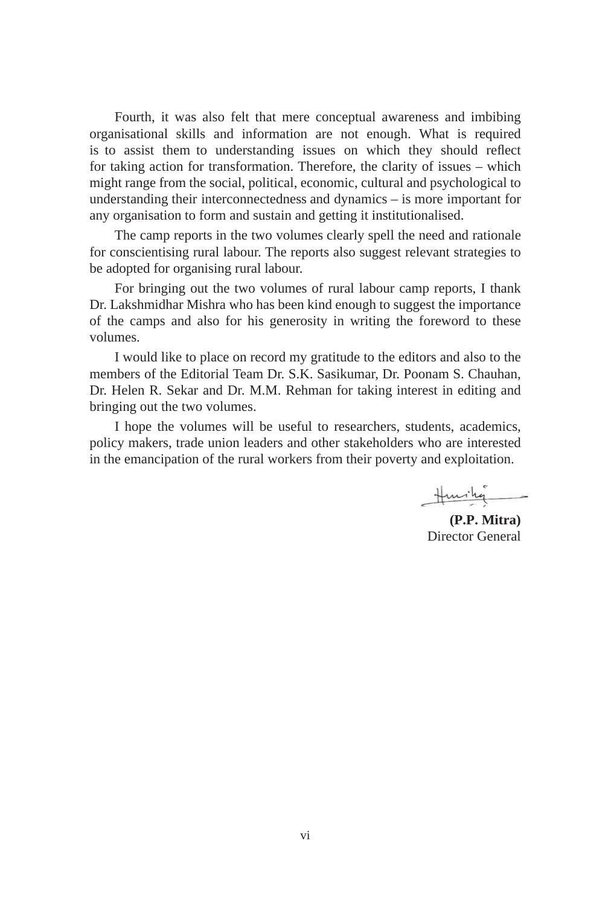Fourth, it was also felt that mere conceptual awareness and imbibing organisational skills and information are not enough. What is required is to assist them to understanding issues on which they should reflect for taking action for transformation. Therefore, the clarity of issues – which might range from the social, political, economic, cultural and psychological to understanding their interconnectedness and dynamics – is more important for any organisation to form and sustain and getting it institutionalised.

The camp reports in the two volumes clearly spell the need and rationale for conscientising rural labour. The reports also suggest relevant strategies to be adopted for organising rural labour.

For bringing out the two volumes of rural labour camp reports, I thank Dr. Lakshmidhar Mishra who has been kind enough to suggest the importance of the camps and also for his generosity in writing the foreword to these volumes.

I would like to place on record my gratitude to the editors and also to the members of the Editorial Team Dr. S.K. Sasikumar, Dr. Poonam S. Chauhan, Dr. Helen R. Sekar and Dr. M.M. Rehman for taking interest in editing and bringing out the two volumes.

I hope the volumes will be useful to researchers, students, academics, policy makers, trade union leaders and other stakeholders who are interested in the emancipation of the rural workers from their poverty and exploitation.

**(P.P. Mitra)**
Director General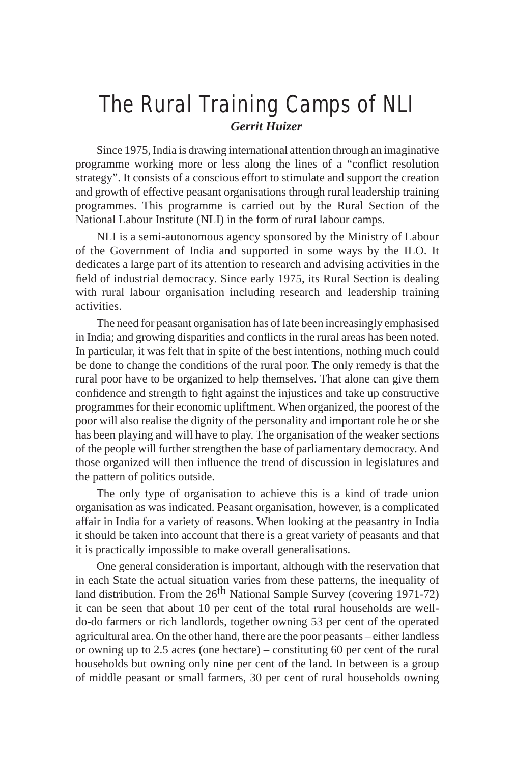# The Rural Training Camps of NLI

***Gerrit Huizer***

Since 1975, India is drawing international attention through an imaginative programme working more or less along the lines of a "conflict resolution strategy". It consists of a conscious effort to stimulate and support the creation and growth of effective peasant organisations through rural leadership training programmes. This programme is carried out by the Rural Section of the National Labour Institute (NLI) in the form of rural labour camps.

NLI is a semi-autonomous agency sponsored by the Ministry of Labour of the Government of India and supported in some ways by the ILO. It dedicates a large part of its attention to research and advising activities in the field of industrial democracy. Since early 1975, its Rural Section is dealing with rural labour organisation including research and leadership training activities.

The need for peasant organisation has of late been increasingly emphasised in India; and growing disparities and conflicts in the rural areas has been noted. In particular, it was felt that in spite of the best intentions, nothing much could be done to change the conditions of the rural poor. The only remedy is that the rural poor have to be organized to help themselves. That alone can give them confidence and strength to fight against the injustices and take up constructive programmes for their economic upliftment. When organized, the poorest of the poor will also realise the dignity of the personality and important role he or she has been playing and will have to play. The organisation of the weaker sections of the people will further strengthen the base of parliamentary democracy. And those organized will then influence the trend of discussion in legislatures and the pattern of politics outside.

The only type of organisation to achieve this is a kind of trade union organisation as was indicated. Peasant organisation, however, is a complicated affair in India for a variety of reasons. When looking at the peasantry in India it should be taken into account that there is a great variety of peasants and that it is practically impossible to make overall generalisations.

One general consideration is important, although with the reservation that in each State the actual situation varies from these patterns, the inequality of land distribution. From the 26th National Sample Survey (covering 1971-72) it can be seen that about 10 per cent of the total rural households are well-do-do farmers or rich landlords, together owning 53 per cent of the operated agricultural area. On the other hand, there are the poor peasants – either landless or owning up to 2.5 acres (one hectare) – constituting 60 per cent of the rural households but owning only nine per cent of the land. In between is a group of middle peasant or small farmers, 30 per cent of rural households owning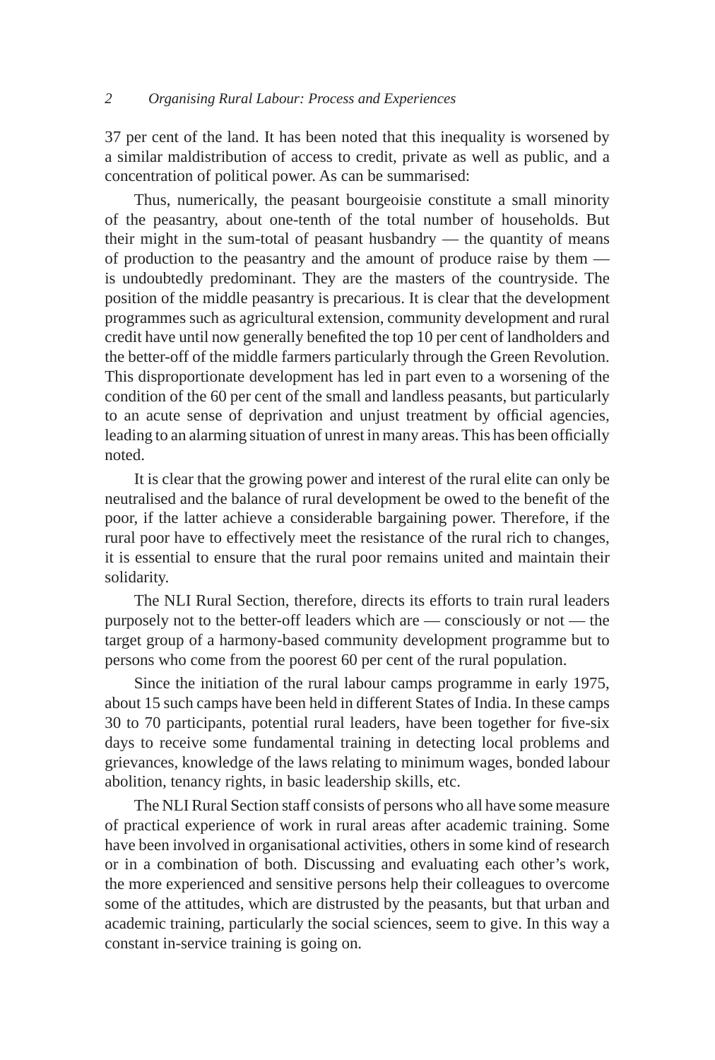37 per cent of the land. It has been noted that this inequality is worsened by a similar maldistribution of access to credit, private as well as public, and a concentration of political power. As can be summarised:

> Thus, numerically, the peasant bourgeoisie constitute a small minority of the peasantry, about one-tenth of the total number of households. But their might in the sum-total of peasant husbandry — the quantity of means of production to the peasantry and the amount of produce raise by them — is undoubtedly predominant. They are the masters of the countryside. The position of the middle peasantry is precarious. It is clear that the development programmes such as agricultural extension, community development and rural credit have until now generally benefited the top 10 per cent of landholders and the better-off of the middle farmers particularly through the Green Revolution. This disproportionate development has led in part even to a worsening of the condition of the 60 per cent of the small and landless peasants, but particularly to an acute sense of deprivation and unjust treatment by official agencies, leading to an alarming situation of unrest in many areas. This has been officially noted.

It is clear that the growing power and interest of the rural elite can only be neutralised and the balance of rural development be owed to the benefit of the poor, if the latter achieve a considerable bargaining power. Therefore, if the rural poor have to effectively meet the resistance of the rural rich to changes, it is essential to ensure that the rural poor remains united and maintain their solidarity.

The NLI Rural Section, therefore, directs its efforts to train rural leaders purposely not to the better-off leaders which are — consciously or not — the target group of a harmony-based community development programme but to persons who come from the poorest 60 per cent of the rural population.

Since the initiation of the rural labour camps programme in early 1975, about 15 such camps have been held in different States of India. In these camps 30 to 70 participants, potential rural leaders, have been together for five-six days to receive some fundamental training in detecting local problems and grievances, knowledge of the laws relating to minimum wages, bonded labour abolition, tenancy rights, in basic leadership skills, etc.

The NLI Rural Section staff consists of persons who all have some measure of practical experience of work in rural areas after academic training. Some have been involved in organisational activities, others in some kind of research or in a combination of both. Discussing and evaluating each other's work, the more experienced and sensitive persons help their colleagues to overcome some of the attitudes, which are distrusted by the peasants, but that urban and academic training, particularly the social sciences, seem to give. In this way a constant in-service training is going on.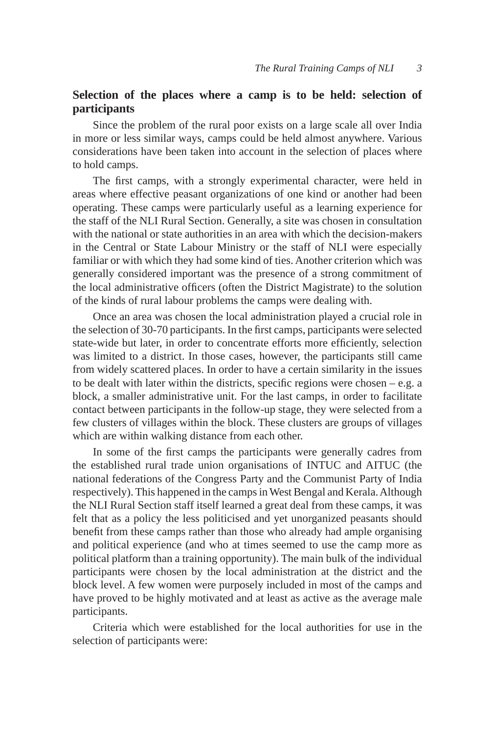## Selection of the places where a camp is to be held: selection of participants

Since the problem of the rural poor exists on a large scale all over India in more or less similar ways, camps could be held almost anywhere. Various considerations have been taken into account in the selection of places where to hold camps.

The first camps, with a strongly experimental character, were held in areas where effective peasant organizations of one kind or another had been operating. These camps were particularly useful as a learning experience for the staff of the NLI Rural Section. Generally, a site was chosen in consultation with the national or state authorities in an area with which the decision-makers in the Central or State Labour Ministry or the staff of NLI were especially familiar or with which they had some kind of ties. Another criterion which was generally considered important was the presence of a strong commitment of the local administrative officers (often the District Magistrate) to the solution of the kinds of rural labour problems the camps were dealing with.

Once an area was chosen the local administration played a crucial role in the selection of 30-70 participants. In the first camps, participants were selected state-wide but later, in order to concentrate efforts more efficiently, selection was limited to a district. In those cases, however, the participants still came from widely scattered places. In order to have a certain similarity in the issues to be dealt with later within the districts, specific regions were chosen – e.g. a block, a smaller administrative unit. For the last camps, in order to facilitate contact between participants in the follow-up stage, they were selected from a few clusters of villages within the block. These clusters are groups of villages which are within walking distance from each other.

In some of the first camps the participants were generally cadres from the established rural trade union organisations of INTUC and AITUC (the national federations of the Congress Party and the Communist Party of India respectively). This happened in the camps in West Bengal and Kerala. Although the NLI Rural Section staff itself learned a great deal from these camps, it was felt that as a policy the less politicised and yet unorganized peasants should benefit from these camps rather than those who already had ample organising and political experience (and who at times seemed to use the camp more as political platform than a training opportunity). The main bulk of the individual participants were chosen by the local administration at the district and the block level. A few women were purposely included in most of the camps and have proved to be highly motivated and at least as active as the average male participants.

Criteria which were established for the local authorities for use in the selection of participants were: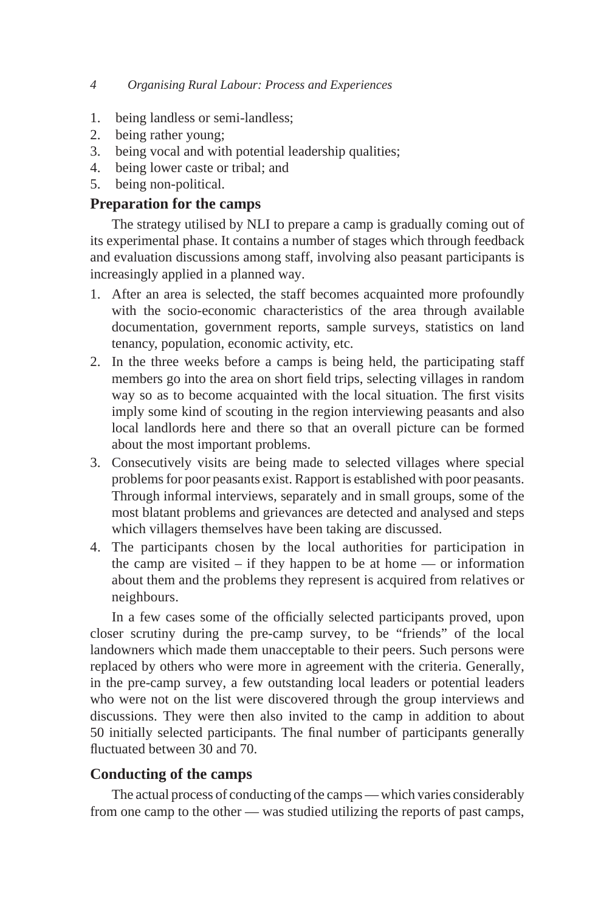1. being landless or semi-landless;
2. being rather young;
3. being vocal and with potential leadership qualities;
4. being lower caste or tribal; and
5. being non-political.

## Preparation for the camps

The strategy utilised by NLI to prepare a camp is gradually coming out of its experimental phase. It contains a number of stages which through feedback and evaluation discussions among staff, involving also peasant participants is increasingly applied in a planned way.

1. After an area is selected, the staff becomes acquainted more profoundly with the socio-economic characteristics of the area through available documentation, government reports, sample surveys, statistics on land tenancy, population, economic activity, etc.
2. In the three weeks before a camps is being held, the participating staff members go into the area on short field trips, selecting villages in random way so as to become acquainted with the local situation. The first visits imply some kind of scouting in the region interviewing peasants and also local landlords here and there so that an overall picture can be formed about the most important problems.
3. Consecutively visits are being made to selected villages where special problems for poor peasants exist. Rapport is established with poor peasants. Through informal interviews, separately and in small groups, some of the most blatant problems and grievances are detected and analysed and steps which villagers themselves have been taking are discussed.
4. The participants chosen by the local authorities for participation in the camp are visited – if they happen to be at home — or information about them and the problems they represent is acquired from relatives or neighbours.

In a few cases some of the officially selected participants proved, upon closer scrutiny during the pre-camp survey, to be "friends" of the local landowners which made them unacceptable to their peers. Such persons were replaced by others who were more in agreement with the criteria. Generally, in the pre-camp survey, a few outstanding local leaders or potential leaders who were not on the list were discovered through the group interviews and discussions. They were then also invited to the camp in addition to about 50 initially selected participants. The final number of participants generally fluctuated between 30 and 70.

## Conducting of the camps

The actual process of conducting of the camps — which varies considerably from one camp to the other — was studied utilizing the reports of past camps,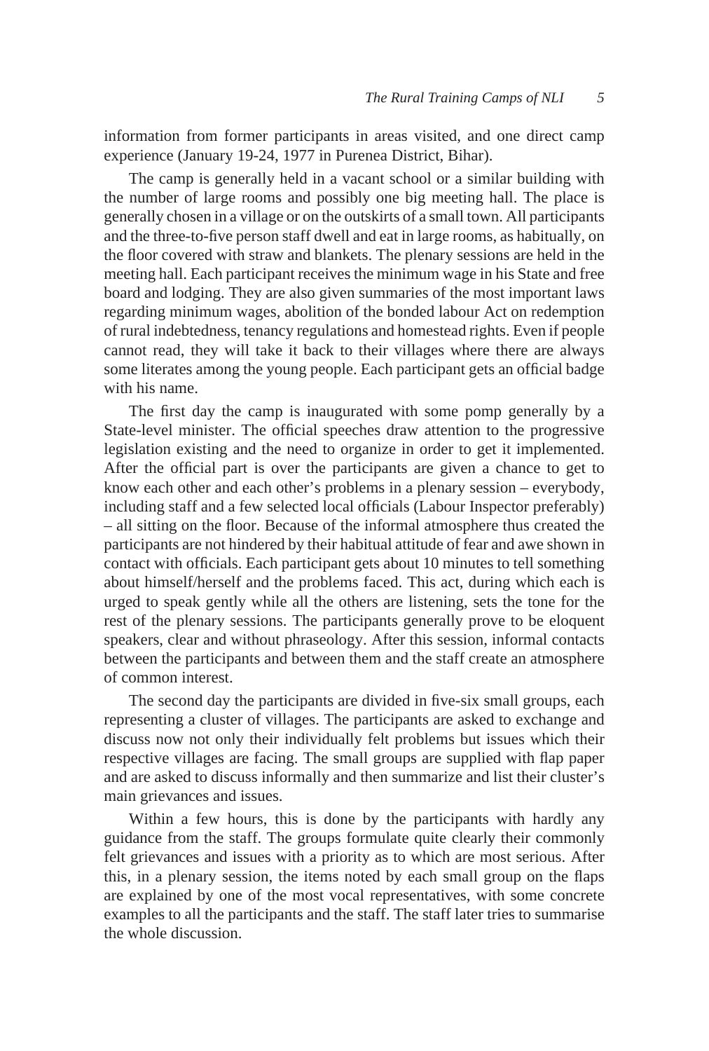information from former participants in areas visited, and one direct camp experience (January 19-24, 1977 in Purenea District, Bihar).

The camp is generally held in a vacant school or a similar building with the number of large rooms and possibly one big meeting hall. The place is generally chosen in a village or on the outskirts of a small town. All participants and the three-to-five person staff dwell and eat in large rooms, as habitually, on the floor covered with straw and blankets. The plenary sessions are held in the meeting hall. Each participant receives the minimum wage in his State and free board and lodging. They are also given summaries of the most important laws regarding minimum wages, abolition of the bonded labour Act on redemption of rural indebtedness, tenancy regulations and homestead rights. Even if people cannot read, they will take it back to their villages where there are always some literates among the young people. Each participant gets an official badge with his name.

The first day the camp is inaugurated with some pomp generally by a State-level minister. The official speeches draw attention to the progressive legislation existing and the need to organize in order to get it implemented. After the official part is over the participants are given a chance to get to know each other and each other's problems in a plenary session – everybody, including staff and a few selected local officials (Labour Inspector preferably) – all sitting on the floor. Because of the informal atmosphere thus created the participants are not hindered by their habitual attitude of fear and awe shown in contact with officials. Each participant gets about 10 minutes to tell something about himself/herself and the problems faced. This act, during which each is urged to speak gently while all the others are listening, sets the tone for the rest of the plenary sessions. The participants generally prove to be eloquent speakers, clear and without phraseology. After this session, informal contacts between the participants and between them and the staff create an atmosphere of common interest.

The second day the participants are divided in five-six small groups, each representing a cluster of villages. The participants are asked to exchange and discuss now not only their individually felt problems but issues which their respective villages are facing. The small groups are supplied with flap paper and are asked to discuss informally and then summarize and list their cluster's main grievances and issues.

Within a few hours, this is done by the participants with hardly any guidance from the staff. The groups formulate quite clearly their commonly felt grievances and issues with a priority as to which are most serious. After this, in a plenary session, the items noted by each small group on the flaps are explained by one of the most vocal representatives, with some concrete examples to all the participants and the staff. The staff later tries to summarise the whole discussion.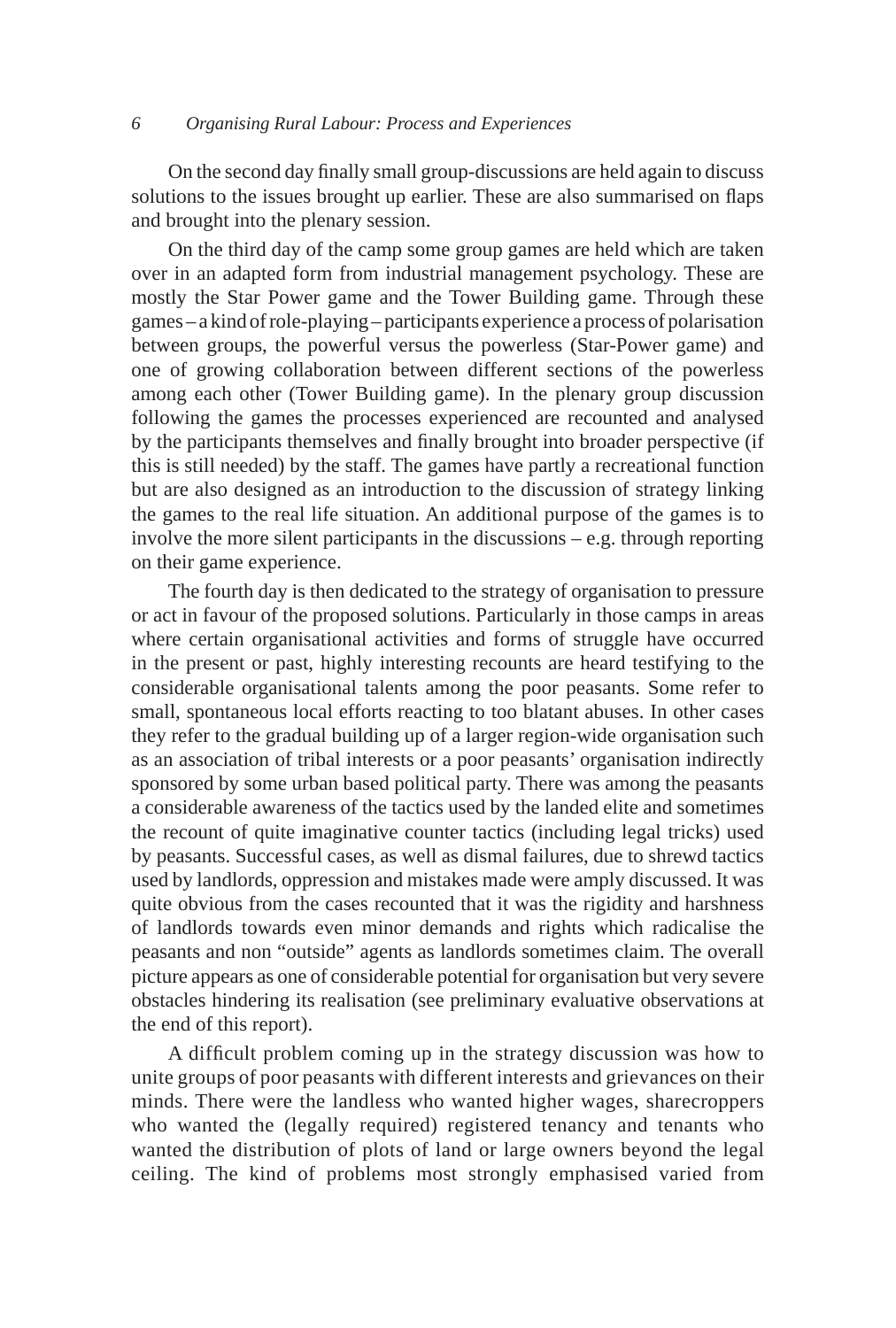On the second day finally small group-discussions are held again to discuss solutions to the issues brought up earlier. These are also summarised on flaps and brought into the plenary session.

On the third day of the camp some group games are held which are taken over in an adapted form from industrial management psychology. These are mostly the Star Power game and the Tower Building game. Through these games – a kind of role-playing – participants experience a process of polarisation between groups, the powerful versus the powerless (Star-Power game) and one of growing collaboration between different sections of the powerless among each other (Tower Building game). In the plenary group discussion following the games the processes experienced are recounted and analysed by the participants themselves and finally brought into broader perspective (if this is still needed) by the staff. The games have partly a recreational function but are also designed as an introduction to the discussion of strategy linking the games to the real life situation. An additional purpose of the games is to involve the more silent participants in the discussions – e.g. through reporting on their game experience.

The fourth day is then dedicated to the strategy of organisation to pressure or act in favour of the proposed solutions. Particularly in those camps in areas where certain organisational activities and forms of struggle have occurred in the present or past, highly interesting recounts are heard testifying to the considerable organisational talents among the poor peasants. Some refer to small, spontaneous local efforts reacting to too blatant abuses. In other cases they refer to the gradual building up of a larger region-wide organisation such as an association of tribal interests or a poor peasants' organisation indirectly sponsored by some urban based political party. There was among the peasants a considerable awareness of the tactics used by the landed elite and sometimes the recount of quite imaginative counter tactics (including legal tricks) used by peasants. Successful cases, as well as dismal failures, due to shrewd tactics used by landlords, oppression and mistakes made were amply discussed. It was quite obvious from the cases recounted that it was the rigidity and harshness of landlords towards even minor demands and rights which radicalise the peasants and non "outside" agents as landlords sometimes claim. The overall picture appears as one of considerable potential for organisation but very severe obstacles hindering its realisation (see preliminary evaluative observations at the end of this report).

A difficult problem coming up in the strategy discussion was how to unite groups of poor peasants with different interests and grievances on their minds. There were the landless who wanted higher wages, sharecroppers who wanted the (legally required) registered tenancy and tenants who wanted the distribution of plots of land or large owners beyond the legal ceiling. The kind of problems most strongly emphasised varied from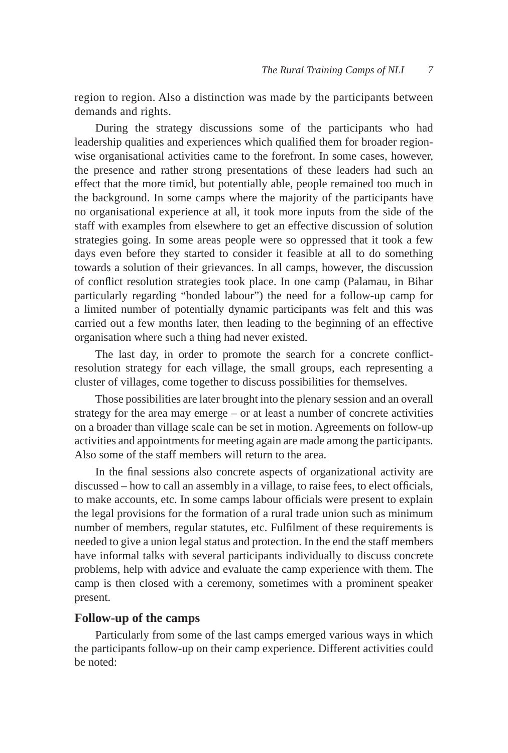region to region. Also a distinction was made by the participants between demands and rights.

During the strategy discussions some of the participants who had leadership qualities and experiences which qualified them for broader region-wise organisational activities came to the forefront. In some cases, however, the presence and rather strong presentations of these leaders had such an effect that the more timid, but potentially able, people remained too much in the background. In some camps where the majority of the participants have no organisational experience at all, it took more inputs from the side of the staff with examples from elsewhere to get an effective discussion of solution strategies going. In some areas people were so oppressed that it took a few days even before they started to consider it feasible at all to do something towards a solution of their grievances. In all camps, however, the discussion of conflict resolution strategies took place. In one camp (Palamau, in Bihar particularly regarding "bonded labour") the need for a follow-up camp for a limited number of potentially dynamic participants was felt and this was carried out a few months later, then leading to the beginning of an effective organisation where such a thing had never existed.

The last day, in order to promote the search for a concrete conflict-resolution strategy for each village, the small groups, each representing a cluster of villages, come together to discuss possibilities for themselves.

Those possibilities are later brought into the plenary session and an overall strategy for the area may emerge – or at least a number of concrete activities on a broader than village scale can be set in motion. Agreements on follow-up activities and appointments for meeting again are made among the participants. Also some of the staff members will return to the area.

In the final sessions also concrete aspects of organizational activity are discussed – how to call an assembly in a village, to raise fees, to elect officials, to make accounts, etc. In some camps labour officials were present to explain the legal provisions for the formation of a rural trade union such as minimum number of members, regular statutes, etc. Fulfilment of these requirements is needed to give a union legal status and protection. In the end the staff members have informal talks with several participants individually to discuss concrete problems, help with advice and evaluate the camp experience with them. The camp is then closed with a ceremony, sometimes with a prominent speaker present.

## Follow-up of the camps

Particularly from some of the last camps emerged various ways in which the participants follow-up on their camp experience. Different activities could be noted: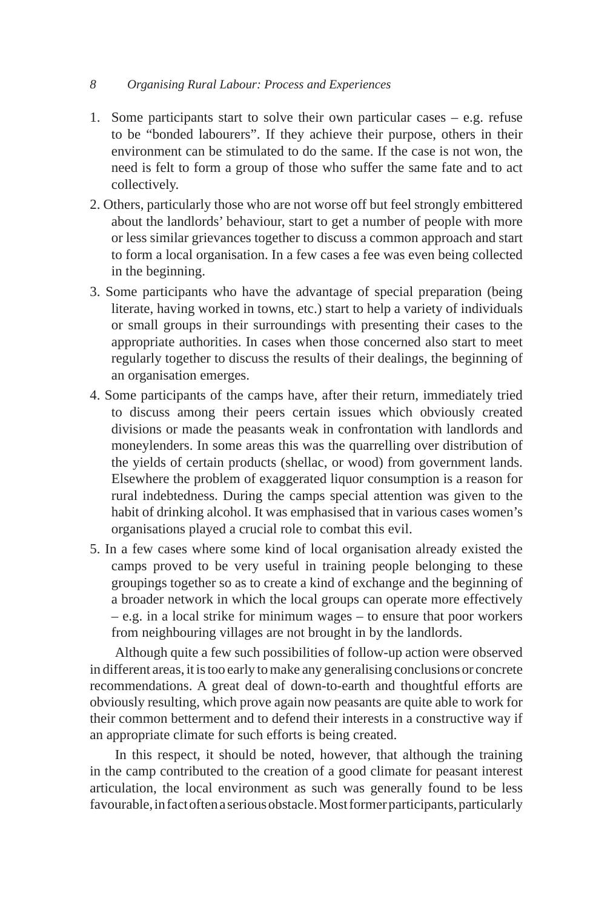1. Some participants start to solve their own particular cases – e.g. refuse to be "bonded labourers". If they achieve their purpose, others in their environment can be stimulated to do the same. If the case is not won, the need is felt to form a group of those who suffer the same fate and to act collectively.
2. Others, particularly those who are not worse off but feel strongly embittered about the landlords' behaviour, start to get a number of people with more or less similar grievances together to discuss a common approach and start to form a local organisation. In a few cases a fee was even being collected in the beginning.
3. Some participants who have the advantage of special preparation (being literate, having worked in towns, etc.) start to help a variety of individuals or small groups in their surroundings with presenting their cases to the appropriate authorities. In cases when those concerned also start to meet regularly together to discuss the results of their dealings, the beginning of an organisation emerges.
4. Some participants of the camps have, after their return, immediately tried to discuss among their peers certain issues which obviously created divisions or made the peasants weak in confrontation with landlords and moneylenders. In some areas this was the quarrelling over distribution of the yields of certain products (shellac, or wood) from government lands. Elsewhere the problem of exaggerated liquor consumption is a reason for rural indebtedness. During the camps special attention was given to the habit of drinking alcohol. It was emphasised that in various cases women's organisations played a crucial role to combat this evil.
5. In a few cases where some kind of local organisation already existed the camps proved to be very useful in training people belonging to these groupings together so as to create a kind of exchange and the beginning of a broader network in which the local groups can operate more effectively – e.g. in a local strike for minimum wages – to ensure that poor workers from neighbouring villages are not brought in by the landlords.

Although quite a few such possibilities of follow-up action were observed in different areas, it is too early to make any generalising conclusions or concrete recommendations. A great deal of down-to-earth and thoughtful efforts are obviously resulting, which prove again now peasants are quite able to work for their common betterment and to defend their interests in a constructive way if an appropriate climate for such efforts is being created.

In this respect, it should be noted, however, that although the training in the camp contributed to the creation of a good climate for peasant interest articulation, the local environment as such was generally found to be less favourable, in fact often a serious obstacle. Most former participants, particularly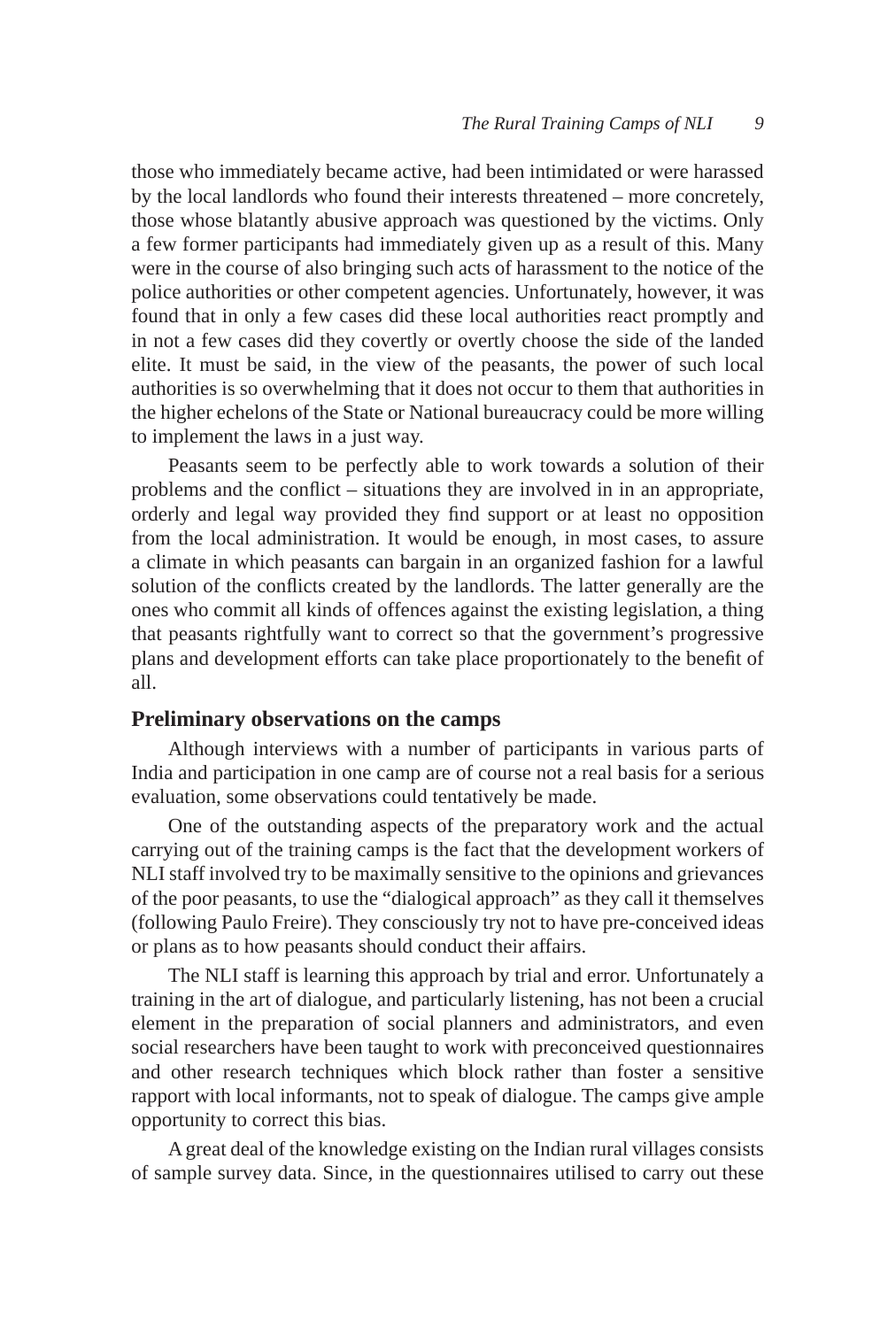those who immediately became active, had been intimidated or were harassed by the local landlords who found their interests threatened – more concretely, those whose blatantly abusive approach was questioned by the victims. Only a few former participants had immediately given up as a result of this. Many were in the course of also bringing such acts of harassment to the notice of the police authorities or other competent agencies. Unfortunately, however, it was found that in only a few cases did these local authorities react promptly and in not a few cases did they covertly or overtly choose the side of the landed elite. It must be said, in the view of the peasants, the power of such local authorities is so overwhelming that it does not occur to them that authorities in the higher echelons of the State or National bureaucracy could be more willing to implement the laws in a just way.

Peasants seem to be perfectly able to work towards a solution of their problems and the conflict – situations they are involved in in an appropriate, orderly and legal way provided they find support or at least no opposition from the local administration. It would be enough, in most cases, to assure a climate in which peasants can bargain in an organized fashion for a lawful solution of the conflicts created by the landlords. The latter generally are the ones who commit all kinds of offences against the existing legislation, a thing that peasants rightfully want to correct so that the government's progressive plans and development efforts can take place proportionately to the benefit of all.

## Preliminary observations on the camps

Although interviews with a number of participants in various parts of India and participation in one camp are of course not a real basis for a serious evaluation, some observations could tentatively be made.

One of the outstanding aspects of the preparatory work and the actual carrying out of the training camps is the fact that the development workers of NLI staff involved try to be maximally sensitive to the opinions and grievances of the poor peasants, to use the "dialogical approach" as they call it themselves (following Paulo Freire). They consciously try not to have pre-conceived ideas or plans as to how peasants should conduct their affairs.

The NLI staff is learning this approach by trial and error. Unfortunately a training in the art of dialogue, and particularly listening, has not been a crucial element in the preparation of social planners and administrators, and even social researchers have been taught to work with preconceived questionnaires and other research techniques which block rather than foster a sensitive rapport with local informants, not to speak of dialogue. The camps give ample opportunity to correct this bias.

A great deal of the knowledge existing on the Indian rural villages consists of sample survey data. Since, in the questionnaires utilised to carry out these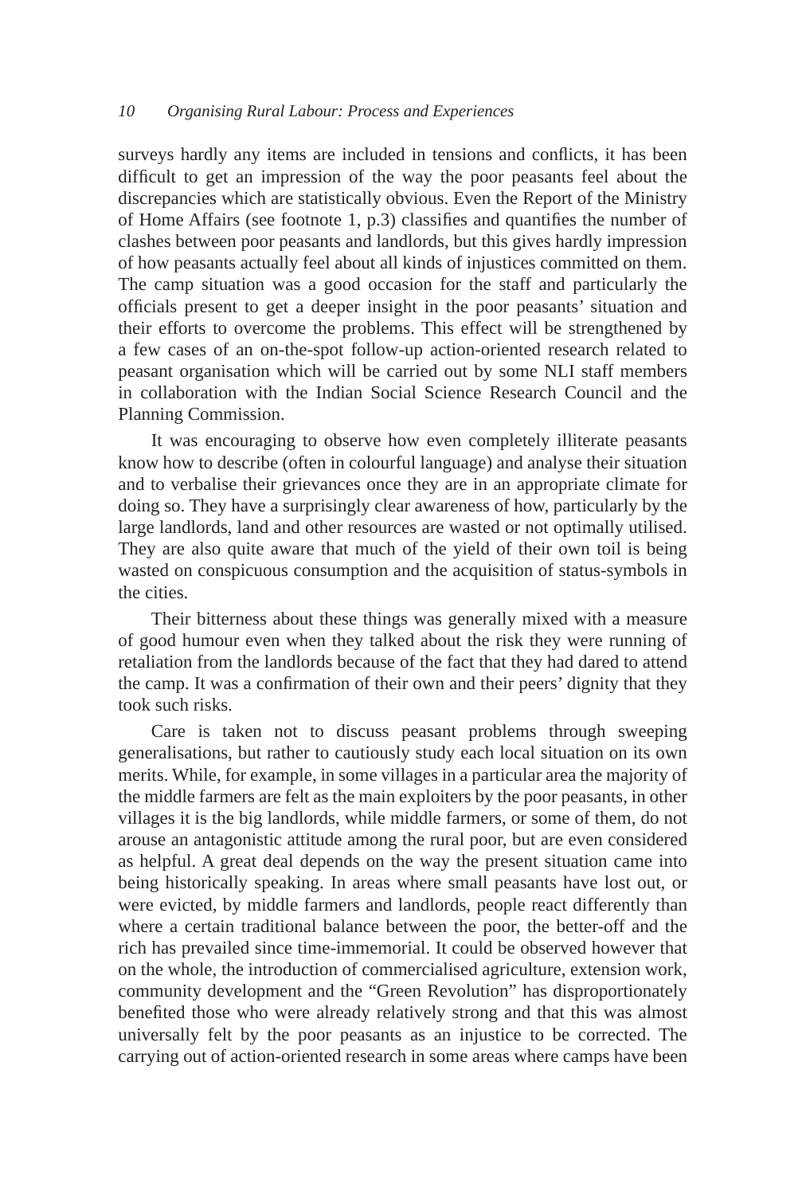surveys hardly any items are included in tensions and conflicts, it has been difficult to get an impression of the way the poor peasants feel about the discrepancies which are statistically obvious. Even the Report of the Ministry of Home Affairs (see footnote 1, p.3) classifies and quantifies the number of clashes between poor peasants and landlords, but this gives hardly impression of how peasants actually feel about all kinds of injustices committed on them. The camp situation was a good occasion for the staff and particularly the officials present to get a deeper insight in the poor peasants' situation and their efforts to overcome the problems. This effect will be strengthened by a few cases of an on-the-spot follow-up action-oriented research related to peasant organisation which will be carried out by some NLI staff members in collaboration with the Indian Social Science Research Council and the Planning Commission.

It was encouraging to observe how even completely illiterate peasants know how to describe (often in colourful language) and analyse their situation and to verbalise their grievances once they are in an appropriate climate for doing so. They have a surprisingly clear awareness of how, particularly by the large landlords, land and other resources are wasted or not optimally utilised. They are also quite aware that much of the yield of their own toil is being wasted on conspicuous consumption and the acquisition of status-symbols in the cities.

Their bitterness about these things was generally mixed with a measure of good humour even when they talked about the risk they were running of retaliation from the landlords because of the fact that they had dared to attend the camp. It was a confirmation of their own and their peers' dignity that they took such risks.

Care is taken not to discuss peasant problems through sweeping generalisations, but rather to cautiously study each local situation on its own merits. While, for example, in some villages in a particular area the majority of the middle farmers are felt as the main exploiters by the poor peasants, in other villages it is the big landlords, while middle farmers, or some of them, do not arouse an antagonistic attitude among the rural poor, but are even considered as helpful. A great deal depends on the way the present situation came into being historically speaking. In areas where small peasants have lost out, or were evicted, by middle farmers and landlords, people react differently than where a certain traditional balance between the poor, the better-off and the rich has prevailed since time-immemorial. It could be observed however that on the whole, the introduction of commercialised agriculture, extension work, community development and the "Green Revolution" has disproportionately benefited those who were already relatively strong and that this was almost universally felt by the poor peasants as an injustice to be corrected. The carrying out of action-oriented research in some areas where camps have been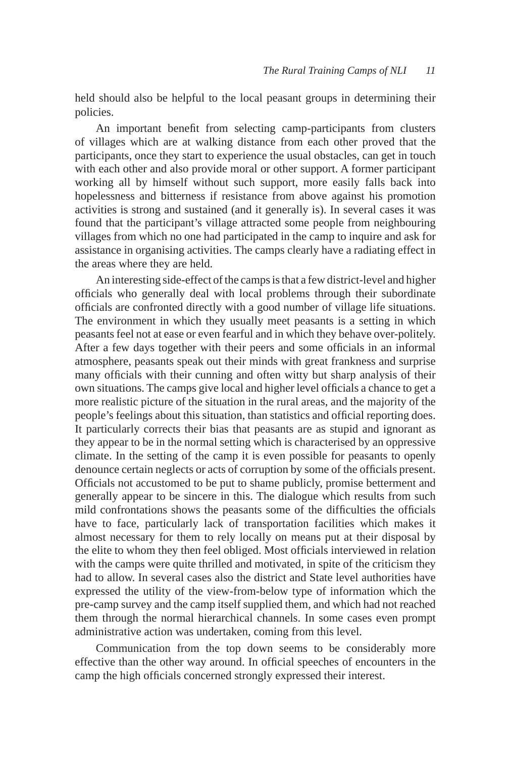held should also be helpful to the local peasant groups in determining their policies.

An important benefit from selecting camp-participants from clusters of villages which are at walking distance from each other proved that the participants, once they start to experience the usual obstacles, can get in touch with each other and also provide moral or other support. A former participant working all by himself without such support, more easily falls back into hopelessness and bitterness if resistance from above against his promotion activities is strong and sustained (and it generally is). In several cases it was found that the participant's village attracted some people from neighbouring villages from which no one had participated in the camp to inquire and ask for assistance in organising activities. The camps clearly have a radiating effect in the areas where they are held.

An interesting side-effect of the camps is that a few district-level and higher officials who generally deal with local problems through their subordinate officials are confronted directly with a good number of village life situations. The environment in which they usually meet peasants is a setting in which peasants feel not at ease or even fearful and in which they behave over-politely. After a few days together with their peers and some officials in an informal atmosphere, peasants speak out their minds with great frankness and surprise many officials with their cunning and often witty but sharp analysis of their own situations. The camps give local and higher level officials a chance to get a more realistic picture of the situation in the rural areas, and the majority of the people's feelings about this situation, than statistics and official reporting does. It particularly corrects their bias that peasants are as stupid and ignorant as they appear to be in the normal setting which is characterised by an oppressive climate. In the setting of the camp it is even possible for peasants to openly denounce certain neglects or acts of corruption by some of the officials present. Officials not accustomed to be put to shame publicly, promise betterment and generally appear to be sincere in this. The dialogue which results from such mild confrontations shows the peasants some of the difficulties the officials have to face, particularly lack of transportation facilities which makes it almost necessary for them to rely locally on means put at their disposal by the elite to whom they then feel obliged. Most officials interviewed in relation with the camps were quite thrilled and motivated, in spite of the criticism they had to allow. In several cases also the district and State level authorities have expressed the utility of the view-from-below type of information which the pre-camp survey and the camp itself supplied them, and which had not reached them through the normal hierarchical channels. In some cases even prompt administrative action was undertaken, coming from this level.

Communication from the top down seems to be considerably more effective than the other way around. In official speeches of encounters in the camp the high officials concerned strongly expressed their interest.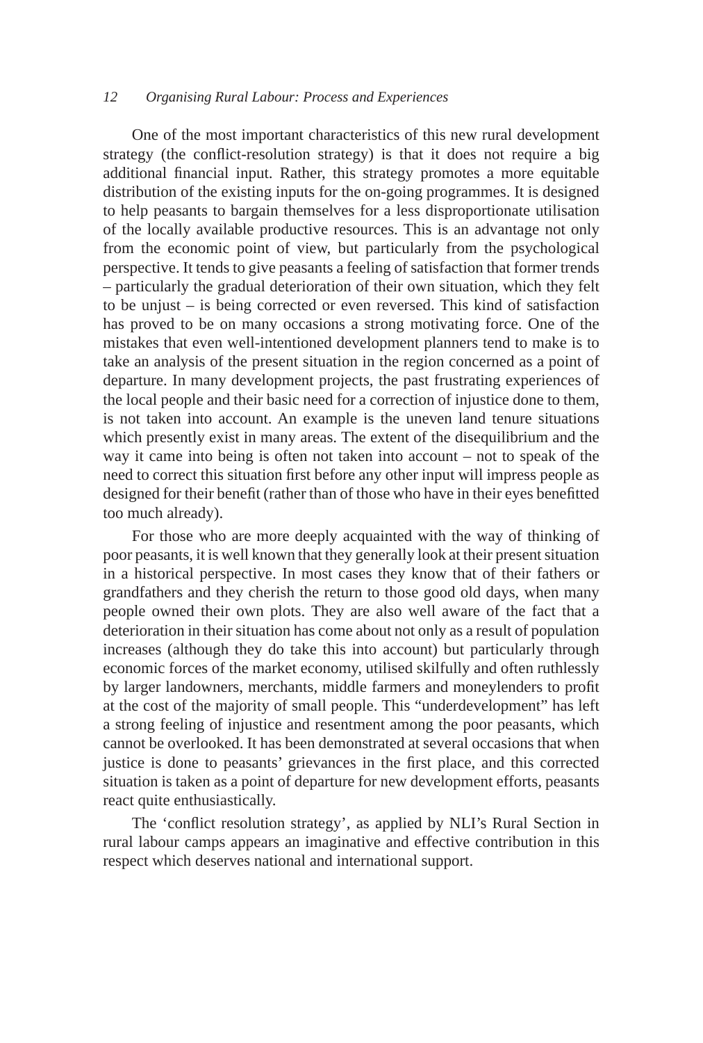One of the most important characteristics of this new rural development strategy (the conflict-resolution strategy) is that it does not require a big additional financial input. Rather, this strategy promotes a more equitable distribution of the existing inputs for the on-going programmes. It is designed to help peasants to bargain themselves for a less disproportionate utilisation of the locally available productive resources. This is an advantage not only from the economic point of view, but particularly from the psychological perspective. It tends to give peasants a feeling of satisfaction that former trends – particularly the gradual deterioration of their own situation, which they felt to be unjust – is being corrected or even reversed. This kind of satisfaction has proved to be on many occasions a strong motivating force. One of the mistakes that even well-intentioned development planners tend to make is to take an analysis of the present situation in the region concerned as a point of departure. In many development projects, the past frustrating experiences of the local people and their basic need for a correction of injustice done to them, is not taken into account. An example is the uneven land tenure situations which presently exist in many areas. The extent of the disequilibrium and the way it came into being is often not taken into account – not to speak of the need to correct this situation first before any other input will impress people as designed for their benefit (rather than of those who have in their eyes benefitted too much already).

For those who are more deeply acquainted with the way of thinking of poor peasants, it is well known that they generally look at their present situation in a historical perspective. In most cases they know that of their fathers or grandfathers and they cherish the return to those good old days, when many people owned their own plots. They are also well aware of the fact that a deterioration in their situation has come about not only as a result of population increases (although they do take this into account) but particularly through economic forces of the market economy, utilised skilfully and often ruthlessly by larger landowners, merchants, middle farmers and moneylenders to profit at the cost of the majority of small people. This "underdevelopment" has left a strong feeling of injustice and resentment among the poor peasants, which cannot be overlooked. It has been demonstrated at several occasions that when justice is done to peasants' grievances in the first place, and this corrected situation is taken as a point of departure for new development efforts, peasants react quite enthusiastically.

The 'conflict resolution strategy', as applied by NLI's Rural Section in rural labour camps appears an imaginative and effective contribution in this respect which deserves national and international support.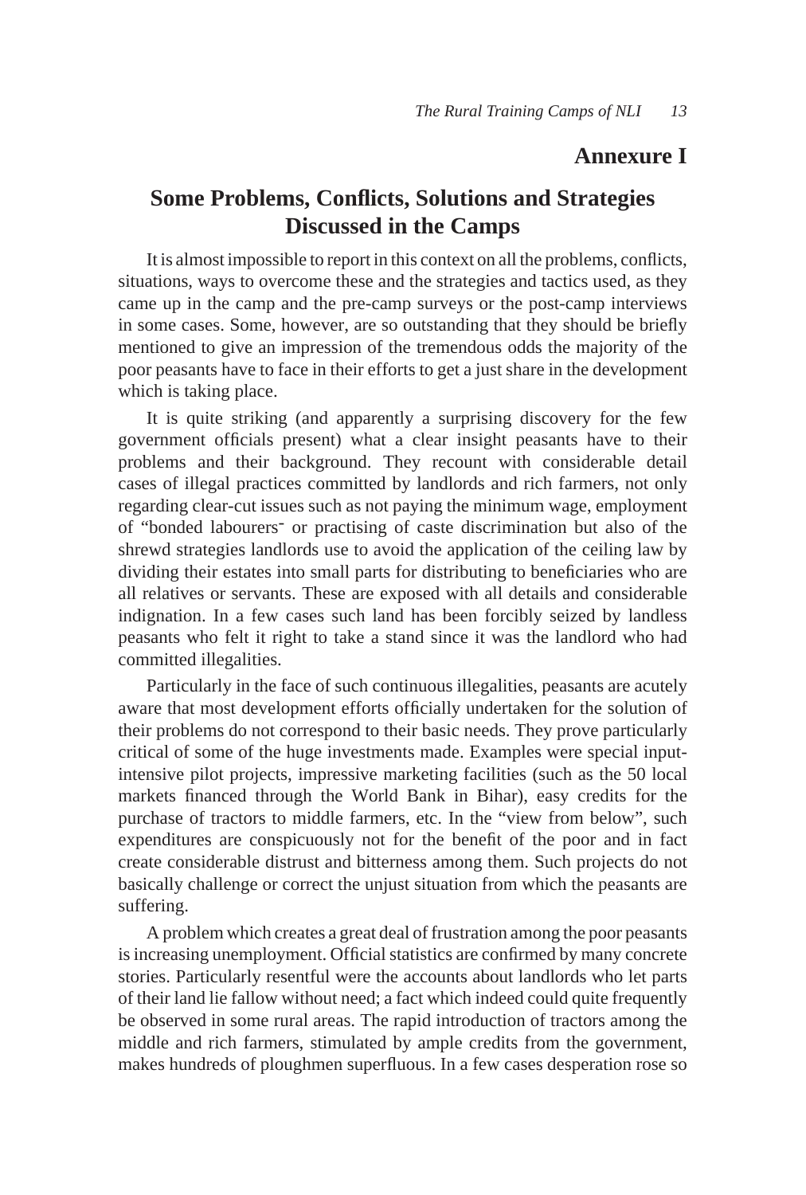## Annexure I

# Some Problems, Conflicts, Solutions and Strategies Discussed in the Camps

It is almost impossible to report in this context on all the problems, conflicts, situations, ways to overcome these and the strategies and tactics used, as they came up in the camp and the pre-camp surveys or the post-camp interviews in some cases. Some, however, are so outstanding that they should be briefly mentioned to give an impression of the tremendous odds the majority of the poor peasants have to face in their efforts to get a just share in the development which is taking place.

It is quite striking (and apparently a surprising discovery for the few government officials present) what a clear insight peasants have to their problems and their background. They recount with considerable detail cases of illegal practices committed by landlords and rich farmers, not only regarding clear-cut issues such as not paying the minimum wage, employment of "bonded labourers" or practising of caste discrimination but also of the shrewd strategies landlords use to avoid the application of the ceiling law by dividing their estates into small parts for distributing to beneficiaries who are all relatives or servants. These are exposed with all details and considerable indignation. In a few cases such land has been forcibly seized by landless peasants who felt it right to take a stand since it was the landlord who had committed illegalities.

Particularly in the face of such continuous illegalities, peasants are acutely aware that most development efforts officially undertaken for the solution of their problems do not correspond to their basic needs. They prove particularly critical of some of the huge investments made. Examples were special input-intensive pilot projects, impressive marketing facilities (such as the 50 local markets financed through the World Bank in Bihar), easy credits for the purchase of tractors to middle farmers, etc. In the "view from below", such expenditures are conspicuously not for the benefit of the poor and in fact create considerable distrust and bitterness among them. Such projects do not basically challenge or correct the unjust situation from which the peasants are suffering.

A problem which creates a great deal of frustration among the poor peasants is increasing unemployment. Official statistics are confirmed by many concrete stories. Particularly resentful were the accounts about landlords who let parts of their land lie fallow without need; a fact which indeed could quite frequently be observed in some rural areas. The rapid introduction of tractors among the middle and rich farmers, stimulated by ample credits from the government, makes hundreds of ploughmen superfluous. In a few cases desperation rose so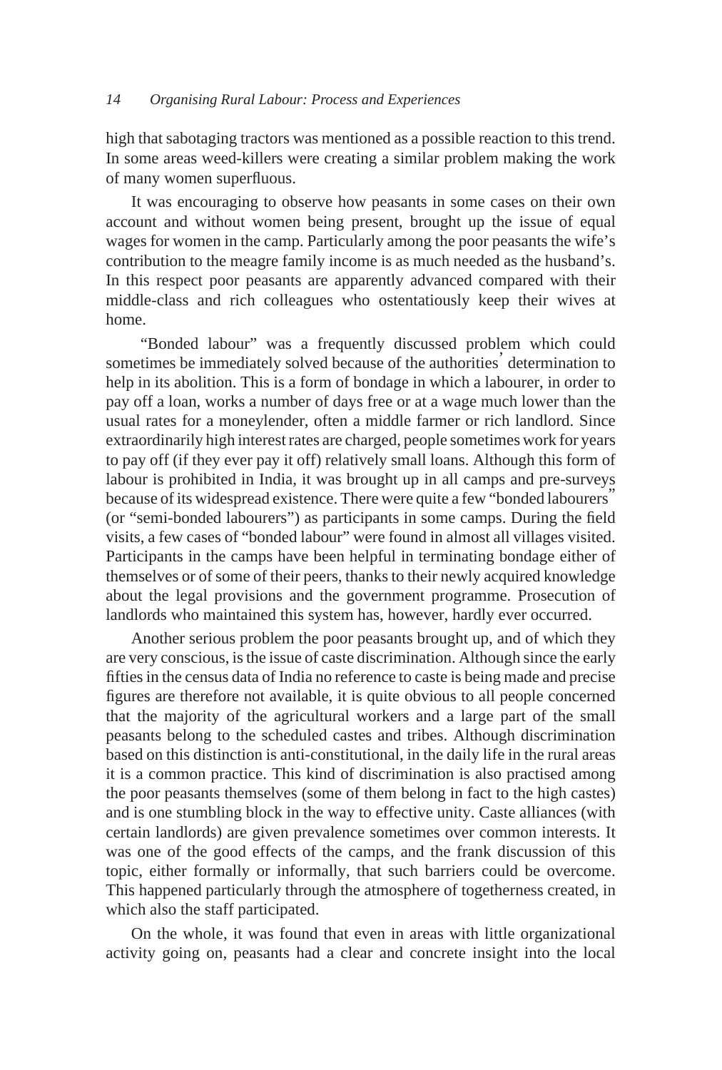high that sabotaging tractors was mentioned as a possible reaction to this trend. In some areas weed-killers were creating a similar problem making the work of many women superfluous.

It was encouraging to observe how peasants in some cases on their own account and without women being present, brought up the issue of equal wages for women in the camp. Particularly among the poor peasants the wife's contribution to the meagre family income is as much needed as the husband's. In this respect poor peasants are apparently advanced compared with their middle-class and rich colleagues who ostentatiously keep their wives at home.

"Bonded labour" was a frequently discussed problem which could sometimes be immediately solved because of the authorities' determination to help in its abolition. This is a form of bondage in which a labourer, in order to pay off a loan, works a number of days free or at a wage much lower than the usual rates for a moneylender, often a middle farmer or rich landlord. Since extraordinarily high interest rates are charged, people sometimes work for years to pay off (if they ever pay it off) relatively small loans. Although this form of labour is prohibited in India, it was brought up in all camps and pre-surveys because of its widespread existence. There were quite a few "bonded labourers" (or "semi-bonded labourers") as participants in some camps. During the field visits, a few cases of "bonded labour" were found in almost all villages visited. Participants in the camps have been helpful in terminating bondage either of themselves or of some of their peers, thanks to their newly acquired knowledge about the legal provisions and the government programme. Prosecution of landlords who maintained this system has, however, hardly ever occurred.

Another serious problem the poor peasants brought up, and of which they are very conscious, is the issue of caste discrimination. Although since the early fifties in the census data of India no reference to caste is being made and precise figures are therefore not available, it is quite obvious to all people concerned that the majority of the agricultural workers and a large part of the small peasants belong to the scheduled castes and tribes. Although discrimination based on this distinction is anti-constitutional, in the daily life in the rural areas it is a common practice. This kind of discrimination is also practised among the poor peasants themselves (some of them belong in fact to the high castes) and is one stumbling block in the way to effective unity. Caste alliances (with certain landlords) are given prevalence sometimes over common interests. It was one of the good effects of the camps, and the frank discussion of this topic, either formally or informally, that such barriers could be overcome. This happened particularly through the atmosphere of togetherness created, in which also the staff participated.

On the whole, it was found that even in areas with little organizational activity going on, peasants had a clear and concrete insight into the local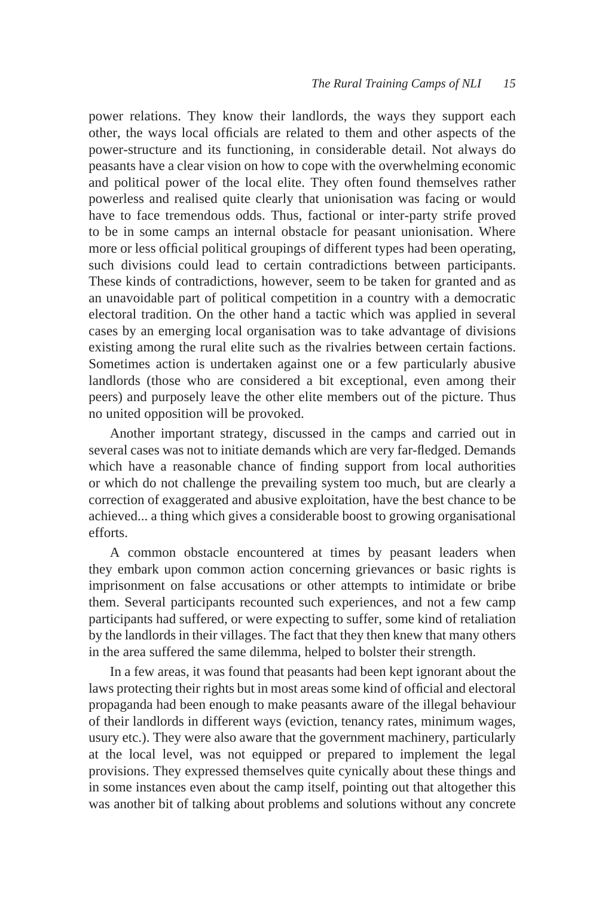power relations. They know their landlords, the ways they support each other, the ways local officials are related to them and other aspects of the power-structure and its functioning, in considerable detail. Not always do peasants have a clear vision on how to cope with the overwhelming economic and political power of the local elite. They often found themselves rather powerless and realised quite clearly that unionisation was facing or would have to face tremendous odds. Thus, factional or inter-party strife proved to be in some camps an internal obstacle for peasant unionisation. Where more or less official political groupings of different types had been operating, such divisions could lead to certain contradictions between participants. These kinds of contradictions, however, seem to be taken for granted and as an unavoidable part of political competition in a country with a democratic electoral tradition. On the other hand a tactic which was applied in several cases by an emerging local organisation was to take advantage of divisions existing among the rural elite such as the rivalries between certain factions. Sometimes action is undertaken against one or a few particularly abusive landlords (those who are considered a bit exceptional, even among their peers) and purposely leave the other elite members out of the picture. Thus no united opposition will be provoked.

Another important strategy, discussed in the camps and carried out in several cases was not to initiate demands which are very far-fledged. Demands which have a reasonable chance of finding support from local authorities or which do not challenge the prevailing system too much, but are clearly a correction of exaggerated and abusive exploitation, have the best chance to be achieved... a thing which gives a considerable boost to growing organisational efforts.

A common obstacle encountered at times by peasant leaders when they embark upon common action concerning grievances or basic rights is imprisonment on false accusations or other attempts to intimidate or bribe them. Several participants recounted such experiences, and not a few camp participants had suffered, or were expecting to suffer, some kind of retaliation by the landlords in their villages. The fact that they then knew that many others in the area suffered the same dilemma, helped to bolster their strength.

In a few areas, it was found that peasants had been kept ignorant about the laws protecting their rights but in most areas some kind of official and electoral propaganda had been enough to make peasants aware of the illegal behaviour of their landlords in different ways (eviction, tenancy rates, minimum wages, usury etc.). They were also aware that the government machinery, particularly at the local level, was not equipped or prepared to implement the legal provisions. They expressed themselves quite cynically about these things and in some instances even about the camp itself, pointing out that altogether this was another bit of talking about problems and solutions without any concrete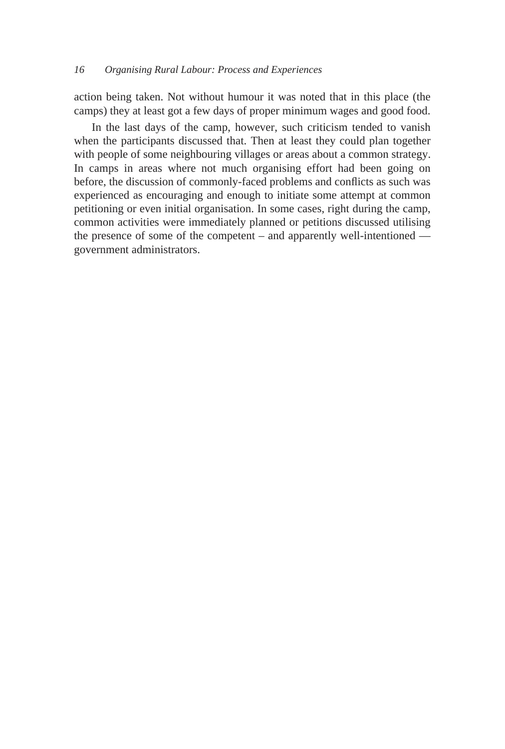action being taken. Not without humour it was noted that in this place (the camps) they at least got a few days of proper minimum wages and good food.

In the last days of the camp, however, such criticism tended to vanish when the participants discussed that. Then at least they could plan together with people of some neighbouring villages or areas about a common strategy. In camps in areas where not much organising effort had been going on before, the discussion of commonly-faced problems and conflicts as such was experienced as encouraging and enough to initiate some attempt at common petitioning or even initial organisation. In some cases, right during the camp, common activities were immediately planned or petitions discussed utilising the presence of some of the competent – and apparently well-intentioned — government administrators.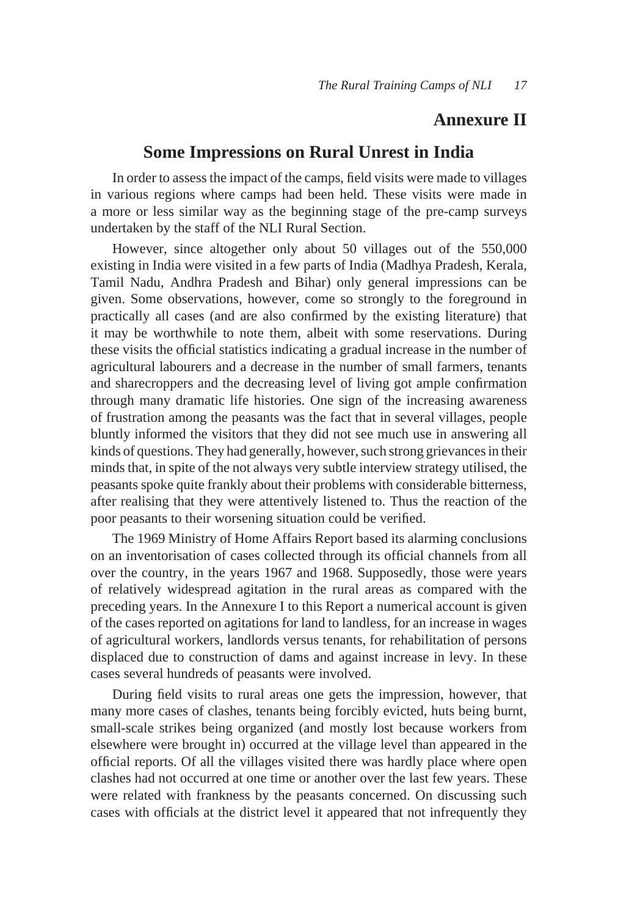# Annexure II

## Some Impressions on Rural Unrest in India

In order to assess the impact of the camps, field visits were made to villages in various regions where camps had been held. These visits were made in a more or less similar way as the beginning stage of the pre-camp surveys undertaken by the staff of the NLI Rural Section.

However, since altogether only about 50 villages out of the 550,000 existing in India were visited in a few parts of India (Madhya Pradesh, Kerala, Tamil Nadu, Andhra Pradesh and Bihar) only general impressions can be given. Some observations, however, come so strongly to the foreground in practically all cases (and are also confirmed by the existing literature) that it may be worthwhile to note them, albeit with some reservations. During these visits the official statistics indicating a gradual increase in the number of agricultural labourers and a decrease in the number of small farmers, tenants and sharecroppers and the decreasing level of living got ample confirmation through many dramatic life histories. One sign of the increasing awareness of frustration among the peasants was the fact that in several villages, people bluntly informed the visitors that they did not see much use in answering all kinds of questions. They had generally, however, such strong grievances in their minds that, in spite of the not always very subtle interview strategy utilised, the peasants spoke quite frankly about their problems with considerable bitterness, after realising that they were attentively listened to. Thus the reaction of the poor peasants to their worsening situation could be verified.

The 1969 Ministry of Home Affairs Report based its alarming conclusions on an inventorisation of cases collected through its official channels from all over the country, in the years 1967 and 1968. Supposedly, those were years of relatively widespread agitation in the rural areas as compared with the preceding years. In the Annexure I to this Report a numerical account is given of the cases reported on agitations for land to landless, for an increase in wages of agricultural workers, landlords versus tenants, for rehabilitation of persons displaced due to construction of dams and against increase in levy. In these cases several hundreds of peasants were involved.

During field visits to rural areas one gets the impression, however, that many more cases of clashes, tenants being forcibly evicted, huts being burnt, small-scale strikes being organized (and mostly lost because workers from elsewhere were brought in) occurred at the village level than appeared in the official reports. Of all the villages visited there was hardly place where open clashes had not occurred at one time or another over the last few years. These were related with frankness by the peasants concerned. On discussing such cases with officials at the district level it appeared that not infrequently they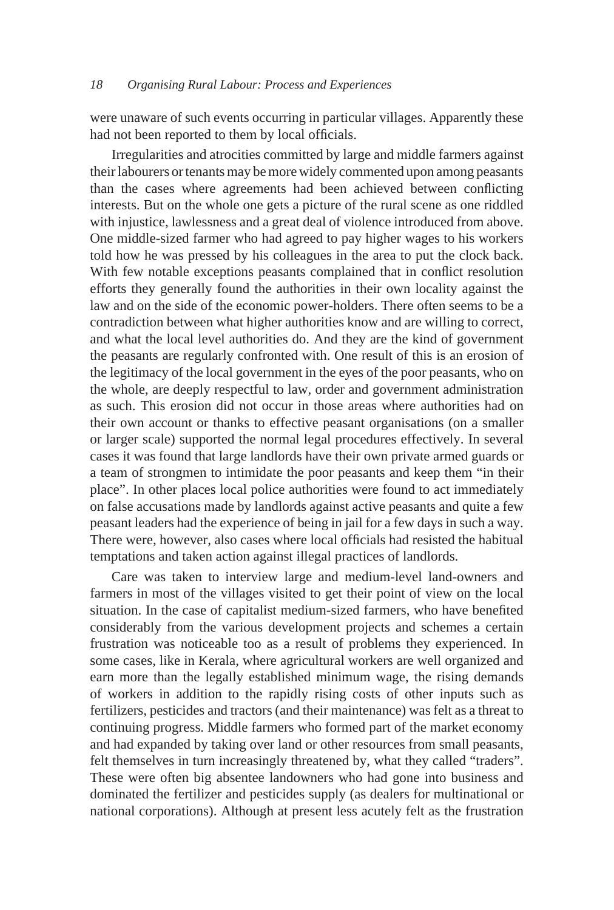were unaware of such events occurring in particular villages. Apparently these had not been reported to them by local officials.

Irregularities and atrocities committed by large and middle farmers against their labourers or tenants may be more widely commented upon among peasants than the cases where agreements had been achieved between conflicting interests. But on the whole one gets a picture of the rural scene as one riddled with injustice, lawlessness and a great deal of violence introduced from above. One middle-sized farmer who had agreed to pay higher wages to his workers told how he was pressed by his colleagues in the area to put the clock back. With few notable exceptions peasants complained that in conflict resolution efforts they generally found the authorities in their own locality against the law and on the side of the economic power-holders. There often seems to be a contradiction between what higher authorities know and are willing to correct, and what the local level authorities do. And they are the kind of government the peasants are regularly confronted with. One result of this is an erosion of the legitimacy of the local government in the eyes of the poor peasants, who on the whole, are deeply respectful to law, order and government administration as such. This erosion did not occur in those areas where authorities had on their own account or thanks to effective peasant organisations (on a smaller or larger scale) supported the normal legal procedures effectively. In several cases it was found that large landlords have their own private armed guards or a team of strongmen to intimidate the poor peasants and keep them "in their place". In other places local police authorities were found to act immediately on false accusations made by landlords against active peasants and quite a few peasant leaders had the experience of being in jail for a few days in such a way. There were, however, also cases where local officials had resisted the habitual temptations and taken action against illegal practices of landlords.

Care was taken to interview large and medium-level land-owners and farmers in most of the villages visited to get their point of view on the local situation. In the case of capitalist medium-sized farmers, who have benefited considerably from the various development projects and schemes a certain frustration was noticeable too as a result of problems they experienced. In some cases, like in Kerala, where agricultural workers are well organized and earn more than the legally established minimum wage, the rising demands of workers in addition to the rapidly rising costs of other inputs such as fertilizers, pesticides and tractors (and their maintenance) was felt as a threat to continuing progress. Middle farmers who formed part of the market economy and had expanded by taking over land or other resources from small peasants, felt themselves in turn increasingly threatened by, what they called "traders". These were often big absentee landowners who had gone into business and dominated the fertilizer and pesticides supply (as dealers for multinational or national corporations). Although at present less acutely felt as the frustration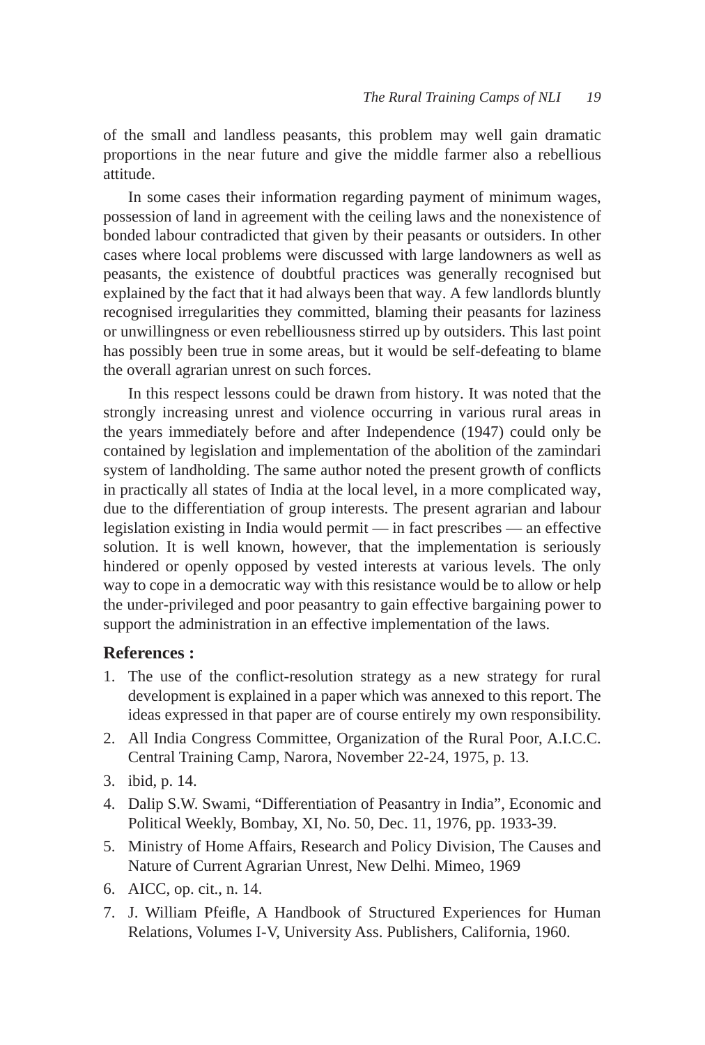of the small and landless peasants, this problem may well gain dramatic proportions in the near future and give the middle farmer also a rebellious attitude.

In some cases their information regarding payment of minimum wages, possession of land in agreement with the ceiling laws and the nonexistence of bonded labour contradicted that given by their peasants or outsiders. In other cases where local problems were discussed with large landowners as well as peasants, the existence of doubtful practices was generally recognised but explained by the fact that it had always been that way. A few landlords bluntly recognised irregularities they committed, blaming their peasants for laziness or unwillingness or even rebelliousness stirred up by outsiders. This last point has possibly been true in some areas, but it would be self-defeating to blame the overall agrarian unrest on such forces.

In this respect lessons could be drawn from history. It was noted that the strongly increasing unrest and violence occurring in various rural areas in the years immediately before and after Independence (1947) could only be contained by legislation and implementation of the abolition of the zamindari system of landholding. The same author noted the present growth of conflicts in practically all states of India at the local level, in a more complicated way, due to the differentiation of group interests. The present agrarian and labour legislation existing in India would permit — in fact prescribes — an effective solution. It is well known, however, that the implementation is seriously hindered or openly opposed by vested interests at various levels. The only way to cope in a democratic way with this resistance would be to allow or help the under-privileged and poor peasantry to gain effective bargaining power to support the administration in an effective implementation of the laws.

### References :

1. The use of the conflict-resolution strategy as a new strategy for rural development is explained in a paper which was annexed to this report. The ideas expressed in that paper are of course entirely my own responsibility.
2. All India Congress Committee, Organization of the Rural Poor, A.I.C.C. Central Training Camp, Narora, November 22-24, 1975, p. 13.
3. ibid, p. 14.
4. Dalip S.W. Swami, "Differentiation of Peasantry in India", Economic and Political Weekly, Bombay, XI, No. 50, Dec. 11, 1976, pp. 1933-39.
5. Ministry of Home Affairs, Research and Policy Division, The Causes and Nature of Current Agrarian Unrest, New Delhi. Mimeo, 1969
6. AICC, op. cit., n. 14.
7. J. William Pfeifle, A Handbook of Structured Experiences for Human Relations, Volumes I-V, University Ass. Publishers, California, 1960.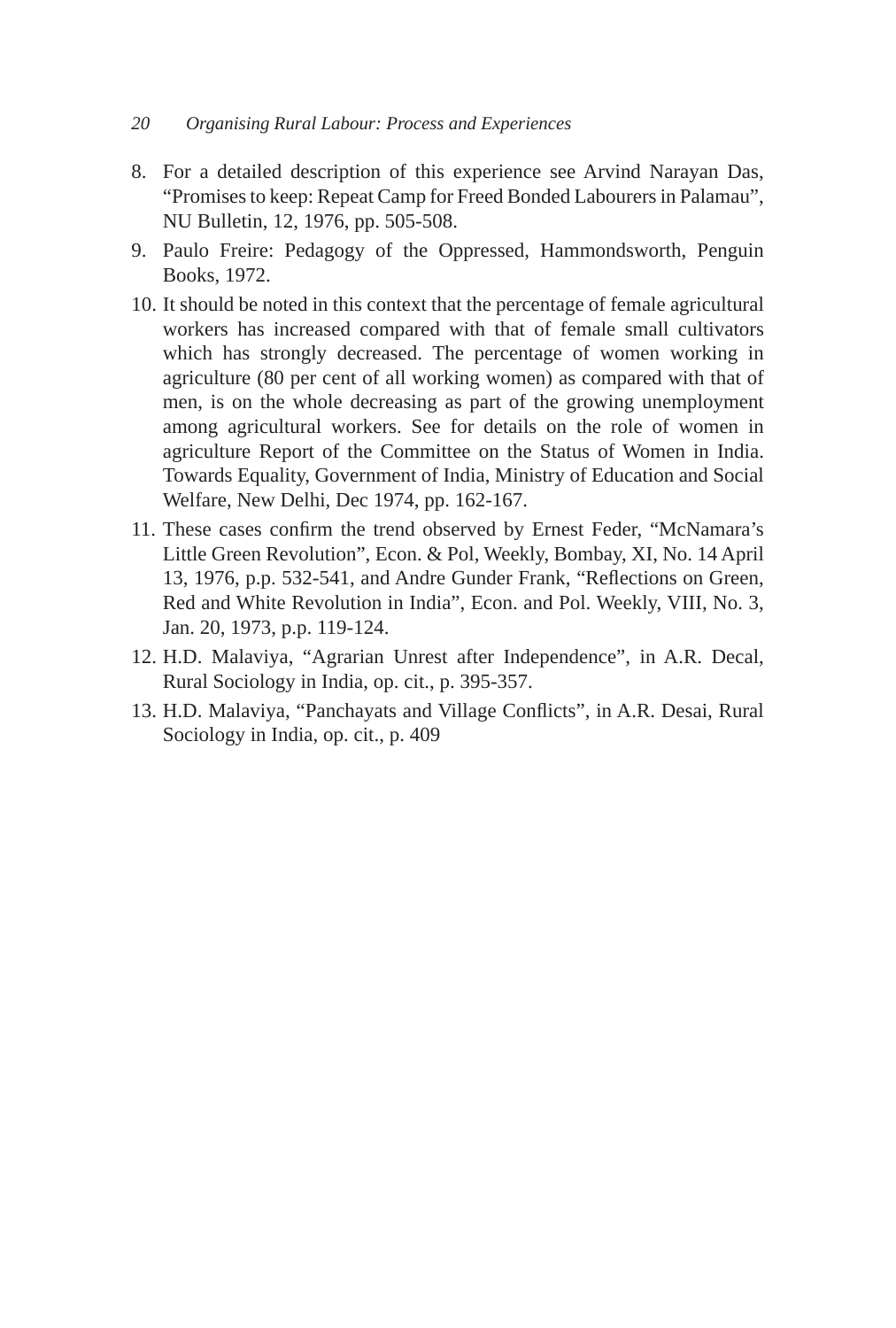8. For a detailed description of this experience see Arvind Narayan Das, "Promises to keep: Repeat Camp for Freed Bonded Labourers in Palamau", NU Bulletin, 12, 1976, pp. 505-508.
9. Paulo Freire: Pedagogy of the Oppressed, Hammondsworth, Penguin Books, 1972.
10. It should be noted in this context that the percentage of female agricultural workers has increased compared with that of female small cultivators which has strongly decreased. The percentage of women working in agriculture (80 per cent of all working women) as compared with that of men, is on the whole decreasing as part of the growing unemployment among agricultural workers. See for details on the role of women in agriculture Report of the Committee on the Status of Women in India. Towards Equality, Government of India, Ministry of Education and Social Welfare, New Delhi, Dec 1974, pp. 162-167.
11. These cases confirm the trend observed by Ernest Feder, "McNamara's Little Green Revolution", Econ. & Pol, Weekly, Bombay, XI, No. 14 April 13, 1976, p.p. 532-541, and Andre Gunder Frank, "Reflections on Green, Red and White Revolution in India", Econ. and Pol. Weekly, VIII, No. 3, Jan. 20, 1973, p.p. 119-124.
12. H.D. Malaviya, "Agrarian Unrest after Independence", in A.R. Decal, Rural Sociology in India, op. cit., p. 395-357.
13. H.D. Malaviya, "Panchayats and Village Conflicts", in A.R. Desai, Rural Sociology in India, op. cit., p. 409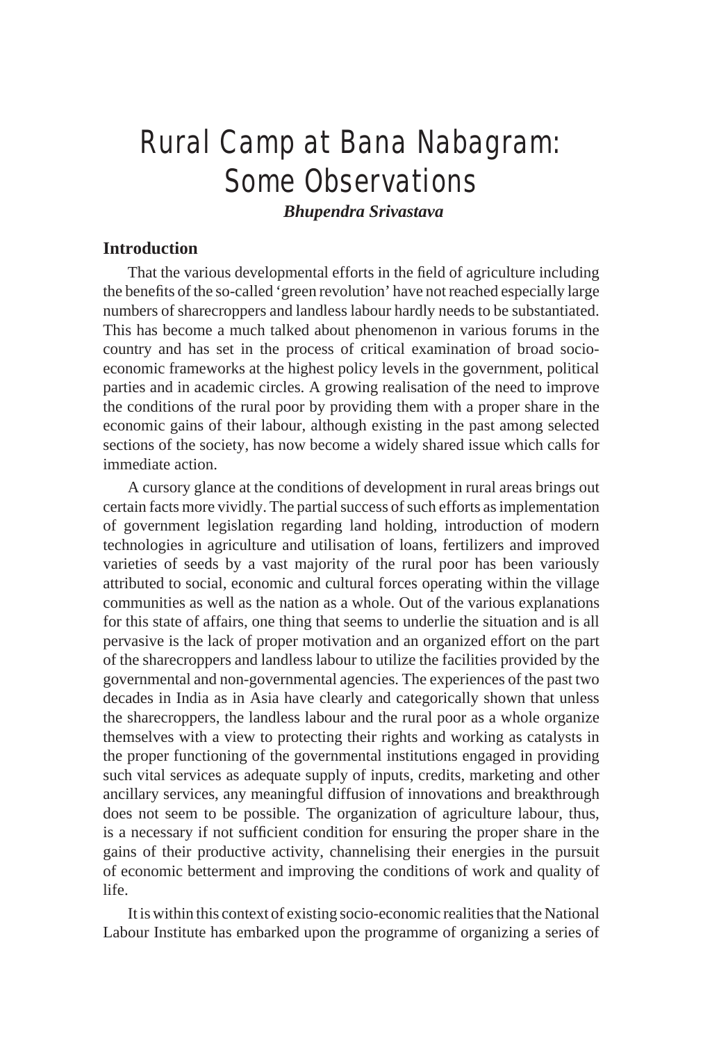# Rural Camp at Bana Nabagram: Some Observations

***Bhupendra Srivastava***

## Introduction

That the various developmental efforts in the field of agriculture including the benefits of the so-called 'green revolution' have not reached especially large numbers of sharecroppers and landless labour hardly needs to be substantiated. This has become a much talked about phenomenon in various forums in the country and has set in the process of critical examination of broad socio-economic frameworks at the highest policy levels in the government, political parties and in academic circles. A growing realisation of the need to improve the conditions of the rural poor by providing them with a proper share in the economic gains of their labour, although existing in the past among selected sections of the society, has now become a widely shared issue which calls for immediate action.

A cursory glance at the conditions of development in rural areas brings out certain facts more vividly. The partial success of such efforts as implementation of government legislation regarding land holding, introduction of modern technologies in agriculture and utilisation of loans, fertilizers and improved varieties of seeds by a vast majority of the rural poor has been variously attributed to social, economic and cultural forces operating within the village communities as well as the nation as a whole. Out of the various explanations for this state of affairs, one thing that seems to underlie the situation and is all pervasive is the lack of proper motivation and an organized effort on the part of the sharecroppers and landless labour to utilize the facilities provided by the governmental and non-governmental agencies. The experiences of the past two decades in India as in Asia have clearly and categorically shown that unless the sharecroppers, the landless labour and the rural poor as a whole organize themselves with a view to protecting their rights and working as catalysts in the proper functioning of the governmental institutions engaged in providing such vital services as adequate supply of inputs, credits, marketing and other ancillary services, any meaningful diffusion of innovations and breakthrough does not seem to be possible. The organization of agriculture labour, thus, is a necessary if not sufficient condition for ensuring the proper share in the gains of their productive activity, channelising their energies in the pursuit of economic betterment and improving the conditions of work and quality of life.

It is within this context of existing socio-economic realities that the National Labour Institute has embarked upon the programme of organizing a series of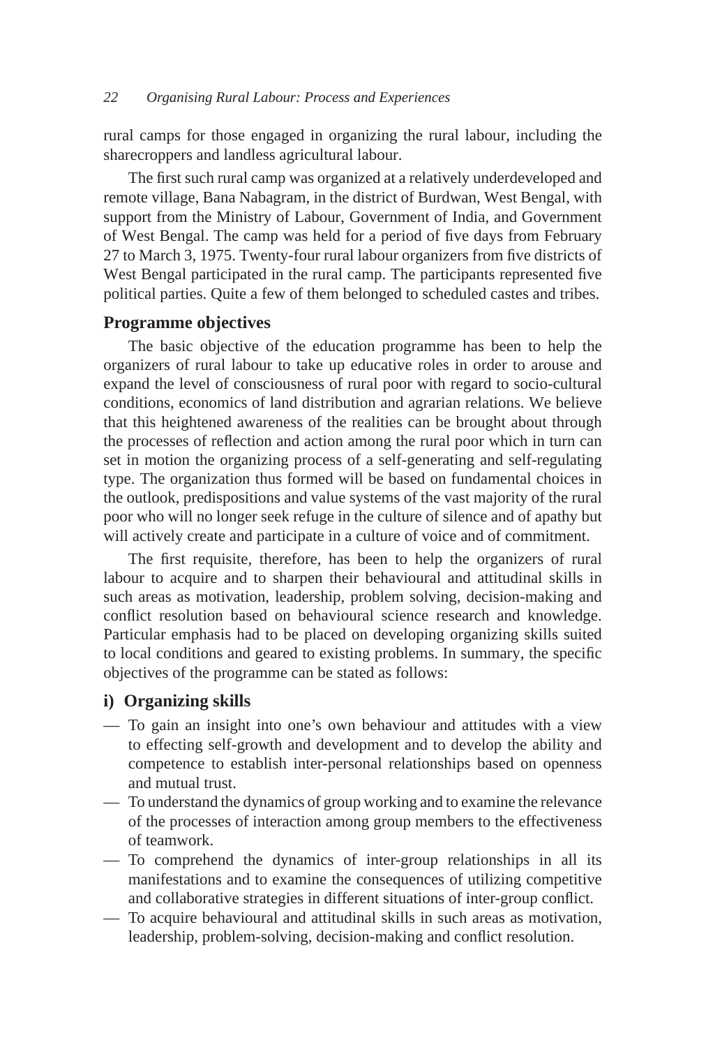rural camps for those engaged in organizing the rural labour, including the sharecroppers and landless agricultural labour.

The first such rural camp was organized at a relatively underdeveloped and remote village, Bana Nabagram, in the district of Burdwan, West Bengal, with support from the Ministry of Labour, Government of India, and Government of West Bengal. The camp was held for a period of five days from February 27 to March 3, 1975. Twenty-four rural labour organizers from five districts of West Bengal participated in the rural camp. The participants represented five political parties. Quite a few of them belonged to scheduled castes and tribes.

## Programme objectives

The basic objective of the education programme has been to help the organizers of rural labour to take up educative roles in order to arouse and expand the level of consciousness of rural poor with regard to socio-cultural conditions, economics of land distribution and agrarian relations. We believe that this heightened awareness of the realities can be brought about through the processes of reflection and action among the rural poor which in turn can set in motion the organizing process of a self-generating and self-regulating type. The organization thus formed will be based on fundamental choices in the outlook, predispositions and value systems of the vast majority of the rural poor who will no longer seek refuge in the culture of silence and of apathy but will actively create and participate in a culture of voice and of commitment.

The first requisite, therefore, has been to help the organizers of rural labour to acquire and to sharpen their behavioural and attitudinal skills in such areas as motivation, leadership, problem solving, decision-making and conflict resolution based on behavioural science research and knowledge. Particular emphasis had to be placed on developing organizing skills suited to local conditions and geared to existing problems. In summary, the specific objectives of the programme can be stated as follows:

### i) Organizing skills

- To gain an insight into one's own behaviour and attitudes with a view to effecting self-growth and development and to develop the ability and competence to establish inter-personal relationships based on openness and mutual trust.
- To understand the dynamics of group working and to examine the relevance of the processes of interaction among group members to the effectiveness of teamwork.
- To comprehend the dynamics of inter-group relationships in all its manifestations and to examine the consequences of utilizing competitive and collaborative strategies in different situations of inter-group conflict.
- To acquire behavioural and attitudinal skills in such areas as motivation, leadership, problem-solving, decision-making and conflict resolution.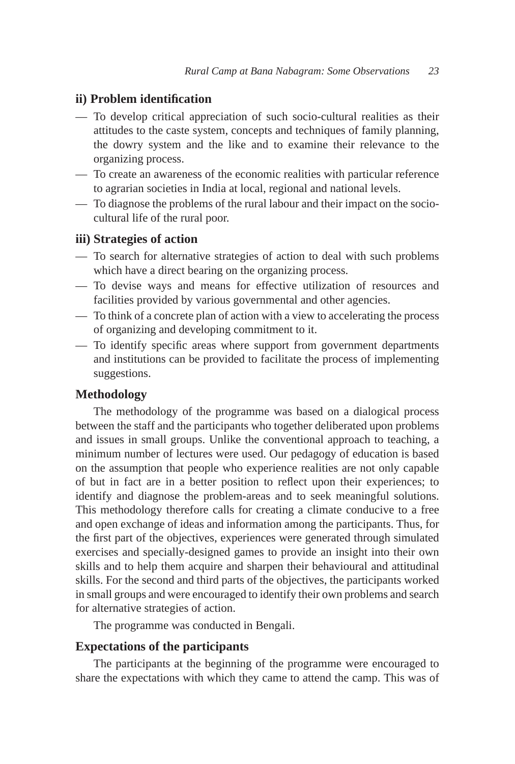### ii) Problem identification

- To develop critical appreciation of such socio-cultural realities as their attitudes to the caste system, concepts and techniques of family planning, the dowry system and the like and to examine their relevance to the organizing process.
- To create an awareness of the economic realities with particular reference to agrarian societies in India at local, regional and national levels.
- To diagnose the problems of the rural labour and their impact on the socio-cultural life of the rural poor.

### iii) Strategies of action

- To search for alternative strategies of action to deal with such problems which have a direct bearing on the organizing process.
- To devise ways and means for effective utilization of resources and facilities provided by various governmental and other agencies.
- To think of a concrete plan of action with a view to accelerating the process of organizing and developing commitment to it.
- To identify specific areas where support from government departments and institutions can be provided to facilitate the process of implementing suggestions.

## Methodology

The methodology of the programme was based on a dialogical process between the staff and the participants who together deliberated upon problems and issues in small groups. Unlike the conventional approach to teaching, a minimum number of lectures were used. Our pedagogy of education is based on the assumption that people who experience realities are not only capable of but in fact are in a better position to reflect upon their experiences; to identify and diagnose the problem-areas and to seek meaningful solutions. This methodology therefore calls for creating a climate conducive to a free and open exchange of ideas and information among the participants. Thus, for the first part of the objectives, experiences were generated through simulated exercises and specially-designed games to provide an insight into their own skills and to help them acquire and sharpen their behavioural and attitudinal skills. For the second and third parts of the objectives, the participants worked in small groups and were encouraged to identify their own problems and search for alternative strategies of action.

The programme was conducted in Bengali.

## Expectations of the participants

The participants at the beginning of the programme were encouraged to share the expectations with which they came to attend the camp. This was of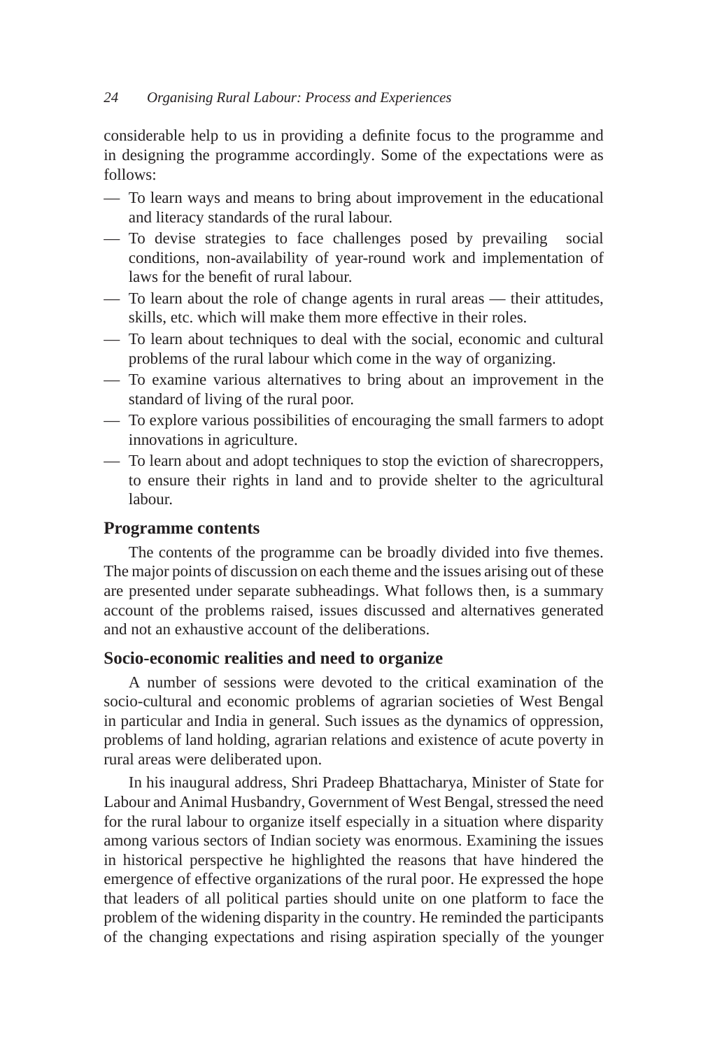considerable help to us in providing a definite focus to the programme and in designing the programme accordingly. Some of the expectations were as follows:

- To learn ways and means to bring about improvement in the educational and literacy standards of the rural labour.
- To devise strategies to face challenges posed by prevailing social conditions, non-availability of year-round work and implementation of laws for the benefit of rural labour.
- To learn about the role of change agents in rural areas — their attitudes, skills, etc. which will make them more effective in their roles.
- To learn about techniques to deal with the social, economic and cultural problems of the rural labour which come in the way of organizing.
- To examine various alternatives to bring about an improvement in the standard of living of the rural poor.
- To explore various possibilities of encouraging the small farmers to adopt innovations in agriculture.
- To learn about and adopt techniques to stop the eviction of sharecroppers, to ensure their rights in land and to provide shelter to the agricultural labour.

## Programme contents

The contents of the programme can be broadly divided into five themes. The major points of discussion on each theme and the issues arising out of these are presented under separate subheadings. What follows then, is a summary account of the problems raised, issues discussed and alternatives generated and not an exhaustive account of the deliberations.

## Socio-economic realities and need to organize

A number of sessions were devoted to the critical examination of the socio-cultural and economic problems of agrarian societies of West Bengal in particular and India in general. Such issues as the dynamics of oppression, problems of land holding, agrarian relations and existence of acute poverty in rural areas were deliberated upon.

In his inaugural address, Shri Pradeep Bhattacharya, Minister of State for Labour and Animal Husbandry, Government of West Bengal, stressed the need for the rural labour to organize itself especially in a situation where disparity among various sectors of Indian society was enormous. Examining the issues in historical perspective he highlighted the reasons that have hindered the emergence of effective organizations of the rural poor. He expressed the hope that leaders of all political parties should unite on one platform to face the problem of the widening disparity in the country. He reminded the participants of the changing expectations and rising aspiration specially of the younger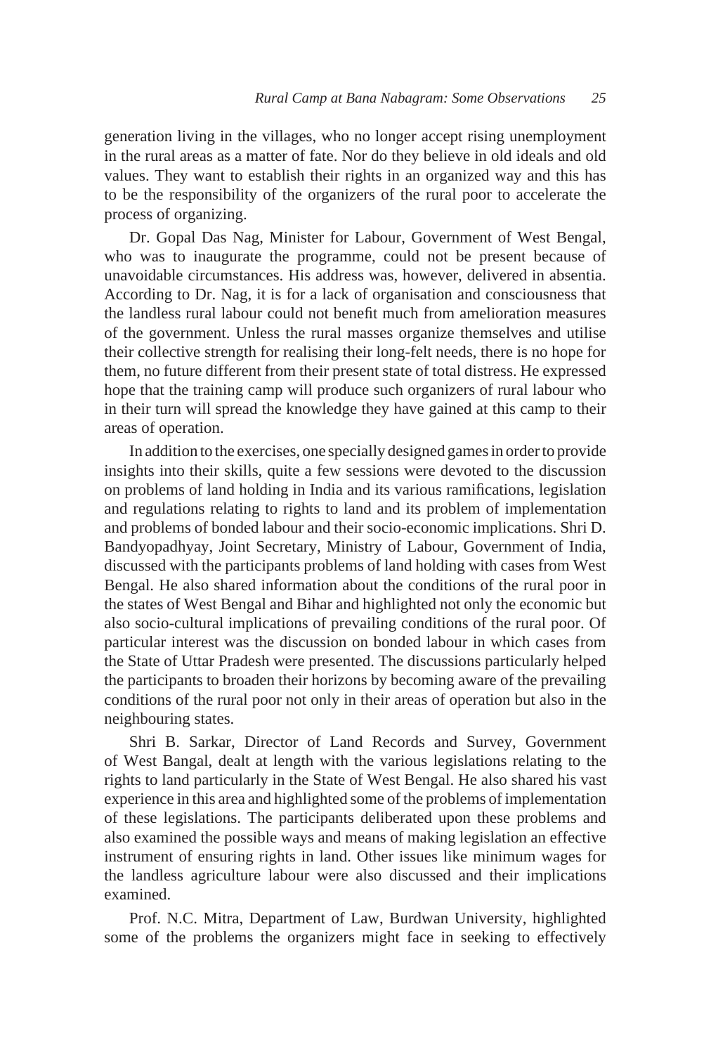generation living in the villages, who no longer accept rising unemployment in the rural areas as a matter of fate. Nor do they believe in old ideals and old values. They want to establish their rights in an organized way and this has to be the responsibility of the organizers of the rural poor to accelerate the process of organizing.

Dr. Gopal Das Nag, Minister for Labour, Government of West Bengal, who was to inaugurate the programme, could not be present because of unavoidable circumstances. His address was, however, delivered in absentia. According to Dr. Nag, it is for a lack of organisation and consciousness that the landless rural labour could not benefit much from amelioration measures of the government. Unless the rural masses organize themselves and utilise their collective strength for realising their long-felt needs, there is no hope for them, no future different from their present state of total distress. He expressed hope that the training camp will produce such organizers of rural labour who in their turn will spread the knowledge they have gained at this camp to their areas of operation.

In addition to the exercises, one specially designed games in order to provide insights into their skills, quite a few sessions were devoted to the discussion on problems of land holding in India and its various ramifications, legislation and regulations relating to rights to land and its problem of implementation and problems of bonded labour and their socio-economic implications. Shri D. Bandyopadhyay, Joint Secretary, Ministry of Labour, Government of India, discussed with the participants problems of land holding with cases from West Bengal. He also shared information about the conditions of the rural poor in the states of West Bengal and Bihar and highlighted not only the economic but also socio-cultural implications of prevailing conditions of the rural poor. Of particular interest was the discussion on bonded labour in which cases from the State of Uttar Pradesh were presented. The discussions particularly helped the participants to broaden their horizons by becoming aware of the prevailing conditions of the rural poor not only in their areas of operation but also in the neighbouring states.

Shri B. Sarkar, Director of Land Records and Survey, Government of West Bangal, dealt at length with the various legislations relating to the rights to land particularly in the State of West Bengal. He also shared his vast experience in this area and highlighted some of the problems of implementation of these legislations. The participants deliberated upon these problems and also examined the possible ways and means of making legislation an effective instrument of ensuring rights in land. Other issues like minimum wages for the landless agriculture labour were also discussed and their implications examined.

Prof. N.C. Mitra, Department of Law, Burdwan University, highlighted some of the problems the organizers might face in seeking to effectively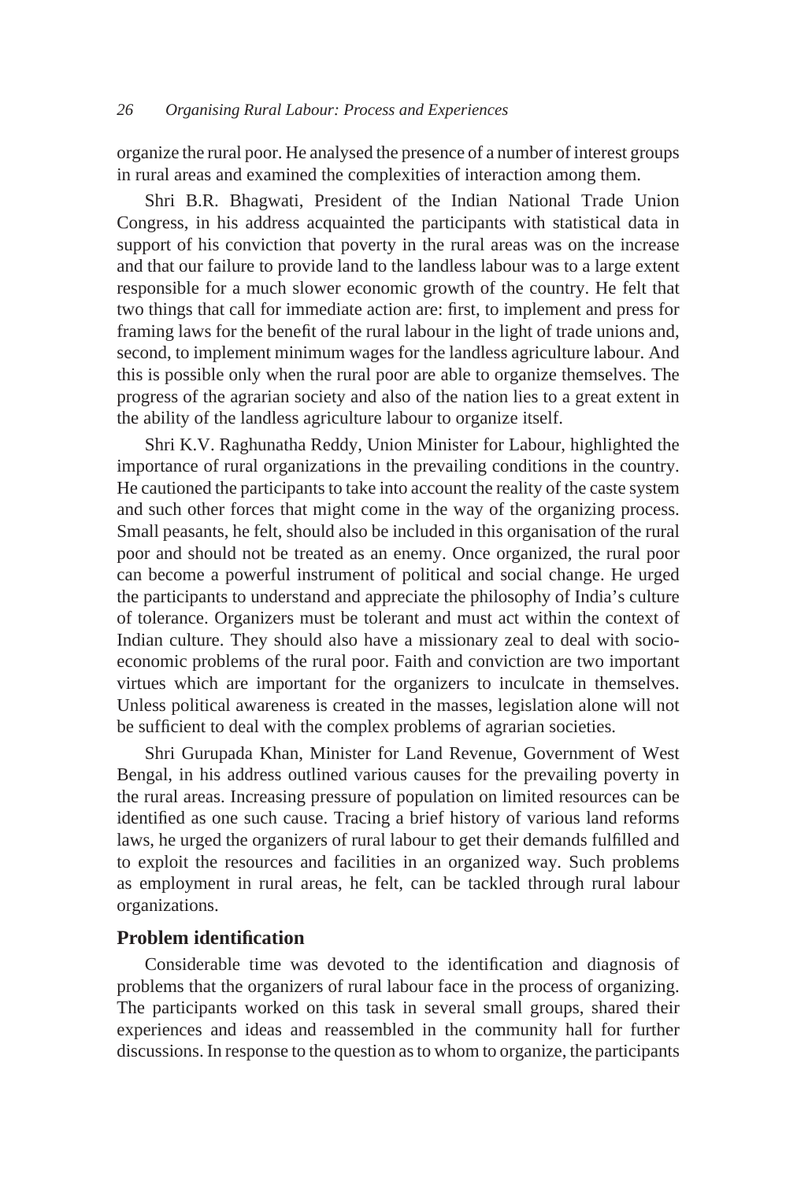organize the rural poor. He analysed the presence of a number of interest groups in rural areas and examined the complexities of interaction among them.

Shri B.R. Bhagwati, President of the Indian National Trade Union Congress, in his address acquainted the participants with statistical data in support of his conviction that poverty in the rural areas was on the increase and that our failure to provide land to the landless labour was to a large extent responsible for a much slower economic growth of the country. He felt that two things that call for immediate action are: first, to implement and press for framing laws for the benefit of the rural labour in the light of trade unions and, second, to implement minimum wages for the landless agriculture labour. And this is possible only when the rural poor are able to organize themselves. The progress of the agrarian society and also of the nation lies to a great extent in the ability of the landless agriculture labour to organize itself.

Shri K.V. Raghunatha Reddy, Union Minister for Labour, highlighted the importance of rural organizations in the prevailing conditions in the country. He cautioned the participants to take into account the reality of the caste system and such other forces that might come in the way of the organizing process. Small peasants, he felt, should also be included in this organisation of the rural poor and should not be treated as an enemy. Once organized, the rural poor can become a powerful instrument of political and social change. He urged the participants to understand and appreciate the philosophy of India's culture of tolerance. Organizers must be tolerant and must act within the context of Indian culture. They should also have a missionary zeal to deal with socio-economic problems of the rural poor. Faith and conviction are two important virtues which are important for the organizers to inculcate in themselves. Unless political awareness is created in the masses, legislation alone will not be sufficient to deal with the complex problems of agrarian societies.

Shri Gurupada Khan, Minister for Land Revenue, Government of West Bengal, in his address outlined various causes for the prevailing poverty in the rural areas. Increasing pressure of population on limited resources can be identified as one such cause. Tracing a brief history of various land reforms laws, he urged the organizers of rural labour to get their demands fulfilled and to exploit the resources and facilities in an organized way. Such problems as employment in rural areas, he felt, can be tackled through rural labour organizations.

## Problem identification

Considerable time was devoted to the identification and diagnosis of problems that the organizers of rural labour face in the process of organizing. The participants worked on this task in several small groups, shared their experiences and ideas and reassembled in the community hall for further discussions. In response to the question as to whom to organize, the participants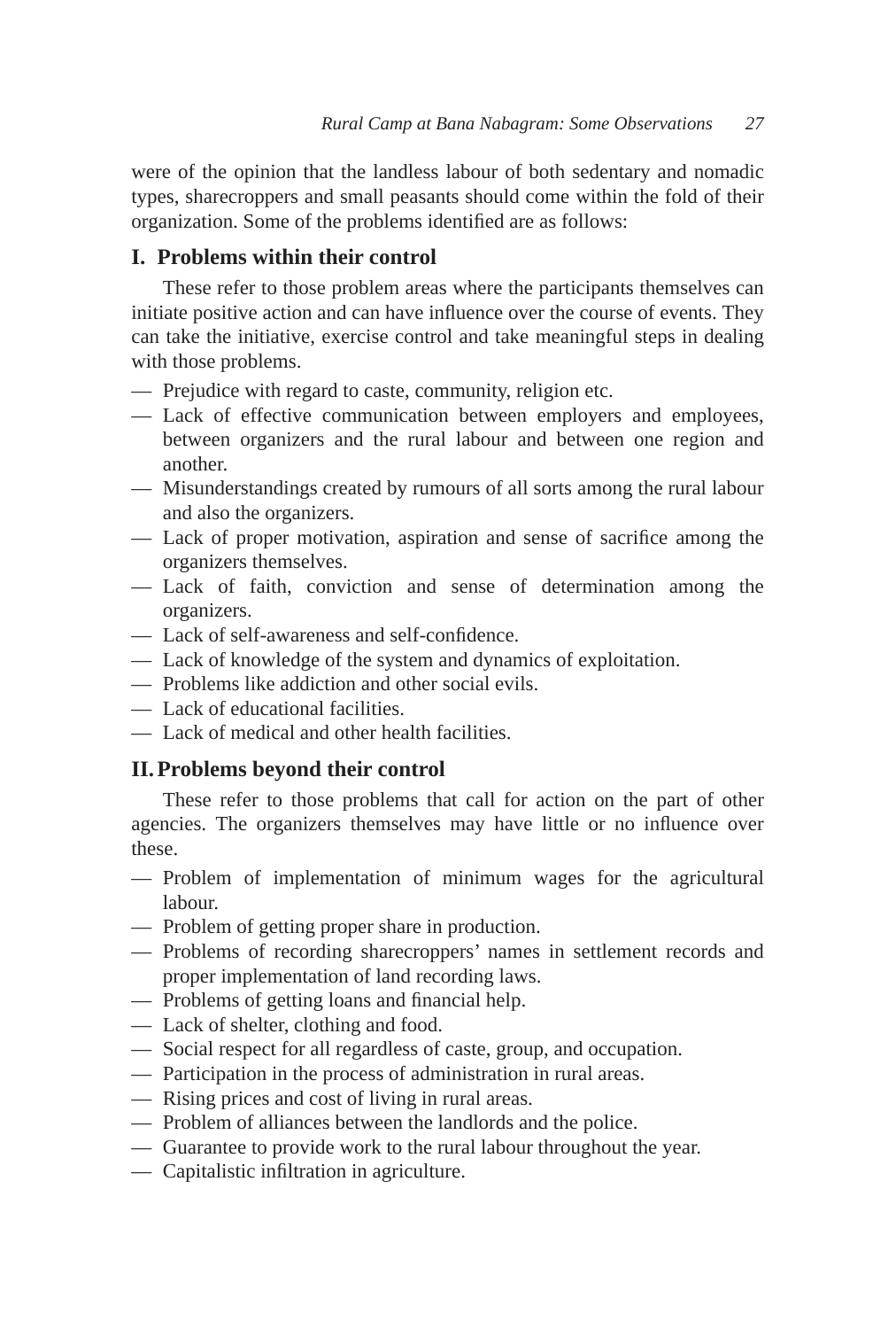were of the opinion that the landless labour of both sedentary and nomadic types, sharecroppers and small peasants should come within the fold of their organization. Some of the problems identified are as follows:

### I. Problems within their control

These refer to those problem areas where the participants themselves can initiate positive action and can have influence over the course of events. They can take the initiative, exercise control and take meaningful steps in dealing with those problems.

- Prejudice with regard to caste, community, religion etc.
- Lack of effective communication between employers and employees, between organizers and the rural labour and between one region and another.
- Misunderstandings created by rumours of all sorts among the rural labour and also the organizers.
- Lack of proper motivation, aspiration and sense of sacrifice among the organizers themselves.
- Lack of faith, conviction and sense of determination among the organizers.
- Lack of self-awareness and self-confidence.
- Lack of knowledge of the system and dynamics of exploitation.
- Problems like addiction and other social evils.
- Lack of educational facilities.
- Lack of medical and other health facilities.

### II. Problems beyond their control

These refer to those problems that call for action on the part of other agencies. The organizers themselves may have little or no influence over these.

- Problem of implementation of minimum wages for the agricultural labour.
- Problem of getting proper share in production.
- Problems of recording sharecroppers' names in settlement records and proper implementation of land recording laws.
- Problems of getting loans and financial help.
- Lack of shelter, clothing and food.
- Social respect for all regardless of caste, group, and occupation.
- Participation in the process of administration in rural areas.
- Rising prices and cost of living in rural areas.
- Problem of alliances between the landlords and the police.
- Guarantee to provide work to the rural labour throughout the year.
- Capitalistic infiltration in agriculture.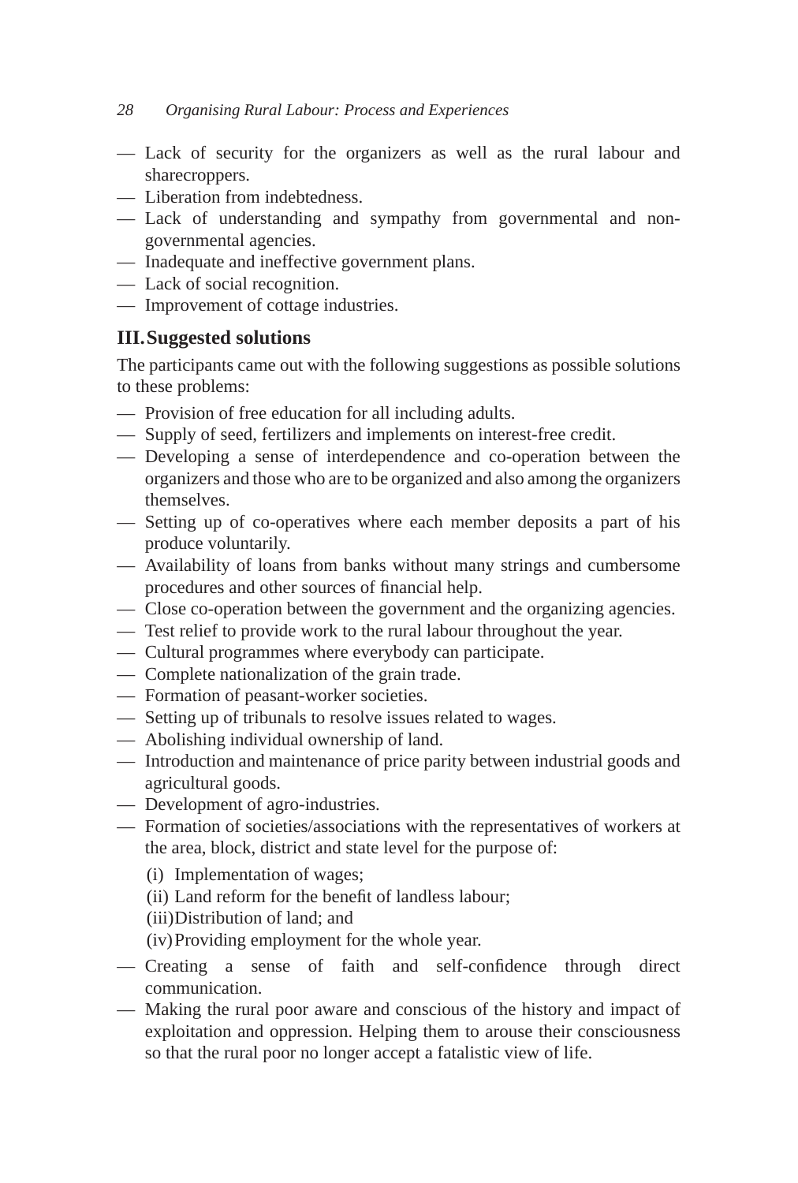— Lack of security for the organizers as well as the rural labour and sharecroppers.
— Liberation from indebtedness.
— Lack of understanding and sympathy from governmental and non-governmental agencies.
— Inadequate and ineffective government plans.
— Lack of social recognition.
— Improvement of cottage industries.

### III. Suggested solutions

The participants came out with the following suggestions as possible solutions to these problems:

— Provision of free education for all including adults.
— Supply of seed, fertilizers and implements on interest-free credit.
— Developing a sense of interdependence and co-operation between the organizers and those who are to be organized and also among the organizers themselves.
— Setting up of co-operatives where each member deposits a part of his produce voluntarily.
— Availability of loans from banks without many strings and cumbersome procedures and other sources of financial help.
— Close co-operation between the government and the organizing agencies.
— Test relief to provide work to the rural labour throughout the year.
— Cultural programmes where everybody can participate.
— Complete nationalization of the grain trade.
— Formation of peasant-worker societies.
— Setting up of tribunals to resolve issues related to wages.
— Abolishing individual ownership of land.
— Introduction and maintenance of price parity between industrial goods and agricultural goods.
— Development of agro-industries.
— Formation of societies/associations with the representatives of workers at the area, block, district and state level for the purpose of:

   (i) Implementation of wages;
   (ii) Land reform for the benefit of landless labour;
   (iii) Distribution of land; and
   (iv) Providing employment for the whole year.

— Creating a sense of faith and self-confidence through direct communication.
— Making the rural poor aware and conscious of the history and impact of exploitation and oppression. Helping them to arouse their consciousness so that the rural poor no longer accept a fatalistic view of life.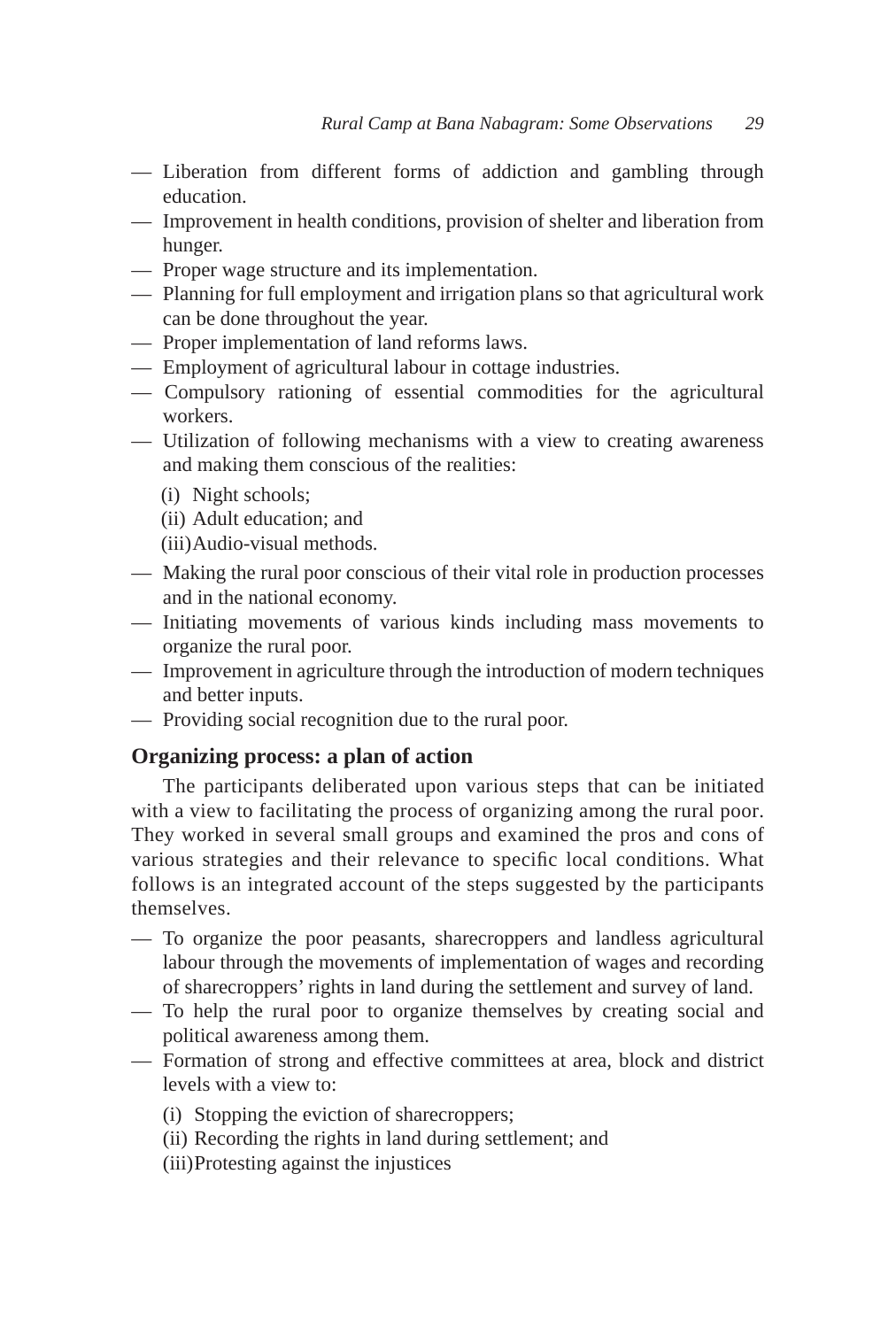— Liberation from different forms of addiction and gambling through education.
— Improvement in health conditions, provision of shelter and liberation from hunger.
— Proper wage structure and its implementation.
— Planning for full employment and irrigation plans so that agricultural work can be done throughout the year.
— Proper implementation of land reforms laws.
— Employment of agricultural labour in cottage industries.
— Compulsory rationing of essential commodities for the agricultural workers.
— Utilization of following mechanisms with a view to creating awareness and making them conscious of the realities:

  (i) Night schools;
  (ii) Adult education; and
  (iii) Audio-visual methods.

— Making the rural poor conscious of their vital role in production processes and in the national economy.
— Initiating movements of various kinds including mass movements to organize the rural poor.
— Improvement in agriculture through the introduction of modern techniques and better inputs.
— Providing social recognition due to the rural poor.

## Organizing process: a plan of action

The participants deliberated upon various steps that can be initiated with a view to facilitating the process of organizing among the rural poor. They worked in several small groups and examined the pros and cons of various strategies and their relevance to specific local conditions. What follows is an integrated account of the steps suggested by the participants themselves.

— To organize the poor peasants, sharecroppers and landless agricultural labour through the movements of implementation of wages and recording of sharecroppers' rights in land during the settlement and survey of land.
— To help the rural poor to organize themselves by creating social and political awareness among them.
— Formation of strong and effective committees at area, block and district levels with a view to:

  (i) Stopping the eviction of sharecroppers;
  (ii) Recording the rights in land during settlement; and
  (iii) Protesting against the injustices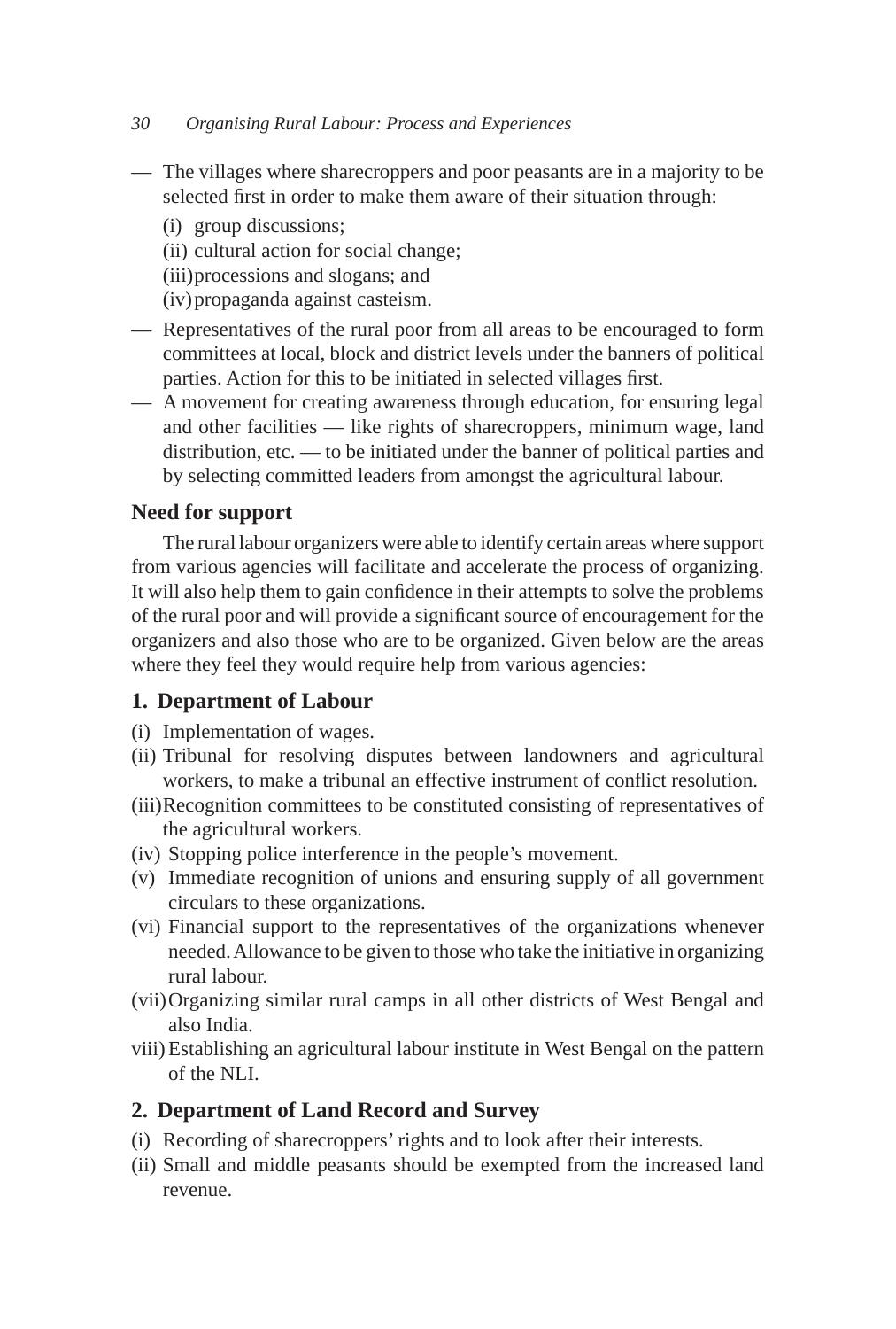— The villages where sharecroppers and poor peasants are in a majority to be selected first in order to make them aware of their situation through:

  (i) group discussions;

  (ii) cultural action for social change;

  (iii) processions and slogans; and

  (iv) propaganda against casteism.

— Representatives of the rural poor from all areas to be encouraged to form committees at local, block and district levels under the banners of political parties. Action for this to be initiated in selected villages first.

— A movement for creating awareness through education, for ensuring legal and other facilities — like rights of sharecroppers, minimum wage, land distribution, etc. — to be initiated under the banner of political parties and by selecting committed leaders from amongst the agricultural labour.

### Need for support

The rural labour organizers were able to identify certain areas where support from various agencies will facilitate and accelerate the process of organizing. It will also help them to gain confidence in their attempts to solve the problems of the rural poor and will provide a significant source of encouragement for the organizers and also those who are to be organized. Given below are the areas where they feel they would require help from various agencies:

### 1. Department of Labour

(i) Implementation of wages.

(ii) Tribunal for resolving disputes between landowners and agricultural workers, to make a tribunal an effective instrument of conflict resolution.

(iii) Recognition committees to be constituted consisting of representatives of the agricultural workers.

(iv) Stopping police interference in the people's movement.

(v) Immediate recognition of unions and ensuring supply of all government circulars to these organizations.

(vi) Financial support to the representatives of the organizations whenever needed. Allowance to be given to those who take the initiative in organizing rural labour.

(vii) Organizing similar rural camps in all other districts of West Bengal and also India.

viii) Establishing an agricultural labour institute in West Bengal on the pattern of the NLI.

### 2. Department of Land Record and Survey

(i) Recording of sharecroppers' rights and to look after their interests.

(ii) Small and middle peasants should be exempted from the increased land revenue.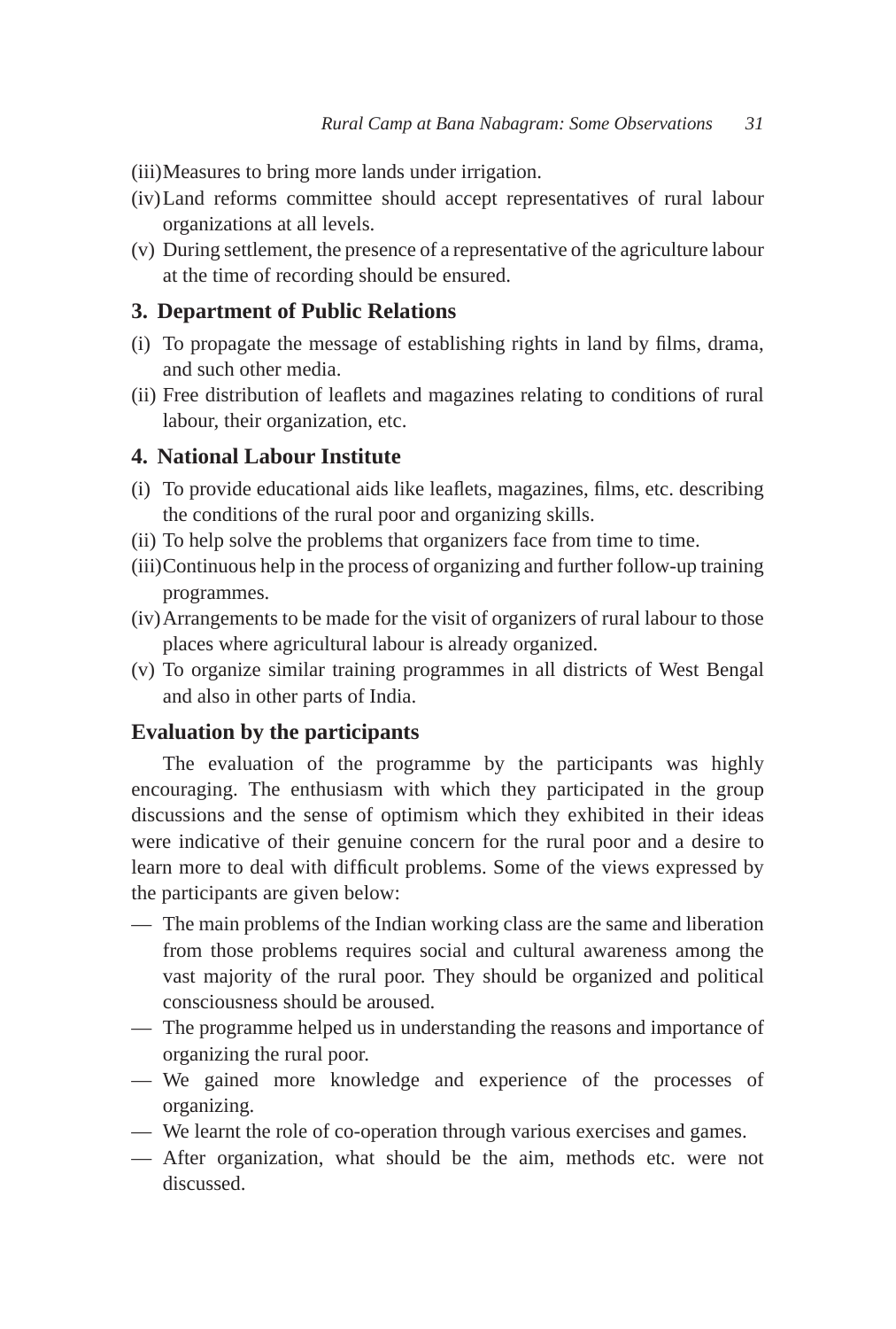(iii) Measures to bring more lands under irrigation.

(iv) Land reforms committee should accept representatives of rural labour organizations at all levels.

(v) During settlement, the presence of a representative of the agriculture labour at the time of recording should be ensured.

### 3. Department of Public Relations

(i) To propagate the message of establishing rights in land by films, drama, and such other media.

(ii) Free distribution of leaflets and magazines relating to conditions of rural labour, their organization, etc.

### 4. National Labour Institute

(i) To provide educational aids like leaflets, magazines, films, etc. describing the conditions of the rural poor and organizing skills.

(ii) To help solve the problems that organizers face from time to time.

(iii) Continuous help in the process of organizing and further follow-up training programmes.

(iv) Arrangements to be made for the visit of organizers of rural labour to those places where agricultural labour is already organized.

(v) To organize similar training programmes in all districts of West Bengal and also in other parts of India.

### Evaluation by the participants

The evaluation of the programme by the participants was highly encouraging. The enthusiasm with which they participated in the group discussions and the sense of optimism which they exhibited in their ideas were indicative of their genuine concern for the rural poor and a desire to learn more to deal with difficult problems. Some of the views expressed by the participants are given below:

— The main problems of the Indian working class are the same and liberation from those problems requires social and cultural awareness among the vast majority of the rural poor. They should be organized and political consciousness should be aroused.

— The programme helped us in understanding the reasons and importance of organizing the rural poor.

— We gained more knowledge and experience of the processes of organizing.

— We learnt the role of co-operation through various exercises and games.

— After organization, what should be the aim, methods etc. were not discussed.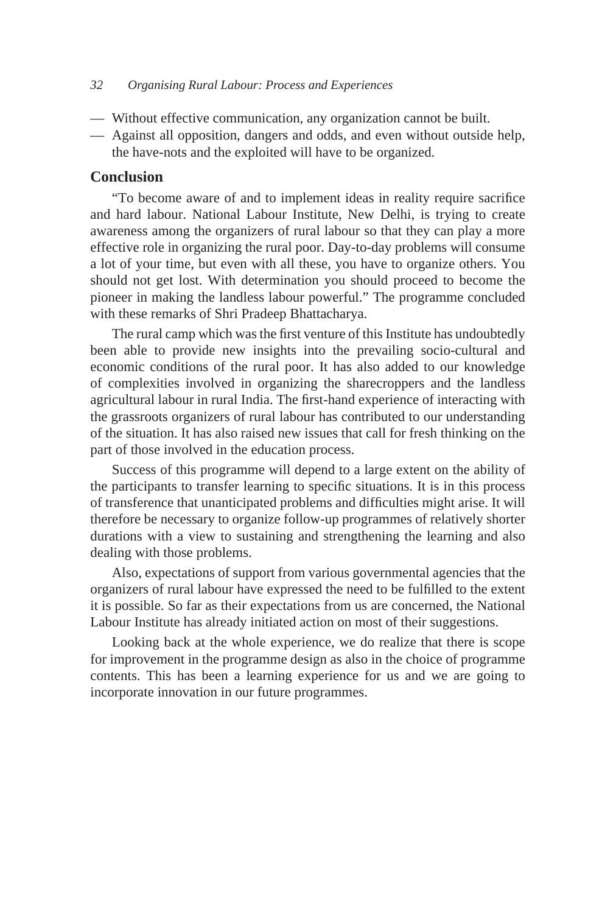- Without effective communication, any organization cannot be built.
- Against all opposition, dangers and odds, and even without outside help, the have-nots and the exploited will have to be organized.

## Conclusion

"To become aware of and to implement ideas in reality require sacrifice and hard labour. National Labour Institute, New Delhi, is trying to create awareness among the organizers of rural labour so that they can play a more effective role in organizing the rural poor. Day-to-day problems will consume a lot of your time, but even with all these, you have to organize others. You should not get lost. With determination you should proceed to become the pioneer in making the landless labour powerful." The programme concluded with these remarks of Shri Pradeep Bhattacharya.

The rural camp which was the first venture of this Institute has undoubtedly been able to provide new insights into the prevailing socio-cultural and economic conditions of the rural poor. It has also added to our knowledge of complexities involved in organizing the sharecroppers and the landless agricultural labour in rural India. The first-hand experience of interacting with the grassroots organizers of rural labour has contributed to our understanding of the situation. It has also raised new issues that call for fresh thinking on the part of those involved in the education process.

Success of this programme will depend to a large extent on the ability of the participants to transfer learning to specific situations. It is in this process of transference that unanticipated problems and difficulties might arise. It will therefore be necessary to organize follow-up programmes of relatively shorter durations with a view to sustaining and strengthening the learning and also dealing with those problems.

Also, expectations of support from various governmental agencies that the organizers of rural labour have expressed the need to be fulfilled to the extent it is possible. So far as their expectations from us are concerned, the National Labour Institute has already initiated action on most of their suggestions.

Looking back at the whole experience, we do realize that there is scope for improvement in the programme design as also in the choice of programme contents. This has been a learning experience for us and we are going to incorporate innovation in our future programmes.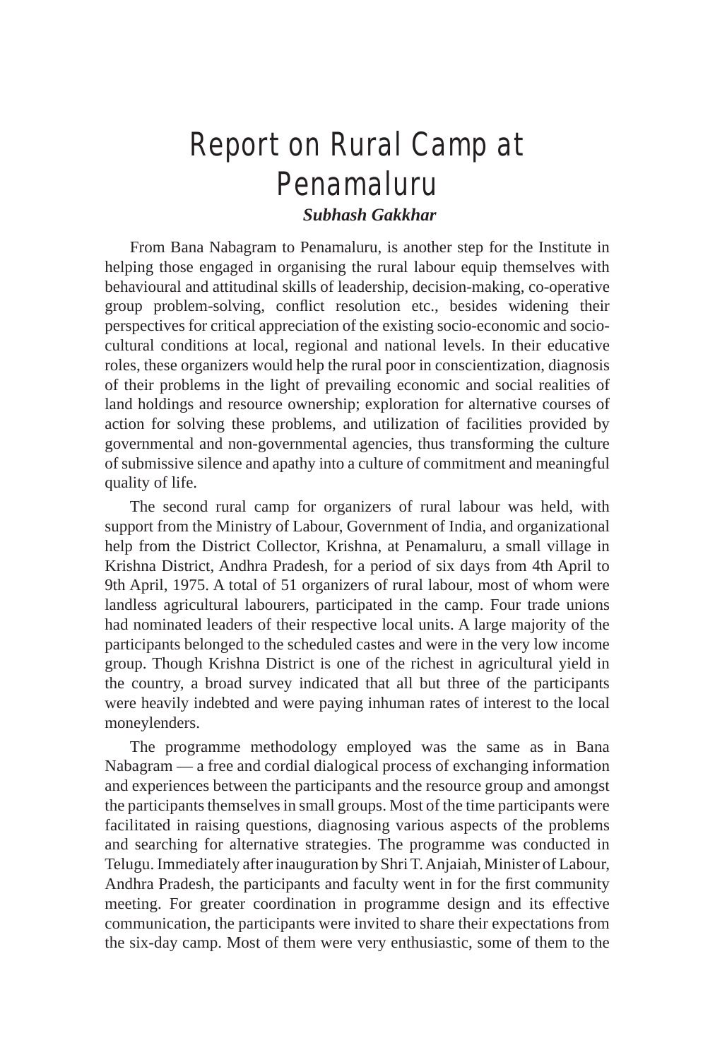# Report on Rural Camp at Penamaluru

***Subhash Gakkhar***

From Bana Nabagram to Penamaluru, is another step for the Institute in helping those engaged in organising the rural labour equip themselves with behavioural and attitudinal skills of leadership, decision-making, co-operative group problem-solving, conflict resolution etc., besides widening their perspectives for critical appreciation of the existing socio-economic and socio-cultural conditions at local, regional and national levels. In their educative roles, these organizers would help the rural poor in conscientization, diagnosis of their problems in the light of prevailing economic and social realities of land holdings and resource ownership; exploration for alternative courses of action for solving these problems, and utilization of facilities provided by governmental and non-governmental agencies, thus transforming the culture of submissive silence and apathy into a culture of commitment and meaningful quality of life.

The second rural camp for organizers of rural labour was held, with support from the Ministry of Labour, Government of India, and organizational help from the District Collector, Krishna, at Penamaluru, a small village in Krishna District, Andhra Pradesh, for a period of six days from 4th April to 9th April, 1975. A total of 51 organizers of rural labour, most of whom were landless agricultural labourers, participated in the camp. Four trade unions had nominated leaders of their respective local units. A large majority of the participants belonged to the scheduled castes and were in the very low income group. Though Krishna District is one of the richest in agricultural yield in the country, a broad survey indicated that all but three of the participants were heavily indebted and were paying inhuman rates of interest to the local moneylenders.

The programme methodology employed was the same as in Bana Nabagram — a free and cordial dialogical process of exchanging information and experiences between the participants and the resource group and amongst the participants themselves in small groups. Most of the time participants were facilitated in raising questions, diagnosing various aspects of the problems and searching for alternative strategies. The programme was conducted in Telugu. Immediately after inauguration by Shri T. Anjaiah, Minister of Labour, Andhra Pradesh, the participants and faculty went in for the first community meeting. For greater coordination in programme design and its effective communication, the participants were invited to share their expectations from the six-day camp. Most of them were very enthusiastic, some of them to the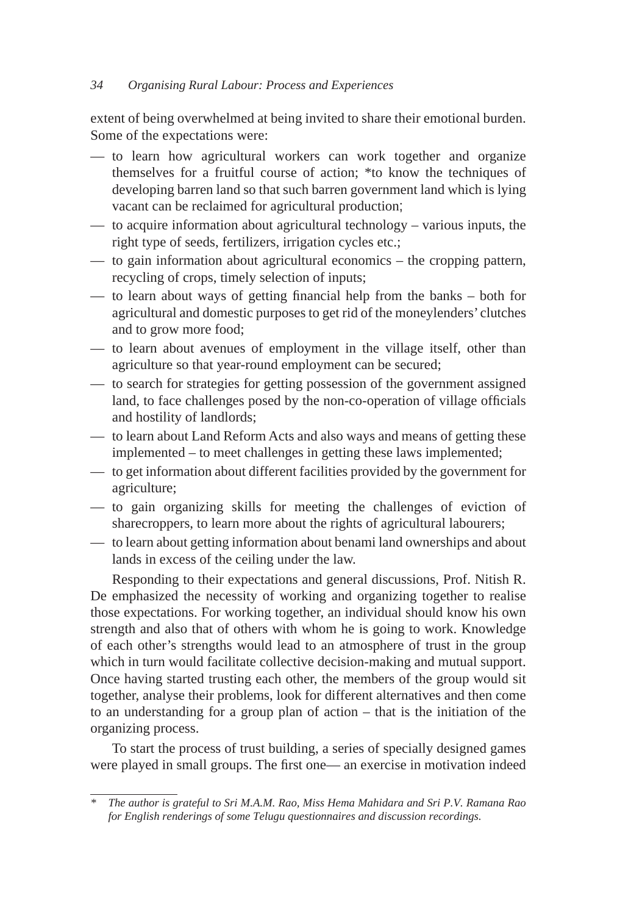extent of being overwhelmed at being invited to share their emotional burden. Some of the expectations were:

- to learn how agricultural workers can work together and organize themselves for a fruitful course of action; *to know the techniques of developing barren land so that such barren government land which is lying vacant can be reclaimed for agricultural production;
- to acquire information about agricultural technology – various inputs, the right type of seeds, fertilizers, irrigation cycles etc.;
- to gain information about agricultural economics – the cropping pattern, recycling of crops, timely selection of inputs;
- to learn about ways of getting financial help from the banks – both for agricultural and domestic purposes to get rid of the moneylenders' clutches and to grow more food;
- to learn about avenues of employment in the village itself, other than agriculture so that year-round employment can be secured;
- to search for strategies for getting possession of the government assigned land, to face challenges posed by the non-co-operation of village officials and hostility of landlords;
- to learn about Land Reform Acts and also ways and means of getting these implemented – to meet challenges in getting these laws implemented;
- to get information about different facilities provided by the government for agriculture;
- to gain organizing skills for meeting the challenges of eviction of sharecroppers, to learn more about the rights of agricultural labourers;
- to learn about getting information about benami land ownerships and about lands in excess of the ceiling under the law.

Responding to their expectations and general discussions, Prof. Nitish R. De emphasized the necessity of working and organizing together to realise those expectations. For working together, an individual should know his own strength and also that of others with whom he is going to work. Knowledge of each other's strengths would lead to an atmosphere of trust in the group which in turn would facilitate collective decision-making and mutual support. Once having started trusting each other, the members of the group would sit together, analyse their problems, look for different alternatives and then come to an understanding for a group plan of action – that is the initiation of the organizing process.

To start the process of trust building, a series of specially designed games were played in small groups. The first one— an exercise in motivation indeed

---

\* *The author is grateful to Sri M.A.M. Rao, Miss Hema Mahidara and Sri P.V. Ramana Rao for English renderings of some Telugu questionnaires and discussion recordings.*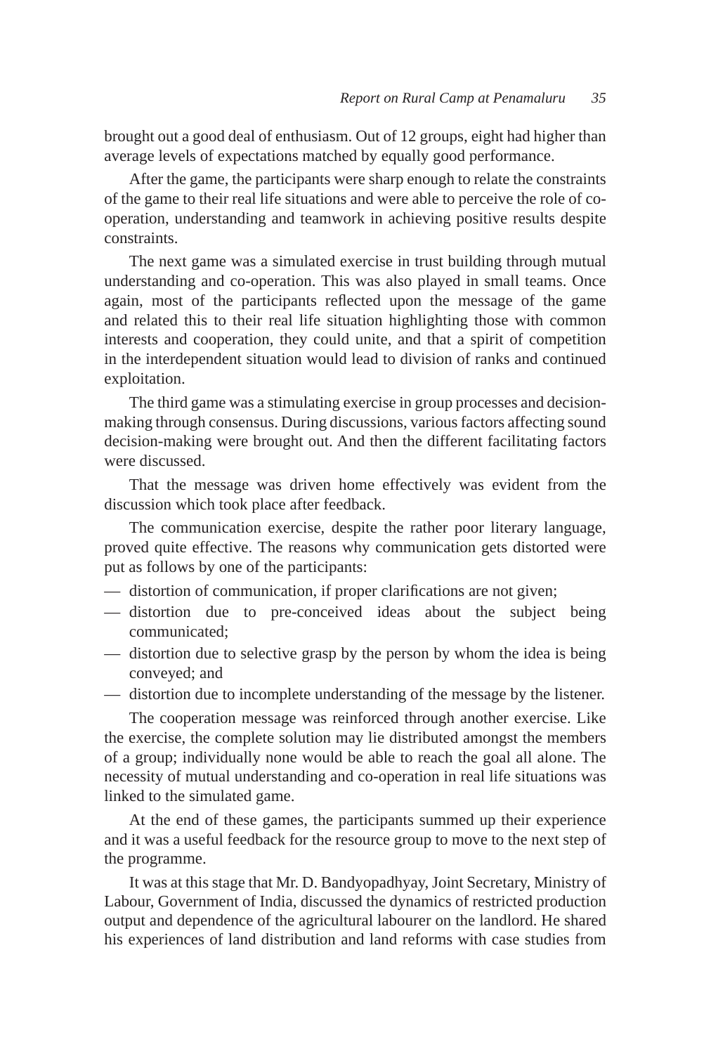brought out a good deal of enthusiasm. Out of 12 groups, eight had higher than average levels of expectations matched by equally good performance.

After the game, the participants were sharp enough to relate the constraints of the game to their real life situations and were able to perceive the role of co-operation, understanding and teamwork in achieving positive results despite constraints.

The next game was a simulated exercise in trust building through mutual understanding and co-operation. This was also played in small teams. Once again, most of the participants reflected upon the message of the game and related this to their real life situation highlighting those with common interests and cooperation, they could unite, and that a spirit of competition in the interdependent situation would lead to division of ranks and continued exploitation.

The third game was a stimulating exercise in group processes and decision-making through consensus. During discussions, various factors affecting sound decision-making were brought out. And then the different facilitating factors were discussed.

That the message was driven home effectively was evident from the discussion which took place after feedback.

The communication exercise, despite the rather poor literary language, proved quite effective. The reasons why communication gets distorted were put as follows by one of the participants:

- distortion of communication, if proper clarifications are not given;
- distortion due to pre-conceived ideas about the subject being communicated;
- distortion due to selective grasp by the person by whom the idea is being conveyed; and
- distortion due to incomplete understanding of the message by the listener.

The cooperation message was reinforced through another exercise. Like the exercise, the complete solution may lie distributed amongst the members of a group; individually none would be able to reach the goal all alone. The necessity of mutual understanding and co-operation in real life situations was linked to the simulated game.

At the end of these games, the participants summed up their experience and it was a useful feedback for the resource group to move to the next step of the programme.

It was at this stage that Mr. D. Bandyopadhyay, Joint Secretary, Ministry of Labour, Government of India, discussed the dynamics of restricted production output and dependence of the agricultural labourer on the landlord. He shared his experiences of land distribution and land reforms with case studies from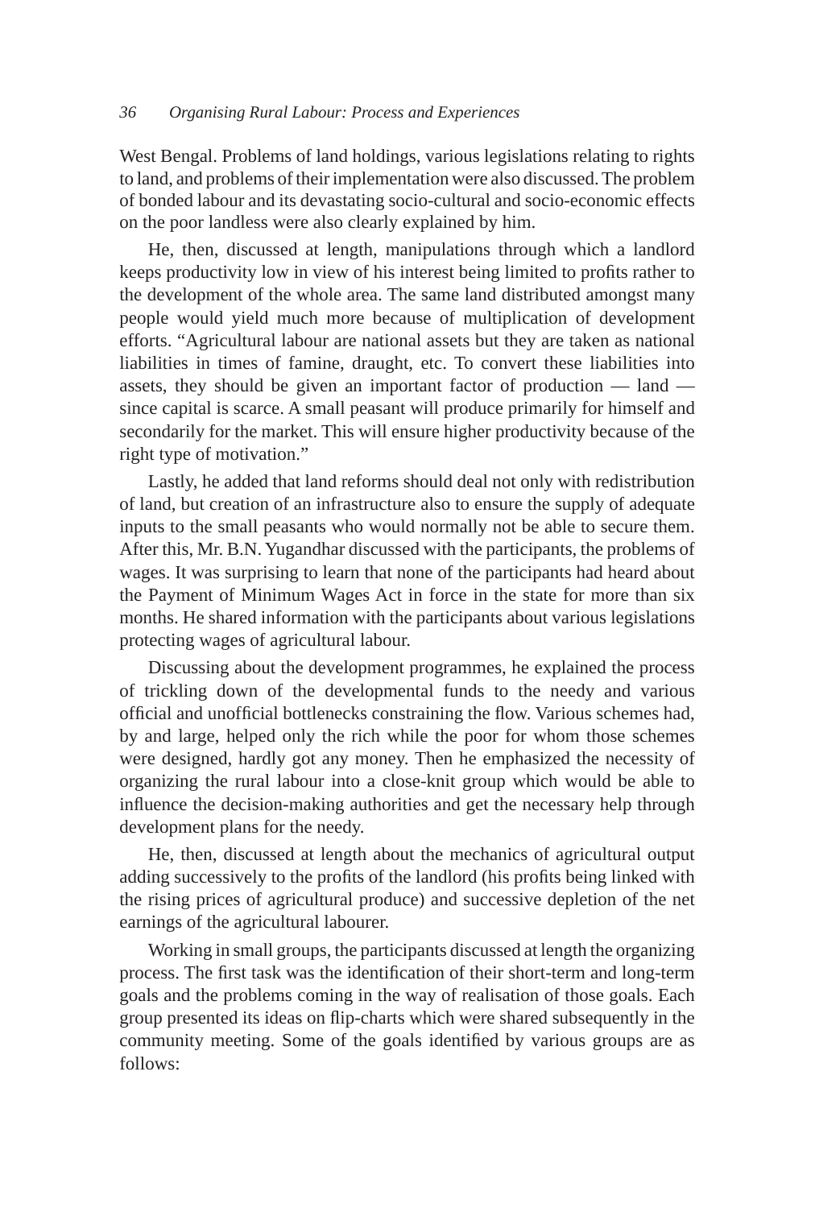West Bengal. Problems of land holdings, various legislations relating to rights to land, and problems of their implementation were also discussed. The problem of bonded labour and its devastating socio-cultural and socio-economic effects on the poor landless were also clearly explained by him.

He, then, discussed at length, manipulations through which a landlord keeps productivity low in view of his interest being limited to profits rather to the development of the whole area. The same land distributed amongst many people would yield much more because of multiplication of development efforts. "Agricultural labour are national assets but they are taken as national liabilities in times of famine, draught, etc. To convert these liabilities into assets, they should be given an important factor of production — land — since capital is scarce. A small peasant will produce primarily for himself and secondarily for the market. This will ensure higher productivity because of the right type of motivation."

Lastly, he added that land reforms should deal not only with redistribution of land, but creation of an infrastructure also to ensure the supply of adequate inputs to the small peasants who would normally not be able to secure them. After this, Mr. B.N. Yugandhar discussed with the participants, the problems of wages. It was surprising to learn that none of the participants had heard about the Payment of Minimum Wages Act in force in the state for more than six months. He shared information with the participants about various legislations protecting wages of agricultural labour.

Discussing about the development programmes, he explained the process of trickling down of the developmental funds to the needy and various official and unofficial bottlenecks constraining the flow. Various schemes had, by and large, helped only the rich while the poor for whom those schemes were designed, hardly got any money. Then he emphasized the necessity of organizing the rural labour into a close-knit group which would be able to influence the decision-making authorities and get the necessary help through development plans for the needy.

He, then, discussed at length about the mechanics of agricultural output adding successively to the profits of the landlord (his profits being linked with the rising prices of agricultural produce) and successive depletion of the net earnings of the agricultural labourer.

Working in small groups, the participants discussed at length the organizing process. The first task was the identification of their short-term and long-term goals and the problems coming in the way of realisation of those goals. Each group presented its ideas on flip-charts which were shared subsequently in the community meeting. Some of the goals identified by various groups are as follows: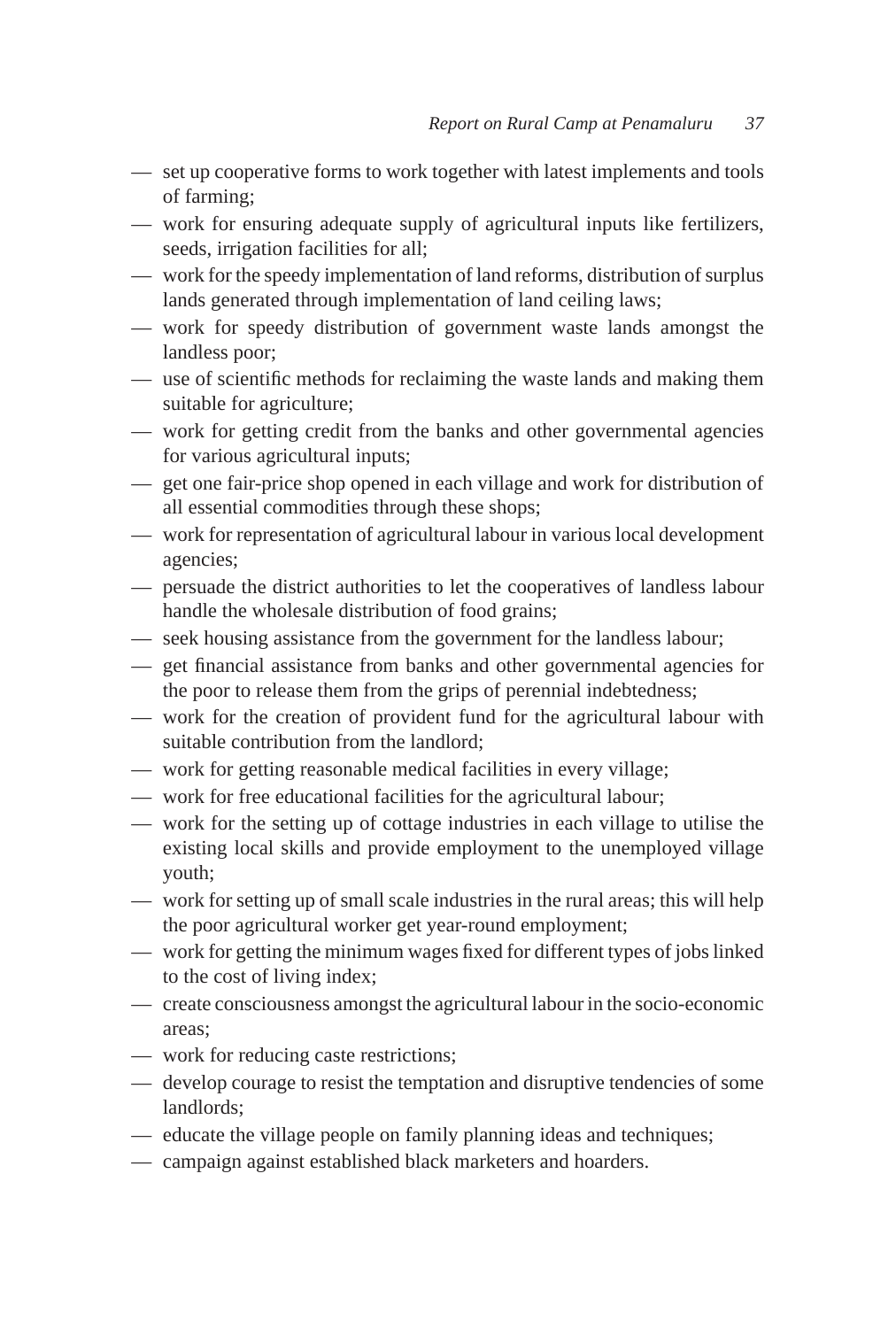- set up cooperative forms to work together with latest implements and tools of farming;
- work for ensuring adequate supply of agricultural inputs like fertilizers, seeds, irrigation facilities for all;
- work for the speedy implementation of land reforms, distribution of surplus lands generated through implementation of land ceiling laws;
- work for speedy distribution of government waste lands amongst the landless poor;
- use of scientific methods for reclaiming the waste lands and making them suitable for agriculture;
- work for getting credit from the banks and other governmental agencies for various agricultural inputs;
- get one fair-price shop opened in each village and work for distribution of all essential commodities through these shops;
- work for representation of agricultural labour in various local development agencies;
- persuade the district authorities to let the cooperatives of landless labour handle the wholesale distribution of food grains;
- seek housing assistance from the government for the landless labour;
- get financial assistance from banks and other governmental agencies for the poor to release them from the grips of perennial indebtedness;
- work for the creation of provident fund for the agricultural labour with suitable contribution from the landlord;
- work for getting reasonable medical facilities in every village;
- work for free educational facilities for the agricultural labour;
- work for the setting up of cottage industries in each village to utilise the existing local skills and provide employment to the unemployed village youth;
- work for setting up of small scale industries in the rural areas; this will help the poor agricultural worker get year-round employment;
- work for getting the minimum wages fixed for different types of jobs linked to the cost of living index;
- create consciousness amongst the agricultural labour in the socio-economic areas;
- work for reducing caste restrictions;
- develop courage to resist the temptation and disruptive tendencies of some landlords;
- educate the village people on family planning ideas and techniques;
- campaign against established black marketers and hoarders.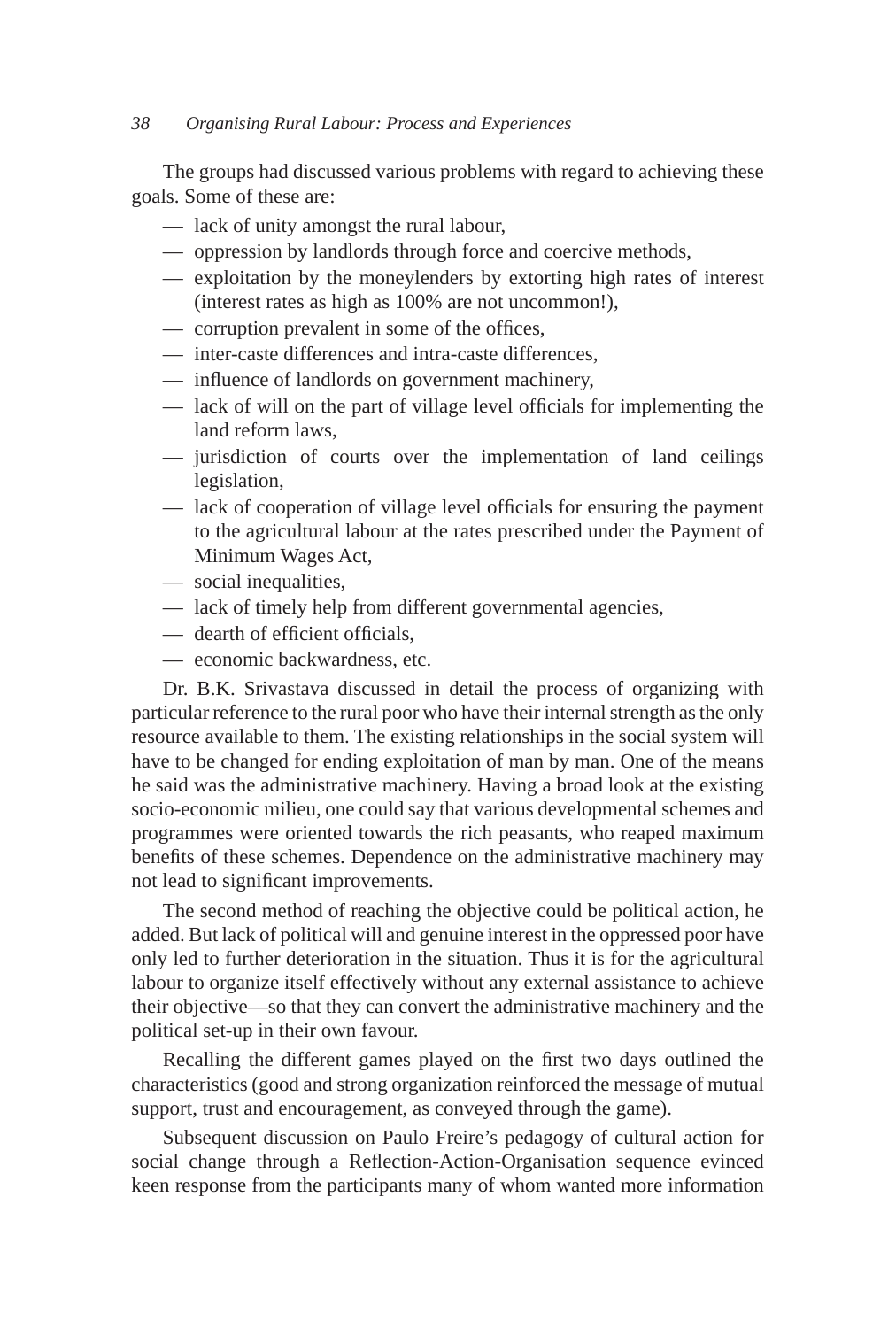The groups had discussed various problems with regard to achieving these goals. Some of these are:

- lack of unity amongst the rural labour,
- oppression by landlords through force and coercive methods,
- exploitation by the moneylenders by extorting high rates of interest (interest rates as high as 100% are not uncommon!),
- corruption prevalent in some of the offices,
- inter-caste differences and intra-caste differences,
- influence of landlords on government machinery,
- lack of will on the part of village level officials for implementing the land reform laws,
- jurisdiction of courts over the implementation of land ceilings legislation,
- lack of cooperation of village level officials for ensuring the payment to the agricultural labour at the rates prescribed under the Payment of Minimum Wages Act,
- social inequalities,
- lack of timely help from different governmental agencies,
- dearth of efficient officials,
- economic backwardness, etc.

Dr. B.K. Srivastava discussed in detail the process of organizing with particular reference to the rural poor who have their internal strength as the only resource available to them. The existing relationships in the social system will have to be changed for ending exploitation of man by man. One of the means he said was the administrative machinery. Having a broad look at the existing socio-economic milieu, one could say that various developmental schemes and programmes were oriented towards the rich peasants, who reaped maximum benefits of these schemes. Dependence on the administrative machinery may not lead to significant improvements.

The second method of reaching the objective could be political action, he added. But lack of political will and genuine interest in the oppressed poor have only led to further deterioration in the situation. Thus it is for the agricultural labour to organize itself effectively without any external assistance to achieve their objective—so that they can convert the administrative machinery and the political set-up in their own favour.

Recalling the different games played on the first two days outlined the characteristics (good and strong organization reinforced the message of mutual support, trust and encouragement, as conveyed through the game).

Subsequent discussion on Paulo Freire's pedagogy of cultural action for social change through a Reflection-Action-Organisation sequence evinced keen response from the participants many of whom wanted more information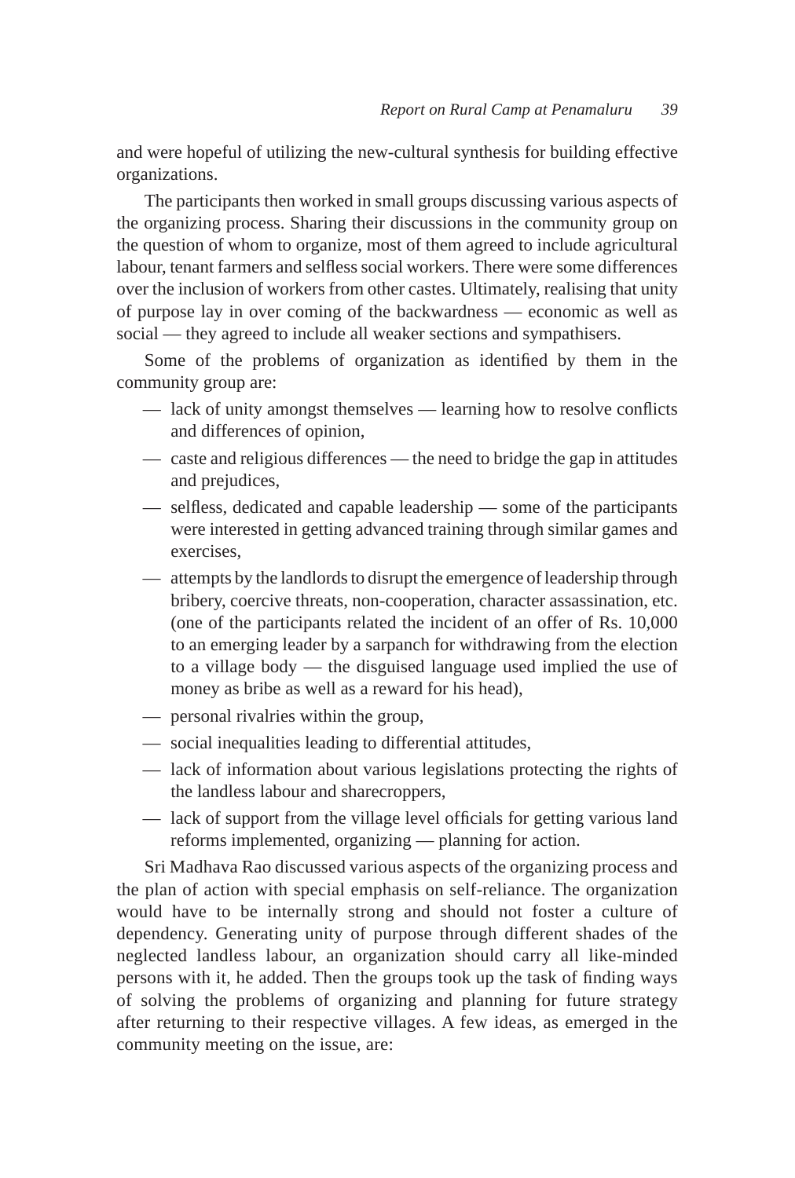and were hopeful of utilizing the new-cultural synthesis for building effective organizations.

The participants then worked in small groups discussing various aspects of the organizing process. Sharing their discussions in the community group on the question of whom to organize, most of them agreed to include agricultural labour, tenant farmers and selfless social workers. There were some differences over the inclusion of workers from other castes. Ultimately, realising that unity of purpose lay in over coming of the backwardness — economic as well as social — they agreed to include all weaker sections and sympathisers.

Some of the problems of organization as identified by them in the community group are:

- — lack of unity amongst themselves — learning how to resolve conflicts and differences of opinion,
- — caste and religious differences — the need to bridge the gap in attitudes and prejudices,
- — selfless, dedicated and capable leadership — some of the participants were interested in getting advanced training through similar games and exercises,
- — attempts by the landlords to disrupt the emergence of leadership through bribery, coercive threats, non-cooperation, character assassination, etc. (one of the participants related the incident of an offer of Rs. 10,000 to an emerging leader by a sarpanch for withdrawing from the election to a village body — the disguised language used implied the use of money as bribe as well as a reward for his head),
- — personal rivalries within the group,
- — social inequalities leading to differential attitudes,
- — lack of information about various legislations protecting the rights of the landless labour and sharecroppers,
- — lack of support from the village level officials for getting various land reforms implemented, organizing — planning for action.

Sri Madhava Rao discussed various aspects of the organizing process and the plan of action with special emphasis on self-reliance. The organization would have to be internally strong and should not foster a culture of dependency. Generating unity of purpose through different shades of the neglected landless labour, an organization should carry all like-minded persons with it, he added. Then the groups took up the task of finding ways of solving the problems of organizing and planning for future strategy after returning to their respective villages. A few ideas, as emerged in the community meeting on the issue, are: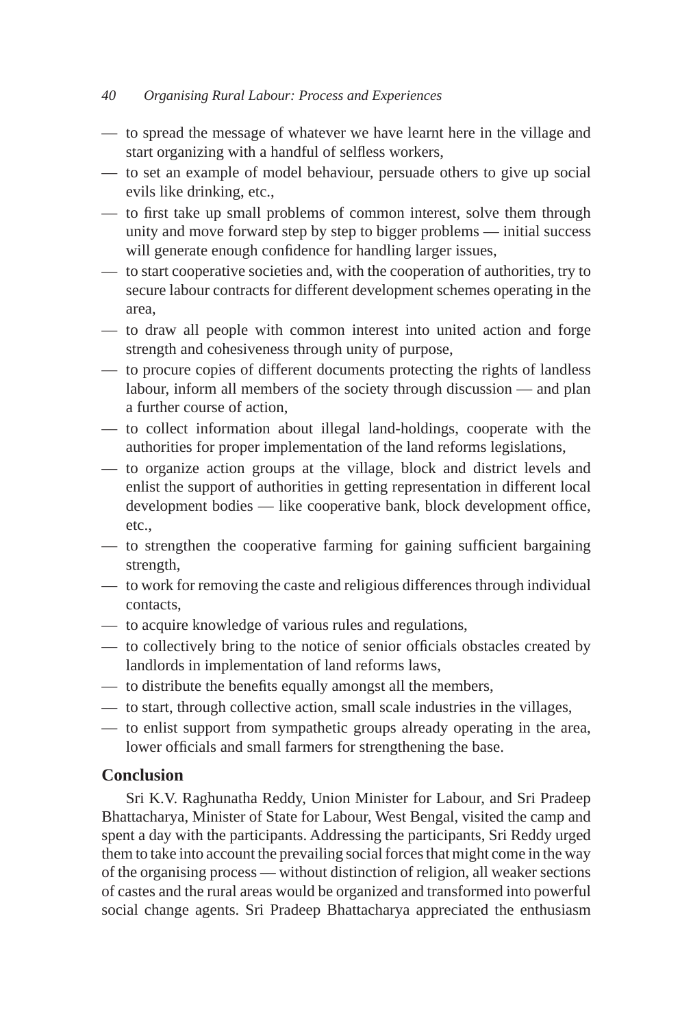— to spread the message of whatever we have learnt here in the village and start organizing with a handful of selfless workers,
— to set an example of model behaviour, persuade others to give up social evils like drinking, etc.,
— to first take up small problems of common interest, solve them through unity and move forward step by step to bigger problems — initial success will generate enough confidence for handling larger issues,
— to start cooperative societies and, with the cooperation of authorities, try to secure labour contracts for different development schemes operating in the area,
— to draw all people with common interest into united action and forge strength and cohesiveness through unity of purpose,
— to procure copies of different documents protecting the rights of landless labour, inform all members of the society through discussion — and plan a further course of action,
— to collect information about illegal land-holdings, cooperate with the authorities for proper implementation of the land reforms legislations,
— to organize action groups at the village, block and district levels and enlist the support of authorities in getting representation in different local development bodies — like cooperative bank, block development office, etc.,
— to strengthen the cooperative farming for gaining sufficient bargaining strength,
— to work for removing the caste and religious differences through individual contacts,
— to acquire knowledge of various rules and regulations,
— to collectively bring to the notice of senior officials obstacles created by landlords in implementation of land reforms laws,
— to distribute the benefits equally amongst all the members,
— to start, through collective action, small scale industries in the villages,
— to enlist support from sympathetic groups already operating in the area, lower officials and small farmers for strengthening the base.

## Conclusion

Sri K.V. Raghunatha Reddy, Union Minister for Labour, and Sri Pradeep Bhattacharya, Minister of State for Labour, West Bengal, visited the camp and spent a day with the participants. Addressing the participants, Sri Reddy urged them to take into account the prevailing social forces that might come in the way of the organising process — without distinction of religion, all weaker sections of castes and the rural areas would be organized and transformed into powerful social change agents. Sri Pradeep Bhattacharya appreciated the enthusiasm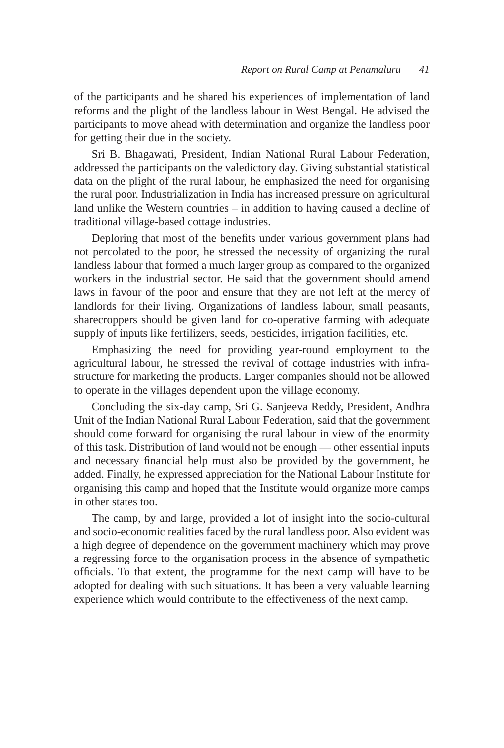of the participants and he shared his experiences of implementation of land reforms and the plight of the landless labour in West Bengal. He advised the participants to move ahead with determination and organize the landless poor for getting their due in the society.

Sri B. Bhagawati, President, Indian National Rural Labour Federation, addressed the participants on the valedictory day. Giving substantial statistical data on the plight of the rural labour, he emphasized the need for organising the rural poor. Industrialization in India has increased pressure on agricultural land unlike the Western countries – in addition to having caused a decline of traditional village-based cottage industries.

Deploring that most of the benefits under various government plans had not percolated to the poor, he stressed the necessity of organizing the rural landless labour that formed a much larger group as compared to the organized workers in the industrial sector. He said that the government should amend laws in favour of the poor and ensure that they are not left at the mercy of landlords for their living. Organizations of landless labour, small peasants, sharecroppers should be given land for co-operative farming with adequate supply of inputs like fertilizers, seeds, pesticides, irrigation facilities, etc.

Emphasizing the need for providing year-round employment to the agricultural labour, he stressed the revival of cottage industries with infrastructure for marketing the products. Larger companies should not be allowed to operate in the villages dependent upon the village economy.

Concluding the six-day camp, Sri G. Sanjeeva Reddy, President, Andhra Unit of the Indian National Rural Labour Federation, said that the government should come forward for organising the rural labour in view of the enormity of this task. Distribution of land would not be enough — other essential inputs and necessary financial help must also be provided by the government, he added. Finally, he expressed appreciation for the National Labour Institute for organising this camp and hoped that the Institute would organize more camps in other states too.

The camp, by and large, provided a lot of insight into the socio-cultural and socio-economic realities faced by the rural landless poor. Also evident was a high degree of dependence on the government machinery which may prove a regressing force to the organisation process in the absence of sympathetic officials. To that extent, the programme for the next camp will have to be adopted for dealing with such situations. It has been a very valuable learning experience which would contribute to the effectiveness of the next camp.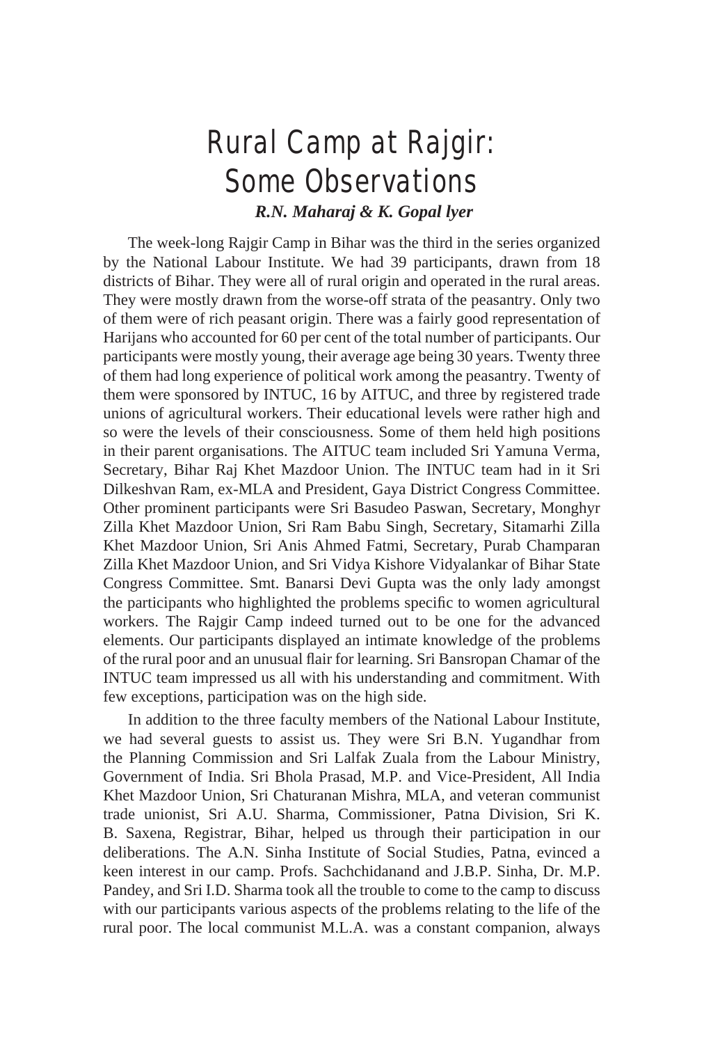# Rural Camp at Rajgir: Some Observations

***R.N. Maharaj & K. Gopal lyer***

The week-long Rajgir Camp in Bihar was the third in the series organized by the National Labour Institute. We had 39 participants, drawn from 18 districts of Bihar. They were all of rural origin and operated in the rural areas. They were mostly drawn from the worse-off strata of the peasantry. Only two of them were of rich peasant origin. There was a fairly good representation of Harijans who accounted for 60 per cent of the total number of participants. Our participants were mostly young, their average age being 30 years. Twenty three of them had long experience of political work among the peasantry. Twenty of them were sponsored by INTUC, 16 by AITUC, and three by registered trade unions of agricultural workers. Their educational levels were rather high and so were the levels of their consciousness. Some of them held high positions in their parent organisations. The AITUC team included Sri Yamuna Verma, Secretary, Bihar Raj Khet Mazdoor Union. The INTUC team had in it Sri Dilkeshvan Ram, ex-MLA and President, Gaya District Congress Committee. Other prominent participants were Sri Basudeo Paswan, Secretary, Monghyr Zilla Khet Mazdoor Union, Sri Ram Babu Singh, Secretary, Sitamarhi Zilla Khet Mazdoor Union, Sri Anis Ahmed Fatmi, Secretary, Purab Champaran Zilla Khet Mazdoor Union, and Sri Vidya Kishore Vidyalankar of Bihar State Congress Committee. Smt. Banarsi Devi Gupta was the only lady amongst the participants who highlighted the problems specific to women agricultural workers. The Rajgir Camp indeed turned out to be one for the advanced elements. Our participants displayed an intimate knowledge of the problems of the rural poor and an unusual flair for learning. Sri Bansropan Chamar of the INTUC team impressed us all with his understanding and commitment. With few exceptions, participation was on the high side.

In addition to the three faculty members of the National Labour Institute, we had several guests to assist us. They were Sri B.N. Yugandhar from the Planning Commission and Sri Lalfak Zuala from the Labour Ministry, Government of India. Sri Bhola Prasad, M.P. and Vice-President, All India Khet Mazdoor Union, Sri Chaturanan Mishra, MLA, and veteran communist trade unionist, Sri A.U. Sharma, Commissioner, Patna Division, Sri K. B. Saxena, Registrar, Bihar, helped us through their participation in our deliberations. The A.N. Sinha Institute of Social Studies, Patna, evinced a keen interest in our camp. Profs. Sachchidanand and J.B.P. Sinha, Dr. M.P. Pandey, and Sri I.D. Sharma took all the trouble to come to the camp to discuss with our participants various aspects of the problems relating to the life of the rural poor. The local communist M.L.A. was a constant companion, always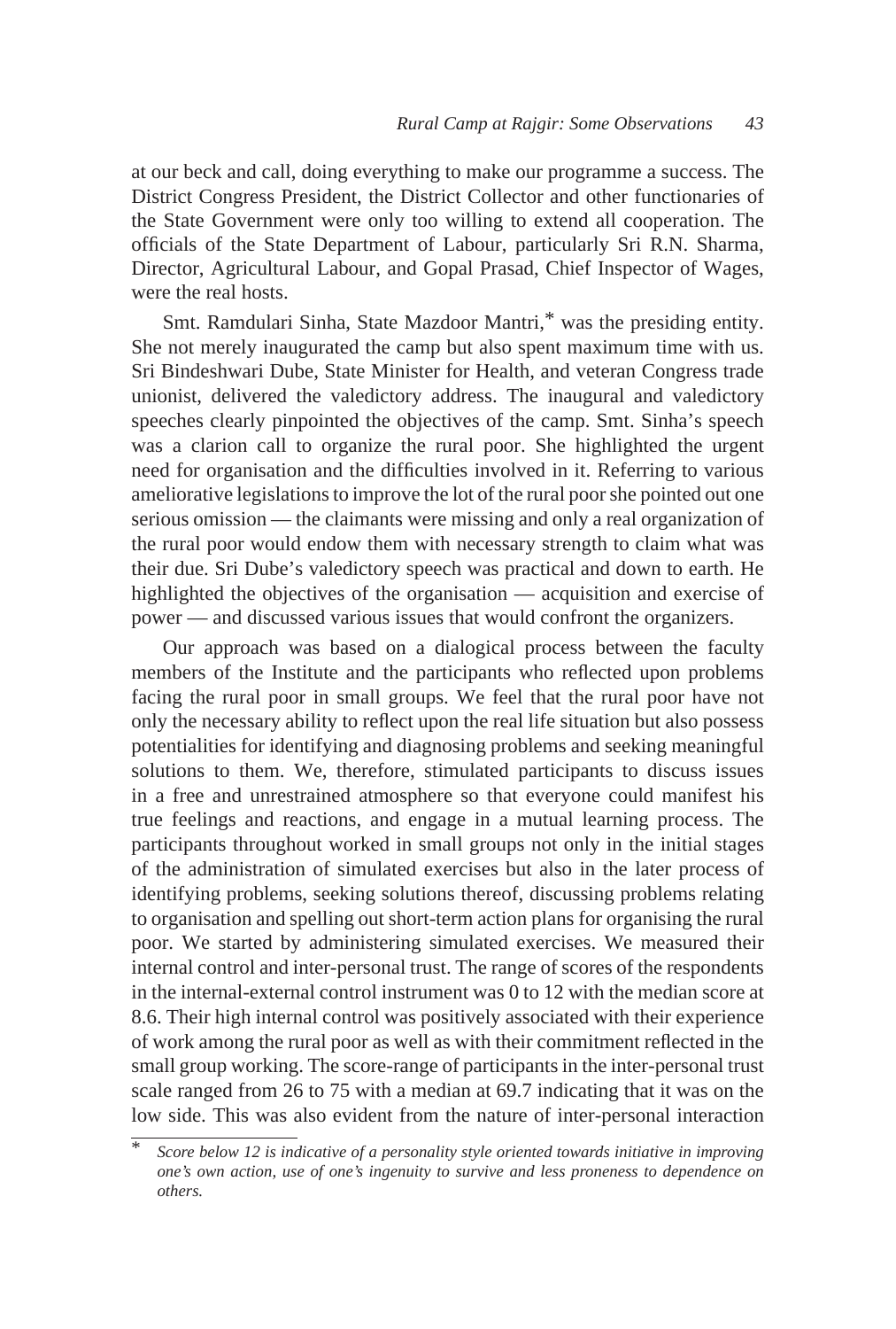at our beck and call, doing everything to make our programme a success. The District Congress President, the District Collector and other functionaries of the State Government were only too willing to extend all cooperation. The officials of the State Department of Labour, particularly Sri R.N. Sharma, Director, Agricultural Labour, and Gopal Prasad, Chief Inspector of Wages, were the real hosts.

Smt. Ramdulari Sinha, State Mazdoor Mantri,* was the presiding entity. She not merely inaugurated the camp but also spent maximum time with us. Sri Bindeshwari Dube, State Minister for Health, and veteran Congress trade unionist, delivered the valedictory address. The inaugural and valedictory speeches clearly pinpointed the objectives of the camp. Smt. Sinha's speech was a clarion call to organize the rural poor. She highlighted the urgent need for organisation and the difficulties involved in it. Referring to various ameliorative legislations to improve the lot of the rural poor she pointed out one serious omission — the claimants were missing and only a real organization of the rural poor would endow them with necessary strength to claim what was their due. Sri Dube's valedictory speech was practical and down to earth. He highlighted the objectives of the organisation — acquisition and exercise of power — and discussed various issues that would confront the organizers.

Our approach was based on a dialogical process between the faculty members of the Institute and the participants who reflected upon problems facing the rural poor in small groups. We feel that the rural poor have not only the necessary ability to reflect upon the real life situation but also possess potentialities for identifying and diagnosing problems and seeking meaningful solutions to them. We, therefore, stimulated participants to discuss issues in a free and unrestrained atmosphere so that everyone could manifest his true feelings and reactions, and engage in a mutual learning process. The participants throughout worked in small groups not only in the initial stages of the administration of simulated exercises but also in the later process of identifying problems, seeking solutions thereof, discussing problems relating to organisation and spelling out short-term action plans for organising the rural poor. We started by administering simulated exercises. We measured their internal control and inter-personal trust. The range of scores of the respondents in the internal-external control instrument was 0 to 12 with the median score at 8.6. Their high internal control was positively associated with their experience of work among the rural poor as well as with their commitment reflected in the small group working. The score-range of participants in the inter-personal trust scale ranged from 26 to 75 with a median at 69.7 indicating that it was on the low side. This was also evident from the nature of inter-personal interaction

* *Score below 12 is indicative of a personality style oriented towards initiative in improving one's own action, use of one's ingenuity to survive and less proneness to dependence on others.*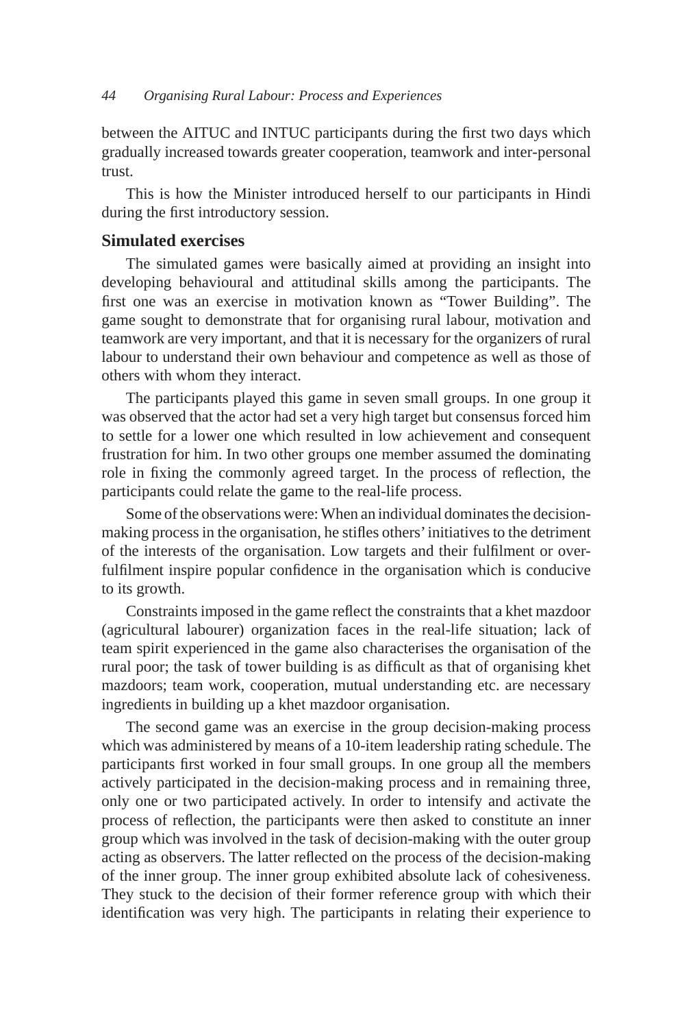between the AITUC and INTUC participants during the first two days which gradually increased towards greater cooperation, teamwork and inter-personal trust.

This is how the Minister introduced herself to our participants in Hindi during the first introductory session.

### Simulated exercises

The simulated games were basically aimed at providing an insight into developing behavioural and attitudinal skills among the participants. The first one was an exercise in motivation known as "Tower Building". The game sought to demonstrate that for organising rural labour, motivation and teamwork are very important, and that it is necessary for the organizers of rural labour to understand their own behaviour and competence as well as those of others with whom they interact.

The participants played this game in seven small groups. In one group it was observed that the actor had set a very high target but consensus forced him to settle for a lower one which resulted in low achievement and consequent frustration for him. In two other groups one member assumed the dominating role in fixing the commonly agreed target. In the process of reflection, the participants could relate the game to the real-life process.

Some of the observations were: When an individual dominates the decision-making process in the organisation, he stifles others' initiatives to the detriment of the interests of the organisation. Low targets and their fulfilment or over-fulfilment inspire popular confidence in the organisation which is conducive to its growth.

Constraints imposed in the game reflect the constraints that a khet mazdoor (agricultural labourer) organization faces in the real-life situation; lack of team spirit experienced in the game also characterises the organisation of the rural poor; the task of tower building is as difficult as that of organising khet mazdoors; team work, cooperation, mutual understanding etc. are necessary ingredients in building up a khet mazdoor organisation.

The second game was an exercise in the group decision-making process which was administered by means of a 10-item leadership rating schedule. The participants first worked in four small groups. In one group all the members actively participated in the decision-making process and in remaining three, only one or two participated actively. In order to intensify and activate the process of reflection, the participants were then asked to constitute an inner group which was involved in the task of decision-making with the outer group acting as observers. The latter reflected on the process of the decision-making of the inner group. The inner group exhibited absolute lack of cohesiveness. They stuck to the decision of their former reference group with which their identification was very high. The participants in relating their experience to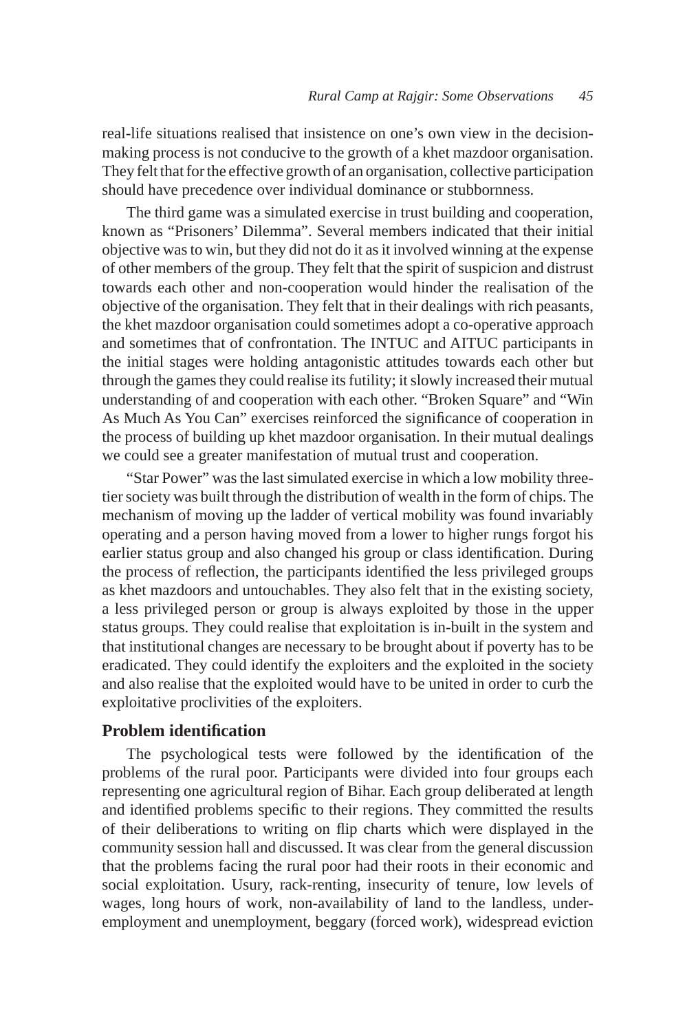real-life situations realised that insistence on one's own view in the decision-making process is not conducive to the growth of a khet mazdoor organisation. They felt that for the effective growth of an organisation, collective participation should have precedence over individual dominance or stubbornness.

The third game was a simulated exercise in trust building and cooperation, known as "Prisoners' Dilemma". Several members indicated that their initial objective was to win, but they did not do it as it involved winning at the expense of other members of the group. They felt that the spirit of suspicion and distrust towards each other and non-cooperation would hinder the realisation of the objective of the organisation. They felt that in their dealings with rich peasants, the khet mazdoor organisation could sometimes adopt a co-operative approach and sometimes that of confrontation. The INTUC and AITUC participants in the initial stages were holding antagonistic attitudes towards each other but through the games they could realise its futility; it slowly increased their mutual understanding of and cooperation with each other. "Broken Square" and "Win As Much As You Can" exercises reinforced the significance of cooperation in the process of building up khet mazdoor organisation. In their mutual dealings we could see a greater manifestation of mutual trust and cooperation.

"Star Power" was the last simulated exercise in which a low mobility three-tier society was built through the distribution of wealth in the form of chips. The mechanism of moving up the ladder of vertical mobility was found invariably operating and a person having moved from a lower to higher rungs forgot his earlier status group and also changed his group or class identification. During the process of reflection, the participants identified the less privileged groups as khet mazdoors and untouchables. They also felt that in the existing society, a less privileged person or group is always exploited by those in the upper status groups. They could realise that exploitation is in-built in the system and that institutional changes are necessary to be brought about if poverty has to be eradicated. They could identify the exploiters and the exploited in the society and also realise that the exploited would have to be united in order to curb the exploitative proclivities of the exploiters.

## Problem identification

The psychological tests were followed by the identification of the problems of the rural poor. Participants were divided into four groups each representing one agricultural region of Bihar. Each group deliberated at length and identified problems specific to their regions. They committed the results of their deliberations to writing on flip charts which were displayed in the community session hall and discussed. It was clear from the general discussion that the problems facing the rural poor had their roots in their economic and social exploitation. Usury, rack-renting, insecurity of tenure, low levels of wages, long hours of work, non-availability of land to the landless, under-employment and unemployment, beggary (forced work), widespread eviction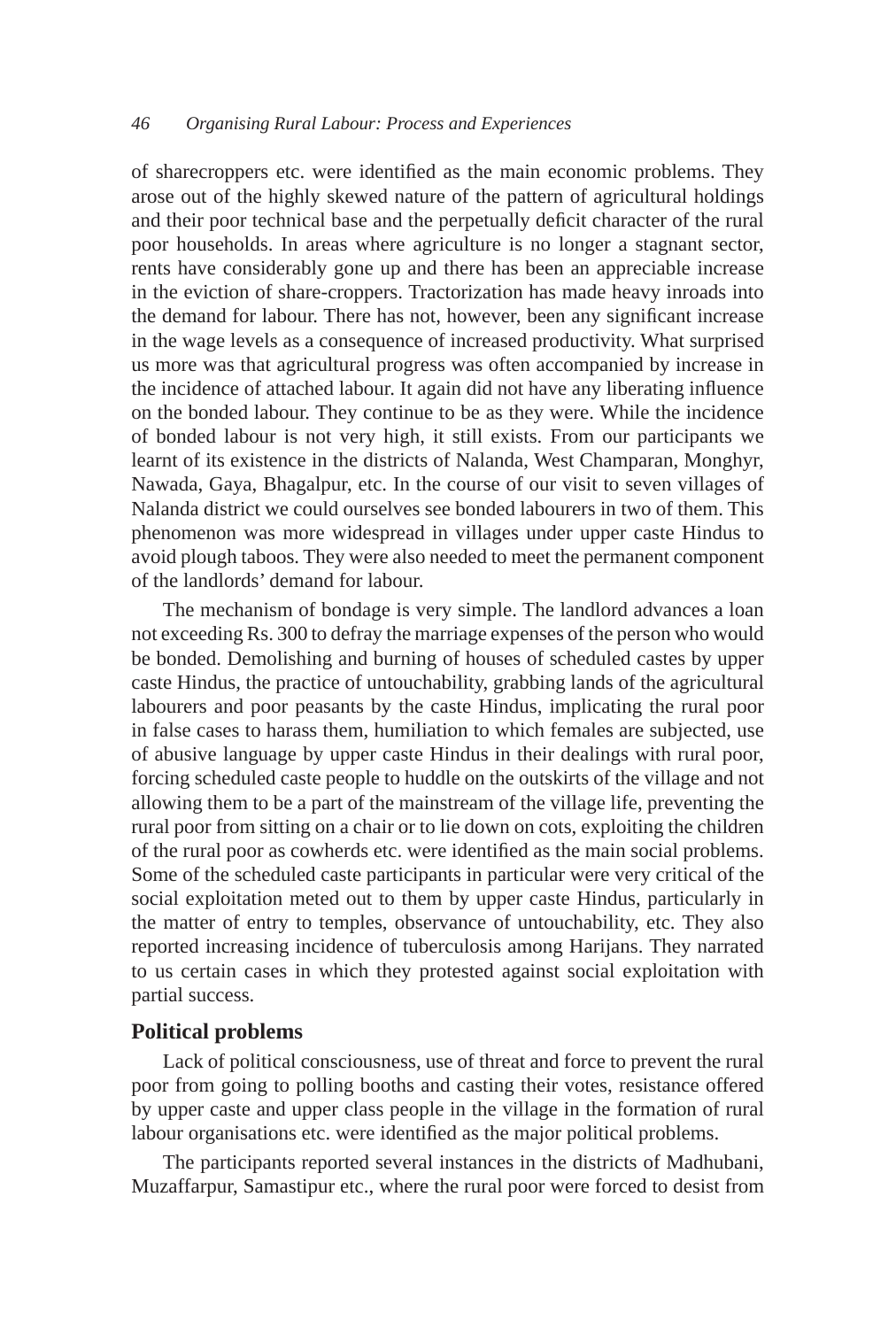of sharecroppers etc. were identified as the main economic problems. They arose out of the highly skewed nature of the pattern of agricultural holdings and their poor technical base and the perpetually deficit character of the rural poor households. In areas where agriculture is no longer a stagnant sector, rents have considerably gone up and there has been an appreciable increase in the eviction of share-croppers. Tractorization has made heavy inroads into the demand for labour. There has not, however, been any significant increase in the wage levels as a consequence of increased productivity. What surprised us more was that agricultural progress was often accompanied by increase in the incidence of attached labour. It again did not have any liberating influence on the bonded labour. They continue to be as they were. While the incidence of bonded labour is not very high, it still exists. From our participants we learnt of its existence in the districts of Nalanda, West Champaran, Monghyr, Nawada, Gaya, Bhagalpur, etc. In the course of our visit to seven villages of Nalanda district we could ourselves see bonded labourers in two of them. This phenomenon was more widespread in villages under upper caste Hindus to avoid plough taboos. They were also needed to meet the permanent component of the landlords' demand for labour.

The mechanism of bondage is very simple. The landlord advances a loan not exceeding Rs. 300 to defray the marriage expenses of the person who would be bonded. Demolishing and burning of houses of scheduled castes by upper caste Hindus, the practice of untouchability, grabbing lands of the agricultural labourers and poor peasants by the caste Hindus, implicating the rural poor in false cases to harass them, humiliation to which females are subjected, use of abusive language by upper caste Hindus in their dealings with rural poor, forcing scheduled caste people to huddle on the outskirts of the village and not allowing them to be a part of the mainstream of the village life, preventing the rural poor from sitting on a chair or to lie down on cots, exploiting the children of the rural poor as cowherds etc. were identified as the main social problems. Some of the scheduled caste participants in particular were very critical of the social exploitation meted out to them by upper caste Hindus, particularly in the matter of entry to temples, observance of untouchability, etc. They also reported increasing incidence of tuberculosis among Harijans. They narrated to us certain cases in which they protested against social exploitation with partial success.

### Political problems

Lack of political consciousness, use of threat and force to prevent the rural poor from going to polling booths and casting their votes, resistance offered by upper caste and upper class people in the village in the formation of rural labour organisations etc. were identified as the major political problems.

The participants reported several instances in the districts of Madhubani, Muzaffarpur, Samastipur etc., where the rural poor were forced to desist from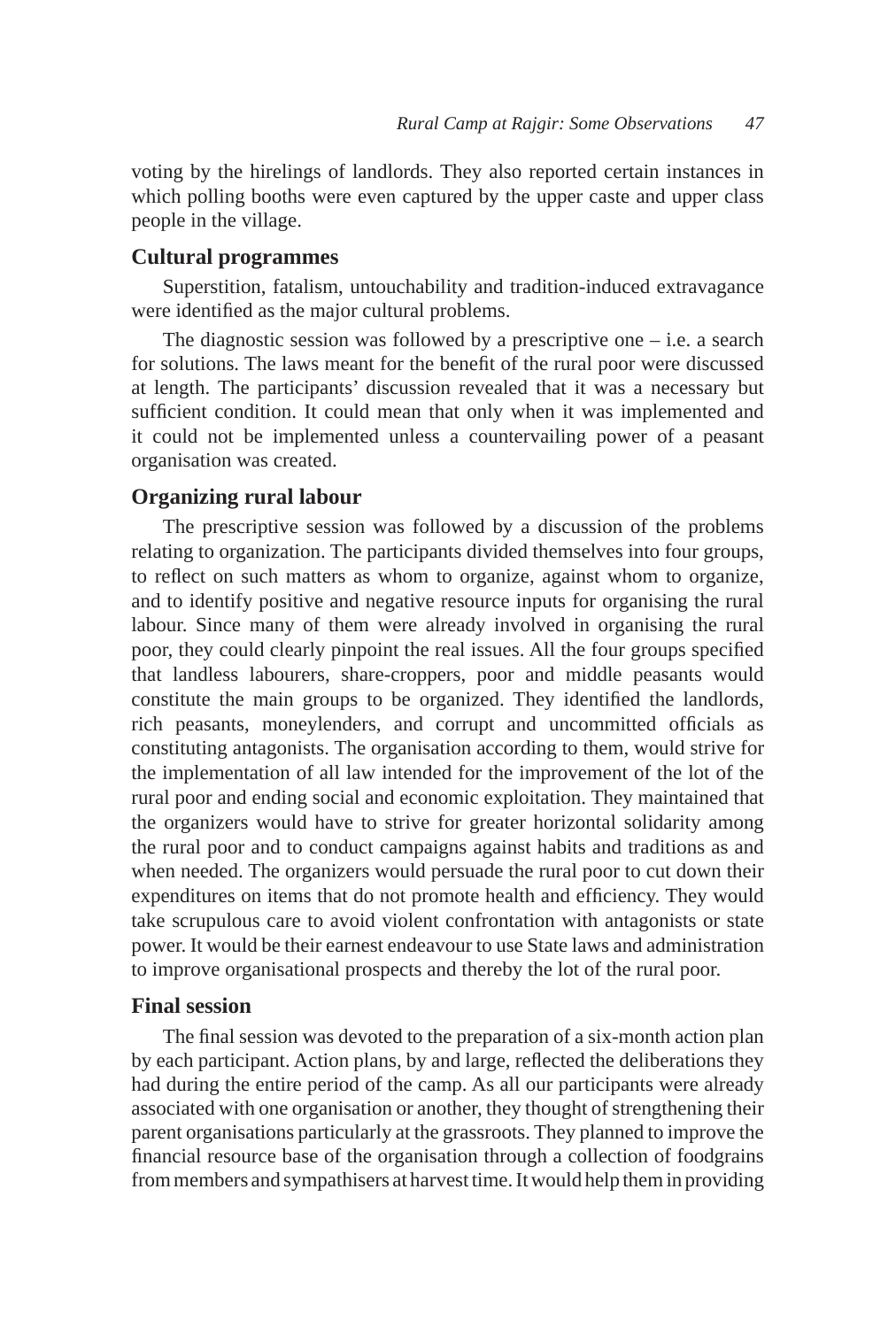voting by the hirelings of landlords. They also reported certain instances in which polling booths were even captured by the upper caste and upper class people in the village.

### Cultural programmes

Superstition, fatalism, untouchability and tradition-induced extravagance were identified as the major cultural problems.

The diagnostic session was followed by a prescriptive one – i.e. a search for solutions. The laws meant for the benefit of the rural poor were discussed at length. The participants' discussion revealed that it was a necessary but sufficient condition. It could mean that only when it was implemented and it could not be implemented unless a countervailing power of a peasant organisation was created.

### Organizing rural labour

The prescriptive session was followed by a discussion of the problems relating to organization. The participants divided themselves into four groups, to reflect on such matters as whom to organize, against whom to organize, and to identify positive and negative resource inputs for organising the rural labour. Since many of them were already involved in organising the rural poor, they could clearly pinpoint the real issues. All the four groups specified that landless labourers, share-croppers, poor and middle peasants would constitute the main groups to be organized. They identified the landlords, rich peasants, moneylenders, and corrupt and uncommitted officials as constituting antagonists. The organisation according to them, would strive for the implementation of all law intended for the improvement of the lot of the rural poor and ending social and economic exploitation. They maintained that the organizers would have to strive for greater horizontal solidarity among the rural poor and to conduct campaigns against habits and traditions as and when needed. The organizers would persuade the rural poor to cut down their expenditures on items that do not promote health and efficiency. They would take scrupulous care to avoid violent confrontation with antagonists or state power. It would be their earnest endeavour to use State laws and administration to improve organisational prospects and thereby the lot of the rural poor.

### Final session

The final session was devoted to the preparation of a six-month action plan by each participant. Action plans, by and large, reflected the deliberations they had during the entire period of the camp. As all our participants were already associated with one organisation or another, they thought of strengthening their parent organisations particularly at the grassroots. They planned to improve the financial resource base of the organisation through a collection of foodgrains from members and sympathisers at harvest time. It would help them in providing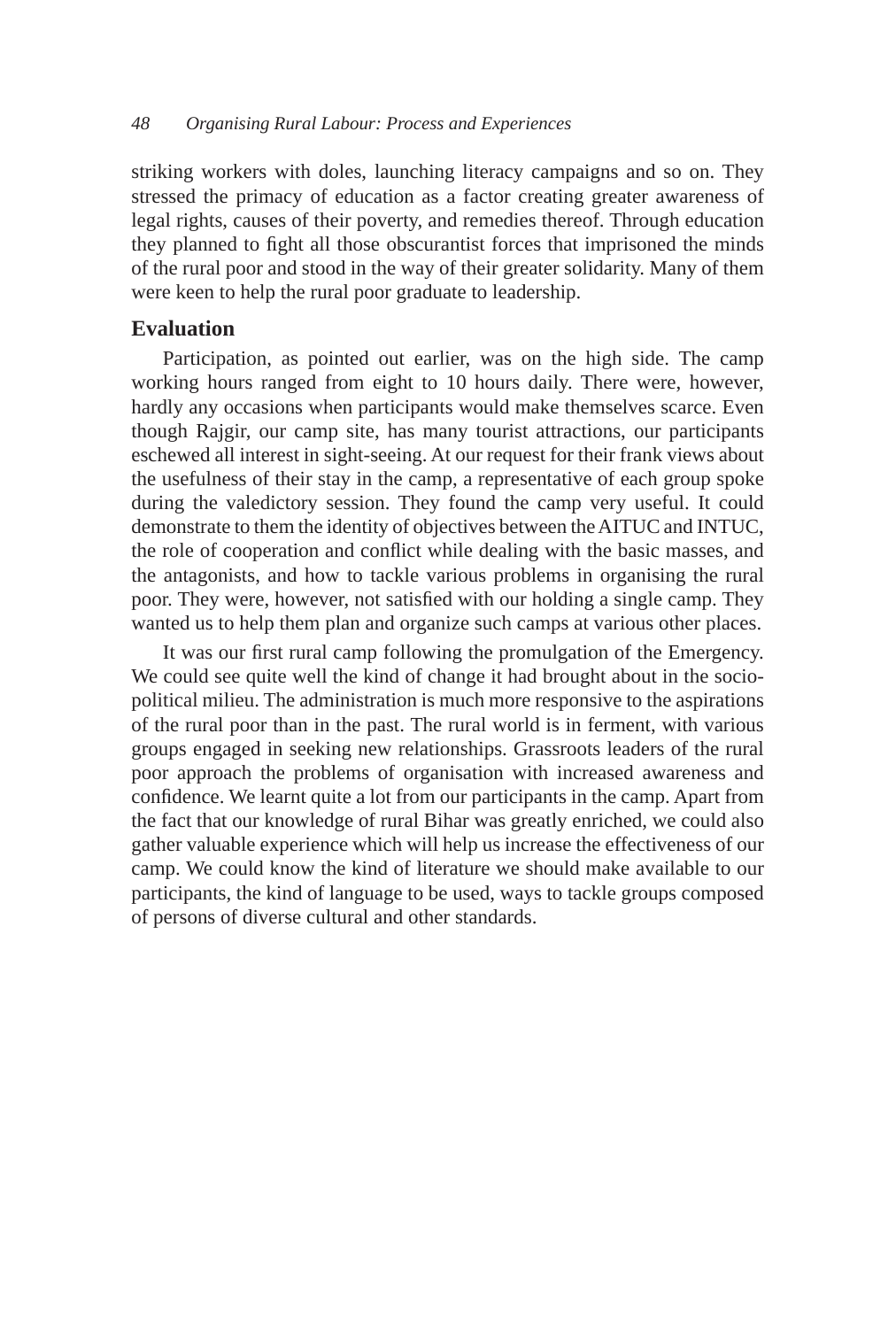striking workers with doles, launching literacy campaigns and so on. They stressed the primacy of education as a factor creating greater awareness of legal rights, causes of their poverty, and remedies thereof. Through education they planned to fight all those obscurantist forces that imprisoned the minds of the rural poor and stood in the way of their greater solidarity. Many of them were keen to help the rural poor graduate to leadership.

## Evaluation

Participation, as pointed out earlier, was on the high side. The camp working hours ranged from eight to 10 hours daily. There were, however, hardly any occasions when participants would make themselves scarce. Even though Rajgir, our camp site, has many tourist attractions, our participants eschewed all interest in sight-seeing. At our request for their frank views about the usefulness of their stay in the camp, a representative of each group spoke during the valedictory session. They found the camp very useful. It could demonstrate to them the identity of objectives between the AITUC and INTUC, the role of cooperation and conflict while dealing with the basic masses, and the antagonists, and how to tackle various problems in organising the rural poor. They were, however, not satisfied with our holding a single camp. They wanted us to help them plan and organize such camps at various other places.

It was our first rural camp following the promulgation of the Emergency. We could see quite well the kind of change it had brought about in the socio-political milieu. The administration is much more responsive to the aspirations of the rural poor than in the past. The rural world is in ferment, with various groups engaged in seeking new relationships. Grassroots leaders of the rural poor approach the problems of organisation with increased awareness and confidence. We learnt quite a lot from our participants in the camp. Apart from the fact that our knowledge of rural Bihar was greatly enriched, we could also gather valuable experience which will help us increase the effectiveness of our camp. We could know the kind of literature we should make available to our participants, the kind of language to be used, ways to tackle groups composed of persons of diverse cultural and other standards.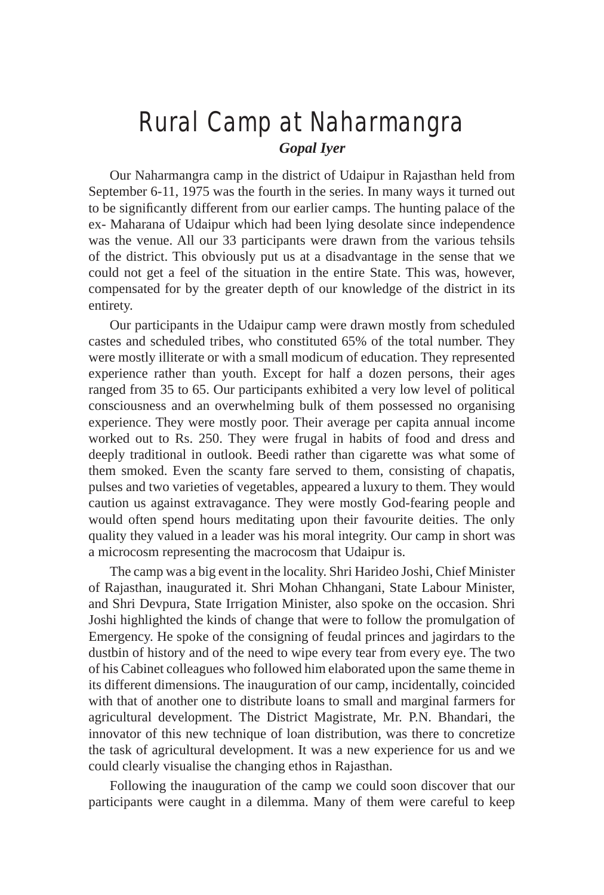# Rural Camp at Naharmangra

***Gopal Iyer***

Our Naharmangra camp in the district of Udaipur in Rajasthan held from September 6-11, 1975 was the fourth in the series. In many ways it turned out to be significantly different from our earlier camps. The hunting palace of the ex- Maharana of Udaipur which had been lying desolate since independence was the venue. All our 33 participants were drawn from the various tehsils of the district. This obviously put us at a disadvantage in the sense that we could not get a feel of the situation in the entire State. This was, however, compensated for by the greater depth of our knowledge of the district in its entirety.

Our participants in the Udaipur camp were drawn mostly from scheduled castes and scheduled tribes, who constituted 65% of the total number. They were mostly illiterate or with a small modicum of education. They represented experience rather than youth. Except for half a dozen persons, their ages ranged from 35 to 65. Our participants exhibited a very low level of political consciousness and an overwhelming bulk of them possessed no organising experience. They were mostly poor. Their average per capita annual income worked out to Rs. 250. They were frugal in habits of food and dress and deeply traditional in outlook. Beedi rather than cigarette was what some of them smoked. Even the scanty fare served to them, consisting of chapatis, pulses and two varieties of vegetables, appeared a luxury to them. They would caution us against extravagance. They were mostly God-fearing people and would often spend hours meditating upon their favourite deities. The only quality they valued in a leader was his moral integrity. Our camp in short was a microcosm representing the macrocosm that Udaipur is.

The camp was a big event in the locality. Shri Harideo Joshi, Chief Minister of Rajasthan, inaugurated it. Shri Mohan Chhangani, State Labour Minister, and Shri Devpura, State Irrigation Minister, also spoke on the occasion. Shri Joshi highlighted the kinds of change that were to follow the promulgation of Emergency. He spoke of the consigning of feudal princes and jagirdars to the dustbin of history and of the need to wipe every tear from every eye. The two of his Cabinet colleagues who followed him elaborated upon the same theme in its different dimensions. The inauguration of our camp, incidentally, coincided with that of another one to distribute loans to small and marginal farmers for agricultural development. The District Magistrate, Mr. P.N. Bhandari, the innovator of this new technique of loan distribution, was there to concretize the task of agricultural development. It was a new experience for us and we could clearly visualise the changing ethos in Rajasthan.

Following the inauguration of the camp we could soon discover that our participants were caught in a dilemma. Many of them were careful to keep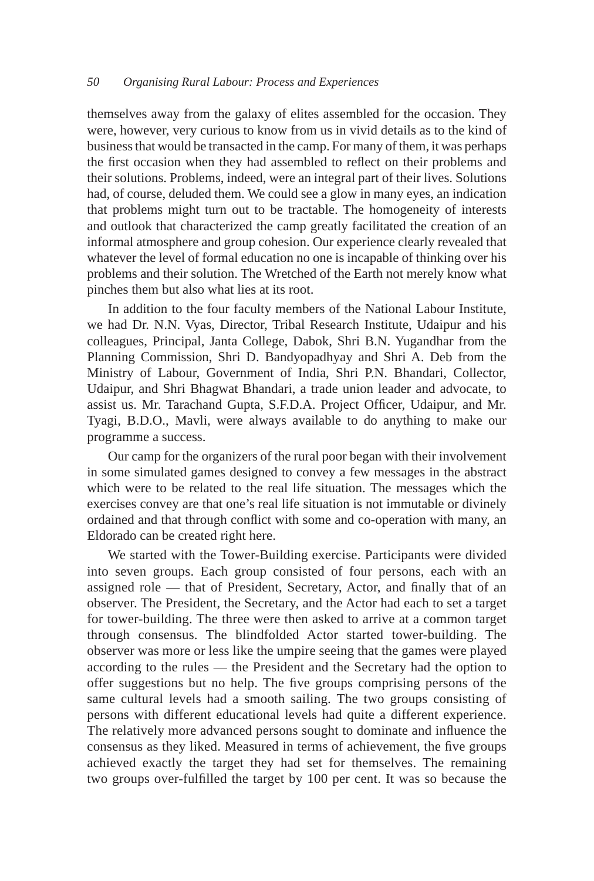themselves away from the galaxy of elites assembled for the occasion. They were, however, very curious to know from us in vivid details as to the kind of business that would be transacted in the camp. For many of them, it was perhaps the first occasion when they had assembled to reflect on their problems and their solutions. Problems, indeed, were an integral part of their lives. Solutions had, of course, deluded them. We could see a glow in many eyes, an indication that problems might turn out to be tractable. The homogeneity of interests and outlook that characterized the camp greatly facilitated the creation of an informal atmosphere and group cohesion. Our experience clearly revealed that whatever the level of formal education no one is incapable of thinking over his problems and their solution. The Wretched of the Earth not merely know what pinches them but also what lies at its root.

In addition to the four faculty members of the National Labour Institute, we had Dr. N.N. Vyas, Director, Tribal Research Institute, Udaipur and his colleagues, Principal, Janta College, Dabok, Shri B.N. Yugandhar from the Planning Commission, Shri D. Bandyopadhyay and Shri A. Deb from the Ministry of Labour, Government of India, Shri P.N. Bhandari, Collector, Udaipur, and Shri Bhagwat Bhandari, a trade union leader and advocate, to assist us. Mr. Tarachand Gupta, S.F.D.A. Project Officer, Udaipur, and Mr. Tyagi, B.D.O., Mavli, were always available to do anything to make our programme a success.

Our camp for the organizers of the rural poor began with their involvement in some simulated games designed to convey a few messages in the abstract which were to be related to the real life situation. The messages which the exercises convey are that one's real life situation is not immutable or divinely ordained and that through conflict with some and co-operation with many, an Eldorado can be created right here.

We started with the Tower-Building exercise. Participants were divided into seven groups. Each group consisted of four persons, each with an assigned role — that of President, Secretary, Actor, and finally that of an observer. The President, the Secretary, and the Actor had each to set a target for tower-building. The three were then asked to arrive at a common target through consensus. The blindfolded Actor started tower-building. The observer was more or less like the umpire seeing that the games were played according to the rules — the President and the Secretary had the option to offer suggestions but no help. The five groups comprising persons of the same cultural levels had a smooth sailing. The two groups consisting of persons with different educational levels had quite a different experience. The relatively more advanced persons sought to dominate and influence the consensus as they liked. Measured in terms of achievement, the five groups achieved exactly the target they had set for themselves. The remaining two groups over-fulfilled the target by 100 per cent. It was so because the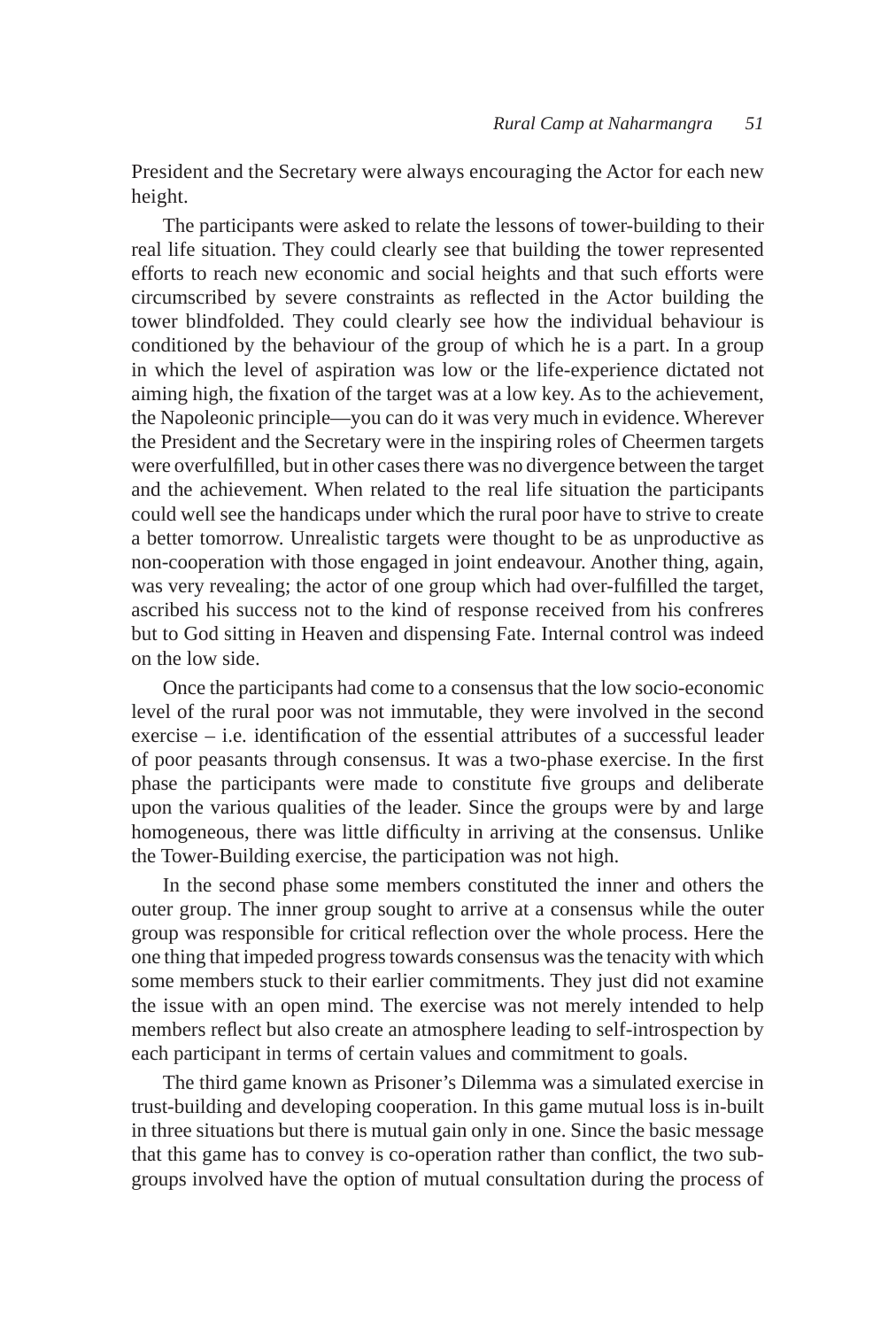President and the Secretary were always encouraging the Actor for each new height.

The participants were asked to relate the lessons of tower-building to their real life situation. They could clearly see that building the tower represented efforts to reach new economic and social heights and that such efforts were circumscribed by severe constraints as reflected in the Actor building the tower blindfolded. They could clearly see how the individual behaviour is conditioned by the behaviour of the group of which he is a part. In a group in which the level of aspiration was low or the life-experience dictated not aiming high, the fixation of the target was at a low key. As to the achievement, the Napoleonic principle—you can do it was very much in evidence. Wherever the President and the Secretary were in the inspiring roles of Cheermen targets were overfulfilled, but in other cases there was no divergence between the target and the achievement. When related to the real life situation the participants could well see the handicaps under which the rural poor have to strive to create a better tomorrow. Unrealistic targets were thought to be as unproductive as non-cooperation with those engaged in joint endeavour. Another thing, again, was very revealing; the actor of one group which had over-fulfilled the target, ascribed his success not to the kind of response received from his confreres but to God sitting in Heaven and dispensing Fate. Internal control was indeed on the low side.

Once the participants had come to a consensus that the low socio-economic level of the rural poor was not immutable, they were involved in the second exercise – i.e. identification of the essential attributes of a successful leader of poor peasants through consensus. It was a two-phase exercise. In the first phase the participants were made to constitute five groups and deliberate upon the various qualities of the leader. Since the groups were by and large homogeneous, there was little difficulty in arriving at the consensus. Unlike the Tower-Building exercise, the participation was not high.

In the second phase some members constituted the inner and others the outer group. The inner group sought to arrive at a consensus while the outer group was responsible for critical reflection over the whole process. Here the one thing that impeded progress towards consensus was the tenacity with which some members stuck to their earlier commitments. They just did not examine the issue with an open mind. The exercise was not merely intended to help members reflect but also create an atmosphere leading to self-introspection by each participant in terms of certain values and commitment to goals.

The third game known as Prisoner's Dilemma was a simulated exercise in trust-building and developing cooperation. In this game mutual loss is in-built in three situations but there is mutual gain only in one. Since the basic message that this game has to convey is co-operation rather than conflict, the two sub-groups involved have the option of mutual consultation during the process of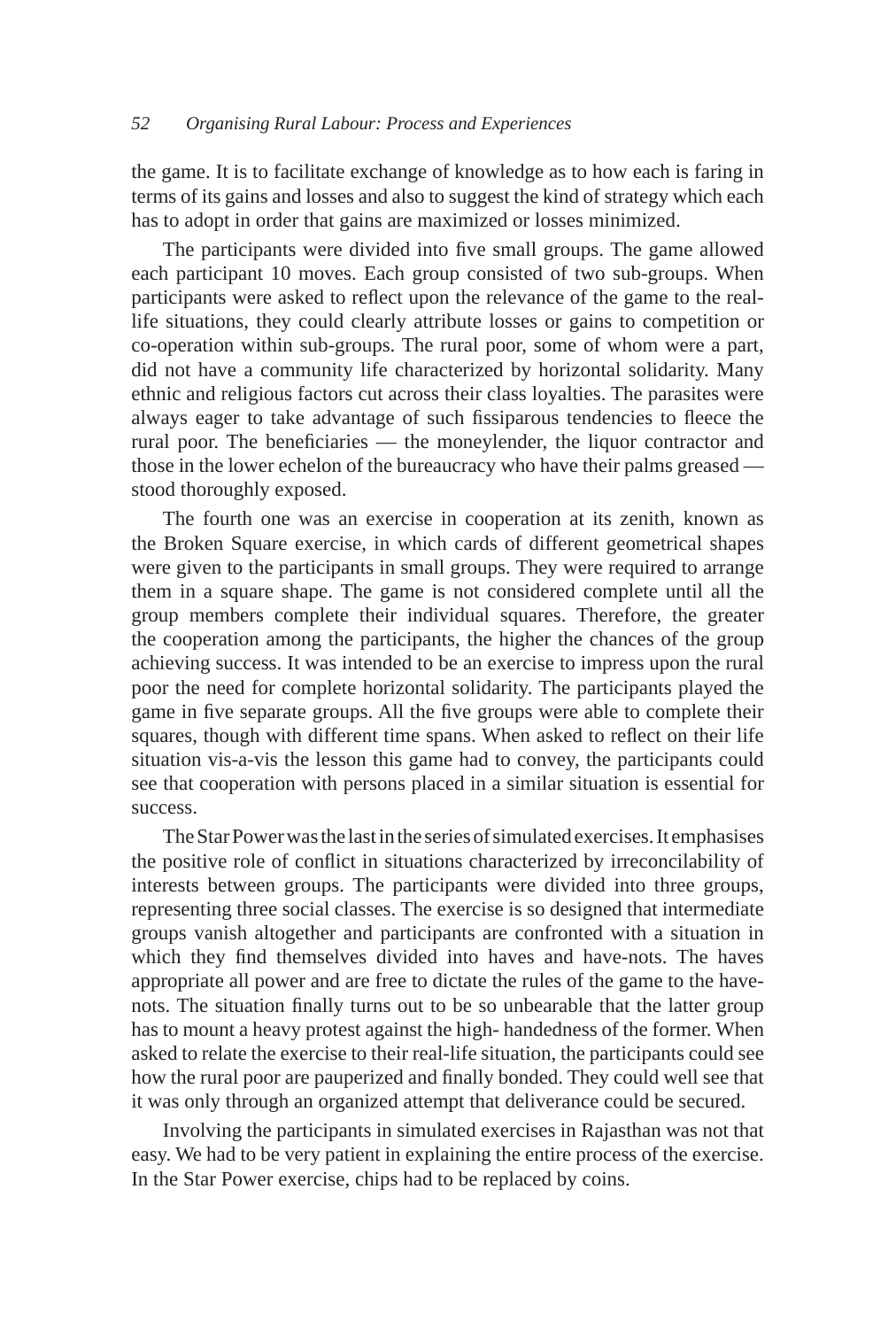the game. It is to facilitate exchange of knowledge as to how each is faring in terms of its gains and losses and also to suggest the kind of strategy which each has to adopt in order that gains are maximized or losses minimized.

The participants were divided into five small groups. The game allowed each participant 10 moves. Each group consisted of two sub-groups. When participants were asked to reflect upon the relevance of the game to the real-life situations, they could clearly attribute losses or gains to competition or co-operation within sub-groups. The rural poor, some of whom were a part, did not have a community life characterized by horizontal solidarity. Many ethnic and religious factors cut across their class loyalties. The parasites were always eager to take advantage of such fissiparous tendencies to fleece the rural poor. The beneficiaries — the moneylender, the liquor contractor and those in the lower echelon of the bureaucracy who have their palms greased — stood thoroughly exposed.

The fourth one was an exercise in cooperation at its zenith, known as the Broken Square exercise, in which cards of different geometrical shapes were given to the participants in small groups. They were required to arrange them in a square shape. The game is not considered complete until all the group members complete their individual squares. Therefore, the greater the cooperation among the participants, the higher the chances of the group achieving success. It was intended to be an exercise to impress upon the rural poor the need for complete horizontal solidarity. The participants played the game in five separate groups. All the five groups were able to complete their squares, though with different time spans. When asked to reflect on their life situation vis-a-vis the lesson this game had to convey, the participants could see that cooperation with persons placed in a similar situation is essential for success.

The Star Power was the last in the series of simulated exercises. It emphasises the positive role of conflict in situations characterized by irreconcilability of interests between groups. The participants were divided into three groups, representing three social classes. The exercise is so designed that intermediate groups vanish altogether and participants are confronted with a situation in which they find themselves divided into haves and have-nots. The haves appropriate all power and are free to dictate the rules of the game to the have-nots. The situation finally turns out to be so unbearable that the latter group has to mount a heavy protest against the high- handedness of the former. When asked to relate the exercise to their real-life situation, the participants could see how the rural poor are pauperized and finally bonded. They could well see that it was only through an organized attempt that deliverance could be secured.

Involving the participants in simulated exercises in Rajasthan was not that easy. We had to be very patient in explaining the entire process of the exercise. In the Star Power exercise, chips had to be replaced by coins.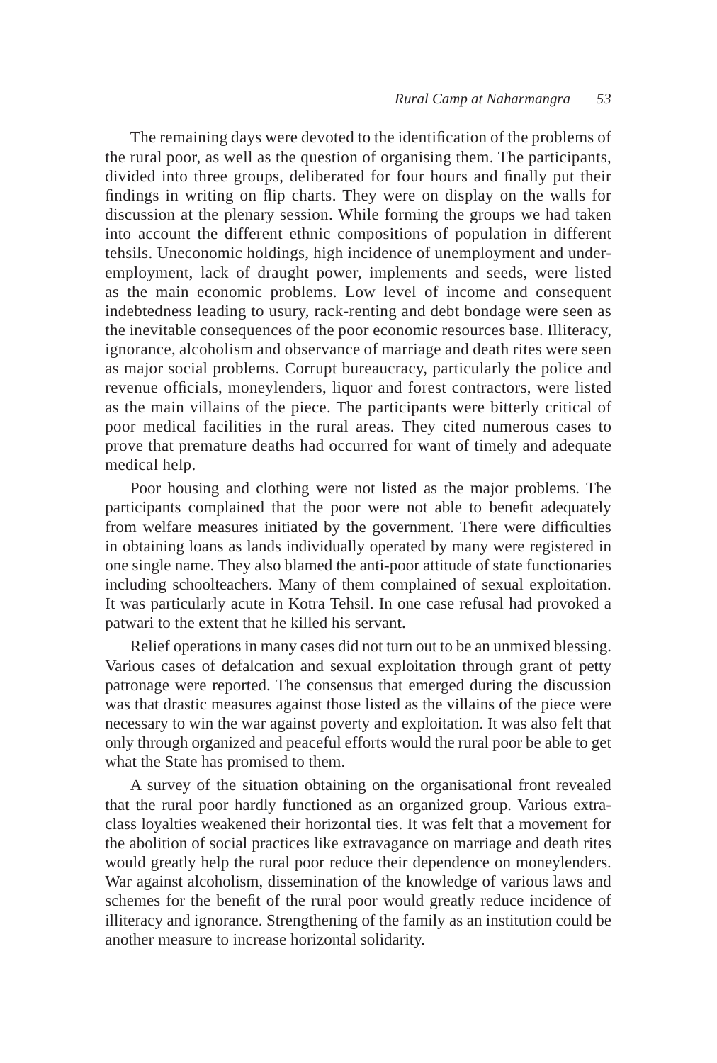The remaining days were devoted to the identification of the problems of the rural poor, as well as the question of organising them. The participants, divided into three groups, deliberated for four hours and finally put their findings in writing on flip charts. They were on display on the walls for discussion at the plenary session. While forming the groups we had taken into account the different ethnic compositions of population in different tehsils. Uneconomic holdings, high incidence of unemployment and under-employment, lack of draught power, implements and seeds, were listed as the main economic problems. Low level of income and consequent indebtedness leading to usury, rack-renting and debt bondage were seen as the inevitable consequences of the poor economic resources base. Illiteracy, ignorance, alcoholism and observance of marriage and death rites were seen as major social problems. Corrupt bureaucracy, particularly the police and revenue officials, moneylenders, liquor and forest contractors, were listed as the main villains of the piece. The participants were bitterly critical of poor medical facilities in the rural areas. They cited numerous cases to prove that premature deaths had occurred for want of timely and adequate medical help.

Poor housing and clothing were not listed as the major problems. The participants complained that the poor were not able to benefit adequately from welfare measures initiated by the government. There were difficulties in obtaining loans as lands individually operated by many were registered in one single name. They also blamed the anti-poor attitude of state functionaries including schoolteachers. Many of them complained of sexual exploitation. It was particularly acute in Kotra Tehsil. In one case refusal had provoked a patwari to the extent that he killed his servant.

Relief operations in many cases did not turn out to be an unmixed blessing. Various cases of defalcation and sexual exploitation through grant of petty patronage were reported. The consensus that emerged during the discussion was that drastic measures against those listed as the villains of the piece were necessary to win the war against poverty and exploitation. It was also felt that only through organized and peaceful efforts would the rural poor be able to get what the State has promised to them.

A survey of the situation obtaining on the organisational front revealed that the rural poor hardly functioned as an organized group. Various extra-class loyalties weakened their horizontal ties. It was felt that a movement for the abolition of social practices like extravagance on marriage and death rites would greatly help the rural poor reduce their dependence on moneylenders. War against alcoholism, dissemination of the knowledge of various laws and schemes for the benefit of the rural poor would greatly reduce incidence of illiteracy and ignorance. Strengthening of the family as an institution could be another measure to increase horizontal solidarity.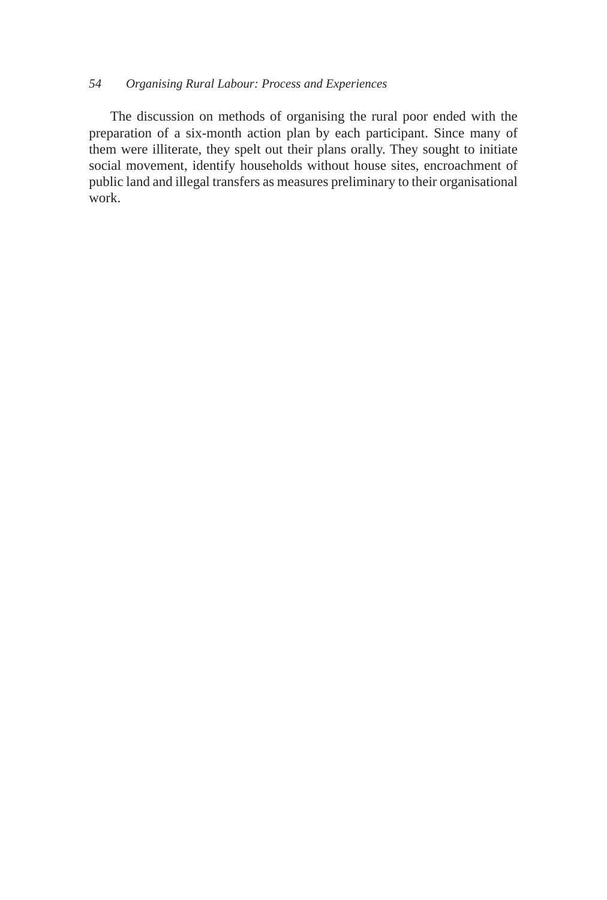The discussion on methods of organising the rural poor ended with the preparation of a six-month action plan by each participant. Since many of them were illiterate, they spelt out their plans orally. They sought to initiate social movement, identify households without house sites, encroachment of public land and illegal transfers as measures preliminary to their organisational work.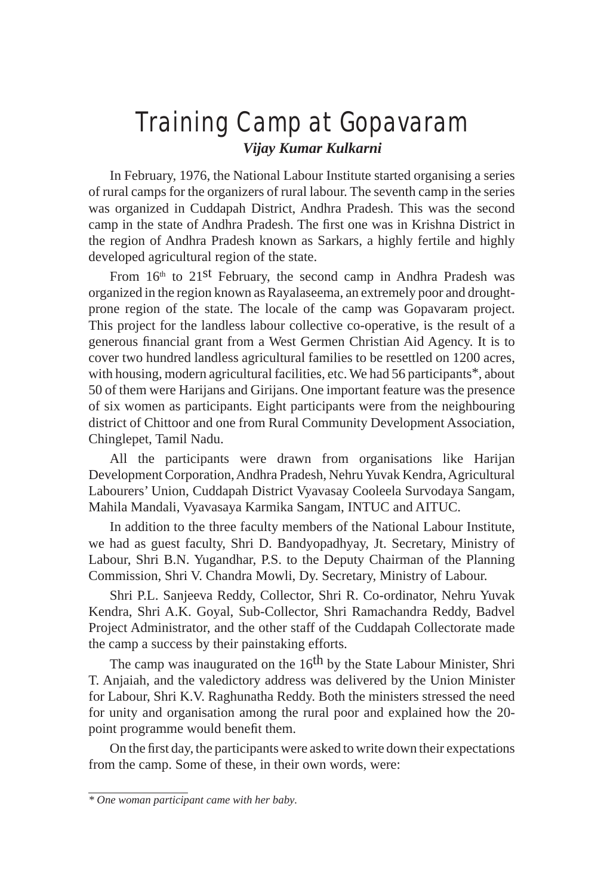# Training Camp at Gopavaram

***Vijay Kumar Kulkarni***

In February, 1976, the National Labour Institute started organising a series of rural camps for the organizers of rural labour. The seventh camp in the series was organized in Cuddapah District, Andhra Pradesh. This was the second camp in the state of Andhra Pradesh. The first one was in Krishna District in the region of Andhra Pradesh known as Sarkars, a highly fertile and highly developed agricultural region of the state.

From 16th to 21st February, the second camp in Andhra Pradesh was organized in the region known as Rayalaseema, an extremely poor and drought-prone region of the state. The locale of the camp was Gopavaram project. This project for the landless labour collective co-operative, is the result of a generous financial grant from a West Germen Christian Aid Agency. It is to cover two hundred landless agricultural families to be resettled on 1200 acres, with housing, modern agricultural facilities, etc. We had 56 participants*, about 50 of them were Harijans and Girijans. One important feature was the presence of six women as participants. Eight participants were from the neighbouring district of Chittoor and one from Rural Community Development Association, Chinglepet, Tamil Nadu.

All the participants were drawn from organisations like Harijan Development Corporation, Andhra Pradesh, Nehru Yuvak Kendra, Agricultural Labourers' Union, Cuddapah District Vyavasay Cooleela Survodaya Sangam, Mahila Mandali, Vyavasaya Karmika Sangam, INTUC and AITUC.

In addition to the three faculty members of the National Labour Institute, we had as guest faculty, Shri D. Bandyopadhyay, Jt. Secretary, Ministry of Labour, Shri B.N. Yugandhar, P.S. to the Deputy Chairman of the Planning Commission, Shri V. Chandra Mowli, Dy. Secretary, Ministry of Labour.

Shri P.L. Sanjeeva Reddy, Collector, Shri R. Co-ordinator, Nehru Yuvak Kendra, Shri A.K. Goyal, Sub-Collector, Shri Ramachandra Reddy, Badvel Project Administrator, and the other staff of the Cuddapah Collectorate made the camp a success by their painstaking efforts.

The camp was inaugurated on the 16th by the State Labour Minister, Shri T. Anjaiah, and the valedictory address was delivered by the Union Minister for Labour, Shri K.V. Raghunatha Reddy. Both the ministers stressed the need for unity and organisation among the rural poor and explained how the 20-point programme would benefit them.

On the first day, the participants were asked to write down their expectations from the camp. Some of these, in their own words, were:

---

*\* One woman participant came with her baby.*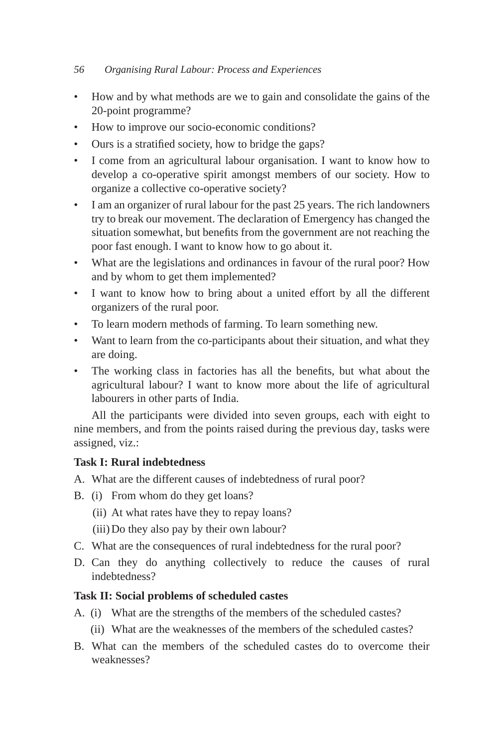- How and by what methods are we to gain and consolidate the gains of the 20-point programme?
- How to improve our socio-economic conditions?
- Ours is a stratified society, how to bridge the gaps?
- I come from an agricultural labour organisation. I want to know how to develop a co-operative spirit amongst members of our society. How to organize a collective co-operative society?
- I am an organizer of rural labour for the past 25 years. The rich landowners try to break our movement. The declaration of Emergency has changed the situation somewhat, but benefits from the government are not reaching the poor fast enough. I want to know how to go about it.
- What are the legislations and ordinances in favour of the rural poor? How and by whom to get them implemented?
- I want to know how to bring about a united effort by all the different organizers of the rural poor.
- To learn modern methods of farming. To learn something new.
- Want to learn from the co-participants about their situation, and what they are doing.
- The working class in factories has all the benefits, but what about the agricultural labour? I want to know more about the life of agricultural labourers in other parts of India.

All the participants were divided into seven groups, each with eight to nine members, and from the points raised during the previous day, tasks were assigned, viz.:

**Task I: Rural indebtedness**

A. What are the different causes of indebtedness of rural poor?

B. (i) From whom do they get loans?

 (ii) At what rates have they to repay loans?

 (iii) Do they also pay by their own labour?

C. What are the consequences of rural indebtedness for the rural poor?

D. Can they do anything collectively to reduce the causes of rural indebtedness?

**Task II: Social problems of scheduled castes**

A. (i) What are the strengths of the members of the scheduled castes?

 (ii) What are the weaknesses of the members of the scheduled castes?

B. What can the members of the scheduled castes do to overcome their weaknesses?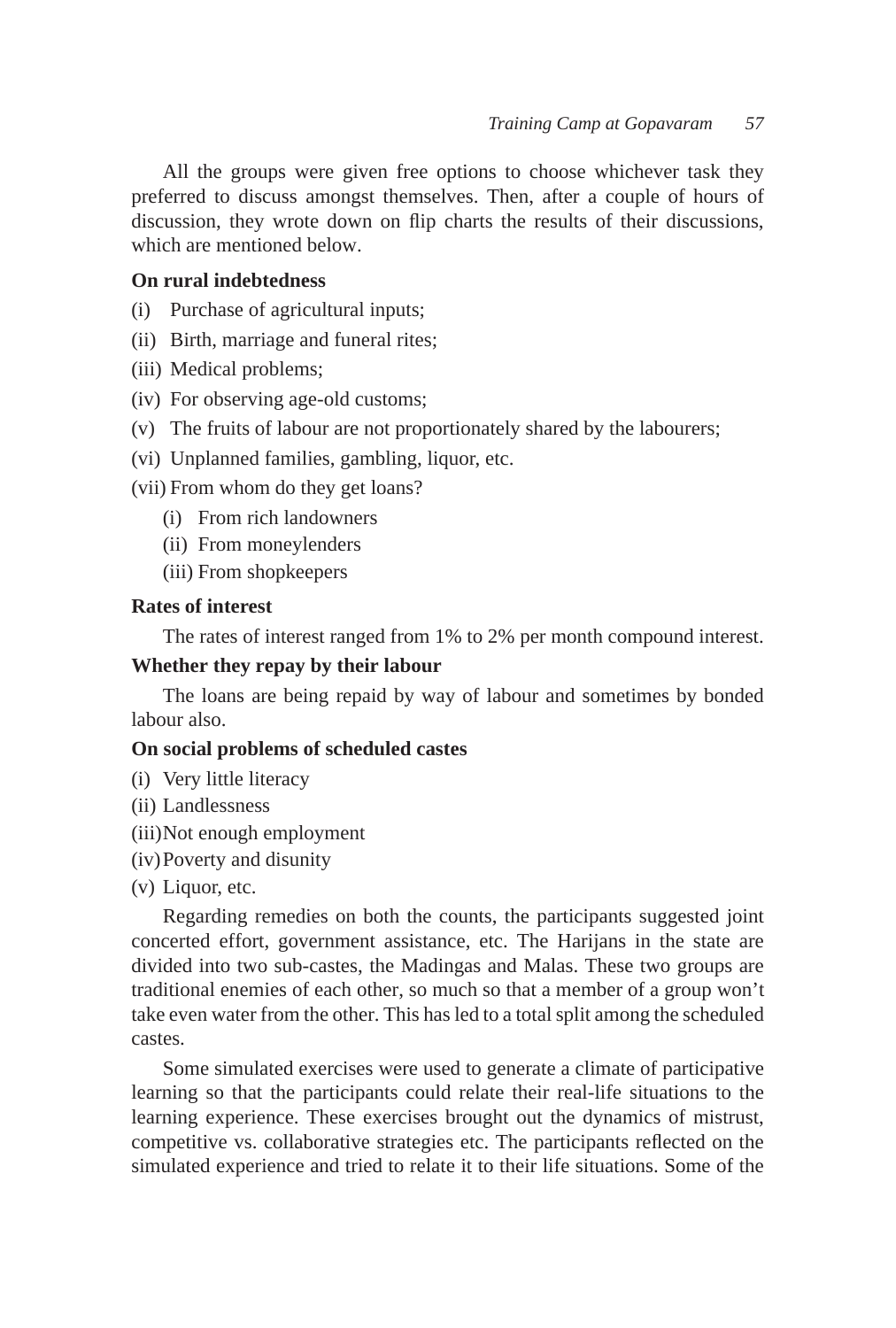All the groups were given free options to choose whichever task they preferred to discuss amongst themselves. Then, after a couple of hours of discussion, they wrote down on flip charts the results of their discussions, which are mentioned below.

**On rural indebtedness**

(i) Purchase of agricultural inputs;

(ii) Birth, marriage and funeral rites;

(iii) Medical problems;

(iv) For observing age-old customs;

(v) The fruits of labour are not proportionately shared by the labourers;

(vi) Unplanned families, gambling, liquor, etc.

(vii) From whom do they get loans?

  (i) From rich landowners

  (ii) From moneylenders

  (iii) From shopkeepers

**Rates of interest**

The rates of interest ranged from 1% to 2% per month compound interest.

**Whether they repay by their labour**

The loans are being repaid by way of labour and sometimes by bonded labour also.

**On social problems of scheduled castes**

(i) Very little literacy

(ii) Landlessness

(iii) Not enough employment

(iv) Poverty and disunity

(v) Liquor, etc.

Regarding remedies on both the counts, the participants suggested joint concerted effort, government assistance, etc. The Harijans in the state are divided into two sub-castes, the Madingas and Malas. These two groups are traditional enemies of each other, so much so that a member of a group won't take even water from the other. This has led to a total split among the scheduled castes.

Some simulated exercises were used to generate a climate of participative learning so that the participants could relate their real-life situations to the learning experience. These exercises brought out the dynamics of mistrust, competitive vs. collaborative strategies etc. The participants reflected on the simulated experience and tried to relate it to their life situations. Some of the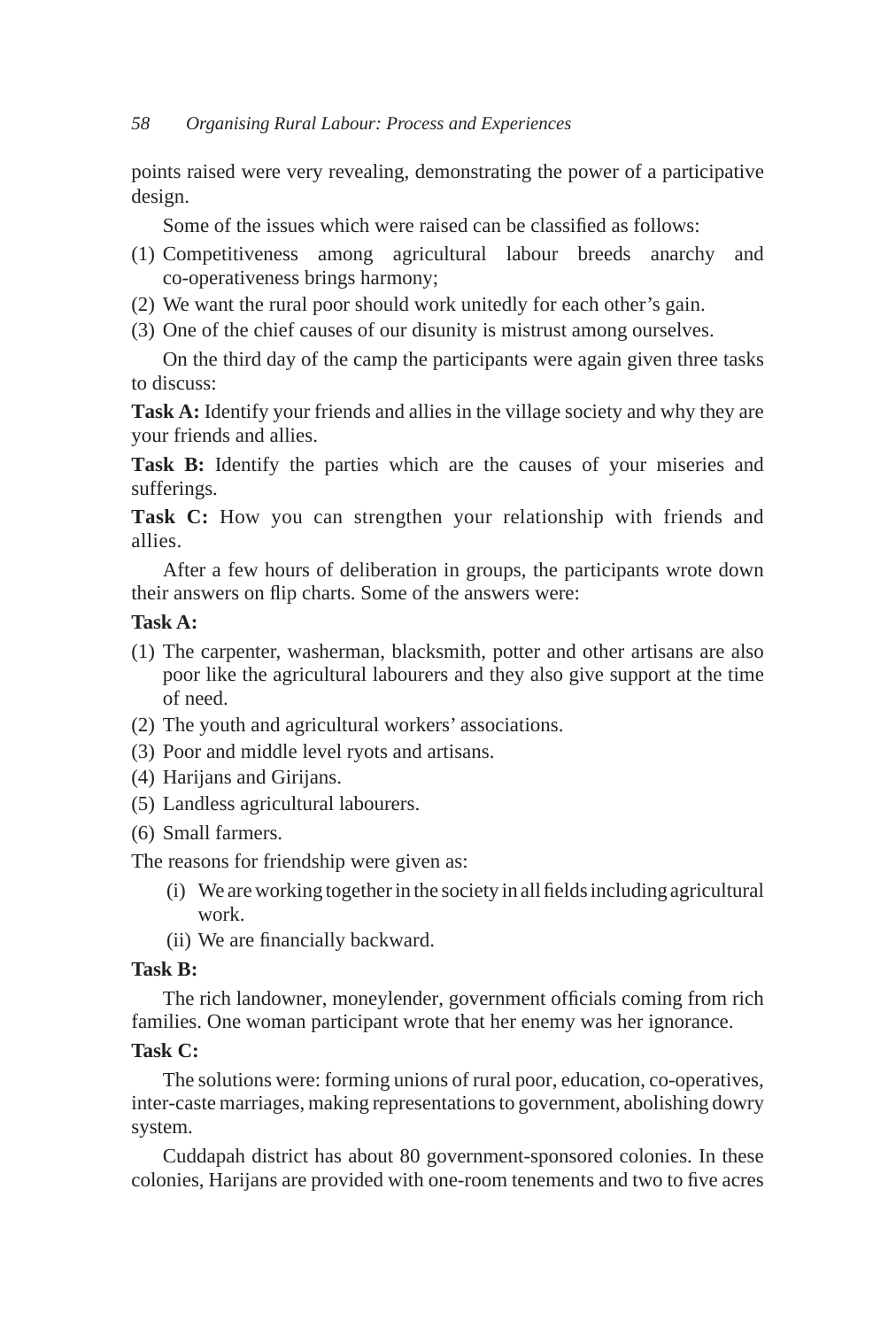points raised were very revealing, demonstrating the power of a participative design.

Some of the issues which were raised can be classified as follows:

(1) Competitiveness among agricultural labour breeds anarchy and co-operativeness brings harmony;

(2) We want the rural poor should work unitedly for each other's gain.

(3) One of the chief causes of our disunity is mistrust among ourselves.

On the third day of the camp the participants were again given three tasks to discuss:

**Task A:** Identify your friends and allies in the village society and why they are your friends and allies.

**Task B:** Identify the parties which are the causes of your miseries and sufferings.

**Task C:** How you can strengthen your relationship with friends and allies.

After a few hours of deliberation in groups, the participants wrote down their answers on flip charts. Some of the answers were:

**Task A:**

(1) The carpenter, washerman, blacksmith, potter and other artisans are also poor like the agricultural labourers and they also give support at the time of need.

(2) The youth and agricultural workers' associations.

(3) Poor and middle level ryots and artisans.

(4) Harijans and Girijans.

(5) Landless agricultural labourers.

(6) Small farmers.

The reasons for friendship were given as:

(i) We are working together in the society in all fields including agricultural work.

(ii) We are financially backward.

**Task B:**

The rich landowner, moneylender, government officials coming from rich families. One woman participant wrote that her enemy was her ignorance.

**Task C:**

The solutions were: forming unions of rural poor, education, co-operatives, inter-caste marriages, making representations to government, abolishing dowry system.

Cuddapah district has about 80 government-sponsored colonies. In these colonies, Harijans are provided with one-room tenements and two to five acres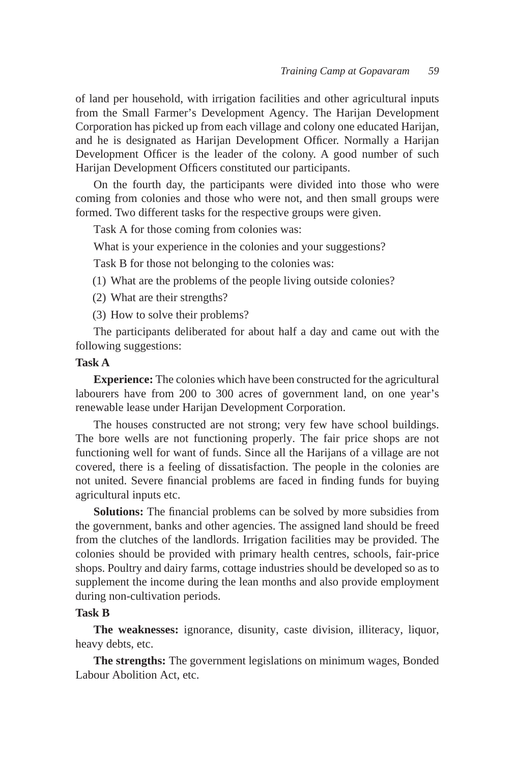of land per household, with irrigation facilities and other agricultural inputs from the Small Farmer's Development Agency. The Harijan Development Corporation has picked up from each village and colony one educated Harijan, and he is designated as Harijan Development Officer. Normally a Harijan Development Officer is the leader of the colony. A good number of such Harijan Development Officers constituted our participants.

On the fourth day, the participants were divided into those who were coming from colonies and those who were not, and then small groups were formed. Two different tasks for the respective groups were given.

Task A for those coming from colonies was:

What is your experience in the colonies and your suggestions?

Task B for those not belonging to the colonies was:

(1) What are the problems of the people living outside colonies?

(2) What are their strengths?

(3) How to solve their problems?

The participants deliberated for about half a day and came out with the following suggestions:

**Task A**

**Experience:** The colonies which have been constructed for the agricultural labourers have from 200 to 300 acres of government land, on one year's renewable lease under Harijan Development Corporation.

The houses constructed are not strong; very few have school buildings. The bore wells are not functioning properly. The fair price shops are not functioning well for want of funds. Since all the Harijans of a village are not covered, there is a feeling of dissatisfaction. The people in the colonies are not united. Severe financial problems are faced in finding funds for buying agricultural inputs etc.

**Solutions:** The financial problems can be solved by more subsidies from the government, banks and other agencies. The assigned land should be freed from the clutches of the landlords. Irrigation facilities may be provided. The colonies should be provided with primary health centres, schools, fair-price shops. Poultry and dairy farms, cottage industries should be developed so as to supplement the income during the lean months and also provide employment during non-cultivation periods.

**Task B**

**The weaknesses:** ignorance, disunity, caste division, illiteracy, liquor, heavy debts, etc.

**The strengths:** The government legislations on minimum wages, Bonded Labour Abolition Act, etc.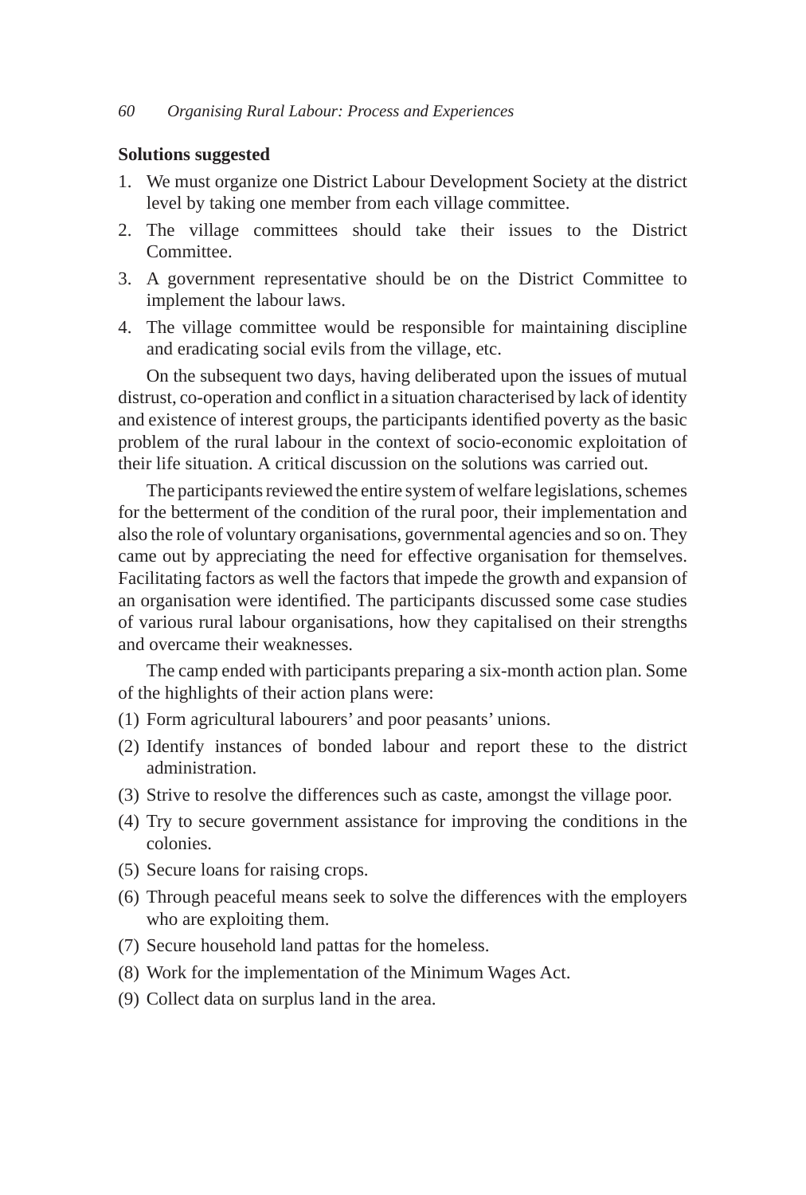**Solutions suggested**

1. We must organize one District Labour Development Society at the district level by taking one member from each village committee.
2. The village committees should take their issues to the District Committee.
3. A government representative should be on the District Committee to implement the labour laws.
4. The village committee would be responsible for maintaining discipline and eradicating social evils from the village, etc.

On the subsequent two days, having deliberated upon the issues of mutual distrust, co-operation and conflict in a situation characterised by lack of identity and existence of interest groups, the participants identified poverty as the basic problem of the rural labour in the context of socio-economic exploitation of their life situation. A critical discussion on the solutions was carried out.

The participants reviewed the entire system of welfare legislations, schemes for the betterment of the condition of the rural poor, their implementation and also the role of voluntary organisations, governmental agencies and so on. They came out by appreciating the need for effective organisation for themselves. Facilitating factors as well the factors that impede the growth and expansion of an organisation were identified. The participants discussed some case studies of various rural labour organisations, how they capitalised on their strengths and overcame their weaknesses.

The camp ended with participants preparing a six-month action plan. Some of the highlights of their action plans were:

(1) Form agricultural labourers' and poor peasants' unions.
(2) Identify instances of bonded labour and report these to the district administration.
(3) Strive to resolve the differences such as caste, amongst the village poor.
(4) Try to secure government assistance for improving the conditions in the colonies.
(5) Secure loans for raising crops.
(6) Through peaceful means seek to solve the differences with the employers who are exploiting them.
(7) Secure household land pattas for the homeless.
(8) Work for the implementation of the Minimum Wages Act.
(9) Collect data on surplus land in the area.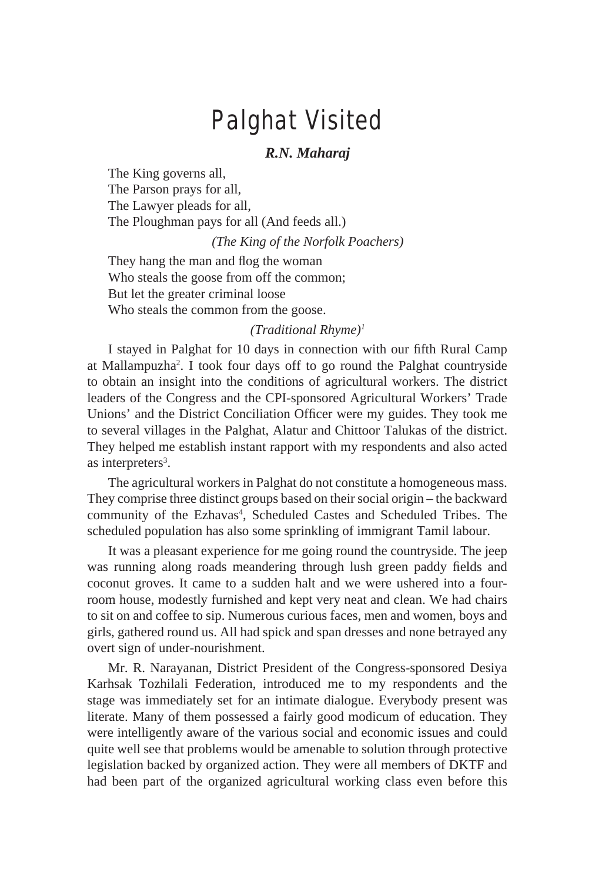# Palghat Visited

***R.N. Maharaj***

The King governs all,
The Parson prays for all,
The Lawyer pleads for all,
The Ploughman pays for all (And feeds all.)

*(The King of the Norfolk Poachers)*

They hang the man and flog the woman
Who steals the goose from off the common;
But let the greater criminal loose
Who steals the common from the goose.

*(Traditional Rhyme)*[1]

I stayed in Palghat for 10 days in connection with our fifth Rural Camp at Mallampuzha[2]. I took four days off to go round the Palghat countryside to obtain an insight into the conditions of agricultural workers. The district leaders of the Congress and the CPI-sponsored Agricultural Workers' Trade Unions' and the District Conciliation Officer were my guides. They took me to several villages in the Palghat, Alatur and Chittoor Talukas of the district. They helped me establish instant rapport with my respondents and also acted as interpreters[3].

The agricultural workers in Palghat do not constitute a homogeneous mass. They comprise three distinct groups based on their social origin – the backward community of the Ezhavas[4], Scheduled Castes and Scheduled Tribes. The scheduled population has also some sprinkling of immigrant Tamil labour.

It was a pleasant experience for me going round the countryside. The jeep was running along roads meandering through lush green paddy fields and coconut groves. It came to a sudden halt and we were ushered into a four-room house, modestly furnished and kept very neat and clean. We had chairs to sit on and coffee to sip. Numerous curious faces, men and women, boys and girls, gathered round us. All had spick and span dresses and none betrayed any overt sign of under-nourishment.

Mr. R. Narayanan, District President of the Congress-sponsored Desiya Karhsak Tozhilali Federation, introduced me to my respondents and the stage was immediately set for an intimate dialogue. Everybody present was literate. Many of them possessed a fairly good modicum of education. They were intelligently aware of the various social and economic issues and could quite well see that problems would be amenable to solution through protective legislation backed by organized action. They were all members of DKTF and had been part of the organized agricultural working class even before this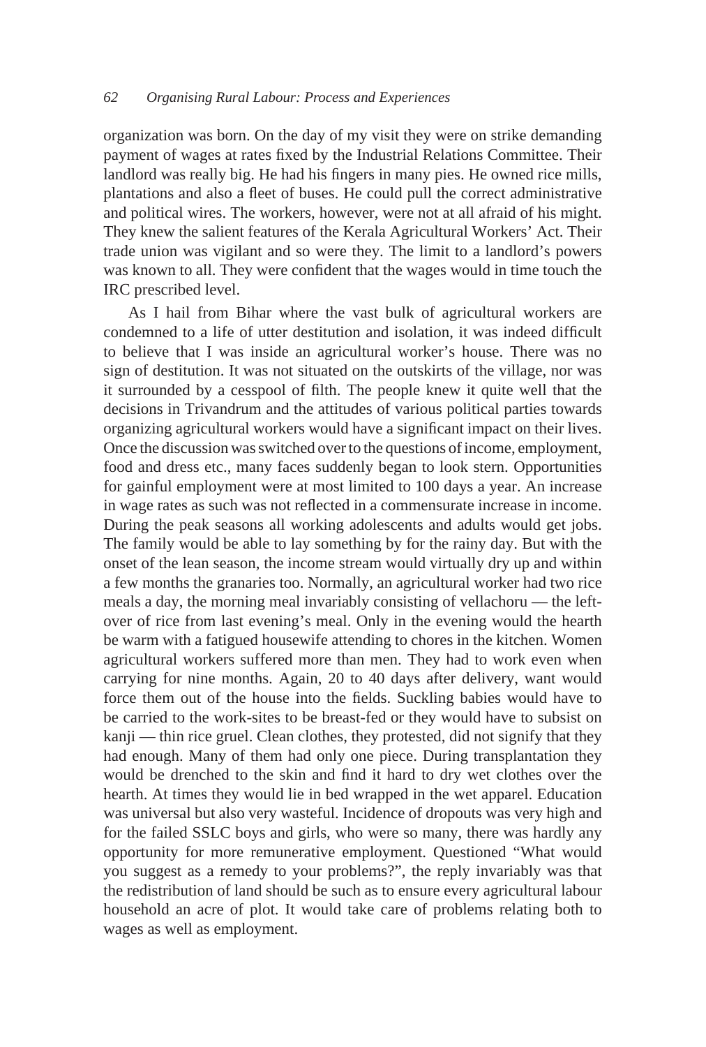organization was born. On the day of my visit they were on strike demanding payment of wages at rates fixed by the Industrial Relations Committee. Their landlord was really big. He had his fingers in many pies. He owned rice mills, plantations and also a fleet of buses. He could pull the correct administrative and political wires. The workers, however, were not at all afraid of his might. They knew the salient features of the Kerala Agricultural Workers' Act. Their trade union was vigilant and so were they. The limit to a landlord's powers was known to all. They were confident that the wages would in time touch the IRC prescribed level.

As I hail from Bihar where the vast bulk of agricultural workers are condemned to a life of utter destitution and isolation, it was indeed difficult to believe that I was inside an agricultural worker's house. There was no sign of destitution. It was not situated on the outskirts of the village, nor was it surrounded by a cesspool of filth. The people knew it quite well that the decisions in Trivandrum and the attitudes of various political parties towards organizing agricultural workers would have a significant impact on their lives. Once the discussion was switched over to the questions of income, employment, food and dress etc., many faces suddenly began to look stern. Opportunities for gainful employment were at most limited to 100 days a year. An increase in wage rates as such was not reflected in a commensurate increase in income. During the peak seasons all working adolescents and adults would get jobs. The family would be able to lay something by for the rainy day. But with the onset of the lean season, the income stream would virtually dry up and within a few months the granaries too. Normally, an agricultural worker had two rice meals a day, the morning meal invariably consisting of vellachoru — the left-over of rice from last evening's meal. Only in the evening would the hearth be warm with a fatigued housewife attending to chores in the kitchen. Women agricultural workers suffered more than men. They had to work even when carrying for nine months. Again, 20 to 40 days after delivery, want would force them out of the house into the fields. Suckling babies would have to be carried to the work-sites to be breast-fed or they would have to subsist on kanji — thin rice gruel. Clean clothes, they protested, did not signify that they had enough. Many of them had only one piece. During transplantation they would be drenched to the skin and find it hard to dry wet clothes over the hearth. At times they would lie in bed wrapped in the wet apparel. Education was universal but also very wasteful. Incidence of dropouts was very high and for the failed SSLC boys and girls, who were so many, there was hardly any opportunity for more remunerative employment. Questioned "What would you suggest as a remedy to your problems?", the reply invariably was that the redistribution of land should be such as to ensure every agricultural labour household an acre of plot. It would take care of problems relating both to wages as well as employment.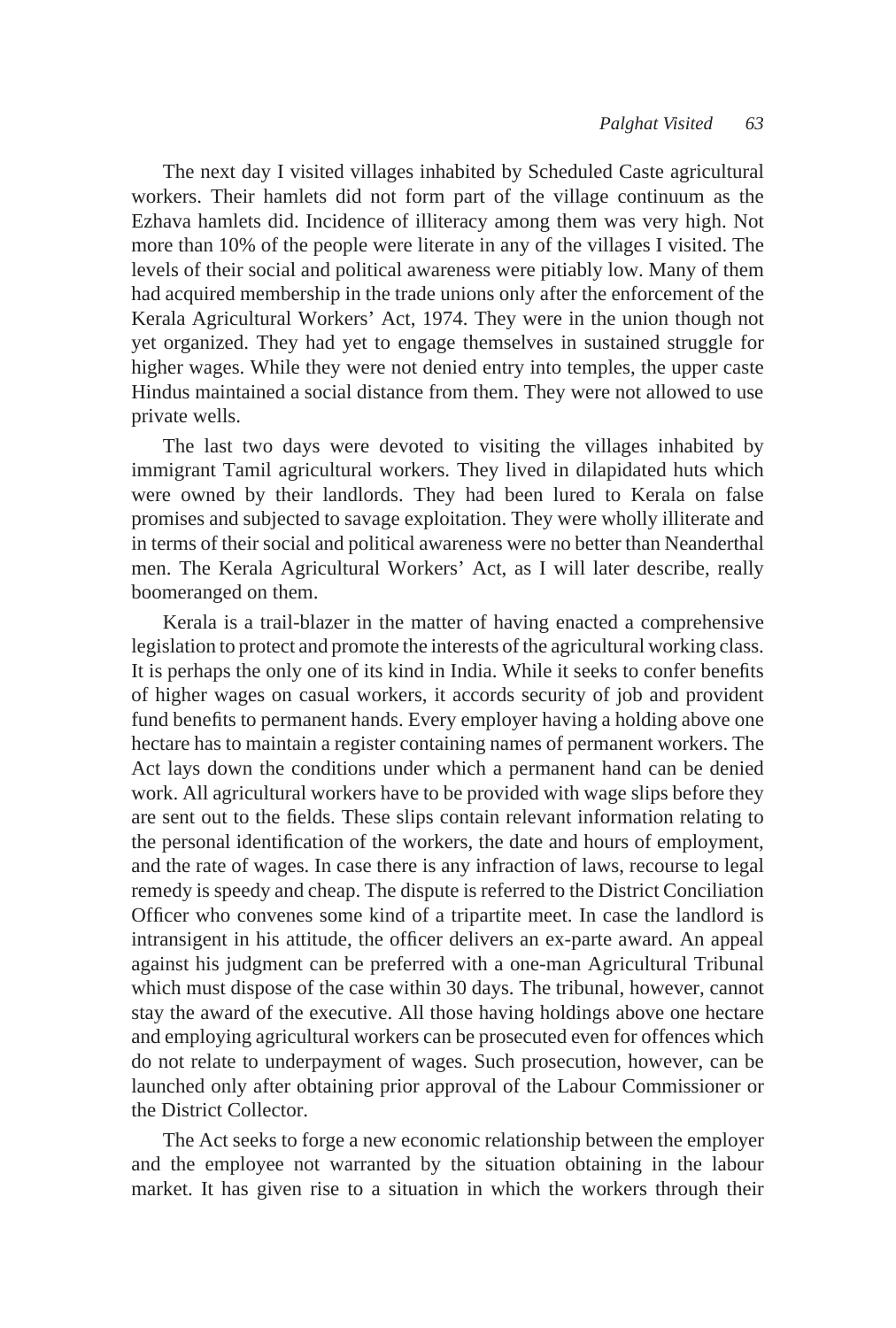The next day I visited villages inhabited by Scheduled Caste agricultural workers. Their hamlets did not form part of the village continuum as the Ezhava hamlets did. Incidence of illiteracy among them was very high. Not more than 10% of the people were literate in any of the villages I visited. The levels of their social and political awareness were pitiably low. Many of them had acquired membership in the trade unions only after the enforcement of the Kerala Agricultural Workers' Act, 1974. They were in the union though not yet organized. They had yet to engage themselves in sustained struggle for higher wages. While they were not denied entry into temples, the upper caste Hindus maintained a social distance from them. They were not allowed to use private wells.

The last two days were devoted to visiting the villages inhabited by immigrant Tamil agricultural workers. They lived in dilapidated huts which were owned by their landlords. They had been lured to Kerala on false promises and subjected to savage exploitation. They were wholly illiterate and in terms of their social and political awareness were no better than Neanderthal men. The Kerala Agricultural Workers' Act, as I will later describe, really boomeranged on them.

Kerala is a trail-blazer in the matter of having enacted a comprehensive legislation to protect and promote the interests of the agricultural working class. It is perhaps the only one of its kind in India. While it seeks to confer benefits of higher wages on casual workers, it accords security of job and provident fund benefits to permanent hands. Every employer having a holding above one hectare has to maintain a register containing names of permanent workers. The Act lays down the conditions under which a permanent hand can be denied work. All agricultural workers have to be provided with wage slips before they are sent out to the fields. These slips contain relevant information relating to the personal identification of the workers, the date and hours of employment, and the rate of wages. In case there is any infraction of laws, recourse to legal remedy is speedy and cheap. The dispute is referred to the District Conciliation Officer who convenes some kind of a tripartite meet. In case the landlord is intransigent in his attitude, the officer delivers an ex-parte award. An appeal against his judgment can be preferred with a one-man Agricultural Tribunal which must dispose of the case within 30 days. The tribunal, however, cannot stay the award of the executive. All those having holdings above one hectare and employing agricultural workers can be prosecuted even for offences which do not relate to underpayment of wages. Such prosecution, however, can be launched only after obtaining prior approval of the Labour Commissioner or the District Collector.

The Act seeks to forge a new economic relationship between the employer and the employee not warranted by the situation obtaining in the labour market. It has given rise to a situation in which the workers through their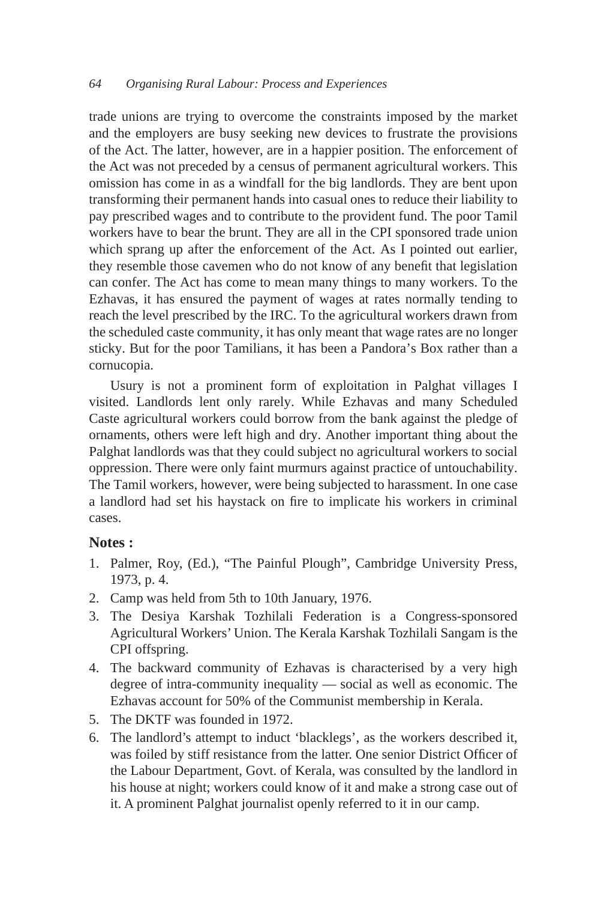trade unions are trying to overcome the constraints imposed by the market and the employers are busy seeking new devices to frustrate the provisions of the Act. The latter, however, are in a happier position. The enforcement of the Act was not preceded by a census of permanent agricultural workers. This omission has come in as a windfall for the big landlords. They are bent upon transforming their permanent hands into casual ones to reduce their liability to pay prescribed wages and to contribute to the provident fund. The poor Tamil workers have to bear the brunt. They are all in the CPI sponsored trade union which sprang up after the enforcement of the Act. As I pointed out earlier, they resemble those cavemen who do not know of any benefit that legislation can confer. The Act has come to mean many things to many workers. To the Ezhavas, it has ensured the payment of wages at rates normally tending to reach the level prescribed by the IRC. To the agricultural workers drawn from the scheduled caste community, it has only meant that wage rates are no longer sticky. But for the poor Tamilians, it has been a Pandora's Box rather than a cornucopia.

Usury is not a prominent form of exploitation in Palghat villages I visited. Landlords lent only rarely. While Ezhavas and many Scheduled Caste agricultural workers could borrow from the bank against the pledge of ornaments, others were left high and dry. Another important thing about the Palghat landlords was that they could subject no agricultural workers to social oppression. There were only faint murmurs against practice of untouchability. The Tamil workers, however, were being subjected to harassment. In one case a landlord had set his haystack on fire to implicate his workers in criminal cases.

## Notes :

1. Palmer, Roy, (Ed.), "The Painful Plough", Cambridge University Press, 1973, p. 4.
2. Camp was held from 5th to 10th January, 1976.
3. The Desiya Karshak Tozhilali Federation is a Congress-sponsored Agricultural Workers' Union. The Kerala Karshak Tozhilali Sangam is the CPI offspring.
4. The backward community of Ezhavas is characterised by a very high degree of intra-community inequality — social as well as economic. The Ezhavas account for 50% of the Communist membership in Kerala.
5. The DKTF was founded in 1972.
6. The landlord's attempt to induct 'blacklegs', as the workers described it, was foiled by stiff resistance from the latter. One senior District Officer of the Labour Department, Govt. of Kerala, was consulted by the landlord in his house at night; workers could know of it and make a strong case out of it. A prominent Palghat journalist openly referred to it in our camp.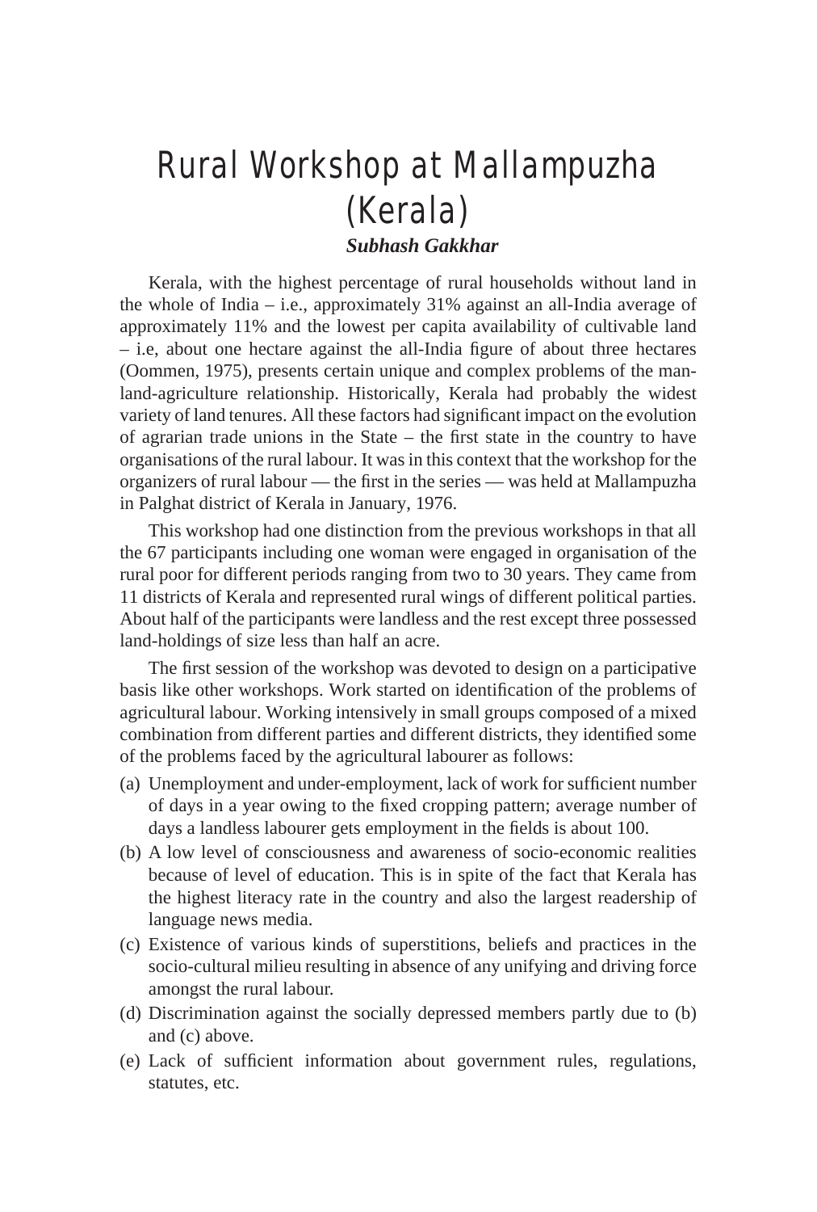# Rural Workshop at Mallampuzha (Kerala)

***Subhash Gakkhar***

Kerala, with the highest percentage of rural households without land in the whole of India – i.e., approximately 31% against an all-India average of approximately 11% and the lowest per capita availability of cultivable land – i.e, about one hectare against the all-India figure of about three hectares (Oommen, 1975), presents certain unique and complex problems of the man-land-agriculture relationship. Historically, Kerala had probably the widest variety of land tenures. All these factors had significant impact on the evolution of agrarian trade unions in the State – the first state in the country to have organisations of the rural labour. It was in this context that the workshop for the organizers of rural labour — the first in the series — was held at Mallampuzha in Palghat district of Kerala in January, 1976.

This workshop had one distinction from the previous workshops in that all the 67 participants including one woman were engaged in organisation of the rural poor for different periods ranging from two to 30 years. They came from 11 districts of Kerala and represented rural wings of different political parties. About half of the participants were landless and the rest except three possessed land-holdings of size less than half an acre.

The first session of the workshop was devoted to design on a participative basis like other workshops. Work started on identification of the problems of agricultural labour. Working intensively in small groups composed of a mixed combination from different parties and different districts, they identified some of the problems faced by the agricultural labourer as follows:

(a) Unemployment and under-employment, lack of work for sufficient number of days in a year owing to the fixed cropping pattern; average number of days a landless labourer gets employment in the fields is about 100.

(b) A low level of consciousness and awareness of socio-economic realities because of level of education. This is in spite of the fact that Kerala has the highest literacy rate in the country and also the largest readership of language news media.

(c) Existence of various kinds of superstitions, beliefs and practices in the socio-cultural milieu resulting in absence of any unifying and driving force amongst the rural labour.

(d) Discrimination against the socially depressed members partly due to (b) and (c) above.

(e) Lack of sufficient information about government rules, regulations, statutes, etc.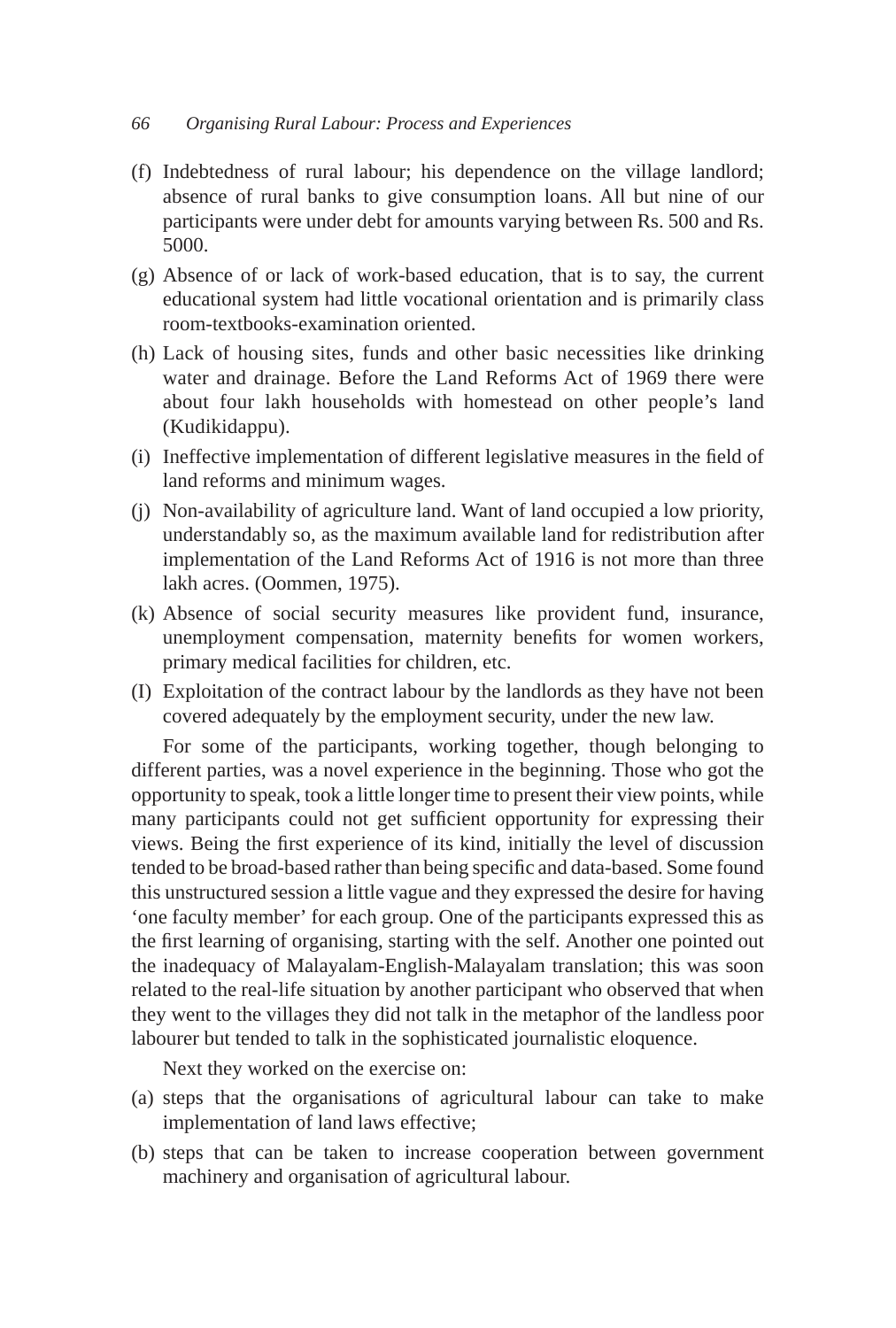(f) Indebtedness of rural labour; his dependence on the village landlord; absence of rural banks to give consumption loans. All but nine of our participants were under debt for amounts varying between Rs. 500 and Rs. 5000.

(g) Absence of or lack of work-based education, that is to say, the current educational system had little vocational orientation and is primarily class room-textbooks-examination oriented.

(h) Lack of housing sites, funds and other basic necessities like drinking water and drainage. Before the Land Reforms Act of 1969 there were about four lakh households with homestead on other people's land (Kudikidappu).

(i) Ineffective implementation of different legislative measures in the field of land reforms and minimum wages.

(j) Non-availability of agriculture land. Want of land occupied a low priority, understandably so, as the maximum available land for redistribution after implementation of the Land Reforms Act of 1916 is not more than three lakh acres. (Oommen, 1975).

(k) Absence of social security measures like provident fund, insurance, unemployment compensation, maternity benefits for women workers, primary medical facilities for children, etc.

(I) Exploitation of the contract labour by the landlords as they have not been covered adequately by the employment security, under the new law.

For some of the participants, working together, though belonging to different parties, was a novel experience in the beginning. Those who got the opportunity to speak, took a little longer time to present their view points, while many participants could not get sufficient opportunity for expressing their views. Being the first experience of its kind, initially the level of discussion tended to be broad-based rather than being specific and data-based. Some found this unstructured session a little vague and they expressed the desire for having 'one faculty member' for each group. One of the participants expressed this as the first learning of organising, starting with the self. Another one pointed out the inadequacy of Malayalam-English-Malayalam translation; this was soon related to the real-life situation by another participant who observed that when they went to the villages they did not talk in the metaphor of the landless poor labourer but tended to talk in the sophisticated journalistic eloquence.

Next they worked on the exercise on:

(a) steps that the organisations of agricultural labour can take to make implementation of land laws effective;

(b) steps that can be taken to increase cooperation between government machinery and organisation of agricultural labour.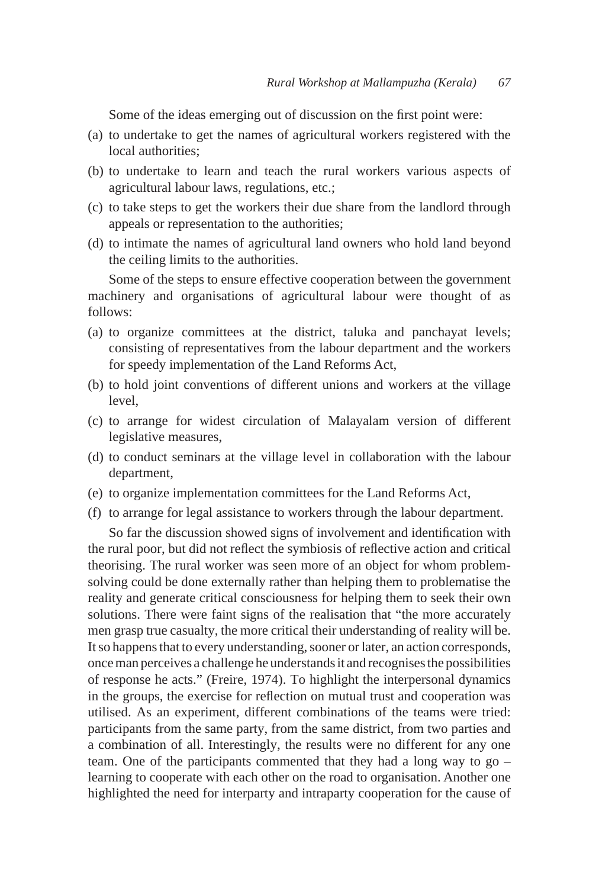Some of the ideas emerging out of discussion on the first point were:

(a) to undertake to get the names of agricultural workers registered with the local authorities;
(b) to undertake to learn and teach the rural workers various aspects of agricultural labour laws, regulations, etc.;
(c) to take steps to get the workers their due share from the landlord through appeals or representation to the authorities;
(d) to intimate the names of agricultural land owners who hold land beyond the ceiling limits to the authorities.

Some of the steps to ensure effective cooperation between the government machinery and organisations of agricultural labour were thought of as follows:

(a) to organize committees at the district, taluka and panchayat levels; consisting of representatives from the labour department and the workers for speedy implementation of the Land Reforms Act,
(b) to hold joint conventions of different unions and workers at the village level,
(c) to arrange for widest circulation of Malayalam version of different legislative measures,
(d) to conduct seminars at the village level in collaboration with the labour department,
(e) to organize implementation committees for the Land Reforms Act,
(f) to arrange for legal assistance to workers through the labour department.

So far the discussion showed signs of involvement and identification with the rural poor, but did not reflect the symbiosis of reflective action and critical theorising. The rural worker was seen more of an object for whom problem-solving could be done externally rather than helping them to problematise the reality and generate critical consciousness for helping them to seek their own solutions. There were faint signs of the realisation that "the more accurately men grasp true casualty, the more critical their understanding of reality will be. It so happens that to every understanding, sooner or later, an action corresponds, once man perceives a challenge he understands it and recognises the possibilities of response he acts." (Freire, 1974). To highlight the interpersonal dynamics in the groups, the exercise for reflection on mutual trust and cooperation was utilised. As an experiment, different combinations of the teams were tried: participants from the same party, from the same district, from two parties and a combination of all. Interestingly, the results were no different for any one team. One of the participants commented that they had a long way to go – learning to cooperate with each other on the road to organisation. Another one highlighted the need for interparty and intraparty cooperation for the cause of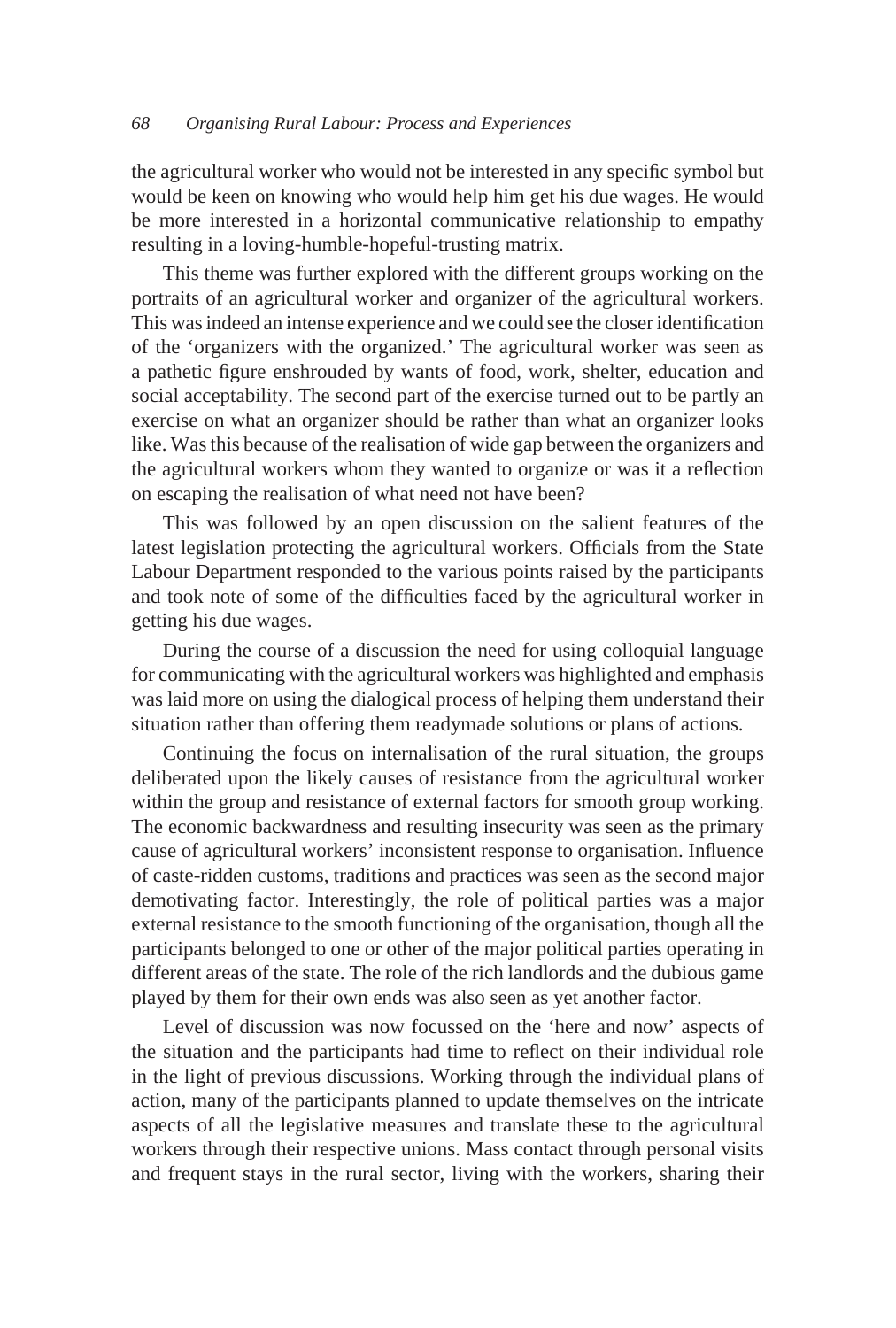the agricultural worker who would not be interested in any specific symbol but would be keen on knowing who would help him get his due wages. He would be more interested in a horizontal communicative relationship to empathy resulting in a loving-humble-hopeful-trusting matrix.

This theme was further explored with the different groups working on the portraits of an agricultural worker and organizer of the agricultural workers. This was indeed an intense experience and we could see the closer identification of the 'organizers with the organized.' The agricultural worker was seen as a pathetic figure enshrouded by wants of food, work, shelter, education and social acceptability. The second part of the exercise turned out to be partly an exercise on what an organizer should be rather than what an organizer looks like. Was this because of the realisation of wide gap between the organizers and the agricultural workers whom they wanted to organize or was it a reflection on escaping the realisation of what need not have been?

This was followed by an open discussion on the salient features of the latest legislation protecting the agricultural workers. Officials from the State Labour Department responded to the various points raised by the participants and took note of some of the difficulties faced by the agricultural worker in getting his due wages.

During the course of a discussion the need for using colloquial language for communicating with the agricultural workers was highlighted and emphasis was laid more on using the dialogical process of helping them understand their situation rather than offering them readymade solutions or plans of actions.

Continuing the focus on internalisation of the rural situation, the groups deliberated upon the likely causes of resistance from the agricultural worker within the group and resistance of external factors for smooth group working. The economic backwardness and resulting insecurity was seen as the primary cause of agricultural workers' inconsistent response to organisation. Influence of caste-ridden customs, traditions and practices was seen as the second major demotivating factor. Interestingly, the role of political parties was a major external resistance to the smooth functioning of the organisation, though all the participants belonged to one or other of the major political parties operating in different areas of the state. The role of the rich landlords and the dubious game played by them for their own ends was also seen as yet another factor.

Level of discussion was now focussed on the 'here and now' aspects of the situation and the participants had time to reflect on their individual role in the light of previous discussions. Working through the individual plans of action, many of the participants planned to update themselves on the intricate aspects of all the legislative measures and translate these to the agricultural workers through their respective unions. Mass contact through personal visits and frequent stays in the rural sector, living with the workers, sharing their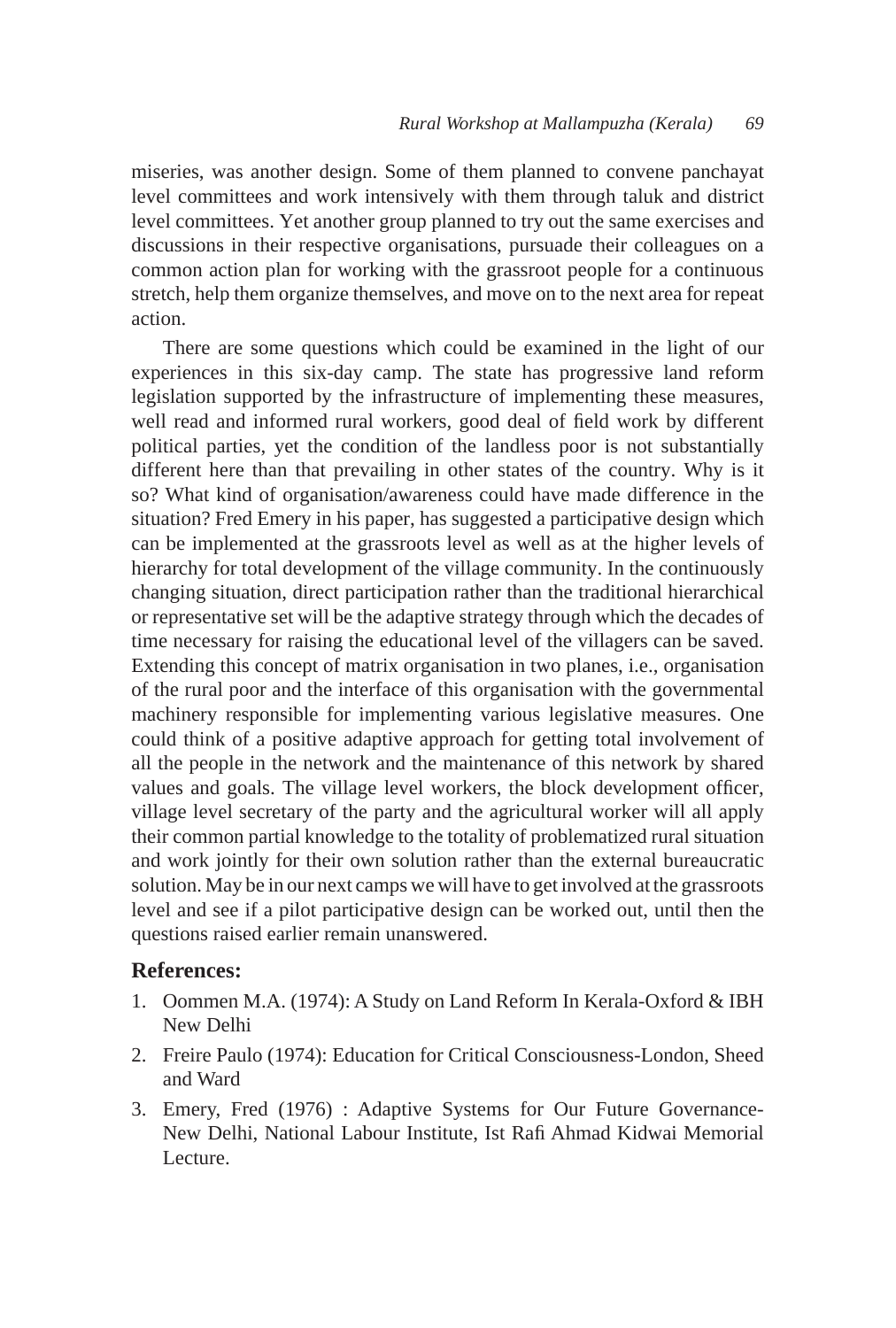miseries, was another design. Some of them planned to convene panchayat level committees and work intensively with them through taluk and district level committees. Yet another group planned to try out the same exercises and discussions in their respective organisations, pursuade their colleagues on a common action plan for working with the grassroot people for a continuous stretch, help them organize themselves, and move on to the next area for repeat action.

There are some questions which could be examined in the light of our experiences in this six-day camp. The state has progressive land reform legislation supported by the infrastructure of implementing these measures, well read and informed rural workers, good deal of field work by different political parties, yet the condition of the landless poor is not substantially different here than that prevailing in other states of the country. Why is it so? What kind of organisation/awareness could have made difference in the situation? Fred Emery in his paper, has suggested a participative design which can be implemented at the grassroots level as well as at the higher levels of hierarchy for total development of the village community. In the continuously changing situation, direct participation rather than the traditional hierarchical or representative set will be the adaptive strategy through which the decades of time necessary for raising the educational level of the villagers can be saved. Extending this concept of matrix organisation in two planes, i.e., organisation of the rural poor and the interface of this organisation with the governmental machinery responsible for implementing various legislative measures. One could think of a positive adaptive approach for getting total involvement of all the people in the network and the maintenance of this network by shared values and goals. The village level workers, the block development officer, village level secretary of the party and the agricultural worker will all apply their common partial knowledge to the totality of problematized rural situation and work jointly for their own solution rather than the external bureaucratic solution. May be in our next camps we will have to get involved at the grassroots level and see if a pilot participative design can be worked out, until then the questions raised earlier remain unanswered.

## References:

1. Oommen M.A. (1974): A Study on Land Reform In Kerala-Oxford & IBH New Delhi
2. Freire Paulo (1974): Education for Critical Consciousness-London, Sheed and Ward
3. Emery, Fred (1976) : Adaptive Systems for Our Future Governance-New Delhi, National Labour Institute, Ist Rafi Ahmad Kidwai Memorial Lecture.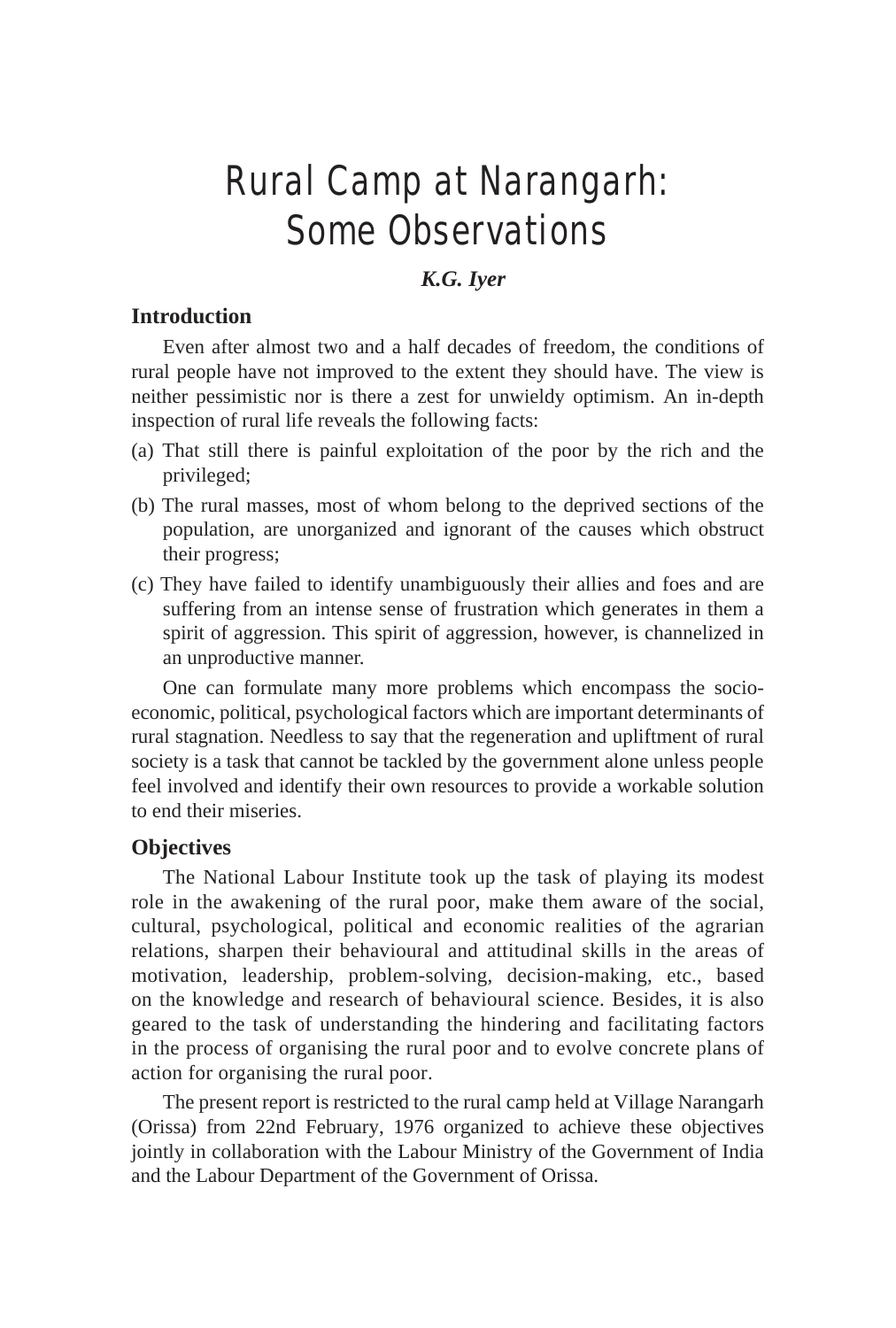# Rural Camp at Narangarh: Some Observations

***K.G. Iyer***

## Introduction

Even after almost two and a half decades of freedom, the conditions of rural people have not improved to the extent they should have. The view is neither pessimistic nor is there a zest for unwieldy optimism. An in-depth inspection of rural life reveals the following facts:

(a) That still there is painful exploitation of the poor by the rich and the privileged;

(b) The rural masses, most of whom belong to the deprived sections of the population, are unorganized and ignorant of the causes which obstruct their progress;

(c) They have failed to identify unambiguously their allies and foes and are suffering from an intense sense of frustration which generates in them a spirit of aggression. This spirit of aggression, however, is channelized in an unproductive manner.

One can formulate many more problems which encompass the socio-economic, political, psychological factors which are important determinants of rural stagnation. Needless to say that the regeneration and upliftment of rural society is a task that cannot be tackled by the government alone unless people feel involved and identify their own resources to provide a workable solution to end their miseries.

## Objectives

The National Labour Institute took up the task of playing its modest role in the awakening of the rural poor, make them aware of the social, cultural, psychological, political and economic realities of the agrarian relations, sharpen their behavioural and attitudinal skills in the areas of motivation, leadership, problem-solving, decision-making, etc., based on the knowledge and research of behavioural science. Besides, it is also geared to the task of understanding the hindering and facilitating factors in the process of organising the rural poor and to evolve concrete plans of action for organising the rural poor.

The present report is restricted to the rural camp held at Village Narangarh (Orissa) from 22nd February, 1976 organized to achieve these objectives jointly in collaboration with the Labour Ministry of the Government of India and the Labour Department of the Government of Orissa.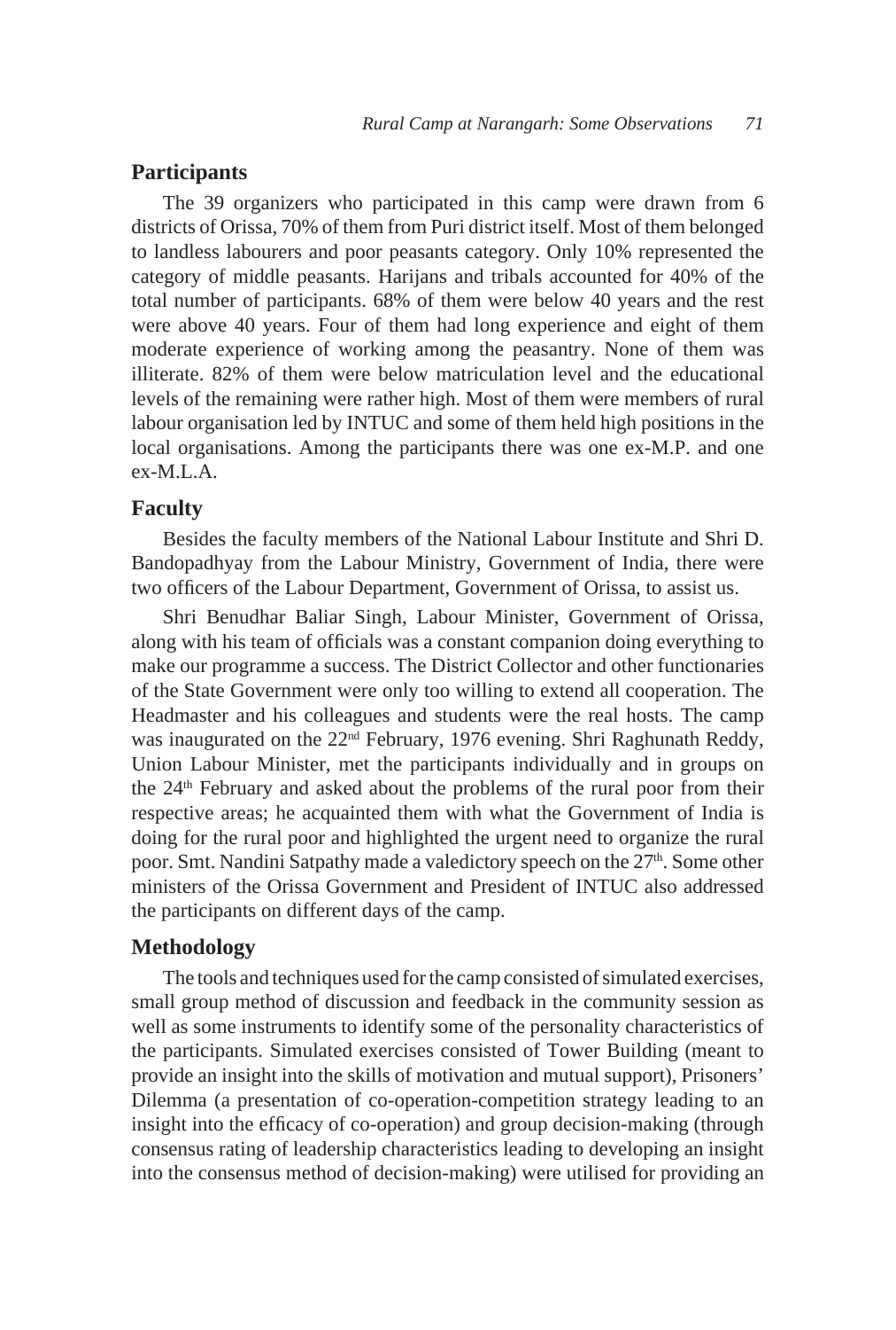## Participants

The 39 organizers who participated in this camp were drawn from 6 districts of Orissa, 70% of them from Puri district itself. Most of them belonged to landless labourers and poor peasants category. Only 10% represented the category of middle peasants. Harijans and tribals accounted for 40% of the total number of participants. 68% of them were below 40 years and the rest were above 40 years. Four of them had long experience and eight of them moderate experience of working among the peasantry. None of them was illiterate. 82% of them were below matriculation level and the educational levels of the remaining were rather high. Most of them were members of rural labour organisation led by INTUC and some of them held high positions in the local organisations. Among the participants there was one ex-M.P. and one ex-M.L.A.

## Faculty

Besides the faculty members of the National Labour Institute and Shri D. Bandopadhyay from the Labour Ministry, Government of India, there were two officers of the Labour Department, Government of Orissa, to assist us.

Shri Benudhar Baliar Singh, Labour Minister, Government of Orissa, along with his team of officials was a constant companion doing everything to make our programme a success. The District Collector and other functionaries of the State Government were only too willing to extend all cooperation. The Headmaster and his colleagues and students were the real hosts. The camp was inaugurated on the 22nd February, 1976 evening. Shri Raghunath Reddy, Union Labour Minister, met the participants individually and in groups on the 24th February and asked about the problems of the rural poor from their respective areas; he acquainted them with what the Government of India is doing for the rural poor and highlighted the urgent need to organize the rural poor. Smt. Nandini Satpathy made a valedictory speech on the 27th. Some other ministers of the Orissa Government and President of INTUC also addressed the participants on different days of the camp.

## Methodology

The tools and techniques used for the camp consisted of simulated exercises, small group method of discussion and feedback in the community session as well as some instruments to identify some of the personality characteristics of the participants. Simulated exercises consisted of Tower Building (meant to provide an insight into the skills of motivation and mutual support), Prisoners' Dilemma (a presentation of co-operation-competition strategy leading to an insight into the efficacy of co-operation) and group decision-making (through consensus rating of leadership characteristics leading to developing an insight into the consensus method of decision-making) were utilised for providing an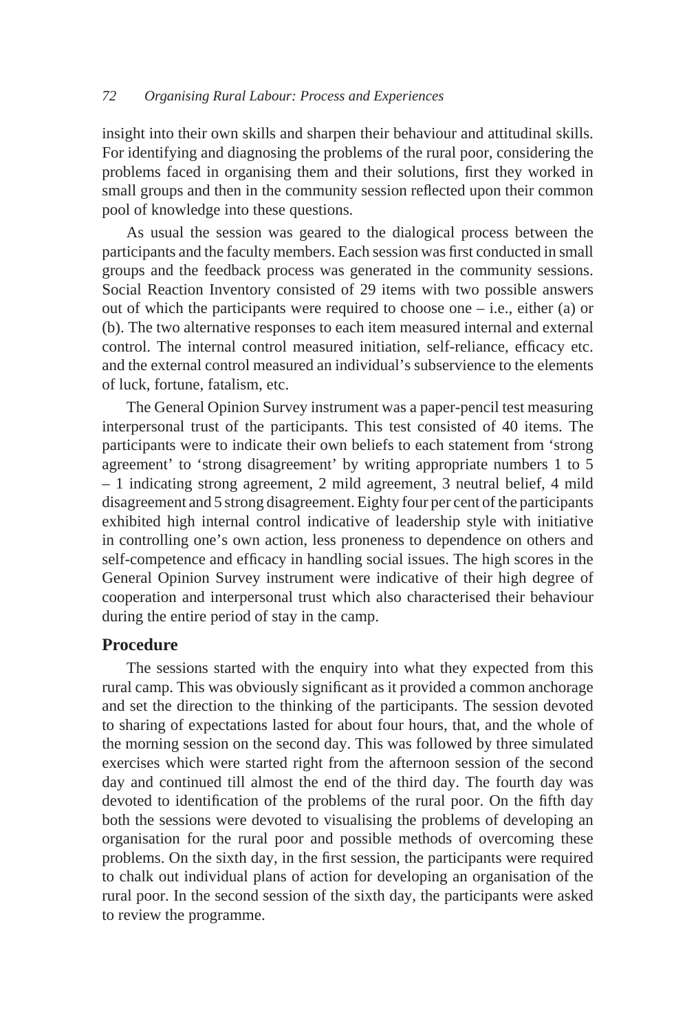insight into their own skills and sharpen their behaviour and attitudinal skills. For identifying and diagnosing the problems of the rural poor, considering the problems faced in organising them and their solutions, first they worked in small groups and then in the community session reflected upon their common pool of knowledge into these questions.

As usual the session was geared to the dialogical process between the participants and the faculty members. Each session was first conducted in small groups and the feedback process was generated in the community sessions. Social Reaction Inventory consisted of 29 items with two possible answers out of which the participants were required to choose one – i.e., either (a) or (b). The two alternative responses to each item measured internal and external control. The internal control measured initiation, self-reliance, efficacy etc. and the external control measured an individual's subservience to the elements of luck, fortune, fatalism, etc.

The General Opinion Survey instrument was a paper-pencil test measuring interpersonal trust of the participants. This test consisted of 40 items. The participants were to indicate their own beliefs to each statement from 'strong agreement' to 'strong disagreement' by writing appropriate numbers 1 to 5 – 1 indicating strong agreement, 2 mild agreement, 3 neutral belief, 4 mild disagreement and 5 strong disagreement. Eighty four per cent of the participants exhibited high internal control indicative of leadership style with initiative in controlling one's own action, less proneness to dependence on others and self-competence and efficacy in handling social issues. The high scores in the General Opinion Survey instrument were indicative of their high degree of cooperation and interpersonal trust which also characterised their behaviour during the entire period of stay in the camp.

## Procedure

The sessions started with the enquiry into what they expected from this rural camp. This was obviously significant as it provided a common anchorage and set the direction to the thinking of the participants. The session devoted to sharing of expectations lasted for about four hours, that, and the whole of the morning session on the second day. This was followed by three simulated exercises which were started right from the afternoon session of the second day and continued till almost the end of the third day. The fourth day was devoted to identification of the problems of the rural poor. On the fifth day both the sessions were devoted to visualising the problems of developing an organisation for the rural poor and possible methods of overcoming these problems. On the sixth day, in the first session, the participants were required to chalk out individual plans of action for developing an organisation of the rural poor. In the second session of the sixth day, the participants were asked to review the programme.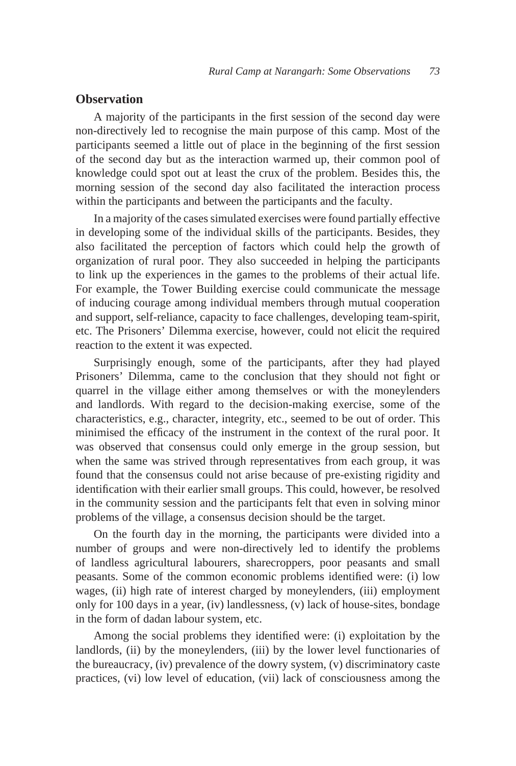## Observation

A majority of the participants in the first session of the second day were non-directively led to recognise the main purpose of this camp. Most of the participants seemed a little out of place in the beginning of the first session of the second day but as the interaction warmed up, their common pool of knowledge could spot out at least the crux of the problem. Besides this, the morning session of the second day also facilitated the interaction process within the participants and between the participants and the faculty.

In a majority of the cases simulated exercises were found partially effective in developing some of the individual skills of the participants. Besides, they also facilitated the perception of factors which could help the growth of organization of rural poor. They also succeeded in helping the participants to link up the experiences in the games to the problems of their actual life. For example, the Tower Building exercise could communicate the message of inducing courage among individual members through mutual cooperation and support, self-reliance, capacity to face challenges, developing team-spirit, etc. The Prisoners' Dilemma exercise, however, could not elicit the required reaction to the extent it was expected.

Surprisingly enough, some of the participants, after they had played Prisoners' Dilemma, came to the conclusion that they should not fight or quarrel in the village either among themselves or with the moneylenders and landlords. With regard to the decision-making exercise, some of the characteristics, e.g., character, integrity, etc., seemed to be out of order. This minimised the efficacy of the instrument in the context of the rural poor. It was observed that consensus could only emerge in the group session, but when the same was strived through representatives from each group, it was found that the consensus could not arise because of pre-existing rigidity and identification with their earlier small groups. This could, however, be resolved in the community session and the participants felt that even in solving minor problems of the village, a consensus decision should be the target.

On the fourth day in the morning, the participants were divided into a number of groups and were non-directively led to identify the problems of landless agricultural labourers, sharecroppers, poor peasants and small peasants. Some of the common economic problems identified were: (i) low wages, (ii) high rate of interest charged by moneylenders, (iii) employment only for 100 days in a year, (iv) landlessness, (v) lack of house-sites, bondage in the form of dadan labour system, etc.

Among the social problems they identified were: (i) exploitation by the landlords, (ii) by the moneylenders, (iii) by the lower level functionaries of the bureaucracy, (iv) prevalence of the dowry system, (v) discriminatory caste practices, (vi) low level of education, (vii) lack of consciousness among the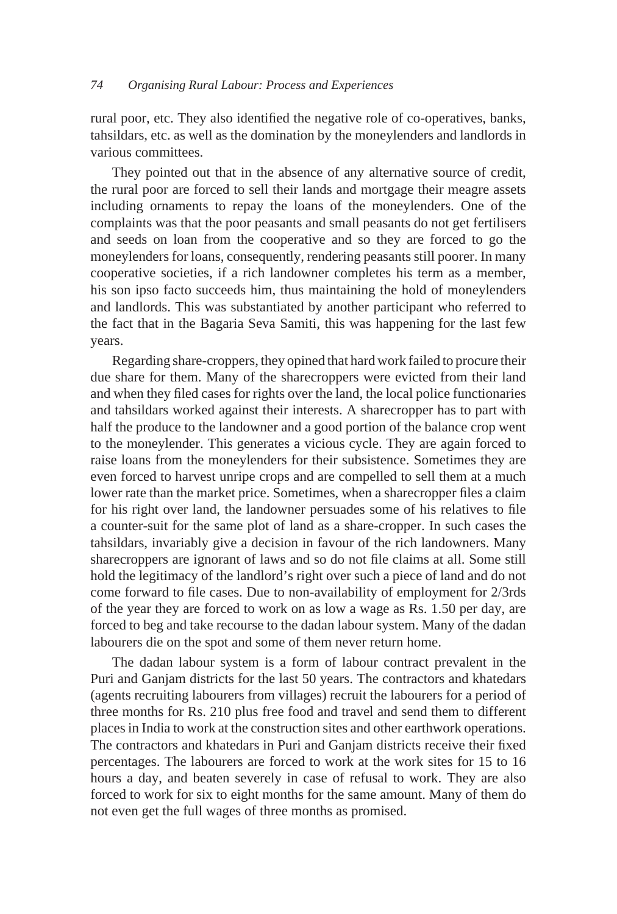rural poor, etc. They also identified the negative role of co-operatives, banks, tahsildars, etc. as well as the domination by the moneylenders and landlords in various committees.

They pointed out that in the absence of any alternative source of credit, the rural poor are forced to sell their lands and mortgage their meagre assets including ornaments to repay the loans of the moneylenders. One of the complaints was that the poor peasants and small peasants do not get fertilisers and seeds on loan from the cooperative and so they are forced to go the moneylenders for loans, consequently, rendering peasants still poorer. In many cooperative societies, if a rich landowner completes his term as a member, his son ipso facto succeeds him, thus maintaining the hold of moneylenders and landlords. This was substantiated by another participant who referred to the fact that in the Bagaria Seva Samiti, this was happening for the last few years.

Regarding share-croppers, they opined that hard work failed to procure their due share for them. Many of the sharecroppers were evicted from their land and when they filed cases for rights over the land, the local police functionaries and tahsildars worked against their interests. A sharecropper has to part with half the produce to the landowner and a good portion of the balance crop went to the moneylender. This generates a vicious cycle. They are again forced to raise loans from the moneylenders for their subsistence. Sometimes they are even forced to harvest unripe crops and are compelled to sell them at a much lower rate than the market price. Sometimes, when a sharecropper files a claim for his right over land, the landowner persuades some of his relatives to file a counter-suit for the same plot of land as a share-cropper. In such cases the tahsildars, invariably give a decision in favour of the rich landowners. Many sharecroppers are ignorant of laws and so do not file claims at all. Some still hold the legitimacy of the landlord's right over such a piece of land and do not come forward to file cases. Due to non-availability of employment for 2/3rds of the year they are forced to work on as low a wage as Rs. 1.50 per day, are forced to beg and take recourse to the dadan labour system. Many of the dadan labourers die on the spot and some of them never return home.

The dadan labour system is a form of labour contract prevalent in the Puri and Ganjam districts for the last 50 years. The contractors and khatedars (agents recruiting labourers from villages) recruit the labourers for a period of three months for Rs. 210 plus free food and travel and send them to different places in India to work at the construction sites and other earthwork operations. The contractors and khatedars in Puri and Ganjam districts receive their fixed percentages. The labourers are forced to work at the work sites for 15 to 16 hours a day, and beaten severely in case of refusal to work. They are also forced to work for six to eight months for the same amount. Many of them do not even get the full wages of three months as promised.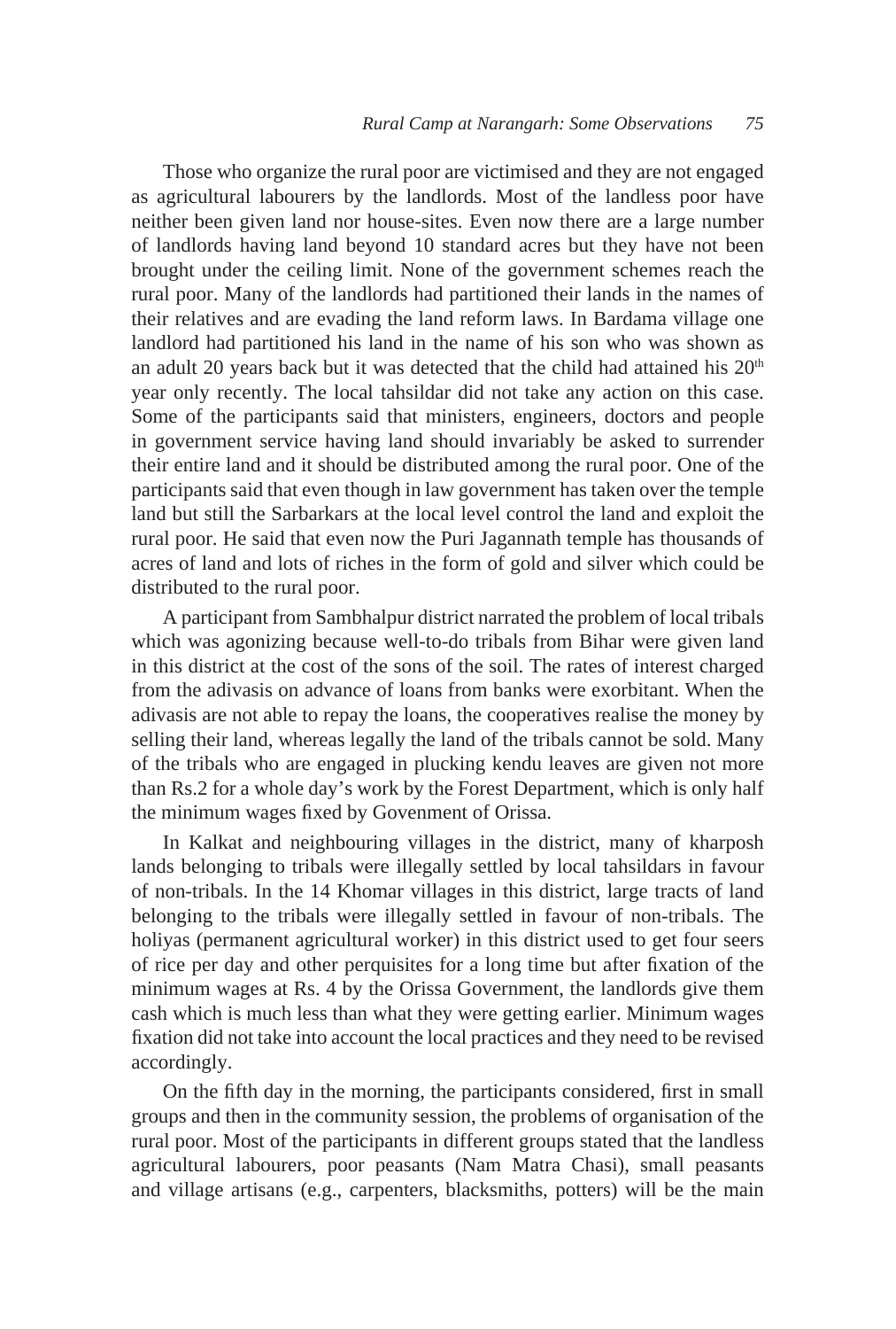Those who organize the rural poor are victimised and they are not engaged as agricultural labourers by the landlords. Most of the landless poor have neither been given land nor house-sites. Even now there are a large number of landlords having land beyond 10 standard acres but they have not been brought under the ceiling limit. None of the government schemes reach the rural poor. Many of the landlords had partitioned their lands in the names of their relatives and are evading the land reform laws. In Bardama village one landlord had partitioned his land in the name of his son who was shown as an adult 20 years back but it was detected that the child had attained his 20th year only recently. The local tahsildar did not take any action on this case. Some of the participants said that ministers, engineers, doctors and people in government service having land should invariably be asked to surrender their entire land and it should be distributed among the rural poor. One of the participants said that even though in law government has taken over the temple land but still the Sarbarkars at the local level control the land and exploit the rural poor. He said that even now the Puri Jagannath temple has thousands of acres of land and lots of riches in the form of gold and silver which could be distributed to the rural poor.

A participant from Sambhalpur district narrated the problem of local tribals which was agonizing because well-to-do tribals from Bihar were given land in this district at the cost of the sons of the soil. The rates of interest charged from the adivasis on advance of loans from banks were exorbitant. When the adivasis are not able to repay the loans, the cooperatives realise the money by selling their land, whereas legally the land of the tribals cannot be sold. Many of the tribals who are engaged in plucking kendu leaves are given not more than Rs.2 for a whole day's work by the Forest Department, which is only half the minimum wages fixed by Govenment of Orissa.

In Kalkat and neighbouring villages in the district, many of kharposh lands belonging to tribals were illegally settled by local tahsildars in favour of non-tribals. In the 14 Khomar villages in this district, large tracts of land belonging to the tribals were illegally settled in favour of non-tribals. The holiyas (permanent agricultural worker) in this district used to get four seers of rice per day and other perquisites for a long time but after fixation of the minimum wages at Rs. 4 by the Orissa Government, the landlords give them cash which is much less than what they were getting earlier. Minimum wages fixation did not take into account the local practices and they need to be revised accordingly.

On the fifth day in the morning, the participants considered, first in small groups and then in the community session, the problems of organisation of the rural poor. Most of the participants in different groups stated that the landless agricultural labourers, poor peasants (Nam Matra Chasi), small peasants and village artisans (e.g., carpenters, blacksmiths, potters) will be the main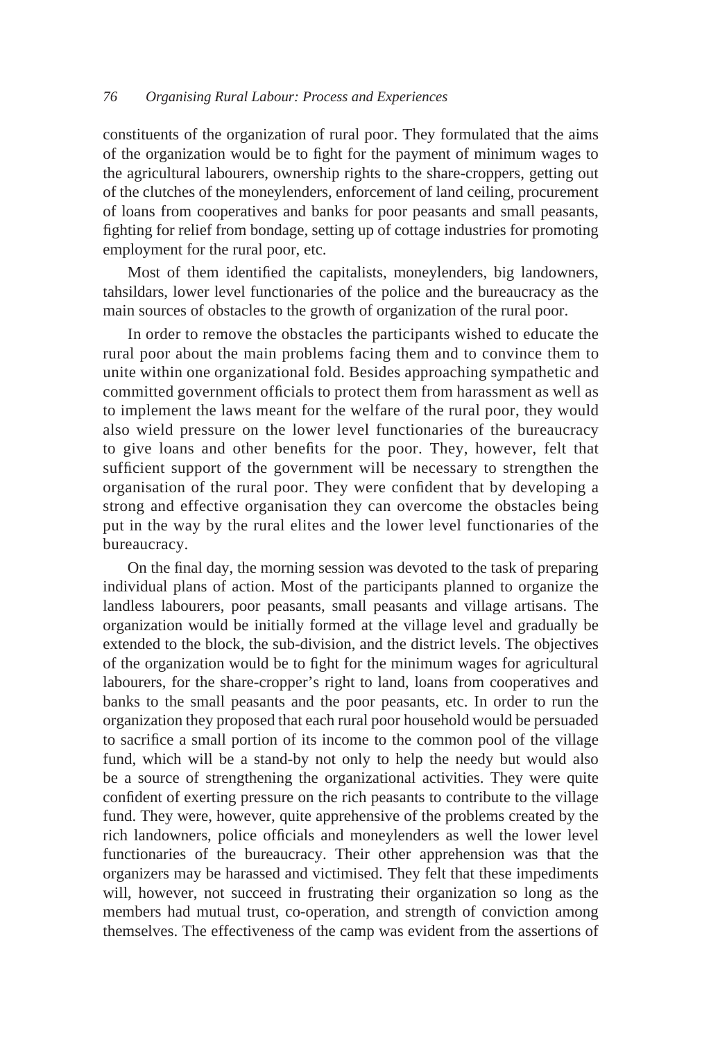constituents of the organization of rural poor. They formulated that the aims of the organization would be to fight for the payment of minimum wages to the agricultural labourers, ownership rights to the share-croppers, getting out of the clutches of the moneylenders, enforcement of land ceiling, procurement of loans from cooperatives and banks for poor peasants and small peasants, fighting for relief from bondage, setting up of cottage industries for promoting employment for the rural poor, etc.

Most of them identified the capitalists, moneylenders, big landowners, tahsildars, lower level functionaries of the police and the bureaucracy as the main sources of obstacles to the growth of organization of the rural poor.

In order to remove the obstacles the participants wished to educate the rural poor about the main problems facing them and to convince them to unite within one organizational fold. Besides approaching sympathetic and committed government officials to protect them from harassment as well as to implement the laws meant for the welfare of the rural poor, they would also wield pressure on the lower level functionaries of the bureaucracy to give loans and other benefits for the poor. They, however, felt that sufficient support of the government will be necessary to strengthen the organisation of the rural poor. They were confident that by developing a strong and effective organisation they can overcome the obstacles being put in the way by the rural elites and the lower level functionaries of the bureaucracy.

On the final day, the morning session was devoted to the task of preparing individual plans of action. Most of the participants planned to organize the landless labourers, poor peasants, small peasants and village artisans. The organization would be initially formed at the village level and gradually be extended to the block, the sub-division, and the district levels. The objectives of the organization would be to fight for the minimum wages for agricultural labourers, for the share-cropper's right to land, loans from cooperatives and banks to the small peasants and the poor peasants, etc. In order to run the organization they proposed that each rural poor household would be persuaded to sacrifice a small portion of its income to the common pool of the village fund, which will be a stand-by not only to help the needy but would also be a source of strengthening the organizational activities. They were quite confident of exerting pressure on the rich peasants to contribute to the village fund. They were, however, quite apprehensive of the problems created by the rich landowners, police officials and moneylenders as well the lower level functionaries of the bureaucracy. Their other apprehension was that the organizers may be harassed and victimised. They felt that these impediments will, however, not succeed in frustrating their organization so long as the members had mutual trust, co-operation, and strength of conviction among themselves. The effectiveness of the camp was evident from the assertions of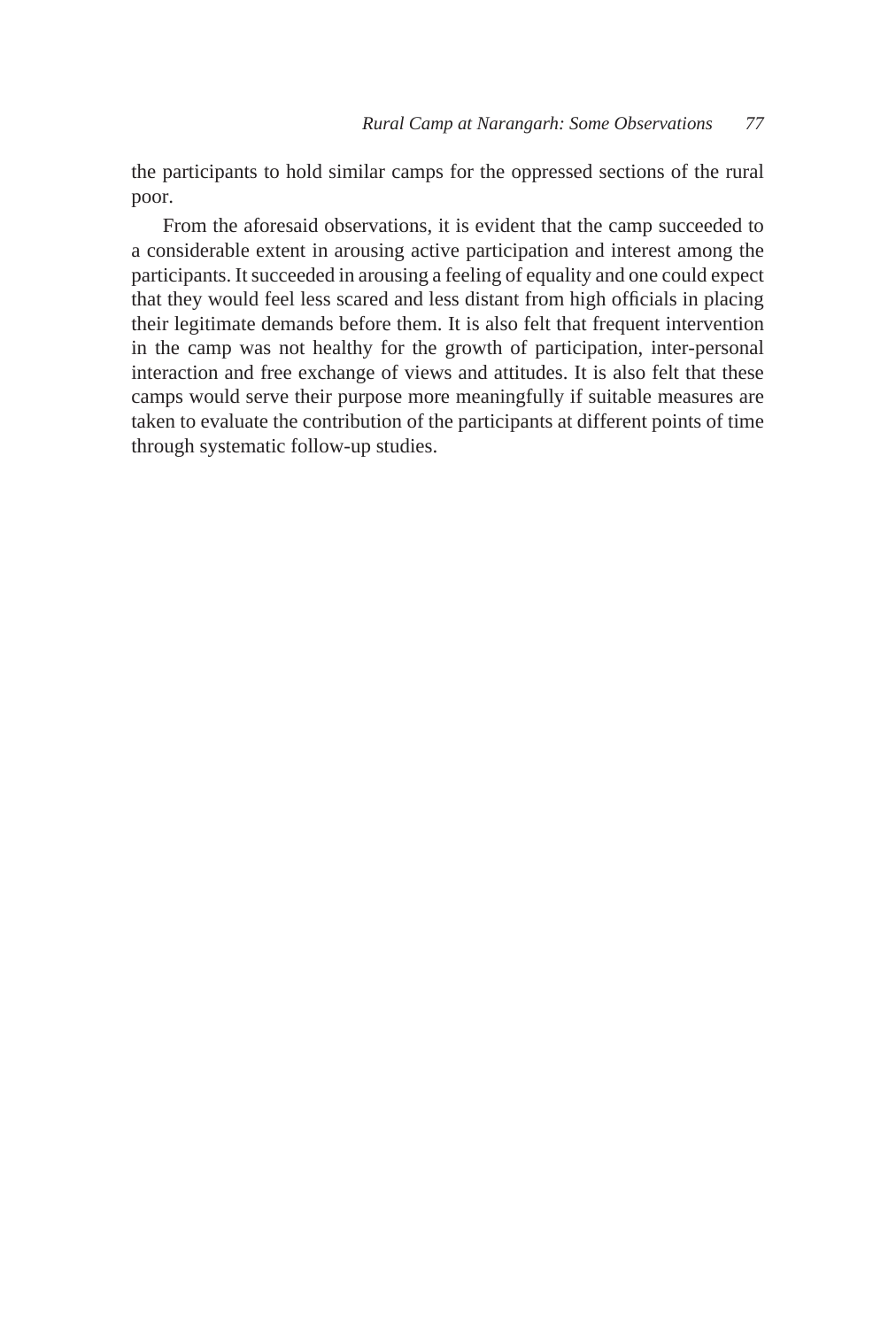the participants to hold similar camps for the oppressed sections of the rural poor.

From the aforesaid observations, it is evident that the camp succeeded to a considerable extent in arousing active participation and interest among the participants. It succeeded in arousing a feeling of equality and one could expect that they would feel less scared and less distant from high officials in placing their legitimate demands before them. It is also felt that frequent intervention in the camp was not healthy for the growth of participation, inter-personal interaction and free exchange of views and attitudes. It is also felt that these camps would serve their purpose more meaningfully if suitable measures are taken to evaluate the contribution of the participants at different points of time through systematic follow-up studies.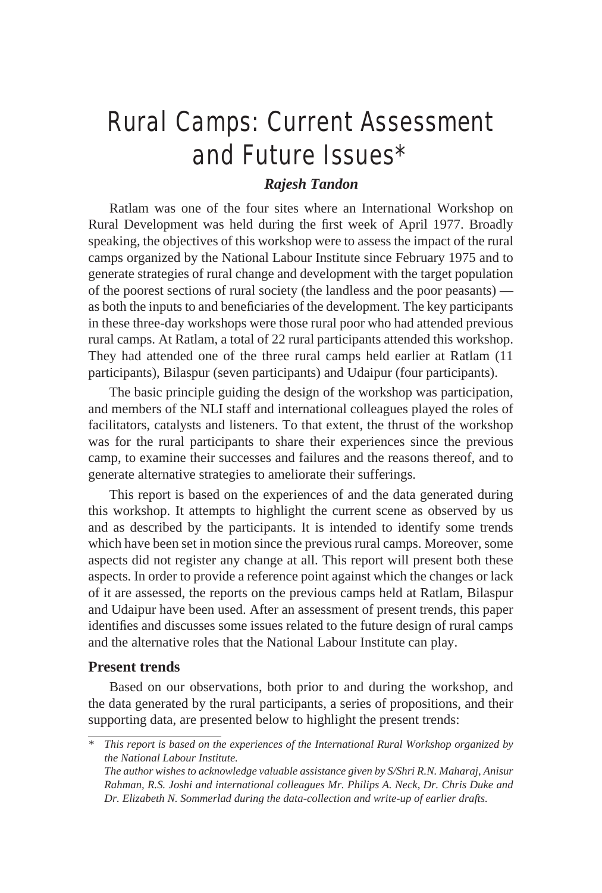# Rural Camps: Current Assessment and Future Issues*

***Rajesh Tandon***

Ratlam was one of the four sites where an International Workshop on Rural Development was held during the first week of April 1977. Broadly speaking, the objectives of this workshop were to assess the impact of the rural camps organized by the National Labour Institute since February 1975 and to generate strategies of rural change and development with the target population of the poorest sections of rural society (the landless and the poor peasants) — as both the inputs to and beneficiaries of the development. The key participants in these three-day workshops were those rural poor who had attended previous rural camps. At Ratlam, a total of 22 rural participants attended this workshop. They had attended one of the three rural camps held earlier at Ratlam (11 participants), Bilaspur (seven participants) and Udaipur (four participants).

The basic principle guiding the design of the workshop was participation, and members of the NLI staff and international colleagues played the roles of facilitators, catalysts and listeners. To that extent, the thrust of the workshop was for the rural participants to share their experiences since the previous camp, to examine their successes and failures and the reasons thereof, and to generate alternative strategies to ameliorate their sufferings.

This report is based on the experiences of and the data generated during this workshop. It attempts to highlight the current scene as observed by us and as described by the participants. It is intended to identify some trends which have been set in motion since the previous rural camps. Moreover, some aspects did not register any change at all. This report will present both these aspects. In order to provide a reference point against which the changes or lack of it are assessed, the reports on the previous camps held at Ratlam, Bilaspur and Udaipur have been used. After an assessment of present trends, this paper identifies and discusses some issues related to the future design of rural camps and the alternative roles that the National Labour Institute can play.

## Present trends

Based on our observations, both prior to and during the workshop, and the data generated by the rural participants, a series of propositions, and their supporting data, are presented below to highlight the present trends:

---

\* *This report is based on the experiences of the International Rural Workshop organized by the National Labour Institute.*
*The author wishes to acknowledge valuable assistance given by S/Shri R.N. Maharaj, Anisur Rahman, R.S. Joshi and international colleagues Mr. Philips A. Neck, Dr. Chris Duke and Dr. Elizabeth N. Sommerlad during the data-collection and write-up of earlier drafts.*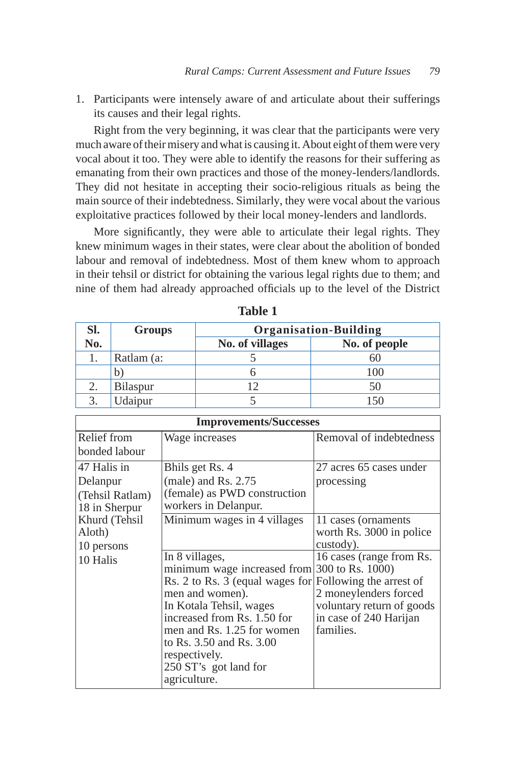1. Participants were intensely aware of and articulate about their sufferings its causes and their legal rights.

Right from the very beginning, it was clear that the participants were very much aware of their misery and what is causing it. About eight of them were very vocal about it too. They were able to identify the reasons for their suffering as emanating from their own practices and those of the money-lenders/landlords. They did not hesitate in accepting their socio-religious rituals as being the main source of their indebtedness. Similarly, they were vocal about the various exploitative practices followed by their local money-lenders and landlords.

More significantly, they were able to articulate their legal rights. They knew minimum wages in their states, were clear about the abolition of bonded labour and removal of indebtedness. Most of them knew whom to approach in their tehsil or district for obtaining the various legal rights due to them; and nine of them had already approached officials up to the level of the District

**Table 1**

| Sl. No. | Groups | Organisation-Building | |
|---|---|---|---|
| | | No. of villages | No. of people |
| 1. | Ratlam (a: | 5 | 60 |
| | b) | 6 | 100 |
| 2. | Bilaspur | 12 | 50 |
| 3. | Udaipur | 5 | 150 |

| Improvements/Successes | | |
|---|---|---|
| Relief from bonded labour | Wage increases | Removal of indebtedness |
| 47 Halis in Delanpur (Tehsil Ratlam) | Bhils get Rs. 4 (male) and Rs. 2.75 (female) as PWD construction workers in Delanpur. | 27 acres 65 cases under processing |
| 18 in Sherpur Khurd (Tehsil Aloth) | Minimum wages in 4 villages | 11 cases (ornaments worth Rs. 3000 in police custody). |
| 10 persons 10 Halis | In 8 villages, minimum wage increased from Rs. 2 to Rs. 3 (equal wages for men and women). In Kotala Tehsil, wages increased from Rs. 1.50 for men and Rs. 1.25 for women to Rs. 3.50 and Rs. 3.00 respectively. 250 ST's got land for agriculture. | 16 cases (range from Rs. 300 to Rs. 1000) Following the arrest of 2 moneylenders forced voluntary return of goods in case of 240 Harijan families. |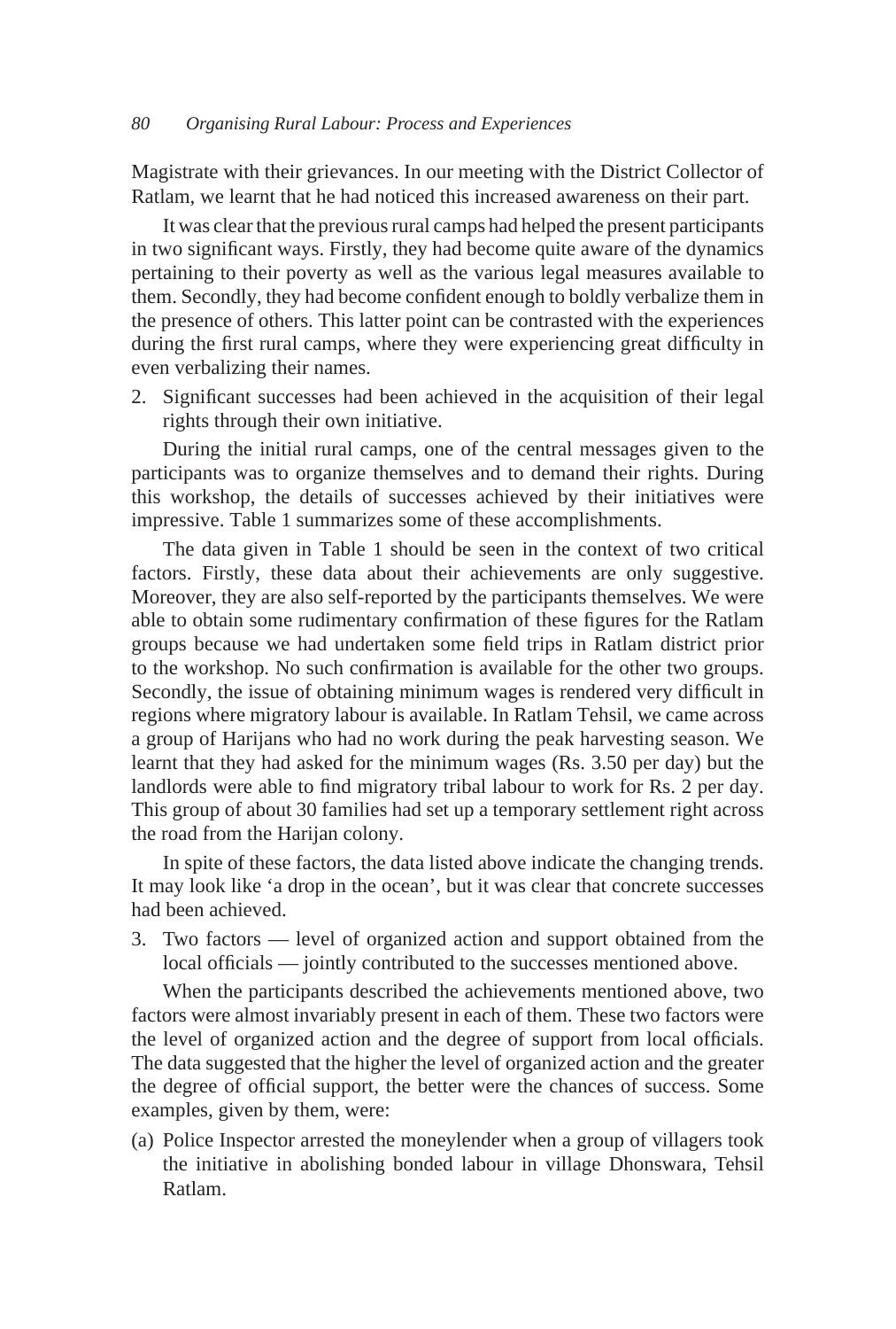Magistrate with their grievances. In our meeting with the District Collector of Ratlam, we learnt that he had noticed this increased awareness on their part.

It was clear that the previous rural camps had helped the present participants in two significant ways. Firstly, they had become quite aware of the dynamics pertaining to their poverty as well as the various legal measures available to them. Secondly, they had become confident enough to boldly verbalize them in the presence of others. This latter point can be contrasted with the experiences during the first rural camps, where they were experiencing great difficulty in even verbalizing their names.

2. Significant successes had been achieved in the acquisition of their legal rights through their own initiative.

During the initial rural camps, one of the central messages given to the participants was to organize themselves and to demand their rights. During this workshop, the details of successes achieved by their initiatives were impressive. Table 1 summarizes some of these accomplishments.

The data given in Table 1 should be seen in the context of two critical factors. Firstly, these data about their achievements are only suggestive. Moreover, they are also self-reported by the participants themselves. We were able to obtain some rudimentary confirmation of these figures for the Ratlam groups because we had undertaken some field trips in Ratlam district prior to the workshop. No such confirmation is available for the other two groups. Secondly, the issue of obtaining minimum wages is rendered very difficult in regions where migratory labour is available. In Ratlam Tehsil, we came across a group of Harijans who had no work during the peak harvesting season. We learnt that they had asked for the minimum wages (Rs. 3.50 per day) but the landlords were able to find migratory tribal labour to work for Rs. 2 per day. This group of about 30 families had set up a temporary settlement right across the road from the Harijan colony.

In spite of these factors, the data listed above indicate the changing trends. It may look like 'a drop in the ocean', but it was clear that concrete successes had been achieved.

3. Two factors — level of organized action and support obtained from the local officials — jointly contributed to the successes mentioned above.

When the participants described the achievements mentioned above, two factors were almost invariably present in each of them. These two factors were the level of organized action and the degree of support from local officials. The data suggested that the higher the level of organized action and the greater the degree of official support, the better were the chances of success. Some examples, given by them, were:

(a) Police Inspector arrested the moneylender when a group of villagers took the initiative in abolishing bonded labour in village Dhonswara, Tehsil Ratlam.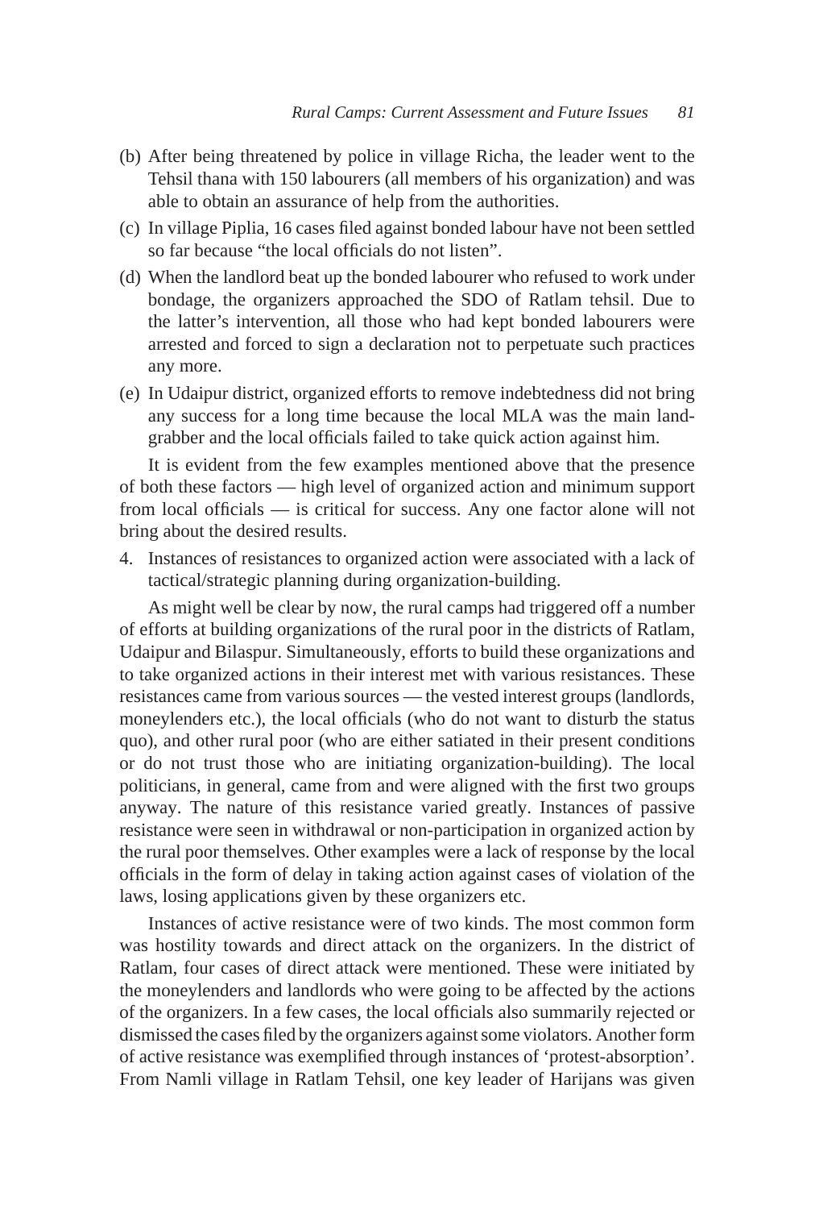(b) After being threatened by police in village Richa, the leader went to the Tehsil thana with 150 labourers (all members of his organization) and was able to obtain an assurance of help from the authorities.

(c) In village Piplia, 16 cases filed against bonded labour have not been settled so far because "the local officials do not listen".

(d) When the landlord beat up the bonded labourer who refused to work under bondage, the organizers approached the SDO of Ratlam tehsil. Due to the latter's intervention, all those who had kept bonded labourers were arrested and forced to sign a declaration not to perpetuate such practices any more.

(e) In Udaipur district, organized efforts to remove indebtedness did not bring any success for a long time because the local MLA was the main land-grabber and the local officials failed to take quick action against him.

It is evident from the few examples mentioned above that the presence of both these factors — high level of organized action and minimum support from local officials — is critical for success. Any one factor alone will not bring about the desired results.

4. Instances of resistances to organized action were associated with a lack of tactical/strategic planning during organization-building.

As might well be clear by now, the rural camps had triggered off a number of efforts at building organizations of the rural poor in the districts of Ratlam, Udaipur and Bilaspur. Simultaneously, efforts to build these organizations and to take organized actions in their interest met with various resistances. These resistances came from various sources — the vested interest groups (landlords, moneylenders etc.), the local officials (who do not want to disturb the status quo), and other rural poor (who are either satiated in their present conditions or do not trust those who are initiating organization-building). The local politicians, in general, came from and were aligned with the first two groups anyway. The nature of this resistance varied greatly. Instances of passive resistance were seen in withdrawal or non-participation in organized action by the rural poor themselves. Other examples were a lack of response by the local officials in the form of delay in taking action against cases of violation of the laws, losing applications given by these organizers etc.

Instances of active resistance were of two kinds. The most common form was hostility towards and direct attack on the organizers. In the district of Ratlam, four cases of direct attack were mentioned. These were initiated by the moneylenders and landlords who were going to be affected by the actions of the organizers. In a few cases, the local officials also summarily rejected or dismissed the cases filed by the organizers against some violators. Another form of active resistance was exemplified through instances of 'protest-absorption'. From Namli village in Ratlam Tehsil, one key leader of Harijans was given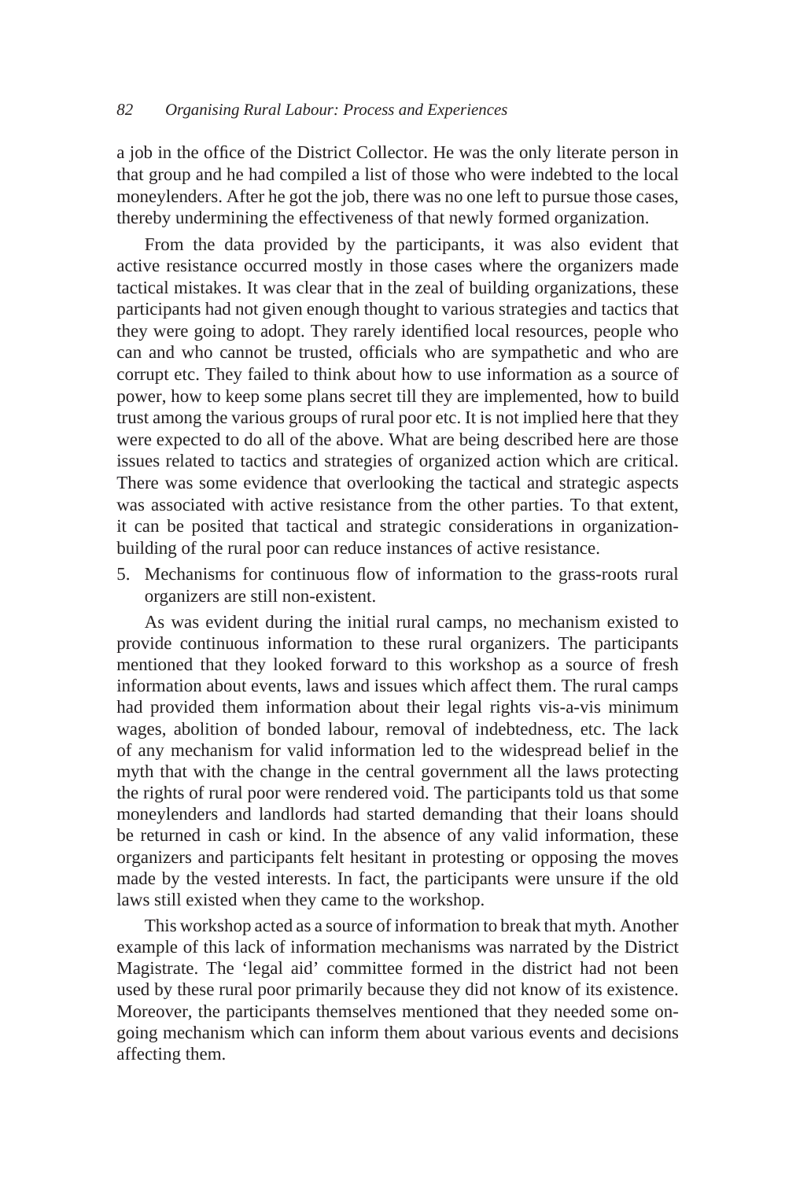a job in the office of the District Collector. He was the only literate person in that group and he had compiled a list of those who were indebted to the local moneylenders. After he got the job, there was no one left to pursue those cases, thereby undermining the effectiveness of that newly formed organization.

From the data provided by the participants, it was also evident that active resistance occurred mostly in those cases where the organizers made tactical mistakes. It was clear that in the zeal of building organizations, these participants had not given enough thought to various strategies and tactics that they were going to adopt. They rarely identified local resources, people who can and who cannot be trusted, officials who are sympathetic and who are corrupt etc. They failed to think about how to use information as a source of power, how to keep some plans secret till they are implemented, how to build trust among the various groups of rural poor etc. It is not implied here that they were expected to do all of the above. What are being described here are those issues related to tactics and strategies of organized action which are critical. There was some evidence that overlooking the tactical and strategic aspects was associated with active resistance from the other parties. To that extent, it can be posited that tactical and strategic considerations in organization-building of the rural poor can reduce instances of active resistance.

5. Mechanisms for continuous flow of information to the grass-roots rural organizers are still non-existent.

   As was evident during the initial rural camps, no mechanism existed to provide continuous information to these rural organizers. The participants mentioned that they looked forward to this workshop as a source of fresh information about events, laws and issues which affect them. The rural camps had provided them information about their legal rights vis-a-vis minimum wages, abolition of bonded labour, removal of indebtedness, etc. The lack of any mechanism for valid information led to the widespread belief in the myth that with the change in the central government all the laws protecting the rights of rural poor were rendered void. The participants told us that some moneylenders and landlords had started demanding that their loans should be returned in cash or kind. In the absence of any valid information, these organizers and participants felt hesitant in protesting or opposing the moves made by the vested interests. In fact, the participants were unsure if the old laws still existed when they came to the workshop.

   This workshop acted as a source of information to break that myth. Another example of this lack of information mechanisms was narrated by the District Magistrate. The 'legal aid' committee formed in the district had not been used by these rural poor primarily because they did not know of its existence. Moreover, the participants themselves mentioned that they needed some on-going mechanism which can inform them about various events and decisions affecting them.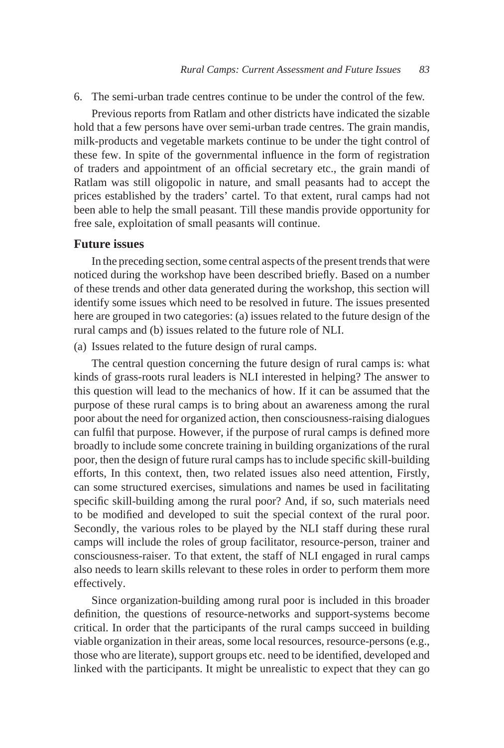6. The semi-urban trade centres continue to be under the control of the few.

Previous reports from Ratlam and other districts have indicated the sizable hold that a few persons have over semi-urban trade centres. The grain mandis, milk-products and vegetable markets continue to be under the tight control of these few. In spite of the governmental influence in the form of registration of traders and appointment of an official secretary etc., the grain mandi of Ratlam was still oligopolic in nature, and small peasants had to accept the prices established by the traders' cartel. To that extent, rural camps had not been able to help the small peasant. Till these mandis provide opportunity for free sale, exploitation of small peasants will continue.

## Future issues

In the preceding section, some central aspects of the present trends that were noticed during the workshop have been described briefly. Based on a number of these trends and other data generated during the workshop, this section will identify some issues which need to be resolved in future. The issues presented here are grouped in two categories: (a) issues related to the future design of the rural camps and (b) issues related to the future role of NLI.

(a) Issues related to the future design of rural camps.

The central question concerning the future design of rural camps is: what kinds of grass-roots rural leaders is NLI interested in helping? The answer to this question will lead to the mechanics of how. If it can be assumed that the purpose of these rural camps is to bring about an awareness among the rural poor about the need for organized action, then consciousness-raising dialogues can fulfil that purpose. However, if the purpose of rural camps is defined more broadly to include some concrete training in building organizations of the rural poor, then the design of future rural camps has to include specific skill-building efforts, In this context, then, two related issues also need attention, Firstly, can some structured exercises, simulations and names be used in facilitating specific skill-building among the rural poor? And, if so, such materials need to be modified and developed to suit the special context of the rural poor. Secondly, the various roles to be played by the NLI staff during these rural camps will include the roles of group facilitator, resource-person, trainer and consciousness-raiser. To that extent, the staff of NLI engaged in rural camps also needs to learn skills relevant to these roles in order to perform them more effectively.

Since organization-building among rural poor is included in this broader definition, the questions of resource-networks and support-systems become critical. In order that the participants of the rural camps succeed in building viable organization in their areas, some local resources, resource-persons (e.g., those who are literate), support groups etc. need to be identified, developed and linked with the participants. It might be unrealistic to expect that they can go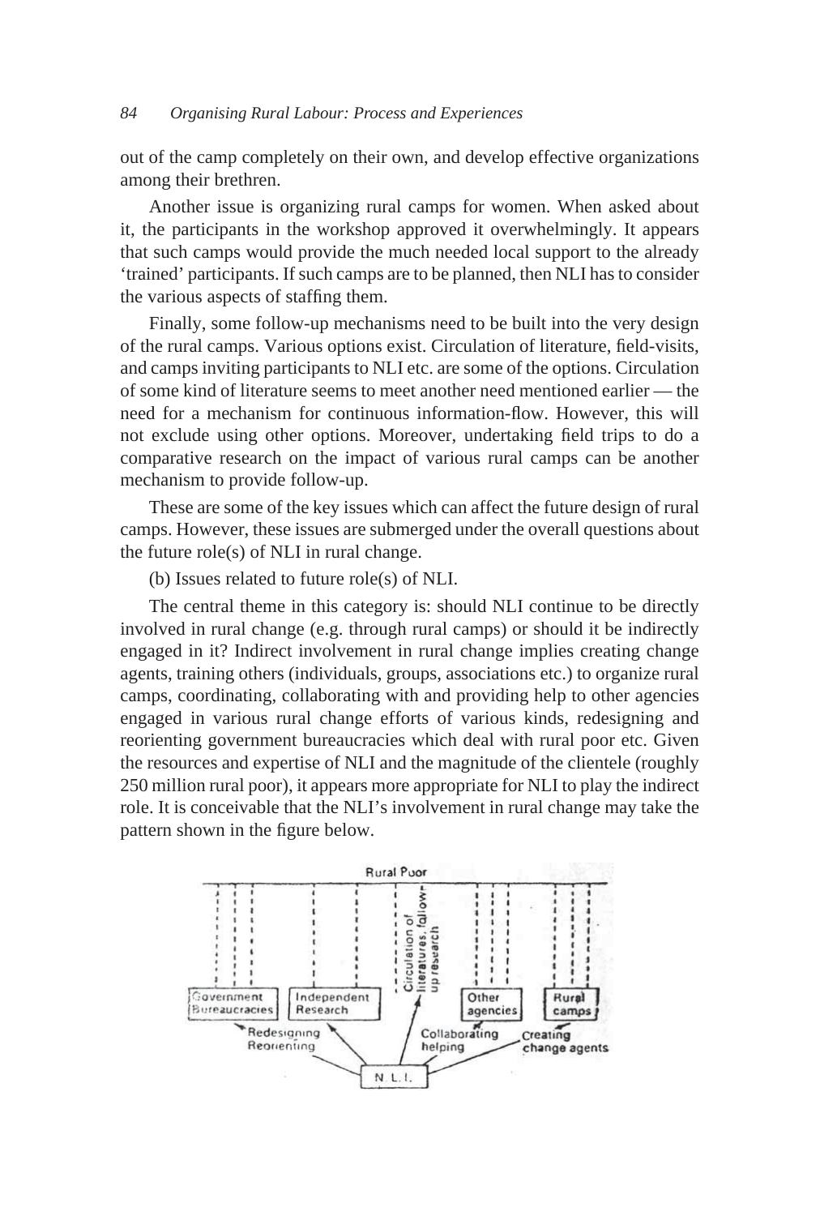out of the camp completely on their own, and develop effective organizations among their brethren.

Another issue is organizing rural camps for women. When asked about it, the participants in the workshop approved it overwhelmingly. It appears that such camps would provide the much needed local support to the already 'trained' participants. If such camps are to be planned, then NLI has to consider the various aspects of staffing them.

Finally, some follow-up mechanisms need to be built into the very design of the rural camps. Various options exist. Circulation of literature, field-visits, and camps inviting participants to NLI etc. are some of the options. Circulation of some kind of literature seems to meet another need mentioned earlier — the need for a mechanism for continuous information-flow. However, this will not exclude using other options. Moreover, undertaking field trips to do a comparative research on the impact of various rural camps can be another mechanism to provide follow-up.

These are some of the key issues which can affect the future design of rural camps. However, these issues are submerged under the overall questions about the future role(s) of NLI in rural change.

(b) Issues related to future role(s) of NLI.

The central theme in this category is: should NLI continue to be directly involved in rural change (e.g. through rural camps) or should it be indirectly engaged in it? Indirect involvement in rural change implies creating change agents, training others (individuals, groups, associations etc.) to organize rural camps, coordinating, collaborating with and providing help to other agencies engaged in various rural change efforts of various kinds, redesigning and reorienting government bureaucracies which deal with rural poor etc. Given the resources and expertise of NLI and the magnitude of the clientele (roughly 250 million rural poor), it appears more appropriate for NLI to play the indirect role. It is conceivable that the NLI's involvement in rural change may take the pattern shown in the figure below.

Rural Poor

Government Bureaucracies | Independent Research | Circulation of literatures, follow-up research | Other agencies | Rural camps

Redesigning Reorienting | Collaborating helping | Creating change agents

N. L. I.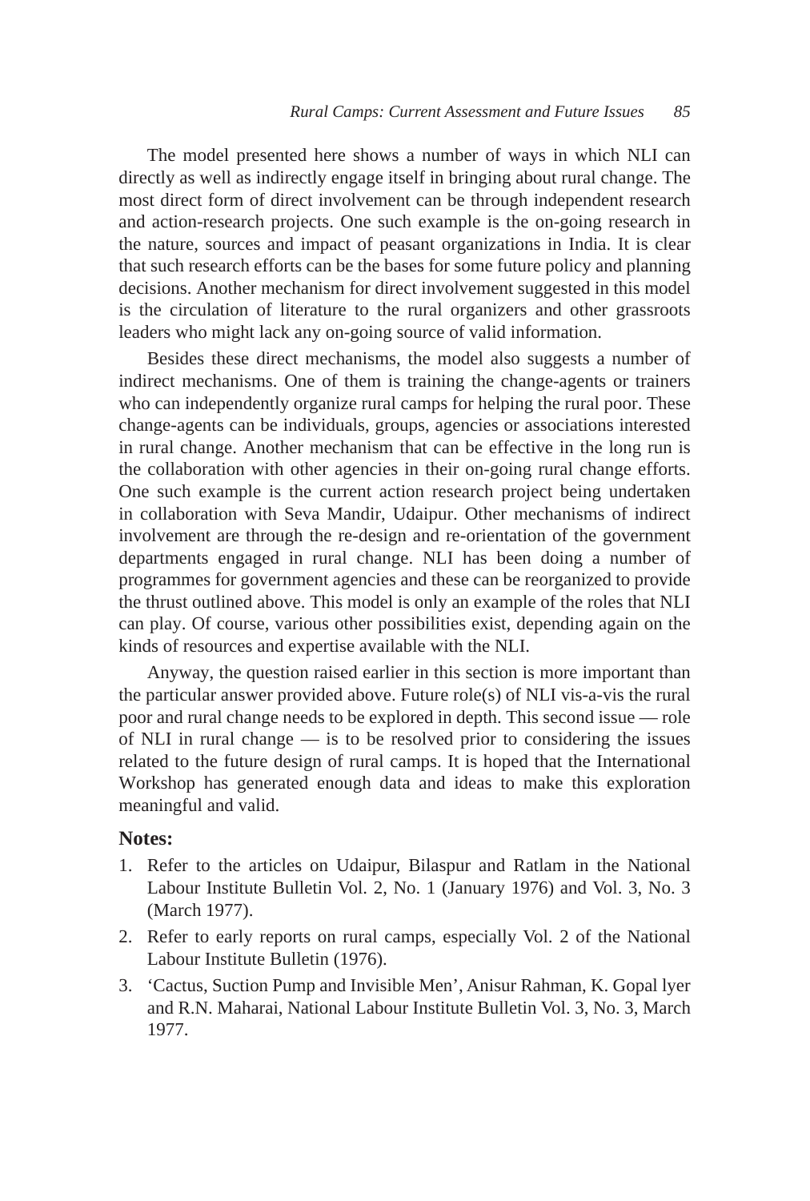The model presented here shows a number of ways in which NLI can directly as well as indirectly engage itself in bringing about rural change. The most direct form of direct involvement can be through independent research and action-research projects. One such example is the on-going research in the nature, sources and impact of peasant organizations in India. It is clear that such research efforts can be the bases for some future policy and planning decisions. Another mechanism for direct involvement suggested in this model is the circulation of literature to the rural organizers and other grassroots leaders who might lack any on-going source of valid information.

Besides these direct mechanisms, the model also suggests a number of indirect mechanisms. One of them is training the change-agents or trainers who can independently organize rural camps for helping the rural poor. These change-agents can be individuals, groups, agencies or associations interested in rural change. Another mechanism that can be effective in the long run is the collaboration with other agencies in their on-going rural change efforts. One such example is the current action research project being undertaken in collaboration with Seva Mandir, Udaipur. Other mechanisms of indirect involvement are through the re-design and re-orientation of the government departments engaged in rural change. NLI has been doing a number of programmes for government agencies and these can be reorganized to provide the thrust outlined above. This model is only an example of the roles that NLI can play. Of course, various other possibilities exist, depending again on the kinds of resources and expertise available with the NLI.

Anyway, the question raised earlier in this section is more important than the particular answer provided above. Future role(s) of NLI vis-a-vis the rural poor and rural change needs to be explored in depth. This second issue — role of NLI in rural change — is to be resolved prior to considering the issues related to the future design of rural camps. It is hoped that the International Workshop has generated enough data and ideas to make this exploration meaningful and valid.

**Notes:**

1. Refer to the articles on Udaipur, Bilaspur and Ratlam in the National Labour Institute Bulletin Vol. 2, No. 1 (January 1976) and Vol. 3, No. 3 (March 1977).
2. Refer to early reports on rural camps, especially Vol. 2 of the National Labour Institute Bulletin (1976).
3. 'Cactus, Suction Pump and Invisible Men', Anisur Rahman, K. Gopal lyer and R.N. Maharai, National Labour Institute Bulletin Vol. 3, No. 3, March 1977.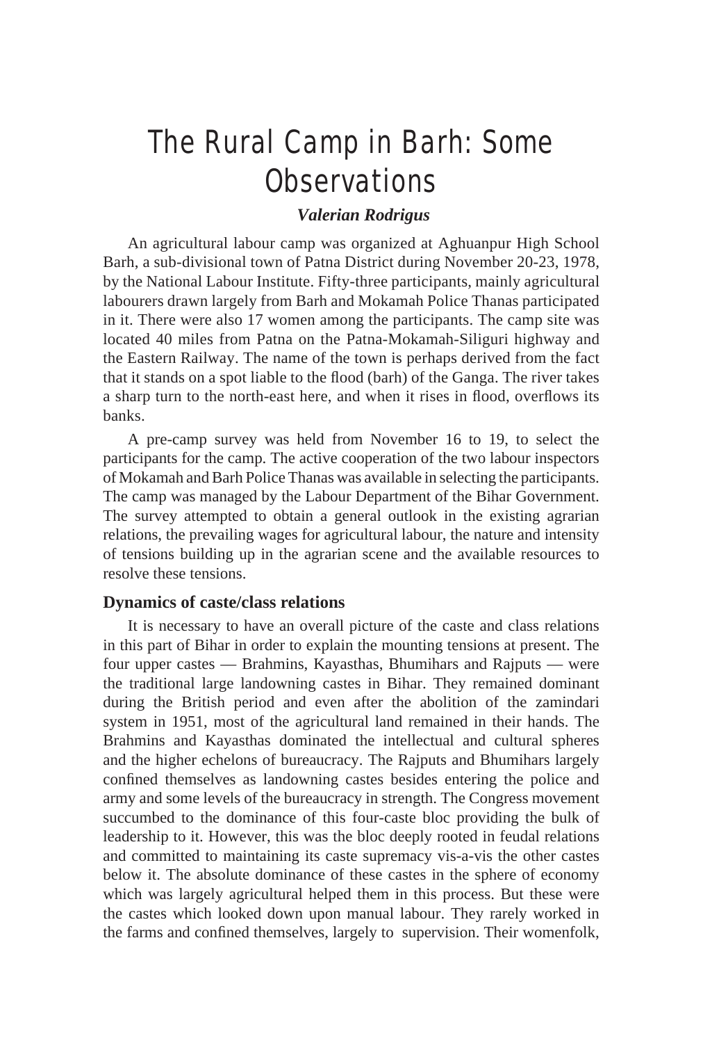# The Rural Camp in Barh: Some Observations

***Valerian Rodrigus***

An agricultural labour camp was organized at Aghuanpur High School Barh, a sub-divisional town of Patna District during November 20-23, 1978, by the National Labour Institute. Fifty-three participants, mainly agricultural labourers drawn largely from Barh and Mokamah Police Thanas participated in it. There were also 17 women among the participants. The camp site was located 40 miles from Patna on the Patna-Mokamah-Siliguri highway and the Eastern Railway. The name of the town is perhaps derived from the fact that it stands on a spot liable to the flood (barh) of the Ganga. The river takes a sharp turn to the north-east here, and when it rises in flood, overflows its banks.

A pre-camp survey was held from November 16 to 19, to select the participants for the camp. The active cooperation of the two labour inspectors of Mokamah and Barh Police Thanas was available in selecting the participants. The camp was managed by the Labour Department of the Bihar Government. The survey attempted to obtain a general outlook in the existing agrarian relations, the prevailing wages for agricultural labour, the nature and intensity of tensions building up in the agrarian scene and the available resources to resolve these tensions.

## Dynamics of caste/class relations

It is necessary to have an overall picture of the caste and class relations in this part of Bihar in order to explain the mounting tensions at present. The four upper castes — Brahmins, Kayasthas, Bhumihars and Rajputs — were the traditional large landowning castes in Bihar. They remained dominant during the British period and even after the abolition of the zamindari system in 1951, most of the agricultural land remained in their hands. The Brahmins and Kayasthas dominated the intellectual and cultural spheres and the higher echelons of bureaucracy. The Rajputs and Bhumihars largely confined themselves as landowning castes besides entering the police and army and some levels of the bureaucracy in strength. The Congress movement succumbed to the dominance of this four-caste bloc providing the bulk of leadership to it. However, this was the bloc deeply rooted in feudal relations and committed to maintaining its caste supremacy vis-a-vis the other castes below it. The absolute dominance of these castes in the sphere of economy which was largely agricultural helped them in this process. But these were the castes which looked down upon manual labour. They rarely worked in the farms and confined themselves, largely to supervision. Their womenfolk,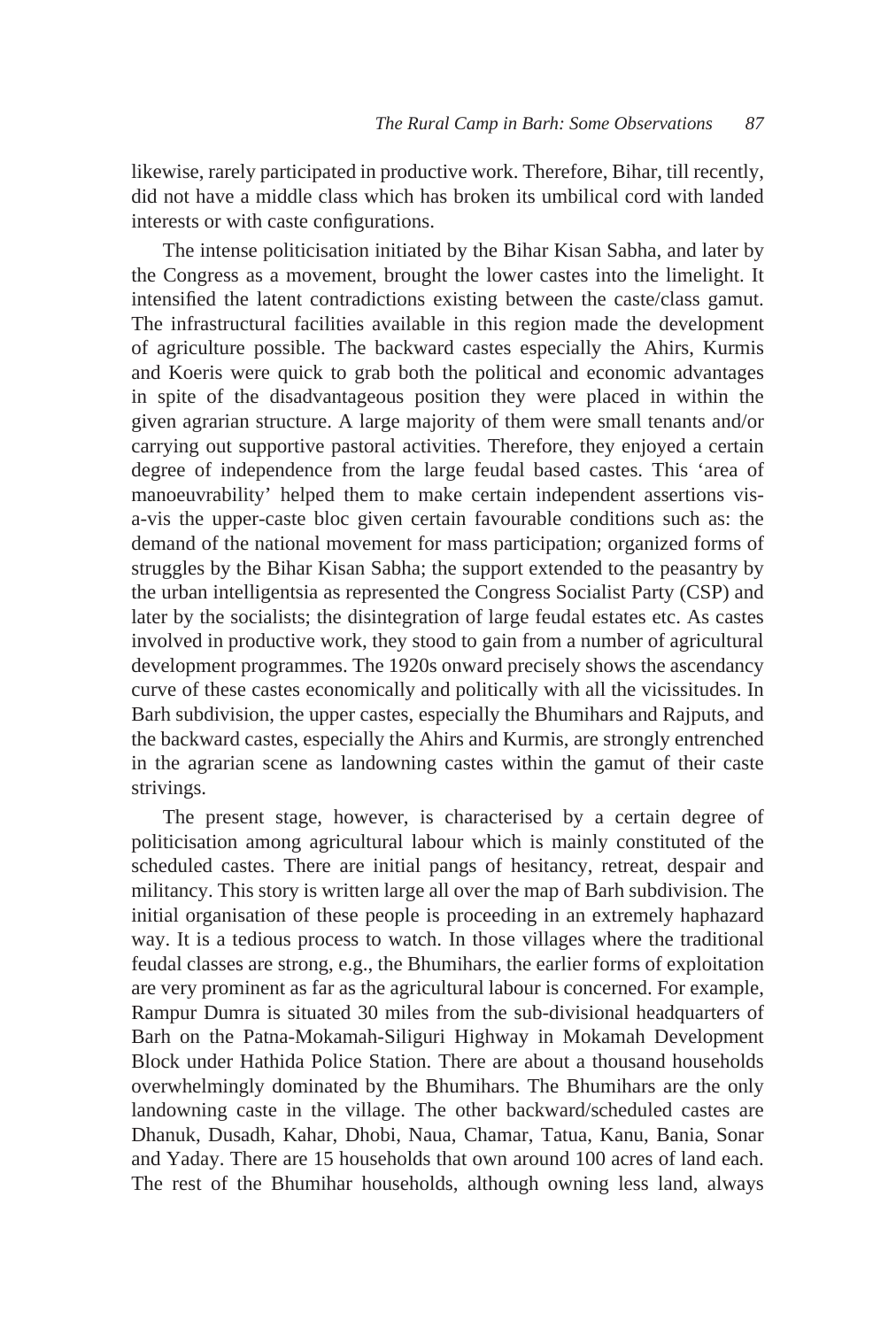likewise, rarely participated in productive work. Therefore, Bihar, till recently, did not have a middle class which has broken its umbilical cord with landed interests or with caste configurations.

The intense politicisation initiated by the Bihar Kisan Sabha, and later by the Congress as a movement, brought the lower castes into the limelight. It intensified the latent contradictions existing between the caste/class gamut. The infrastructural facilities available in this region made the development of agriculture possible. The backward castes especially the Ahirs, Kurmis and Koeris were quick to grab both the political and economic advantages in spite of the disadvantageous position they were placed in within the given agrarian structure. A large majority of them were small tenants and/or carrying out supportive pastoral activities. Therefore, they enjoyed a certain degree of independence from the large feudal based castes. This 'area of manoeuvrability' helped them to make certain independent assertions vis-a-vis the upper-caste bloc given certain favourable conditions such as: the demand of the national movement for mass participation; organized forms of struggles by the Bihar Kisan Sabha; the support extended to the peasantry by the urban intelligentsia as represented the Congress Socialist Party (CSP) and later by the socialists; the disintegration of large feudal estates etc. As castes involved in productive work, they stood to gain from a number of agricultural development programmes. The 1920s onward precisely shows the ascendancy curve of these castes economically and politically with all the vicissitudes. In Barh subdivision, the upper castes, especially the Bhumihars and Rajputs, and the backward castes, especially the Ahirs and Kurmis, are strongly entrenched in the agrarian scene as landowning castes within the gamut of their caste strivings.

The present stage, however, is characterised by a certain degree of politicisation among agricultural labour which is mainly constituted of the scheduled castes. There are initial pangs of hesitancy, retreat, despair and militancy. This story is written large all over the map of Barh subdivision. The initial organisation of these people is proceeding in an extremely haphazard way. It is a tedious process to watch. In those villages where the traditional feudal classes are strong, e.g., the Bhumihars, the earlier forms of exploitation are very prominent as far as the agricultural labour is concerned. For example, Rampur Dumra is situated 30 miles from the sub-divisional headquarters of Barh on the Patna-Mokamah-Siliguri Highway in Mokamah Development Block under Hathida Police Station. There are about a thousand households overwhelmingly dominated by the Bhumihars. The Bhumihars are the only landowning caste in the village. The other backward/scheduled castes are Dhanuk, Dusadh, Kahar, Dhobi, Naua, Chamar, Tatua, Kanu, Bania, Sonar and Yaday. There are 15 households that own around 100 acres of land each. The rest of the Bhumihar households, although owning less land, always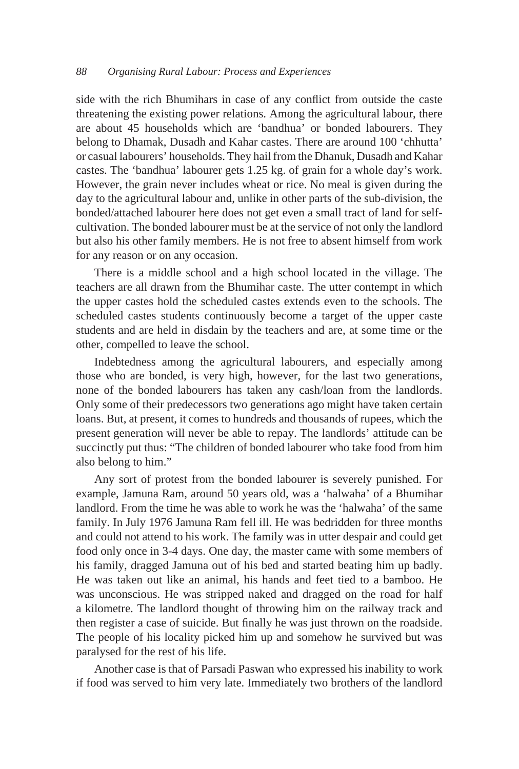side with the rich Bhumihars in case of any conflict from outside the caste threatening the existing power relations. Among the agricultural labour, there are about 45 households which are 'bandhua' or bonded labourers. They belong to Dhamak, Dusadh and Kahar castes. There are around 100 'chhutta' or casual labourers' households. They hail from the Dhanuk, Dusadh and Kahar castes. The 'bandhua' labourer gets 1.25 kg. of grain for a whole day's work. However, the grain never includes wheat or rice. No meal is given during the day to the agricultural labour and, unlike in other parts of the sub-division, the bonded/attached labourer here does not get even a small tract of land for self-cultivation. The bonded labourer must be at the service of not only the landlord but also his other family members. He is not free to absent himself from work for any reason or on any occasion.

There is a middle school and a high school located in the village. The teachers are all drawn from the Bhumihar caste. The utter contempt in which the upper castes hold the scheduled castes extends even to the schools. The scheduled castes students continuously become a target of the upper caste students and are held in disdain by the teachers and are, at some time or the other, compelled to leave the school.

Indebtedness among the agricultural labourers, and especially among those who are bonded, is very high, however, for the last two generations, none of the bonded labourers has taken any cash/loan from the landlords. Only some of their predecessors two generations ago might have taken certain loans. But, at present, it comes to hundreds and thousands of rupees, which the present generation will never be able to repay. The landlords' attitude can be succinctly put thus: "The children of bonded labourer who take food from him also belong to him."

Any sort of protest from the bonded labourer is severely punished. For example, Jamuna Ram, around 50 years old, was a 'halwaha' of a Bhumihar landlord. From the time he was able to work he was the 'halwaha' of the same family. In July 1976 Jamuna Ram fell ill. He was bedridden for three months and could not attend to his work. The family was in utter despair and could get food only once in 3-4 days. One day, the master came with some members of his family, dragged Jamuna out of his bed and started beating him up badly. He was taken out like an animal, his hands and feet tied to a bamboo. He was unconscious. He was stripped naked and dragged on the road for half a kilometre. The landlord thought of throwing him on the railway track and then register a case of suicide. But finally he was just thrown on the roadside. The people of his locality picked him up and somehow he survived but was paralysed for the rest of his life.

Another case is that of Parsadi Paswan who expressed his inability to work if food was served to him very late. Immediately two brothers of the landlord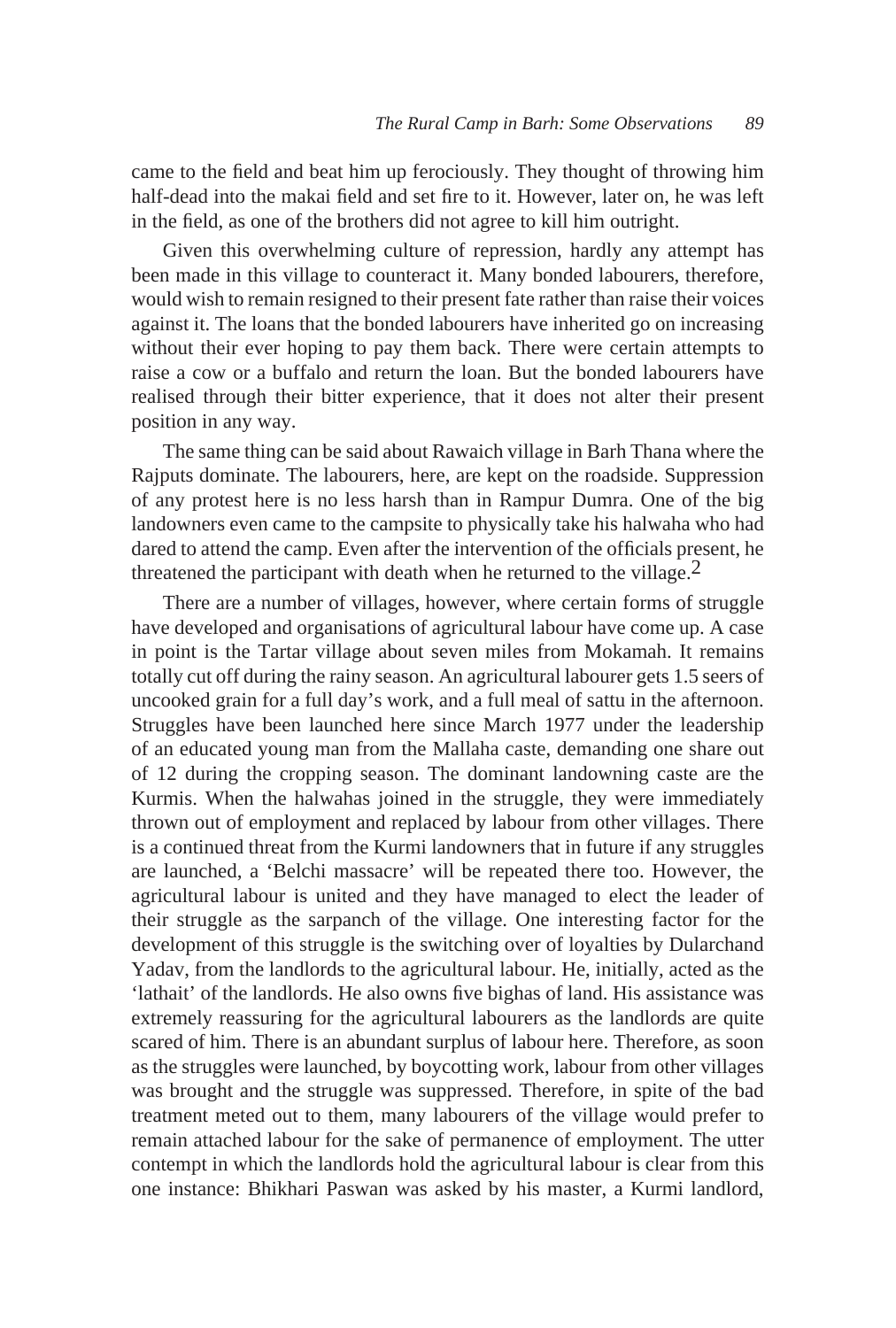came to the field and beat him up ferociously. They thought of throwing him half-dead into the makai field and set fire to it. However, later on, he was left in the field, as one of the brothers did not agree to kill him outright.

Given this overwhelming culture of repression, hardly any attempt has been made in this village to counteract it. Many bonded labourers, therefore, would wish to remain resigned to their present fate rather than raise their voices against it. The loans that the bonded labourers have inherited go on increasing without their ever hoping to pay them back. There were certain attempts to raise a cow or a buffalo and return the loan. But the bonded labourers have realised through their bitter experience, that it does not alter their present position in any way.

The same thing can be said about Rawaich village in Barh Thana where the Rajputs dominate. The labourers, here, are kept on the roadside. Suppression of any protest here is no less harsh than in Rampur Dumra. One of the big landowners even came to the campsite to physically take his halwaha who had dared to attend the camp. Even after the intervention of the officials present, he threatened the participant with death when he returned to the village.[2]

There are a number of villages, however, where certain forms of struggle have developed and organisations of agricultural labour have come up. A case in point is the Tartar village about seven miles from Mokamah. It remains totally cut off during the rainy season. An agricultural labourer gets 1.5 seers of uncooked grain for a full day's work, and a full meal of sattu in the afternoon. Struggles have been launched here since March 1977 under the leadership of an educated young man from the Mallaha caste, demanding one share out of 12 during the cropping season. The dominant landowning caste are the Kurmis. When the halwahas joined in the struggle, they were immediately thrown out of employment and replaced by labour from other villages. There is a continued threat from the Kurmi landowners that in future if any struggles are launched, a 'Belchi massacre' will be repeated there too. However, the agricultural labour is united and they have managed to elect the leader of their struggle as the sarpanch of the village. One interesting factor for the development of this struggle is the switching over of loyalties by Dularchand Yadav, from the landlords to the agricultural labour. He, initially, acted as the 'lathait' of the landlords. He also owns five bighas of land. His assistance was extremely reassuring for the agricultural labourers as the landlords are quite scared of him. There is an abundant surplus of labour here. Therefore, as soon as the struggles were launched, by boycotting work, labour from other villages was brought and the struggle was suppressed. Therefore, in spite of the bad treatment meted out to them, many labourers of the village would prefer to remain attached labour for the sake of permanence of employment. The utter contempt in which the landlords hold the agricultural labour is clear from this one instance: Bhikhari Paswan was asked by his master, a Kurmi landlord,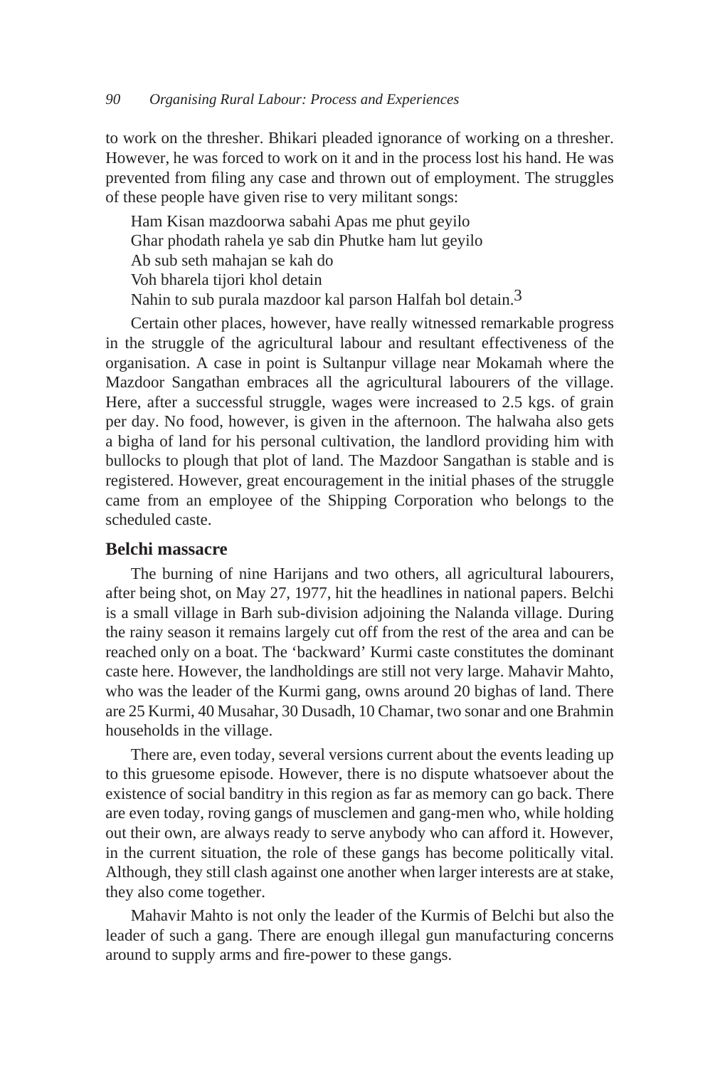to work on the thresher. Bhikari pleaded ignorance of working on a thresher. However, he was forced to work on it and in the process lost his hand. He was prevented from filing any case and thrown out of employment. The struggles of these people have given rise to very militant songs:

Ham Kisan mazdoorwa sabahi Apas me phut geyilo
Ghar phodath rahela ye sab din Phutke ham lut geyilo
Ab sub seth mahajan se kah do
Voh bharela tijori khol detain
Nahin to sub purala mazdoor kal parson Halfah bol detain.[3]

Certain other places, however, have really witnessed remarkable progress in the struggle of the agricultural labour and resultant effectiveness of the organisation. A case in point is Sultanpur village near Mokamah where the Mazdoor Sangathan embraces all the agricultural labourers of the village. Here, after a successful struggle, wages were increased to 2.5 kgs. of grain per day. No food, however, is given in the afternoon. The halwaha also gets a bigha of land for his personal cultivation, the landlord providing him with bullocks to plough that plot of land. The Mazdoor Sangathan is stable and is registered. However, great encouragement in the initial phases of the struggle came from an employee of the Shipping Corporation who belongs to the scheduled caste.

## Belchi massacre

The burning of nine Harijans and two others, all agricultural labourers, after being shot, on May 27, 1977, hit the headlines in national papers. Belchi is a small village in Barh sub-division adjoining the Nalanda village. During the rainy season it remains largely cut off from the rest of the area and can be reached only on a boat. The 'backward' Kurmi caste constitutes the dominant caste here. However, the landholdings are still not very large. Mahavir Mahto, who was the leader of the Kurmi gang, owns around 20 bighas of land. There are 25 Kurmi, 40 Musahar, 30 Dusadh, 10 Chamar, two sonar and one Brahmin households in the village.

There are, even today, several versions current about the events leading up to this gruesome episode. However, there is no dispute whatsoever about the existence of social banditry in this region as far as memory can go back. There are even today, roving gangs of musclemen and gang-men who, while holding out their own, are always ready to serve anybody who can afford it. However, in the current situation, the role of these gangs has become politically vital. Although, they still clash against one another when larger interests are at stake, they also come together.

Mahavir Mahto is not only the leader of the Kurmis of Belchi but also the leader of such a gang. There are enough illegal gun manufacturing concerns around to supply arms and fire-power to these gangs.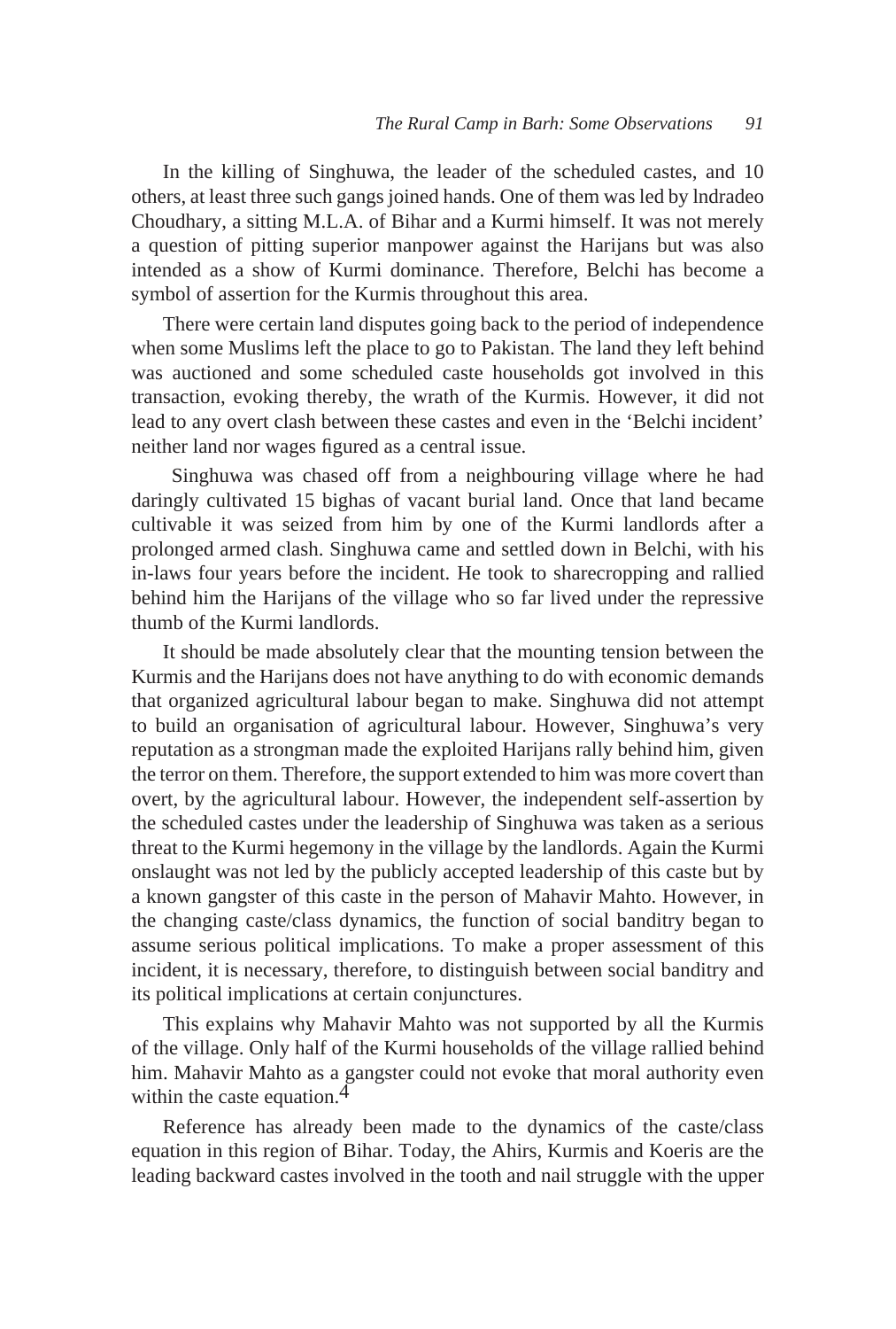In the killing of Singhuwa, the leader of the scheduled castes, and 10 others, at least three such gangs joined hands. One of them was led by lndradeo Choudhary, a sitting M.L.A. of Bihar and a Kurmi himself. It was not merely a question of pitting superior manpower against the Harijans but was also intended as a show of Kurmi dominance. Therefore, Belchi has become a symbol of assertion for the Kurmis throughout this area.

There were certain land disputes going back to the period of independence when some Muslims left the place to go to Pakistan. The land they left behind was auctioned and some scheduled caste households got involved in this transaction, evoking thereby, the wrath of the Kurmis. However, it did not lead to any overt clash between these castes and even in the 'Belchi incident' neither land nor wages figured as a central issue.

Singhuwa was chased off from a neighbouring village where he had daringly cultivated 15 bighas of vacant burial land. Once that land became cultivable it was seized from him by one of the Kurmi landlords after a prolonged armed clash. Singhuwa came and settled down in Belchi, with his in-laws four years before the incident. He took to sharecropping and rallied behind him the Harijans of the village who so far lived under the repressive thumb of the Kurmi landlords.

It should be made absolutely clear that the mounting tension between the Kurmis and the Harijans does not have anything to do with economic demands that organized agricultural labour began to make. Singhuwa did not attempt to build an organisation of agricultural labour. However, Singhuwa's very reputation as a strongman made the exploited Harijans rally behind him, given the terror on them. Therefore, the support extended to him was more covert than overt, by the agricultural labour. However, the independent self-assertion by the scheduled castes under the leadership of Singhuwa was taken as a serious threat to the Kurmi hegemony in the village by the landlords. Again the Kurmi onslaught was not led by the publicly accepted leadership of this caste but by a known gangster of this caste in the person of Mahavir Mahto. However, in the changing caste/class dynamics, the function of social banditry began to assume serious political implications. To make a proper assessment of this incident, it is necessary, therefore, to distinguish between social banditry and its political implications at certain conjunctures.

This explains why Mahavir Mahto was not supported by all the Kurmis of the village. Only half of the Kurmi households of the village rallied behind him. Mahavir Mahto as a gangster could not evoke that moral authority even within the caste equation.[4]

Reference has already been made to the dynamics of the caste/class equation in this region of Bihar. Today, the Ahirs, Kurmis and Koeris are the leading backward castes involved in the tooth and nail struggle with the upper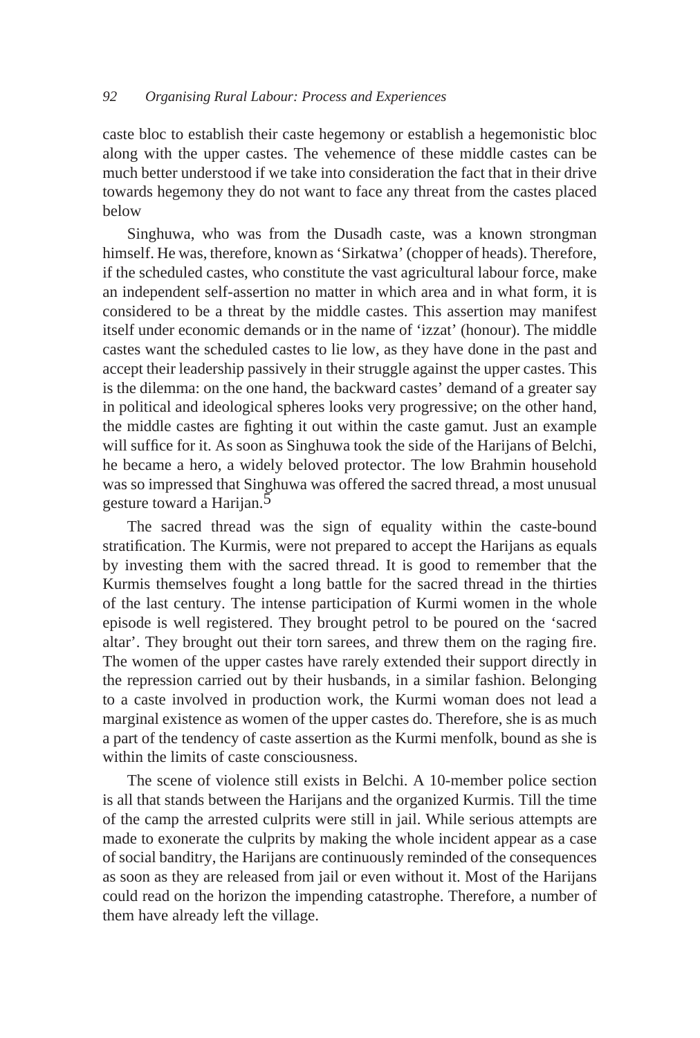caste bloc to establish their caste hegemony or establish a hegemonistic bloc along with the upper castes. The vehemence of these middle castes can be much better understood if we take into consideration the fact that in their drive towards hegemony they do not want to face any threat from the castes placed below

Singhuwa, who was from the Dusadh caste, was a known strongman himself. He was, therefore, known as 'Sirkatwa' (chopper of heads). Therefore, if the scheduled castes, who constitute the vast agricultural labour force, make an independent self-assertion no matter in which area and in what form, it is considered to be a threat by the middle castes. This assertion may manifest itself under economic demands or in the name of 'izzat' (honour). The middle castes want the scheduled castes to lie low, as they have done in the past and accept their leadership passively in their struggle against the upper castes. This is the dilemma: on the one hand, the backward castes' demand of a greater say in political and ideological spheres looks very progressive; on the other hand, the middle castes are fighting it out within the caste gamut. Just an example will suffice for it. As soon as Singhuwa took the side of the Harijans of Belchi, he became a hero, a widely beloved protector. The low Brahmin household was so impressed that Singhuwa was offered the sacred thread, a most unusual gesture toward a Harijan.[5]

The sacred thread was the sign of equality within the caste-bound stratification. The Kurmis, were not prepared to accept the Harijans as equals by investing them with the sacred thread. It is good to remember that the Kurmis themselves fought a long battle for the sacred thread in the thirties of the last century. The intense participation of Kurmi women in the whole episode is well registered. They brought petrol to be poured on the 'sacred altar'. They brought out their torn sarees, and threw them on the raging fire. The women of the upper castes have rarely extended their support directly in the repression carried out by their husbands, in a similar fashion. Belonging to a caste involved in production work, the Kurmi woman does not lead a marginal existence as women of the upper castes do. Therefore, she is as much a part of the tendency of caste assertion as the Kurmi menfolk, bound as she is within the limits of caste consciousness.

The scene of violence still exists in Belchi. A 10-member police section is all that stands between the Harijans and the organized Kurmis. Till the time of the camp the arrested culprits were still in jail. While serious attempts are made to exonerate the culprits by making the whole incident appear as a case of social banditry, the Harijans are continuously reminded of the consequences as soon as they are released from jail or even without it. Most of the Harijans could read on the horizon the impending catastrophe. Therefore, a number of them have already left the village.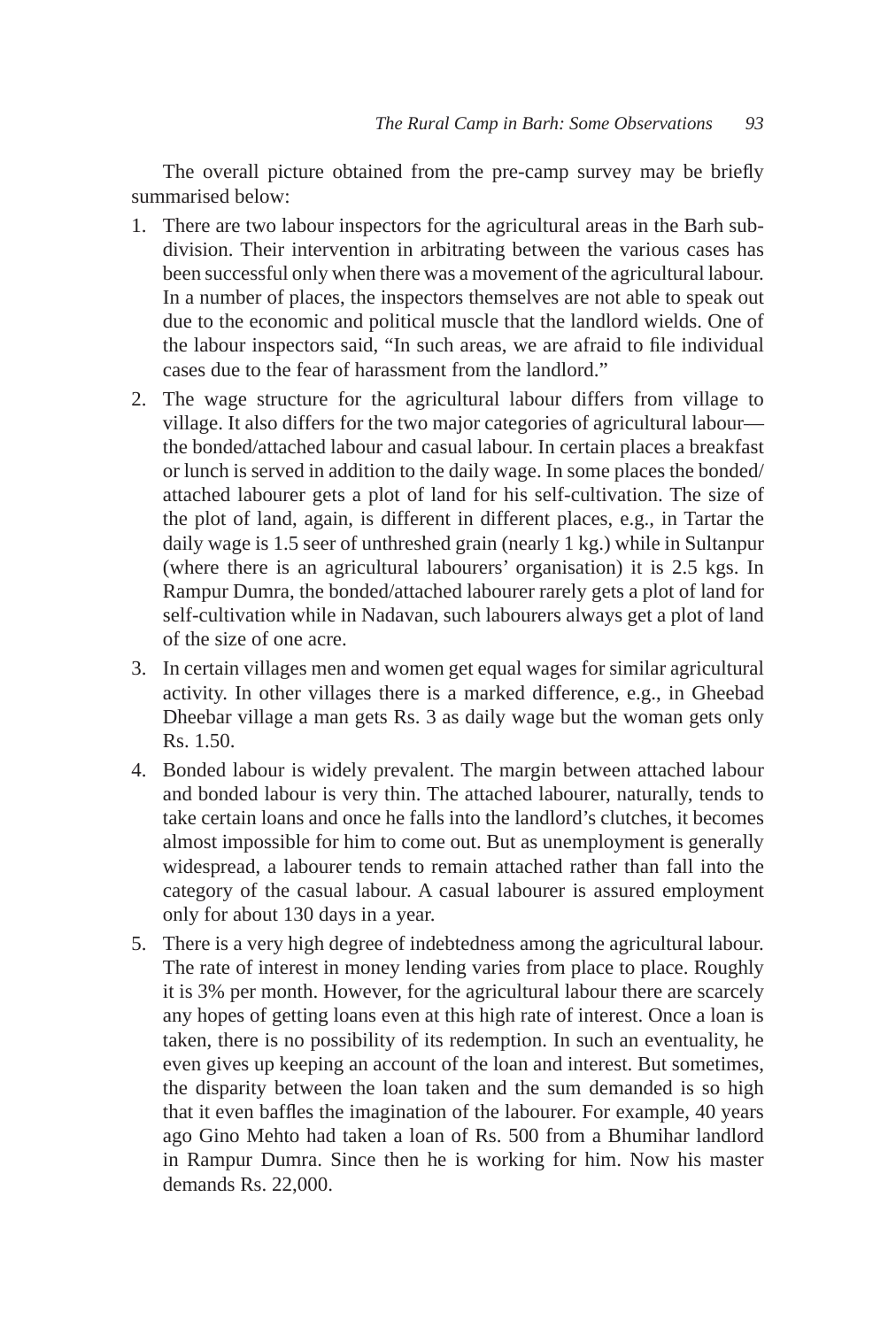The overall picture obtained from the pre-camp survey may be briefly summarised below:

1. There are two labour inspectors for the agricultural areas in the Barh sub-division. Their intervention in arbitrating between the various cases has been successful only when there was a movement of the agricultural labour. In a number of places, the inspectors themselves are not able to speak out due to the economic and political muscle that the landlord wields. One of the labour inspectors said, "In such areas, we are afraid to file individual cases due to the fear of harassment from the landlord."
2. The wage structure for the agricultural labour differs from village to village. It also differs for the two major categories of agricultural labour—the bonded/attached labour and casual labour. In certain places a breakfast or lunch is served in addition to the daily wage. In some places the bonded/attached labourer gets a plot of land for his self-cultivation. The size of the plot of land, again, is different in different places, e.g., in Tartar the daily wage is 1.5 seer of unthreshed grain (nearly 1 kg.) while in Sultanpur (where there is an agricultural labourers' organisation) it is 2.5 kgs. In Rampur Dumra, the bonded/attached labourer rarely gets a plot of land for self-cultivation while in Nadavan, such labourers always get a plot of land of the size of one acre.
3. In certain villages men and women get equal wages for similar agricultural activity. In other villages there is a marked difference, e.g., in Gheebad Dheebar village a man gets Rs. 3 as daily wage but the woman gets only Rs. 1.50.
4. Bonded labour is widely prevalent. The margin between attached labour and bonded labour is very thin. The attached labourer, naturally, tends to take certain loans and once he falls into the landlord's clutches, it becomes almost impossible for him to come out. But as unemployment is generally widespread, a labourer tends to remain attached rather than fall into the category of the casual labour. A casual labourer is assured employment only for about 130 days in a year.
5. There is a very high degree of indebtedness among the agricultural labour. The rate of interest in money lending varies from place to place. Roughly it is 3% per month. However, for the agricultural labour there are scarcely any hopes of getting loans even at this high rate of interest. Once a loan is taken, there is no possibility of its redemption. In such an eventuality, he even gives up keeping an account of the loan and interest. But sometimes, the disparity between the loan taken and the sum demanded is so high that it even baffles the imagination of the labourer. For example, 40 years ago Gino Mehto had taken a loan of Rs. 500 from a Bhumihar landlord in Rampur Dumra. Since then he is working for him. Now his master demands Rs. 22,000.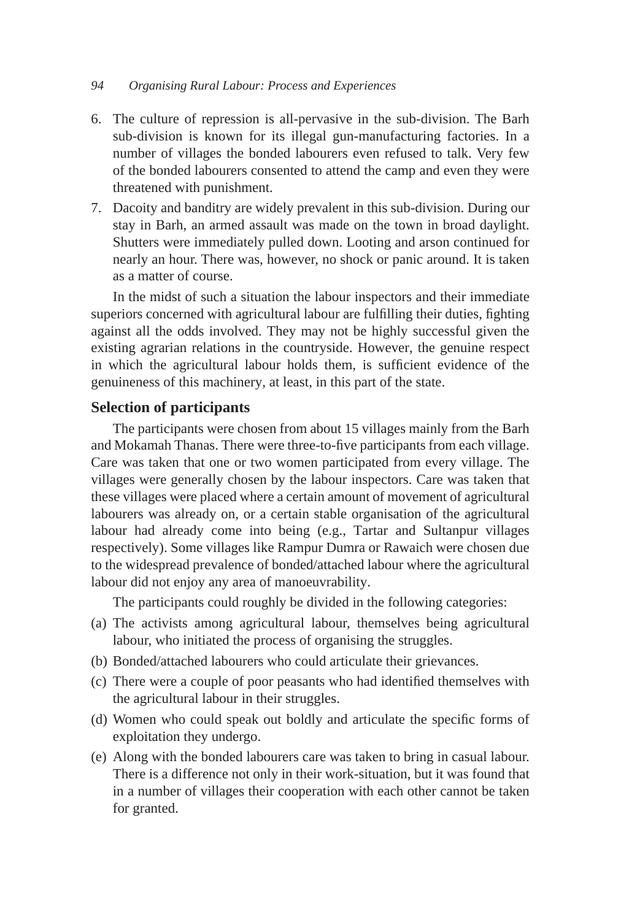6. The culture of repression is all-pervasive in the sub-division. The Barh sub-division is known for its illegal gun-manufacturing factories. In a number of villages the bonded labourers even refused to talk. Very few of the bonded labourers consented to attend the camp and even they were threatened with punishment.
7. Dacoity and banditry are widely prevalent in this sub-division. During our stay in Barh, an armed assault was made on the town in broad daylight. Shutters were immediately pulled down. Looting and arson continued for nearly an hour. There was, however, no shock or panic around. It is taken as a matter of course.

In the midst of such a situation the labour inspectors and their immediate superiors concerned with agricultural labour are fulfilling their duties, fighting against all the odds involved. They may not be highly successful given the existing agrarian relations in the countryside. However, the genuine respect in which the agricultural labour holds them, is sufficient evidence of the genuineness of this machinery, at least, in this part of the state.

### Selection of participants

The participants were chosen from about 15 villages mainly from the Barh and Mokamah Thanas. There were three-to-five participants from each village. Care was taken that one or two women participated from every village. The villages were generally chosen by the labour inspectors. Care was taken that these villages were placed where a certain amount of movement of agricultural labourers was already on, or a certain stable organisation of the agricultural labour had already come into being (e.g., Tartar and Sultanpur villages respectively). Some villages like Rampur Dumra or Rawaich were chosen due to the widespread prevalence of bonded/attached labour where the agricultural labour did not enjoy any area of manoeuvrability.

The participants could roughly be divided in the following categories:

(a) The activists among agricultural labour, themselves being agricultural labour, who initiated the process of organising the struggles.
(b) Bonded/attached labourers who could articulate their grievances.
(c) There were a couple of poor peasants who had identified themselves with the agricultural labour in their struggles.
(d) Women who could speak out boldly and articulate the specific forms of exploitation they undergo.
(e) Along with the bonded labourers care was taken to bring in casual labour. There is a difference not only in their work-situation, but it was found that in a number of villages their cooperation with each other cannot be taken for granted.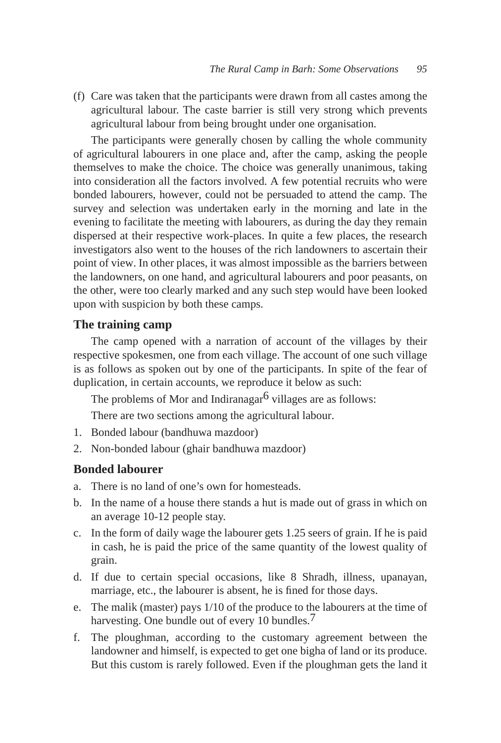(f) Care was taken that the participants were drawn from all castes among the agricultural labour. The caste barrier is still very strong which prevents agricultural labour from being brought under one organisation.

The participants were generally chosen by calling the whole community of agricultural labourers in one place and, after the camp, asking the people themselves to make the choice. The choice was generally unanimous, taking into consideration all the factors involved. A few potential recruits who were bonded labourers, however, could not be persuaded to attend the camp. The survey and selection was undertaken early in the morning and late in the evening to facilitate the meeting with labourers, as during the day they remain dispersed at their respective work-places. In quite a few places, the research investigators also went to the houses of the rich landowners to ascertain their point of view. In other places, it was almost impossible as the barriers between the landowners, on one hand, and agricultural labourers and poor peasants, on the other, were too clearly marked and any such step would have been looked upon with suspicion by both these camps.

### The training camp

The camp opened with a narration of account of the villages by their respective spokesmen, one from each village. The account of one such village is as follows as spoken out by one of the participants. In spite of the fear of duplication, in certain accounts, we reproduce it below as such:

The problems of Mor and Indiranagar[6] villages are as follows:

There are two sections among the agricultural labour.

1. Bonded labour (bandhuwa mazdoor)
2. Non-bonded labour (ghair bandhuwa mazdoor)

### Bonded labourer

a. There is no land of one's own for homesteads.
b. In the name of a house there stands a hut is made out of grass in which on an average 10-12 people stay.
c. In the form of daily wage the labourer gets 1.25 seers of grain. If he is paid in cash, he is paid the price of the same quantity of the lowest quality of grain.
d. If due to certain special occasions, like 8 Shradh, illness, upanayan, marriage, etc., the labourer is absent, he is fined for those days.
e. The malik (master) pays 1/10 of the produce to the labourers at the time of harvesting. One bundle out of every 10 bundles.[7]
f. The ploughman, according to the customary agreement between the landowner and himself, is expected to get one bigha of land or its produce. But this custom is rarely followed. Even if the ploughman gets the land it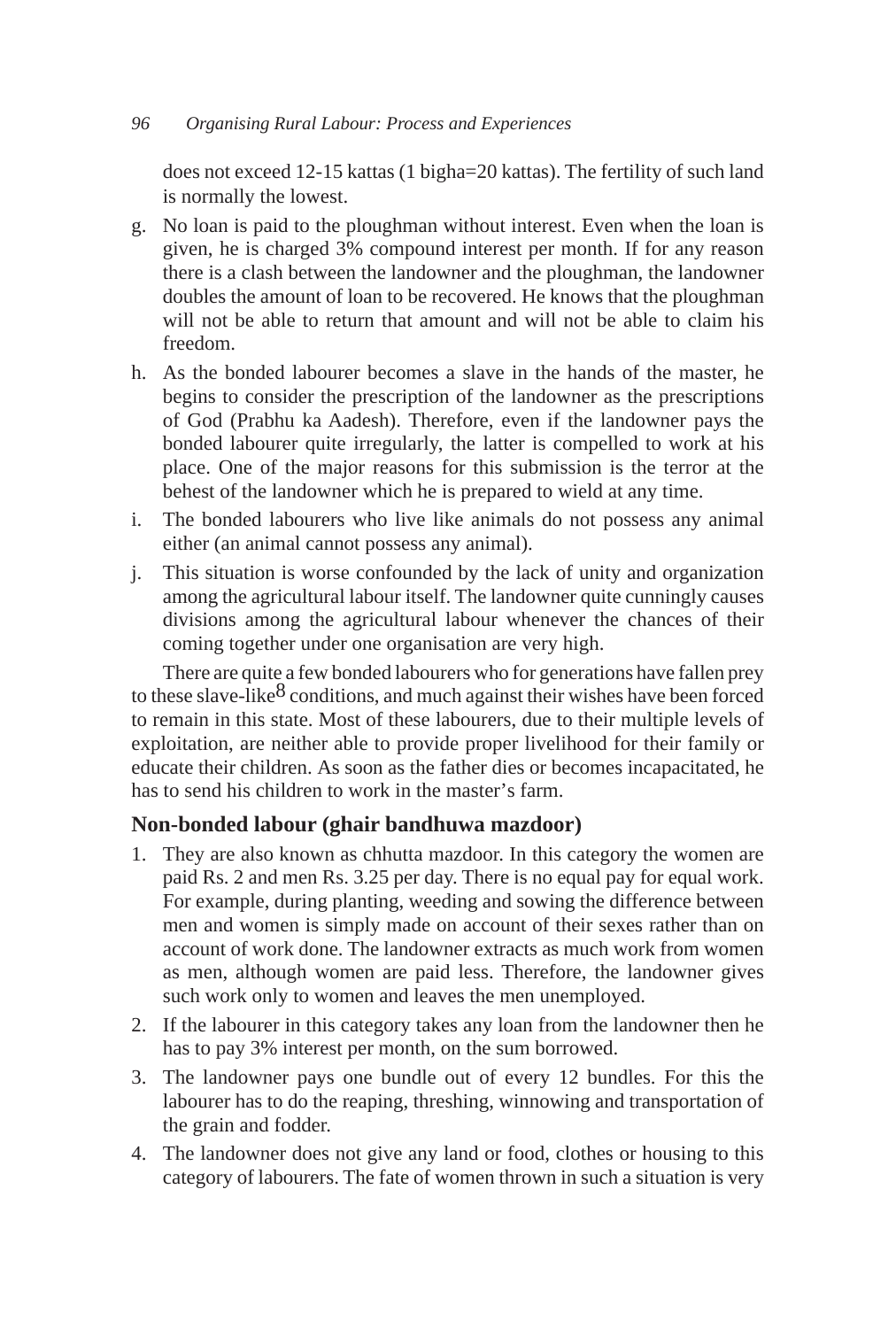does not exceed 12-15 kattas (1 bigha=20 kattas). The fertility of such land is normally the lowest.

g. No loan is paid to the ploughman without interest. Even when the loan is given, he is charged 3% compound interest per month. If for any reason there is a clash between the landowner and the ploughman, the landowner doubles the amount of loan to be recovered. He knows that the ploughman will not be able to return that amount and will not be able to claim his freedom.

h. As the bonded labourer becomes a slave in the hands of the master, he begins to consider the prescription of the landowner as the prescriptions of God (Prabhu ka Aadesh). Therefore, even if the landowner pays the bonded labourer quite irregularly, the latter is compelled to work at his place. One of the major reasons for this submission is the terror at the behest of the landowner which he is prepared to wield at any time.

i. The bonded labourers who live like animals do not possess any animal either (an animal cannot possess any animal).

j. This situation is worse confounded by the lack of unity and organization among the agricultural labour itself. The landowner quite cunningly causes divisions among the agricultural labour whenever the chances of their coming together under one organisation are very high.

There are quite a few bonded labourers who for generations have fallen prey to these slave-like[8] conditions, and much against their wishes have been forced to remain in this state. Most of these labourers, due to their multiple levels of exploitation, are neither able to provide proper livelihood for their family or educate their children. As soon as the father dies or becomes incapacitated, he has to send his children to work in the master's farm.

### Non-bonded labour (ghair bandhuwa mazdoor)

1. They are also known as chhutta mazdoor. In this category the women are paid Rs. 2 and men Rs. 3.25 per day. There is no equal pay for equal work. For example, during planting, weeding and sowing the difference between men and women is simply made on account of their sexes rather than on account of work done. The landowner extracts as much work from women as men, although women are paid less. Therefore, the landowner gives such work only to women and leaves the men unemployed.

2. If the labourer in this category takes any loan from the landowner then he has to pay 3% interest per month, on the sum borrowed.

3. The landowner pays one bundle out of every 12 bundles. For this the labourer has to do the reaping, threshing, winnowing and transportation of the grain and fodder.

4. The landowner does not give any land or food, clothes or housing to this category of labourers. The fate of women thrown in such a situation is very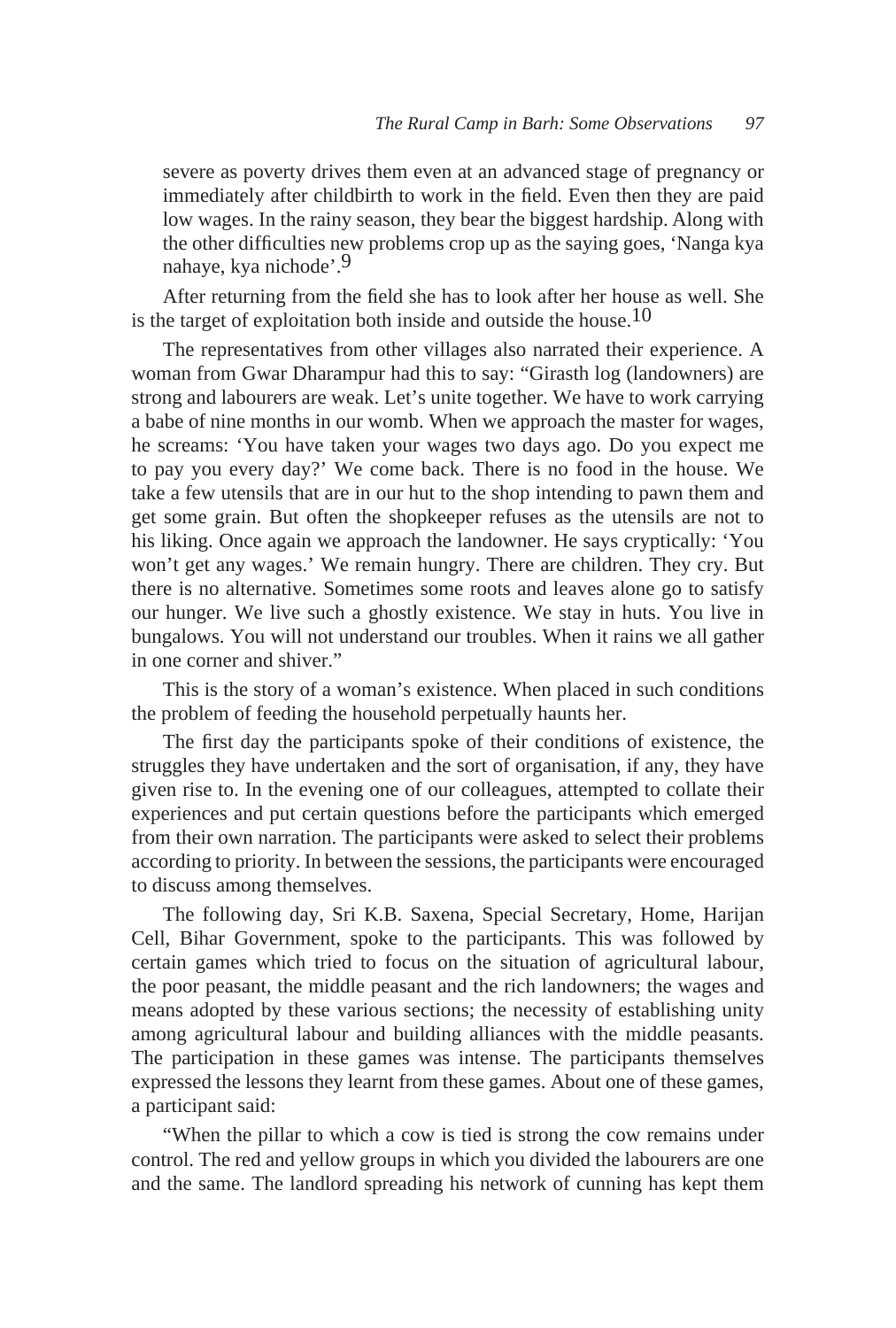severe as poverty drives them even at an advanced stage of pregnancy or immediately after childbirth to work in the field. Even then they are paid low wages. In the rainy season, they bear the biggest hardship. Along with the other difficulties new problems crop up as the saying goes, 'Nanga kya nahaye, kya nichode'.[9]

After returning from the field she has to look after her house as well. She is the target of exploitation both inside and outside the house.[10]

The representatives from other villages also narrated their experience. A woman from Gwar Dharampur had this to say: "Girasth log (landowners) are strong and labourers are weak. Let's unite together. We have to work carrying a babe of nine months in our womb. When we approach the master for wages, he screams: 'You have taken your wages two days ago. Do you expect me to pay you every day?' We come back. There is no food in the house. We take a few utensils that are in our hut to the shop intending to pawn them and get some grain. But often the shopkeeper refuses as the utensils are not to his liking. Once again we approach the landowner. He says cryptically: 'You won't get any wages.' We remain hungry. There are children. They cry. But there is no alternative. Sometimes some roots and leaves alone go to satisfy our hunger. We live such a ghostly existence. We stay in huts. You live in bungalows. You will not understand our troubles. When it rains we all gather in one corner and shiver."

This is the story of a woman's existence. When placed in such conditions the problem of feeding the household perpetually haunts her.

The first day the participants spoke of their conditions of existence, the struggles they have undertaken and the sort of organisation, if any, they have given rise to. In the evening one of our colleagues, attempted to collate their experiences and put certain questions before the participants which emerged from their own narration. The participants were asked to select their problems according to priority. In between the sessions, the participants were encouraged to discuss among themselves.

The following day, Sri K.B. Saxena, Special Secretary, Home, Harijan Cell, Bihar Government, spoke to the participants. This was followed by certain games which tried to focus on the situation of agricultural labour, the poor peasant, the middle peasant and the rich landowners; the wages and means adopted by these various sections; the necessity of establishing unity among agricultural labour and building alliances with the middle peasants. The participation in these games was intense. The participants themselves expressed the lessons they learnt from these games. About one of these games, a participant said:

"When the pillar to which a cow is tied is strong the cow remains under control. The red and yellow groups in which you divided the labourers are one and the same. The landlord spreading his network of cunning has kept them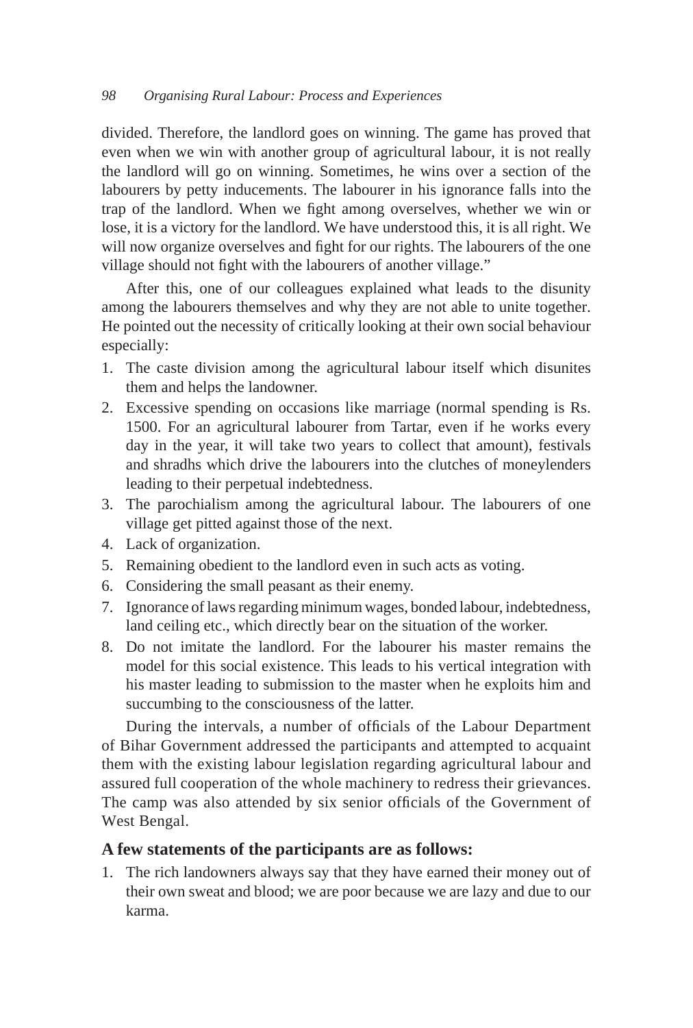divided. Therefore, the landlord goes on winning. The game has proved that even when we win with another group of agricultural labour, it is not really the landlord will go on winning. Sometimes, he wins over a section of the labourers by petty inducements. The labourer in his ignorance falls into the trap of the landlord. When we fight among overselves, whether we win or lose, it is a victory for the landlord. We have understood this, it is all right. We will now organize overselves and fight for our rights. The labourers of the one village should not fight with the labourers of another village."

After this, one of our colleagues explained what leads to the disunity among the labourers themselves and why they are not able to unite together. He pointed out the necessity of critically looking at their own social behaviour especially:

1. The caste division among the agricultural labour itself which disunites them and helps the landowner.
2. Excessive spending on occasions like marriage (normal spending is Rs. 1500. For an agricultural labourer from Tartar, even if he works every day in the year, it will take two years to collect that amount), festivals and shradhs which drive the labourers into the clutches of moneylenders leading to their perpetual indebtedness.
3. The parochialism among the agricultural labour. The labourers of one village get pitted against those of the next.
4. Lack of organization.
5. Remaining obedient to the landlord even in such acts as voting.
6. Considering the small peasant as their enemy.
7. Ignorance of laws regarding minimum wages, bonded labour, indebtedness, land ceiling etc., which directly bear on the situation of the worker.
8. Do not imitate the landlord. For the labourer his master remains the model for this social existence. This leads to his vertical integration with his master leading to submission to the master when he exploits him and succumbing to the consciousness of the latter.

During the intervals, a number of officials of the Labour Department of Bihar Government addressed the participants and attempted to acquaint them with the existing labour legislation regarding agricultural labour and assured full cooperation of the whole machinery to redress their grievances. The camp was also attended by six senior officials of the Government of West Bengal.

### A few statements of the participants are as follows:

1. The rich landowners always say that they have earned their money out of their own sweat and blood; we are poor because we are lazy and due to our karma.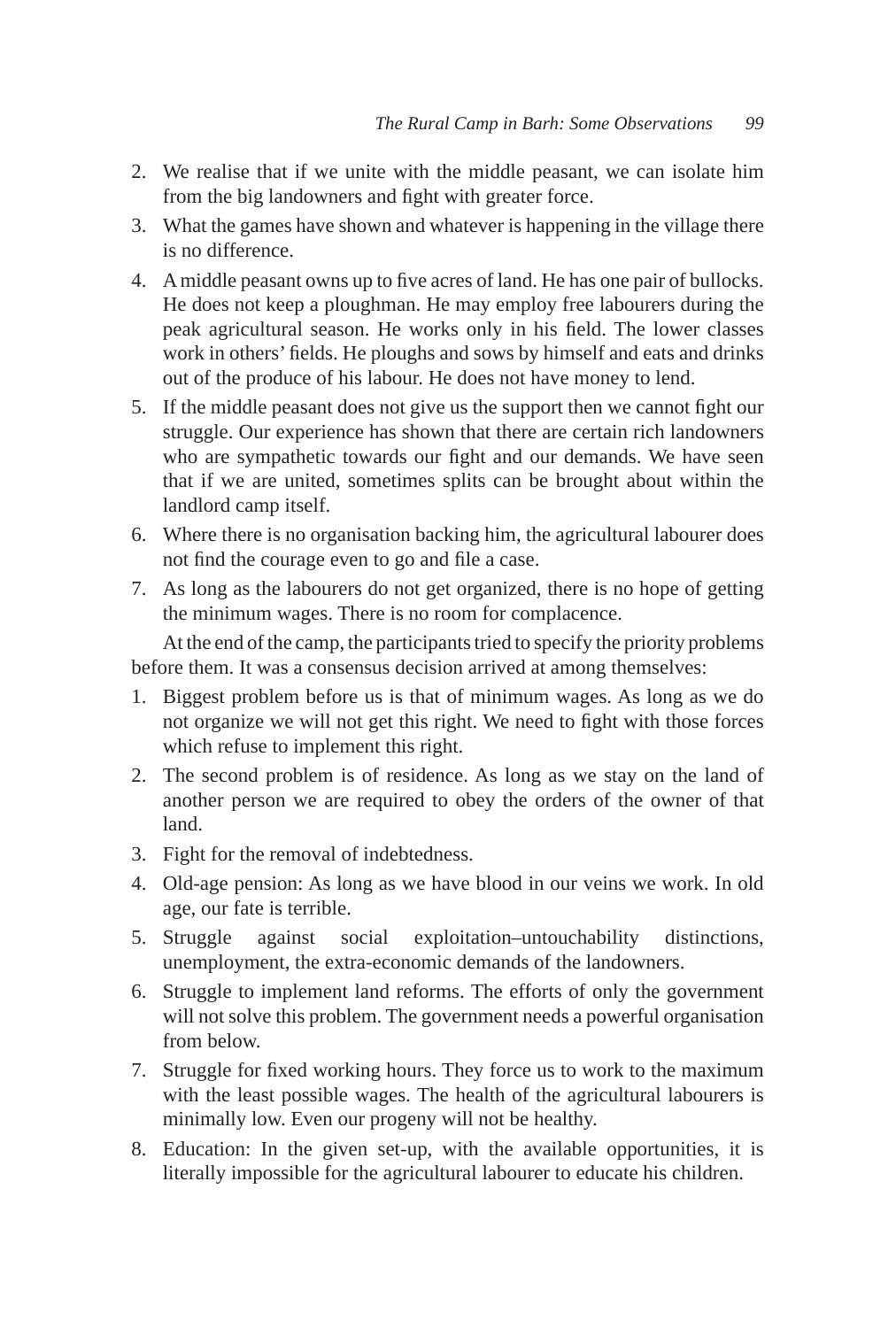2. We realise that if we unite with the middle peasant, we can isolate him from the big landowners and fight with greater force.
3. What the games have shown and whatever is happening in the village there is no difference.
4. A middle peasant owns up to five acres of land. He has one pair of bullocks. He does not keep a ploughman. He may employ free labourers during the peak agricultural season. He works only in his field. The lower classes work in others' fields. He ploughs and sows by himself and eats and drinks out of the produce of his labour. He does not have money to lend.
5. If the middle peasant does not give us the support then we cannot fight our struggle. Our experience has shown that there are certain rich landowners who are sympathetic towards our fight and our demands. We have seen that if we are united, sometimes splits can be brought about within the landlord camp itself.
6. Where there is no organisation backing him, the agricultural labourer does not find the courage even to go and file a case.
7. As long as the labourers do not get organized, there is no hope of getting the minimum wages. There is no room for complacence.

At the end of the camp, the participants tried to specify the priority problems before them. It was a consensus decision arrived at among themselves:

1. Biggest problem before us is that of minimum wages. As long as we do not organize we will not get this right. We need to fight with those forces which refuse to implement this right.
2. The second problem is of residence. As long as we stay on the land of another person we are required to obey the orders of the owner of that land.
3. Fight for the removal of indebtedness.
4. Old-age pension: As long as we have blood in our veins we work. In old age, our fate is terrible.
5. Struggle against social exploitation–untouchability distinctions, unemployment, the extra-economic demands of the landowners.
6. Struggle to implement land reforms. The efforts of only the government will not solve this problem. The government needs a powerful organisation from below.
7. Struggle for fixed working hours. They force us to work to the maximum with the least possible wages. The health of the agricultural labourers is minimally low. Even our progeny will not be healthy.
8. Education: In the given set-up, with the available opportunities, it is literally impossible for the agricultural labourer to educate his children.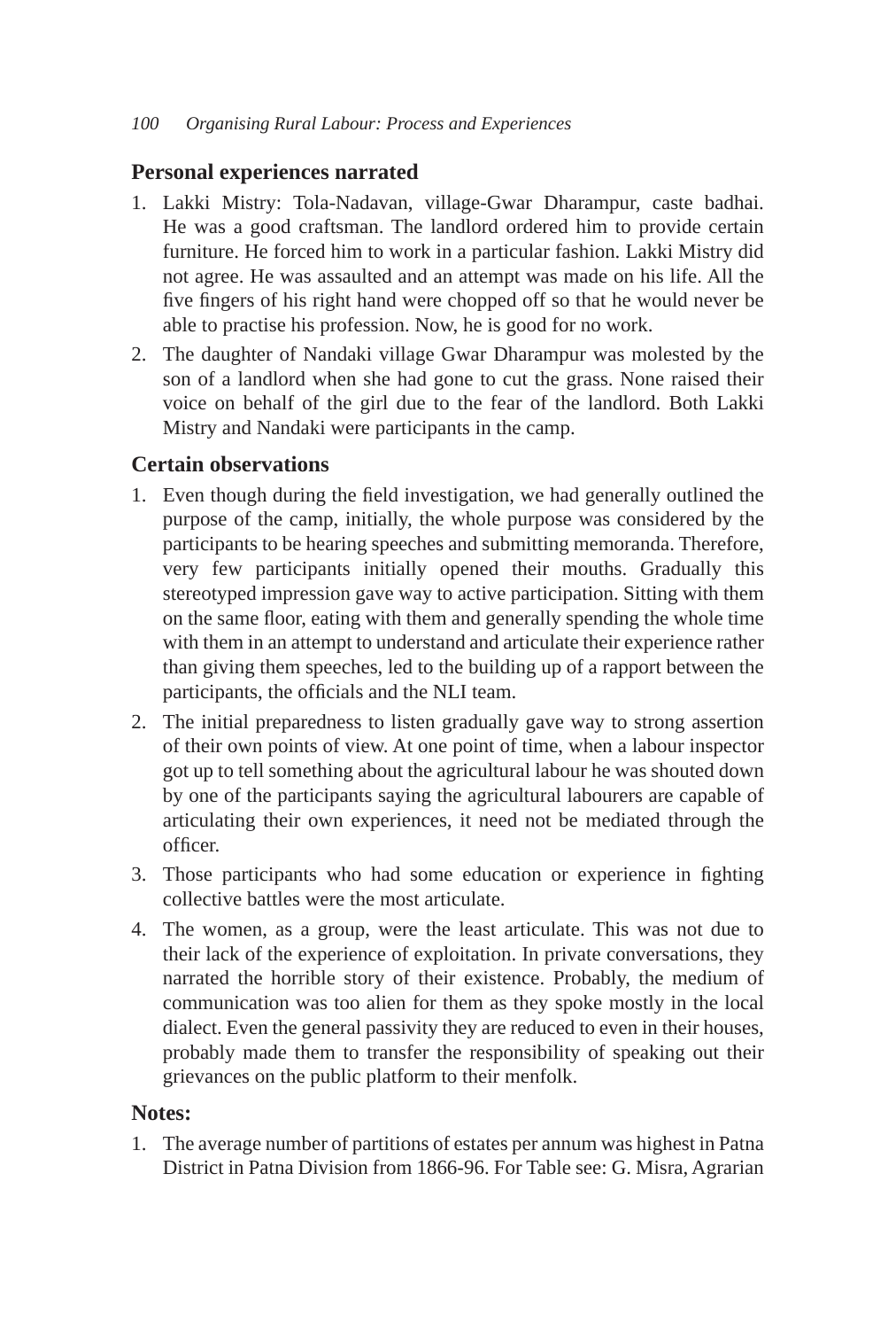### Personal experiences narrated

1. Lakki Mistry: Tola-Nadavan, village-Gwar Dharampur, caste badhai. He was a good craftsman. The landlord ordered him to provide certain furniture. He forced him to work in a particular fashion. Lakki Mistry did not agree. He was assaulted and an attempt was made on his life. All the five fingers of his right hand were chopped off so that he would never be able to practise his profession. Now, he is good for no work.
2. The daughter of Nandaki village Gwar Dharampur was molested by the son of a landlord when she had gone to cut the grass. None raised their voice on behalf of the girl due to the fear of the landlord. Both Lakki Mistry and Nandaki were participants in the camp.

### Certain observations

1. Even though during the field investigation, we had generally outlined the purpose of the camp, initially, the whole purpose was considered by the participants to be hearing speeches and submitting memoranda. Therefore, very few participants initially opened their mouths. Gradually this stereotyped impression gave way to active participation. Sitting with them on the same floor, eating with them and generally spending the whole time with them in an attempt to understand and articulate their experience rather than giving them speeches, led to the building up of a rapport between the participants, the officials and the NLI team.
2. The initial preparedness to listen gradually gave way to strong assertion of their own points of view. At one point of time, when a labour inspector got up to tell something about the agricultural labour he was shouted down by one of the participants saying the agricultural labourers are capable of articulating their own experiences, it need not be mediated through the officer.
3. Those participants who had some education or experience in fighting collective battles were the most articulate.
4. The women, as a group, were the least articulate. This was not due to their lack of the experience of exploitation. In private conversations, they narrated the horrible story of their existence. Probably, the medium of communication was too alien for them as they spoke mostly in the local dialect. Even the general passivity they are reduced to even in their houses, probably made them to transfer the responsibility of speaking out their grievances on the public platform to their menfolk.

### Notes:

1. The average number of partitions of estates per annum was highest in Patna District in Patna Division from 1866-96. For Table see: G. Misra, Agrarian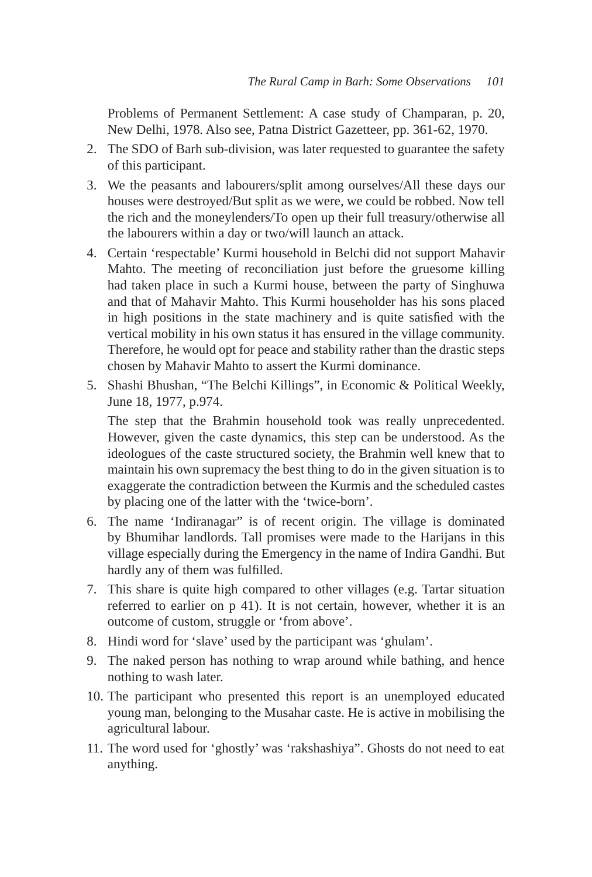Problems of Permanent Settlement: A case study of Champaran, p. 20, New Delhi, 1978. Also see, Patna District Gazetteer, pp. 361-62, 1970.

2. The SDO of Barh sub-division, was later requested to guarantee the safety of this participant.
3. We the peasants and labourers/split among ourselves/All these days our houses were destroyed/But split as we were, we could be robbed. Now tell the rich and the moneylenders/To open up their full treasury/otherwise all the labourers within a day or two/will launch an attack.
4. Certain 'respectable' Kurmi household in Belchi did not support Mahavir Mahto. The meeting of reconciliation just before the gruesome killing had taken place in such a Kurmi house, between the party of Singhuwa and that of Mahavir Mahto. This Kurmi householder has his sons placed in high positions in the state machinery and is quite satisfied with the vertical mobility in his own status it has ensured in the village community. Therefore, he would opt for peace and stability rather than the drastic steps chosen by Mahavir Mahto to assert the Kurmi dominance.
5. Shashi Bhushan, "The Belchi Killings", in Economic & Political Weekly, June 18, 1977, p.974.

   The step that the Brahmin household took was really unprecedented. However, given the caste dynamics, this step can be understood. As the ideologues of the caste structured society, the Brahmin well knew that to maintain his own supremacy the best thing to do in the given situation is to exaggerate the contradiction between the Kurmis and the scheduled castes by placing one of the latter with the 'twice-born'.
6. The name 'Indiranagar" is of recent origin. The village is dominated by Bhumihar landlords. Tall promises were made to the Harijans in this village especially during the Emergency in the name of Indira Gandhi. But hardly any of them was fulfilled.
7. This share is quite high compared to other villages (e.g. Tartar situation referred to earlier on p 41). It is not certain, however, whether it is an outcome of custom, struggle or 'from above'.
8. Hindi word for 'slave' used by the participant was 'ghulam'.
9. The naked person has nothing to wrap around while bathing, and hence nothing to wash later.
10. The participant who presented this report is an unemployed educated young man, belonging to the Musahar caste. He is active in mobilising the agricultural labour.
11. The word used for 'ghostly' was 'rakshashiya". Ghosts do not need to eat anything.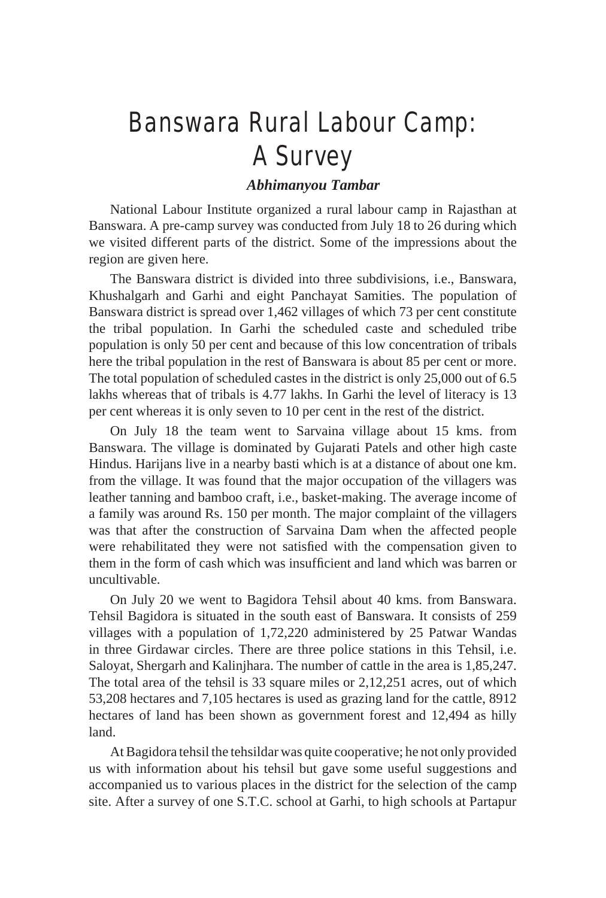# Banswara Rural Labour Camp: A Survey

***Abhimanyou Tambar***

National Labour Institute organized a rural labour camp in Rajasthan at Banswara. A pre-camp survey was conducted from July 18 to 26 during which we visited different parts of the district. Some of the impressions about the region are given here.

The Banswara district is divided into three subdivisions, i.e., Banswara, Khushalgarh and Garhi and eight Panchayat Samities. The population of Banswara district is spread over 1,462 villages of which 73 per cent constitute the tribal population. In Garhi the scheduled caste and scheduled tribe population is only 50 per cent and because of this low concentration of tribals here the tribal population in the rest of Banswara is about 85 per cent or more. The total population of scheduled castes in the district is only 25,000 out of 6.5 lakhs whereas that of tribals is 4.77 lakhs. In Garhi the level of literacy is 13 per cent whereas it is only seven to 10 per cent in the rest of the district.

On July 18 the team went to Sarvaina village about 15 kms. from Banswara. The village is dominated by Gujarati Patels and other high caste Hindus. Harijans live in a nearby basti which is at a distance of about one km. from the village. It was found that the major occupation of the villagers was leather tanning and bamboo craft, i.e., basket-making. The average income of a family was around Rs. 150 per month. The major complaint of the villagers was that after the construction of Sarvaina Dam when the affected people were rehabilitated they were not satisfied with the compensation given to them in the form of cash which was insufficient and land which was barren or uncultivable.

On July 20 we went to Bagidora Tehsil about 40 kms. from Banswara. Tehsil Bagidora is situated in the south east of Banswara. It consists of 259 villages with a population of 1,72,220 administered by 25 Patwar Wandas in three Girdawar circles. There are three police stations in this Tehsil, i.e. Saloyat, Shergarh and Kalinjhara. The number of cattle in the area is 1,85,247. The total area of the tehsil is 33 square miles or 2,12,251 acres, out of which 53,208 hectares and 7,105 hectares is used as grazing land for the cattle, 8912 hectares of land has been shown as government forest and 12,494 as hilly land.

At Bagidora tehsil the tehsildar was quite cooperative; he not only provided us with information about his tehsil but gave some useful suggestions and accompanied us to various places in the district for the selection of the camp site. After a survey of one S.T.C. school at Garhi, to high schools at Partapur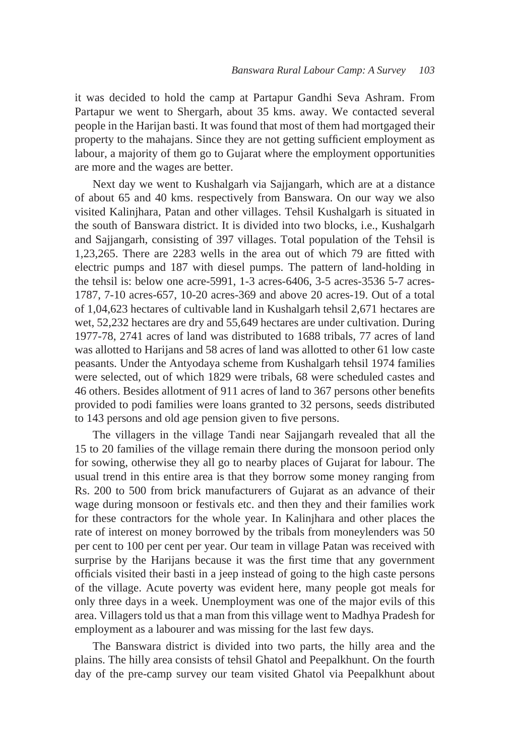it was decided to hold the camp at Partapur Gandhi Seva Ashram. From Partapur we went to Shergarh, about 35 kms. away. We contacted several people in the Harijan basti. It was found that most of them had mortgaged their property to the mahajans. Since they are not getting sufficient employment as labour, a majority of them go to Gujarat where the employment opportunities are more and the wages are better.

Next day we went to Kushalgarh via Sajjangarh, which are at a distance of about 65 and 40 kms. respectively from Banswara. On our way we also visited Kalinjhara, Patan and other villages. Tehsil Kushalgarh is situated in the south of Banswara district. It is divided into two blocks, i.e., Kushalgarh and Sajjangarh, consisting of 397 villages. Total population of the Tehsil is 1,23,265. There are 2283 wells in the area out of which 79 are fitted with electric pumps and 187 with diesel pumps. The pattern of land-holding in the tehsil is: below one acre-5991, 1-3 acres-6406, 3-5 acres-3536 5-7 acres-1787, 7-10 acres-657, 10-20 acres-369 and above 20 acres-19. Out of a total of 1,04,623 hectares of cultivable land in Kushalgarh tehsil 2,671 hectares are wet, 52,232 hectares are dry and 55,649 hectares are under cultivation. During 1977-78, 2741 acres of land was distributed to 1688 tribals, 77 acres of land was allotted to Harijans and 58 acres of land was allotted to other 61 low caste peasants. Under the Antyodaya scheme from Kushalgarh tehsil 1974 families were selected, out of which 1829 were tribals, 68 were scheduled castes and 46 others. Besides allotment of 911 acres of land to 367 persons other benefits provided to podi families were loans granted to 32 persons, seeds distributed to 143 persons and old age pension given to five persons.

The villagers in the village Tandi near Sajjangarh revealed that all the 15 to 20 families of the village remain there during the monsoon period only for sowing, otherwise they all go to nearby places of Gujarat for labour. The usual trend in this entire area is that they borrow some money ranging from Rs. 200 to 500 from brick manufacturers of Gujarat as an advance of their wage during monsoon or festivals etc. and then they and their families work for these contractors for the whole year. In Kalinjhara and other places the rate of interest on money borrowed by the tribals from moneylenders was 50 per cent to 100 per cent per year. Our team in village Patan was received with surprise by the Harijans because it was the first time that any government officials visited their basti in a jeep instead of going to the high caste persons of the village. Acute poverty was evident here, many people got meals for only three days in a week. Unemployment was one of the major evils of this area. Villagers told us that a man from this village went to Madhya Pradesh for employment as a labourer and was missing for the last few days.

The Banswara district is divided into two parts, the hilly area and the plains. The hilly area consists of tehsil Ghatol and Peepalkhunt. On the fourth day of the pre-camp survey our team visited Ghatol via Peepalkhunt about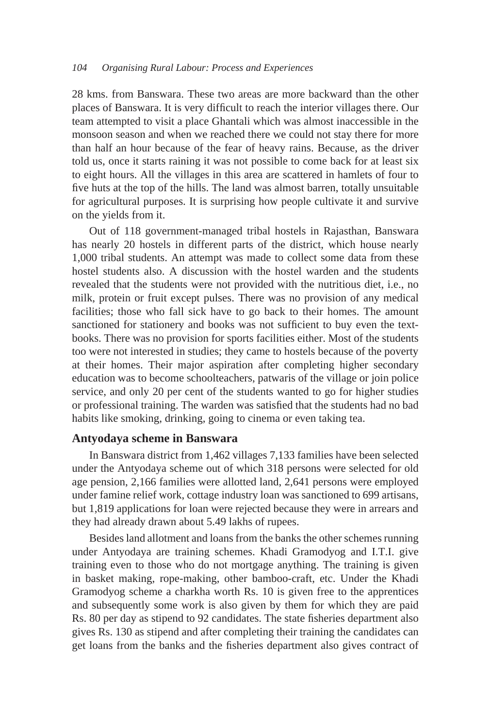28 kms. from Banswara. These two areas are more backward than the other places of Banswara. It is very difficult to reach the interior villages there. Our team attempted to visit a place Ghantali which was almost inaccessible in the monsoon season and when we reached there we could not stay there for more than half an hour because of the fear of heavy rains. Because, as the driver told us, once it starts raining it was not possible to come back for at least six to eight hours. All the villages in this area are scattered in hamlets of four to five huts at the top of the hills. The land was almost barren, totally unsuitable for agricultural purposes. It is surprising how people cultivate it and survive on the yields from it.

Out of 118 government-managed tribal hostels in Rajasthan, Banswara has nearly 20 hostels in different parts of the district, which house nearly 1,000 tribal students. An attempt was made to collect some data from these hostel students also. A discussion with the hostel warden and the students revealed that the students were not provided with the nutritious diet, i.e., no milk, protein or fruit except pulses. There was no provision of any medical facilities; those who fall sick have to go back to their homes. The amount sanctioned for stationery and books was not sufficient to buy even the text-books. There was no provision for sports facilities either. Most of the students too were not interested in studies; they came to hostels because of the poverty at their homes. Their major aspiration after completing higher secondary education was to become schoolteachers, patwaris of the village or join police service, and only 20 per cent of the students wanted to go for higher studies or professional training. The warden was satisfied that the students had no bad habits like smoking, drinking, going to cinema or even taking tea.

### Antyodaya scheme in Banswara

In Banswara district from 1,462 villages 7,133 families have been selected under the Antyodaya scheme out of which 318 persons were selected for old age pension, 2,166 families were allotted land, 2,641 persons were employed under famine relief work, cottage industry loan was sanctioned to 699 artisans, but 1,819 applications for loan were rejected because they were in arrears and they had already drawn about 5.49 lakhs of rupees.

Besides land allotment and loans from the banks the other schemes running under Antyodaya are training schemes. Khadi Gramodyog and I.T.I. give training even to those who do not mortgage anything. The training is given in basket making, rope-making, other bamboo-craft, etc. Under the Khadi Gramodyog scheme a charkha worth Rs. 10 is given free to the apprentices and subsequently some work is also given by them for which they are paid Rs. 80 per day as stipend to 92 candidates. The state fisheries department also gives Rs. 130 as stipend and after completing their training the candidates can get loans from the banks and the fisheries department also gives contract of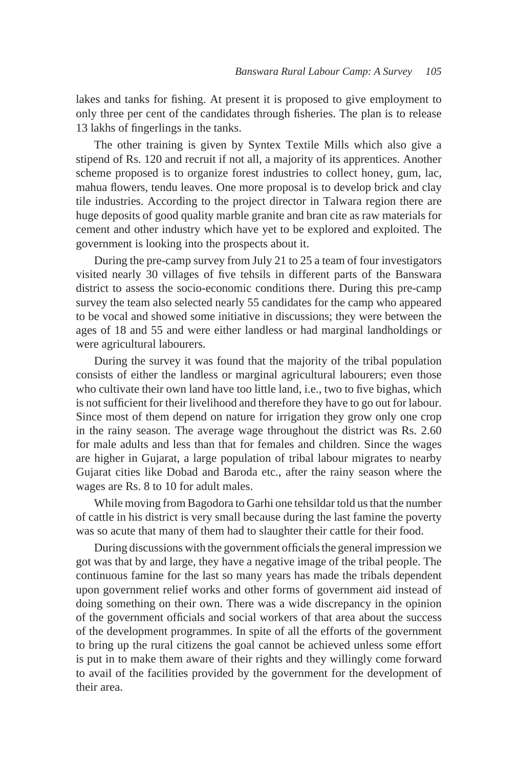lakes and tanks for fishing. At present it is proposed to give employment to only three per cent of the candidates through fisheries. The plan is to release 13 lakhs of fingerlings in the tanks.

The other training is given by Syntex Textile Mills which also give a stipend of Rs. 120 and recruit if not all, a majority of its apprentices. Another scheme proposed is to organize forest industries to collect honey, gum, lac, mahua flowers, tendu leaves. One more proposal is to develop brick and clay tile industries. According to the project director in Talwara region there are huge deposits of good quality marble granite and bran cite as raw materials for cement and other industry which have yet to be explored and exploited. The government is looking into the prospects about it.

During the pre-camp survey from July 21 to 25 a team of four investigators visited nearly 30 villages of five tehsils in different parts of the Banswara district to assess the socio-economic conditions there. During this pre-camp survey the team also selected nearly 55 candidates for the camp who appeared to be vocal and showed some initiative in discussions; they were between the ages of 18 and 55 and were either landless or had marginal landholdings or were agricultural labourers.

During the survey it was found that the majority of the tribal population consists of either the landless or marginal agricultural labourers; even those who cultivate their own land have too little land, i.e., two to five bighas, which is not sufficient for their livelihood and therefore they have to go out for labour. Since most of them depend on nature for irrigation they grow only one crop in the rainy season. The average wage throughout the district was Rs. 2.60 for male adults and less than that for females and children. Since the wages are higher in Gujarat, a large population of tribal labour migrates to nearby Gujarat cities like Dobad and Baroda etc., after the rainy season where the wages are Rs. 8 to 10 for adult males.

While moving from Bagodora to Garhi one tehsildar told us that the number of cattle in his district is very small because during the last famine the poverty was so acute that many of them had to slaughter their cattle for their food.

During discussions with the government officials the general impression we got was that by and large, they have a negative image of the tribal people. The continuous famine for the last so many years has made the tribals dependent upon government relief works and other forms of government aid instead of doing something on their own. There was a wide discrepancy in the opinion of the government officials and social workers of that area about the success of the development programmes. In spite of all the efforts of the government to bring up the rural citizens the goal cannot be achieved unless some effort is put in to make them aware of their rights and they willingly come forward to avail of the facilities provided by the government for the development of their area.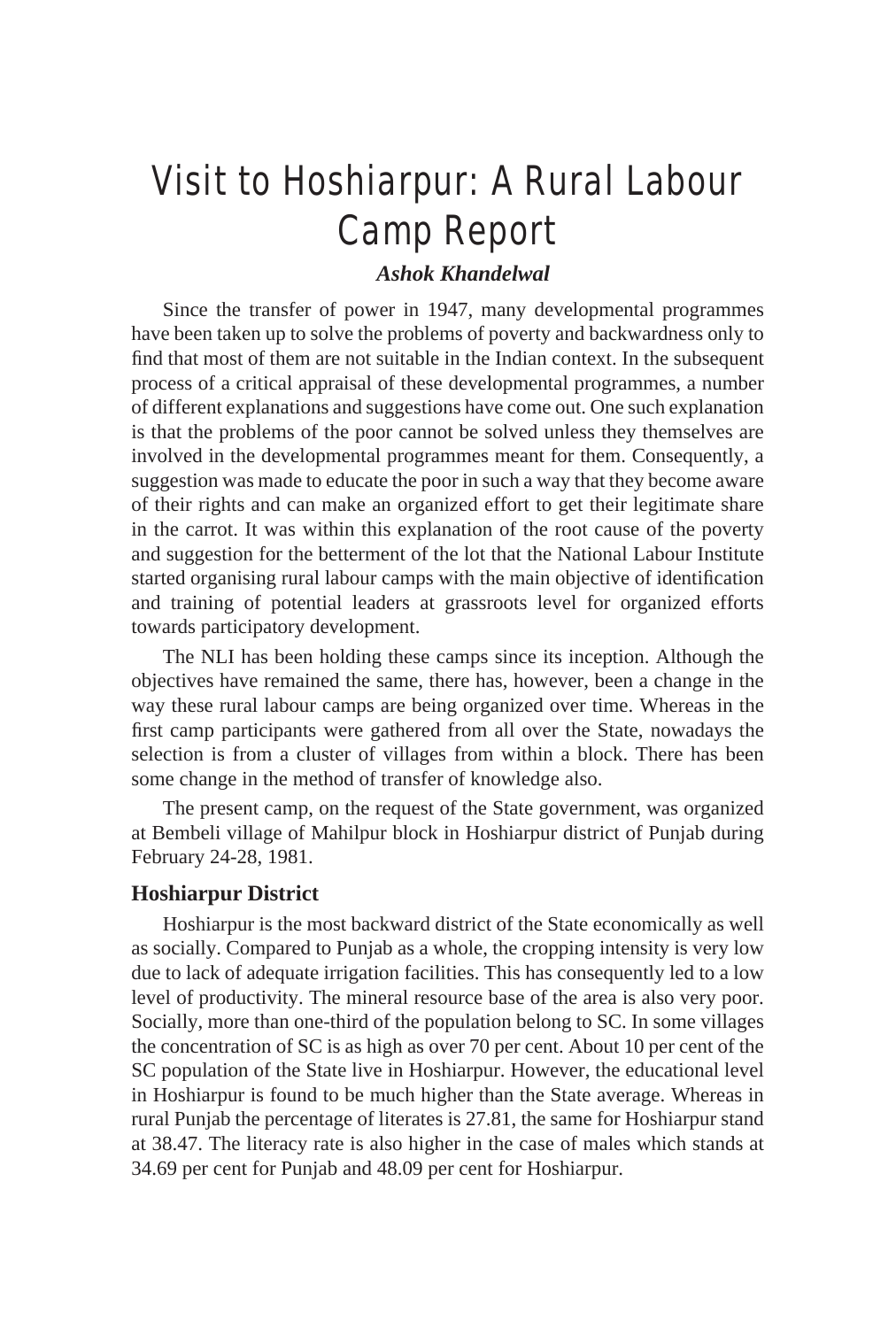# Visit to Hoshiarpur: A Rural Labour Camp Report

***Ashok Khandelwal***

Since the transfer of power in 1947, many developmental programmes have been taken up to solve the problems of poverty and backwardness only to find that most of them are not suitable in the Indian context. In the subsequent process of a critical appraisal of these developmental programmes, a number of different explanations and suggestions have come out. One such explanation is that the problems of the poor cannot be solved unless they themselves are involved in the developmental programmes meant for them. Consequently, a suggestion was made to educate the poor in such a way that they become aware of their rights and can make an organized effort to get their legitimate share in the carrot. It was within this explanation of the root cause of the poverty and suggestion for the betterment of the lot that the National Labour Institute started organising rural labour camps with the main objective of identification and training of potential leaders at grassroots level for organized efforts towards participatory development.

The NLI has been holding these camps since its inception. Although the objectives have remained the same, there has, however, been a change in the way these rural labour camps are being organized over time. Whereas in the first camp participants were gathered from all over the State, nowadays the selection is from a cluster of villages from within a block. There has been some change in the method of transfer of knowledge also.

The present camp, on the request of the State government, was organized at Bembeli village of Mahilpur block in Hoshiarpur district of Punjab during February 24-28, 1981.

## Hoshiarpur District

Hoshiarpur is the most backward district of the State economically as well as socially. Compared to Punjab as a whole, the cropping intensity is very low due to lack of adequate irrigation facilities. This has consequently led to a low level of productivity. The mineral resource base of the area is also very poor. Socially, more than one-third of the population belong to SC. In some villages the concentration of SC is as high as over 70 per cent. About 10 per cent of the SC population of the State live in Hoshiarpur. However, the educational level in Hoshiarpur is found to be much higher than the State average. Whereas in rural Punjab the percentage of literates is 27.81, the same for Hoshiarpur stand at 38.47. The literacy rate is also higher in the case of males which stands at 34.69 per cent for Punjab and 48.09 per cent for Hoshiarpur.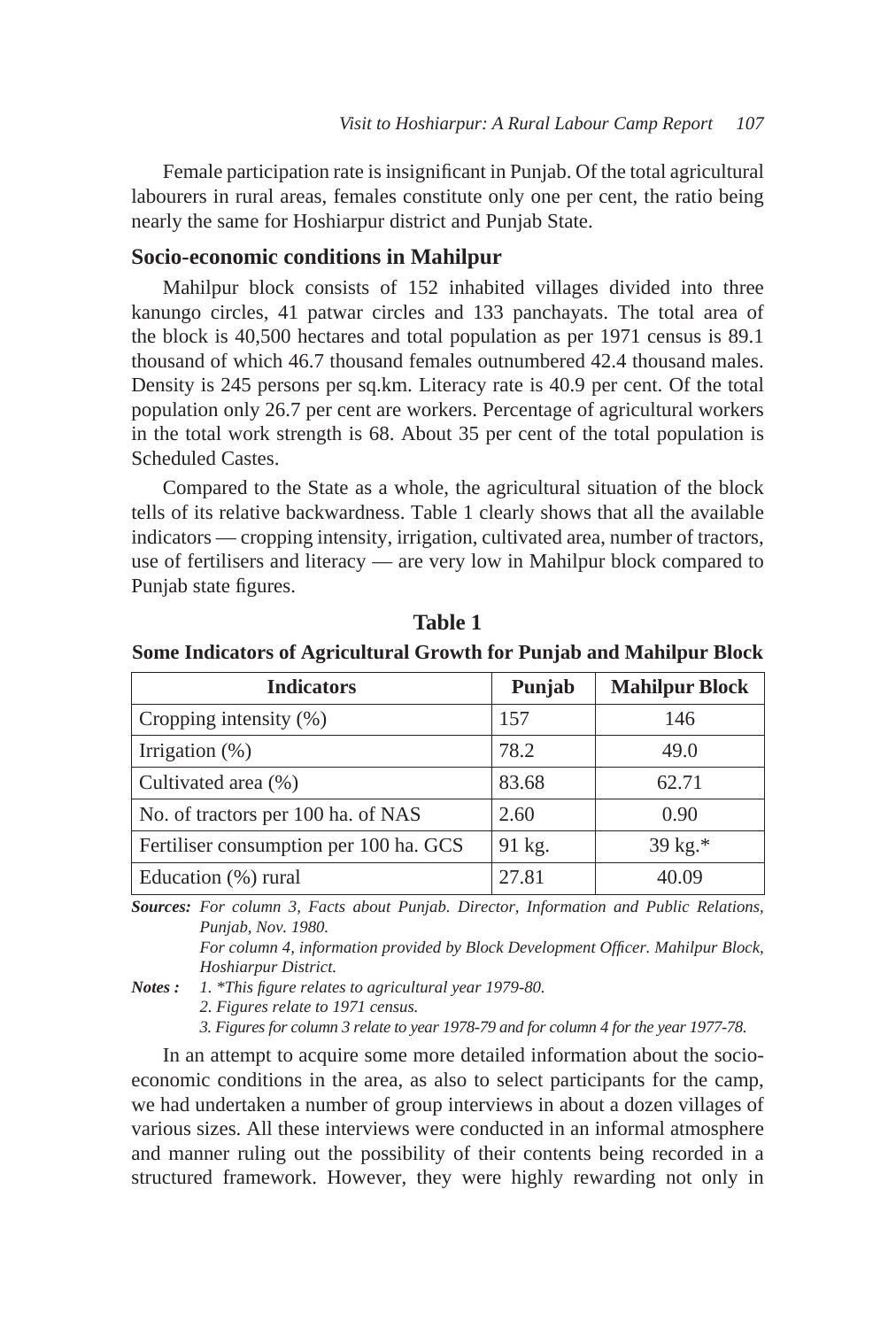Female participation rate is insignificant in Punjab. Of the total agricultural labourers in rural areas, females constitute only one per cent, the ratio being nearly the same for Hoshiarpur district and Punjab State.

## Socio-economic conditions in Mahilpur

Mahilpur block consists of 152 inhabited villages divided into three kanungo circles, 41 patwar circles and 133 panchayats. The total area of the block is 40,500 hectares and total population as per 1971 census is 89.1 thousand of which 46.7 thousand females outnumbered 42.4 thousand males. Density is 245 persons per sq.km. Literacy rate is 40.9 per cent. Of the total population only 26.7 per cent are workers. Percentage of agricultural workers in the total work strength is 68. About 35 per cent of the total population is Scheduled Castes.

Compared to the State as a whole, the agricultural situation of the block tells of its relative backwardness. Table 1 clearly shows that all the available indicators — cropping intensity, irrigation, cultivated area, number of tractors, use of fertilisers and literacy — are very low in Mahilpur block compared to Punjab state figures.

**Table 1**

**Some Indicators of Agricultural Growth for Punjab and Mahilpur Block**

| Indicators | Punjab | Mahilpur Block |
|---|---|---|
| Cropping intensity (%) | 157 | 146 |
| Irrigation (%) | 78.2 | 49.0 |
| Cultivated area (%) | 83.68 | 62.71 |
| No. of tractors per 100 ha. of NAS | 2.60 | 0.90 |
| Fertiliser consumption per 100 ha. GCS | 91 kg. | 39 kg.* |
| Education (%) rural | 27.81 | 40.09 |

***Sources:*** *For column 3, Facts about Punjab. Director, Information and Public Relations, Punjab, Nov. 1980.*
*For column 4, information provided by Block Development Officer. Mahilpur Block, Hoshiarpur District.*

***Notes :*** *1. *This figure relates to agricultural year 1979-80.*
*2. Figures relate to 1971 census.*
*3. Figures for column 3 relate to year 1978-79 and for column 4 for the year 1977-78.*

In an attempt to acquire some more detailed information about the socio-economic conditions in the area, as also to select participants for the camp, we had undertaken a number of group interviews in about a dozen villages of various sizes. All these interviews were conducted in an informal atmosphere and manner ruling out the possibility of their contents being recorded in a structured framework. However, they were highly rewarding not only in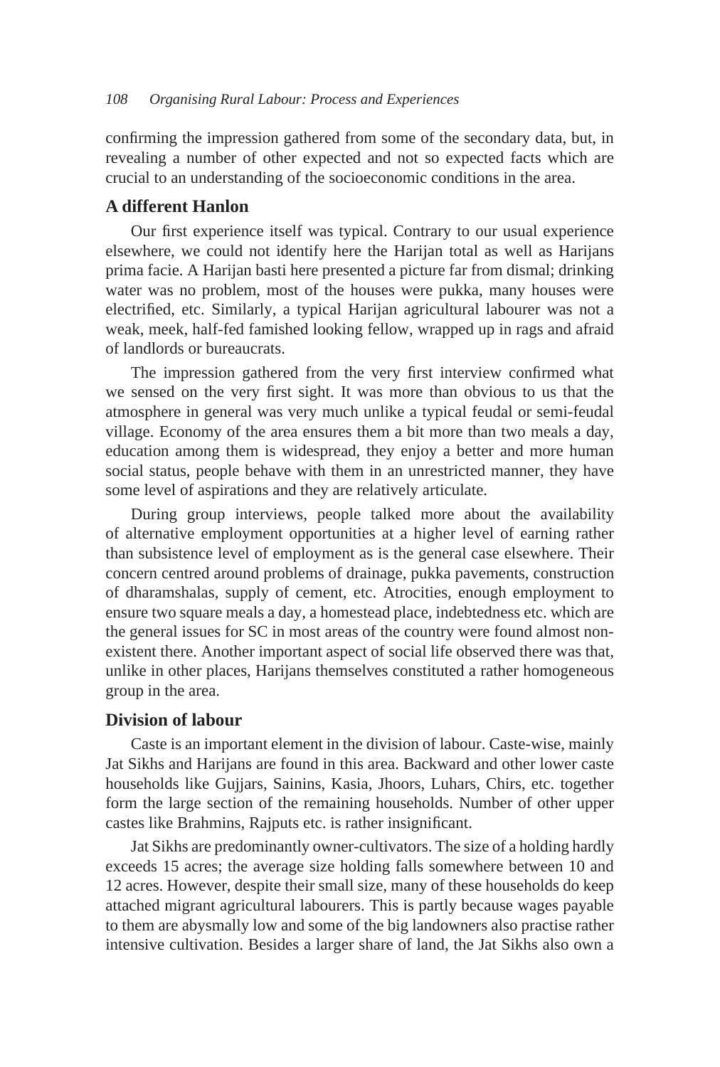confirming the impression gathered from some of the secondary data, but, in revealing a number of other expected and not so expected facts which are crucial to an understanding of the socioeconomic conditions in the area.

## A different Hanlon

Our first experience itself was typical. Contrary to our usual experience elsewhere, we could not identify here the Harijan total as well as Harijans prima facie. A Harijan basti here presented a picture far from dismal; drinking water was no problem, most of the houses were pukka, many houses were electrified, etc. Similarly, a typical Harijan agricultural labourer was not a weak, meek, half-fed famished looking fellow, wrapped up in rags and afraid of landlords or bureaucrats.

The impression gathered from the very first interview confirmed what we sensed on the very first sight. It was more than obvious to us that the atmosphere in general was very much unlike a typical feudal or semi-feudal village. Economy of the area ensures them a bit more than two meals a day, education among them is widespread, they enjoy a better and more human social status, people behave with them in an unrestricted manner, they have some level of aspirations and they are relatively articulate.

During group interviews, people talked more about the availability of alternative employment opportunities at a higher level of earning rather than subsistence level of employment as is the general case elsewhere. Their concern centred around problems of drainage, pukka pavements, construction of dharamshalas, supply of cement, etc. Atrocities, enough employment to ensure two square meals a day, a homestead place, indebtedness etc. which are the general issues for SC in most areas of the country were found almost non-existent there. Another important aspect of social life observed there was that, unlike in other places, Harijans themselves constituted a rather homogeneous group in the area.

## Division of labour

Caste is an important element in the division of labour. Caste-wise, mainly Jat Sikhs and Harijans are found in this area. Backward and other lower caste households like Gujjars, Sainins, Kasia, Jhoors, Luhars, Chirs, etc. together form the large section of the remaining households. Number of other upper castes like Brahmins, Rajputs etc. is rather insignificant.

Jat Sikhs are predominantly owner-cultivators. The size of a holding hardly exceeds 15 acres; the average size holding falls somewhere between 10 and 12 acres. However, despite their small size, many of these households do keep attached migrant agricultural labourers. This is partly because wages payable to them are abysmally low and some of the big landowners also practise rather intensive cultivation. Besides a larger share of land, the Jat Sikhs also own a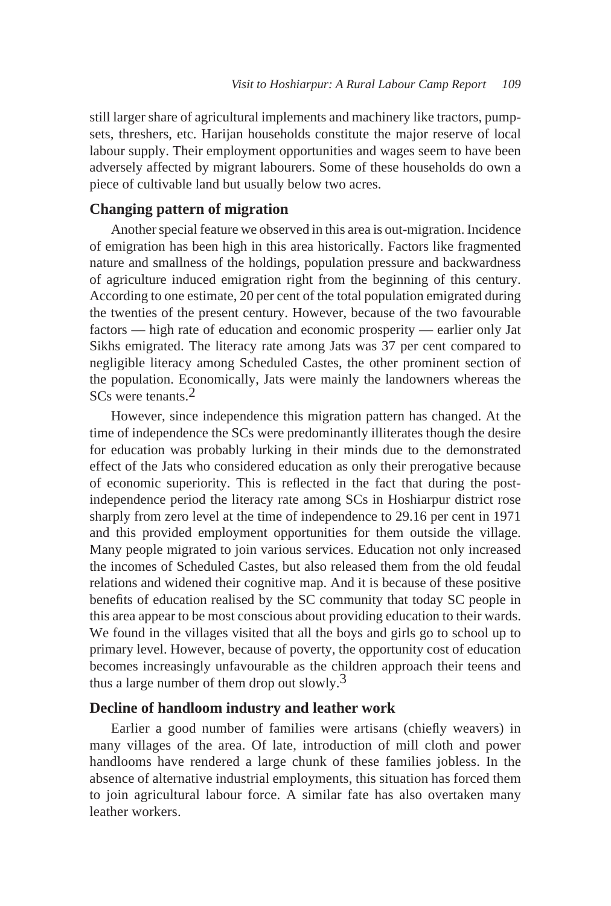still larger share of agricultural implements and machinery like tractors, pump-sets, threshers, etc. Harijan households constitute the major reserve of local labour supply. Their employment opportunities and wages seem to have been adversely affected by migrant labourers. Some of these households do own a piece of cultivable land but usually below two acres.

## Changing pattern of migration

Another special feature we observed in this area is out-migration. Incidence of emigration has been high in this area historically. Factors like fragmented nature and smallness of the holdings, population pressure and backwardness of agriculture induced emigration right from the beginning of this century. According to one estimate, 20 per cent of the total population emigrated during the twenties of the present century. However, because of the two favourable factors — high rate of education and economic prosperity — earlier only Jat Sikhs emigrated. The literacy rate among Jats was 37 per cent compared to negligible literacy among Scheduled Castes, the other prominent section of the population. Economically, Jats were mainly the landowners whereas the SCs were tenants.[2]

However, since independence this migration pattern has changed. At the time of independence the SCs were predominantly illiterates though the desire for education was probably lurking in their minds due to the demonstrated effect of the Jats who considered education as only their prerogative because of economic superiority. This is reflected in the fact that during the post-independence period the literacy rate among SCs in Hoshiarpur district rose sharply from zero level at the time of independence to 29.16 per cent in 1971 and this provided employment opportunities for them outside the village. Many people migrated to join various services. Education not only increased the incomes of Scheduled Castes, but also released them from the old feudal relations and widened their cognitive map. And it is because of these positive benefits of education realised by the SC community that today SC people in this area appear to be most conscious about providing education to their wards. We found in the villages visited that all the boys and girls go to school up to primary level. However, because of poverty, the opportunity cost of education becomes increasingly unfavourable as the children approach their teens and thus a large number of them drop out slowly.[3]

## Decline of handloom industry and leather work

Earlier a good number of families were artisans (chiefly weavers) in many villages of the area. Of late, introduction of mill cloth and power handlooms have rendered a large chunk of these families jobless. In the absence of alternative industrial employments, this situation has forced them to join agricultural labour force. A similar fate has also overtaken many leather workers.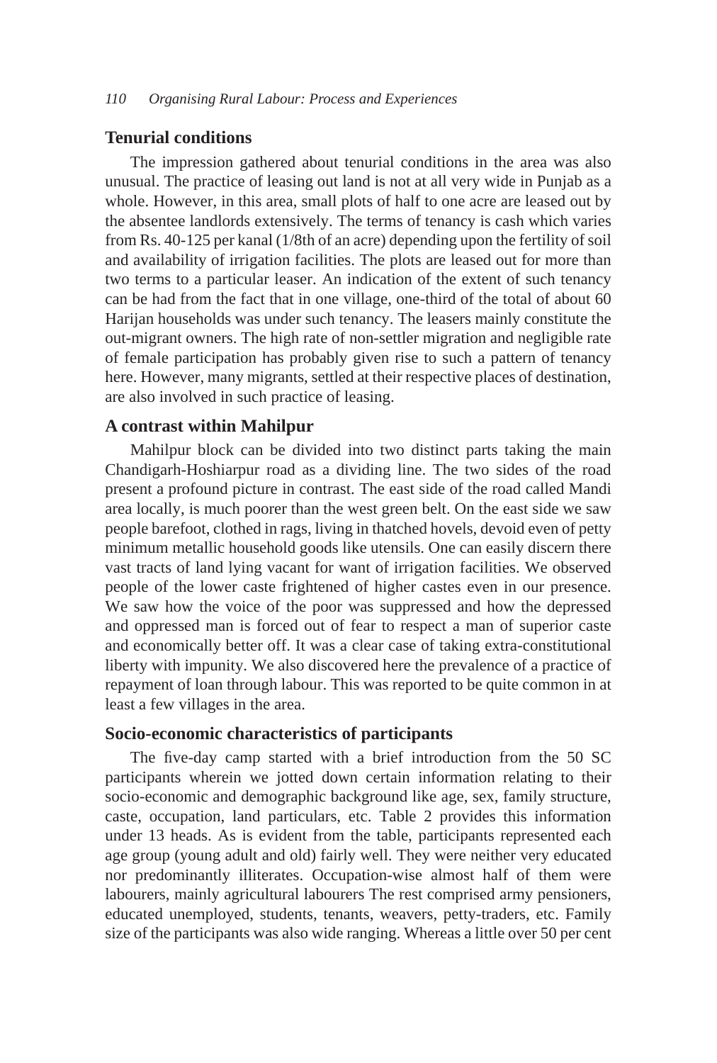### Tenurial conditions

The impression gathered about tenurial conditions in the area was also unusual. The practice of leasing out land is not at all very wide in Punjab as a whole. However, in this area, small plots of half to one acre are leased out by the absentee landlords extensively. The terms of tenancy is cash which varies from Rs. 40-125 per kanal (1/8th of an acre) depending upon the fertility of soil and availability of irrigation facilities. The plots are leased out for more than two terms to a particular leaser. An indication of the extent of such tenancy can be had from the fact that in one village, one-third of the total of about 60 Harijan households was under such tenancy. The leasers mainly constitute the out-migrant owners. The high rate of non-settler migration and negligible rate of female participation has probably given rise to such a pattern of tenancy here. However, many migrants, settled at their respective places of destination, are also involved in such practice of leasing.

### A contrast within Mahilpur

Mahilpur block can be divided into two distinct parts taking the main Chandigarh-Hoshiarpur road as a dividing line. The two sides of the road present a profound picture in contrast. The east side of the road called Mandi area locally, is much poorer than the west green belt. On the east side we saw people barefoot, clothed in rags, living in thatched hovels, devoid even of petty minimum metallic household goods like utensils. One can easily discern there vast tracts of land lying vacant for want of irrigation facilities. We observed people of the lower caste frightened of higher castes even in our presence. We saw how the voice of the poor was suppressed and how the depressed and oppressed man is forced out of fear to respect a man of superior caste and economically better off. It was a clear case of taking extra-constitutional liberty with impunity. We also discovered here the prevalence of a practice of repayment of loan through labour. This was reported to be quite common in at least a few villages in the area.

### Socio-economic characteristics of participants

The five-day camp started with a brief introduction from the 50 SC participants wherein we jotted down certain information relating to their socio-economic and demographic background like age, sex, family structure, caste, occupation, land particulars, etc. Table 2 provides this information under 13 heads. As is evident from the table, participants represented each age group (young adult and old) fairly well. They were neither very educated nor predominantly illiterates. Occupation-wise almost half of them were labourers, mainly agricultural labourers The rest comprised army pensioners, educated unemployed, students, tenants, weavers, petty-traders, etc. Family size of the participants was also wide ranging. Whereas a little over 50 per cent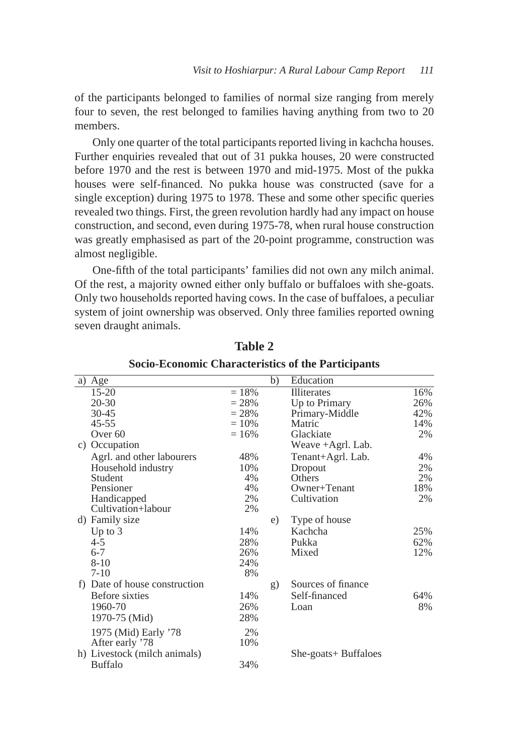of the participants belonged to families of normal size ranging from merely four to seven, the rest belonged to families having anything from two to 20 members.

Only one quarter of the total participants reported living in kachcha houses. Further enquiries revealed that out of 31 pukka houses, 20 were constructed before 1970 and the rest is between 1970 and mid-1975. Most of the pukka houses were self-financed. No pukka house was constructed (save for a single exception) during 1975 to 1978. These and some other specific queries revealed two things. First, the green revolution hardly had any impact on house construction, and second, even during 1975-78, when rural house construction was greatly emphasised as part of the 20-point programme, construction was almost negligible.

One-fifth of the total participants' families did not own any milch animal. Of the rest, a majority owned either only buffalo or buffaloes with she-goats. Only two households reported having cows. In the case of buffaloes, a peculiar system of joint ownership was observed. Only three families reported owning seven draught animals.

**Table 2**

**Socio-Economic Characteristics of the Participants**

| | | | | | |
|---|---|---|---|---|---|
| a) | Age | | b) | Education | |
| | 15-20 | = 18% | | Illiterates | 16% |
| | 20-30 | = 28% | | Up to Primary | 26% |
| | 30-45 | = 28% | | Primary-Middle | 42% |
| | 45-55 | = 10% | | Matric | 14% |
| | Over 60 | = 16% | | Glackiate | 2% |
| c) | Occupation | | | Weave +Agrl. Lab. | |
| | Agrl. and other labourers | 48% | | Tenant+Agrl. Lab. | 4% |
| | Household industry | 10% | | Dropout | 2% |
| | Student | 4% | | Others | 2% |
| | Pensioner | 4% | | Owner+Tenant | 18% |
| | Handicapped | 2% | | Cultivation | 2% |
| | Cultivation+labour | 2% | | | |
| d) | Family size | | e) | Type of house | |
| | Up to 3 | 14% | | Kachcha | 25% |
| | 4-5 | 28% | | Pukka | 62% |
| | 6-7 | 26% | | Mixed | 12% |
| | 8-10 | 24% | | | |
| | 7-10 | 8% | | | |
| f) | Date of house construction | | g) | Sources of finance | |
| | Before sixties | 14% | | Self-financed | 64% |
| | 1960-70 | 26% | | Loan | 8% |
| | 1970-75 (Mid) | 28% | | | |
| | 1975 (Mid) Early '78 | 2% | | | |
| | After early '78 | 10% | | | |
| h) | Livestock (milch animals) | | | She-goats+ Buffaloes | |
| | Buffalo | 34% | | | |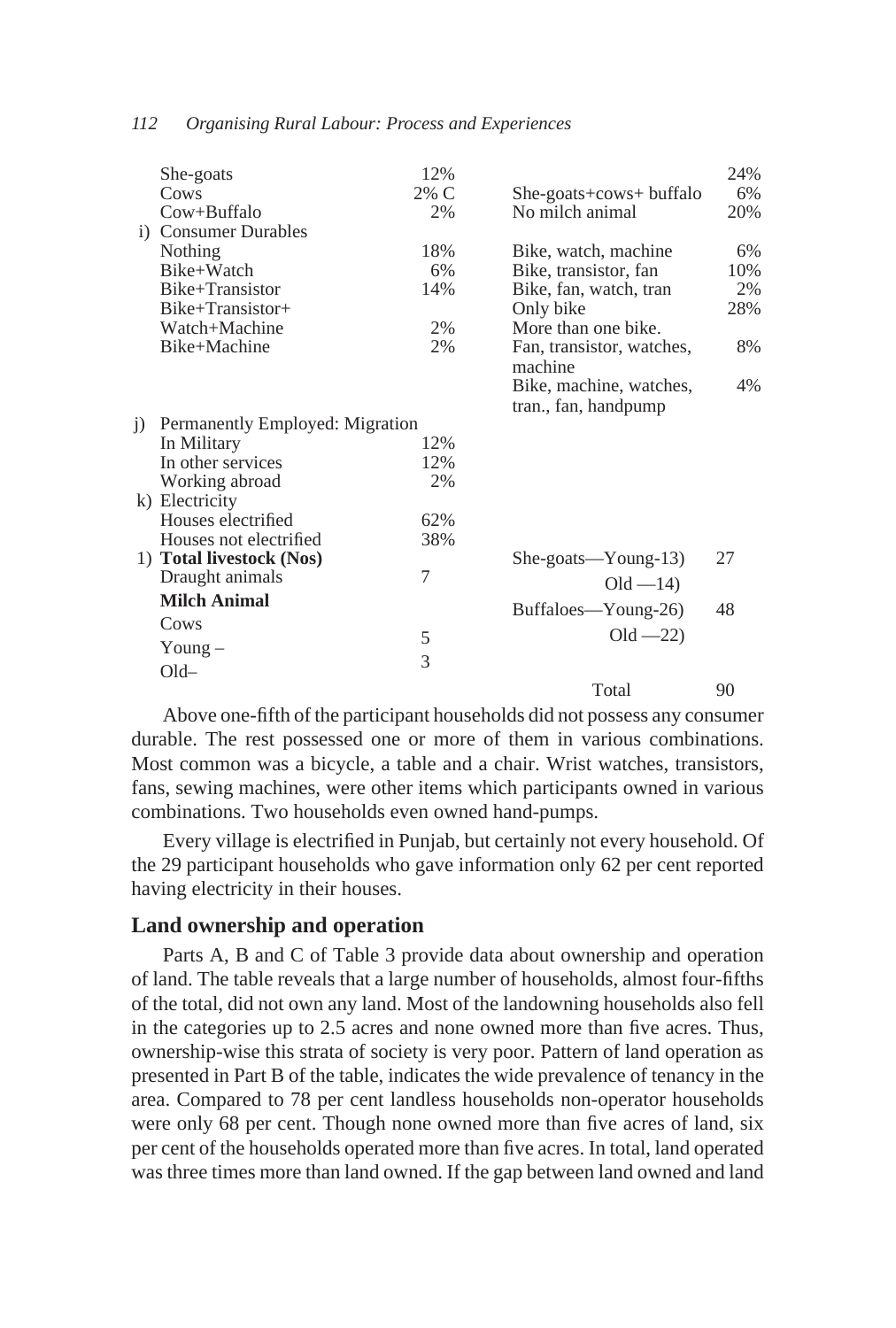| | | | | |
|---|---|---|---|---|
| | She-goats | 12% | | 24% |
| | Cows | 2% C | She-goats+cows+ buffalo | 6% |
| | Cow+Buffalo | 2% | No milch animal | 20% |
| i) | Consumer Durables | | | |
| | Nothing | 18% | Bike, watch, machine | 6% |
| | Bike+Watch | 6% | Bike, transistor, fan | 10% |
| | Bike+Transistor | 14% | Bike, fan, watch, tran | 2% |
| | Bike+Transistor+ Watch+Machine | 2% | Only bike More than one bike. | 28% |
| | Bike+Machine | 2% | Fan, transistor, watches, machine | 8% |
| | | | Bike, machine, watches, tran., fan, handpump | 4% |
| j) | Permanently Employed: Migration | | | |
| | In Military | 12% | | |
| | In other services | 12% | | |
| | Working abroad | 2% | | |
| k) | Electricity | | | |
| | Houses electrified | 62% | | |
| | Houses not electrified | 38% | | |
| l) | **Total livestock (Nos)** | | She-goats—Young-13) Old —14) | 27 |
| | Draught animals | 7 | | |
| | **Milch Animal** | | Buffaloes—Young-26) Old —22) | 48 |
| | Cows Young – | 5 | | |
| | Old– | 3 | | |
| | | | Total | 90 |

Above one-fifth of the participant households did not possess any consumer durable. The rest possessed one or more of them in various combinations. Most common was a bicycle, a table and a chair. Wrist watches, transistors, fans, sewing machines, were other items which participants owned in various combinations. Two households even owned hand-pumps.

Every village is electrified in Punjab, but certainly not every household. Of the 29 participant households who gave information only 62 per cent reported having electricity in their houses.

## Land ownership and operation

Parts A, B and C of Table 3 provide data about ownership and operation of land. The table reveals that a large number of households, almost four-fifths of the total, did not own any land. Most of the landowning households also fell in the categories up to 2.5 acres and none owned more than five acres. Thus, ownership-wise this strata of society is very poor. Pattern of land operation as presented in Part B of the table, indicates the wide prevalence of tenancy in the area. Compared to 78 per cent landless households non-operator households were only 68 per cent. Though none owned more than five acres of land, six per cent of the households operated more than five acres. In total, land operated was three times more than land owned. If the gap between land owned and land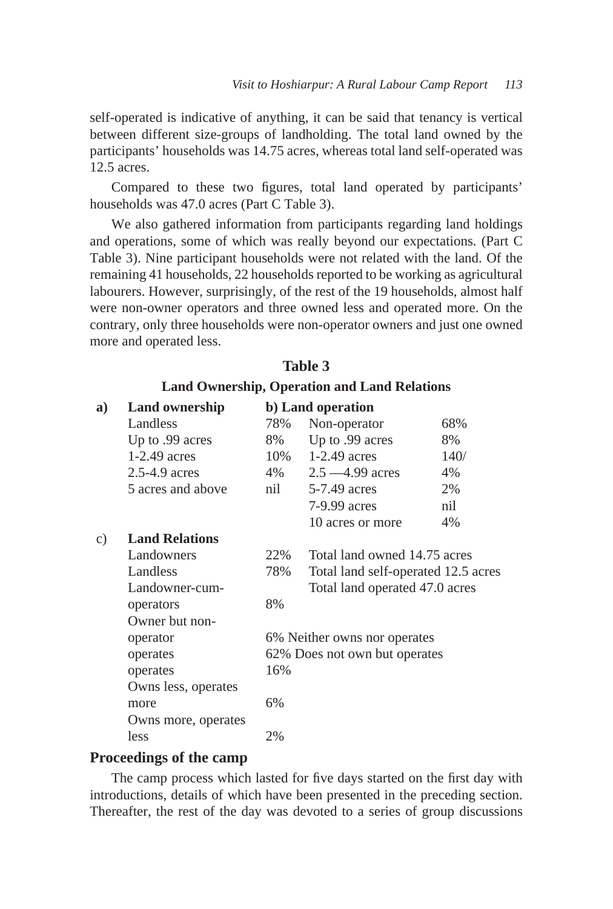self-operated is indicative of anything, it can be said that tenancy is vertical between different size-groups of landholding. The total land owned by the participants' households was 14.75 acres, whereas total land self-operated was 12.5 acres.

Compared to these two figures, total land operated by participants' households was 47.0 acres (Part C Table 3).

We also gathered information from participants regarding land holdings and operations, some of which was really beyond our expectations. (Part C Table 3). Nine participant households were not related with the land. Of the remaining 41 households, 22 households reported to be working as agricultural labourers. However, surprisingly, of the rest of the 19 households, almost half were non-owner operators and three owned less and operated more. On the contrary, only three households were non-operator owners and just one owned more and operated less.

**Table 3**

**Land Ownership, Operation and Land Relations**

| | | | | |
|---|---|---|---|---|
| **a)** | **Land ownership** | | **b) Land operation** | |
| | Landless | 78% | Non-operator | 68% |
| | Up to .99 acres | 8% | Up to .99 acres | 8% |
| | 1-2.49 acres | 10% | 1-2.49 acres | 140/ |
| | 2.5-4.9 acres | 4% | 2.5 —4.99 acres | 4% |
| | 5 acres and above | nil | 5-7.49 acres | 2% |
| | | | 7-9.99 acres | nil |
| | | | 10 acres or more | 4% |
| c) | **Land Relations** | | | |
| | Landowners | 22% | Total land owned 14.75 acres | |
| | Landless | 78% | Total land self-operated 12.5 acres | |
| | Landowner-cum-operators | 8% | Total land operated 47.0 acres | |
| | Owner but non-operator | 6% Neither owns nor operates | | |
| | operates | 62% Does not own but operates | | |
| | operates | 16% | | |
| | Owns less, operates more | 6% | | |
| | Owns more, operates less | 2% | | |

## Proceedings of the camp

The camp process which lasted for five days started on the first day with introductions, details of which have been presented in the preceding section. Thereafter, the rest of the day was devoted to a series of group discussions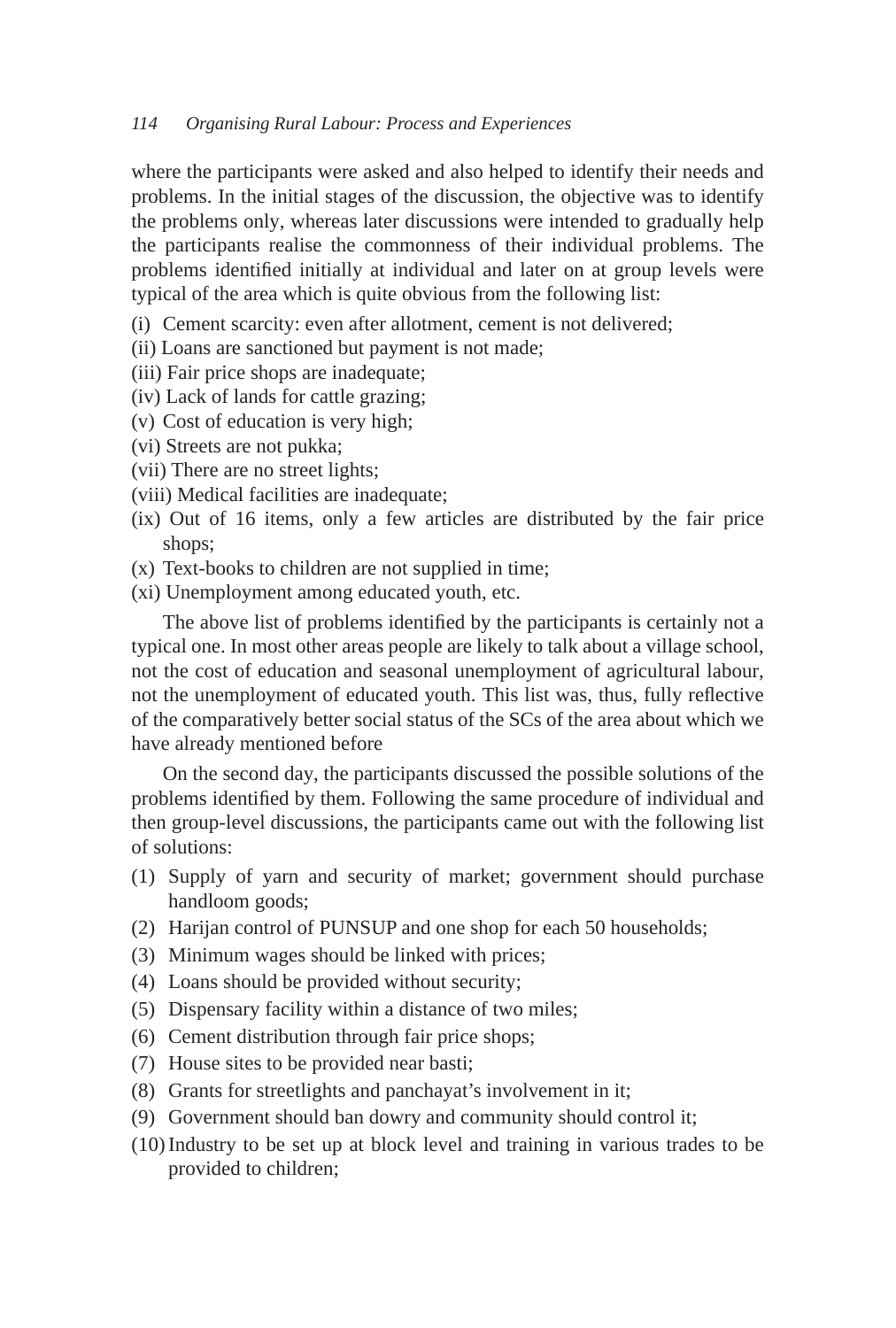where the participants were asked and also helped to identify their needs and problems. In the initial stages of the discussion, the objective was to identify the problems only, whereas later discussions were intended to gradually help the participants realise the commonness of their individual problems. The problems identified initially at individual and later on at group levels were typical of the area which is quite obvious from the following list:

(i) Cement scarcity: even after allotment, cement is not delivered;
(ii) Loans are sanctioned but payment is not made;
(iii) Fair price shops are inadequate;
(iv) Lack of lands for cattle grazing;
(v) Cost of education is very high;
(vi) Streets are not pukka;
(vii) There are no street lights;
(viii) Medical facilities are inadequate;
(ix) Out of 16 items, only a few articles are distributed by the fair price shops;
(x) Text-books to children are not supplied in time;
(xi) Unemployment among educated youth, etc.

The above list of problems identified by the participants is certainly not a typical one. In most other areas people are likely to talk about a village school, not the cost of education and seasonal unemployment of agricultural labour, not the unemployment of educated youth. This list was, thus, fully reflective of the comparatively better social status of the SCs of the area about which we have already mentioned before

On the second day, the participants discussed the possible solutions of the problems identified by them. Following the same procedure of individual and then group-level discussions, the participants came out with the following list of solutions:

(1) Supply of yarn and security of market; government should purchase handloom goods;
(2) Harijan control of PUNSUP and one shop for each 50 households;
(3) Minimum wages should be linked with prices;
(4) Loans should be provided without security;
(5) Dispensary facility within a distance of two miles;
(6) Cement distribution through fair price shops;
(7) House sites to be provided near basti;
(8) Grants for streetlights and panchayat's involvement in it;
(9) Government should ban dowry and community should control it;
(10) Industry to be set up at block level and training in various trades to be provided to children;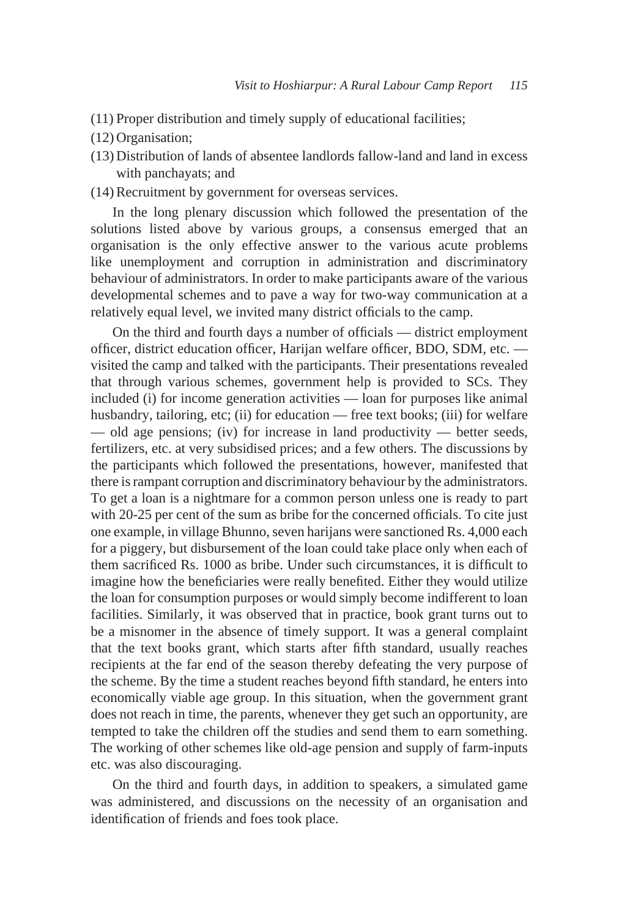(11) Proper distribution and timely supply of educational facilities;

(12) Organisation;

(13) Distribution of lands of absentee landlords fallow-land and land in excess with panchayats; and

(14) Recruitment by government for overseas services.

In the long plenary discussion which followed the presentation of the solutions listed above by various groups, a consensus emerged that an organisation is the only effective answer to the various acute problems like unemployment and corruption in administration and discriminatory behaviour of administrators. In order to make participants aware of the various developmental schemes and to pave a way for two-way communication at a relatively equal level, we invited many district officials to the camp.

On the third and fourth days a number of officials — district employment officer, district education officer, Harijan welfare officer, BDO, SDM, etc. — visited the camp and talked with the participants. Their presentations revealed that through various schemes, government help is provided to SCs. They included (i) for income generation activities — loan for purposes like animal husbandry, tailoring, etc; (ii) for education — free text books; (iii) for welfare — old age pensions; (iv) for increase in land productivity — better seeds, fertilizers, etc. at very subsidised prices; and a few others. The discussions by the participants which followed the presentations, however, manifested that there is rampant corruption and discriminatory behaviour by the administrators. To get a loan is a nightmare for a common person unless one is ready to part with 20-25 per cent of the sum as bribe for the concerned officials. To cite just one example, in village Bhunno, seven harijans were sanctioned Rs. 4,000 each for a piggery, but disbursement of the loan could take place only when each of them sacrificed Rs. 1000 as bribe. Under such circumstances, it is difficult to imagine how the beneficiaries were really benefited. Either they would utilize the loan for consumption purposes or would simply become indifferent to loan facilities. Similarly, it was observed that in practice, book grant turns out to be a misnomer in the absence of timely support. It was a general complaint that the text books grant, which starts after fifth standard, usually reaches recipients at the far end of the season thereby defeating the very purpose of the scheme. By the time a student reaches beyond fifth standard, he enters into economically viable age group. In this situation, when the government grant does not reach in time, the parents, whenever they get such an opportunity, are tempted to take the children off the studies and send them to earn something. The working of other schemes like old-age pension and supply of farm-inputs etc. was also discouraging.

On the third and fourth days, in addition to speakers, a simulated game was administered, and discussions on the necessity of an organisation and identification of friends and foes took place.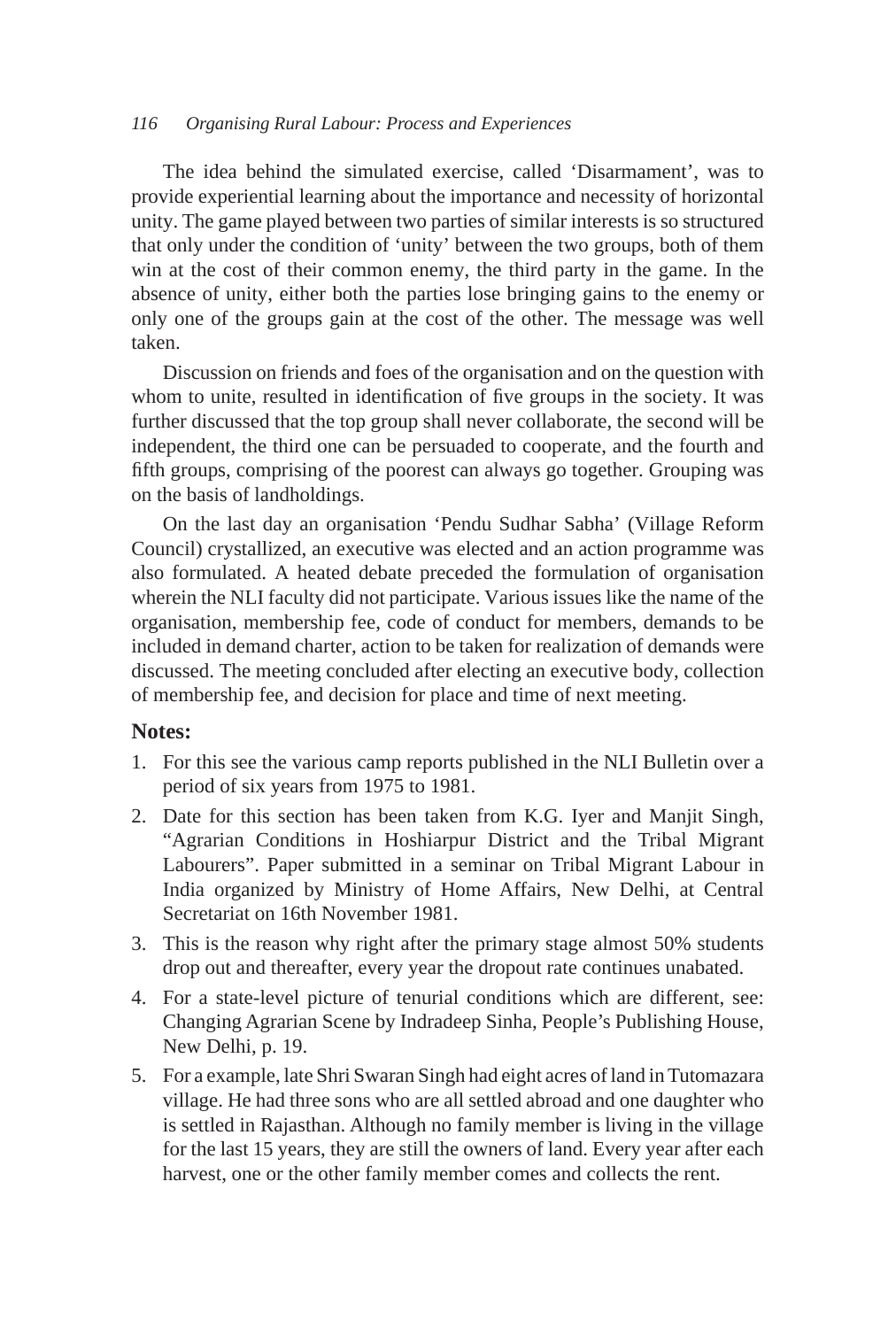The idea behind the simulated exercise, called 'Disarmament', was to provide experiential learning about the importance and necessity of horizontal unity. The game played between two parties of similar interests is so structured that only under the condition of 'unity' between the two groups, both of them win at the cost of their common enemy, the third party in the game. In the absence of unity, either both the parties lose bringing gains to the enemy or only one of the groups gain at the cost of the other. The message was well taken.

Discussion on friends and foes of the organisation and on the question with whom to unite, resulted in identification of five groups in the society. It was further discussed that the top group shall never collaborate, the second will be independent, the third one can be persuaded to cooperate, and the fourth and fifth groups, comprising of the poorest can always go together. Grouping was on the basis of landholdings.

On the last day an organisation 'Pendu Sudhar Sabha' (Village Reform Council) crystallized, an executive was elected and an action programme was also formulated. A heated debate preceded the formulation of organisation wherein the NLI faculty did not participate. Various issues like the name of the organisation, membership fee, code of conduct for members, demands to be included in demand charter, action to be taken for realization of demands were discussed. The meeting concluded after electing an executive body, collection of membership fee, and decision for place and time of next meeting.

**Notes:**

1. For this see the various camp reports published in the NLI Bulletin over a period of six years from 1975 to 1981.
2. Date for this section has been taken from K.G. Iyer and Manjit Singh, "Agrarian Conditions in Hoshiarpur District and the Tribal Migrant Labourers". Paper submitted in a seminar on Tribal Migrant Labour in India organized by Ministry of Home Affairs, New Delhi, at Central Secretariat on 16th November 1981.
3. This is the reason why right after the primary stage almost 50% students drop out and thereafter, every year the dropout rate continues unabated.
4. For a state-level picture of tenurial conditions which are different, see: Changing Agrarian Scene by Indradeep Sinha, People's Publishing House, New Delhi, p. 19.
5. For a example, late Shri Swaran Singh had eight acres of land in Tutomazara village. He had three sons who are all settled abroad and one daughter who is settled in Rajasthan. Although no family member is living in the village for the last 15 years, they are still the owners of land. Every year after each harvest, one or the other family member comes and collects the rent.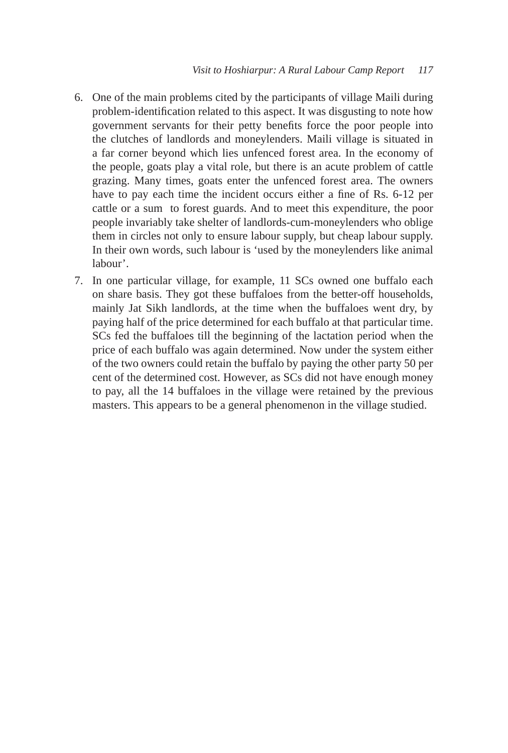6. One of the main problems cited by the participants of village Maili during problem-identification related to this aspect. It was disgusting to note how government servants for their petty benefits force the poor people into the clutches of landlords and moneylenders. Maili village is situated in a far corner beyond which lies unfenced forest area. In the economy of the people, goats play a vital role, but there is an acute problem of cattle grazing. Many times, goats enter the unfenced forest area. The owners have to pay each time the incident occurs either a fine of Rs. 6-12 per cattle or a sum to forest guards. And to meet this expenditure, the poor people invariably take shelter of landlords-cum-moneylenders who oblige them in circles not only to ensure labour supply, but cheap labour supply. In their own words, such labour is 'used by the moneylenders like animal labour'.
7. In one particular village, for example, 11 SCs owned one buffalo each on share basis. They got these buffaloes from the better-off households, mainly Jat Sikh landlords, at the time when the buffaloes went dry, by paying half of the price determined for each buffalo at that particular time. SCs fed the buffaloes till the beginning of the lactation period when the price of each buffalo was again determined. Now under the system either of the two owners could retain the buffalo by paying the other party 50 per cent of the determined cost. However, as SCs did not have enough money to pay, all the 14 buffaloes in the village were retained by the previous masters. This appears to be a general phenomenon in the village studied.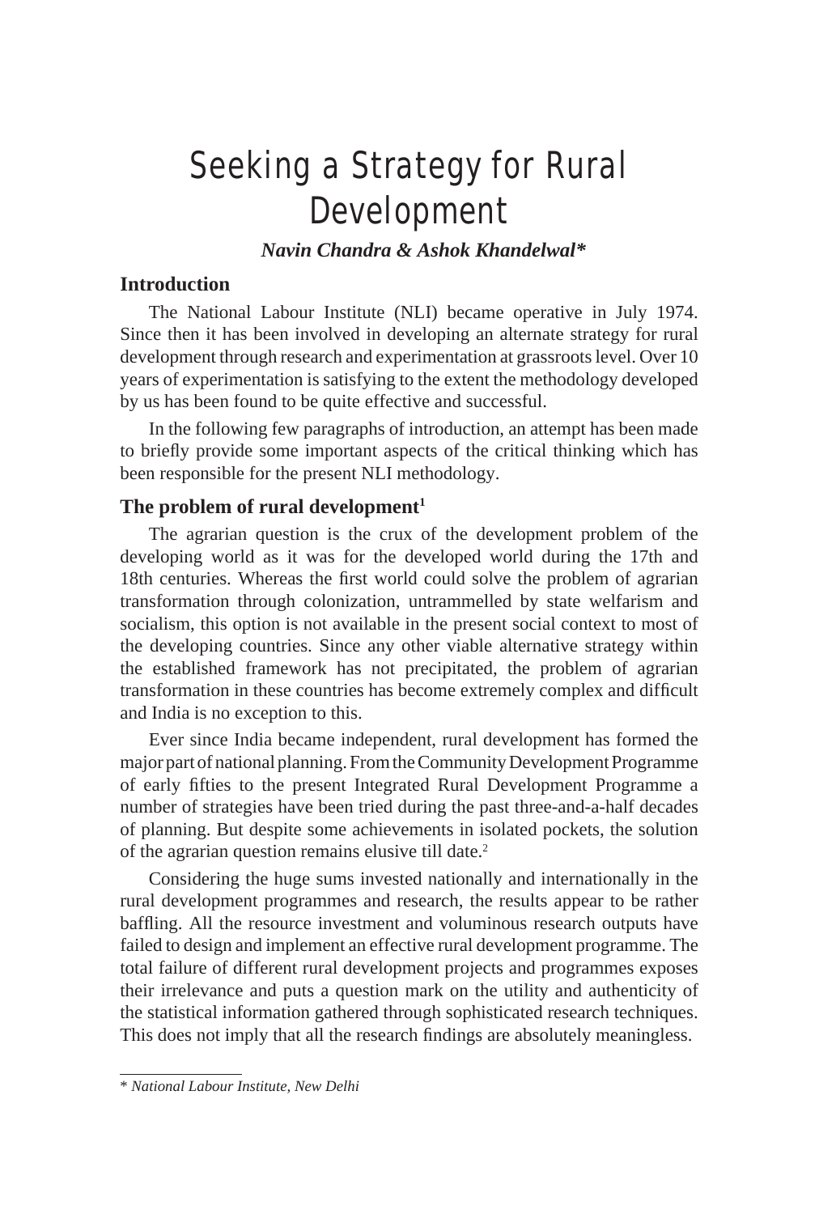# Seeking a Strategy for Rural Development

***Navin Chandra & Ashok Khandelwal****

## Introduction

The National Labour Institute (NLI) became operative in July 1974. Since then it has been involved in developing an alternate strategy for rural development through research and experimentation at grassroots level. Over 10 years of experimentation is satisfying to the extent the methodology developed by us has been found to be quite effective and successful.

In the following few paragraphs of introduction, an attempt has been made to briefly provide some important aspects of the critical thinking which has been responsible for the present NLI methodology.

## The problem of rural development[1]

The agrarian question is the crux of the development problem of the developing world as it was for the developed world during the 17th and 18th centuries. Whereas the first world could solve the problem of agrarian transformation through colonization, untrammelled by state welfarism and socialism, this option is not available in the present social context to most of the developing countries. Since any other viable alternative strategy within the established framework has not precipitated, the problem of agrarian transformation in these countries has become extremely complex and difficult and India is no exception to this.

Ever since India became independent, rural development has formed the major part of national planning. From the Community Development Programme of early fifties to the present Integrated Rural Development Programme a number of strategies have been tried during the past three-and-a-half decades of planning. But despite some achievements in isolated pockets, the solution of the agrarian question remains elusive till date.[2]

Considering the huge sums invested nationally and internationally in the rural development programmes and research, the results appear to be rather baffling. All the resource investment and voluminous research outputs have failed to design and implement an effective rural development programme. The total failure of different rural development projects and programmes exposes their irrelevance and puts a question mark on the utility and authenticity of the statistical information gathered through sophisticated research techniques. This does not imply that all the research findings are absolutely meaningless.

---

* *National Labour Institute, New Delhi*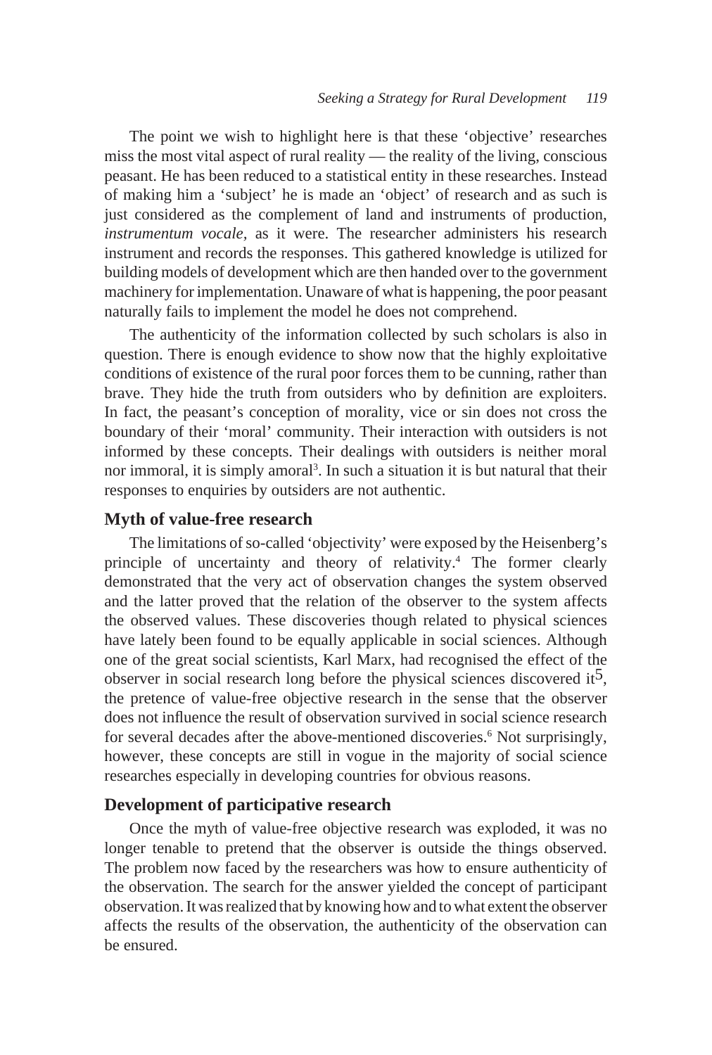The point we wish to highlight here is that these 'objective' researches miss the most vital aspect of rural reality — the reality of the living, conscious peasant. He has been reduced to a statistical entity in these researches. Instead of making him a 'subject' he is made an 'object' of research and as such is just considered as the complement of land and instruments of production, *instrumentum vocale*, as it were. The researcher administers his research instrument and records the responses. This gathered knowledge is utilized for building models of development which are then handed over to the government machinery for implementation. Unaware of what is happening, the poor peasant naturally fails to implement the model he does not comprehend.

The authenticity of the information collected by such scholars is also in question. There is enough evidence to show now that the highly exploitative conditions of existence of the rural poor forces them to be cunning, rather than brave. They hide the truth from outsiders who by definition are exploiters. In fact, the peasant's conception of morality, vice or sin does not cross the boundary of their 'moral' community. Their interaction with outsiders is not informed by these concepts. Their dealings with outsiders is neither moral nor immoral, it is simply amoral[3]. In such a situation it is but natural that their responses to enquiries by outsiders are not authentic.

## Myth of value-free research

The limitations of so-called 'objectivity' were exposed by the Heisenberg's principle of uncertainty and theory of relativity.[4] The former clearly demonstrated that the very act of observation changes the system observed and the latter proved that the relation of the observer to the system affects the observed values. These discoveries though related to physical sciences have lately been found to be equally applicable in social sciences. Although one of the great social scientists, Karl Marx, had recognised the effect of the observer in social research long before the physical sciences discovered it[5], the pretence of value-free objective research in the sense that the observer does not influence the result of observation survived in social science research for several decades after the above-mentioned discoveries.[6] Not surprisingly, however, these concepts are still in vogue in the majority of social science researches especially in developing countries for obvious reasons.

## Development of participative research

Once the myth of value-free objective research was exploded, it was no longer tenable to pretend that the observer is outside the things observed. The problem now faced by the researchers was how to ensure authenticity of the observation. The search for the answer yielded the concept of participant observation. It was realized that by knowing how and to what extent the observer affects the results of the observation, the authenticity of the observation can be ensured.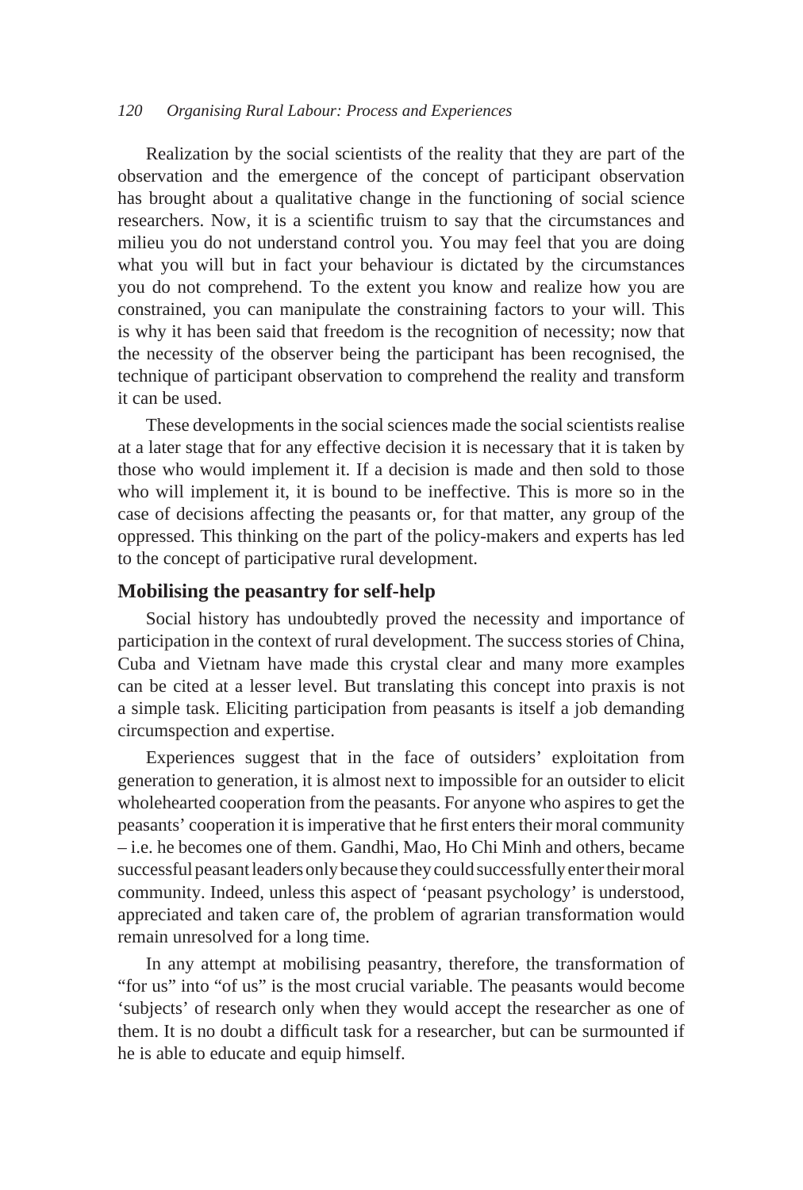Realization by the social scientists of the reality that they are part of the observation and the emergence of the concept of participant observation has brought about a qualitative change in the functioning of social science researchers. Now, it is a scientific truism to say that the circumstances and milieu you do not understand control you. You may feel that you are doing what you will but in fact your behaviour is dictated by the circumstances you do not comprehend. To the extent you know and realize how you are constrained, you can manipulate the constraining factors to your will. This is why it has been said that freedom is the recognition of necessity; now that the necessity of the observer being the participant has been recognised, the technique of participant observation to comprehend the reality and transform it can be used.

These developments in the social sciences made the social scientists realise at a later stage that for any effective decision it is necessary that it is taken by those who would implement it. If a decision is made and then sold to those who will implement it, it is bound to be ineffective. This is more so in the case of decisions affecting the peasants or, for that matter, any group of the oppressed. This thinking on the part of the policy-makers and experts has led to the concept of participative rural development.

## Mobilising the peasantry for self-help

Social history has undoubtedly proved the necessity and importance of participation in the context of rural development. The success stories of China, Cuba and Vietnam have made this crystal clear and many more examples can be cited at a lesser level. But translating this concept into praxis is not a simple task. Eliciting participation from peasants is itself a job demanding circumspection and expertise.

Experiences suggest that in the face of outsiders' exploitation from generation to generation, it is almost next to impossible for an outsider to elicit wholehearted cooperation from the peasants. For anyone who aspires to get the peasants' cooperation it is imperative that he first enters their moral community – i.e. he becomes one of them. Gandhi, Mao, Ho Chi Minh and others, became successful peasant leaders only because they could successfully enter their moral community. Indeed, unless this aspect of 'peasant psychology' is understood, appreciated and taken care of, the problem of agrarian transformation would remain unresolved for a long time.

In any attempt at mobilising peasantry, therefore, the transformation of "for us" into "of us" is the most crucial variable. The peasants would become 'subjects' of research only when they would accept the researcher as one of them. It is no doubt a difficult task for a researcher, but can be surmounted if he is able to educate and equip himself.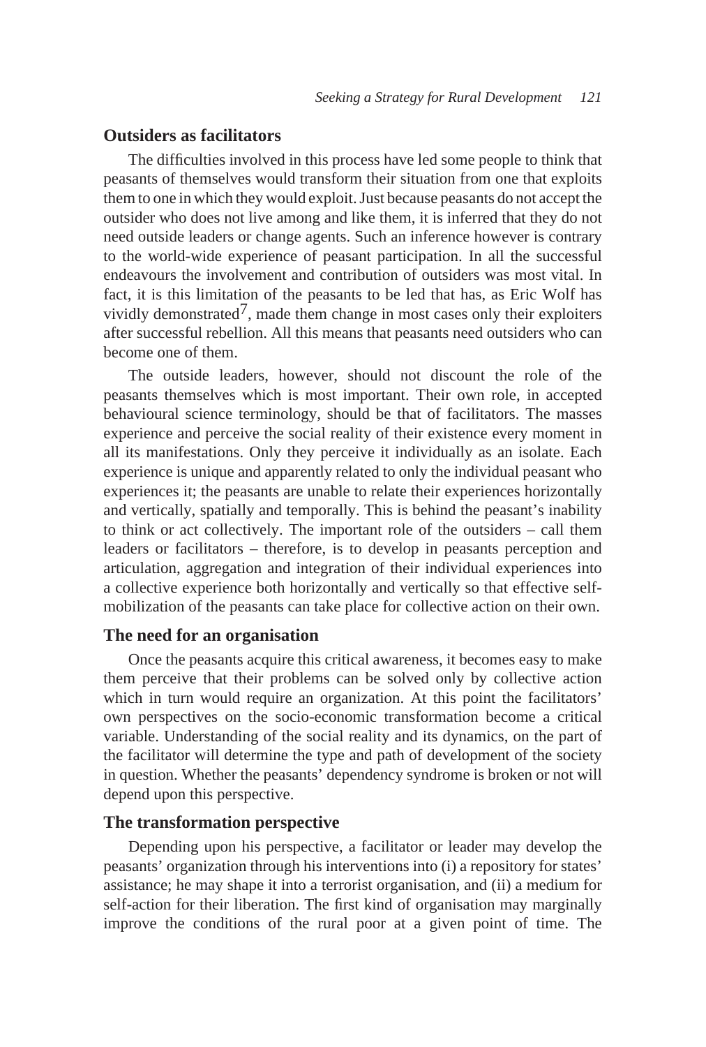### Outsiders as facilitators

The difficulties involved in this process have led some people to think that peasants of themselves would transform their situation from one that exploits them to one in which they would exploit. Just because peasants do not accept the outsider who does not live among and like them, it is inferred that they do not need outside leaders or change agents. Such an inference however is contrary to the world-wide experience of peasant participation. In all the successful endeavours the involvement and contribution of outsiders was most vital. In fact, it is this limitation of the peasants to be led that has, as Eric Wolf has vividly demonstrated[7], made them change in most cases only their exploiters after successful rebellion. All this means that peasants need outsiders who can become one of them.

The outside leaders, however, should not discount the role of the peasants themselves which is most important. Their own role, in accepted behavioural science terminology, should be that of facilitators. The masses experience and perceive the social reality of their existence every moment in all its manifestations. Only they perceive it individually as an isolate. Each experience is unique and apparently related to only the individual peasant who experiences it; the peasants are unable to relate their experiences horizontally and vertically, spatially and temporally. This is behind the peasant's inability to think or act collectively. The important role of the outsiders – call them leaders or facilitators – therefore, is to develop in peasants perception and articulation, aggregation and integration of their individual experiences into a collective experience both horizontally and vertically so that effective self-mobilization of the peasants can take place for collective action on their own.

### The need for an organisation

Once the peasants acquire this critical awareness, it becomes easy to make them perceive that their problems can be solved only by collective action which in turn would require an organization. At this point the facilitators' own perspectives on the socio-economic transformation become a critical variable. Understanding of the social reality and its dynamics, on the part of the facilitator will determine the type and path of development of the society in question. Whether the peasants' dependency syndrome is broken or not will depend upon this perspective.

### The transformation perspective

Depending upon his perspective, a facilitator or leader may develop the peasants' organization through his interventions into (i) a repository for states' assistance; he may shape it into a terrorist organisation, and (ii) a medium for self-action for their liberation. The first kind of organisation may marginally improve the conditions of the rural poor at a given point of time. The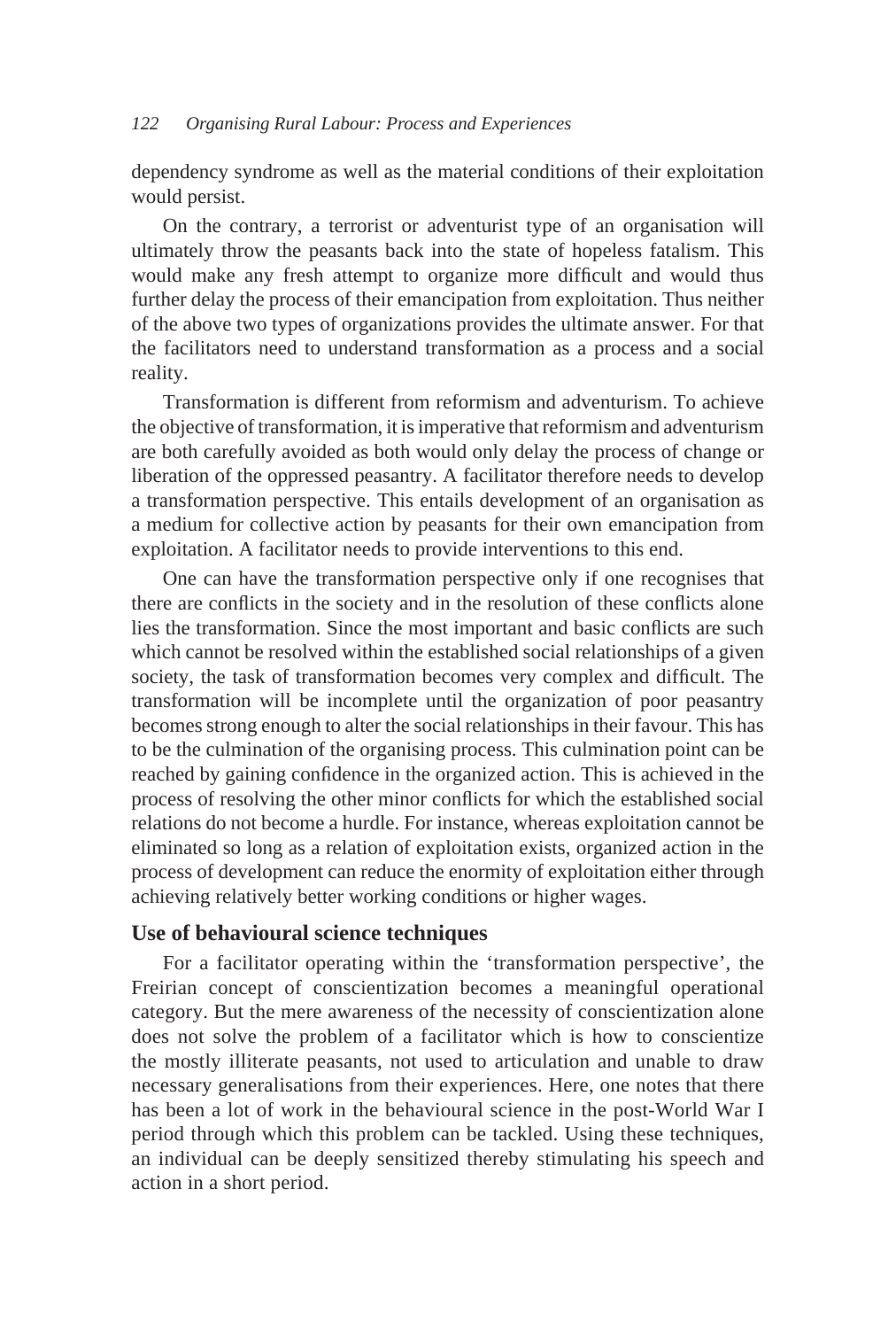dependency syndrome as well as the material conditions of their exploitation would persist.

On the contrary, a terrorist or adventurist type of an organisation will ultimately throw the peasants back into the state of hopeless fatalism. This would make any fresh attempt to organize more difficult and would thus further delay the process of their emancipation from exploitation. Thus neither of the above two types of organizations provides the ultimate answer. For that the facilitators need to understand transformation as a process and a social reality.

Transformation is different from reformism and adventurism. To achieve the objective of transformation, it is imperative that reformism and adventurism are both carefully avoided as both would only delay the process of change or liberation of the oppressed peasantry. A facilitator therefore needs to develop a transformation perspective. This entails development of an organisation as a medium for collective action by peasants for their own emancipation from exploitation. A facilitator needs to provide interventions to this end.

One can have the transformation perspective only if one recognises that there are conflicts in the society and in the resolution of these conflicts alone lies the transformation. Since the most important and basic conflicts are such which cannot be resolved within the established social relationships of a given society, the task of transformation becomes very complex and difficult. The transformation will be incomplete until the organization of poor peasantry becomes strong enough to alter the social relationships in their favour. This has to be the culmination of the organising process. This culmination point can be reached by gaining confidence in the organized action. This is achieved in the process of resolving the other minor conflicts for which the established social relations do not become a hurdle. For instance, whereas exploitation cannot be eliminated so long as a relation of exploitation exists, organized action in the process of development can reduce the enormity of exploitation either through achieving relatively better working conditions or higher wages.

### Use of behavioural science techniques

For a facilitator operating within the 'transformation perspective', the Freirian concept of conscientization becomes a meaningful operational category. But the mere awareness of the necessity of conscientization alone does not solve the problem of a facilitator which is how to conscientize the mostly illiterate peasants, not used to articulation and unable to draw necessary generalisations from their experiences. Here, one notes that there has been a lot of work in the behavioural science in the post-World War I period through which this problem can be tackled. Using these techniques, an individual can be deeply sensitized thereby stimulating his speech and action in a short period.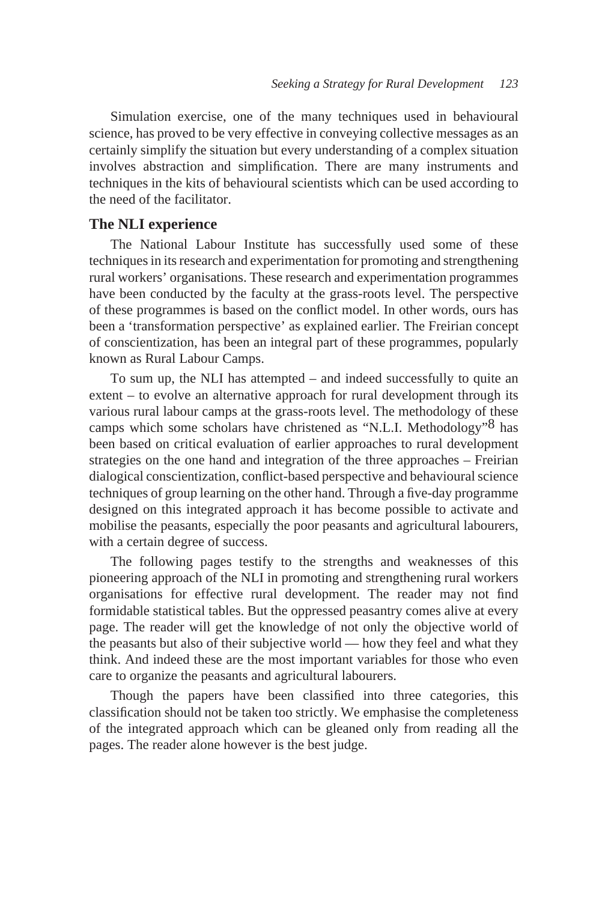Simulation exercise, one of the many techniques used in behavioural science, has proved to be very effective in conveying collective messages as an certainly simplify the situation but every understanding of a complex situation involves abstraction and simplification. There are many instruments and techniques in the kits of behavioural scientists which can be used according to the need of the facilitator.

## The NLI experience

The National Labour Institute has successfully used some of these techniques in its research and experimentation for promoting and strengthening rural workers' organisations. These research and experimentation programmes have been conducted by the faculty at the grass-roots level. The perspective of these programmes is based on the conflict model. In other words, ours has been a 'transformation perspective' as explained earlier. The Freirian concept of conscientization, has been an integral part of these programmes, popularly known as Rural Labour Camps.

To sum up, the NLI has attempted – and indeed successfully to quite an extent – to evolve an alternative approach for rural development through its various rural labour camps at the grass-roots level. The methodology of these camps which some scholars have christened as "N.L.I. Methodology"[8] has been based on critical evaluation of earlier approaches to rural development strategies on the one hand and integration of the three approaches – Freirian dialogical conscientization, conflict-based perspective and behavioural science techniques of group learning on the other hand. Through a five-day programme designed on this integrated approach it has become possible to activate and mobilise the peasants, especially the poor peasants and agricultural labourers, with a certain degree of success.

The following pages testify to the strengths and weaknesses of this pioneering approach of the NLI in promoting and strengthening rural workers organisations for effective rural development. The reader may not find formidable statistical tables. But the oppressed peasantry comes alive at every page. The reader will get the knowledge of not only the objective world of the peasants but also of their subjective world — how they feel and what they think. And indeed these are the most important variables for those who even care to organize the peasants and agricultural labourers.

Though the papers have been classified into three categories, this classification should not be taken too strictly. We emphasise the completeness of the integrated approach which can be gleaned only from reading all the pages. The reader alone however is the best judge.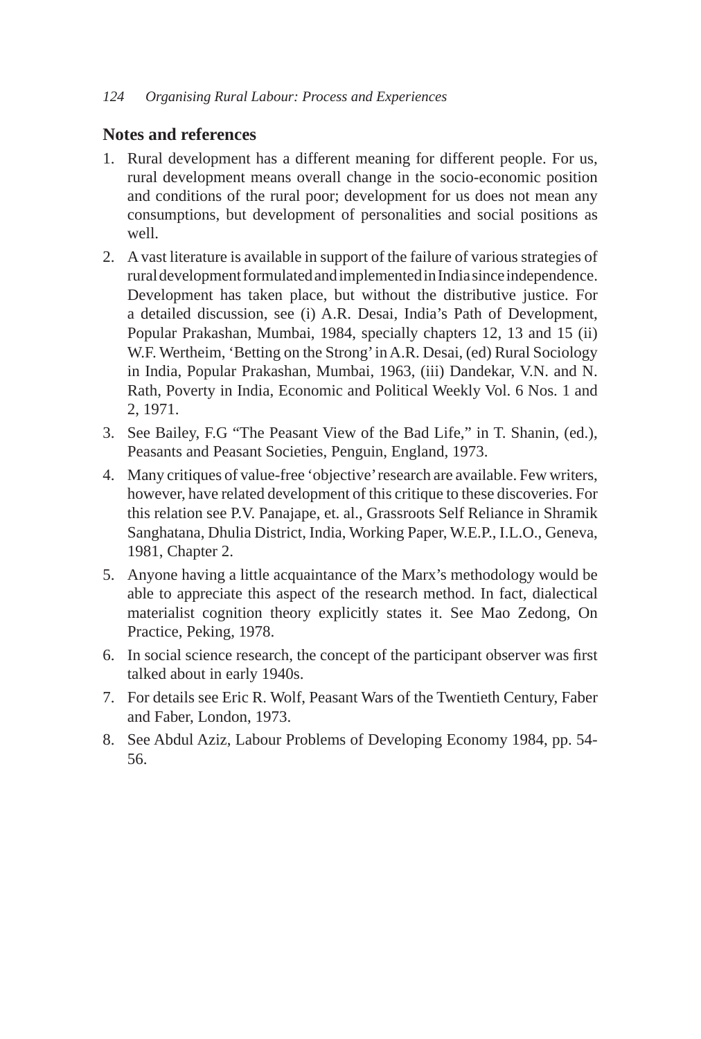## Notes and references

1. Rural development has a different meaning for different people. For us, rural development means overall change in the socio-economic position and conditions of the rural poor; development for us does not mean any consumptions, but development of personalities and social positions as well.
2. A vast literature is available in support of the failure of various strategies of rural development formulated and implemented in India since independence. Development has taken place, but without the distributive justice. For a detailed discussion, see (i) A.R. Desai, India's Path of Development, Popular Prakashan, Mumbai, 1984, specially chapters 12, 13 and 15 (ii) W.F. Wertheim, 'Betting on the Strong' in A.R. Desai, (ed) Rural Sociology in India, Popular Prakashan, Mumbai, 1963, (iii) Dandekar, V.N. and N. Rath, Poverty in India, Economic and Political Weekly Vol. 6 Nos. 1 and 2, 1971.
3. See Bailey, F.G "The Peasant View of the Bad Life," in T. Shanin, (ed.), Peasants and Peasant Societies, Penguin, England, 1973.
4. Many critiques of value-free 'objective' research are available. Few writers, however, have related development of this critique to these discoveries. For this relation see P.V. Panajape, et. al., Grassroots Self Reliance in Shramik Sanghatana, Dhulia District, India, Working Paper, W.E.P., I.L.O., Geneva, 1981, Chapter 2.
5. Anyone having a little acquaintance of the Marx's methodology would be able to appreciate this aspect of the research method. In fact, dialectical materialist cognition theory explicitly states it. See Mao Zedong, On Practice, Peking, 1978.
6. In social science research, the concept of the participant observer was first talked about in early 1940s.
7. For details see Eric R. Wolf, Peasant Wars of the Twentieth Century, Faber and Faber, London, 1973.
8. See Abdul Aziz, Labour Problems of Developing Economy 1984, pp. 54-56.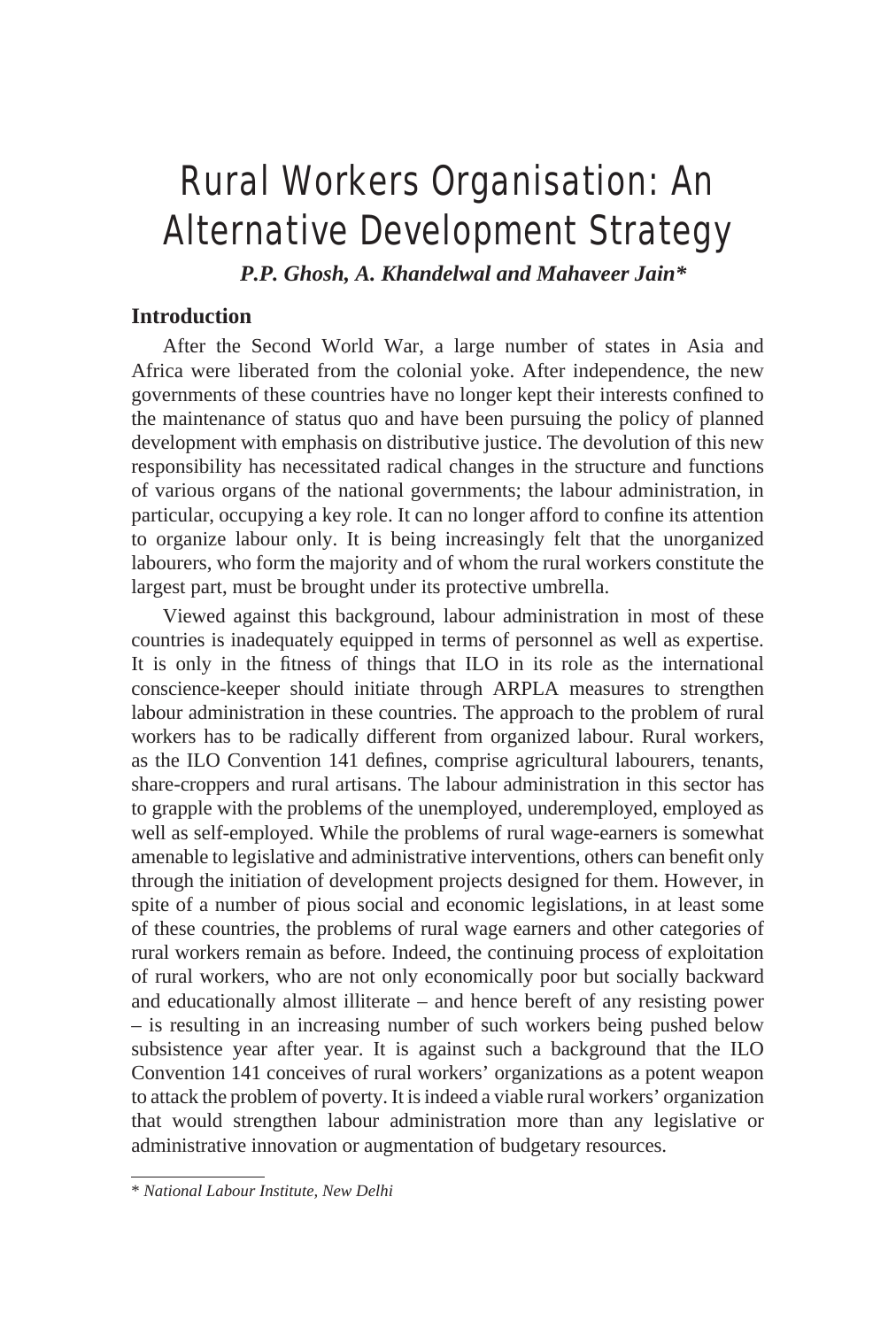# Rural Workers Organisation: An Alternative Development Strategy

***P.P. Ghosh, A. Khandelwal and Mahaveer Jain****

## Introduction

After the Second World War, a large number of states in Asia and Africa were liberated from the colonial yoke. After independence, the new governments of these countries have no longer kept their interests confined to the maintenance of status quo and have been pursuing the policy of planned development with emphasis on distributive justice. The devolution of this new responsibility has necessitated radical changes in the structure and functions of various organs of the national governments; the labour administration, in particular, occupying a key role. It can no longer afford to confine its attention to organize labour only. It is being increasingly felt that the unorganized labourers, who form the majority and of whom the rural workers constitute the largest part, must be brought under its protective umbrella.

Viewed against this background, labour administration in most of these countries is inadequately equipped in terms of personnel as well as expertise. It is only in the fitness of things that ILO in its role as the international conscience-keeper should initiate through ARPLA measures to strengthen labour administration in these countries. The approach to the problem of rural workers has to be radically different from organized labour. Rural workers, as the ILO Convention 141 defines, comprise agricultural labourers, tenants, share-croppers and rural artisans. The labour administration in this sector has to grapple with the problems of the unemployed, underemployed, employed as well as self-employed. While the problems of rural wage-earners is somewhat amenable to legislative and administrative interventions, others can benefit only through the initiation of development projects designed for them. However, in spite of a number of pious social and economic legislations, in at least some of these countries, the problems of rural wage earners and other categories of rural workers remain as before. Indeed, the continuing process of exploitation of rural workers, who are not only economically poor but socially backward and educationally almost illiterate – and hence bereft of any resisting power – is resulting in an increasing number of such workers being pushed below subsistence year after year. It is against such a background that the ILO Convention 141 conceives of rural workers' organizations as a potent weapon to attack the problem of poverty. It is indeed a viable rural workers' organization that would strengthen labour administration more than any legislative or administrative innovation or augmentation of budgetary resources.

---

\* *National Labour Institute, New Delhi*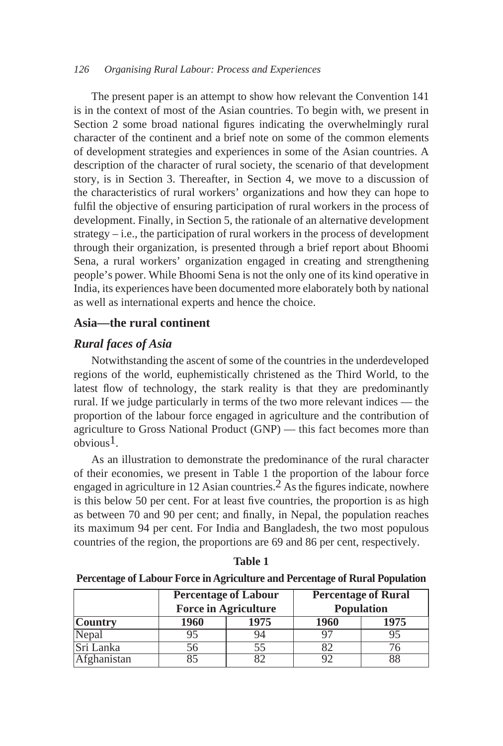The present paper is an attempt to show how relevant the Convention 141 is in the context of most of the Asian countries. To begin with, we present in Section 2 some broad national figures indicating the overwhelmingly rural character of the continent and a brief note on some of the common elements of development strategies and experiences in some of the Asian countries. A description of the character of rural society, the scenario of that development story, is in Section 3. Thereafter, in Section 4, we move to a discussion of the characteristics of rural workers' organizations and how they can hope to fulfil the objective of ensuring participation of rural workers in the process of development. Finally, in Section 5, the rationale of an alternative development strategy – i.e., the participation of rural workers in the process of development through their organization, is presented through a brief report about Bhoomi Sena, a rural workers' organization engaged in creating and strengthening people's power. While Bhoomi Sena is not the only one of its kind operative in India, its experiences have been documented more elaborately both by national as well as international experts and hence the choice.

## Asia—the rural continent

### *Rural faces of Asia*

Notwithstanding the ascent of some of the countries in the underdeveloped regions of the world, euphemistically christened as the Third World, to the latest flow of technology, the stark reality is that they are predominantly rural. If we judge particularly in terms of the two more relevant indices — the proportion of the labour force engaged in agriculture and the contribution of agriculture to Gross National Product (GNP) — this fact becomes more than obvious[1].

As an illustration to demonstrate the predominance of the rural character of their economies, we present in Table 1 the proportion of the labour force engaged in agriculture in 12 Asian countries.[2] As the figures indicate, nowhere is this below 50 per cent. For at least five countries, the proportion is as high as between 70 and 90 per cent; and finally, in Nepal, the population reaches its maximum 94 per cent. For India and Bangladesh, the two most populous countries of the region, the proportions are 69 and 86 per cent, respectively.

**Table 1**

**Percentage of Labour Force in Agriculture and Percentage of Rural Population**

| | Percentage of Labour Force in Agriculture | | Percentage of Rural Population | |
|---|---|---|---|---|
| **Country** | **1960** | **1975** | **1960** | **1975** |
| Nepal | 95 | 94 | 97 | 95 |
| Sri Lanka | 56 | 55 | 82 | 76 |
| Afghanistan | 85 | 82 | 92 | 88 |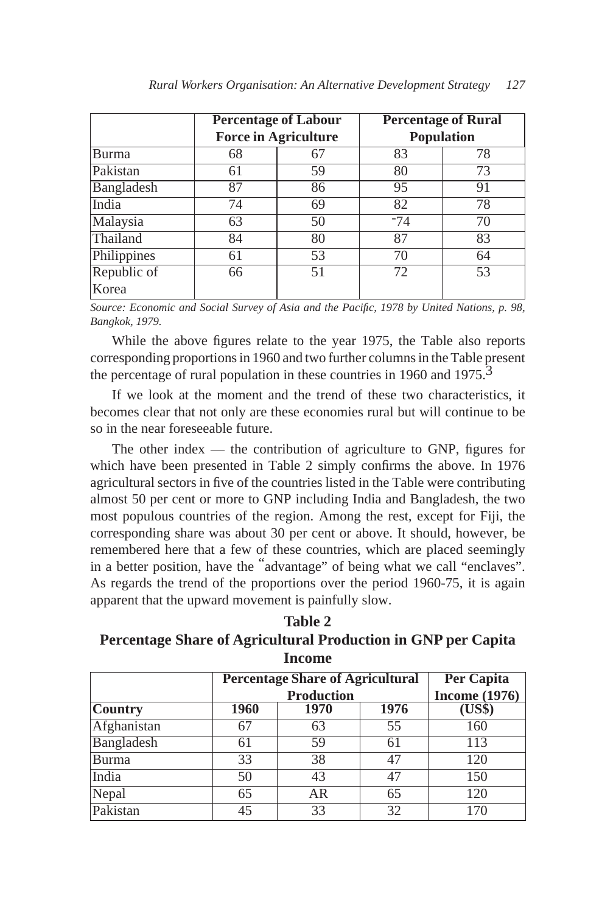| | Percentage of Labour Force in Agriculture | | Percentage of Rural Population | |
|---|---|---|---|---|
| Burma | 68 | 67 | 83 | 78 |
| Pakistan | 61 | 59 | 80 | 73 |
| Bangladesh | 87 | 86 | 95 | 91 |
| India | 74 | 69 | 82 | 78 |
| Malaysia | 63 | 50 | -74 | 70 |
| Thailand | 84 | 80 | 87 | 83 |
| Philippines | 61 | 53 | 70 | 64 |
| Republic of Korea | 66 | 51 | 72 | 53 |

*Source: Economic and Social Survey of Asia and the Pacific, 1978 by United Nations, p. 98, Bangkok, 1979.*

While the above figures relate to the year 1975, the Table also reports corresponding proportions in 1960 and two further columns in the Table present the percentage of rural population in these countries in 1960 and 1975.[3]

If we look at the moment and the trend of these two characteristics, it becomes clear that not only are these economies rural but will continue to be so in the near foreseeable future.

The other index — the contribution of agriculture to GNP, figures for which have been presented in Table 2 simply confirms the above. In 1976 agricultural sectors in five of the countries listed in the Table were contributing almost 50 per cent or more to GNP including India and Bangladesh, the two most populous countries of the region. Among the rest, except for Fiji, the corresponding share was about 30 per cent or above. It should, however, be remembered here that a few of these countries, which are placed seemingly in a better position, have the "advantage" of being what we call "enclaves". As regards the trend of the proportions over the period 1960-75, it is again apparent that the upward movement is painfully slow.

**Table 2**
**Percentage Share of Agricultural Production in GNP per Capita Income**

| | Percentage Share of Agricultural Production | | | Per Capita Income (1976) |
|---|---|---|---|---|
| **Country** | **1960** | **1970** | **1976** | **(US$)** |
| Afghanistan | 67 | 63 | 55 | 160 |
| Bangladesh | 61 | 59 | 61 | 113 |
| Burma | 33 | 38 | 47 | 120 |
| India | 50 | 43 | 47 | 150 |
| Nepal | 65 | AR | 65 | 120 |
| Pakistan | 45 | 33 | 32 | 170 |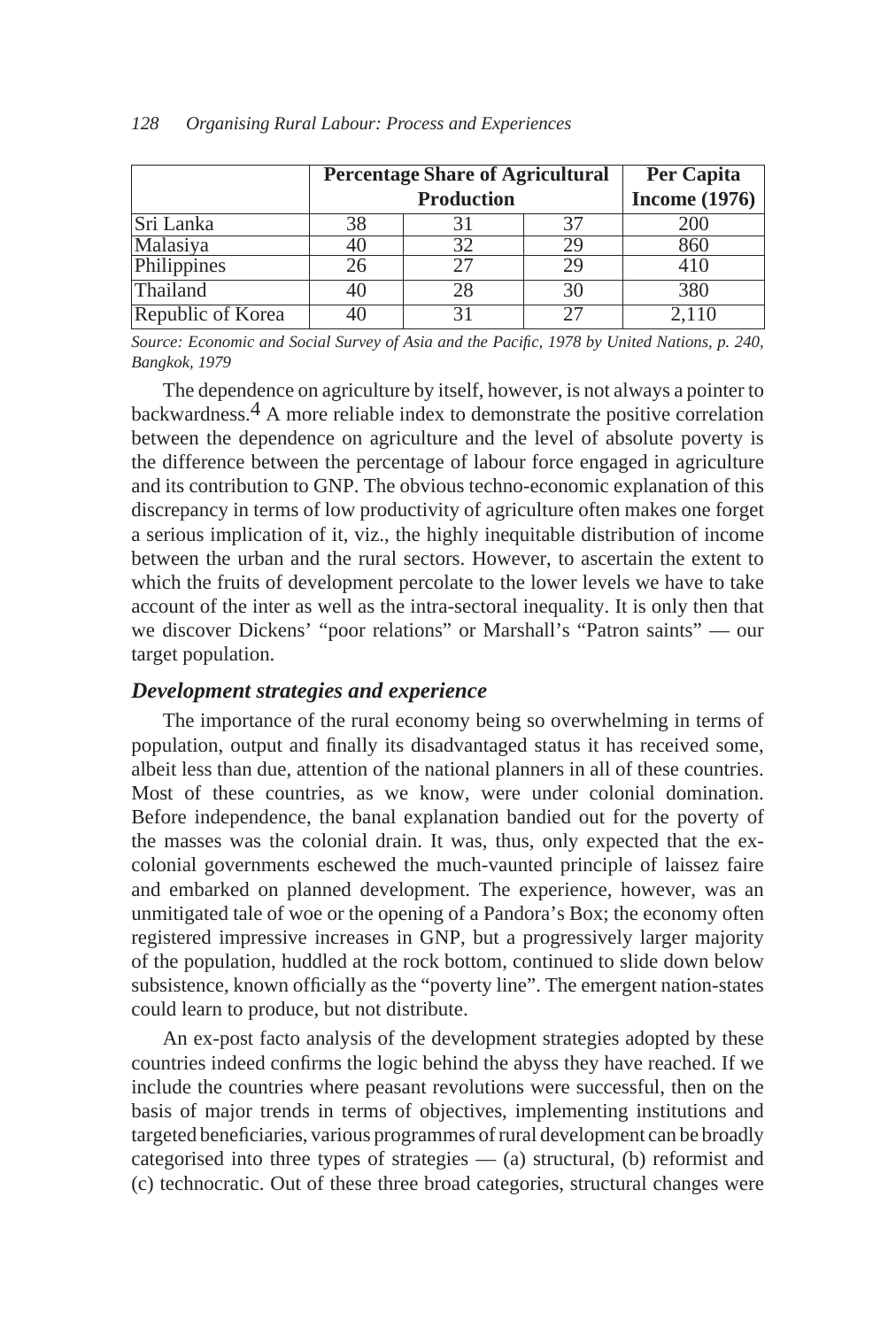| | Percentage Share of Agricultural Production | | | Per Capita Income (1976) |
|---|---|---|---|---|
| Sri Lanka | 38 | 31 | 37 | 200 |
| Malasiya | 40 | 32 | 29 | 860 |
| Philippines | 26 | 27 | 29 | 410 |
| Thailand | 40 | 28 | 30 | 380 |
| Republic of Korea | 40 | 31 | 27 | 2,110 |

*Source: Economic and Social Survey of Asia and the Pacific, 1978 by United Nations, p. 240, Bangkok, 1979*

The dependence on agriculture by itself, however, is not always a pointer to backwardness.[4] A more reliable index to demonstrate the positive correlation between the dependence on agriculture and the level of absolute poverty is the difference between the percentage of labour force engaged in agriculture and its contribution to GNP. The obvious techno-economic explanation of this discrepancy in terms of low productivity of agriculture often makes one forget a serious implication of it, viz., the highly inequitable distribution of income between the urban and the rural sectors. However, to ascertain the extent to which the fruits of development percolate to the lower levels we have to take account of the inter as well as the intra-sectoral inequality. It is only then that we discover Dickens' "poor relations" or Marshall's "Patron saints" — our target population.

### *Development strategies and experience*

The importance of the rural economy being so overwhelming in terms of population, output and finally its disadvantaged status it has received some, albeit less than due, attention of the national planners in all of these countries. Most of these countries, as we know, were under colonial domination. Before independence, the banal explanation bandied out for the poverty of the masses was the colonial drain. It was, thus, only expected that the ex-colonial governments eschewed the much-vaunted principle of laissez faire and embarked on planned development. The experience, however, was an unmitigated tale of woe or the opening of a Pandora's Box; the economy often registered impressive increases in GNP, but a progressively larger majority of the population, huddled at the rock bottom, continued to slide down below subsistence, known officially as the "poverty line". The emergent nation-states could learn to produce, but not distribute.

An ex-post facto analysis of the development strategies adopted by these countries indeed confirms the logic behind the abyss they have reached. If we include the countries where peasant revolutions were successful, then on the basis of major trends in terms of objectives, implementing institutions and targeted beneficiaries, various programmes of rural development can be broadly categorised into three types of strategies — (a) structural, (b) reformist and (c) technocratic. Out of these three broad categories, structural changes were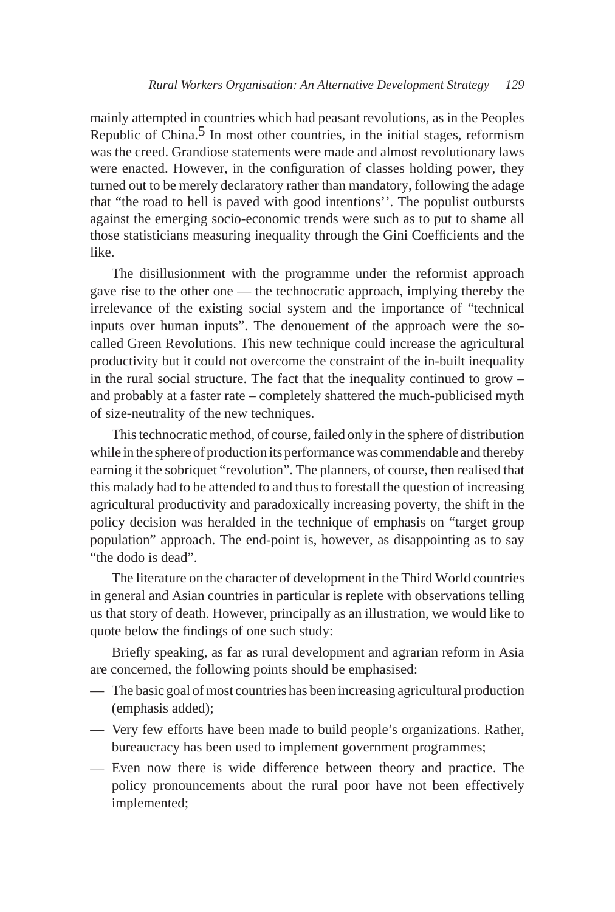mainly attempted in countries which had peasant revolutions, as in the Peoples Republic of China.[5] In most other countries, in the initial stages, reformism was the creed. Grandiose statements were made and almost revolutionary laws were enacted. However, in the configuration of classes holding power, they turned out to be merely declaratory rather than mandatory, following the adage that "the road to hell is paved with good intentions''. The populist outbursts against the emerging socio-economic trends were such as to put to shame all those statisticians measuring inequality through the Gini Coefficients and the like.

The disillusionment with the programme under the reformist approach gave rise to the other one — the technocratic approach, implying thereby the irrelevance of the existing social system and the importance of "technical inputs over human inputs". The denouement of the approach were the so-called Green Revolutions. This new technique could increase the agricultural productivity but it could not overcome the constraint of the in-built inequality in the rural social structure. The fact that the inequality continued to grow – and probably at a faster rate – completely shattered the much-publicised myth of size-neutrality of the new techniques.

This technocratic method, of course, failed only in the sphere of distribution while in the sphere of production its performance was commendable and thereby earning it the sobriquet "revolution". The planners, of course, then realised that this malady had to be attended to and thus to forestall the question of increasing agricultural productivity and paradoxically increasing poverty, the shift in the policy decision was heralded in the technique of emphasis on "target group population" approach. The end-point is, however, as disappointing as to say "the dodo is dead".

The literature on the character of development in the Third World countries in general and Asian countries in particular is replete with observations telling us that story of death. However, principally as an illustration, we would like to quote below the findings of one such study:

Briefly speaking, as far as rural development and agrarian reform in Asia are concerned, the following points should be emphasised:

- The basic goal of most countries has been increasing agricultural production (emphasis added);
- Very few efforts have been made to build people's organizations. Rather, bureaucracy has been used to implement government programmes;
- Even now there is wide difference between theory and practice. The policy pronouncements about the rural poor have not been effectively implemented;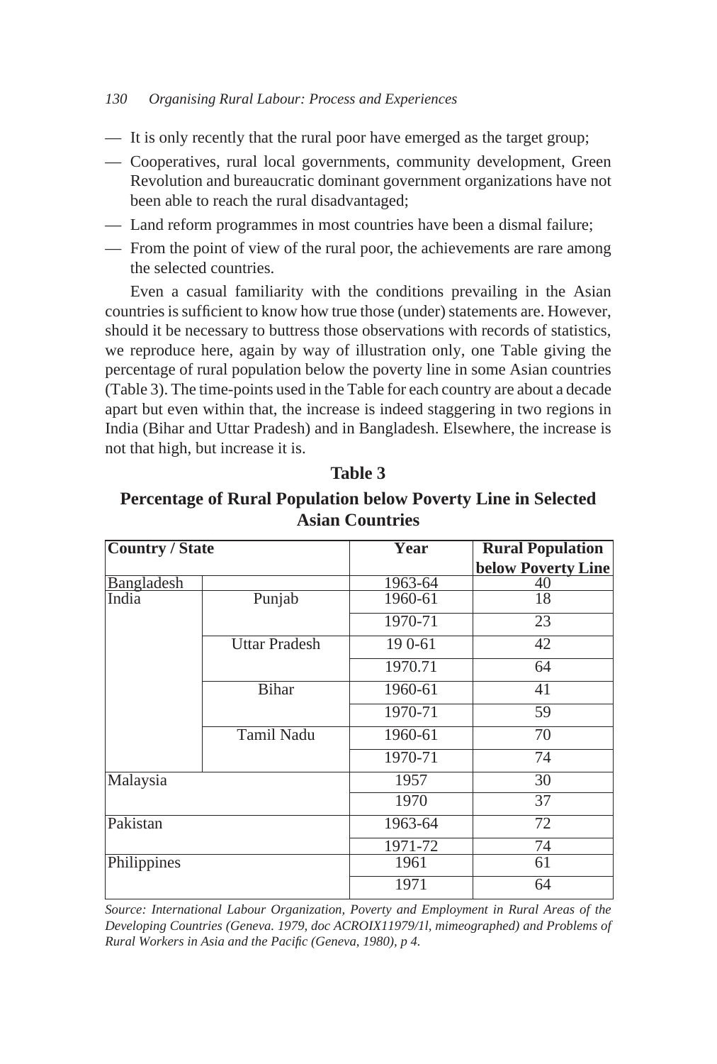— It is only recently that the rural poor have emerged as the target group;

— Cooperatives, rural local governments, community development, Green Revolution and bureaucratic dominant government organizations have not been able to reach the rural disadvantaged;

— Land reform programmes in most countries have been a dismal failure;

— From the point of view of the rural poor, the achievements are rare among the selected countries.

Even a casual familiarity with the conditions prevailing in the Asian countries is sufficient to know how true those (under) statements are. However, should it be necessary to buttress those observations with records of statistics, we reproduce here, again by way of illustration only, one Table giving the percentage of rural population below the poverty line in some Asian countries (Table 3). The time-points used in the Table for each country are about a decade apart but even within that, the increase is indeed staggering in two regions in India (Bihar and Uttar Pradesh) and in Bangladesh. Elsewhere, the increase is not that high, but increase it is.

**Table 3**

**Percentage of Rural Population below Poverty Line in Selected Asian Countries**

| Country / State | | Year | Rural Population below Poverty Line |
|---|---|---|---|
| Bangladesh | | 1963-64 | 40 |
| India | Punjab | 1960-61 | 18 |
| | | 1970-71 | 23 |
| | Uttar Pradesh | 19 0-61 | 42 |
| | | 1970.71 | 64 |
| | Bihar | 1960-61 | 41 |
| | | 1970-71 | 59 |
| | Tamil Nadu | 1960-61 | 70 |
| | | 1970-71 | 74 |
| Malaysia | | 1957 | 30 |
| | | 1970 | 37 |
| Pakistan | | 1963-64 | 72 |
| | | 1971-72 | 74 |
| Philippines | | 1961 | 61 |
| | | 1971 | 64 |

*Source: International Labour Organization, Poverty and Employment in Rural Areas of the Developing Countries (Geneva. 1979, doc ACROIX11979/1l, mimeographed) and Problems of Rural Workers in Asia and the Pacific (Geneva, 1980), p 4.*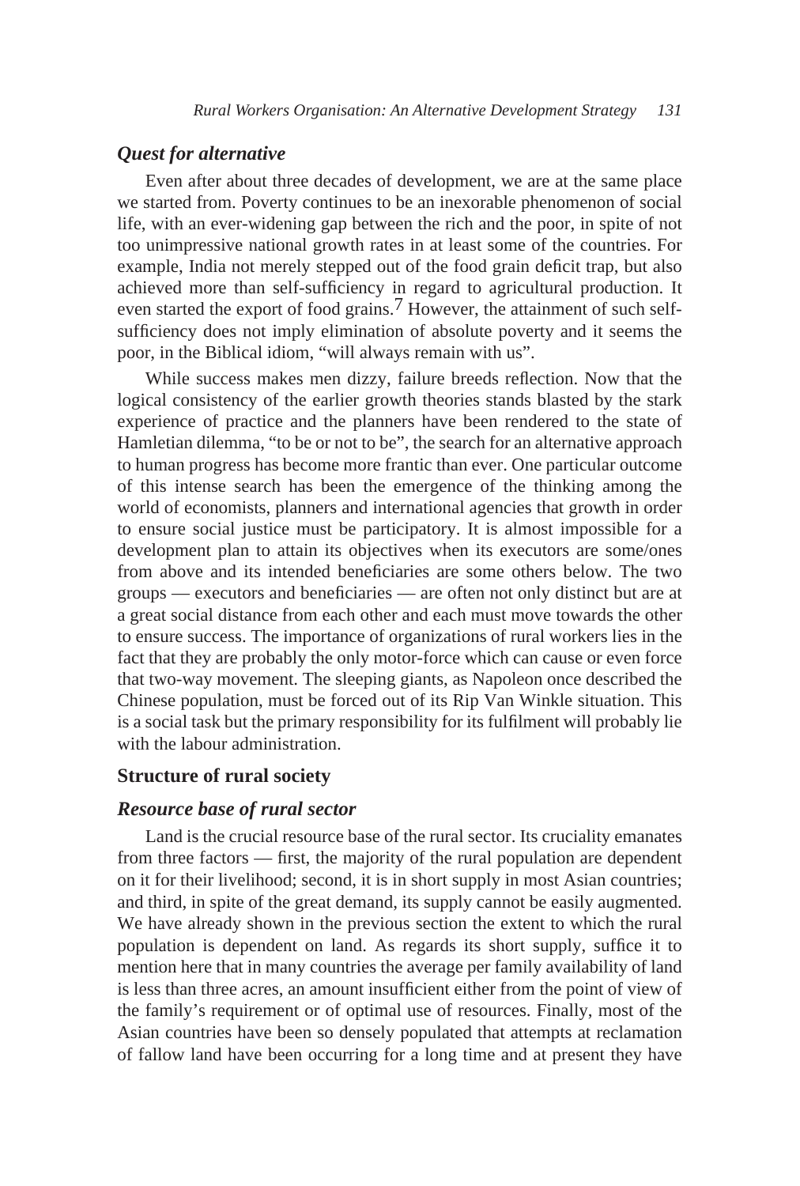### *Quest for alternative*

Even after about three decades of development, we are at the same place we started from. Poverty continues to be an inexorable phenomenon of social life, with an ever-widening gap between the rich and the poor, in spite of not too unimpressive national growth rates in at least some of the countries. For example, India not merely stepped out of the food grain deficit trap, but also achieved more than self-sufficiency in regard to agricultural production. It even started the export of food grains.[7] However, the attainment of such self-sufficiency does not imply elimination of absolute poverty and it seems the poor, in the Biblical idiom, "will always remain with us".

While success makes men dizzy, failure breeds reflection. Now that the logical consistency of the earlier growth theories stands blasted by the stark experience of practice and the planners have been rendered to the state of Hamletian dilemma, "to be or not to be", the search for an alternative approach to human progress has become more frantic than ever. One particular outcome of this intense search has been the emergence of the thinking among the world of economists, planners and international agencies that growth in order to ensure social justice must be participatory. It is almost impossible for a development plan to attain its objectives when its executors are some/ones from above and its intended beneficiaries are some others below. The two groups — executors and beneficiaries — are often not only distinct but are at a great social distance from each other and each must move towards the other to ensure success. The importance of organizations of rural workers lies in the fact that they are probably the only motor-force which can cause or even force that two-way movement. The sleeping giants, as Napoleon once described the Chinese population, must be forced out of its Rip Van Winkle situation. This is a social task but the primary responsibility for its fulfilment will probably lie with the labour administration.

## Structure of rural society

### *Resource base of rural sector*

Land is the crucial resource base of the rural sector. Its cruciality emanates from three factors — first, the majority of the rural population are dependent on it for their livelihood; second, it is in short supply in most Asian countries; and third, in spite of the great demand, its supply cannot be easily augmented. We have already shown in the previous section the extent to which the rural population is dependent on land. As regards its short supply, suffice it to mention here that in many countries the average per family availability of land is less than three acres, an amount insufficient either from the point of view of the family's requirement or of optimal use of resources. Finally, most of the Asian countries have been so densely populated that attempts at reclamation of fallow land have been occurring for a long time and at present they have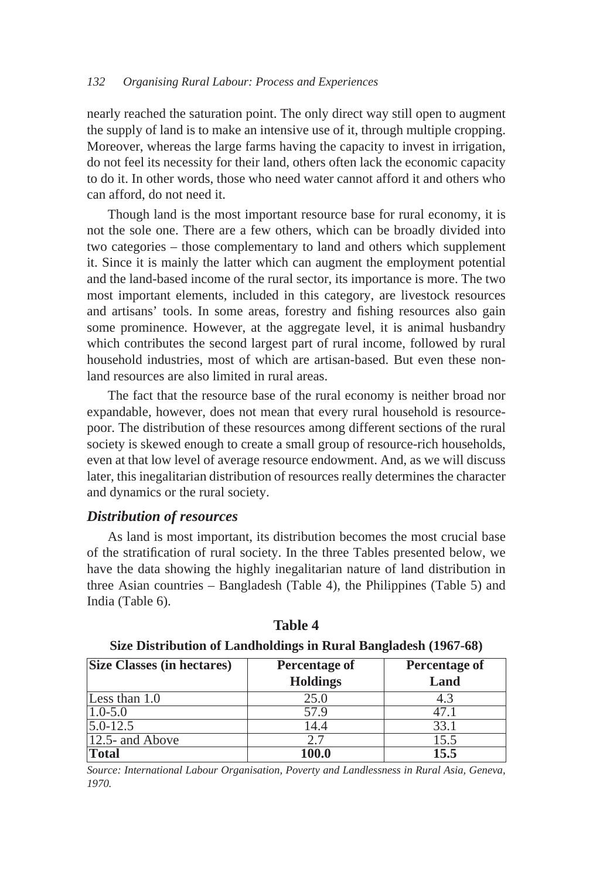nearly reached the saturation point. The only direct way still open to augment the supply of land is to make an intensive use of it, through multiple cropping. Moreover, whereas the large farms having the capacity to invest in irrigation, do not feel its necessity for their land, others often lack the economic capacity to do it. In other words, those who need water cannot afford it and others who can afford, do not need it.

Though land is the most important resource base for rural economy, it is not the sole one. There are a few others, which can be broadly divided into two categories – those complementary to land and others which supplement it. Since it is mainly the latter which can augment the employment potential and the land-based income of the rural sector, its importance is more. The two most important elements, included in this category, are livestock resources and artisans' tools. In some areas, forestry and fishing resources also gain some prominence. However, at the aggregate level, it is animal husbandry which contributes the second largest part of rural income, followed by rural household industries, most of which are artisan-based. But even these non-land resources are also limited in rural areas.

The fact that the resource base of the rural economy is neither broad nor expandable, however, does not mean that every rural household is resource-poor. The distribution of these resources among different sections of the rural society is skewed enough to create a small group of resource-rich households, even at that low level of average resource endowment. And, as we will discuss later, this inegalitarian distribution of resources really determines the character and dynamics or the rural society.

### *Distribution of resources*

As land is most important, its distribution becomes the most crucial base of the stratification of rural society. In the three Tables presented below, we have the data showing the highly inegalitarian nature of land distribution in three Asian countries – Bangladesh (Table 4), the Philippines (Table 5) and India (Table 6).

**Table 4**

**Size Distribution of Landholdings in Rural Bangladesh (1967-68)**

| Size Classes (in hectares) | Percentage of Holdings | Percentage of Land |
|---|---|---|
| Less than 1.0 | 25.0 | 4.3 |
| 1.0-5.0 | 57.9 | 47.1 |
| 5.0-12.5 | 14.4 | 33.1 |
| 12.5- and Above | 2.7 | 15.5 |
| **Total** | **100.0** | **15.5** |

*Source: International Labour Organisation, Poverty and Landlessness in Rural Asia, Geneva, 1970.*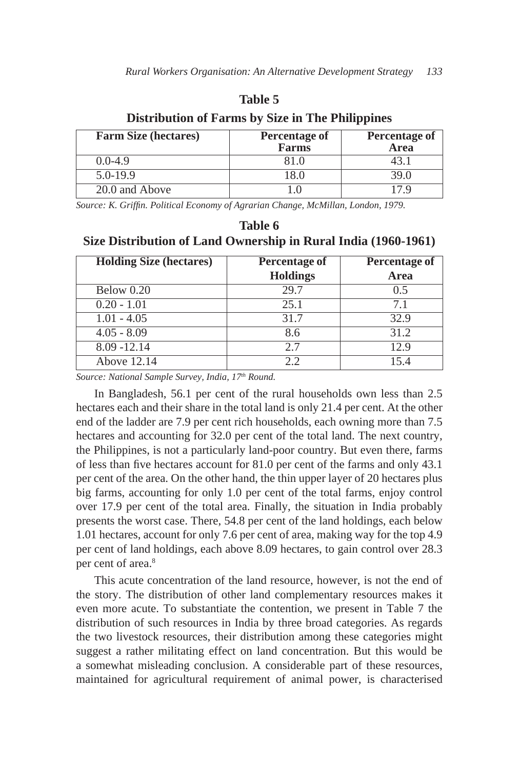**Table 5**

**Distribution of Farms by Size in The Philippines**

| Farm Size (hectares) | Percentage of Farms | Percentage of Area |
|---|---|---|
| 0.0-4.9 | 81.0 | 43.1 |
| 5.0-19.9 | 18.0 | 39.0 |
| 20.0 and Above | 1.0 | 17.9 |

*Source: K. Griffin. Political Economy of Agrarian Change, McMillan, London, 1979.*

**Table 6**

**Size Distribution of Land Ownership in Rural India (1960-1961)**

| Holding Size (hectares) | Percentage of Holdings | Percentage of Area |
|---|---|---|
| Below 0.20 | 29.7 | 0.5 |
| 0.20 - 1.01 | 25.1 | 7.1 |
| 1.01 - 4.05 | 31.7 | 32.9 |
| 4.05 - 8.09 | 8.6 | 31.2 |
| 8.09 -12.14 | 2.7 | 12.9 |
| Above 12.14 | 2.2 | 15.4 |

*Source: National Sample Survey, India, 17th Round.*

In Bangladesh, 56.1 per cent of the rural households own less than 2.5 hectares each and their share in the total land is only 21.4 per cent. At the other end of the ladder are 7.9 per cent rich households, each owning more than 7.5 hectares and accounting for 32.0 per cent of the total land. The next country, the Philippines, is not a particularly land-poor country. But even there, farms of less than five hectares account for 81.0 per cent of the farms and only 43.1 per cent of the area. On the other hand, the thin upper layer of 20 hectares plus big farms, accounting for only 1.0 per cent of the total farms, enjoy control over 17.9 per cent of the total area. Finally, the situation in India probably presents the worst case. There, 54.8 per cent of the land holdings, each below 1.01 hectares, account for only 7.6 per cent of area, making way for the top 4.9 per cent of land holdings, each above 8.09 hectares, to gain control over 28.3 per cent of area.[8]

This acute concentration of the land resource, however, is not the end of the story. The distribution of other land complementary resources makes it even more acute. To substantiate the contention, we present in Table 7 the distribution of such resources in India by three broad categories. As regards the two livestock resources, their distribution among these categories might suggest a rather militating effect on land concentration. But this would be a somewhat misleading conclusion. A considerable part of these resources, maintained for agricultural requirement of animal power, is characterised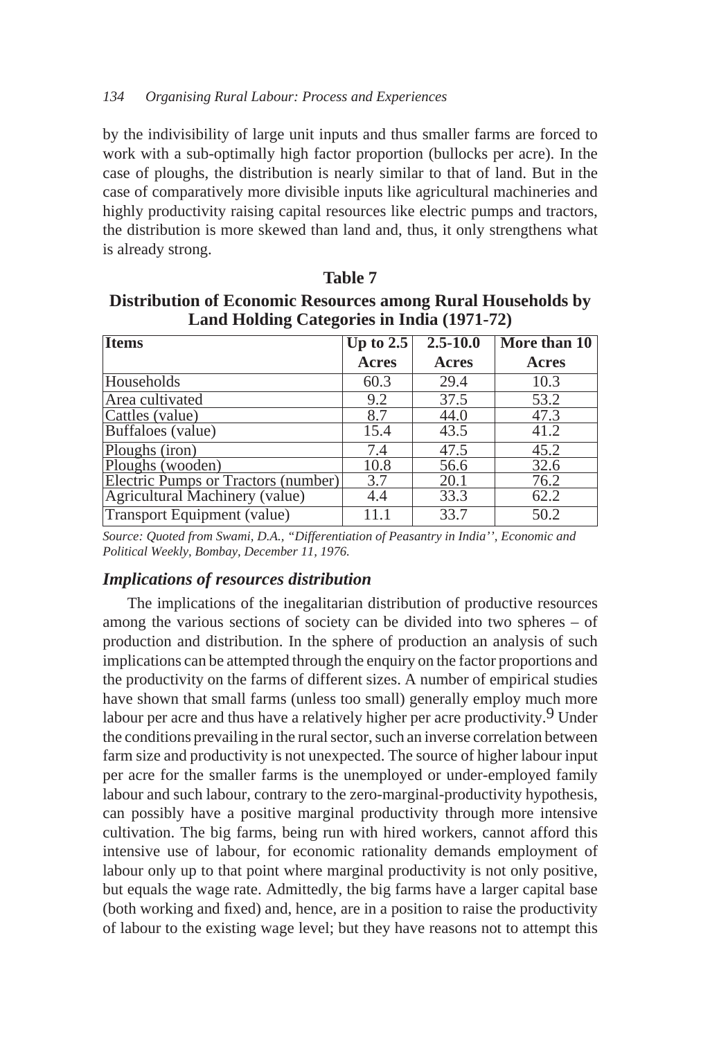by the indivisibility of large unit inputs and thus smaller farms are forced to work with a sub-optimally high factor proportion (bullocks per acre). In the case of ploughs, the distribution is nearly similar to that of land. But in the case of comparatively more divisible inputs like agricultural machineries and highly productivity raising capital resources like electric pumps and tractors, the distribution is more skewed than land and, thus, it only strengthens what is already strong.

**Table 7**

**Distribution of Economic Resources among Rural Households by Land Holding Categories in India (1971-72)**

| Items | Up to 2.5 Acres | 2.5-10.0 Acres | More than 10 Acres |
|---|---|---|---|
| Households | 60.3 | 29.4 | 10.3 |
| Area cultivated | 9.2 | 37.5 | 53.2 |
| Cattles (value) | 8.7 | 44.0 | 47.3 |
| Buffaloes (value) | 15.4 | 43.5 | 41.2 |
| Ploughs (iron) | 7.4 | 47.5 | 45.2 |
| Ploughs (wooden) | 10.8 | 56.6 | 32.6 |
| Electric Pumps or Tractors (number) | 3.7 | 20.1 | 76.2 |
| Agricultural Machinery (value) | 4.4 | 33.3 | 62.2 |
| Transport Equipment (value) | 11.1 | 33.7 | 50.2 |

*Source: Quoted from Swami, D.A., "Differentiation of Peasantry in India'', Economic and Political Weekly, Bombay, December 11, 1976.*

### *Implications of resources distribution*

The implications of the inegalitarian distribution of productive resources among the various sections of society can be divided into two spheres – of production and distribution. In the sphere of production an analysis of such implications can be attempted through the enquiry on the factor proportions and the productivity on the farms of different sizes. A number of empirical studies have shown that small farms (unless too small) generally employ much more labour per acre and thus have a relatively higher per acre productivity.[9] Under the conditions prevailing in the rural sector, such an inverse correlation between farm size and productivity is not unexpected. The source of higher labour input per acre for the smaller farms is the unemployed or under-employed family labour and such labour, contrary to the zero-marginal-productivity hypothesis, can possibly have a positive marginal productivity through more intensive cultivation. The big farms, being run with hired workers, cannot afford this intensive use of labour, for economic rationality demands employment of labour only up to that point where marginal productivity is not only positive, but equals the wage rate. Admittedly, the big farms have a larger capital base (both working and fixed) and, hence, are in a position to raise the productivity of labour to the existing wage level; but they have reasons not to attempt this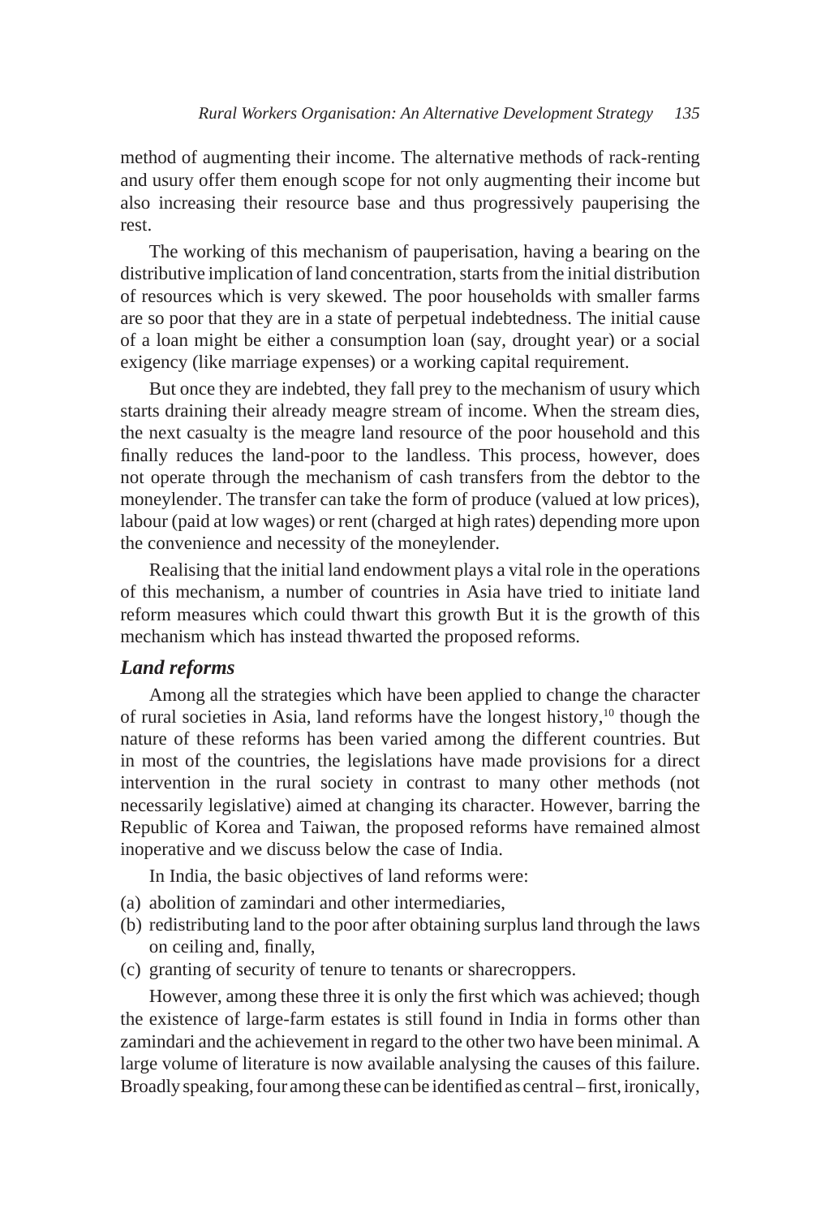method of augmenting their income. The alternative methods of rack-renting and usury offer them enough scope for not only augmenting their income but also increasing their resource base and thus progressively pauperising the rest.

The working of this mechanism of pauperisation, having a bearing on the distributive implication of land concentration, starts from the initial distribution of resources which is very skewed. The poor households with smaller farms are so poor that they are in a state of perpetual indebtedness. The initial cause of a loan might be either a consumption loan (say, drought year) or a social exigency (like marriage expenses) or a working capital requirement.

But once they are indebted, they fall prey to the mechanism of usury which starts draining their already meagre stream of income. When the stream dies, the next casualty is the meagre land resource of the poor household and this finally reduces the land-poor to the landless. This process, however, does not operate through the mechanism of cash transfers from the debtor to the moneylender. The transfer can take the form of produce (valued at low prices), labour (paid at low wages) or rent (charged at high rates) depending more upon the convenience and necessity of the moneylender.

Realising that the initial land endowment plays a vital role in the operations of this mechanism, a number of countries in Asia have tried to initiate land reform measures which could thwart this growth But it is the growth of this mechanism which has instead thwarted the proposed reforms.

### *Land reforms*

Among all the strategies which have been applied to change the character of rural societies in Asia, land reforms have the longest history,[10] though the nature of these reforms has been varied among the different countries. But in most of the countries, the legislations have made provisions for a direct intervention in the rural society in contrast to many other methods (not necessarily legislative) aimed at changing its character. However, barring the Republic of Korea and Taiwan, the proposed reforms have remained almost inoperative and we discuss below the case of India.

In India, the basic objectives of land reforms were:

(a) abolition of zamindari and other intermediaries,
(b) redistributing land to the poor after obtaining surplus land through the laws on ceiling and, finally,
(c) granting of security of tenure to tenants or sharecroppers.

However, among these three it is only the first which was achieved; though the existence of large-farm estates is still found in India in forms other than zamindari and the achievement in regard to the other two have been minimal. A large volume of literature is now available analysing the causes of this failure. Broadly speaking, four among these can be identified as central – first, ironically,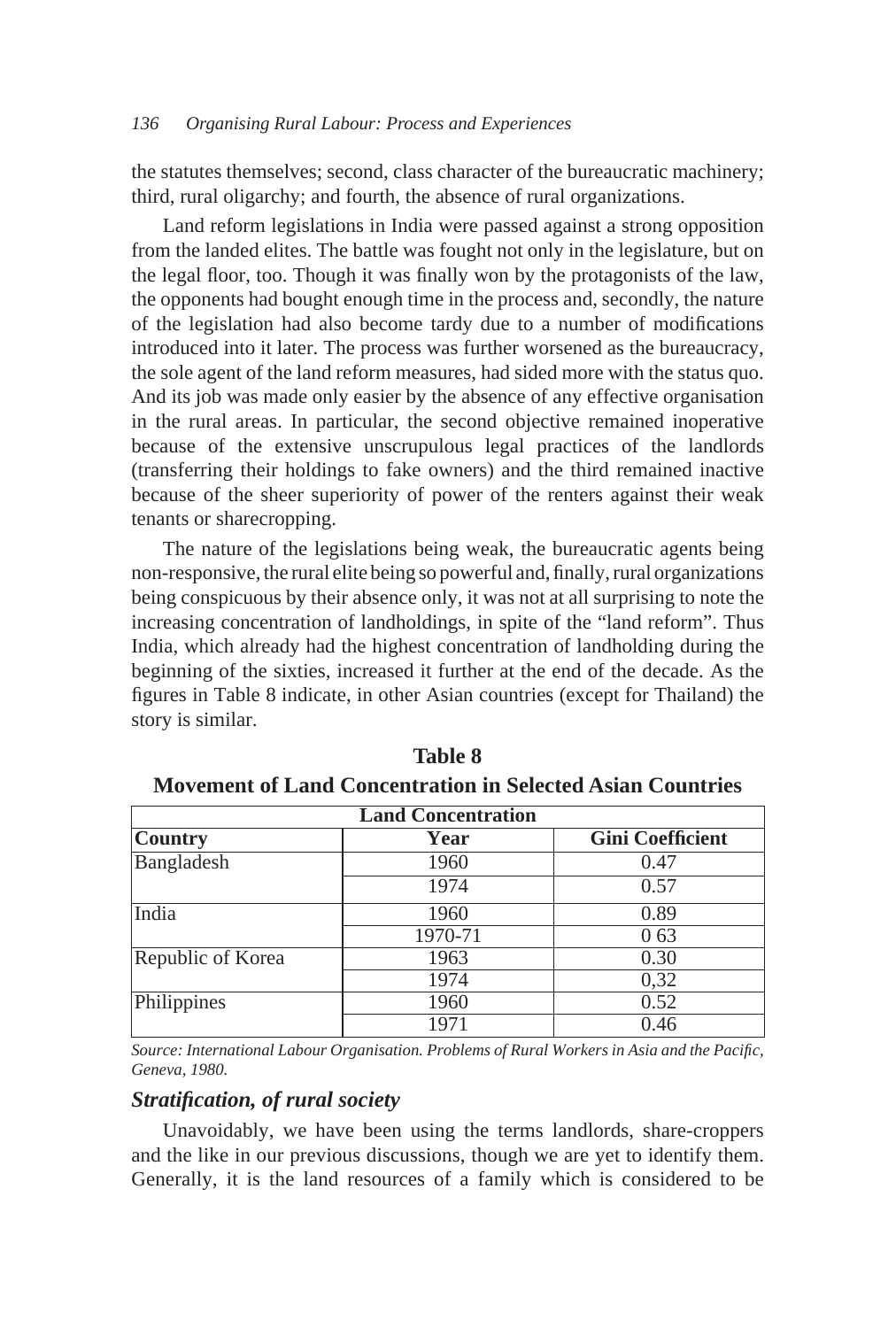the statutes themselves; second, class character of the bureaucratic machinery; third, rural oligarchy; and fourth, the absence of rural organizations.

Land reform legislations in India were passed against a strong opposition from the landed elites. The battle was fought not only in the legislature, but on the legal floor, too. Though it was finally won by the protagonists of the law, the opponents had bought enough time in the process and, secondly, the nature of the legislation had also become tardy due to a number of modifications introduced into it later. The process was further worsened as the bureaucracy, the sole agent of the land reform measures, had sided more with the status quo. And its job was made only easier by the absence of any effective organisation in the rural areas. In particular, the second objective remained inoperative because of the extensive unscrupulous legal practices of the landlords (transferring their holdings to fake owners) and the third remained inactive because of the sheer superiority of power of the renters against their weak tenants or sharecropping.

The nature of the legislations being weak, the bureaucratic agents being non-responsive, the rural elite being so powerful and, finally, rural organizations being conspicuous by their absence only, it was not at all surprising to note the increasing concentration of landholdings, in spite of the "land reform". Thus India, which already had the highest concentration of landholding during the beginning of the sixties, increased it further at the end of the decade. As the figures in Table 8 indicate, in other Asian countries (except for Thailand) the story is similar.

**Table 8**

**Movement of Land Concentration in Selected Asian Countries**

| Land Concentration | | |
|---|---|---|
| **Country** | **Year** | **Gini Coefficient** |
| Bangladesh | 1960 | 0.47 |
| | 1974 | 0.57 |
| India | 1960 | 0.89 |
| | 1970-71 | 0 63 |
| Republic of Korea | 1963 | 0.30 |
| | 1974 | 0,32 |
| Philippines | 1960 | 0.52 |
| | 1971 | 0.46 |

*Source: International Labour Organisation. Problems of Rural Workers in Asia and the Pacific, Geneva, 1980.*

### *Stratification, of rural society*

Unavoidably, we have been using the terms landlords, share-croppers and the like in our previous discussions, though we are yet to identify them. Generally, it is the land resources of a family which is considered to be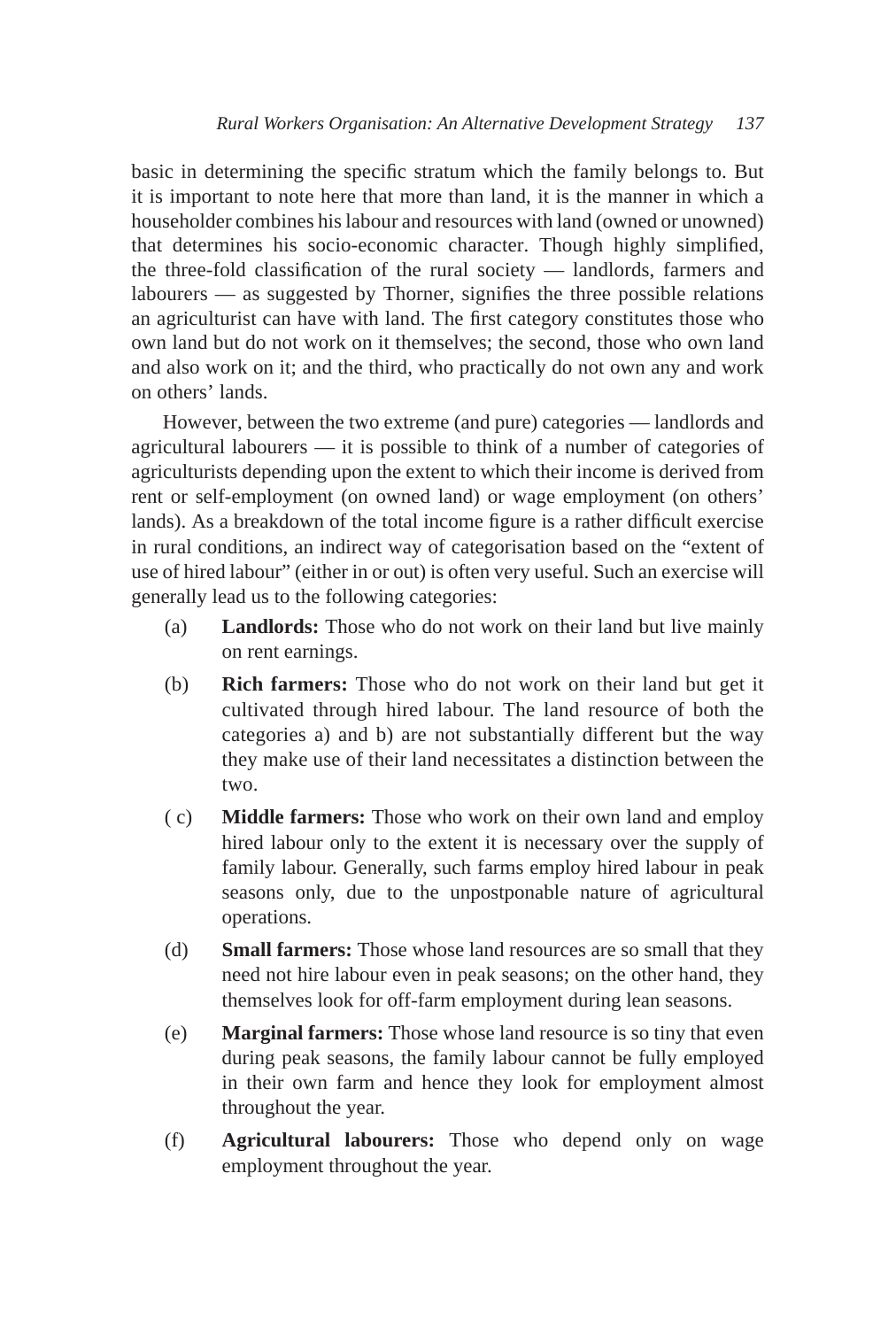basic in determining the specific stratum which the family belongs to. But it is important to note here that more than land, it is the manner in which a householder combines his labour and resources with land (owned or unowned) that determines his socio-economic character. Though highly simplified, the three-fold classification of the rural society — landlords, farmers and labourers — as suggested by Thorner, signifies the three possible relations an agriculturist can have with land. The first category constitutes those who own land but do not work on it themselves; the second, those who own land and also work on it; and the third, who practically do not own any and work on others' lands.

However, between the two extreme (and pure) categories — landlords and agricultural labourers — it is possible to think of a number of categories of agriculturists depending upon the extent to which their income is derived from rent or self-employment (on owned land) or wage employment (on others' lands). As a breakdown of the total income figure is a rather difficult exercise in rural conditions, an indirect way of categorisation based on the "extent of use of hired labour" (either in or out) is often very useful. Such an exercise will generally lead us to the following categories:

(a) **Landlords:** Those who do not work on their land but live mainly on rent earnings.

(b) **Rich farmers:** Those who do not work on their land but get it cultivated through hired labour. The land resource of both the categories a) and b) are not substantially different but the way they make use of their land necessitates a distinction between the two.

( c) **Middle farmers:** Those who work on their own land and employ hired labour only to the extent it is necessary over the supply of family labour. Generally, such farms employ hired labour in peak seasons only, due to the unpostponable nature of agricultural operations.

(d) **Small farmers:** Those whose land resources are so small that they need not hire labour even in peak seasons; on the other hand, they themselves look for off-farm employment during lean seasons.

(e) **Marginal farmers:** Those whose land resource is so tiny that even during peak seasons, the family labour cannot be fully employed in their own farm and hence they look for employment almost throughout the year.

(f) **Agricultural labourers:** Those who depend only on wage employment throughout the year.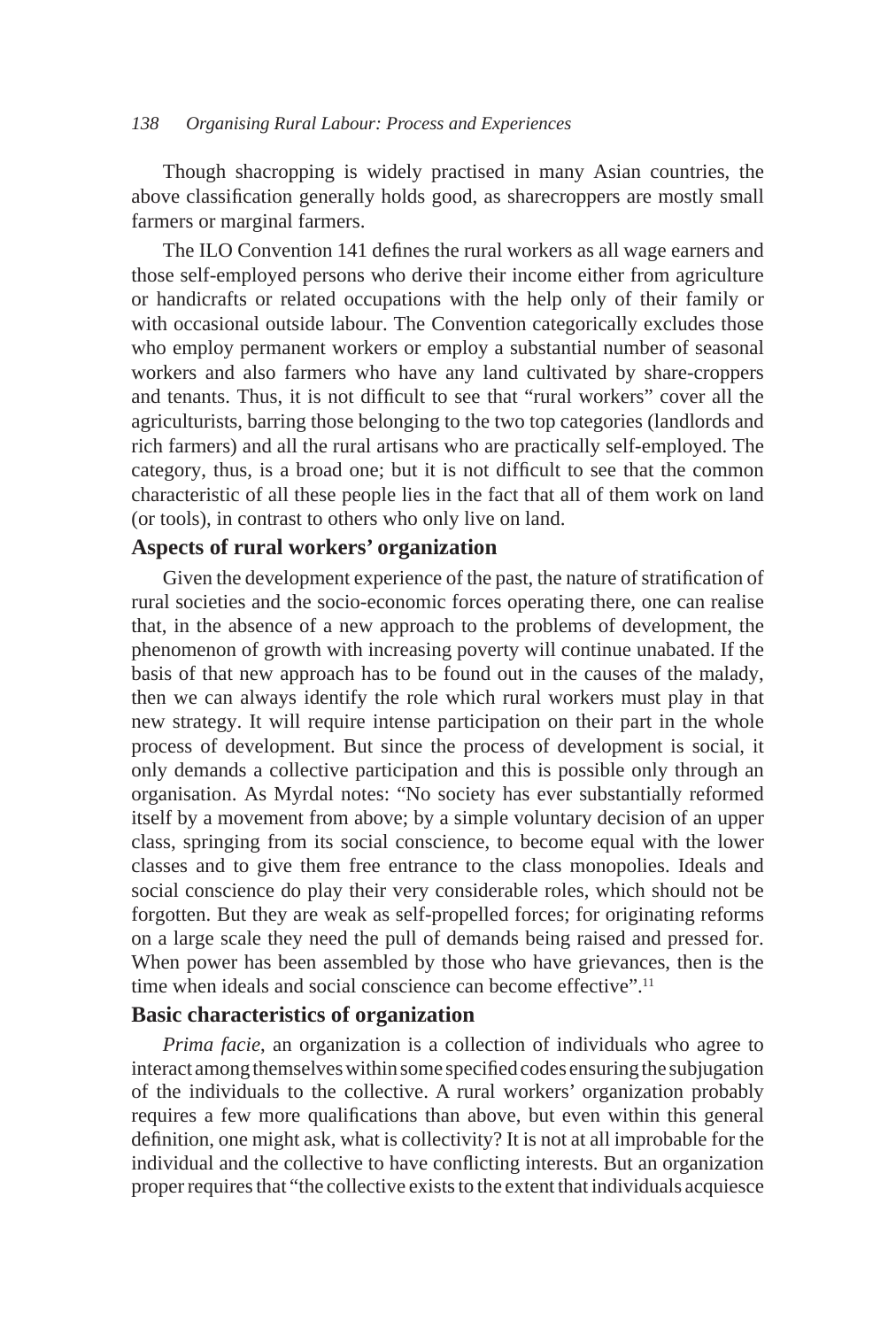Though shacropping is widely practised in many Asian countries, the above classification generally holds good, as sharecroppers are mostly small farmers or marginal farmers.

The ILO Convention 141 defines the rural workers as all wage earners and those self-employed persons who derive their income either from agriculture or handicrafts or related occupations with the help only of their family or with occasional outside labour. The Convention categorically excludes those who employ permanent workers or employ a substantial number of seasonal workers and also farmers who have any land cultivated by share-croppers and tenants. Thus, it is not difficult to see that "rural workers" cover all the agriculturists, barring those belonging to the two top categories (landlords and rich farmers) and all the rural artisans who are practically self-employed. The category, thus, is a broad one; but it is not difficult to see that the common characteristic of all these people lies in the fact that all of them work on land (or tools), in contrast to others who only live on land.

## Aspects of rural workers' organization

Given the development experience of the past, the nature of stratification of rural societies and the socio-economic forces operating there, one can realise that, in the absence of a new approach to the problems of development, the phenomenon of growth with increasing poverty will continue unabated. If the basis of that new approach has to be found out in the causes of the malady, then we can always identify the role which rural workers must play in that new strategy. It will require intense participation on their part in the whole process of development. But since the process of development is social, it only demands a collective participation and this is possible only through an organisation. As Myrdal notes: "No society has ever substantially reformed itself by a movement from above; by a simple voluntary decision of an upper class, springing from its social conscience, to become equal with the lower classes and to give them free entrance to the class monopolies. Ideals and social conscience do play their very considerable roles, which should not be forgotten. But they are weak as self-propelled forces; for originating reforms on a large scale they need the pull of demands being raised and pressed for. When power has been assembled by those who have grievances, then is the time when ideals and social conscience can become effective".[11]

## Basic characteristics of organization

*Prima facie*, an organization is a collection of individuals who agree to interact among themselves within some specified codes ensuring the subjugation of the individuals to the collective. A rural workers' organization probably requires a few more qualifications than above, but even within this general definition, one might ask, what is collectivity? It is not at all improbable for the individual and the collective to have conflicting interests. But an organization proper requires that "the collective exists to the extent that individuals acquiesce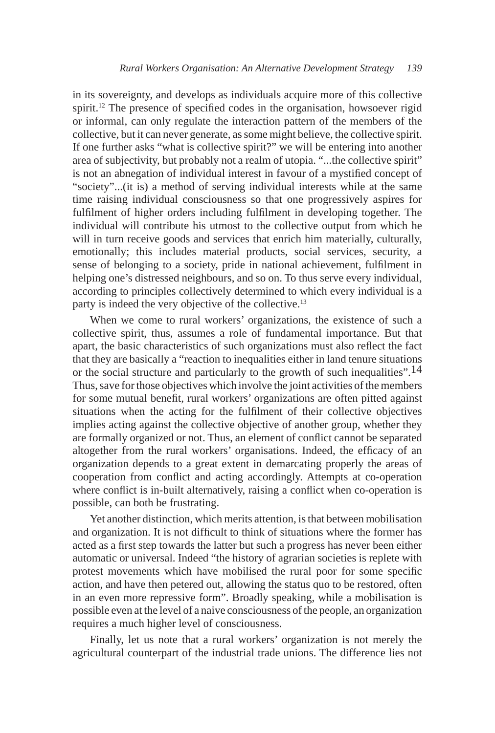in its sovereignty, and develops as individuals acquire more of this collective spirit.[12] The presence of specified codes in the organisation, howsoever rigid or informal, can only regulate the interaction pattern of the members of the collective, but it can never generate, as some might believe, the collective spirit. If one further asks "what is collective spirit?" we will be entering into another area of subjectivity, but probably not a realm of utopia. "...the collective spirit" is not an abnegation of individual interest in favour of a mystified concept of "society"...(it is) a method of serving individual interests while at the same time raising individual consciousness so that one progressively aspires for fulfilment of higher orders including fulfilment in developing together. The individual will contribute his utmost to the collective output from which he will in turn receive goods and services that enrich him materially, culturally, emotionally; this includes material products, social services, security, a sense of belonging to a society, pride in national achievement, fulfilment in helping one's distressed neighbours, and so on. To thus serve every individual, according to principles collectively determined to which every individual is a party is indeed the very objective of the collective.[13]

When we come to rural workers' organizations, the existence of such a collective spirit, thus, assumes a role of fundamental importance. But that apart, the basic characteristics of such organizations must also reflect the fact that they are basically a "reaction to inequalities either in land tenure situations or the social structure and particularly to the growth of such inequalities".[14] Thus, save for those objectives which involve the joint activities of the members for some mutual benefit, rural workers' organizations are often pitted against situations when the acting for the fulfilment of their collective objectives implies acting against the collective objective of another group, whether they are formally organized or not. Thus, an element of conflict cannot be separated altogether from the rural workers' organisations. Indeed, the efficacy of an organization depends to a great extent in demarcating properly the areas of cooperation from conflict and acting accordingly. Attempts at co-operation where conflict is in-built alternatively, raising a conflict when co-operation is possible, can both be frustrating.

Yet another distinction, which merits attention, is that between mobilisation and organization. It is not difficult to think of situations where the former has acted as a first step towards the latter but such a progress has never been either automatic or universal. Indeed "the history of agrarian societies is replete with protest movements which have mobilised the rural poor for some specific action, and have then petered out, allowing the status quo to be restored, often in an even more repressive form". Broadly speaking, while a mobilisation is possible even at the level of a naive consciousness of the people, an organization requires a much higher level of consciousness.

Finally, let us note that a rural workers' organization is not merely the agricultural counterpart of the industrial trade unions. The difference lies not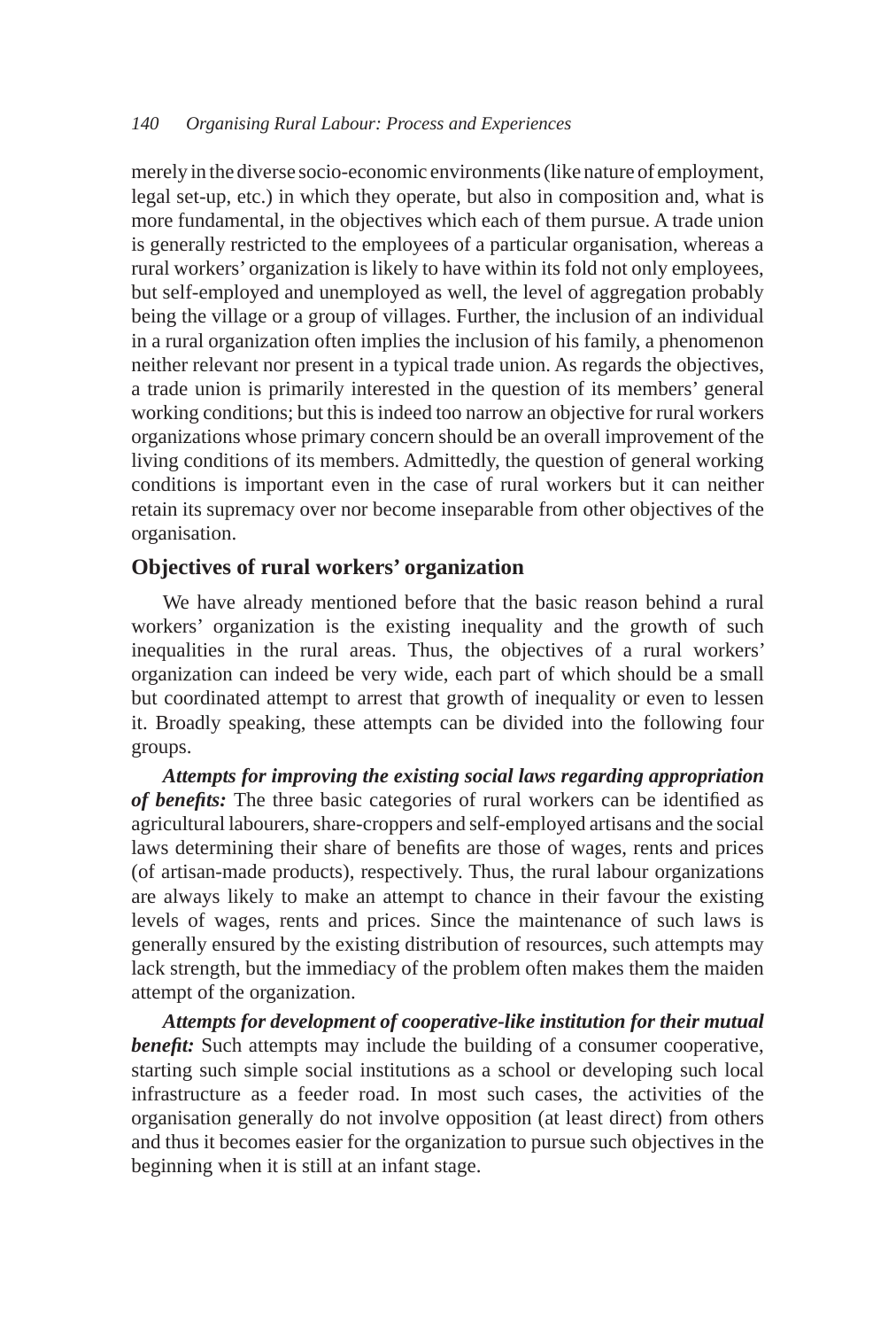merely in the diverse socio-economic environments (like nature of employment, legal set-up, etc.) in which they operate, but also in composition and, what is more fundamental, in the objectives which each of them pursue. A trade union is generally restricted to the employees of a particular organisation, whereas a rural workers' organization is likely to have within its fold not only employees, but self-employed and unemployed as well, the level of aggregation probably being the village or a group of villages. Further, the inclusion of an individual in a rural organization often implies the inclusion of his family, a phenomenon neither relevant nor present in a typical trade union. As regards the objectives, a trade union is primarily interested in the question of its members' general working conditions; but this is indeed too narrow an objective for rural workers organizations whose primary concern should be an overall improvement of the living conditions of its members. Admittedly, the question of general working conditions is important even in the case of rural workers but it can neither retain its supremacy over nor become inseparable from other objectives of the organisation.

### Objectives of rural workers' organization

We have already mentioned before that the basic reason behind a rural workers' organization is the existing inequality and the growth of such inequalities in the rural areas. Thus, the objectives of a rural workers' organization can indeed be very wide, each part of which should be a small but coordinated attempt to arrest that growth of inequality or even to lessen it. Broadly speaking, these attempts can be divided into the following four groups.

***Attempts for improving the existing social laws regarding appropriation of benefits:*** The three basic categories of rural workers can be identified as agricultural labourers, share-croppers and self-employed artisans and the social laws determining their share of benefits are those of wages, rents and prices (of artisan-made products), respectively. Thus, the rural labour organizations are always likely to make an attempt to chance in their favour the existing levels of wages, rents and prices. Since the maintenance of such laws is generally ensured by the existing distribution of resources, such attempts may lack strength, but the immediacy of the problem often makes them the maiden attempt of the organization.

***Attempts for development of cooperative-like institution for their mutual benefit:*** Such attempts may include the building of a consumer cooperative, starting such simple social institutions as a school or developing such local infrastructure as a feeder road. In most such cases, the activities of the organisation generally do not involve opposition (at least direct) from others and thus it becomes easier for the organization to pursue such objectives in the beginning when it is still at an infant stage.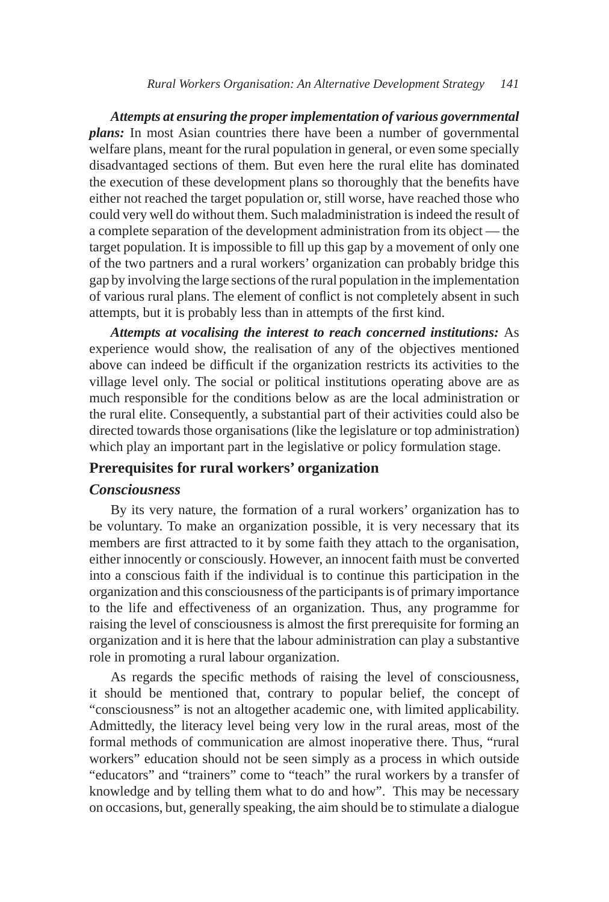***Attempts at ensuring the proper implementation of various governmental plans:*** In most Asian countries there have been a number of governmental welfare plans, meant for the rural population in general, or even some specially disadvantaged sections of them. But even here the rural elite has dominated the execution of these development plans so thoroughly that the benefits have either not reached the target population or, still worse, have reached those who could very well do without them. Such maladministration is indeed the result of a complete separation of the development administration from its object — the target population. It is impossible to fill up this gap by a movement of only one of the two partners and a rural workers' organization can probably bridge this gap by involving the large sections of the rural population in the implementation of various rural plans. The element of conflict is not completely absent in such attempts, but it is probably less than in attempts of the first kind.

***Attempts at vocalising the interest to reach concerned institutions:*** As experience would show, the realisation of any of the objectives mentioned above can indeed be difficult if the organization restricts its activities to the village level only. The social or political institutions operating above are as much responsible for the conditions below as are the local administration or the rural elite. Consequently, a substantial part of their activities could also be directed towards those organisations (like the legislature or top administration) which play an important part in the legislative or policy formulation stage.

## Prerequisites for rural workers' organization

### *Consciousness*

By its very nature, the formation of a rural workers' organization has to be voluntary. To make an organization possible, it is very necessary that its members are first attracted to it by some faith they attach to the organisation, either innocently or consciously. However, an innocent faith must be converted into a conscious faith if the individual is to continue this participation in the organization and this consciousness of the participants is of primary importance to the life and effectiveness of an organization. Thus, any programme for raising the level of consciousness is almost the first prerequisite for forming an organization and it is here that the labour administration can play a substantive role in promoting a rural labour organization.

As regards the specific methods of raising the level of consciousness, it should be mentioned that, contrary to popular belief, the concept of "consciousness" is not an altogether academic one, with limited applicability. Admittedly, the literacy level being very low in the rural areas, most of the formal methods of communication are almost inoperative there. Thus, "rural workers" education should not be seen simply as a process in which outside "educators" and "trainers" come to "teach" the rural workers by a transfer of knowledge and by telling them what to do and how". This may be necessary on occasions, but, generally speaking, the aim should be to stimulate a dialogue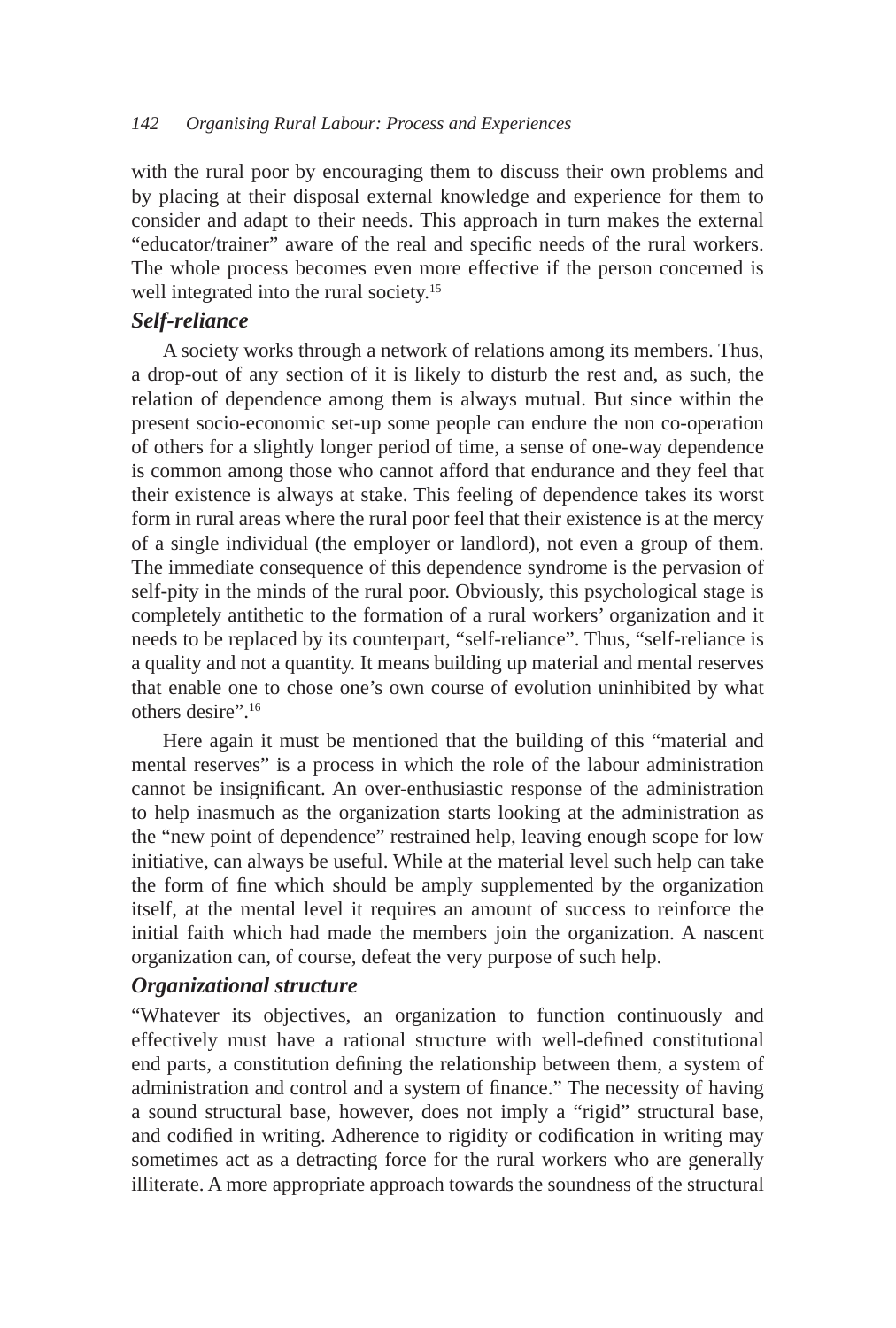with the rural poor by encouraging them to discuss their own problems and by placing at their disposal external knowledge and experience for them to consider and adapt to their needs. This approach in turn makes the external "educator/trainer" aware of the real and specific needs of the rural workers. The whole process becomes even more effective if the person concerned is well integrated into the rural society.[15]

### *Self-reliance*

A society works through a network of relations among its members. Thus, a drop-out of any section of it is likely to disturb the rest and, as such, the relation of dependence among them is always mutual. But since within the present socio-economic set-up some people can endure the non co-operation of others for a slightly longer period of time, a sense of one-way dependence is common among those who cannot afford that endurance and they feel that their existence is always at stake. This feeling of dependence takes its worst form in rural areas where the rural poor feel that their existence is at the mercy of a single individual (the employer or landlord), not even a group of them. The immediate consequence of this dependence syndrome is the pervasion of self-pity in the minds of the rural poor. Obviously, this psychological stage is completely antithetic to the formation of a rural workers' organization and it needs to be replaced by its counterpart, "self-reliance". Thus, "self-reliance is a quality and not a quantity. It means building up material and mental reserves that enable one to chose one's own course of evolution uninhibited by what others desire".[16]

Here again it must be mentioned that the building of this "material and mental reserves" is a process in which the role of the labour administration cannot be insignificant. An over-enthusiastic response of the administration to help inasmuch as the organization starts looking at the administration as the "new point of dependence" restrained help, leaving enough scope for low initiative, can always be useful. While at the material level such help can take the form of fine which should be amply supplemented by the organization itself, at the mental level it requires an amount of success to reinforce the initial faith which had made the members join the organization. A nascent organization can, of course, defeat the very purpose of such help.

### *Organizational structure*

"Whatever its objectives, an organization to function continuously and effectively must have a rational structure with well-defined constitutional end parts, a constitution defining the relationship between them, a system of administration and control and a system of finance." The necessity of having a sound structural base, however, does not imply a "rigid" structural base, and codified in writing. Adherence to rigidity or codification in writing may sometimes act as a detracting force for the rural workers who are generally illiterate. A more appropriate approach towards the soundness of the structural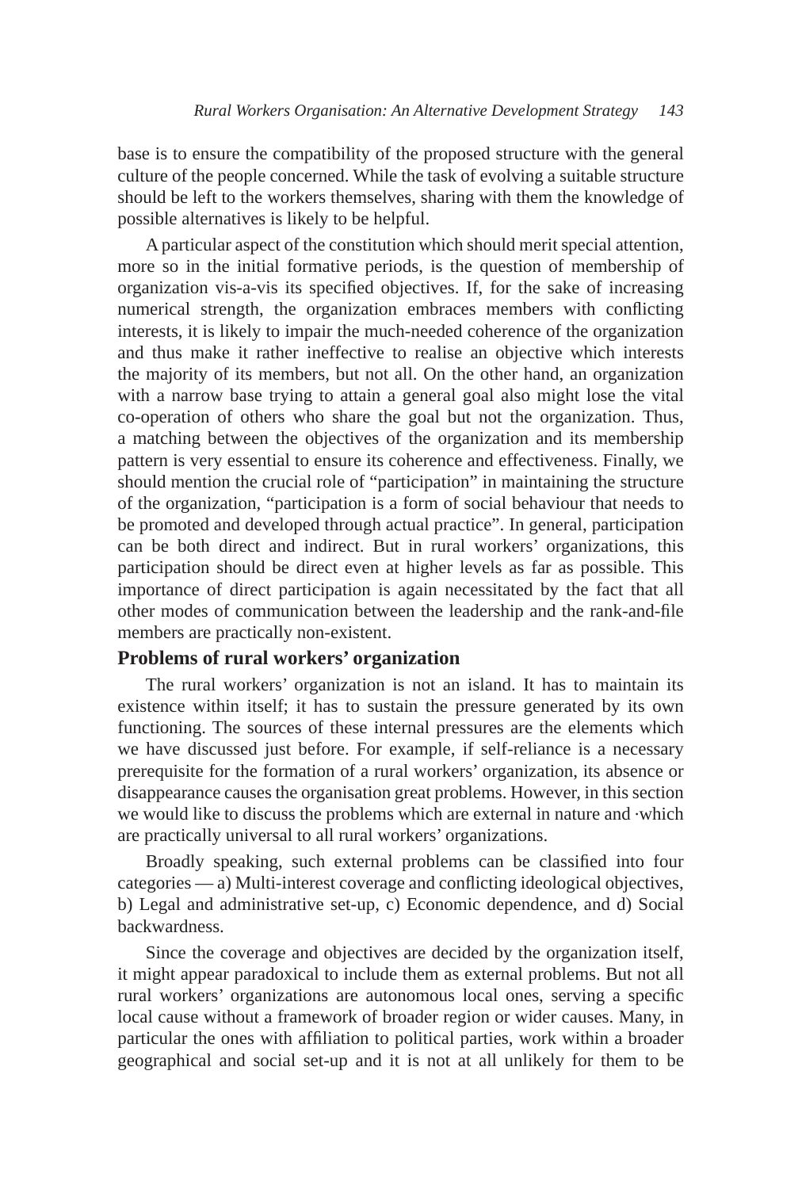base is to ensure the compatibility of the proposed structure with the general culture of the people concerned. While the task of evolving a suitable structure should be left to the workers themselves, sharing with them the knowledge of possible alternatives is likely to be helpful.

A particular aspect of the constitution which should merit special attention, more so in the initial formative periods, is the question of membership of organization vis-a-vis its specified objectives. If, for the sake of increasing numerical strength, the organization embraces members with conflicting interests, it is likely to impair the much-needed coherence of the organization and thus make it rather ineffective to realise an objective which interests the majority of its members, but not all. On the other hand, an organization with a narrow base trying to attain a general goal also might lose the vital co-operation of others who share the goal but not the organization. Thus, a matching between the objectives of the organization and its membership pattern is very essential to ensure its coherence and effectiveness. Finally, we should mention the crucial role of "participation" in maintaining the structure of the organization, "participation is a form of social behaviour that needs to be promoted and developed through actual practice". In general, participation can be both direct and indirect. But in rural workers' organizations, this participation should be direct even at higher levels as far as possible. This importance of direct participation is again necessitated by the fact that all other modes of communication between the leadership and the rank-and-file members are practically non-existent.

## Problems of rural workers' organization

The rural workers' organization is not an island. It has to maintain its existence within itself; it has to sustain the pressure generated by its own functioning. The sources of these internal pressures are the elements which we have discussed just before. For example, if self-reliance is a necessary prerequisite for the formation of a rural workers' organization, its absence or disappearance causes the organisation great problems. However, in this section we would like to discuss the problems which are external in nature and ·which are practically universal to all rural workers' organizations.

Broadly speaking, such external problems can be classified into four categories — a) Multi-interest coverage and conflicting ideological objectives, b) Legal and administrative set-up, c) Economic dependence, and d) Social backwardness.

Since the coverage and objectives are decided by the organization itself, it might appear paradoxical to include them as external problems. But not all rural workers' organizations are autonomous local ones, serving a specific local cause without a framework of broader region or wider causes. Many, in particular the ones with affiliation to political parties, work within a broader geographical and social set-up and it is not at all unlikely for them to be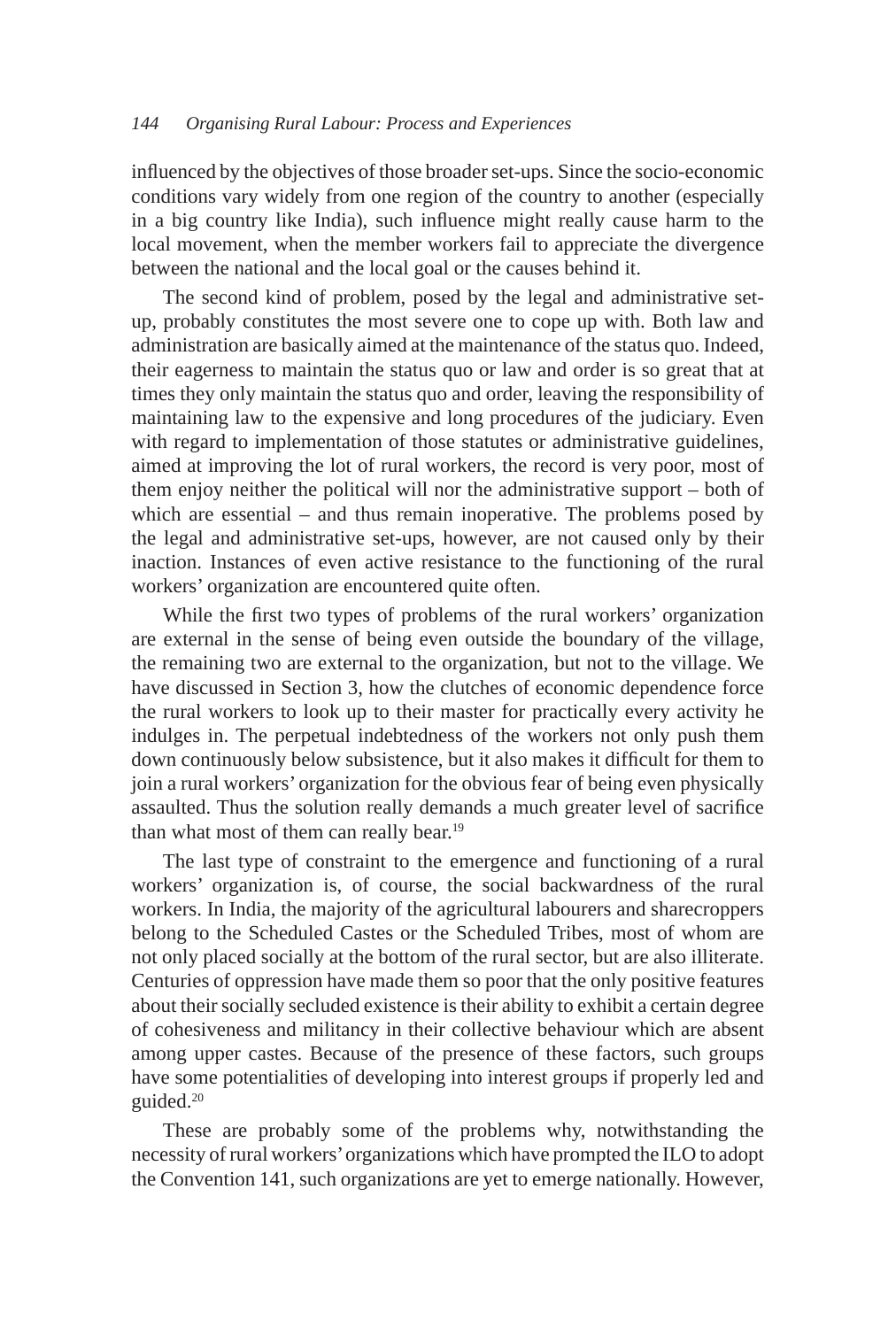influenced by the objectives of those broader set-ups. Since the socio-economic conditions vary widely from one region of the country to another (especially in a big country like India), such influence might really cause harm to the local movement, when the member workers fail to appreciate the divergence between the national and the local goal or the causes behind it.

The second kind of problem, posed by the legal and administrative set-up, probably constitutes the most severe one to cope up with. Both law and administration are basically aimed at the maintenance of the status quo. Indeed, their eagerness to maintain the status quo or law and order is so great that at times they only maintain the status quo and order, leaving the responsibility of maintaining law to the expensive and long procedures of the judiciary. Even with regard to implementation of those statutes or administrative guidelines, aimed at improving the lot of rural workers, the record is very poor, most of them enjoy neither the political will nor the administrative support – both of which are essential – and thus remain inoperative. The problems posed by the legal and administrative set-ups, however, are not caused only by their inaction. Instances of even active resistance to the functioning of the rural workers' organization are encountered quite often.

While the first two types of problems of the rural workers' organization are external in the sense of being even outside the boundary of the village, the remaining two are external to the organization, but not to the village. We have discussed in Section 3, how the clutches of economic dependence force the rural workers to look up to their master for practically every activity he indulges in. The perpetual indebtedness of the workers not only push them down continuously below subsistence, but it also makes it difficult for them to join a rural workers' organization for the obvious fear of being even physically assaulted. Thus the solution really demands a much greater level of sacrifice than what most of them can really bear.[19]

The last type of constraint to the emergence and functioning of a rural workers' organization is, of course, the social backwardness of the rural workers. In India, the majority of the agricultural labourers and sharecroppers belong to the Scheduled Castes or the Scheduled Tribes, most of whom are not only placed socially at the bottom of the rural sector, but are also illiterate. Centuries of oppression have made them so poor that the only positive features about their socially secluded existence is their ability to exhibit a certain degree of cohesiveness and militancy in their collective behaviour which are absent among upper castes. Because of the presence of these factors, such groups have some potentialities of developing into interest groups if properly led and guided.[20]

These are probably some of the problems why, notwithstanding the necessity of rural workers' organizations which have prompted the ILO to adopt the Convention 141, such organizations are yet to emerge nationally. However,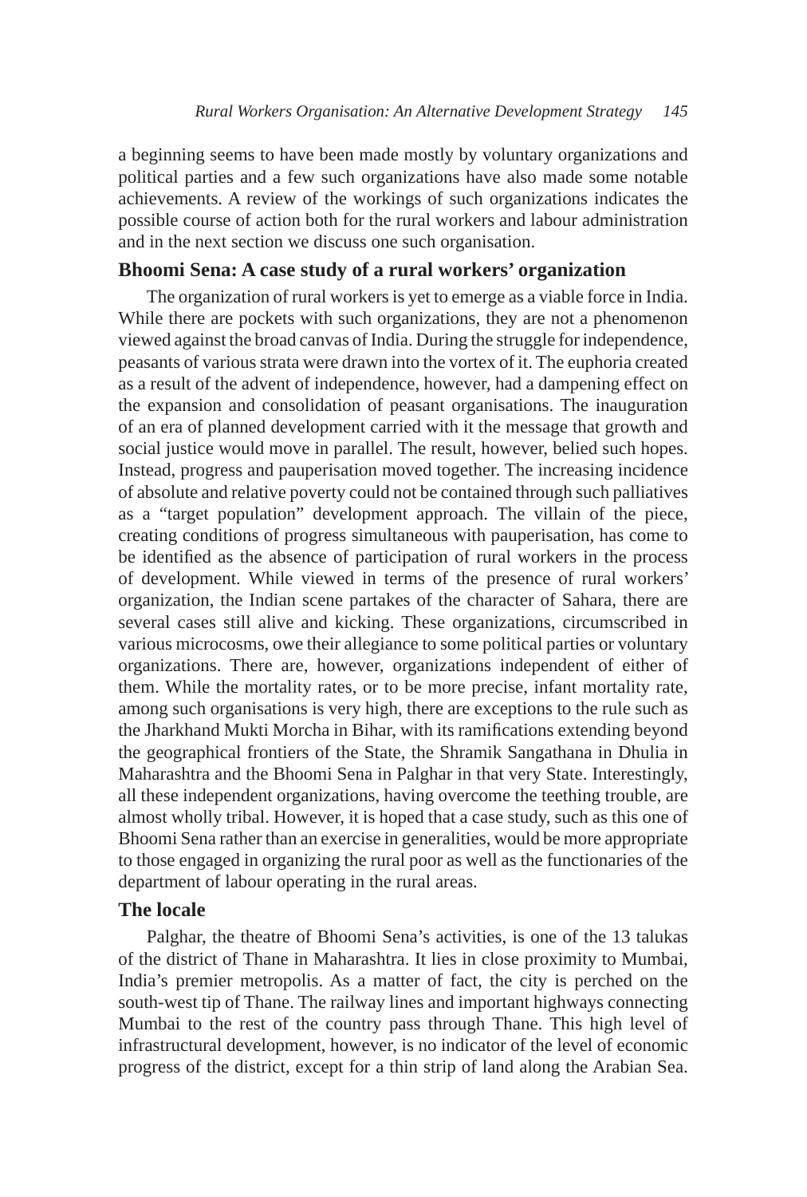a beginning seems to have been made mostly by voluntary organizations and political parties and a few such organizations have also made some notable achievements. A review of the workings of such organizations indicates the possible course of action both for the rural workers and labour administration and in the next section we discuss one such organisation.

## Bhoomi Sena: A case study of a rural workers' organization

The organization of rural workers is yet to emerge as a viable force in India. While there are pockets with such organizations, they are not a phenomenon viewed against the broad canvas of India. During the struggle for independence, peasants of various strata were drawn into the vortex of it. The euphoria created as a result of the advent of independence, however, had a dampening effect on the expansion and consolidation of peasant organisations. The inauguration of an era of planned development carried with it the message that growth and social justice would move in parallel. The result, however, belied such hopes. Instead, progress and pauperisation moved together. The increasing incidence of absolute and relative poverty could not be contained through such palliatives as a "target population" development approach. The villain of the piece, creating conditions of progress simultaneous with pauperisation, has come to be identified as the absence of participation of rural workers in the process of development. While viewed in terms of the presence of rural workers' organization, the Indian scene partakes of the character of Sahara, there are several cases still alive and kicking. These organizations, circumscribed in various microcosms, owe their allegiance to some political parties or voluntary organizations. There are, however, organizations independent of either of them. While the mortality rates, or to be more precise, infant mortality rate, among such organisations is very high, there are exceptions to the rule such as the Jharkhand Mukti Morcha in Bihar, with its ramifications extending beyond the geographical frontiers of the State, the Shramik Sangathana in Dhulia in Maharashtra and the Bhoomi Sena in Palghar in that very State. Interestingly, all these independent organizations, having overcome the teething trouble, are almost wholly tribal. However, it is hoped that a case study, such as this one of Bhoomi Sena rather than an exercise in generalities, would be more appropriate to those engaged in organizing the rural poor as well as the functionaries of the department of labour operating in the rural areas.

## The locale

Palghar, the theatre of Bhoomi Sena's activities, is one of the 13 talukas of the district of Thane in Maharashtra. It lies in close proximity to Mumbai, India's premier metropolis. As a matter of fact, the city is perched on the south-west tip of Thane. The railway lines and important highways connecting Mumbai to the rest of the country pass through Thane. This high level of infrastructural development, however, is no indicator of the level of economic progress of the district, except for a thin strip of land along the Arabian Sea.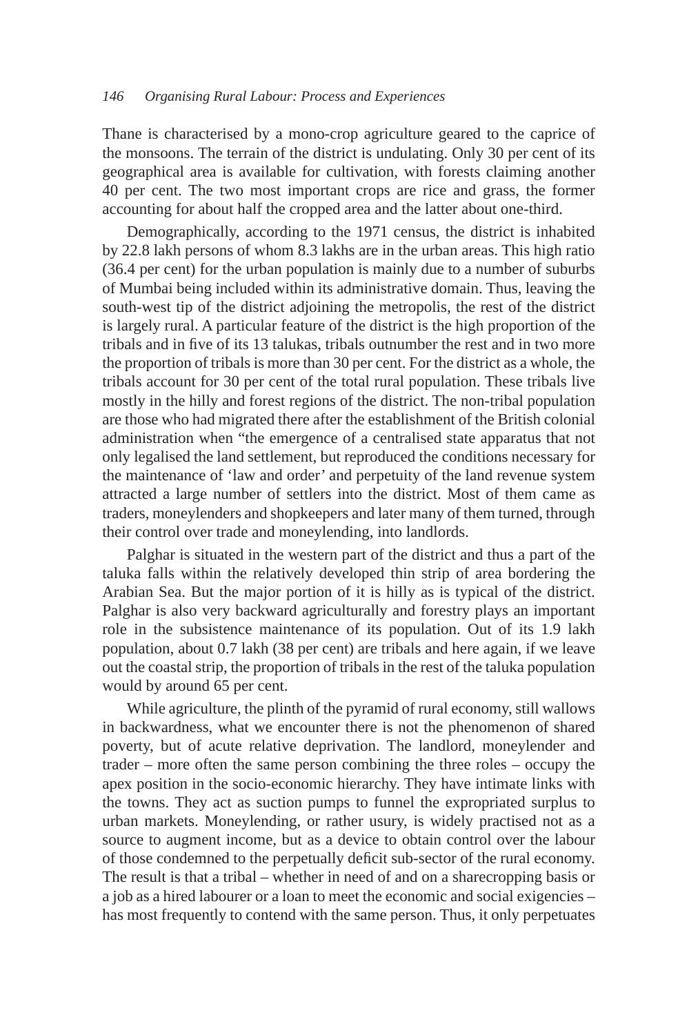Thane is characterised by a mono-crop agriculture geared to the caprice of the monsoons. The terrain of the district is undulating. Only 30 per cent of its geographical area is available for cultivation, with forests claiming another 40 per cent. The two most important crops are rice and grass, the former accounting for about half the cropped area and the latter about one-third.

Demographically, according to the 1971 census, the district is inhabited by 22.8 lakh persons of whom 8.3 lakhs are in the urban areas. This high ratio (36.4 per cent) for the urban population is mainly due to a number of suburbs of Mumbai being included within its administrative domain. Thus, leaving the south-west tip of the district adjoining the metropolis, the rest of the district is largely rural. A particular feature of the district is the high proportion of the tribals and in five of its 13 talukas, tribals outnumber the rest and in two more the proportion of tribals is more than 30 per cent. For the district as a whole, the tribals account for 30 per cent of the total rural population. These tribals live mostly in the hilly and forest regions of the district. The non-tribal population are those who had migrated there after the establishment of the British colonial administration when "the emergence of a centralised state apparatus that not only legalised the land settlement, but reproduced the conditions necessary for the maintenance of 'law and order' and perpetuity of the land revenue system attracted a large number of settlers into the district. Most of them came as traders, moneylenders and shopkeepers and later many of them turned, through their control over trade and moneylending, into landlords.

Palghar is situated in the western part of the district and thus a part of the taluka falls within the relatively developed thin strip of area bordering the Arabian Sea. But the major portion of it is hilly as is typical of the district. Palghar is also very backward agriculturally and forestry plays an important role in the subsistence maintenance of its population. Out of its 1.9 lakh population, about 0.7 lakh (38 per cent) are tribals and here again, if we leave out the coastal strip, the proportion of tribals in the rest of the taluka population would by around 65 per cent.

While agriculture, the plinth of the pyramid of rural economy, still wallows in backwardness, what we encounter there is not the phenomenon of shared poverty, but of acute relative deprivation. The landlord, moneylender and trader – more often the same person combining the three roles – occupy the apex position in the socio-economic hierarchy. They have intimate links with the towns. They act as suction pumps to funnel the expropriated surplus to urban markets. Moneylending, or rather usury, is widely practised not as a source to augment income, but as a device to obtain control over the labour of those condemned to the perpetually deficit sub-sector of the rural economy. The result is that a tribal – whether in need of and on a sharecropping basis or a job as a hired labourer or a loan to meet the economic and social exigencies – has most frequently to contend with the same person. Thus, it only perpetuates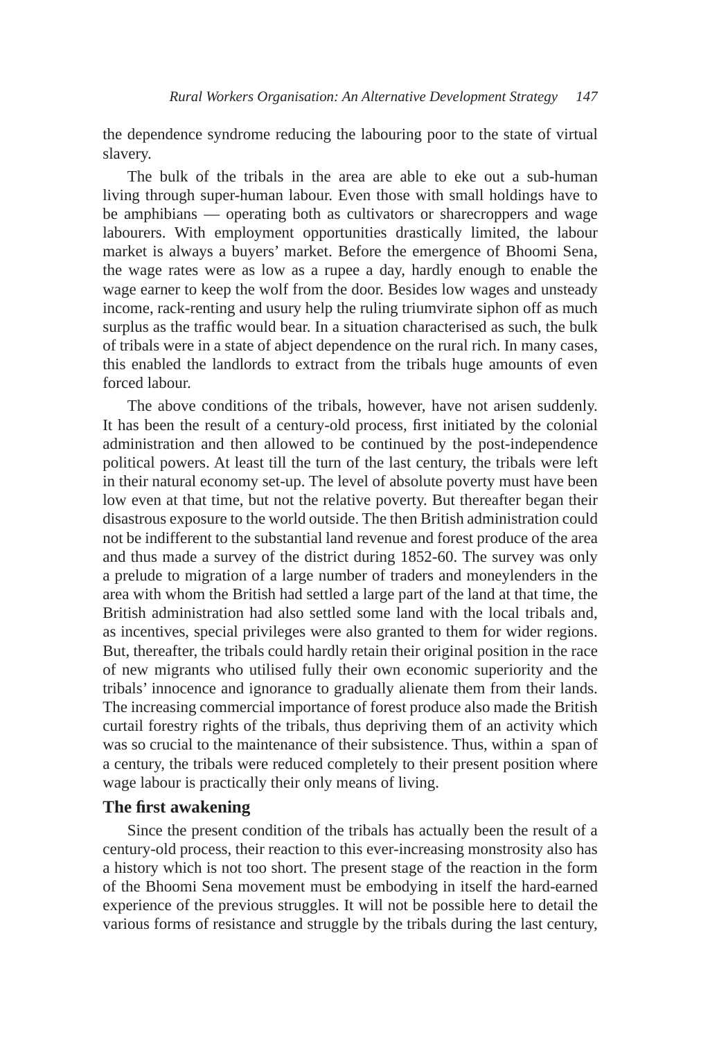the dependence syndrome reducing the labouring poor to the state of virtual slavery.

The bulk of the tribals in the area are able to eke out a sub-human living through super-human labour. Even those with small holdings have to be amphibians — operating both as cultivators or sharecroppers and wage labourers. With employment opportunities drastically limited, the labour market is always a buyers' market. Before the emergence of Bhoomi Sena, the wage rates were as low as a rupee a day, hardly enough to enable the wage earner to keep the wolf from the door. Besides low wages and unsteady income, rack-renting and usury help the ruling triumvirate siphon off as much surplus as the traffic would bear. In a situation characterised as such, the bulk of tribals were in a state of abject dependence on the rural rich. In many cases, this enabled the landlords to extract from the tribals huge amounts of even forced labour.

The above conditions of the tribals, however, have not arisen suddenly. It has been the result of a century-old process, first initiated by the colonial administration and then allowed to be continued by the post-independence political powers. At least till the turn of the last century, the tribals were left in their natural economy set-up. The level of absolute poverty must have been low even at that time, but not the relative poverty. But thereafter began their disastrous exposure to the world outside. The then British administration could not be indifferent to the substantial land revenue and forest produce of the area and thus made a survey of the district during 1852-60. The survey was only a prelude to migration of a large number of traders and moneylenders in the area with whom the British had settled a large part of the land at that time, the British administration had also settled some land with the local tribals and, as incentives, special privileges were also granted to them for wider regions. But, thereafter, the tribals could hardly retain their original position in the race of new migrants who utilised fully their own economic superiority and the tribals' innocence and ignorance to gradually alienate them from their lands. The increasing commercial importance of forest produce also made the British curtail forestry rights of the tribals, thus depriving them of an activity which was so crucial to the maintenance of their subsistence. Thus, within a span of a century, the tribals were reduced completely to their present position where wage labour is practically their only means of living.

### The first awakening

Since the present condition of the tribals has actually been the result of a century-old process, their reaction to this ever-increasing monstrosity also has a history which is not too short. The present stage of the reaction in the form of the Bhoomi Sena movement must be embodying in itself the hard-earned experience of the previous struggles. It will not be possible here to detail the various forms of resistance and struggle by the tribals during the last century,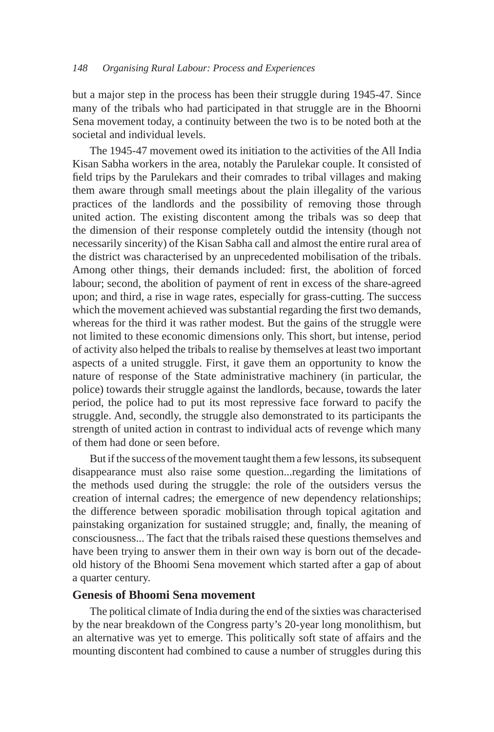but a major step in the process has been their struggle during 1945-47. Since many of the tribals who had participated in that struggle are in the Bhoorni Sena movement today, a continuity between the two is to be noted both at the societal and individual levels.

The 1945-47 movement owed its initiation to the activities of the All India Kisan Sabha workers in the area, notably the Parulekar couple. It consisted of field trips by the Parulekars and their comrades to tribal villages and making them aware through small meetings about the plain illegality of the various practices of the landlords and the possibility of removing those through united action. The existing discontent among the tribals was so deep that the dimension of their response completely outdid the intensity (though not necessarily sincerity) of the Kisan Sabha call and almost the entire rural area of the district was characterised by an unprecedented mobilisation of the tribals. Among other things, their demands included: first, the abolition of forced labour; second, the abolition of payment of rent in excess of the share-agreed upon; and third, a rise in wage rates, especially for grass-cutting. The success which the movement achieved was substantial regarding the first two demands, whereas for the third it was rather modest. But the gains of the struggle were not limited to these economic dimensions only. This short, but intense, period of activity also helped the tribals to realise by themselves at least two important aspects of a united struggle. First, it gave them an opportunity to know the nature of response of the State administrative machinery (in particular, the police) towards their struggle against the landlords, because, towards the later period, the police had to put its most repressive face forward to pacify the struggle. And, secondly, the struggle also demonstrated to its participants the strength of united action in contrast to individual acts of revenge which many of them had done or seen before.

But if the success of the movement taught them a few lessons, its subsequent disappearance must also raise some question...regarding the limitations of the methods used during the struggle: the role of the outsiders versus the creation of internal cadres; the emergence of new dependency relationships; the difference between sporadic mobilisation through topical agitation and painstaking organization for sustained struggle; and, finally, the meaning of consciousness... The fact that the tribals raised these questions themselves and have been trying to answer them in their own way is born out of the decade-old history of the Bhoomi Sena movement which started after a gap of about a quarter century.

## Genesis of Bhoomi Sena movement

The political climate of India during the end of the sixties was characterised by the near breakdown of the Congress party's 20-year long monolithism, but an alternative was yet to emerge. This politically soft state of affairs and the mounting discontent had combined to cause a number of struggles during this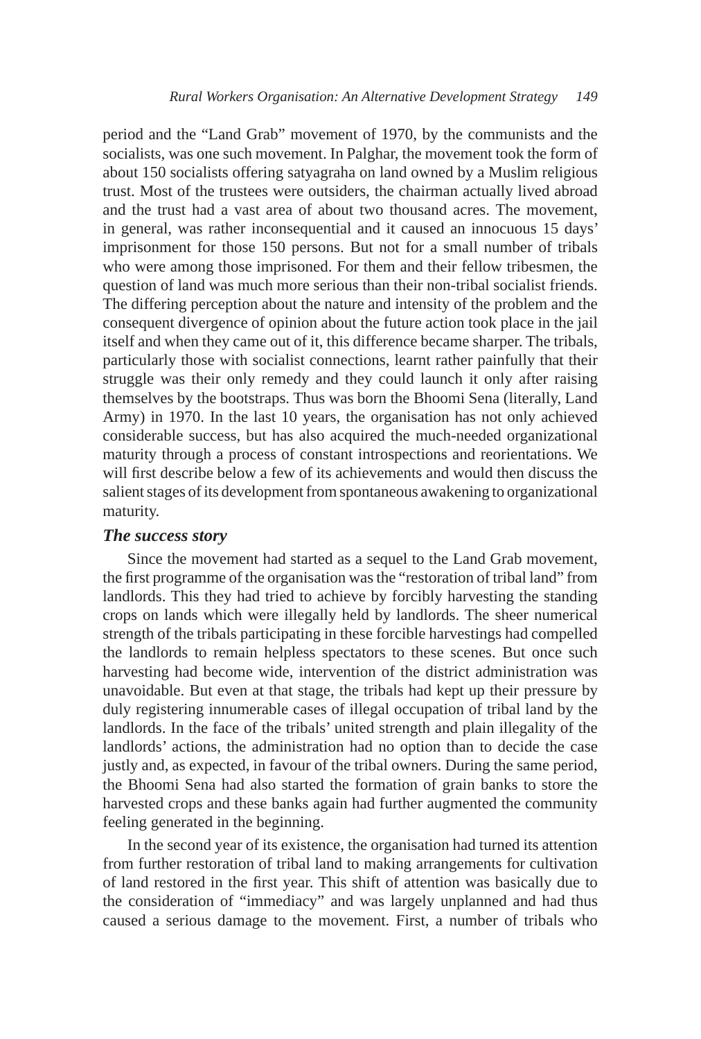period and the "Land Grab" movement of 1970, by the communists and the socialists, was one such movement. In Palghar, the movement took the form of about 150 socialists offering satyagraha on land owned by a Muslim religious trust. Most of the trustees were outsiders, the chairman actually lived abroad and the trust had a vast area of about two thousand acres. The movement, in general, was rather inconsequential and it caused an innocuous 15 days' imprisonment for those 150 persons. But not for a small number of tribals who were among those imprisoned. For them and their fellow tribesmen, the question of land was much more serious than their non-tribal socialist friends. The differing perception about the nature and intensity of the problem and the consequent divergence of opinion about the future action took place in the jail itself and when they came out of it, this difference became sharper. The tribals, particularly those with socialist connections, learnt rather painfully that their struggle was their only remedy and they could launch it only after raising themselves by the bootstraps. Thus was born the Bhoomi Sena (literally, Land Army) in 1970. In the last 10 years, the organisation has not only achieved considerable success, but has also acquired the much-needed organizational maturity through a process of constant introspections and reorientations. We will first describe below a few of its achievements and would then discuss the salient stages of its development from spontaneous awakening to organizational maturity.

### *The success story*

Since the movement had started as a sequel to the Land Grab movement, the first programme of the organisation was the "restoration of tribal land" from landlords. This they had tried to achieve by forcibly harvesting the standing crops on lands which were illegally held by landlords. The sheer numerical strength of the tribals participating in these forcible harvestings had compelled the landlords to remain helpless spectators to these scenes. But once such harvesting had become wide, intervention of the district administration was unavoidable. But even at that stage, the tribals had kept up their pressure by duly registering innumerable cases of illegal occupation of tribal land by the landlords. In the face of the tribals' united strength and plain illegality of the landlords' actions, the administration had no option than to decide the case justly and, as expected, in favour of the tribal owners. During the same period, the Bhoomi Sena had also started the formation of grain banks to store the harvested crops and these banks again had further augmented the community feeling generated in the beginning.

In the second year of its existence, the organisation had turned its attention from further restoration of tribal land to making arrangements for cultivation of land restored in the first year. This shift of attention was basically due to the consideration of "immediacy" and was largely unplanned and had thus caused a serious damage to the movement. First, a number of tribals who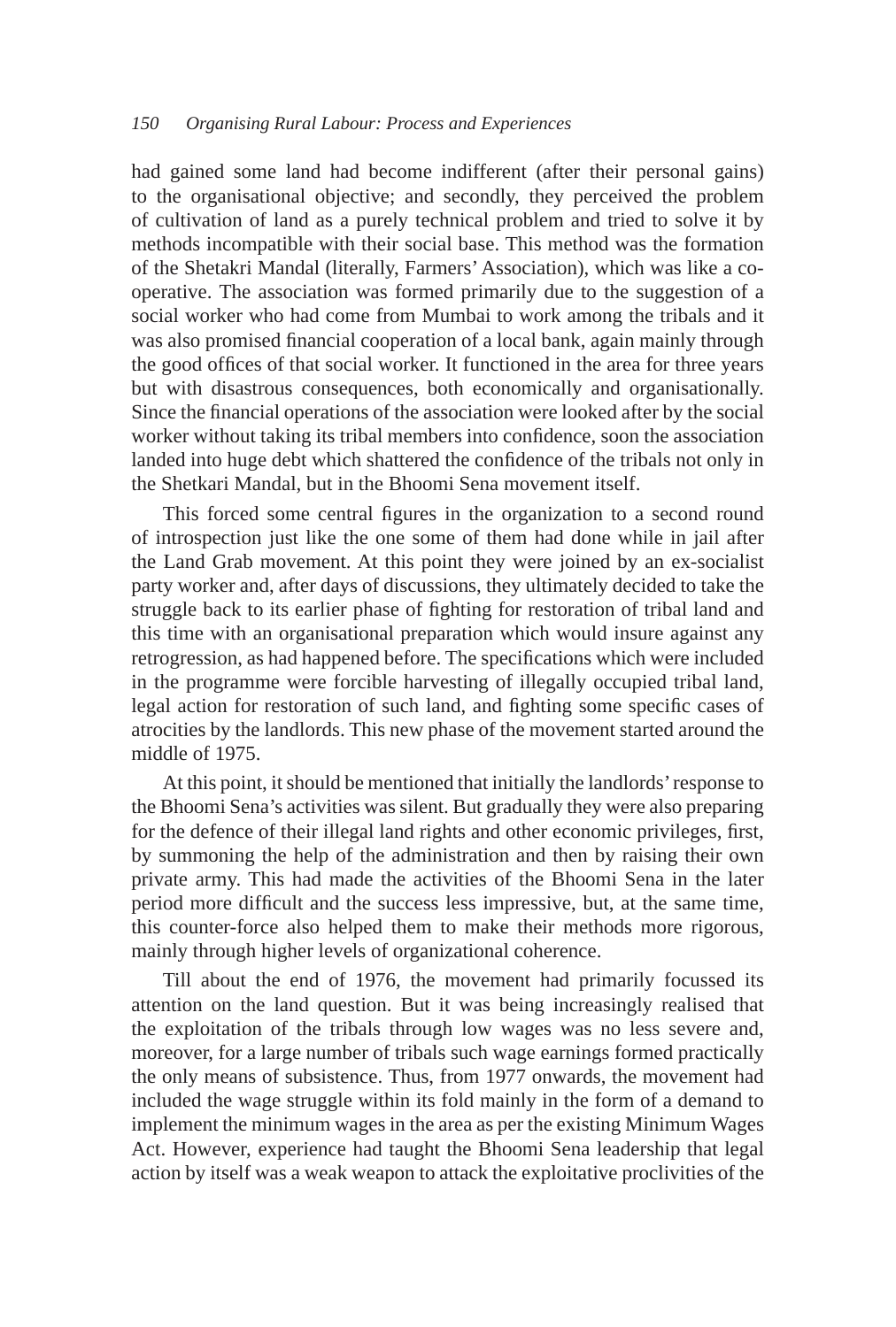had gained some land had become indifferent (after their personal gains) to the organisational objective; and secondly, they perceived the problem of cultivation of land as a purely technical problem and tried to solve it by methods incompatible with their social base. This method was the formation of the Shetakri Mandal (literally, Farmers' Association), which was like a co-operative. The association was formed primarily due to the suggestion of a social worker who had come from Mumbai to work among the tribals and it was also promised financial cooperation of a local bank, again mainly through the good offices of that social worker. It functioned in the area for three years but with disastrous consequences, both economically and organisationally. Since the financial operations of the association were looked after by the social worker without taking its tribal members into confidence, soon the association landed into huge debt which shattered the confidence of the tribals not only in the Shetkari Mandal, but in the Bhoomi Sena movement itself.

This forced some central figures in the organization to a second round of introspection just like the one some of them had done while in jail after the Land Grab movement. At this point they were joined by an ex-socialist party worker and, after days of discussions, they ultimately decided to take the struggle back to its earlier phase of fighting for restoration of tribal land and this time with an organisational preparation which would insure against any retrogression, as had happened before. The specifications which were included in the programme were forcible harvesting of illegally occupied tribal land, legal action for restoration of such land, and fighting some specific cases of atrocities by the landlords. This new phase of the movement started around the middle of 1975.

At this point, it should be mentioned that initially the landlords' response to the Bhoomi Sena's activities was silent. But gradually they were also preparing for the defence of their illegal land rights and other economic privileges, first, by summoning the help of the administration and then by raising their own private army. This had made the activities of the Bhoomi Sena in the later period more difficult and the success less impressive, but, at the same time, this counter-force also helped them to make their methods more rigorous, mainly through higher levels of organizational coherence.

Till about the end of 1976, the movement had primarily focussed its attention on the land question. But it was being increasingly realised that the exploitation of the tribals through low wages was no less severe and, moreover, for a large number of tribals such wage earnings formed practically the only means of subsistence. Thus, from 1977 onwards, the movement had included the wage struggle within its fold mainly in the form of a demand to implement the minimum wages in the area as per the existing Minimum Wages Act. However, experience had taught the Bhoomi Sena leadership that legal action by itself was a weak weapon to attack the exploitative proclivities of the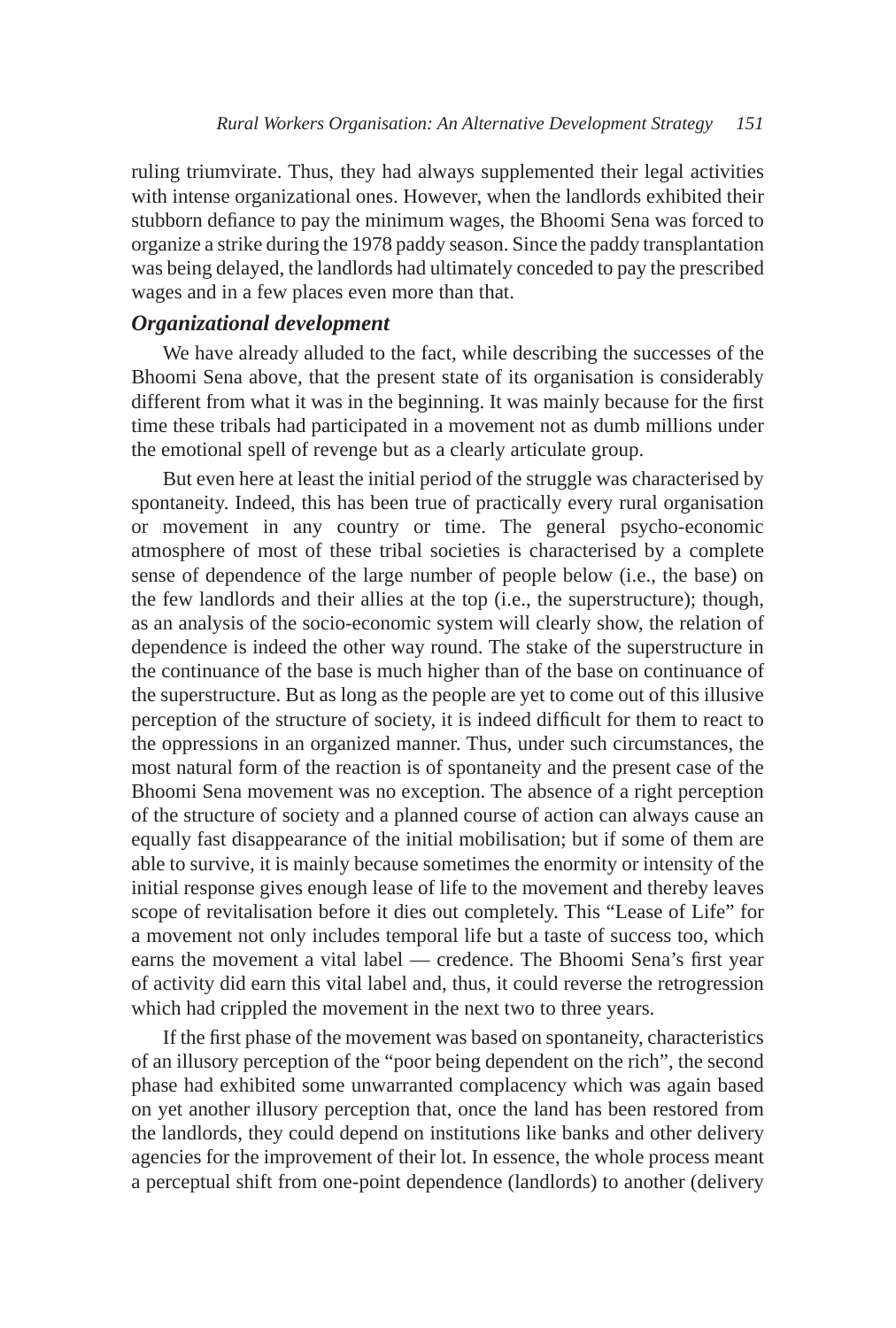ruling triumvirate. Thus, they had always supplemented their legal activities with intense organizational ones. However, when the landlords exhibited their stubborn defiance to pay the minimum wages, the Bhoomi Sena was forced to organize a strike during the 1978 paddy season. Since the paddy transplantation was being delayed, the landlords had ultimately conceded to pay the prescribed wages and in a few places even more than that.

### *Organizational development*

We have already alluded to the fact, while describing the successes of the Bhoomi Sena above, that the present state of its organisation is considerably different from what it was in the beginning. It was mainly because for the first time these tribals had participated in a movement not as dumb millions under the emotional spell of revenge but as a clearly articulate group.

But even here at least the initial period of the struggle was characterised by spontaneity. Indeed, this has been true of practically every rural organisation or movement in any country or time. The general psycho-economic atmosphere of most of these tribal societies is characterised by a complete sense of dependence of the large number of people below (i.e., the base) on the few landlords and their allies at the top (i.e., the superstructure); though, as an analysis of the socio-economic system will clearly show, the relation of dependence is indeed the other way round. The stake of the superstructure in the continuance of the base is much higher than of the base on continuance of the superstructure. But as long as the people are yet to come out of this illusive perception of the structure of society, it is indeed difficult for them to react to the oppressions in an organized manner. Thus, under such circumstances, the most natural form of the reaction is of spontaneity and the present case of the Bhoomi Sena movement was no exception. The absence of a right perception of the structure of society and a planned course of action can always cause an equally fast disappearance of the initial mobilisation; but if some of them are able to survive, it is mainly because sometimes the enormity or intensity of the initial response gives enough lease of life to the movement and thereby leaves scope of revitalisation before it dies out completely. This "Lease of Life" for a movement not only includes temporal life but a taste of success too, which earns the movement a vital label — credence. The Bhoomi Sena's first year of activity did earn this vital label and, thus, it could reverse the retrogression which had crippled the movement in the next two to three years.

If the first phase of the movement was based on spontaneity, characteristics of an illusory perception of the "poor being dependent on the rich", the second phase had exhibited some unwarranted complacency which was again based on yet another illusory perception that, once the land has been restored from the landlords, they could depend on institutions like banks and other delivery agencies for the improvement of their lot. In essence, the whole process meant a perceptual shift from one-point dependence (landlords) to another (delivery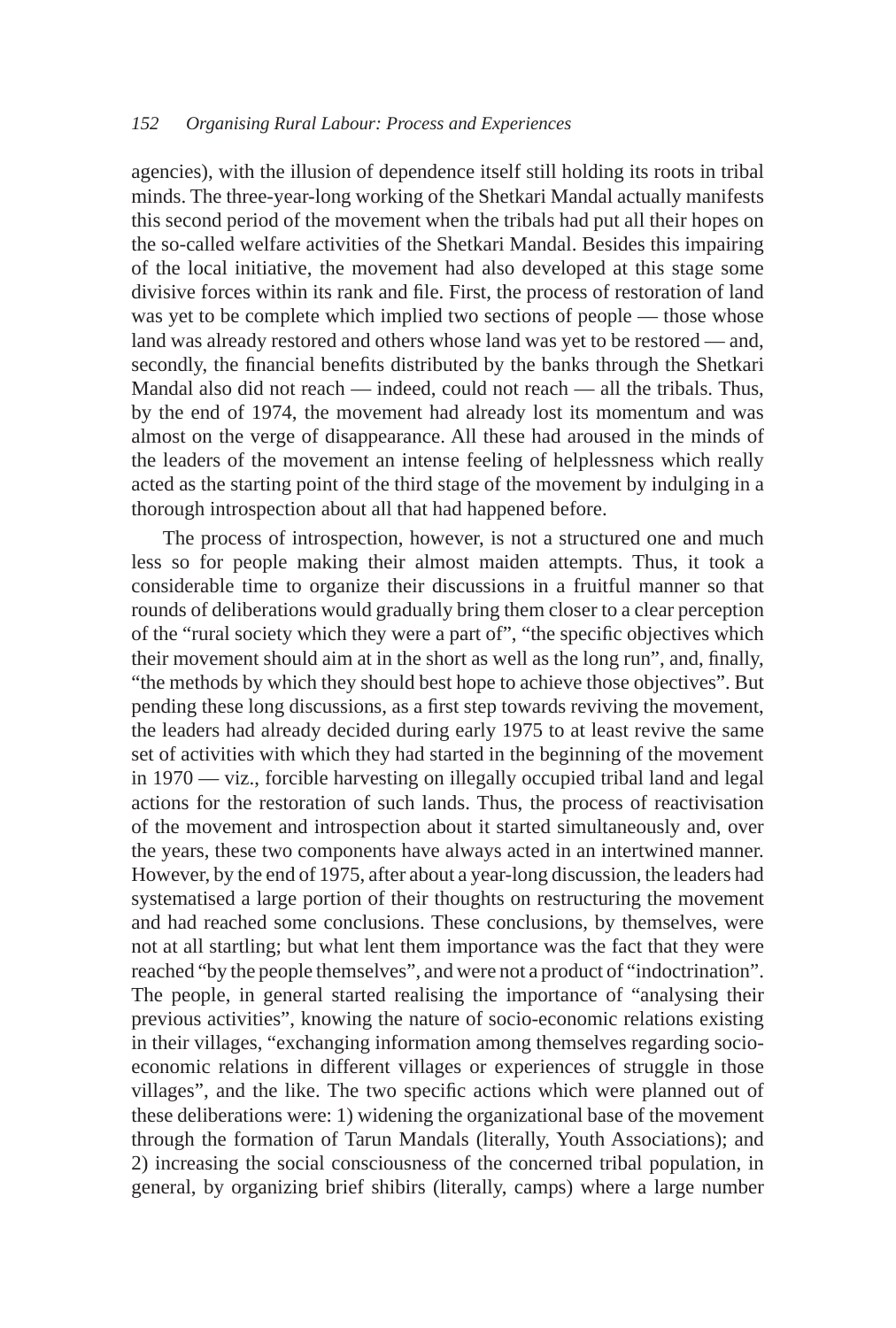agencies), with the illusion of dependence itself still holding its roots in tribal minds. The three-year-long working of the Shetkari Mandal actually manifests this second period of the movement when the tribals had put all their hopes on the so-called welfare activities of the Shetkari Mandal. Besides this impairing of the local initiative, the movement had also developed at this stage some divisive forces within its rank and file. First, the process of restoration of land was yet to be complete which implied two sections of people — those whose land was already restored and others whose land was yet to be restored — and, secondly, the financial benefits distributed by the banks through the Shetkari Mandal also did not reach — indeed, could not reach — all the tribals. Thus, by the end of 1974, the movement had already lost its momentum and was almost on the verge of disappearance. All these had aroused in the minds of the leaders of the movement an intense feeling of helplessness which really acted as the starting point of the third stage of the movement by indulging in a thorough introspection about all that had happened before.

The process of introspection, however, is not a structured one and much less so for people making their almost maiden attempts. Thus, it took a considerable time to organize their discussions in a fruitful manner so that rounds of deliberations would gradually bring them closer to a clear perception of the "rural society which they were a part of", "the specific objectives which their movement should aim at in the short as well as the long run", and, finally, "the methods by which they should best hope to achieve those objectives". But pending these long discussions, as a first step towards reviving the movement, the leaders had already decided during early 1975 to at least revive the same set of activities with which they had started in the beginning of the movement in 1970 — viz., forcible harvesting on illegally occupied tribal land and legal actions for the restoration of such lands. Thus, the process of reactivisation of the movement and introspection about it started simultaneously and, over the years, these two components have always acted in an intertwined manner. However, by the end of 1975, after about a year-long discussion, the leaders had systematised a large portion of their thoughts on restructuring the movement and had reached some conclusions. These conclusions, by themselves, were not at all startling; but what lent them importance was the fact that they were reached "by the people themselves", and were not a product of "indoctrination". The people, in general started realising the importance of "analysing their previous activities", knowing the nature of socio-economic relations existing in their villages, "exchanging information among themselves regarding socio-economic relations in different villages or experiences of struggle in those villages", and the like. The two specific actions which were planned out of these deliberations were: 1) widening the organizational base of the movement through the formation of Tarun Mandals (literally, Youth Associations); and 2) increasing the social consciousness of the concerned tribal population, in general, by organizing brief shibirs (literally, camps) where a large number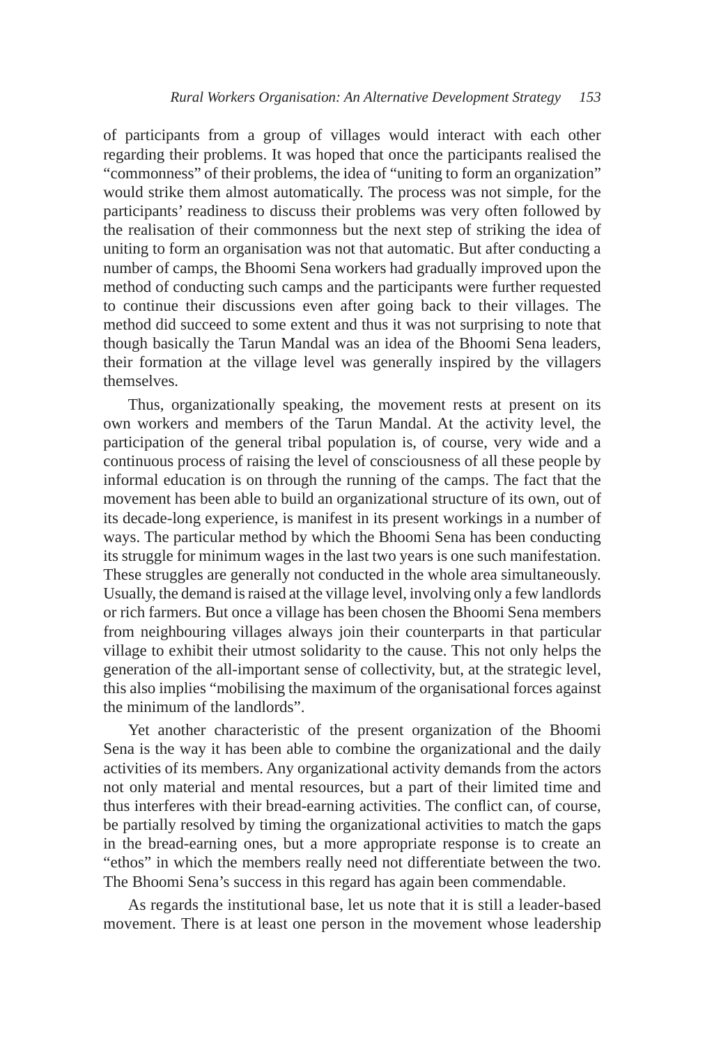of participants from a group of villages would interact with each other regarding their problems. It was hoped that once the participants realised the "commonness" of their problems, the idea of "uniting to form an organization" would strike them almost automatically. The process was not simple, for the participants' readiness to discuss their problems was very often followed by the realisation of their commonness but the next step of striking the idea of uniting to form an organisation was not that automatic. But after conducting a number of camps, the Bhoomi Sena workers had gradually improved upon the method of conducting such camps and the participants were further requested to continue their discussions even after going back to their villages. The method did succeed to some extent and thus it was not surprising to note that though basically the Tarun Mandal was an idea of the Bhoomi Sena leaders, their formation at the village level was generally inspired by the villagers themselves.

Thus, organizationally speaking, the movement rests at present on its own workers and members of the Tarun Mandal. At the activity level, the participation of the general tribal population is, of course, very wide and a continuous process of raising the level of consciousness of all these people by informal education is on through the running of the camps. The fact that the movement has been able to build an organizational structure of its own, out of its decade-long experience, is manifest in its present workings in a number of ways. The particular method by which the Bhoomi Sena has been conducting its struggle for minimum wages in the last two years is one such manifestation. These struggles are generally not conducted in the whole area simultaneously. Usually, the demand is raised at the village level, involving only a few landlords or rich farmers. But once a village has been chosen the Bhoomi Sena members from neighbouring villages always join their counterparts in that particular village to exhibit their utmost solidarity to the cause. This not only helps the generation of the all-important sense of collectivity, but, at the strategic level, this also implies "mobilising the maximum of the organisational forces against the minimum of the landlords".

Yet another characteristic of the present organization of the Bhoomi Sena is the way it has been able to combine the organizational and the daily activities of its members. Any organizational activity demands from the actors not only material and mental resources, but a part of their limited time and thus interferes with their bread-earning activities. The conflict can, of course, be partially resolved by timing the organizational activities to match the gaps in the bread-earning ones, but a more appropriate response is to create an "ethos" in which the members really need not differentiate between the two. The Bhoomi Sena's success in this regard has again been commendable.

As regards the institutional base, let us note that it is still a leader-based movement. There is at least one person in the movement whose leadership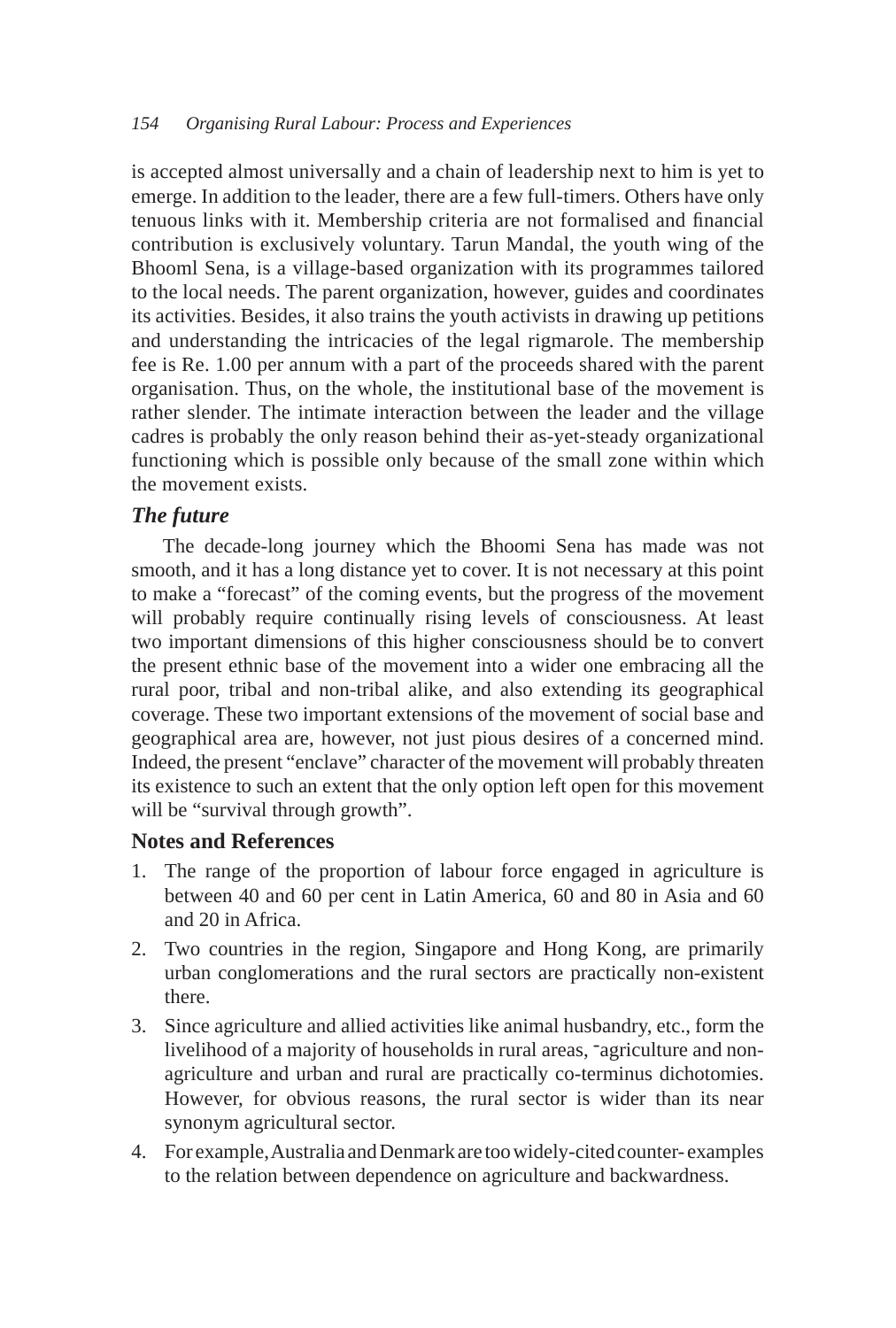is accepted almost universally and a chain of leadership next to him is yet to emerge. In addition to the leader, there are a few full-timers. Others have only tenuous links with it. Membership criteria are not formalised and financial contribution is exclusively voluntary. Tarun Mandal, the youth wing of the Bhooml Sena, is a village-based organization with its programmes tailored to the local needs. The parent organization, however, guides and coordinates its activities. Besides, it also trains the youth activists in drawing up petitions and understanding the intricacies of the legal rigmarole. The membership fee is Re. 1.00 per annum with a part of the proceeds shared with the parent organisation. Thus, on the whole, the institutional base of the movement is rather slender. The intimate interaction between the leader and the village cadres is probably the only reason behind their as-yet-steady organizational functioning which is possible only because of the small zone within which the movement exists.

### *The future*

The decade-long journey which the Bhoomi Sena has made was not smooth, and it has a long distance yet to cover. It is not necessary at this point to make a "forecast" of the coming events, but the progress of the movement will probably require continually rising levels of consciousness. At least two important dimensions of this higher consciousness should be to convert the present ethnic base of the movement into a wider one embracing all the rural poor, tribal and non-tribal alike, and also extending its geographical coverage. These two important extensions of the movement of social base and geographical area are, however, not just pious desires of a concerned mind. Indeed, the present "enclave" character of the movement will probably threaten its existence to such an extent that the only option left open for this movement will be "survival through growth".

## Notes and References

1. The range of the proportion of labour force engaged in agriculture is between 40 and 60 per cent in Latin America, 60 and 80 in Asia and 60 and 20 in Africa.
2. Two countries in the region, Singapore and Hong Kong, are primarily urban conglomerations and the rural sectors are practically non-existent there.
3. Since agriculture and allied activities like animal husbandry, etc., form the livelihood of a majority of households in rural areas, ˉagriculture and non-agriculture and urban and rural are practically co-terminus dichotomies. However, for obvious reasons, the rural sector is wider than its near synonym agricultural sector.
4. For example, Australia and Denmark are too widely-cited counter- examples to the relation between dependence on agriculture and backwardness.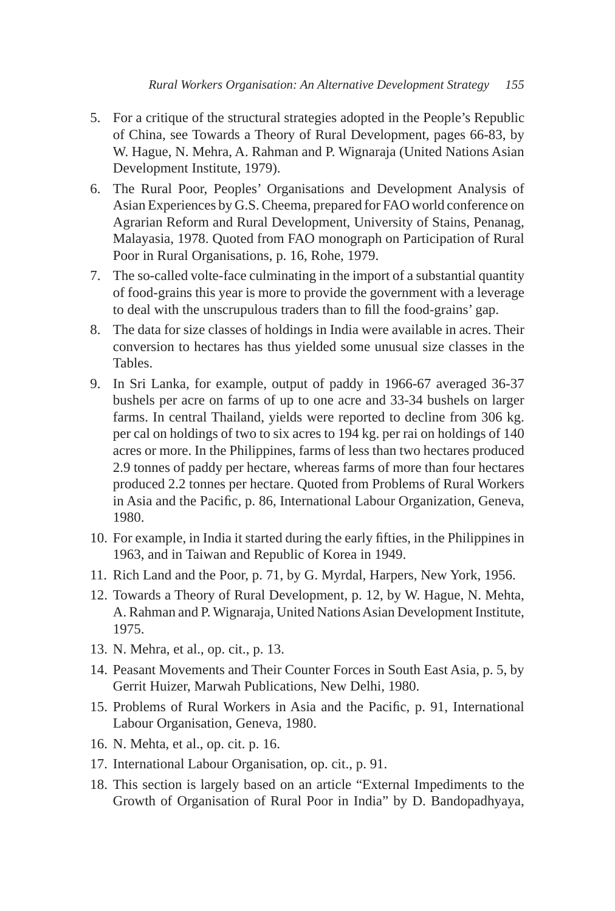5. For a critique of the structural strategies adopted in the People's Republic of China, see Towards a Theory of Rural Development, pages 66-83, by W. Hague, N. Mehra, A. Rahman and P. Wignaraja (United Nations Asian Development Institute, 1979).
6. The Rural Poor, Peoples' Organisations and Development Analysis of Asian Experiences by G.S. Cheema, prepared for FAO world conference on Agrarian Reform and Rural Development, University of Stains, Penanag, Malayasia, 1978. Quoted from FAO monograph on Participation of Rural Poor in Rural Organisations, p. 16, Rohe, 1979.
7. The so-called volte-face culminating in the import of a substantial quantity of food-grains this year is more to provide the government with a leverage to deal with the unscrupulous traders than to fill the food-grains' gap.
8. The data for size classes of holdings in India were available in acres. Their conversion to hectares has thus yielded some unusual size classes in the Tables.
9. In Sri Lanka, for example, output of paddy in 1966-67 averaged 36-37 bushels per acre on farms of up to one acre and 33-34 bushels on larger farms. In central Thailand, yields were reported to decline from 306 kg. per cal on holdings of two to six acres to 194 kg. per rai on holdings of 140 acres or more. In the Philippines, farms of less than two hectares produced 2.9 tonnes of paddy per hectare, whereas farms of more than four hectares produced 2.2 tonnes per hectare. Quoted from Problems of Rural Workers in Asia and the Pacific, p. 86, International Labour Organization, Geneva, 1980.
10. For example, in India it started during the early fifties, in the Philippines in 1963, and in Taiwan and Republic of Korea in 1949.
11. Rich Land and the Poor, p. 71, by G. Myrdal, Harpers, New York, 1956.
12. Towards a Theory of Rural Development, p. 12, by W. Hague, N. Mehta, A. Rahman and P. Wignaraja, United Nations Asian Development Institute, 1975.
13. N. Mehra, et al., op. cit., p. 13.
14. Peasant Movements and Their Counter Forces in South East Asia, p. 5, by Gerrit Huizer, Marwah Publications, New Delhi, 1980.
15. Problems of Rural Workers in Asia and the Pacific, p. 91, International Labour Organisation, Geneva, 1980.
16. N. Mehta, et al., op. cit. p. 16.
17. International Labour Organisation, op. cit., p. 91.
18. This section is largely based on an article "External Impediments to the Growth of Organisation of Rural Poor in India" by D. Bandopadhyaya,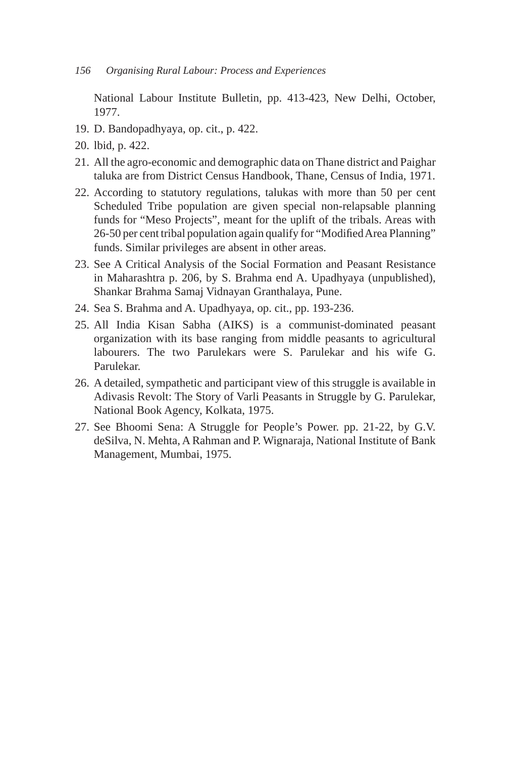National Labour Institute Bulletin, pp. 413-423, New Delhi, October, 1977.

19. D. Bandopadhyaya, op. cit., p. 422.
20. lbid, p. 422.
21. All the agro-economic and demographic data on Thane district and Paighar taluka are from District Census Handbook, Thane, Census of India, 1971.
22. According to statutory regulations, talukas with more than 50 per cent Scheduled Tribe population are given special non-relapsable planning funds for "Meso Projects", meant for the uplift of the tribals. Areas with 26-50 per cent tribal population again qualify for "Modified Area Planning" funds. Similar privileges are absent in other areas.
23. See A Critical Analysis of the Social Formation and Peasant Resistance in Maharashtra p. 206, by S. Brahma end A. Upadhyaya (unpublished), Shankar Brahma Samaj Vidnayan Granthalaya, Pune.
24. Sea S. Brahma and A. Upadhyaya, op. cit., pp. 193-236.
25. All India Kisan Sabha (AIKS) is a communist-dominated peasant organization with its base ranging from middle peasants to agricultural labourers. The two Parulekars were S. Parulekar and his wife G. Parulekar.
26. A detailed, sympathetic and participant view of this struggle is available in Adivasis Revolt: The Story of Varli Peasants in Struggle by G. Parulekar, National Book Agency, Kolkata, 1975.
27. See Bhoomi Sena: A Struggle for People's Power. pp. 21-22, by G.V. deSilva, N. Mehta, A Rahman and P. Wignaraja, National Institute of Bank Management, Mumbai, 1975.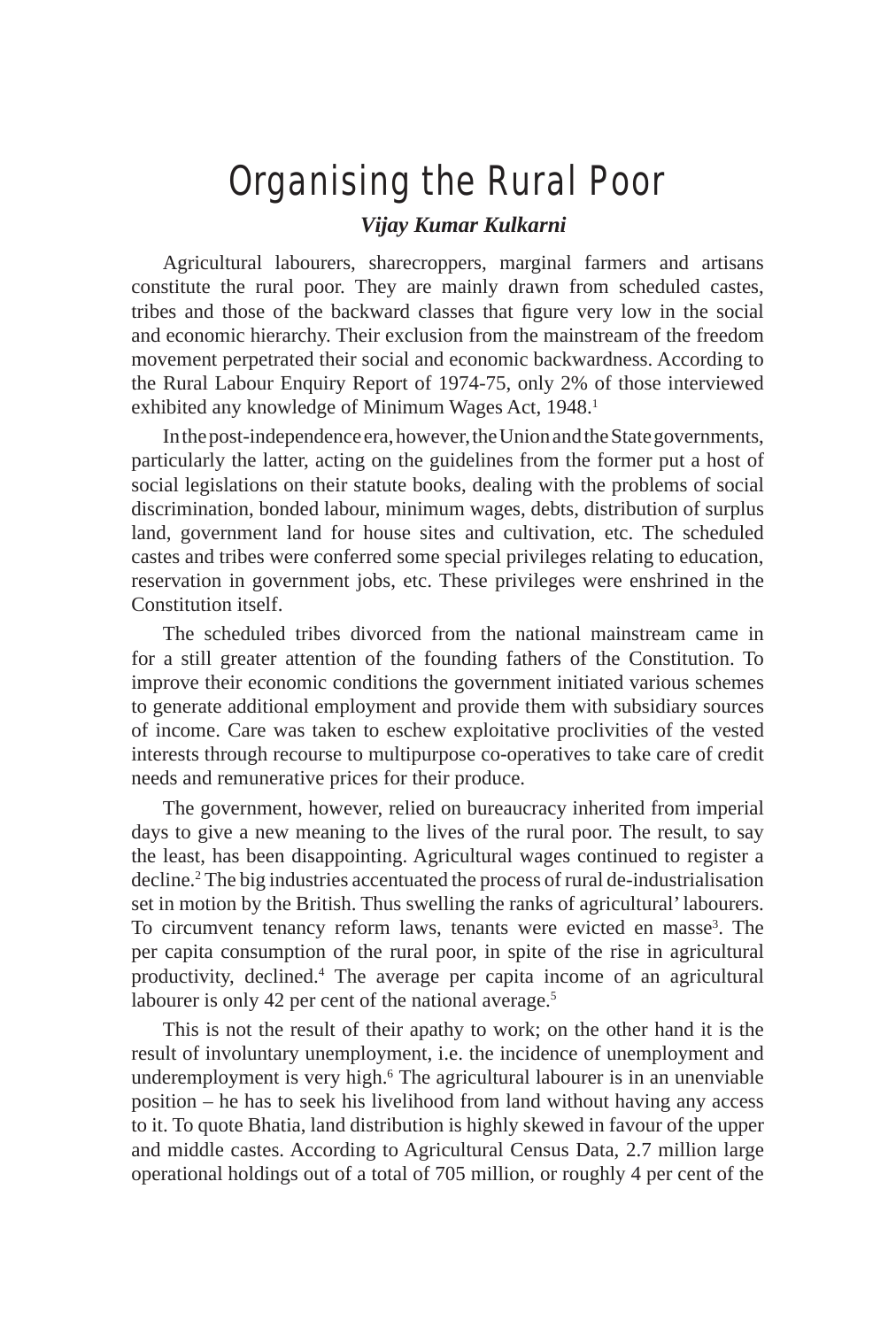# Organising the Rural Poor

***Vijay Kumar Kulkarni***

Agricultural labourers, sharecroppers, marginal farmers and artisans constitute the rural poor. They are mainly drawn from scheduled castes, tribes and those of the backward classes that figure very low in the social and economic hierarchy. Their exclusion from the mainstream of the freedom movement perpetrated their social and economic backwardness. According to the Rural Labour Enquiry Report of 1974-75, only 2% of those interviewed exhibited any knowledge of Minimum Wages Act, 1948.[1]

In the post-independence era, however, the Union and the State governments, particularly the latter, acting on the guidelines from the former put a host of social legislations on their statute books, dealing with the problems of social discrimination, bonded labour, minimum wages, debts, distribution of surplus land, government land for house sites and cultivation, etc. The scheduled castes and tribes were conferred some special privileges relating to education, reservation in government jobs, etc. These privileges were enshrined in the Constitution itself.

The scheduled tribes divorced from the national mainstream came in for a still greater attention of the founding fathers of the Constitution. To improve their economic conditions the government initiated various schemes to generate additional employment and provide them with subsidiary sources of income. Care was taken to eschew exploitative proclivities of the vested interests through recourse to multipurpose co-operatives to take care of credit needs and remunerative prices for their produce.

The government, however, relied on bureaucracy inherited from imperial days to give a new meaning to the lives of the rural poor. The result, to say the least, has been disappointing. Agricultural wages continued to register a decline.[2] The big industries accentuated the process of rural de-industrialisation set in motion by the British. Thus swelling the ranks of agricultural' labourers. To circumvent tenancy reform laws, tenants were evicted en masse[3]. The per capita consumption of the rural poor, in spite of the rise in agricultural productivity, declined.[4] The average per capita income of an agricultural labourer is only 42 per cent of the national average.[5]

This is not the result of their apathy to work; on the other hand it is the result of involuntary unemployment, i.e. the incidence of unemployment and underemployment is very high.[6] The agricultural labourer is in an unenviable position – he has to seek his livelihood from land without having any access to it. To quote Bhatia, land distribution is highly skewed in favour of the upper and middle castes. According to Agricultural Census Data, 2.7 million large operational holdings out of a total of 705 million, or roughly 4 per cent of the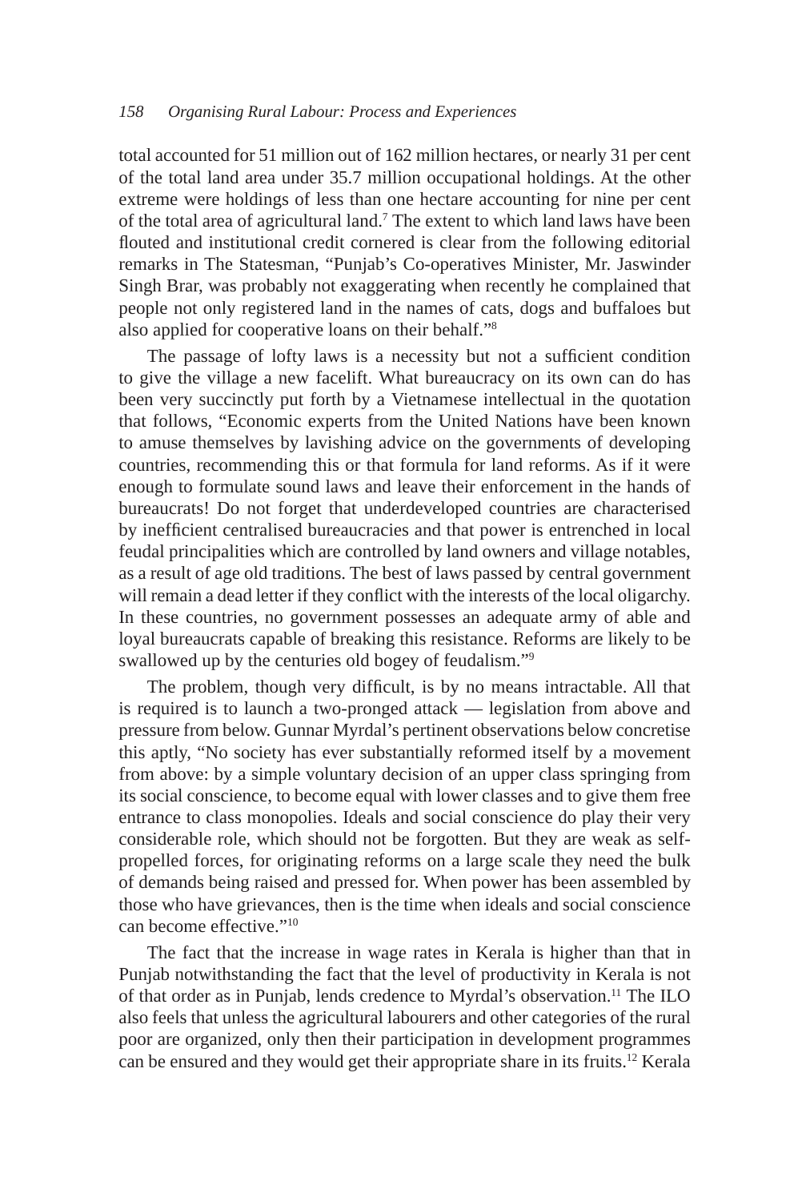total accounted for 51 million out of 162 million hectares, or nearly 31 per cent of the total land area under 35.7 million occupational holdings. At the other extreme were holdings of less than one hectare accounting for nine per cent of the total area of agricultural land.[7] The extent to which land laws have been flouted and institutional credit cornered is clear from the following editorial remarks in The Statesman, "Punjab's Co-operatives Minister, Mr. Jaswinder Singh Brar, was probably not exaggerating when recently he complained that people not only registered land in the names of cats, dogs and buffaloes but also applied for cooperative loans on their behalf."[8]

The passage of lofty laws is a necessity but not a sufficient condition to give the village a new facelift. What bureaucracy on its own can do has been very succinctly put forth by a Vietnamese intellectual in the quotation that follows, "Economic experts from the United Nations have been known to amuse themselves by lavishing advice on the governments of developing countries, recommending this or that formula for land reforms. As if it were enough to formulate sound laws and leave their enforcement in the hands of bureaucrats! Do not forget that underdeveloped countries are characterised by inefficient centralised bureaucracies and that power is entrenched in local feudal principalities which are controlled by land owners and village notables, as a result of age old traditions. The best of laws passed by central government will remain a dead letter if they conflict with the interests of the local oligarchy. In these countries, no government possesses an adequate army of able and loyal bureaucrats capable of breaking this resistance. Reforms are likely to be swallowed up by the centuries old bogey of feudalism."[9]

The problem, though very difficult, is by no means intractable. All that is required is to launch a two-pronged attack — legislation from above and pressure from below. Gunnar Myrdal's pertinent observations below concretise this aptly, "No society has ever substantially reformed itself by a movement from above: by a simple voluntary decision of an upper class springing from its social conscience, to become equal with lower classes and to give them free entrance to class monopolies. Ideals and social conscience do play their very considerable role, which should not be forgotten. But they are weak as self-propelled forces, for originating reforms on a large scale they need the bulk of demands being raised and pressed for. When power has been assembled by those who have grievances, then is the time when ideals and social conscience can become effective."[10]

The fact that the increase in wage rates in Kerala is higher than that in Punjab notwithstanding the fact that the level of productivity in Kerala is not of that order as in Punjab, lends credence to Myrdal's observation.[11] The ILO also feels that unless the agricultural labourers and other categories of the rural poor are organized, only then their participation in development programmes can be ensured and they would get their appropriate share in its fruits.[12] Kerala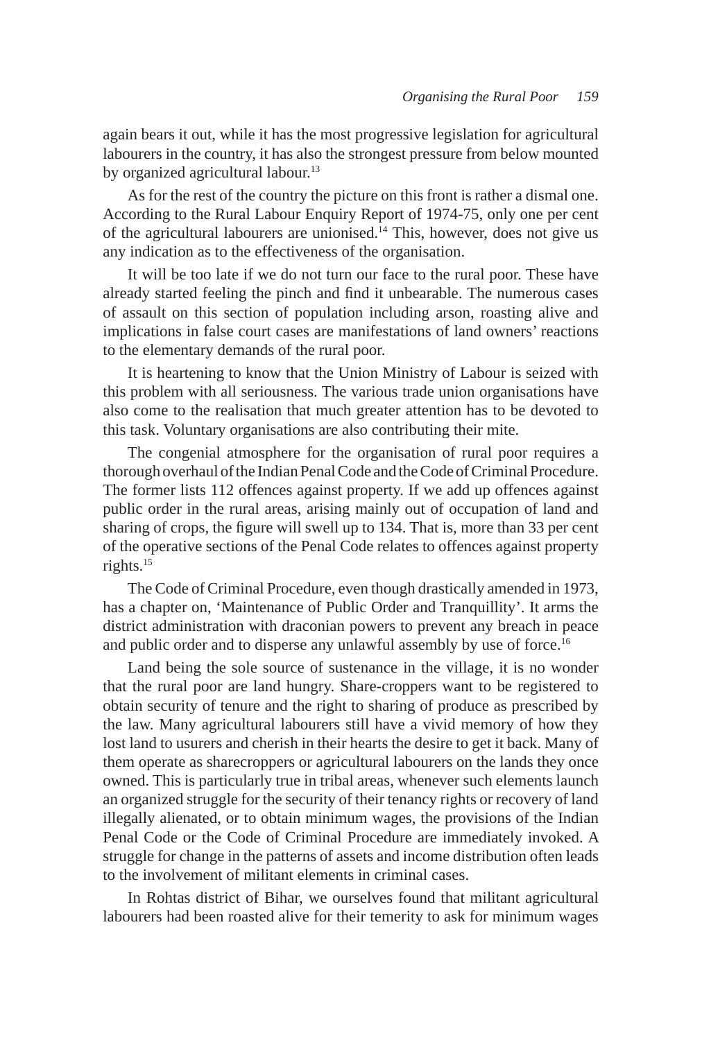again bears it out, while it has the most progressive legislation for agricultural labourers in the country, it has also the strongest pressure from below mounted by organized agricultural labour.[13]

As for the rest of the country the picture on this front is rather a dismal one. According to the Rural Labour Enquiry Report of 1974-75, only one per cent of the agricultural labourers are unionised.[14] This, however, does not give us any indication as to the effectiveness of the organisation.

It will be too late if we do not turn our face to the rural poor. These have already started feeling the pinch and find it unbearable. The numerous cases of assault on this section of population including arson, roasting alive and implications in false court cases are manifestations of land owners' reactions to the elementary demands of the rural poor.

It is heartening to know that the Union Ministry of Labour is seized with this problem with all seriousness. The various trade union organisations have also come to the realisation that much greater attention has to be devoted to this task. Voluntary organisations are also contributing their mite.

The congenial atmosphere for the organisation of rural poor requires a thorough overhaul of the Indian Penal Code and the Code of Criminal Procedure. The former lists 112 offences against property. If we add up offences against public order in the rural areas, arising mainly out of occupation of land and sharing of crops, the figure will swell up to 134. That is, more than 33 per cent of the operative sections of the Penal Code relates to offences against property rights.[15]

The Code of Criminal Procedure, even though drastically amended in 1973, has a chapter on, 'Maintenance of Public Order and Tranquillity'. It arms the district administration with draconian powers to prevent any breach in peace and public order and to disperse any unlawful assembly by use of force.[16]

Land being the sole source of sustenance in the village, it is no wonder that the rural poor are land hungry. Share-croppers want to be registered to obtain security of tenure and the right to sharing of produce as prescribed by the law. Many agricultural labourers still have a vivid memory of how they lost land to usurers and cherish in their hearts the desire to get it back. Many of them operate as sharecroppers or agricultural labourers on the lands they once owned. This is particularly true in tribal areas, whenever such elements launch an organized struggle for the security of their tenancy rights or recovery of land illegally alienated, or to obtain minimum wages, the provisions of the Indian Penal Code or the Code of Criminal Procedure are immediately invoked. A struggle for change in the patterns of assets and income distribution often leads to the involvement of militant elements in criminal cases.

In Rohtas district of Bihar, we ourselves found that militant agricultural labourers had been roasted alive for their temerity to ask for minimum wages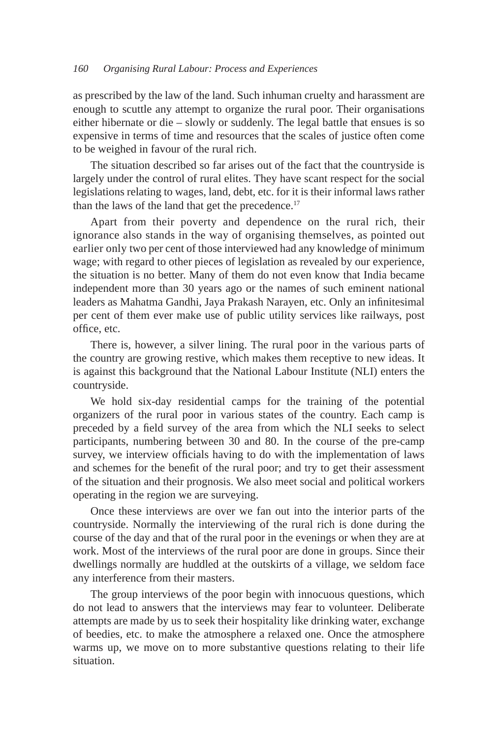as prescribed by the law of the land. Such inhuman cruelty and harassment are enough to scuttle any attempt to organize the rural poor. Their organisations either hibernate or die – slowly or suddenly. The legal battle that ensues is so expensive in terms of time and resources that the scales of justice often come to be weighed in favour of the rural rich.

The situation described so far arises out of the fact that the countryside is largely under the control of rural elites. They have scant respect for the social legislations relating to wages, land, debt, etc. for it is their informal laws rather than the laws of the land that get the precedence.[17]

Apart from their poverty and dependence on the rural rich, their ignorance also stands in the way of organising themselves, as pointed out earlier only two per cent of those interviewed had any knowledge of minimum wage; with regard to other pieces of legislation as revealed by our experience, the situation is no better. Many of them do not even know that India became independent more than 30 years ago or the names of such eminent national leaders as Mahatma Gandhi, Jaya Prakash Narayen, etc. Only an infinitesimal per cent of them ever make use of public utility services like railways, post office, etc.

There is, however, a silver lining. The rural poor in the various parts of the country are growing restive, which makes them receptive to new ideas. It is against this background that the National Labour Institute (NLI) enters the countryside.

We hold six-day residential camps for the training of the potential organizers of the rural poor in various states of the country. Each camp is preceded by a field survey of the area from which the NLI seeks to select participants, numbering between 30 and 80. In the course of the pre-camp survey, we interview officials having to do with the implementation of laws and schemes for the benefit of the rural poor; and try to get their assessment of the situation and their prognosis. We also meet social and political workers operating in the region we are surveying.

Once these interviews are over we fan out into the interior parts of the countryside. Normally the interviewing of the rural rich is done during the course of the day and that of the rural poor in the evenings or when they are at work. Most of the interviews of the rural poor are done in groups. Since their dwellings normally are huddled at the outskirts of a village, we seldom face any interference from their masters.

The group interviews of the poor begin with innocuous questions, which do not lead to answers that the interviews may fear to volunteer. Deliberate attempts are made by us to seek their hospitality like drinking water, exchange of beedies, etc. to make the atmosphere a relaxed one. Once the atmosphere warms up, we move on to more substantive questions relating to their life situation.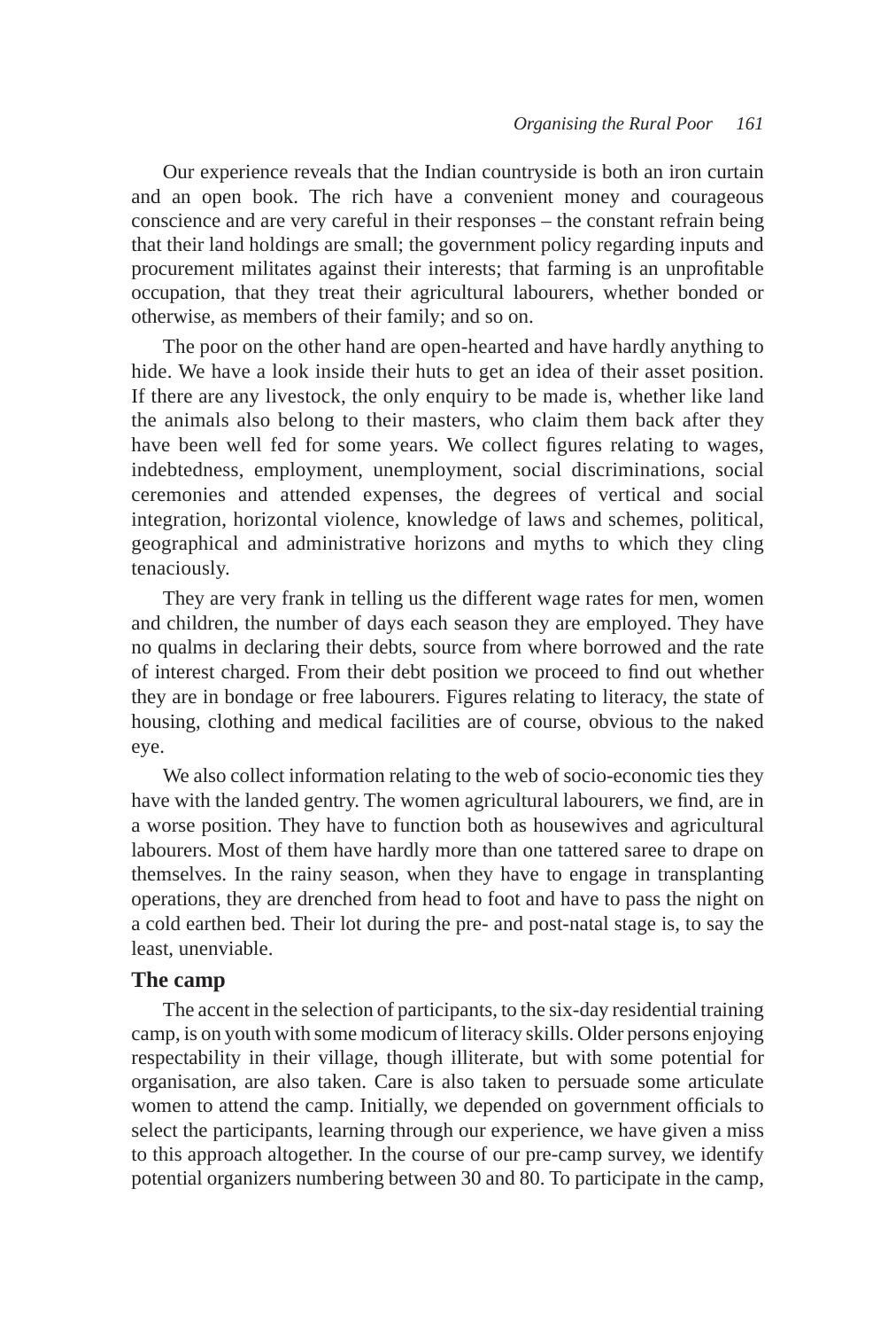Our experience reveals that the Indian countryside is both an iron curtain and an open book. The rich have a convenient money and courageous conscience and are very careful in their responses – the constant refrain being that their land holdings are small; the government policy regarding inputs and procurement militates against their interests; that farming is an unprofitable occupation, that they treat their agricultural labourers, whether bonded or otherwise, as members of their family; and so on.

The poor on the other hand are open-hearted and have hardly anything to hide. We have a look inside their huts to get an idea of their asset position. If there are any livestock, the only enquiry to be made is, whether like land the animals also belong to their masters, who claim them back after they have been well fed for some years. We collect figures relating to wages, indebtedness, employment, unemployment, social discriminations, social ceremonies and attended expenses, the degrees of vertical and social integration, horizontal violence, knowledge of laws and schemes, political, geographical and administrative horizons and myths to which they cling tenaciously.

They are very frank in telling us the different wage rates for men, women and children, the number of days each season they are employed. They have no qualms in declaring their debts, source from where borrowed and the rate of interest charged. From their debt position we proceed to find out whether they are in bondage or free labourers. Figures relating to literacy, the state of housing, clothing and medical facilities are of course, obvious to the naked eye.

We also collect information relating to the web of socio-economic ties they have with the landed gentry. The women agricultural labourers, we find, are in a worse position. They have to function both as housewives and agricultural labourers. Most of them have hardly more than one tattered saree to drape on themselves. In the rainy season, when they have to engage in transplanting operations, they are drenched from head to foot and have to pass the night on a cold earthen bed. Their lot during the pre- and post-natal stage is, to say the least, unenviable.

## The camp

The accent in the selection of participants, to the six-day residential training camp, is on youth with some modicum of literacy skills. Older persons enjoying respectability in their village, though illiterate, but with some potential for organisation, are also taken. Care is also taken to persuade some articulate women to attend the camp. Initially, we depended on government officials to select the participants, learning through our experience, we have given a miss to this approach altogether. In the course of our pre-camp survey, we identify potential organizers numbering between 30 and 80. To participate in the camp,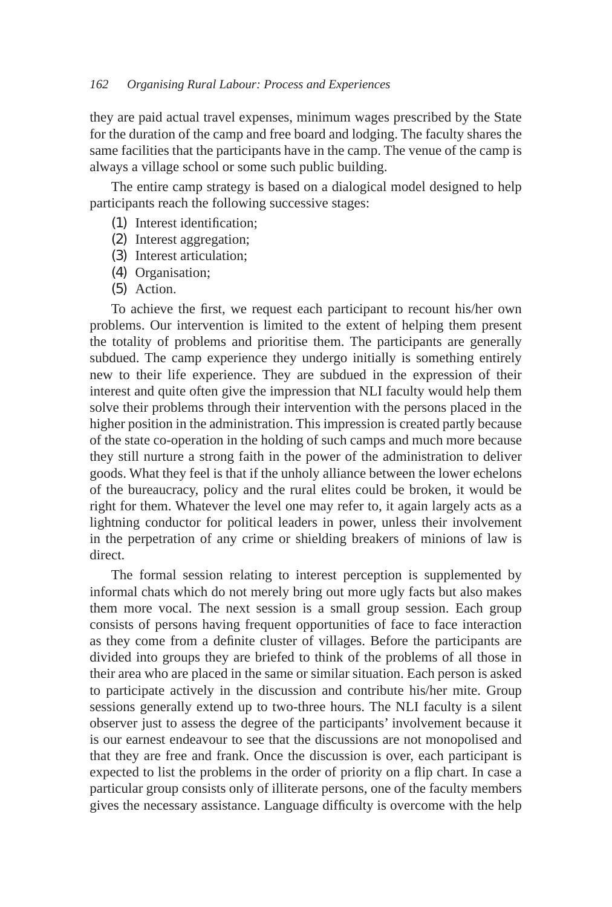they are paid actual travel expenses, minimum wages prescribed by the State for the duration of the camp and free board and lodging. The faculty shares the same facilities that the participants have in the camp. The venue of the camp is always a village school or some such public building.

The entire camp strategy is based on a dialogical model designed to help participants reach the following successive stages:

(1) Interest identification;
(2) Interest aggregation;
(3) Interest articulation;
(4) Organisation;
(5) Action.

To achieve the first, we request each participant to recount his/her own problems. Our intervention is limited to the extent of helping them present the totality of problems and prioritise them. The participants are generally subdued. The camp experience they undergo initially is something entirely new to their life experience. They are subdued in the expression of their interest and quite often give the impression that NLI faculty would help them solve their problems through their intervention with the persons placed in the higher position in the administration. This impression is created partly because of the state co-operation in the holding of such camps and much more because they still nurture a strong faith in the power of the administration to deliver goods. What they feel is that if the unholy alliance between the lower echelons of the bureaucracy, policy and the rural elites could be broken, it would be right for them. Whatever the level one may refer to, it again largely acts as a lightning conductor for political leaders in power, unless their involvement in the perpetration of any crime or shielding breakers of minions of law is direct.

The formal session relating to interest perception is supplemented by informal chats which do not merely bring out more ugly facts but also makes them more vocal. The next session is a small group session. Each group consists of persons having frequent opportunities of face to face interaction as they come from a definite cluster of villages. Before the participants are divided into groups they are briefed to think of the problems of all those in their area who are placed in the same or similar situation. Each person is asked to participate actively in the discussion and contribute his/her mite. Group sessions generally extend up to two-three hours. The NLI faculty is a silent observer just to assess the degree of the participants' involvement because it is our earnest endeavour to see that the discussions are not monopolised and that they are free and frank. Once the discussion is over, each participant is expected to list the problems in the order of priority on a flip chart. In case a particular group consists only of illiterate persons, one of the faculty members gives the necessary assistance. Language difficulty is overcome with the help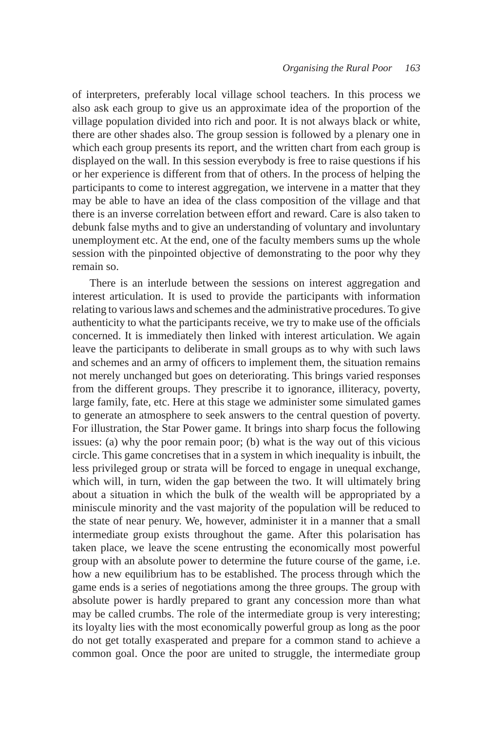of interpreters, preferably local village school teachers. In this process we also ask each group to give us an approximate idea of the proportion of the village population divided into rich and poor. It is not always black or white, there are other shades also. The group session is followed by a plenary one in which each group presents its report, and the written chart from each group is displayed on the wall. In this session everybody is free to raise questions if his or her experience is different from that of others. In the process of helping the participants to come to interest aggregation, we intervene in a matter that they may be able to have an idea of the class composition of the village and that there is an inverse correlation between effort and reward. Care is also taken to debunk false myths and to give an understanding of voluntary and involuntary unemployment etc. At the end, one of the faculty members sums up the whole session with the pinpointed objective of demonstrating to the poor why they remain so.

There is an interlude between the sessions on interest aggregation and interest articulation. It is used to provide the participants with information relating to various laws and schemes and the administrative procedures. To give authenticity to what the participants receive, we try to make use of the officials concerned. It is immediately then linked with interest articulation. We again leave the participants to deliberate in small groups as to why with such laws and schemes and an army of officers to implement them, the situation remains not merely unchanged but goes on deteriorating. This brings varied responses from the different groups. They prescribe it to ignorance, illiteracy, poverty, large family, fate, etc. Here at this stage we administer some simulated games to generate an atmosphere to seek answers to the central question of poverty. For illustration, the Star Power game. It brings into sharp focus the following issues: (a) why the poor remain poor; (b) what is the way out of this vicious circle. This game concretises that in a system in which inequality is inbuilt, the less privileged group or strata will be forced to engage in unequal exchange, which will, in turn, widen the gap between the two. It will ultimately bring about a situation in which the bulk of the wealth will be appropriated by a miniscule minority and the vast majority of the population will be reduced to the state of near penury. We, however, administer it in a manner that a small intermediate group exists throughout the game. After this polarisation has taken place, we leave the scene entrusting the economically most powerful group with an absolute power to determine the future course of the game, i.e. how a new equilibrium has to be established. The process through which the game ends is a series of negotiations among the three groups. The group with absolute power is hardly prepared to grant any concession more than what may be called crumbs. The role of the intermediate group is very interesting; its loyalty lies with the most economically powerful group as long as the poor do not get totally exasperated and prepare for a common stand to achieve a common goal. Once the poor are united to struggle, the intermediate group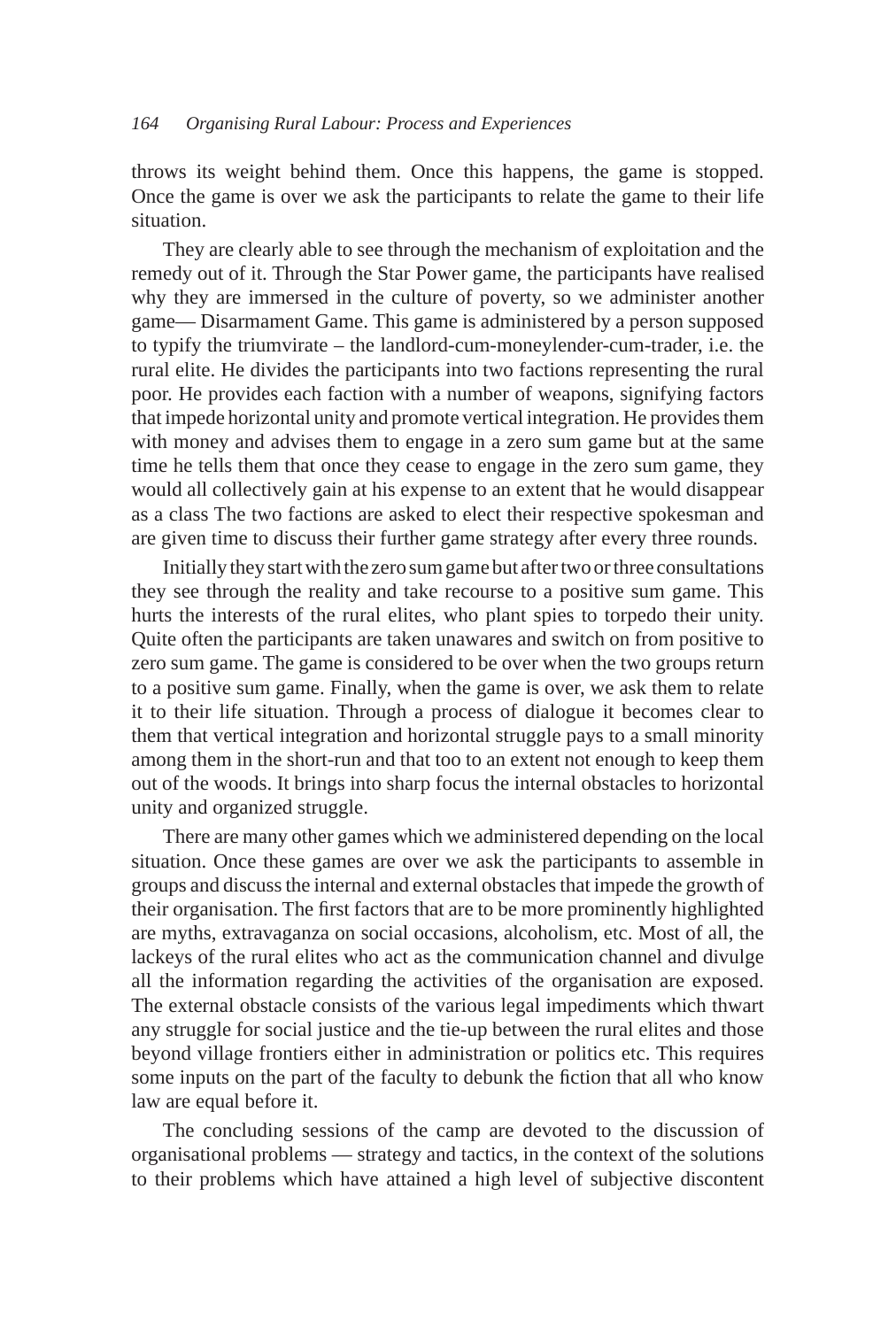throws its weight behind them. Once this happens, the game is stopped. Once the game is over we ask the participants to relate the game to their life situation.

They are clearly able to see through the mechanism of exploitation and the remedy out of it. Through the Star Power game, the participants have realised why they are immersed in the culture of poverty, so we administer another game— Disarmament Game. This game is administered by a person supposed to typify the triumvirate – the landlord-cum-moneylender-cum-trader, i.e. the rural elite. He divides the participants into two factions representing the rural poor. He provides each faction with a number of weapons, signifying factors that impede horizontal unity and promote vertical integration. He provides them with money and advises them to engage in a zero sum game but at the same time he tells them that once they cease to engage in the zero sum game, they would all collectively gain at his expense to an extent that he would disappear as a class The two factions are asked to elect their respective spokesman and are given time to discuss their further game strategy after every three rounds.

Initially they start with the zero sum game but after two or three consultations they see through the reality and take recourse to a positive sum game. This hurts the interests of the rural elites, who plant spies to torpedo their unity. Quite often the participants are taken unawares and switch on from positive to zero sum game. The game is considered to be over when the two groups return to a positive sum game. Finally, when the game is over, we ask them to relate it to their life situation. Through a process of dialogue it becomes clear to them that vertical integration and horizontal struggle pays to a small minority among them in the short-run and that too to an extent not enough to keep them out of the woods. It brings into sharp focus the internal obstacles to horizontal unity and organized struggle.

There are many other games which we administered depending on the local situation. Once these games are over we ask the participants to assemble in groups and discuss the internal and external obstacles that impede the growth of their organisation. The first factors that are to be more prominently highlighted are myths, extravaganza on social occasions, alcoholism, etc. Most of all, the lackeys of the rural elites who act as the communication channel and divulge all the information regarding the activities of the organisation are exposed. The external obstacle consists of the various legal impediments which thwart any struggle for social justice and the tie-up between the rural elites and those beyond village frontiers either in administration or politics etc. This requires some inputs on the part of the faculty to debunk the fiction that all who know law are equal before it.

The concluding sessions of the camp are devoted to the discussion of organisational problems — strategy and tactics, in the context of the solutions to their problems which have attained a high level of subjective discontent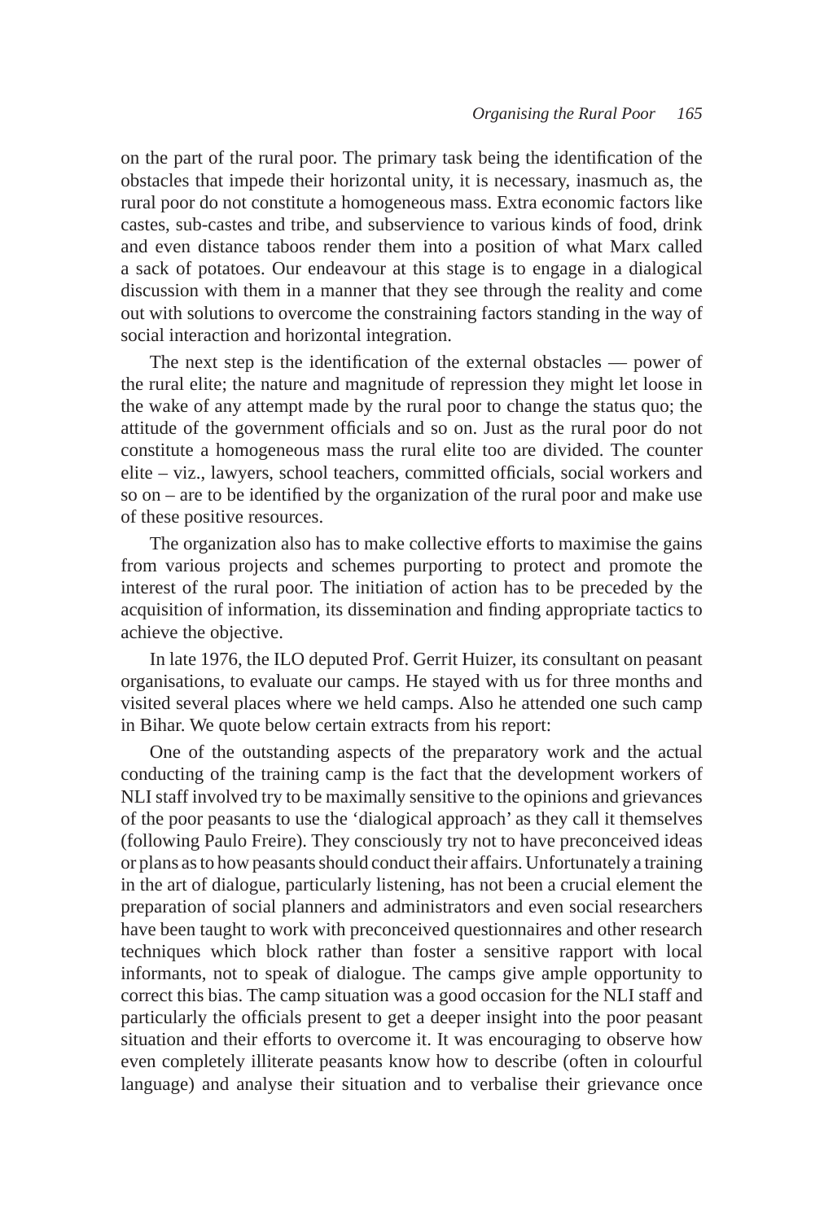on the part of the rural poor. The primary task being the identification of the obstacles that impede their horizontal unity, it is necessary, inasmuch as, the rural poor do not constitute a homogeneous mass. Extra economic factors like castes, sub-castes and tribe, and subservience to various kinds of food, drink and even distance taboos render them into a position of what Marx called a sack of potatoes. Our endeavour at this stage is to engage in a dialogical discussion with them in a manner that they see through the reality and come out with solutions to overcome the constraining factors standing in the way of social interaction and horizontal integration.

The next step is the identification of the external obstacles — power of the rural elite; the nature and magnitude of repression they might let loose in the wake of any attempt made by the rural poor to change the status quo; the attitude of the government officials and so on. Just as the rural poor do not constitute a homogeneous mass the rural elite too are divided. The counter elite – viz., lawyers, school teachers, committed officials, social workers and so on – are to be identified by the organization of the rural poor and make use of these positive resources.

The organization also has to make collective efforts to maximise the gains from various projects and schemes purporting to protect and promote the interest of the rural poor. The initiation of action has to be preceded by the acquisition of information, its dissemination and finding appropriate tactics to achieve the objective.

In late 1976, the ILO deputed Prof. Gerrit Huizer, its consultant on peasant organisations, to evaluate our camps. He stayed with us for three months and visited several places where we held camps. Also he attended one such camp in Bihar. We quote below certain extracts from his report:

One of the outstanding aspects of the preparatory work and the actual conducting of the training camp is the fact that the development workers of NLI staff involved try to be maximally sensitive to the opinions and grievances of the poor peasants to use the 'dialogical approach' as they call it themselves (following Paulo Freire). They consciously try not to have preconceived ideas or plans as to how peasants should conduct their affairs. Unfortunately a training in the art of dialogue, particularly listening, has not been a crucial element the preparation of social planners and administrators and even social researchers have been taught to work with preconceived questionnaires and other research techniques which block rather than foster a sensitive rapport with local informants, not to speak of dialogue. The camps give ample opportunity to correct this bias. The camp situation was a good occasion for the NLI staff and particularly the officials present to get a deeper insight into the poor peasant situation and their efforts to overcome it. It was encouraging to observe how even completely illiterate peasants know how to describe (often in colourful language) and analyse their situation and to verbalise their grievance once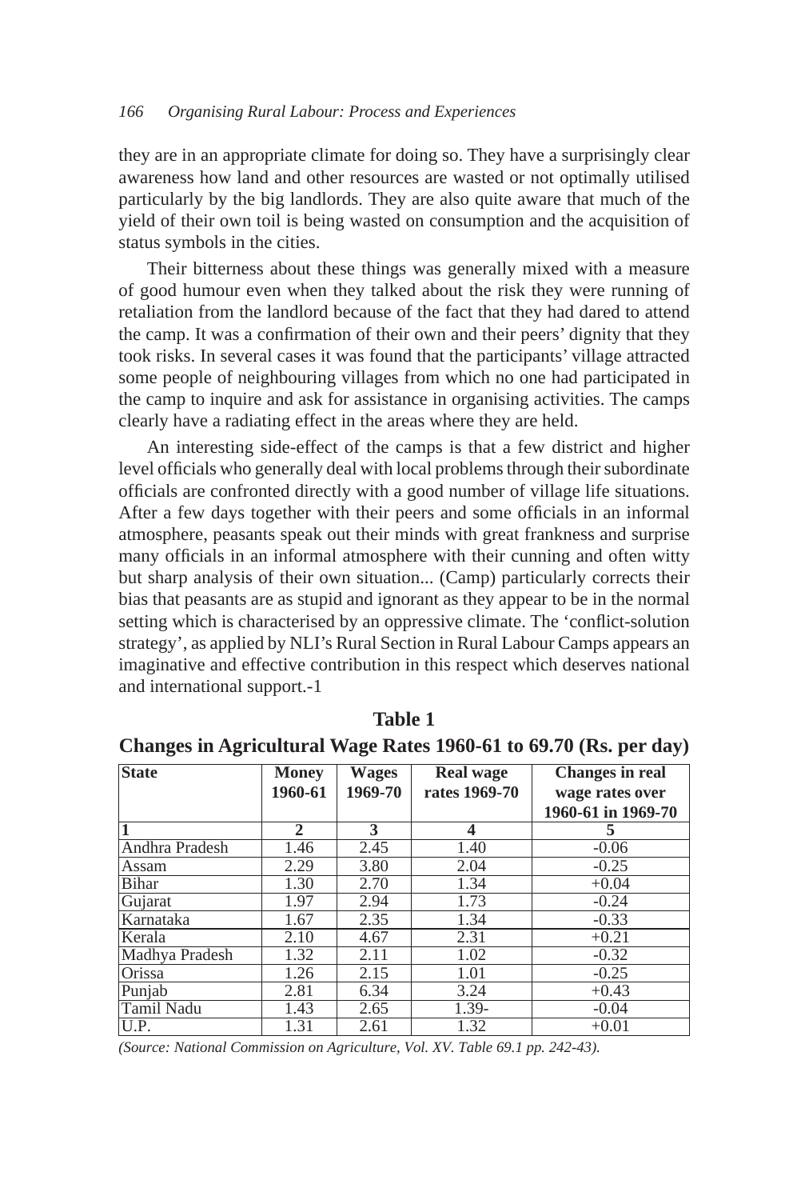they are in an appropriate climate for doing so. They have a surprisingly clear awareness how land and other resources are wasted or not optimally utilised particularly by the big landlords. They are also quite aware that much of the yield of their own toil is being wasted on consumption and the acquisition of status symbols in the cities.

Their bitterness about these things was generally mixed with a measure of good humour even when they talked about the risk they were running of retaliation from the landlord because of the fact that they had dared to attend the camp. It was a confirmation of their own and their peers' dignity that they took risks. In several cases it was found that the participants' village attracted some people of neighbouring villages from which no one had participated in the camp to inquire and ask for assistance in organising activities. The camps clearly have a radiating effect in the areas where they are held.

An interesting side-effect of the camps is that a few district and higher level officials who generally deal with local problems through their subordinate officials are confronted directly with a good number of village life situations. After a few days together with their peers and some officials in an informal atmosphere, peasants speak out their minds with great frankness and surprise many officials in an informal atmosphere with their cunning and often witty but sharp analysis of their own situation... (Camp) particularly corrects their bias that peasants are as stupid and ignorant as they appear to be in the normal setting which is characterised by an oppressive climate. The 'conflict-solution strategy', as applied by NLI's Rural Section in Rural Labour Camps appears an imaginative and effective contribution in this respect which deserves national and international support.-1

**Table 1**

**Changes in Agricultural Wage Rates 1960-61 to 69.70 (Rs. per day)**

| State | Money 1960-61 | Wages 1969-70 | Real wage rates 1969-70 | Changes in real wage rates over 1960-61 in 1969-70 |
|---|---|---|---|---|
| 1 | 2 | 3 | 4 | 5 |
| Andhra Pradesh | 1.46 | 2.45 | 1.40 | -0.06 |
| Assam | 2.29 | 3.80 | 2.04 | -0.25 |
| Bihar | 1.30 | 2.70 | 1.34 | +0.04 |
| Gujarat | 1.97 | 2.94 | 1.73 | -0.24 |
| Karnataka | 1.67 | 2.35 | 1.34 | -0.33 |
| Kerala | 2.10 | 4.67 | 2.31 | +0.21 |
| Madhya Pradesh | 1.32 | 2.11 | 1.02 | -0.32 |
| Orissa | 1.26 | 2.15 | 1.01 | -0.25 |
| Punjab | 2.81 | 6.34 | 3.24 | +0.43 |
| Tamil Nadu | 1.43 | 2.65 | 1.39- | -0.04 |
| U.P. | 1.31 | 2.61 | 1.32 | +0.01 |

*(Source: National Commission on Agriculture, Vol. XV. Table 69.1 pp. 242-43).*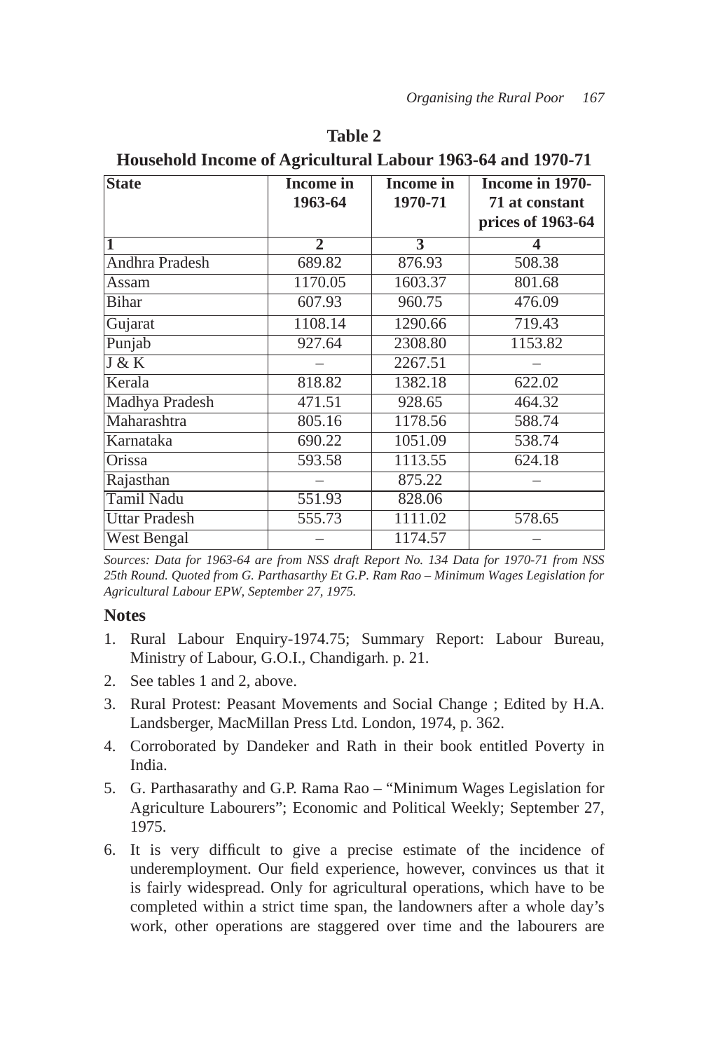**Table 2**

**Household Income of Agricultural Labour 1963-64 and 1970-71**

| State | Income in 1963-64 | Income in 1970-71 | Income in 1970-71 at constant prices of 1963-64 |
|---|---|---|---|
| 1 | 2 | 3 | 4 |
| Andhra Pradesh | 689.82 | 876.93 | 508.38 |
| Assam | 1170.05 | 1603.37 | 801.68 |
| Bihar | 607.93 | 960.75 | 476.09 |
| Gujarat | 1108.14 | 1290.66 | 719.43 |
| Punjab | 927.64 | 2308.80 | 1153.82 |
| J & K | – | 2267.51 | – |
| Kerala | 818.82 | 1382.18 | 622.02 |
| Madhya Pradesh | 471.51 | 928.65 | 464.32 |
| Maharashtra | 805.16 | 1178.56 | 588.74 |
| Karnataka | 690.22 | 1051.09 | 538.74 |
| Orissa | 593.58 | 1113.55 | 624.18 |
| Rajasthan | – | 875.22 | – |
| Tamil Nadu | 551.93 | 828.06 | |
| Uttar Pradesh | 555.73 | 1111.02 | 578.65 |
| West Bengal | – | 1174.57 | – |

*Sources: Data for 1963-64 are from NSS draft Report No. 134 Data for 1970-71 from NSS 25th Round. Quoted from G. Parthasarthy Et G.P. Ram Rao – Minimum Wages Legislation for Agricultural Labour EPW, September 27, 1975.*

## Notes

1. Rural Labour Enquiry-1974.75; Summary Report: Labour Bureau, Ministry of Labour, G.O.I., Chandigarh. p. 21.
2. See tables 1 and 2, above.
3. Rural Protest: Peasant Movements and Social Change ; Edited by H.A. Landsberger, MacMillan Press Ltd. London, 1974, p. 362.
4. Corroborated by Dandeker and Rath in their book entitled Poverty in India.
5. G. Parthasarathy and G.P. Rama Rao – "Minimum Wages Legislation for Agriculture Labourers"; Economic and Political Weekly; September 27, 1975.
6. It is very difficult to give a precise estimate of the incidence of underemployment. Our field experience, however, convinces us that it is fairly widespread. Only for agricultural operations, which have to be completed within a strict time span, the landowners after a whole day's work, other operations are staggered over time and the labourers are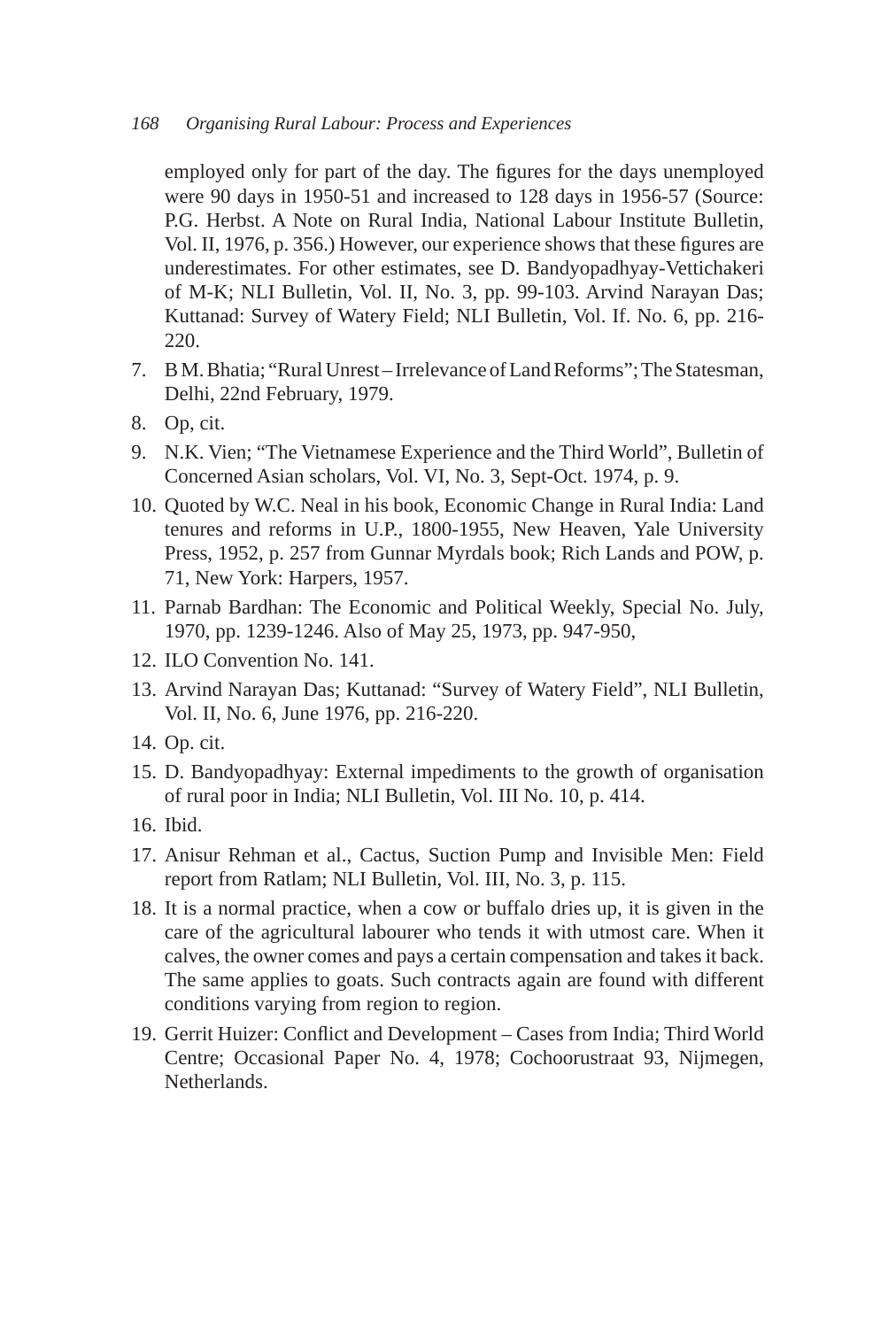employed only for part of the day. The figures for the days unemployed were 90 days in 1950-51 and increased to 128 days in 1956-57 (Source: P.G. Herbst. A Note on Rural India, National Labour Institute Bulletin, Vol. II, 1976, p. 356.) However, our experience shows that these figures are underestimates. For other estimates, see D. Bandyopadhyay-Vettichakeri of M-K; NLI Bulletin, Vol. II, No. 3, pp. 99-103. Arvind Narayan Das; Kuttanad: Survey of Watery Field; NLI Bulletin, Vol. If. No. 6, pp. 216-220.

7. B M. Bhatia; "Rural Unrest – Irrelevance of Land Reforms"; The Statesman, Delhi, 22nd February, 1979.
8. Op, cit.
9. N.K. Vien; "The Vietnamese Experience and the Third World", Bulletin of Concerned Asian scholars, Vol. VI, No. 3, Sept-Oct. 1974, p. 9.
10. Quoted by W.C. Neal in his book, Economic Change in Rural India: Land tenures and reforms in U.P., 1800-1955, New Heaven, Yale University Press, 1952, p. 257 from Gunnar Myrdals book; Rich Lands and POW, p. 71, New York: Harpers, 1957.
11. Parnab Bardhan: The Economic and Political Weekly, Special No. July, 1970, pp. 1239-1246. Also of May 25, 1973, pp. 947-950,
12. ILO Convention No. 141.
13. Arvind Narayan Das; Kuttanad: "Survey of Watery Field", NLI Bulletin, Vol. II, No. 6, June 1976, pp. 216-220.
14. Op. cit.
15. D. Bandyopadhyay: External impediments to the growth of organisation of rural poor in India; NLI Bulletin, Vol. III No. 10, p. 414.
16. Ibid.
17. Anisur Rehman et al., Cactus, Suction Pump and Invisible Men: Field report from Ratlam; NLI Bulletin, Vol. III, No. 3, p. 115.
18. It is a normal practice, when a cow or buffalo dries up, it is given in the care of the agricultural labourer who tends it with utmost care. When it calves, the owner comes and pays a certain compensation and takes it back. The same applies to goats. Such contracts again are found with different conditions varying from region to region.
19. Gerrit Huizer: Conflict and Development – Cases from India; Third World Centre; Occasional Paper No. 4, 1978; Cochoorustraat 93, Nijmegen, Netherlands.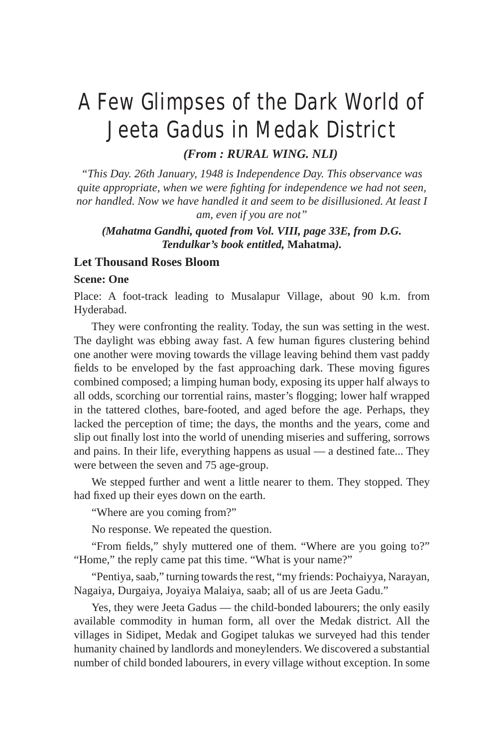# A Few Glimpses of the Dark World of Jeeta Gadus in Medak District

***(From : RURAL WING. NLI)***

*"This Day. 26th January, 1948 is Independence Day. This observance was quite appropriate, when we were fighting for independence we had not seen, nor handled. Now we have handled it and seem to be disillusioned. At least I am, even if you are not"*

***(Mahatma Gandhi, quoted from Vol. VIII, page 33E, from D.G. Tendulkar's book entitled,* Mahatma*).***

### Let Thousand Roses Bloom

#### Scene: One

Place: A foot-track leading to Musalapur Village, about 90 k.m. from Hyderabad.

They were confronting the reality. Today, the sun was setting in the west. The daylight was ebbing away fast. A few human figures clustering behind one another were moving towards the village leaving behind them vast paddy fields to be enveloped by the fast approaching dark. These moving figures combined composed; a limping human body, exposing its upper half always to all odds, scorching our torrential rains, master's flogging; lower half wrapped in the tattered clothes, bare-footed, and aged before the age. Perhaps, they lacked the perception of time; the days, the months and the years, come and slip out finally lost into the world of unending miseries and suffering, sorrows and pains. In their life, everything happens as usual — a destined fate... They were between the seven and 75 age-group.

We stepped further and went a little nearer to them. They stopped. They had fixed up their eyes down on the earth.

"Where are you coming from?"

No response. We repeated the question.

"From fields," shyly muttered one of them. "Where are you going to?" "Home," the reply came pat this time. "What is your name?"

"Pentiya, saab," turning towards the rest, "my friends: Pochaiyya, Narayan, Nagaiya, Durgaiya, Joyaiya Malaiya, saab; all of us are Jeeta Gadu."

Yes, they were Jeeta Gadus — the child-bonded labourers; the only easily available commodity in human form, all over the Medak district. All the villages in Sidipet, Medak and Gogipet talukas we surveyed had this tender humanity chained by landlords and moneylenders. We discovered a substantial number of child bonded labourers, in every village without exception. In some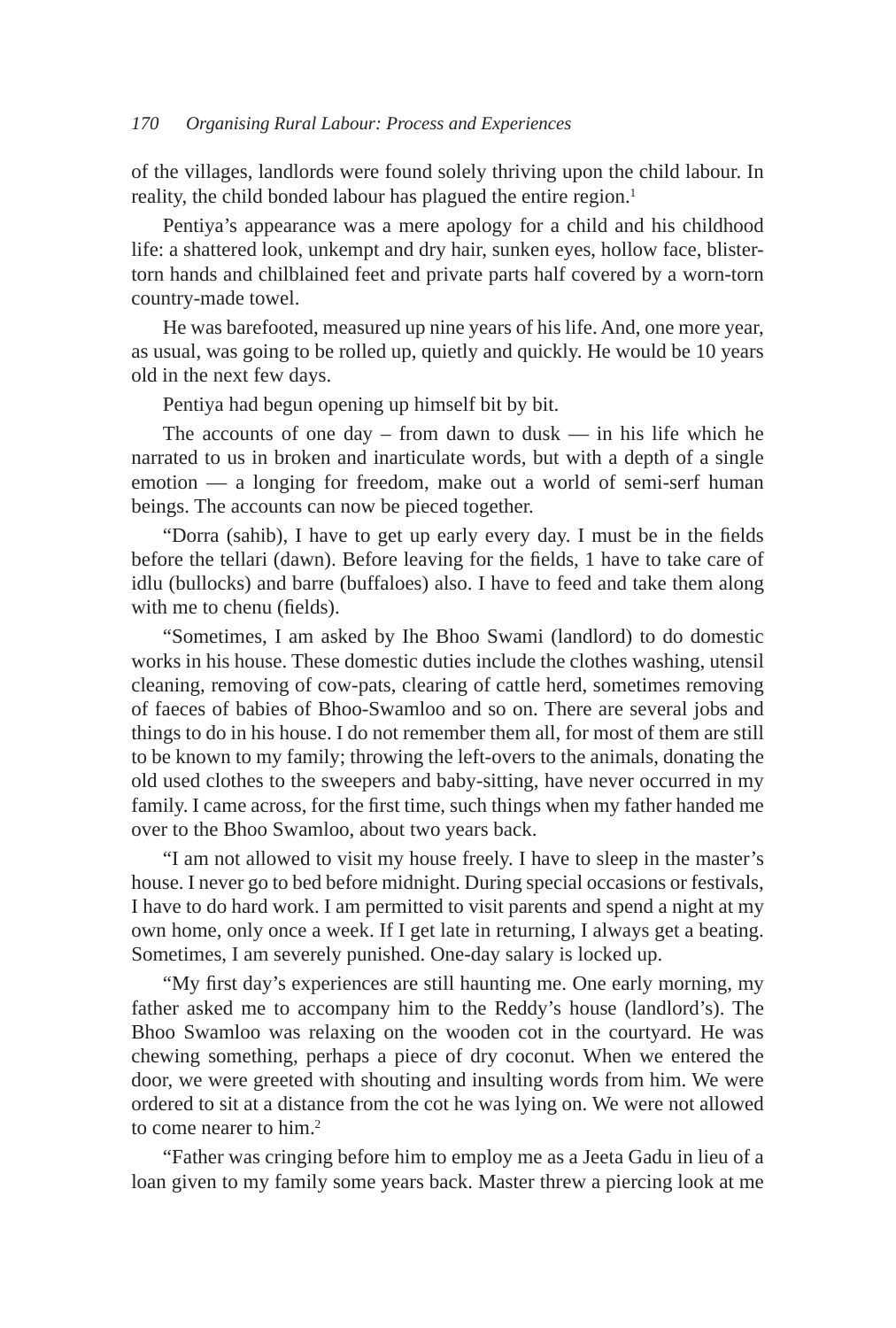of the villages, landlords were found solely thriving upon the child labour. In reality, the child bonded labour has plagued the entire region.[1]

Pentiya's appearance was a mere apology for a child and his childhood life: a shattered look, unkempt and dry hair, sunken eyes, hollow face, blister-torn hands and chilblained feet and private parts half covered by a worn-torn country-made towel.

He was barefooted, measured up nine years of his life. And, one more year, as usual, was going to be rolled up, quietly and quickly. He would be 10 years old in the next few days.

Pentiya had begun opening up himself bit by bit.

The accounts of one day – from dawn to dusk — in his life which he narrated to us in broken and inarticulate words, but with a depth of a single emotion — a longing for freedom, make out a world of semi-serf human beings. The accounts can now be pieced together.

"Dorra (sahib), I have to get up early every day. I must be in the fields before the tellari (dawn). Before leaving for the fields, 1 have to take care of idlu (bullocks) and barre (buffaloes) also. I have to feed and take them along with me to chenu (fields).

"Sometimes, I am asked by Ihe Bhoo Swami (landlord) to do domestic works in his house. These domestic duties include the clothes washing, utensil cleaning, removing of cow-pats, clearing of cattle herd, sometimes removing of faeces of babies of Bhoo-Swamloo and so on. There are several jobs and things to do in his house. I do not remember them all, for most of them are still to be known to my family; throwing the left-overs to the animals, donating the old used clothes to the sweepers and baby-sitting, have never occurred in my family. I came across, for the first time, such things when my father handed me over to the Bhoo Swamloo, about two years back.

"I am not allowed to visit my house freely. I have to sleep in the master's house. I never go to bed before midnight. During special occasions or festivals, I have to do hard work. I am permitted to visit parents and spend a night at my own home, only once a week. If I get late in returning, I always get a beating. Sometimes, I am severely punished. One-day salary is locked up.

"My first day's experiences are still haunting me. One early morning, my father asked me to accompany him to the Reddy's house (landlord's). The Bhoo Swamloo was relaxing on the wooden cot in the courtyard. He was chewing something, perhaps a piece of dry coconut. When we entered the door, we were greeted with shouting and insulting words from him. We were ordered to sit at a distance from the cot he was lying on. We were not allowed to come nearer to him.[2]

"Father was cringing before him to employ me as a Jeeta Gadu in lieu of a loan given to my family some years back. Master threw a piercing look at me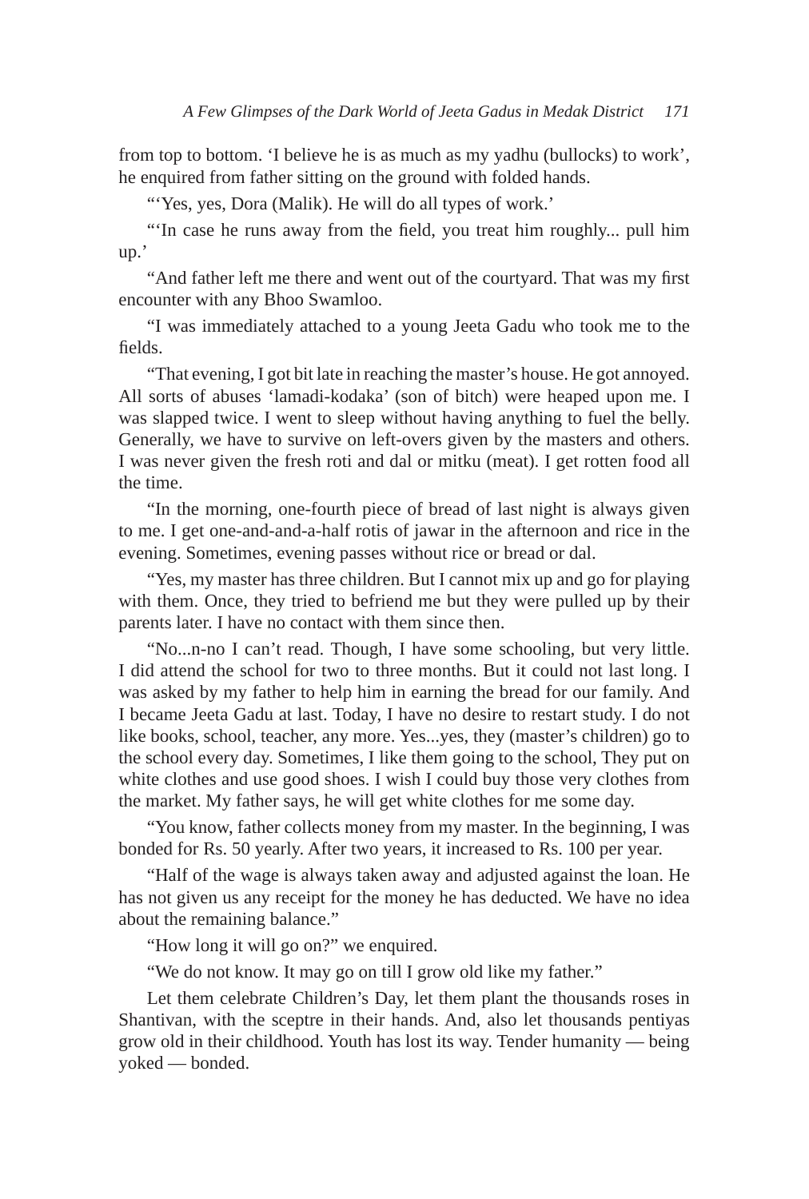from top to bottom. 'I believe he is as much as my yadhu (bullocks) to work', he enquired from father sitting on the ground with folded hands.

"'Yes, yes, Dora (Malik). He will do all types of work.'

"'In case he runs away from the field, you treat him roughly... pull him up.'

"And father left me there and went out of the courtyard. That was my first encounter with any Bhoo Swamloo.

"I was immediately attached to a young Jeeta Gadu who took me to the fields.

"That evening, I got bit late in reaching the master's house. He got annoyed. All sorts of abuses 'lamadi-kodaka' (son of bitch) were heaped upon me. I was slapped twice. I went to sleep without having anything to fuel the belly. Generally, we have to survive on left-overs given by the masters and others. I was never given the fresh roti and dal or mitku (meat). I get rotten food all the time.

"In the morning, one-fourth piece of bread of last night is always given to me. I get one-and-and-a-half rotis of jawar in the afternoon and rice in the evening. Sometimes, evening passes without rice or bread or dal.

"Yes, my master has three children. But I cannot mix up and go for playing with them. Once, they tried to befriend me but they were pulled up by their parents later. I have no contact with them since then.

"No...n-no I can't read. Though, I have some schooling, but very little. I did attend the school for two to three months. But it could not last long. I was asked by my father to help him in earning the bread for our family. And I became Jeeta Gadu at last. Today, I have no desire to restart study. I do not like books, school, teacher, any more. Yes...yes, they (master's children) go to the school every day. Sometimes, I like them going to the school, They put on white clothes and use good shoes. I wish I could buy those very clothes from the market. My father says, he will get white clothes for me some day.

"You know, father collects money from my master. In the beginning, I was bonded for Rs. 50 yearly. After two years, it increased to Rs. 100 per year.

"Half of the wage is always taken away and adjusted against the loan. He has not given us any receipt for the money he has deducted. We have no idea about the remaining balance."

"How long it will go on?" we enquired.

"We do not know. It may go on till I grow old like my father."

Let them celebrate Children's Day, let them plant the thousands roses in Shantivan, with the sceptre in their hands. And, also let thousands pentiyas grow old in their childhood. Youth has lost its way. Tender humanity — being yoked — bonded.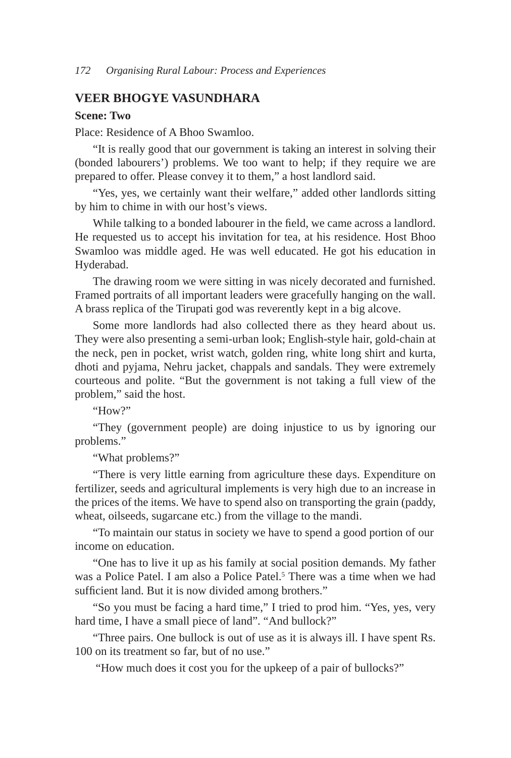## VEER BHOGYE VASUNDHARA

**Scene: Two**

Place: Residence of A Bhoo Swamloo.

"It is really good that our government is taking an interest in solving their (bonded labourers') problems. We too want to help; if they require we are prepared to offer. Please convey it to them," a host landlord said.

"Yes, yes, we certainly want their welfare," added other landlords sitting by him to chime in with our host's views.

While talking to a bonded labourer in the field, we came across a landlord. He requested us to accept his invitation for tea, at his residence. Host Bhoo Swamloo was middle aged. He was well educated. He got his education in Hyderabad.

The drawing room we were sitting in was nicely decorated and furnished. Framed portraits of all important leaders were gracefully hanging on the wall. A brass replica of the Tirupati god was reverently kept in a big alcove.

Some more landlords had also collected there as they heard about us. They were also presenting a semi-urban look; English-style hair, gold-chain at the neck, pen in pocket, wrist watch, golden ring, white long shirt and kurta, dhoti and pyjama, Nehru jacket, chappals and sandals. They were extremely courteous and polite. "But the government is not taking a full view of the problem," said the host.

"How?"

"They (government people) are doing injustice to us by ignoring our problems."

"What problems?"

"There is very little earning from agriculture these days. Expenditure on fertilizer, seeds and agricultural implements is very high due to an increase in the prices of the items. We have to spend also on transporting the grain (paddy, wheat, oilseeds, sugarcane etc.) from the village to the mandi.

"To maintain our status in society we have to spend a good portion of our income on education.

"One has to live it up as his family at social position demands. My father was a Police Patel. I am also a Police Patel.[5] There was a time when we had sufficient land. But it is now divided among brothers."

"So you must be facing a hard time," I tried to prod him. "Yes, yes, very hard time, I have a small piece of land". "And bullock?"

"Three pairs. One bullock is out of use as it is always ill. I have spent Rs. 100 on its treatment so far, but of no use."

"How much does it cost you for the upkeep of a pair of bullocks?"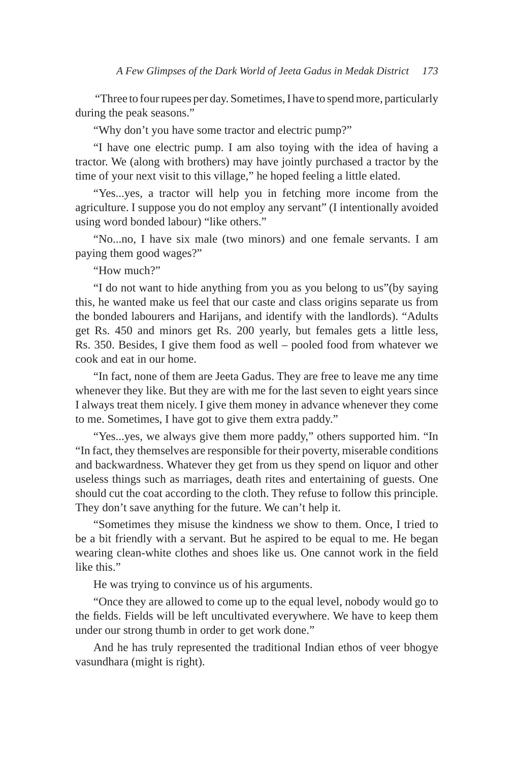"Three to four rupees per day. Sometimes, I have to spend more, particularly during the peak seasons."

"Why don't you have some tractor and electric pump?"

"I have one electric pump. I am also toying with the idea of having a tractor. We (along with brothers) may have jointly purchased a tractor by the time of your next visit to this village," he hoped feeling a little elated.

"Yes...yes, a tractor will help you in fetching more income from the agriculture. I suppose you do not employ any servant" (I intentionally avoided using word bonded labour) "like others."

"No...no, I have six male (two minors) and one female servants. I am paying them good wages?"

"How much?"

"I do not want to hide anything from you as you belong to us"(by saying this, he wanted make us feel that our caste and class origins separate us from the bonded labourers and Harijans, and identify with the landlords). "Adults get Rs. 450 and minors get Rs. 200 yearly, but females gets a little less, Rs. 350. Besides, I give them food as well – pooled food from whatever we cook and eat in our home.

"In fact, none of them are Jeeta Gadus. They are free to leave me any time whenever they like. But they are with me for the last seven to eight years since I always treat them nicely. I give them money in advance whenever they come to me. Sometimes, I have got to give them extra paddy."

"Yes...yes, we always give them more paddy," others supported him. "In "In fact, they themselves are responsible for their poverty, miserable conditions and backwardness. Whatever they get from us they spend on liquor and other useless things such as marriages, death rites and entertaining of guests. One should cut the coat according to the cloth. They refuse to follow this principle. They don't save anything for the future. We can't help it.

"Sometimes they misuse the kindness we show to them. Once, I tried to be a bit friendly with a servant. But he aspired to be equal to me. He began wearing clean-white clothes and shoes like us. One cannot work in the field like this."

He was trying to convince us of his arguments.

"Once they are allowed to come up to the equal level, nobody would go to the fields. Fields will be left uncultivated everywhere. We have to keep them under our strong thumb in order to get work done."

And he has truly represented the traditional Indian ethos of veer bhogye vasundhara (might is right).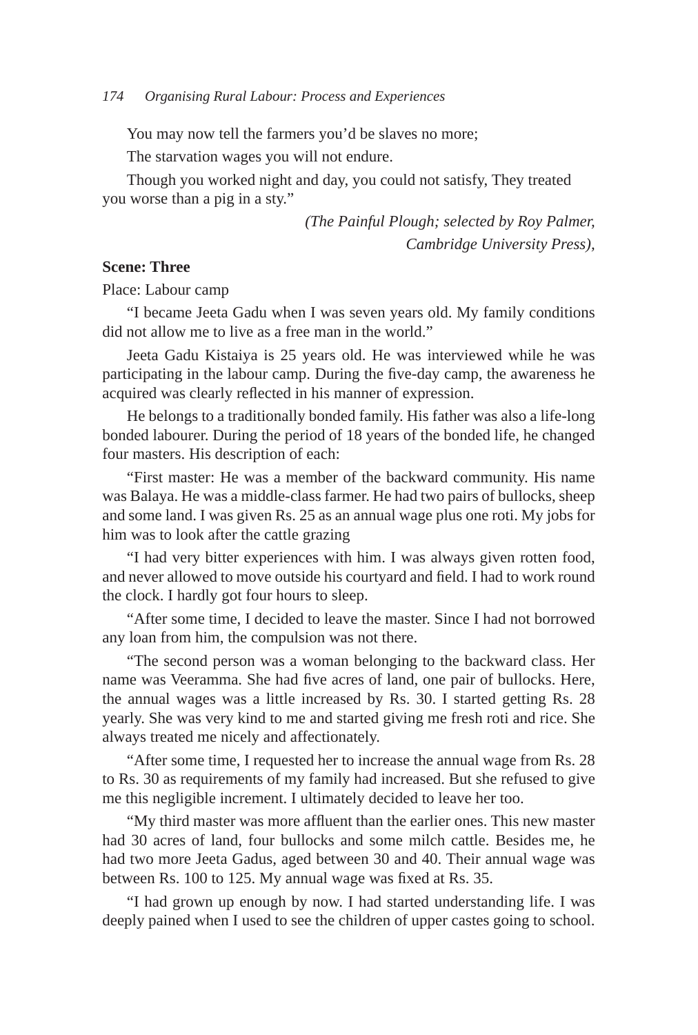You may now tell the farmers you'd be slaves no more;

The starvation wages you will not endure.

Though you worked night and day, you could not satisfy, They treated you worse than a pig in a sty."

*(The Painful Plough; selected by Roy Palmer, Cambridge University Press),*

**Scene: Three**

Place: Labour camp

"I became Jeeta Gadu when I was seven years old. My family conditions did not allow me to live as a free man in the world."

Jeeta Gadu Kistaiya is 25 years old. He was interviewed while he was participating in the labour camp. During the five-day camp, the awareness he acquired was clearly reflected in his manner of expression.

He belongs to a traditionally bonded family. His father was also a life-long bonded labourer. During the period of 18 years of the bonded life, he changed four masters. His description of each:

"First master: He was a member of the backward community. His name was Balaya. He was a middle-class farmer. He had two pairs of bullocks, sheep and some land. I was given Rs. 25 as an annual wage plus one roti. My jobs for him was to look after the cattle grazing

"I had very bitter experiences with him. I was always given rotten food, and never allowed to move outside his courtyard and field. I had to work round the clock. I hardly got four hours to sleep.

"After some time, I decided to leave the master. Since I had not borrowed any loan from him, the compulsion was not there.

"The second person was a woman belonging to the backward class. Her name was Veeramma. She had five acres of land, one pair of bullocks. Here, the annual wages was a little increased by Rs. 30. I started getting Rs. 28 yearly. She was very kind to me and started giving me fresh roti and rice. She always treated me nicely and affectionately.

"After some time, I requested her to increase the annual wage from Rs. 28 to Rs. 30 as requirements of my family had increased. But she refused to give me this negligible increment. I ultimately decided to leave her too.

"My third master was more affluent than the earlier ones. This new master had 30 acres of land, four bullocks and some milch cattle. Besides me, he had two more Jeeta Gadus, aged between 30 and 40. Their annual wage was between Rs. 100 to 125. My annual wage was fixed at Rs. 35.

"I had grown up enough by now. I had started understanding life. I was deeply pained when I used to see the children of upper castes going to school.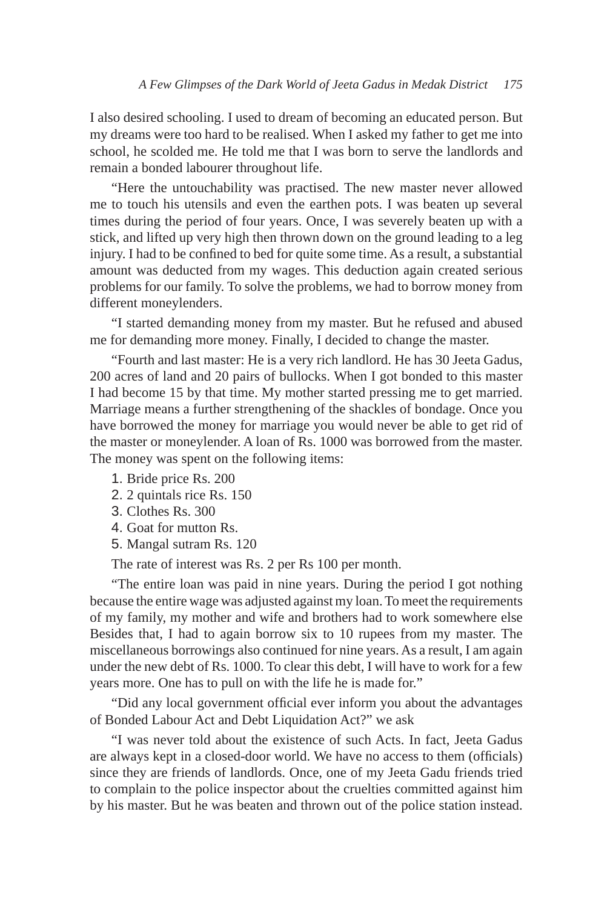I also desired schooling. I used to dream of becoming an educated person. But my dreams were too hard to be realised. When I asked my father to get me into school, he scolded me. He told me that I was born to serve the landlords and remain a bonded labourer throughout life.

"Here the untouchability was practised. The new master never allowed me to touch his utensils and even the earthen pots. I was beaten up several times during the period of four years. Once, I was severely beaten up with a stick, and lifted up very high then thrown down on the ground leading to a leg injury. I had to be confined to bed for quite some time. As a result, a substantial amount was deducted from my wages. This deduction again created serious problems for our family. To solve the problems, we had to borrow money from different moneylenders.

"I started demanding money from my master. But he refused and abused me for demanding more money. Finally, I decided to change the master.

"Fourth and last master: He is a very rich landlord. He has 30 Jeeta Gadus, 200 acres of land and 20 pairs of bullocks. When I got bonded to this master I had become 15 by that time. My mother started pressing me to get married. Marriage means a further strengthening of the shackles of bondage. Once you have borrowed the money for marriage you would never be able to get rid of the master or moneylender. A loan of Rs. 1000 was borrowed from the master. The money was spent on the following items:

1. Bride price Rs. 200
2. 2 quintals rice Rs. 150
3. Clothes Rs. 300
4. Goat for mutton Rs.
5. Mangal sutram Rs. 120

The rate of interest was Rs. 2 per Rs 100 per month.

"The entire loan was paid in nine years. During the period I got nothing because the entire wage was adjusted against my loan. To meet the requirements of my family, my mother and wife and brothers had to work somewhere else Besides that, I had to again borrow six to 10 rupees from my master. The miscellaneous borrowings also continued for nine years. As a result, I am again under the new debt of Rs. 1000. To clear this debt, I will have to work for a few years more. One has to pull on with the life he is made for."

"Did any local government official ever inform you about the advantages of Bonded Labour Act and Debt Liquidation Act?" we ask

"I was never told about the existence of such Acts. In fact, Jeeta Gadus are always kept in a closed-door world. We have no access to them (officials) since they are friends of landlords. Once, one of my Jeeta Gadu friends tried to complain to the police inspector about the cruelties committed against him by his master. But he was beaten and thrown out of the police station instead.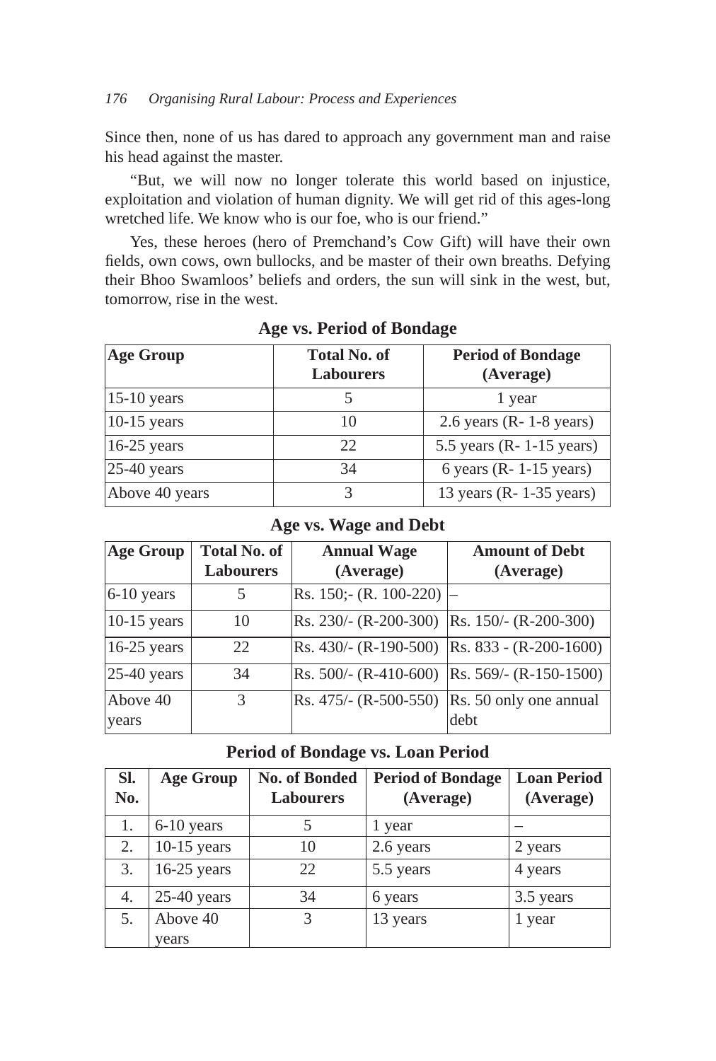Since then, none of us has dared to approach any government man and raise his head against the master.

"But, we will now no longer tolerate this world based on injustice, exploitation and violation of human dignity. We will get rid of this ages-long wretched life. We know who is our foe, who is our friend."

Yes, these heroes (hero of Premchand's Cow Gift) will have their own fields, own cows, own bullocks, and be master of their own breaths. Defying their Bhoo Swamloos' beliefs and orders, the sun will sink in the west, but, tomorrow, rise in the west.

**Age vs. Period of Bondage**

| Age Group | Total No. of Labourers | Period of Bondage (Average) |
|---|---|---|
| 15-10 years | 5 | 1 year |
| 10-15 years | 10 | 2.6 years (R- 1-8 years) |
| 16-25 years | 22 | 5.5 years (R- 1-15 years) |
| 25-40 years | 34 | 6 years (R- 1-15 years) |
| Above 40 years | 3 | 13 years (R- 1-35 years) |

**Age vs. Wage and Debt**

| Age Group | Total No. of Labourers | Annual Wage (Average) | Amount of Debt (Average) |
|---|---|---|---|
| 6-10 years | 5 | Rs. 150;- (R. 100-220) | – |
| 10-15 years | 10 | Rs. 230/- (R-200-300) | Rs. 150/- (R-200-300) |
| 16-25 years | 22 | Rs. 430/- (R-190-500) | Rs. 833 - (R-200-1600) |
| 25-40 years | 34 | Rs. 500/- (R-410-600) | Rs. 569/- (R-150-1500) |
| Above 40 years | 3 | Rs. 475/- (R-500-550) | Rs. 50 only one annual debt |

**Period of Bondage vs. Loan Period**

| Sl. No. | Age Group | No. of Bonded Labourers | Period of Bondage (Average) | Loan Period (Average) |
|---|---|---|---|---|
| 1. | 6-10 years | 5 | 1 year | – |
| 2. | 10-15 years | 10 | 2.6 years | 2 years |
| 3. | 16-25 years | 22 | 5.5 years | 4 years |
| 4. | 25-40 years | 34 | 6 years | 3.5 years |
| 5. | Above 40 years | 3 | 13 years | 1 year |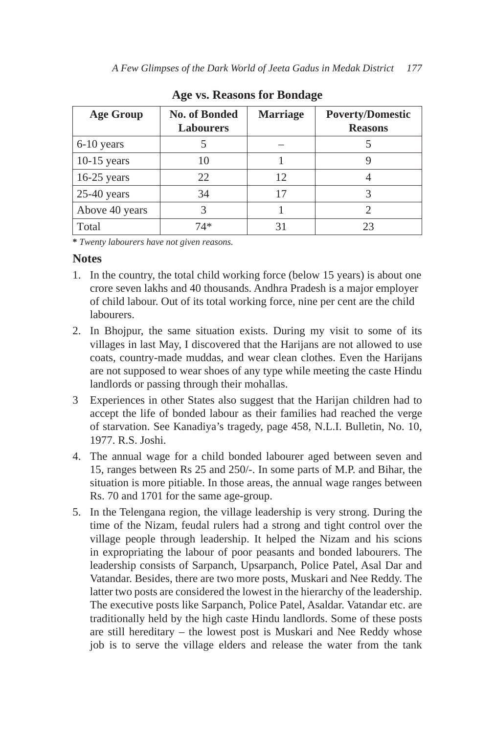**Age vs. Reasons for Bondage**

| Age Group | No. of Bonded Labourers | Marriage | Poverty/Domestic Reasons |
|---|---|---|---|
| 6-10 years | 5 | – | 5 |
| 10-15 years | 10 | 1 | 9 |
| 16-25 years | 22 | 12 | 4 |
| 25-40 years | 34 | 17 | 3 |
| Above 40 years | 3 | 1 | 2 |
| Total | 74* | 31 | 23 |

**\*** *Twenty labourers have not given reasons.*

## Notes

1. In the country, the total child working force (below 15 years) is about one crore seven lakhs and 40 thousands. Andhra Pradesh is a major employer of child labour. Out of its total working force, nine per cent are the child labourers.
2. In Bhojpur, the same situation exists. During my visit to some of its villages in last May, I discovered that the Harijans are not allowed to use coats, country-made muddas, and wear clean clothes. Even the Harijans are not supposed to wear shoes of any type while meeting the caste Hindu landlords or passing through their mohallas.
3. Experiences in other States also suggest that the Harijan children had to accept the life of bonded labour as their families had reached the verge of starvation. See Kanadiya's tragedy, page 458, N.L.I. Bulletin, No. 10, 1977. R.S. Joshi.
4. The annual wage for a child bonded labourer aged between seven and 15, ranges between Rs 25 and 250/-. In some parts of M.P. and Bihar, the situation is more pitiable. In those areas, the annual wage ranges between Rs. 70 and 1701 for the same age-group.
5. In the Telengana region, the village leadership is very strong. During the time of the Nizam, feudal rulers had a strong and tight control over the village people through leadership. It helped the Nizam and his scions in expropriating the labour of poor peasants and bonded labourers. The leadership consists of Sarpanch, Upsarpanch, Police Patel, Asal Dar and Vatandar. Besides, there are two more posts, Muskari and Nee Reddy. The latter two posts are considered the lowest in the hierarchy of the leadership. The executive posts like Sarpanch, Police Patel, Asaldar. Vatandar etc. are traditionally held by the high caste Hindu landlords. Some of these posts are still hereditary – the lowest post is Muskari and Nee Reddy whose job is to serve the village elders and release the water from the tank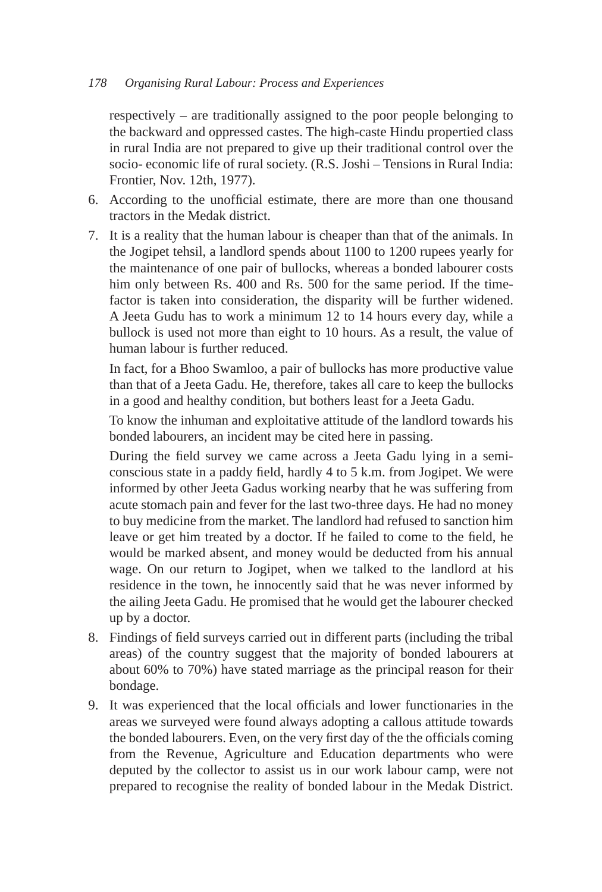respectively – are traditionally assigned to the poor people belonging to the backward and oppressed castes. The high-caste Hindu propertied class in rural India are not prepared to give up their traditional control over the socio- economic life of rural society. (R.S. Joshi – Tensions in Rural India: Frontier, Nov. 12th, 1977).

6. According to the unofficial estimate, there are more than one thousand tractors in the Medak district.

7. It is a reality that the human labour is cheaper than that of the animals. In the Jogipet tehsil, a landlord spends about 1100 to 1200 rupees yearly for the maintenance of one pair of bullocks, whereas a bonded labourer costs him only between Rs. 400 and Rs. 500 for the same period. If the time-factor is taken into consideration, the disparity will be further widened. A Jeeta Gudu has to work a minimum 12 to 14 hours every day, while a bullock is used not more than eight to 10 hours. As a result, the value of human labour is further reduced.

   In fact, for a Bhoo Swamloo, a pair of bullocks has more productive value than that of a Jeeta Gadu. He, therefore, takes all care to keep the bullocks in a good and healthy condition, but bothers least for a Jeeta Gadu.

   To know the inhuman and exploitative attitude of the landlord towards his bonded labourers, an incident may be cited here in passing.

   During the field survey we came across a Jeeta Gadu lying in a semi-conscious state in a paddy field, hardly 4 to 5 k.m. from Jogipet. We were informed by other Jeeta Gadus working nearby that he was suffering from acute stomach pain and fever for the last two-three days. He had no money to buy medicine from the market. The landlord had refused to sanction him leave or get him treated by a doctor. If he failed to come to the field, he would be marked absent, and money would be deducted from his annual wage. On our return to Jogipet, when we talked to the landlord at his residence in the town, he innocently said that he was never informed by the ailing Jeeta Gadu. He promised that he would get the labourer checked up by a doctor.

8. Findings of field surveys carried out in different parts (including the tribal areas) of the country suggest that the majority of bonded labourers at about 60% to 70%) have stated marriage as the principal reason for their bondage.

9. It was experienced that the local officials and lower functionaries in the areas we surveyed were found always adopting a callous attitude towards the bonded labourers. Even, on the very first day of the the officials coming from the Revenue, Agriculture and Education departments who were deputed by the collector to assist us in our work labour camp, were not prepared to recognise the reality of bonded labour in the Medak District.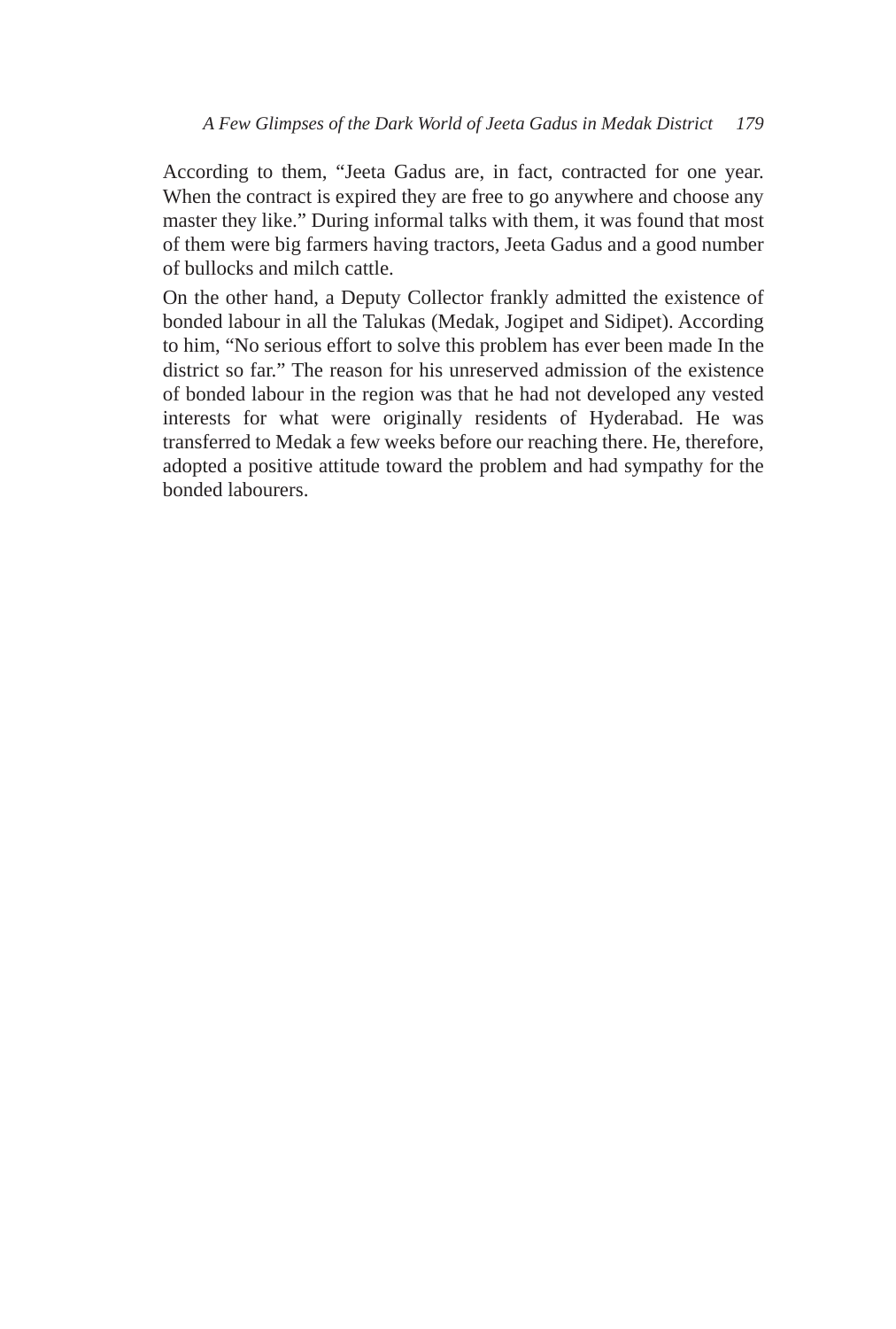According to them, "Jeeta Gadus are, in fact, contracted for one year. When the contract is expired they are free to go anywhere and choose any master they like." During informal talks with them, it was found that most of them were big farmers having tractors, Jeeta Gadus and a good number of bullocks and milch cattle.

On the other hand, a Deputy Collector frankly admitted the existence of bonded labour in all the Talukas (Medak, Jogipet and Sidipet). According to him, "No serious effort to solve this problem has ever been made In the district so far." The reason for his unreserved admission of the existence of bonded labour in the region was that he had not developed any vested interests for what were originally residents of Hyderabad. He was transferred to Medak a few weeks before our reaching there. He, therefore, adopted a positive attitude toward the problem and had sympathy for the bonded labourers.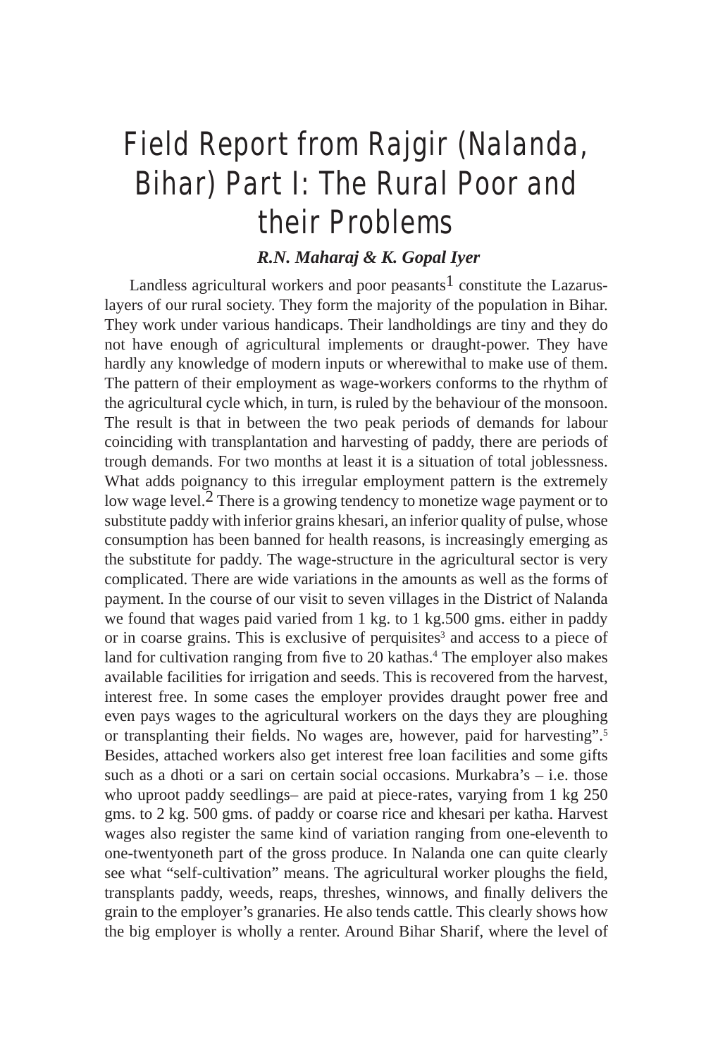# Field Report from Rajgir (Nalanda, Bihar) Part I: The Rural Poor and their Problems

***R.N. Maharaj & K. Gopal Iyer***

Landless agricultural workers and poor peasants[1] constitute the Lazarus-layers of our rural society. They form the majority of the population in Bihar. They work under various handicaps. Their landholdings are tiny and they do not have enough of agricultural implements or draught-power. They have hardly any knowledge of modern inputs or wherewithal to make use of them. The pattern of their employment as wage-workers conforms to the rhythm of the agricultural cycle which, in turn, is ruled by the behaviour of the monsoon. The result is that in between the two peak periods of demands for labour coinciding with transplantation and harvesting of paddy, there are periods of trough demands. For two months at least it is a situation of total joblessness. What adds poignancy to this irregular employment pattern is the extremely low wage level.[2] There is a growing tendency to monetize wage payment or to substitute paddy with inferior grains khesari, an inferior quality of pulse, whose consumption has been banned for health reasons, is increasingly emerging as the substitute for paddy. The wage-structure in the agricultural sector is very complicated. There are wide variations in the amounts as well as the forms of payment. In the course of our visit to seven villages in the District of Nalanda we found that wages paid varied from 1 kg. to 1 kg.500 gms. either in paddy or in coarse grains. This is exclusive of perquisites[3] and access to a piece of land for cultivation ranging from five to 20 kathas.[4] The employer also makes available facilities for irrigation and seeds. This is recovered from the harvest, interest free. In some cases the employer provides draught power free and even pays wages to the agricultural workers on the days they are ploughing or transplanting their fields. No wages are, however, paid for harvesting".[5] Besides, attached workers also get interest free loan facilities and some gifts such as a dhoti or a sari on certain social occasions. Murkabra's – i.e. those who uproot paddy seedlings– are paid at piece-rates, varying from 1 kg 250 gms. to 2 kg. 500 gms. of paddy or coarse rice and khesari per katha. Harvest wages also register the same kind of variation ranging from one-eleventh to one-twentyoneth part of the gross produce. In Nalanda one can quite clearly see what "self-cultivation" means. The agricultural worker ploughs the field, transplants paddy, weeds, reaps, threshes, winnows, and finally delivers the grain to the employer's granaries. He also tends cattle. This clearly shows how the big employer is wholly a renter. Around Bihar Sharif, where the level of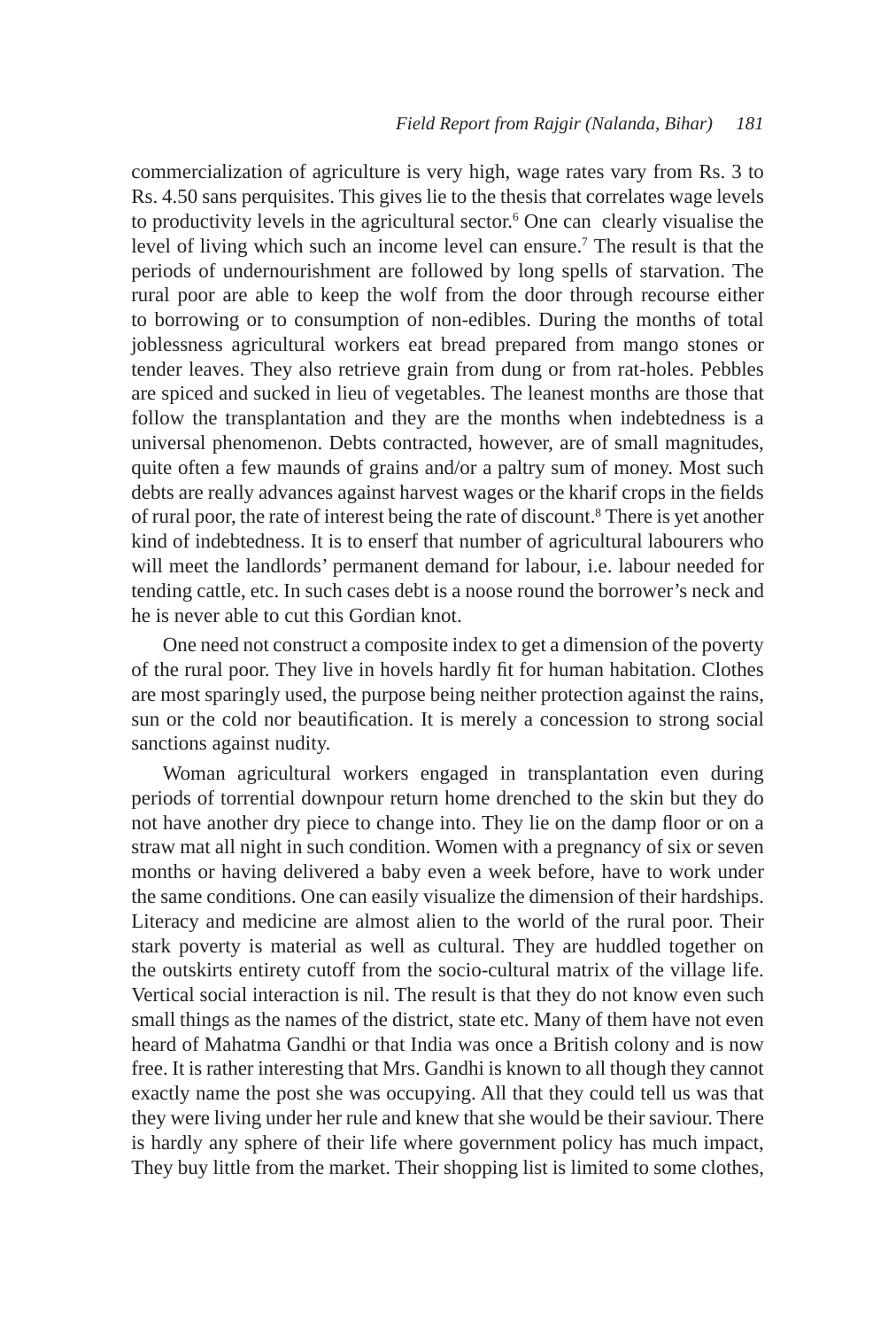commercialization of agriculture is very high, wage rates vary from Rs. 3 to Rs. 4.50 sans perquisites. This gives lie to the thesis that correlates wage levels to productivity levels in the agricultural sector.[6] One can clearly visualise the level of living which such an income level can ensure.[7] The result is that the periods of undernourishment are followed by long spells of starvation. The rural poor are able to keep the wolf from the door through recourse either to borrowing or to consumption of non-edibles. During the months of total joblessness agricultural workers eat bread prepared from mango stones or tender leaves. They also retrieve grain from dung or from rat-holes. Pebbles are spiced and sucked in lieu of vegetables. The leanest months are those that follow the transplantation and they are the months when indebtedness is a universal phenomenon. Debts contracted, however, are of small magnitudes, quite often a few maunds of grains and/or a paltry sum of money. Most such debts are really advances against harvest wages or the kharif crops in the fields of rural poor, the rate of interest being the rate of discount.[8] There is yet another kind of indebtedness. It is to enserf that number of agricultural labourers who will meet the landlords' permanent demand for labour, i.e. labour needed for tending cattle, etc. In such cases debt is a noose round the borrower's neck and he is never able to cut this Gordian knot.

One need not construct a composite index to get a dimension of the poverty of the rural poor. They live in hovels hardly fit for human habitation. Clothes are most sparingly used, the purpose being neither protection against the rains, sun or the cold nor beautification. It is merely a concession to strong social sanctions against nudity.

Woman agricultural workers engaged in transplantation even during periods of torrential downpour return home drenched to the skin but they do not have another dry piece to change into. They lie on the damp floor or on a straw mat all night in such condition. Women with a pregnancy of six or seven months or having delivered a baby even a week before, have to work under the same conditions. One can easily visualize the dimension of their hardships. Literacy and medicine are almost alien to the world of the rural poor. Their stark poverty is material as well as cultural. They are huddled together on the outskirts entirety cutoff from the socio-cultural matrix of the village life. Vertical social interaction is nil. The result is that they do not know even such small things as the names of the district, state etc. Many of them have not even heard of Mahatma Gandhi or that India was once a British colony and is now free. It is rather interesting that Mrs. Gandhi is known to all though they cannot exactly name the post she was occupying. All that they could tell us was that they were living under her rule and knew that she would be their saviour. There is hardly any sphere of their life where government policy has much impact, They buy little from the market. Their shopping list is limited to some clothes,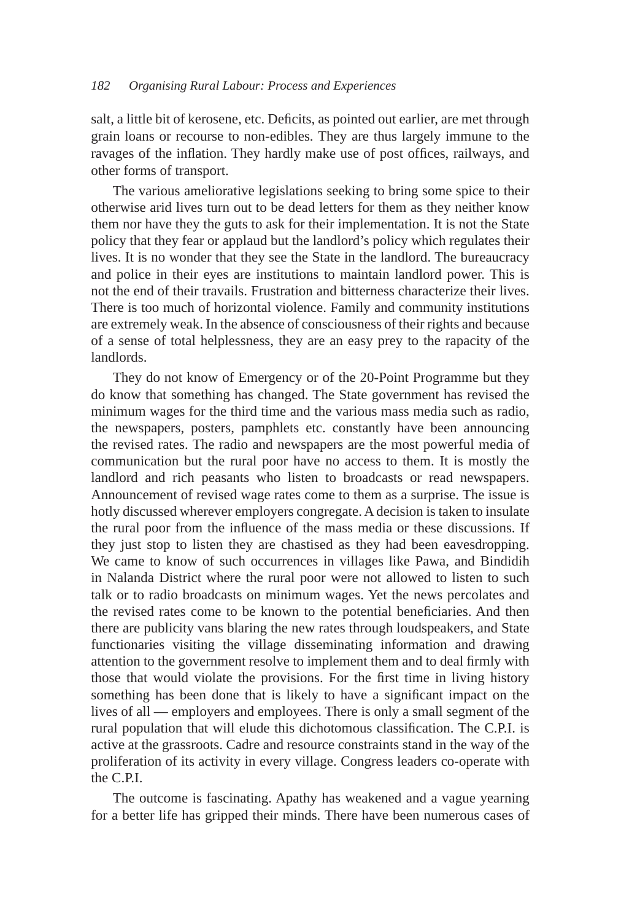salt, a little bit of kerosene, etc. Deficits, as pointed out earlier, are met through grain loans or recourse to non-edibles. They are thus largely immune to the ravages of the inflation. They hardly make use of post offices, railways, and other forms of transport.

The various ameliorative legislations seeking to bring some spice to their otherwise arid lives turn out to be dead letters for them as they neither know them nor have they the guts to ask for their implementation. It is not the State policy that they fear or applaud but the landlord's policy which regulates their lives. It is no wonder that they see the State in the landlord. The bureaucracy and police in their eyes are institutions to maintain landlord power. This is not the end of their travails. Frustration and bitterness characterize their lives. There is too much of horizontal violence. Family and community institutions are extremely weak. In the absence of consciousness of their rights and because of a sense of total helplessness, they are an easy prey to the rapacity of the landlords.

They do not know of Emergency or of the 20-Point Programme but they do know that something has changed. The State government has revised the minimum wages for the third time and the various mass media such as radio, the newspapers, posters, pamphlets etc. constantly have been announcing the revised rates. The radio and newspapers are the most powerful media of communication but the rural poor have no access to them. It is mostly the landlord and rich peasants who listen to broadcasts or read newspapers. Announcement of revised wage rates come to them as a surprise. The issue is hotly discussed wherever employers congregate. A decision is taken to insulate the rural poor from the influence of the mass media or these discussions. If they just stop to listen they are chastised as they had been eavesdropping. We came to know of such occurrences in villages like Pawa, and Bindidih in Nalanda District where the rural poor were not allowed to listen to such talk or to radio broadcasts on minimum wages. Yet the news percolates and the revised rates come to be known to the potential beneficiaries. And then there are publicity vans blaring the new rates through loudspeakers, and State functionaries visiting the village disseminating information and drawing attention to the government resolve to implement them and to deal firmly with those that would violate the provisions. For the first time in living history something has been done that is likely to have a significant impact on the lives of all — employers and employees. There is only a small segment of the rural population that will elude this dichotomous classification. The C.P.I. is active at the grassroots. Cadre and resource constraints stand in the way of the proliferation of its activity in every village. Congress leaders co-operate with the C.P.I.

The outcome is fascinating. Apathy has weakened and a vague yearning for a better life has gripped their minds. There have been numerous cases of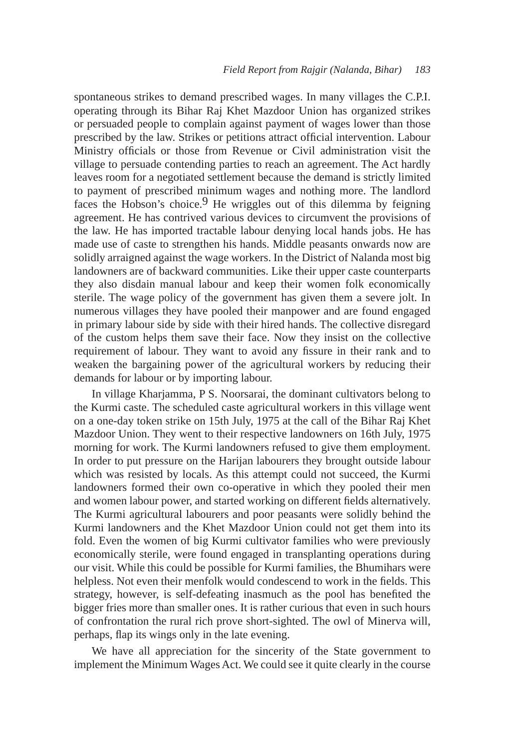spontaneous strikes to demand prescribed wages. In many villages the C.P.I. operating through its Bihar Raj Khet Mazdoor Union has organized strikes or persuaded people to complain against payment of wages lower than those prescribed by the law. Strikes or petitions attract official intervention. Labour Ministry officials or those from Revenue or Civil administration visit the village to persuade contending parties to reach an agreement. The Act hardly leaves room for a negotiated settlement because the demand is strictly limited to payment of prescribed minimum wages and nothing more. The landlord faces the Hobson's choice.[9] He wriggles out of this dilemma by feigning agreement. He has contrived various devices to circumvent the provisions of the law. He has imported tractable labour denying local hands jobs. He has made use of caste to strengthen his hands. Middle peasants onwards now are solidly arraigned against the wage workers. In the District of Nalanda most big landowners are of backward communities. Like their upper caste counterparts they also disdain manual labour and keep their women folk economically sterile. The wage policy of the government has given them a severe jolt. In numerous villages they have pooled their manpower and are found engaged in primary labour side by side with their hired hands. The collective disregard of the custom helps them save their face. Now they insist on the collective requirement of labour. They want to avoid any fissure in their rank and to weaken the bargaining power of the agricultural workers by reducing their demands for labour or by importing labour.

In village Kharjamma, P S. Noorsarai, the dominant cultivators belong to the Kurmi caste. The scheduled caste agricultural workers in this village went on a one-day token strike on 15th July, 1975 at the call of the Bihar Raj Khet Mazdoor Union. They went to their respective landowners on 16th July, 1975 morning for work. The Kurmi landowners refused to give them employment. In order to put pressure on the Harijan labourers they brought outside labour which was resisted by locals. As this attempt could not succeed, the Kurmi landowners formed their own co-operative in which they pooled their men and women labour power, and started working on different fields alternatively. The Kurmi agricultural labourers and poor peasants were solidly behind the Kurmi landowners and the Khet Mazdoor Union could not get them into its fold. Even the women of big Kurmi cultivator families who were previously economically sterile, were found engaged in transplanting operations during our visit. While this could be possible for Kurmi families, the Bhumihars were helpless. Not even their menfolk would condescend to work in the fields. This strategy, however, is self-defeating inasmuch as the pool has benefited the bigger fries more than smaller ones. It is rather curious that even in such hours of confrontation the rural rich prove short-sighted. The owl of Minerva will, perhaps, flap its wings only in the late evening.

We have all appreciation for the sincerity of the State government to implement the Minimum Wages Act. We could see it quite clearly in the course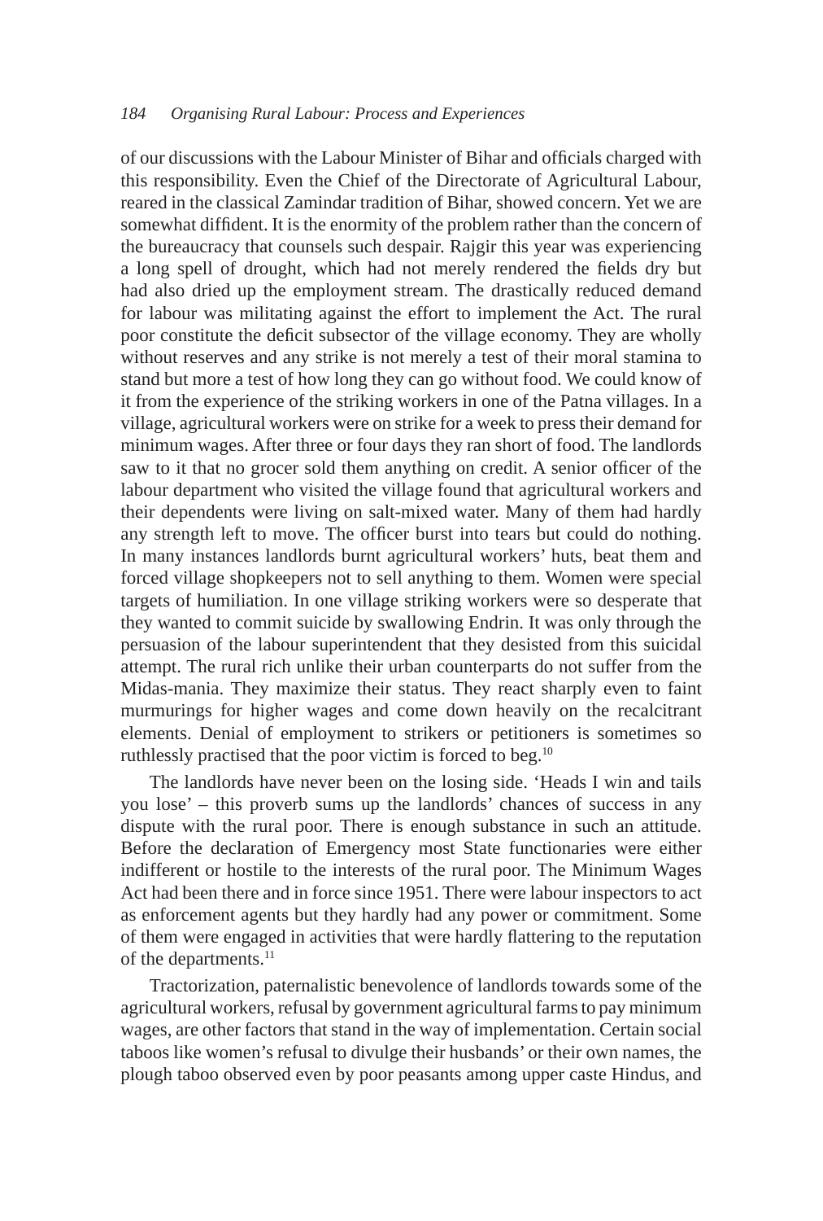of our discussions with the Labour Minister of Bihar and officials charged with this responsibility. Even the Chief of the Directorate of Agricultural Labour, reared in the classical Zamindar tradition of Bihar, showed concern. Yet we are somewhat diffident. It is the enormity of the problem rather than the concern of the bureaucracy that counsels such despair. Rajgir this year was experiencing a long spell of drought, which had not merely rendered the fields dry but had also dried up the employment stream. The drastically reduced demand for labour was militating against the effort to implement the Act. The rural poor constitute the deficit subsector of the village economy. They are wholly without reserves and any strike is not merely a test of their moral stamina to stand but more a test of how long they can go without food. We could know of it from the experience of the striking workers in one of the Patna villages. In a village, agricultural workers were on strike for a week to press their demand for minimum wages. After three or four days they ran short of food. The landlords saw to it that no grocer sold them anything on credit. A senior officer of the labour department who visited the village found that agricultural workers and their dependents were living on salt-mixed water. Many of them had hardly any strength left to move. The officer burst into tears but could do nothing. In many instances landlords burnt agricultural workers' huts, beat them and forced village shopkeepers not to sell anything to them. Women were special targets of humiliation. In one village striking workers were so desperate that they wanted to commit suicide by swallowing Endrin. It was only through the persuasion of the labour superintendent that they desisted from this suicidal attempt. The rural rich unlike their urban counterparts do not suffer from the Midas-mania. They maximize their status. They react sharply even to faint murmurings for higher wages and come down heavily on the recalcitrant elements. Denial of employment to strikers or petitioners is sometimes so ruthlessly practised that the poor victim is forced to beg.[10]

The landlords have never been on the losing side. 'Heads I win and tails you lose' – this proverb sums up the landlords' chances of success in any dispute with the rural poor. There is enough substance in such an attitude. Before the declaration of Emergency most State functionaries were either indifferent or hostile to the interests of the rural poor. The Minimum Wages Act had been there and in force since 1951. There were labour inspectors to act as enforcement agents but they hardly had any power or commitment. Some of them were engaged in activities that were hardly flattering to the reputation of the departments.[11]

Tractorization, paternalistic benevolence of landlords towards some of the agricultural workers, refusal by government agricultural farms to pay minimum wages, are other factors that stand in the way of implementation. Certain social taboos like women's refusal to divulge their husbands' or their own names, the plough taboo observed even by poor peasants among upper caste Hindus, and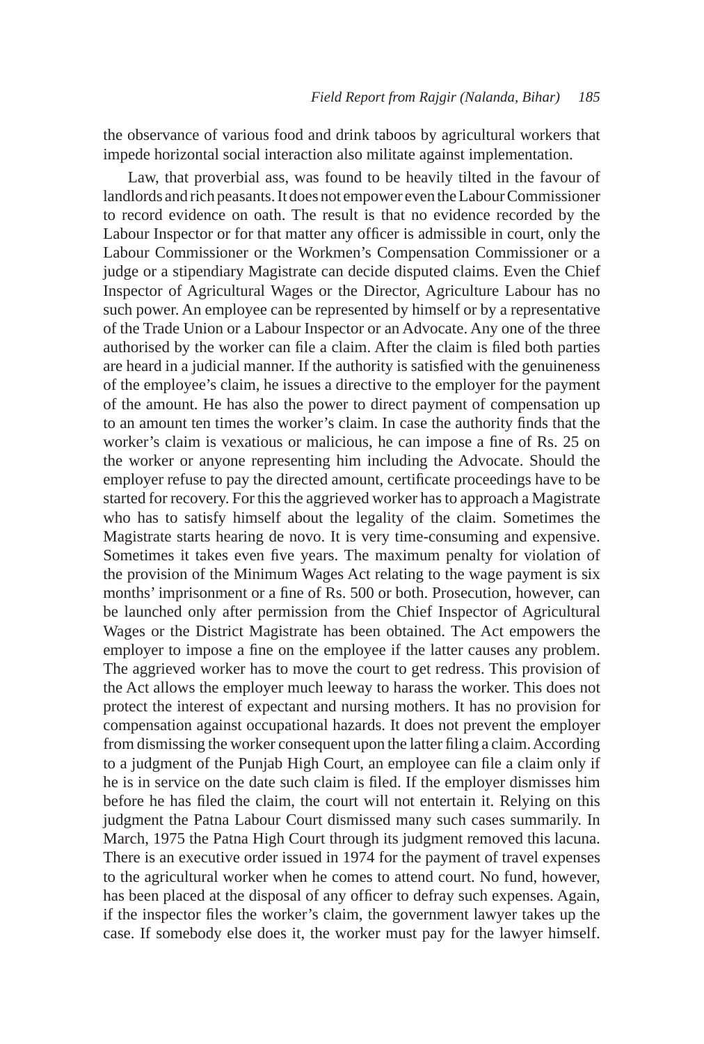the observance of various food and drink taboos by agricultural workers that impede horizontal social interaction also militate against implementation.

Law, that proverbial ass, was found to be heavily tilted in the favour of landlords and rich peasants. It does not empower even the Labour Commissioner to record evidence on oath. The result is that no evidence recorded by the Labour Inspector or for that matter any officer is admissible in court, only the Labour Commissioner or the Workmen's Compensation Commissioner or a judge or a stipendiary Magistrate can decide disputed claims. Even the Chief Inspector of Agricultural Wages or the Director, Agriculture Labour has no such power. An employee can be represented by himself or by a representative of the Trade Union or a Labour Inspector or an Advocate. Any one of the three authorised by the worker can file a claim. After the claim is filed both parties are heard in a judicial manner. If the authority is satisfied with the genuineness of the employee's claim, he issues a directive to the employer for the payment of the amount. He has also the power to direct payment of compensation up to an amount ten times the worker's claim. In case the authority finds that the worker's claim is vexatious or malicious, he can impose a fine of Rs. 25 on the worker or anyone representing him including the Advocate. Should the employer refuse to pay the directed amount, certificate proceedings have to be started for recovery. For this the aggrieved worker has to approach a Magistrate who has to satisfy himself about the legality of the claim. Sometimes the Magistrate starts hearing de novo. It is very time-consuming and expensive. Sometimes it takes even five years. The maximum penalty for violation of the provision of the Minimum Wages Act relating to the wage payment is six months' imprisonment or a fine of Rs. 500 or both. Prosecution, however, can be launched only after permission from the Chief Inspector of Agricultural Wages or the District Magistrate has been obtained. The Act empowers the employer to impose a fine on the employee if the latter causes any problem. The aggrieved worker has to move the court to get redress. This provision of the Act allows the employer much leeway to harass the worker. This does not protect the interest of expectant and nursing mothers. It has no provision for compensation against occupational hazards. It does not prevent the employer from dismissing the worker consequent upon the latter filing a claim. According to a judgment of the Punjab High Court, an employee can file a claim only if he is in service on the date such claim is filed. If the employer dismisses him before he has filed the claim, the court will not entertain it. Relying on this judgment the Patna Labour Court dismissed many such cases summarily. In March, 1975 the Patna High Court through its judgment removed this lacuna. There is an executive order issued in 1974 for the payment of travel expenses to the agricultural worker when he comes to attend court. No fund, however, has been placed at the disposal of any officer to defray such expenses. Again, if the inspector files the worker's claim, the government lawyer takes up the case. If somebody else does it, the worker must pay for the lawyer himself.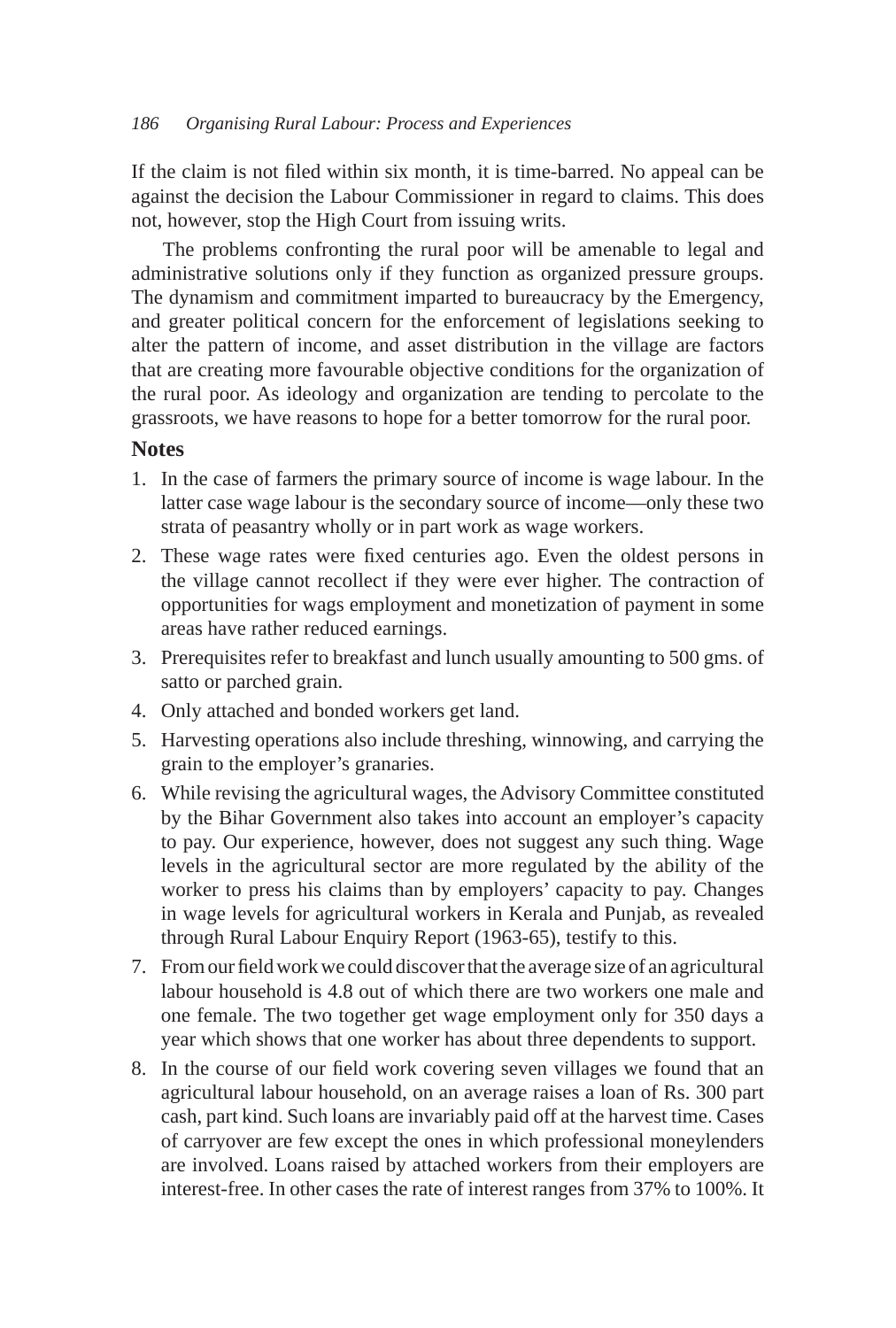If the claim is not filed within six month, it is time-barred. No appeal can be against the decision the Labour Commissioner in regard to claims. This does not, however, stop the High Court from issuing writs.

The problems confronting the rural poor will be amenable to legal and administrative solutions only if they function as organized pressure groups. The dynamism and commitment imparted to bureaucracy by the Emergency, and greater political concern for the enforcement of legislations seeking to alter the pattern of income, and asset distribution in the village are factors that are creating more favourable objective conditions for the organization of the rural poor. As ideology and organization are tending to percolate to the grassroots, we have reasons to hope for a better tomorrow for the rural poor.

## Notes

1. In the case of farmers the primary source of income is wage labour. In the latter case wage labour is the secondary source of income—only these two strata of peasantry wholly or in part work as wage workers.
2. These wage rates were fixed centuries ago. Even the oldest persons in the village cannot recollect if they were ever higher. The contraction of opportunities for wags employment and monetization of payment in some areas have rather reduced earnings.
3. Prerequisites refer to breakfast and lunch usually amounting to 500 gms. of satto or parched grain.
4. Only attached and bonded workers get land.
5. Harvesting operations also include threshing, winnowing, and carrying the grain to the employer's granaries.
6. While revising the agricultural wages, the Advisory Committee constituted by the Bihar Government also takes into account an employer's capacity to pay. Our experience, however, does not suggest any such thing. Wage levels in the agricultural sector are more regulated by the ability of the worker to press his claims than by employers' capacity to pay. Changes in wage levels for agricultural workers in Kerala and Punjab, as revealed through Rural Labour Enquiry Report (1963-65), testify to this.
7. From our field work we could discover that the average size of an agricultural labour household is 4.8 out of which there are two workers one male and one female. The two together get wage employment only for 350 days a year which shows that one worker has about three dependents to support.
8. In the course of our field work covering seven villages we found that an agricultural labour household, on an average raises a loan of Rs. 300 part cash, part kind. Such loans are invariably paid off at the harvest time. Cases of carryover are few except the ones in which professional moneylenders are involved. Loans raised by attached workers from their employers are interest-free. In other cases the rate of interest ranges from 37% to 100%. It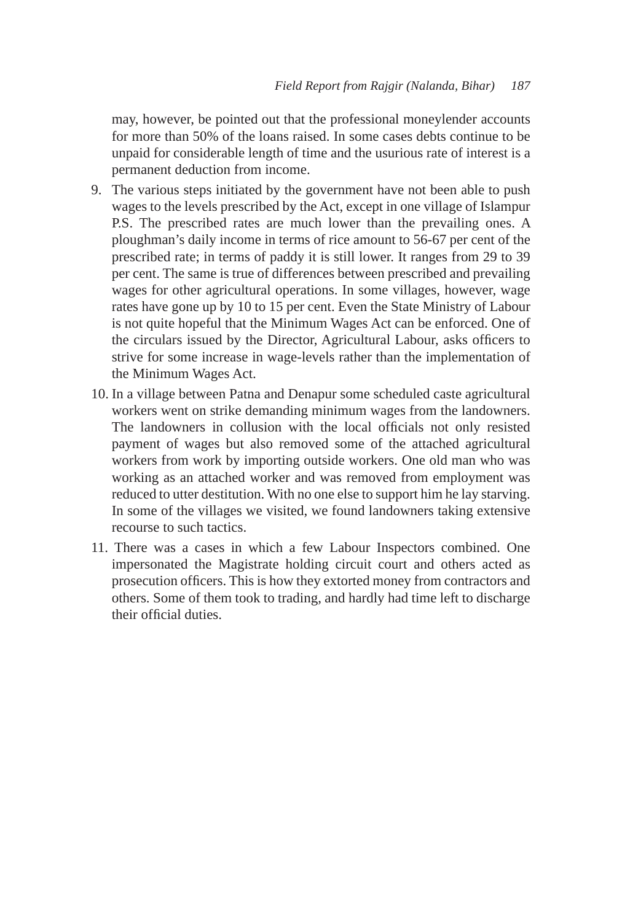may, however, be pointed out that the professional moneylender accounts for more than 50% of the loans raised. In some cases debts continue to be unpaid for considerable length of time and the usurious rate of interest is a permanent deduction from income.

9. The various steps initiated by the government have not been able to push wages to the levels prescribed by the Act, except in one village of Islampur P.S. The prescribed rates are much lower than the prevailing ones. A ploughman's daily income in terms of rice amount to 56-67 per cent of the prescribed rate; in terms of paddy it is still lower. It ranges from 29 to 39 per cent. The same is true of differences between prescribed and prevailing wages for other agricultural operations. In some villages, however, wage rates have gone up by 10 to 15 per cent. Even the State Ministry of Labour is not quite hopeful that the Minimum Wages Act can be enforced. One of the circulars issued by the Director, Agricultural Labour, asks officers to strive for some increase in wage-levels rather than the implementation of the Minimum Wages Act.

10. In a village between Patna and Denapur some scheduled caste agricultural workers went on strike demanding minimum wages from the landowners. The landowners in collusion with the local officials not only resisted payment of wages but also removed some of the attached agricultural workers from work by importing outside workers. One old man who was working as an attached worker and was removed from employment was reduced to utter destitution. With no one else to support him he lay starving. In some of the villages we visited, we found landowners taking extensive recourse to such tactics.

11. There was a cases in which a few Labour Inspectors combined. One impersonated the Magistrate holding circuit court and others acted as prosecution officers. This is how they extorted money from contractors and others. Some of them took to trading, and hardly had time left to discharge their official duties.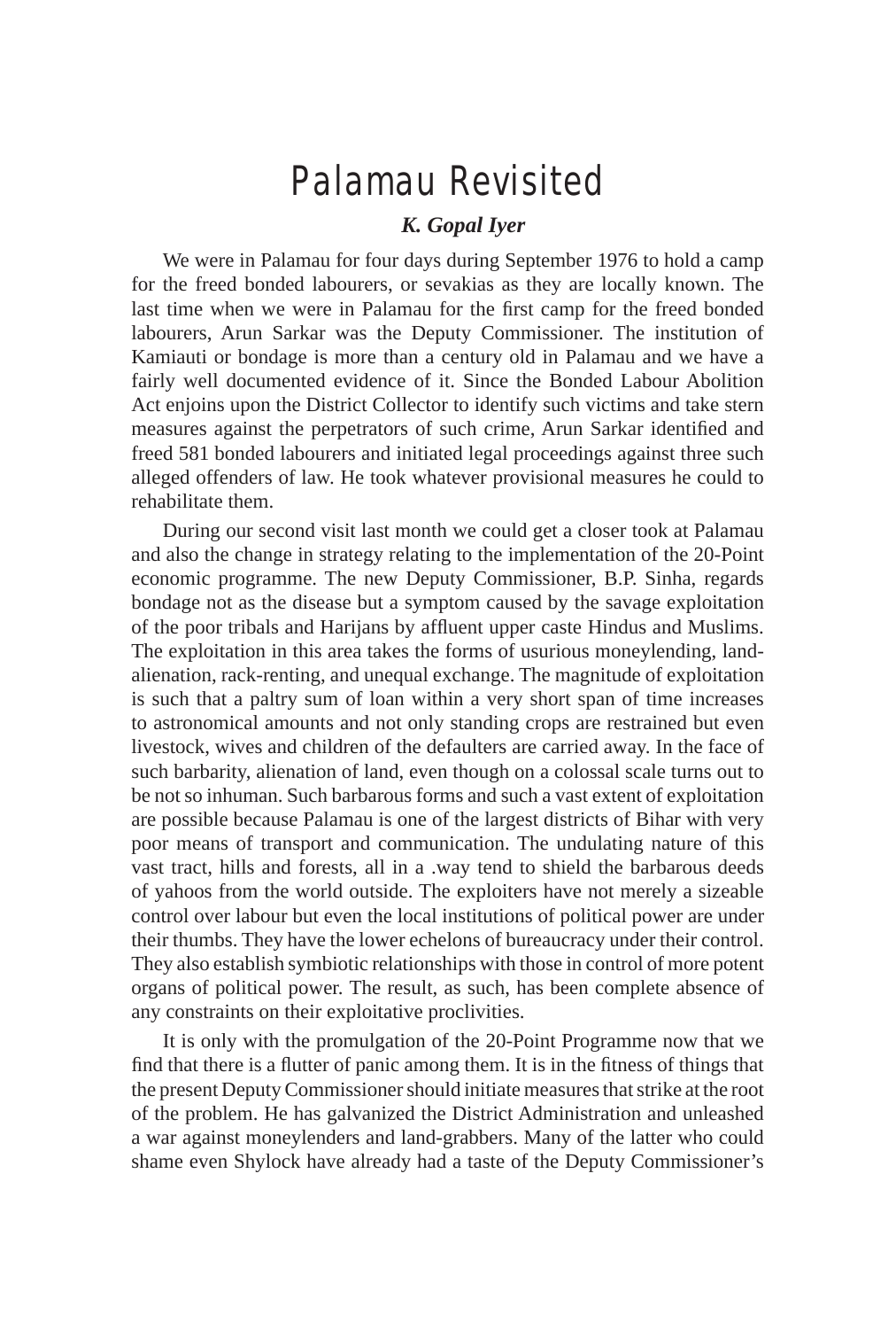# Palamau Revisited

***K. Gopal Iyer***

We were in Palamau for four days during September 1976 to hold a camp for the freed bonded labourers, or sevakias as they are locally known. The last time when we were in Palamau for the first camp for the freed bonded labourers, Arun Sarkar was the Deputy Commissioner. The institution of Kamiauti or bondage is more than a century old in Palamau and we have a fairly well documented evidence of it. Since the Bonded Labour Abolition Act enjoins upon the District Collector to identify such victims and take stern measures against the perpetrators of such crime, Arun Sarkar identified and freed 581 bonded labourers and initiated legal proceedings against three such alleged offenders of law. He took whatever provisional measures he could to rehabilitate them.

During our second visit last month we could get a closer took at Palamau and also the change in strategy relating to the implementation of the 20-Point economic programme. The new Deputy Commissioner, B.P. Sinha, regards bondage not as the disease but a symptom caused by the savage exploitation of the poor tribals and Harijans by affluent upper caste Hindus and Muslims. The exploitation in this area takes the forms of usurious moneylending, land-alienation, rack-renting, and unequal exchange. The magnitude of exploitation is such that a paltry sum of loan within a very short span of time increases to astronomical amounts and not only standing crops are restrained but even livestock, wives and children of the defaulters are carried away. In the face of such barbarity, alienation of land, even though on a colossal scale turns out to be not so inhuman. Such barbarous forms and such a vast extent of exploitation are possible because Palamau is one of the largest districts of Bihar with very poor means of transport and communication. The undulating nature of this vast tract, hills and forests, all in a .way tend to shield the barbarous deeds of yahoos from the world outside. The exploiters have not merely a sizeable control over labour but even the local institutions of political power are under their thumbs. They have the lower echelons of bureaucracy under their control. They also establish symbiotic relationships with those in control of more potent organs of political power. The result, as such, has been complete absence of any constraints on their exploitative proclivities.

It is only with the promulgation of the 20-Point Programme now that we find that there is a flutter of panic among them. It is in the fitness of things that the present Deputy Commissioner should initiate measures that strike at the root of the problem. He has galvanized the District Administration and unleashed a war against moneylenders and land-grabbers. Many of the latter who could shame even Shylock have already had a taste of the Deputy Commissioner's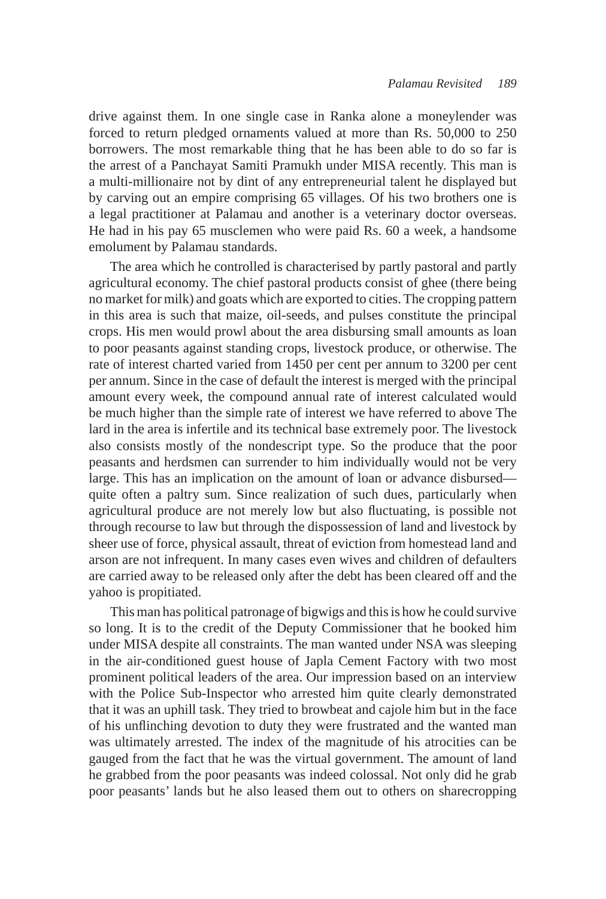drive against them. In one single case in Ranka alone a moneylender was forced to return pledged ornaments valued at more than Rs. 50,000 to 250 borrowers. The most remarkable thing that he has been able to do so far is the arrest of a Panchayat Samiti Pramukh under MISA recently. This man is a multi-millionaire not by dint of any entrepreneurial talent he displayed but by carving out an empire comprising 65 villages. Of his two brothers one is a legal practitioner at Palamau and another is a veterinary doctor overseas. He had in his pay 65 musclemen who were paid Rs. 60 a week, a handsome emolument by Palamau standards.

The area which he controlled is characterised by partly pastoral and partly agricultural economy. The chief pastoral products consist of ghee (there being no market for milk) and goats which are exported to cities. The cropping pattern in this area is such that maize, oil-seeds, and pulses constitute the principal crops. His men would prowl about the area disbursing small amounts as loan to poor peasants against standing crops, livestock produce, or otherwise. The rate of interest charted varied from 1450 per cent per annum to 3200 per cent per annum. Since in the case of default the interest is merged with the principal amount every week, the compound annual rate of interest calculated would be much higher than the simple rate of interest we have referred to above The lard in the area is infertile and its technical base extremely poor. The livestock also consists mostly of the nondescript type. So the produce that the poor peasants and herdsmen can surrender to him individually would not be very large. This has an implication on the amount of loan or advance disbursed—quite often a paltry sum. Since realization of such dues, particularly when agricultural produce are not merely low but also fluctuating, is possible not through recourse to law but through the dispossession of land and livestock by sheer use of force, physical assault, threat of eviction from homestead land and arson are not infrequent. In many cases even wives and children of defaulters are carried away to be released only after the debt has been cleared off and the yahoo is propitiated.

This man has political patronage of bigwigs and this is how he could survive so long. It is to the credit of the Deputy Commissioner that he booked him under MISA despite all constraints. The man wanted under NSA was sleeping in the air-conditioned guest house of Japla Cement Factory with two most prominent political leaders of the area. Our impression based on an interview with the Police Sub-Inspector who arrested him quite clearly demonstrated that it was an uphill task. They tried to browbeat and cajole him but in the face of his unflinching devotion to duty they were frustrated and the wanted man was ultimately arrested. The index of the magnitude of his atrocities can be gauged from the fact that he was the virtual government. The amount of land he grabbed from the poor peasants was indeed colossal. Not only did he grab poor peasants' lands but he also leased them out to others on sharecropping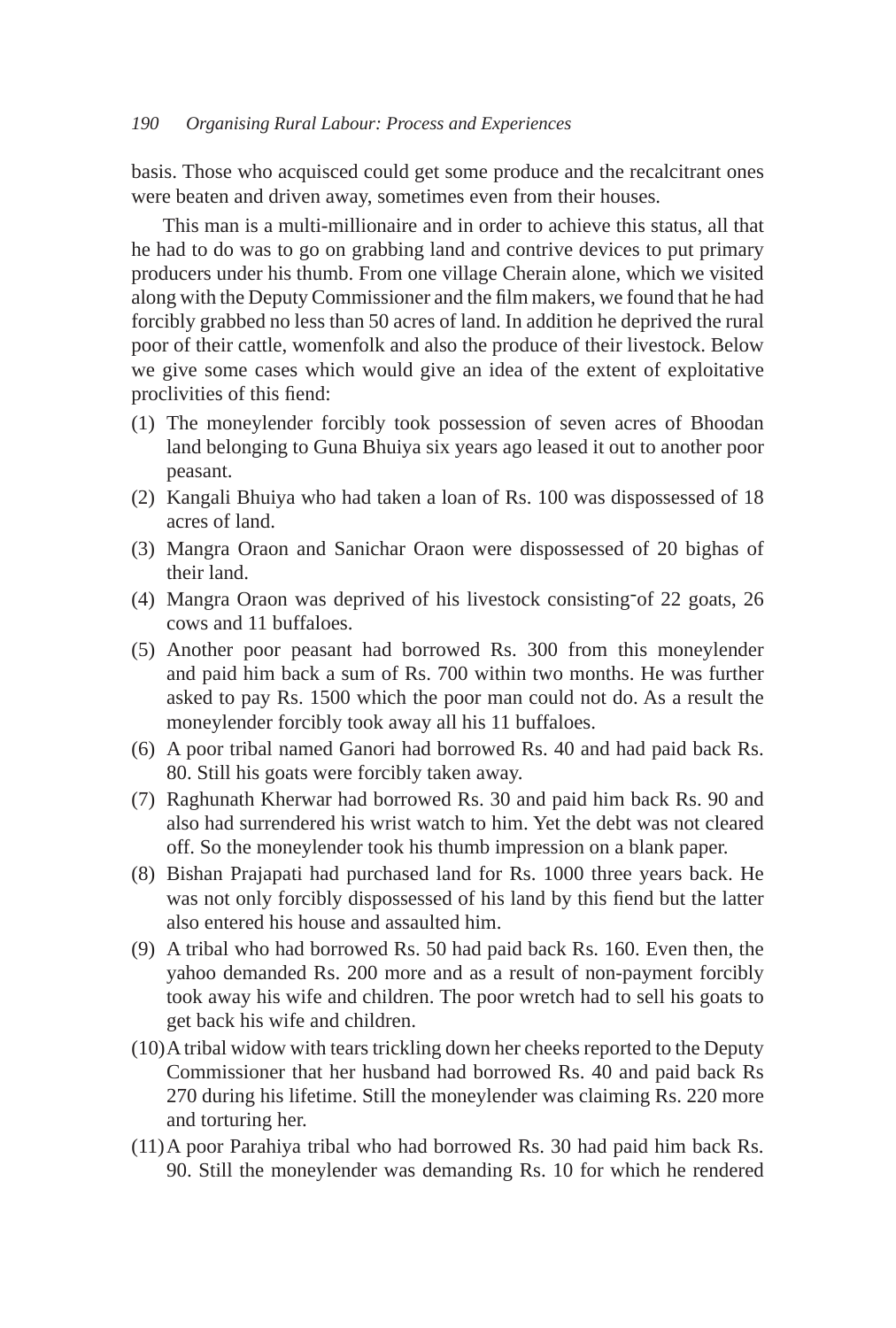basis. Those who acquisced could get some produce and the recalcitrant ones were beaten and driven away, sometimes even from their houses.

This man is a multi-millionaire and in order to achieve this status, all that he had to do was to go on grabbing land and contrive devices to put primary producers under his thumb. From one village Cherain alone, which we visited along with the Deputy Commissioner and the film makers, we found that he had forcibly grabbed no less than 50 acres of land. In addition he deprived the rural poor of their cattle, womenfolk and also the produce of their livestock. Below we give some cases which would give an idea of the extent of exploitative proclivities of this fiend:

(1) The moneylender forcibly took possession of seven acres of Bhoodan land belonging to Guna Bhuiya six years ago leased it out to another poor peasant.
(2) Kangali Bhuiya who had taken a loan of Rs. 100 was dispossessed of 18 acres of land.
(3) Mangra Oraon and Sanichar Oraon were dispossessed of 20 bighas of their land.
(4) Mangra Oraon was deprived of his livestock consisting of 22 goats, 26 cows and 11 buffaloes.
(5) Another poor peasant had borrowed Rs. 300 from this moneylender and paid him back a sum of Rs. 700 within two months. He was further asked to pay Rs. 1500 which the poor man could not do. As a result the moneylender forcibly took away all his 11 buffaloes.
(6) A poor tribal named Ganori had borrowed Rs. 40 and had paid back Rs. 80. Still his goats were forcibly taken away.
(7) Raghunath Kherwar had borrowed Rs. 30 and paid him back Rs. 90 and also had surrendered his wrist watch to him. Yet the debt was not cleared off. So the moneylender took his thumb impression on a blank paper.
(8) Bishan Prajapati had purchased land for Rs. 1000 three years back. He was not only forcibly dispossessed of his land by this fiend but the latter also entered his house and assaulted him.
(9) A tribal who had borrowed Rs. 50 had paid back Rs. 160. Even then, the yahoo demanded Rs. 200 more and as a result of non-payment forcibly took away his wife and children. The poor wretch had to sell his goats to get back his wife and children.
(10) A tribal widow with tears trickling down her cheeks reported to the Deputy Commissioner that her husband had borrowed Rs. 40 and paid back Rs 270 during his lifetime. Still the moneylender was claiming Rs. 220 more and torturing her.
(11) A poor Parahiya tribal who had borrowed Rs. 30 had paid him back Rs. 90. Still the moneylender was demanding Rs. 10 for which he rendered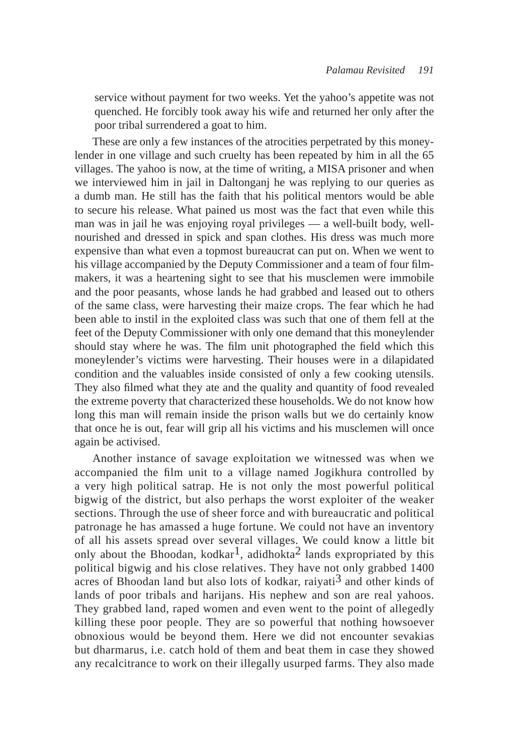service without payment for two weeks. Yet the yahoo's appetite was not quenched. He forcibly took away his wife and returned her only after the poor tribal surrendered a goat to him.

These are only a few instances of the atrocities perpetrated by this moneylender in one village and such cruelty has been repeated by him in all the 65 villages. The yahoo is now, at the time of writing, a MISA prisoner and when we interviewed him in jail in Daltonganj he was replying to our queries as a dumb man. He still has the faith that his political mentors would be able to secure his release. What pained us most was the fact that even while this man was in jail he was enjoying royal privileges — a well-built body, well-nourished and dressed in spick and span clothes. His dress was much more expensive than what even a topmost bureaucrat can put on. When we went to his village accompanied by the Deputy Commissioner and a team of four film-makers, it was a heartening sight to see that his musclemen were immobile and the poor peasants, whose lands he had grabbed and leased out to others of the same class, were harvesting their maize crops. The fear which he had been able to instil in the exploited class was such that one of them fell at the feet of the Deputy Commissioner with only one demand that this moneylender should stay where he was. The film unit photographed the field which this moneylender's victims were harvesting. Their houses were in a dilapidated condition and the valuables inside consisted of only a few cooking utensils. They also filmed what they ate and the quality and quantity of food revealed the extreme poverty that characterized these households. We do not know how long this man will remain inside the prison walls but we do certainly know that once he is out, fear will grip all his victims and his musclemen will once again be activised.

Another instance of savage exploitation we witnessed was when we accompanied the film unit to a village named Jogikhura controlled by a very high political satrap. He is not only the most powerful political bigwig of the district, but also perhaps the worst exploiter of the weaker sections. Through the use of sheer force and with bureaucratic and political patronage he has amassed a huge fortune. We could not have an inventory of all his assets spread over several villages. We could know a little bit only about the Bhoodan, kodkar[1], adidhokta[2] lands expropriated by this political bigwig and his close relatives. They have not only grabbed 1400 acres of Bhoodan land but also lots of kodkar, raiyati[3] and other kinds of lands of poor tribals and harijans. His nephew and son are real yahoos. They grabbed land, raped women and even went to the point of allegedly killing these poor people. They are so powerful that nothing howsoever obnoxious would be beyond them. Here we did not encounter sevakias but dharmarus, i.e. catch hold of them and beat them in case they showed any recalcitrance to work on their illegally usurped farms. They also made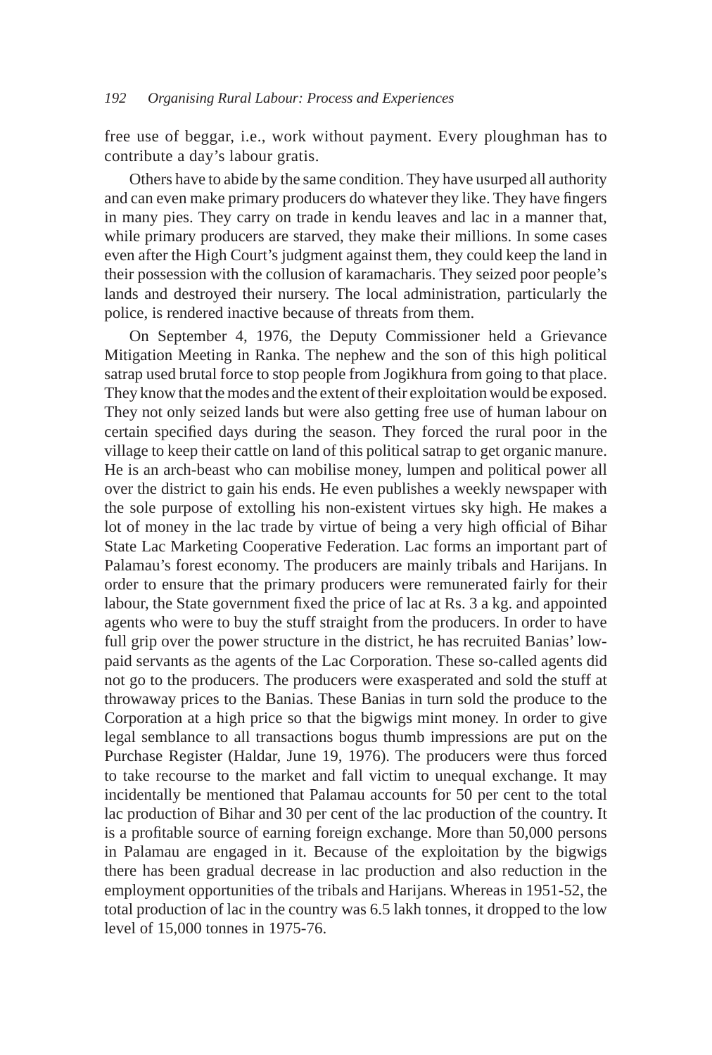free use of beggar, i.e., work without payment. Every ploughman has to contribute a day's labour gratis.

Others have to abide by the same condition. They have usurped all authority and can even make primary producers do whatever they like. They have fingers in many pies. They carry on trade in kendu leaves and lac in a manner that, while primary producers are starved, they make their millions. In some cases even after the High Court's judgment against them, they could keep the land in their possession with the collusion of karamacharis. They seized poor people's lands and destroyed their nursery. The local administration, particularly the police, is rendered inactive because of threats from them.

On September 4, 1976, the Deputy Commissioner held a Grievance Mitigation Meeting in Ranka. The nephew and the son of this high political satrap used brutal force to stop people from Jogikhura from going to that place. They know that the modes and the extent of their exploitation would be exposed. They not only seized lands but were also getting free use of human labour on certain specified days during the season. They forced the rural poor in the village to keep their cattle on land of this political satrap to get organic manure. He is an arch-beast who can mobilise money, lumpen and political power all over the district to gain his ends. He even publishes a weekly newspaper with the sole purpose of extolling his non-existent virtues sky high. He makes a lot of money in the lac trade by virtue of being a very high official of Bihar State Lac Marketing Cooperative Federation. Lac forms an important part of Palamau's forest economy. The producers are mainly tribals and Harijans. In order to ensure that the primary producers were remunerated fairly for their labour, the State government fixed the price of lac at Rs. 3 a kg. and appointed agents who were to buy the stuff straight from the producers. In order to have full grip over the power structure in the district, he has recruited Banias' low-paid servants as the agents of the Lac Corporation. These so-called agents did not go to the producers. The producers were exasperated and sold the stuff at throwaway prices to the Banias. These Banias in turn sold the produce to the Corporation at a high price so that the bigwigs mint money. In order to give legal semblance to all transactions bogus thumb impressions are put on the Purchase Register (Haldar, June 19, 1976). The producers were thus forced to take recourse to the market and fall victim to unequal exchange. It may incidentally be mentioned that Palamau accounts for 50 per cent to the total lac production of Bihar and 30 per cent of the lac production of the country. It is a profitable source of earning foreign exchange. More than 50,000 persons in Palamau are engaged in it. Because of the exploitation by the bigwigs there has been gradual decrease in lac production and also reduction in the employment opportunities of the tribals and Harijans. Whereas in 1951-52, the total production of lac in the country was 6.5 lakh tonnes, it dropped to the low level of 15,000 tonnes in 1975-76.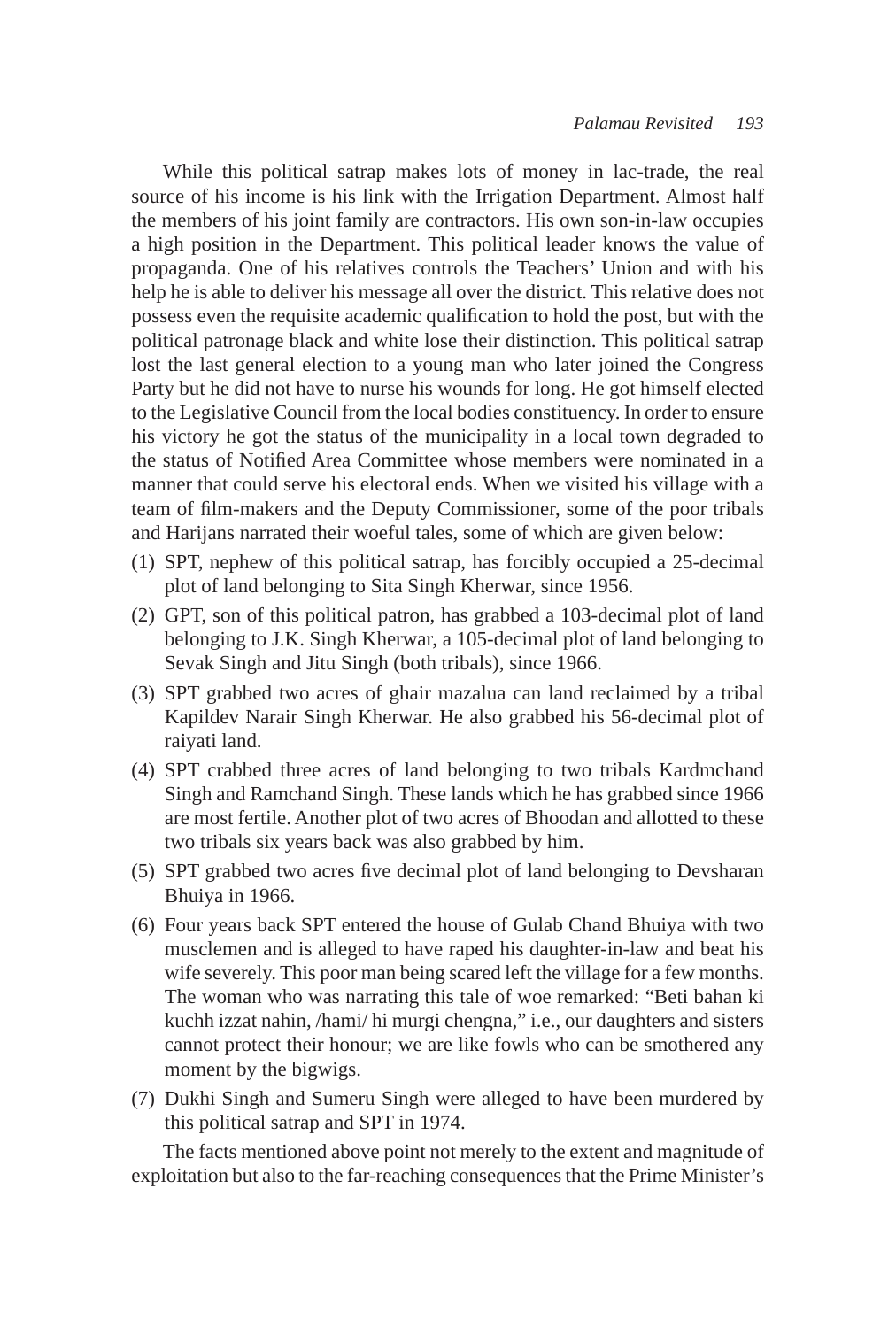While this political satrap makes lots of money in lac-trade, the real source of his income is his link with the Irrigation Department. Almost half the members of his joint family are contractors. His own son-in-law occupies a high position in the Department. This political leader knows the value of propaganda. One of his relatives controls the Teachers' Union and with his help he is able to deliver his message all over the district. This relative does not possess even the requisite academic qualification to hold the post, but with the political patronage black and white lose their distinction. This political satrap lost the last general election to a young man who later joined the Congress Party but he did not have to nurse his wounds for long. He got himself elected to the Legislative Council from the local bodies constituency. In order to ensure his victory he got the status of the municipality in a local town degraded to the status of Notified Area Committee whose members were nominated in a manner that could serve his electoral ends. When we visited his village with a team of film-makers and the Deputy Commissioner, some of the poor tribals and Harijans narrated their woeful tales, some of which are given below:

(1) SPT, nephew of this political satrap, has forcibly occupied a 25-decimal plot of land belonging to Sita Singh Kherwar, since 1956.
(2) GPT, son of this political patron, has grabbed a 103-decimal plot of land belonging to J.K. Singh Kherwar, a 105-decimal plot of land belonging to Sevak Singh and Jitu Singh (both tribals), since 1966.
(3) SPT grabbed two acres of ghair mazalua can land reclaimed by a tribal Kapildev Narair Singh Kherwar. He also grabbed his 56-decimal plot of raiyati land.
(4) SPT crabbed three acres of land belonging to two tribals Kardmchand Singh and Ramchand Singh. These lands which he has grabbed since 1966 are most fertile. Another plot of two acres of Bhoodan and allotted to these two tribals six years back was also grabbed by him.
(5) SPT grabbed two acres five decimal plot of land belonging to Devsharan Bhuiya in 1966.
(6) Four years back SPT entered the house of Gulab Chand Bhuiya with two musclemen and is alleged to have raped his daughter-in-law and beat his wife severely. This poor man being scared left the village for a few months. The woman who was narrating this tale of woe remarked: "Beti bahan ki kuchh izzat nahin, /hami/ hi murgi chengna," i.e., our daughters and sisters cannot protect their honour; we are like fowls who can be smothered any moment by the bigwigs.
(7) Dukhi Singh and Sumeru Singh were alleged to have been murdered by this political satrap and SPT in 1974.

The facts mentioned above point not merely to the extent and magnitude of exploitation but also to the far-reaching consequences that the Prime Minister's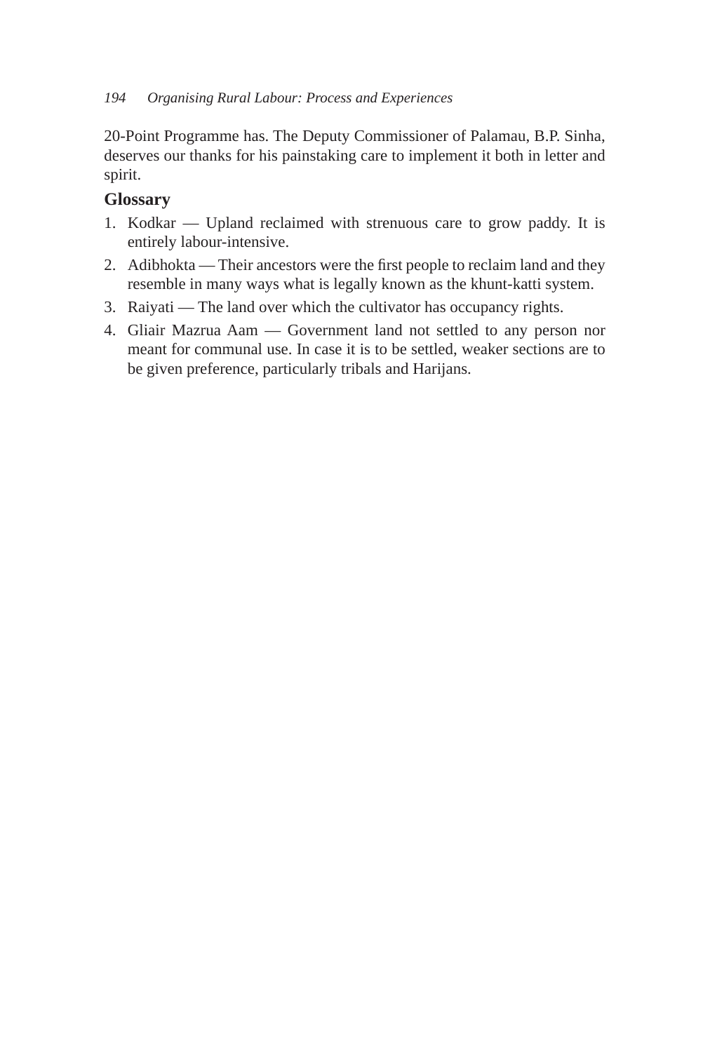20-Point Programme has. The Deputy Commissioner of Palamau, B.P. Sinha, deserves our thanks for his painstaking care to implement it both in letter and spirit.

### Glossary

1. Kodkar — Upland reclaimed with strenuous care to grow paddy. It is entirely labour-intensive.
2. Adibhokta — Their ancestors were the first people to reclaim land and they resemble in many ways what is legally known as the khunt-katti system.
3. Raiyati — The land over which the cultivator has occupancy rights.
4. Gliair Mazrua Aam — Government land not settled to any person nor meant for communal use. In case it is to be settled, weaker sections are to be given preference, particularly tribals and Harijans.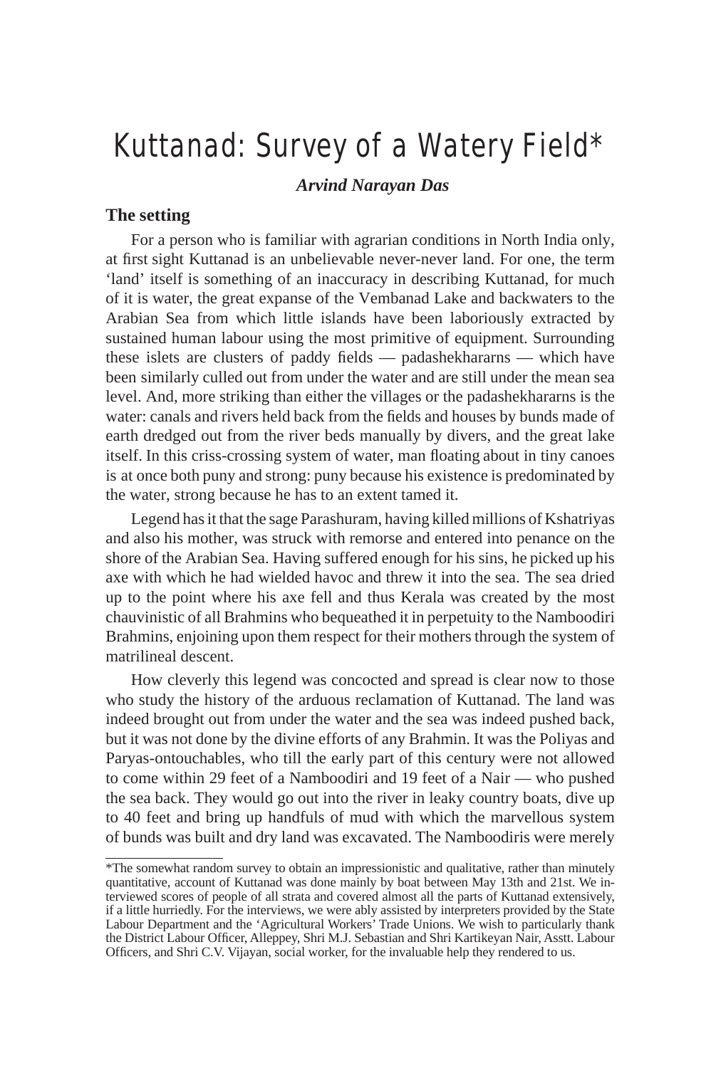# Kuttanad: Survey of a Watery Field*

***Arvind Narayan Das***

### The setting

For a person who is familiar with agrarian conditions in North India only, at first sight Kuttanad is an unbelievable never-never land. For one, the term 'land' itself is something of an inaccuracy in describing Kuttanad, for much of it is water, the great expanse of the Vembanad Lake and backwaters to the Arabian Sea from which little islands have been laboriously extracted by sustained human labour using the most primitive of equipment. Surrounding these islets are clusters of paddy fields — padashekhararns — which have been similarly culled out from under the water and are still under the mean sea level. And, more striking than either the villages or the padashekhararns is the water: canals and rivers held back from the fields and houses by bunds made of earth dredged out from the river beds manually by divers, and the great lake itself. In this criss-crossing system of water, man floating about in tiny canoes is at once both puny and strong: puny because his existence is predominated by the water, strong because he has to an extent tamed it.

Legend has it that the sage Parashuram, having killed millions of Kshatriyas and also his mother, was struck with remorse and entered into penance on the shore of the Arabian Sea. Having suffered enough for his sins, he picked up his axe with which he had wielded havoc and threw it into the sea. The sea dried up to the point where his axe fell and thus Kerala was created by the most chauvinistic of all Brahmins who bequeathed it in perpetuity to the Namboodiri Brahmins, enjoining upon them respect for their mothers through the system of matrilineal descent.

How cleverly this legend was concocted and spread is clear now to those who study the history of the arduous reclamation of Kuttanad. The land was indeed brought out from under the water and the sea was indeed pushed back, but it was not done by the divine efforts of any Brahmin. It was the Poliyas and Paryas-ontouchables, who till the early part of this century were not allowed to come within 29 feet of a Namboodiri and 19 feet of a Nair — who pushed the sea back. They would go out into the river in leaky country boats, dive up to 40 feet and bring up handfuls of mud with which the marvellous system of bunds was built and dry land was excavated. The Namboodiris were merely

---

*The somewhat random survey to obtain an impressionistic and qualitative, rather than minutely quantitative, account of Kuttanad was done mainly by boat between May 13th and 21st. We interviewed scores of people of all strata and covered almost all the parts of Kuttanad extensively, if a little hurriedly. For the interviews, we were ably assisted by interpreters provided by the State Labour Department and the 'Agricultural Workers' Trade Unions. We wish to particularly thank the District Labour Officer, Alleppey, Shri M.J. Sebastian and Shri Kartikeyan Nair, Asstt. Labour Officers, and Shri C.V. Vijayan, social worker, for the invaluable help they rendered to us.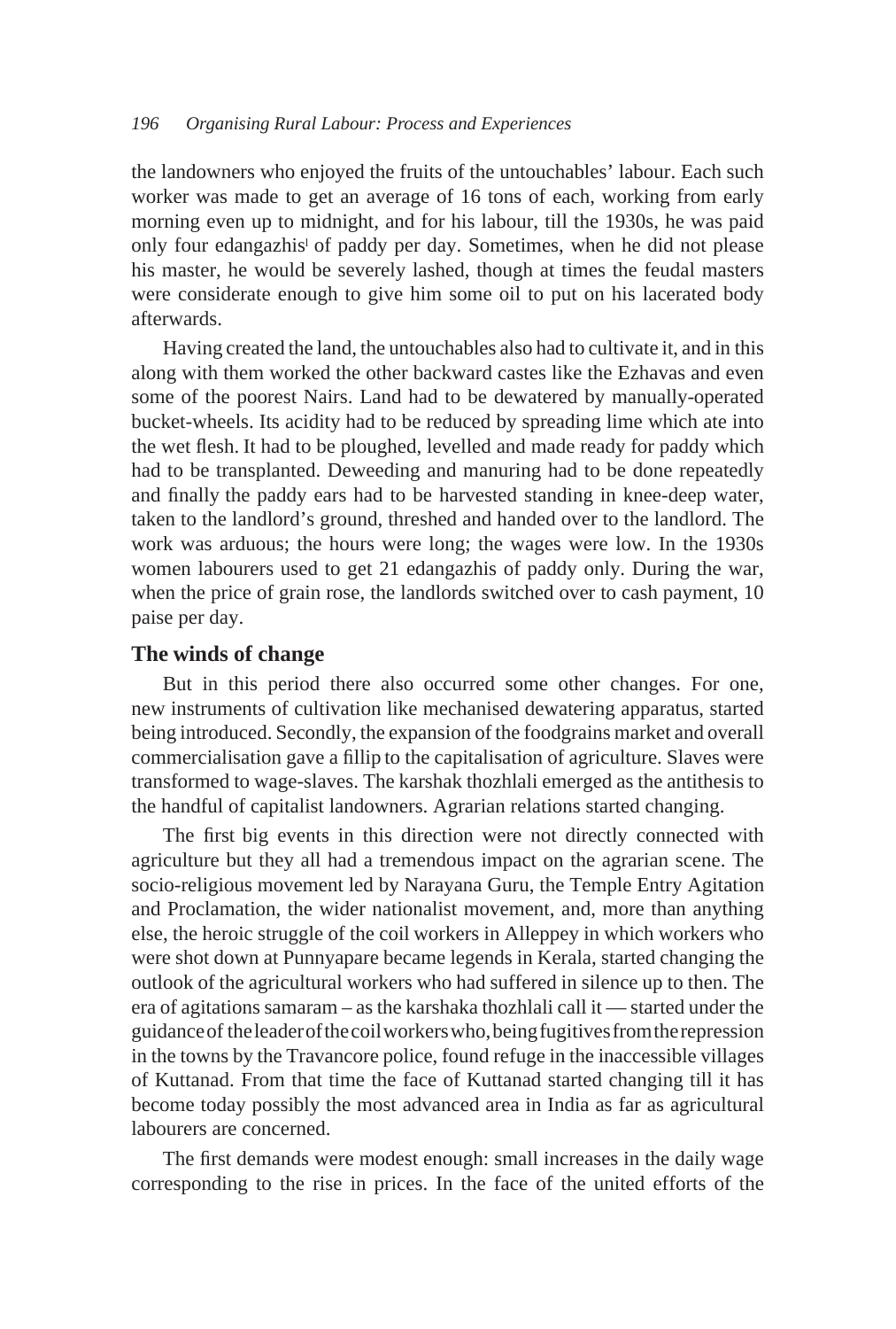the landowners who enjoyed the fruits of the untouchables' labour. Each such worker was made to get an average of 16 tons of each, working from early morning even up to midnight, and for his labour, till the 1930s, he was paid only four edangazhis[l] of paddy per day. Sometimes, when he did not please his master, he would be severely lashed, though at times the feudal masters were considerate enough to give him some oil to put on his lacerated body afterwards.

Having created the land, the untouchables also had to cultivate it, and in this along with them worked the other backward castes like the Ezhavas and even some of the poorest Nairs. Land had to be dewatered by manually-operated bucket-wheels. Its acidity had to be reduced by spreading lime which ate into the wet flesh. It had to be ploughed, levelled and made ready for paddy which had to be transplanted. Deweeding and manuring had to be done repeatedly and finally the paddy ears had to be harvested standing in knee-deep water, taken to the landlord's ground, threshed and handed over to the landlord. The work was arduous; the hours were long; the wages were low. In the 1930s women labourers used to get 21 edangazhis of paddy only. During the war, when the price of grain rose, the landlords switched over to cash payment, 10 paise per day.

## The winds of change

But in this period there also occurred some other changes. For one, new instruments of cultivation like mechanised dewatering apparatus, started being introduced. Secondly, the expansion of the foodgrains market and overall commercialisation gave a fillip to the capitalisation of agriculture. Slaves were transformed to wage-slaves. The karshak thozhlali emerged as the antithesis to the handful of capitalist landowners. Agrarian relations started changing.

The first big events in this direction were not directly connected with agriculture but they all had a tremendous impact on the agrarian scene. The socio-religious movement led by Narayana Guru, the Temple Entry Agitation and Proclamation, the wider nationalist movement, and, more than anything else, the heroic struggle of the coil workers in Alleppey in which workers who were shot down at Punnyapare became legends in Kerala, started changing the outlook of the agricultural workers who had suffered in silence up to then. The era of agitations samaram – as the karshaka thozhlali call it — started under the guidance of the leader of the coil workers who, being fugitives from the repression in the towns by the Travancore police, found refuge in the inaccessible villages of Kuttanad. From that time the face of Kuttanad started changing till it has become today possibly the most advanced area in India as far as agricultural labourers are concerned.

The first demands were modest enough: small increases in the daily wage corresponding to the rise in prices. In the face of the united efforts of the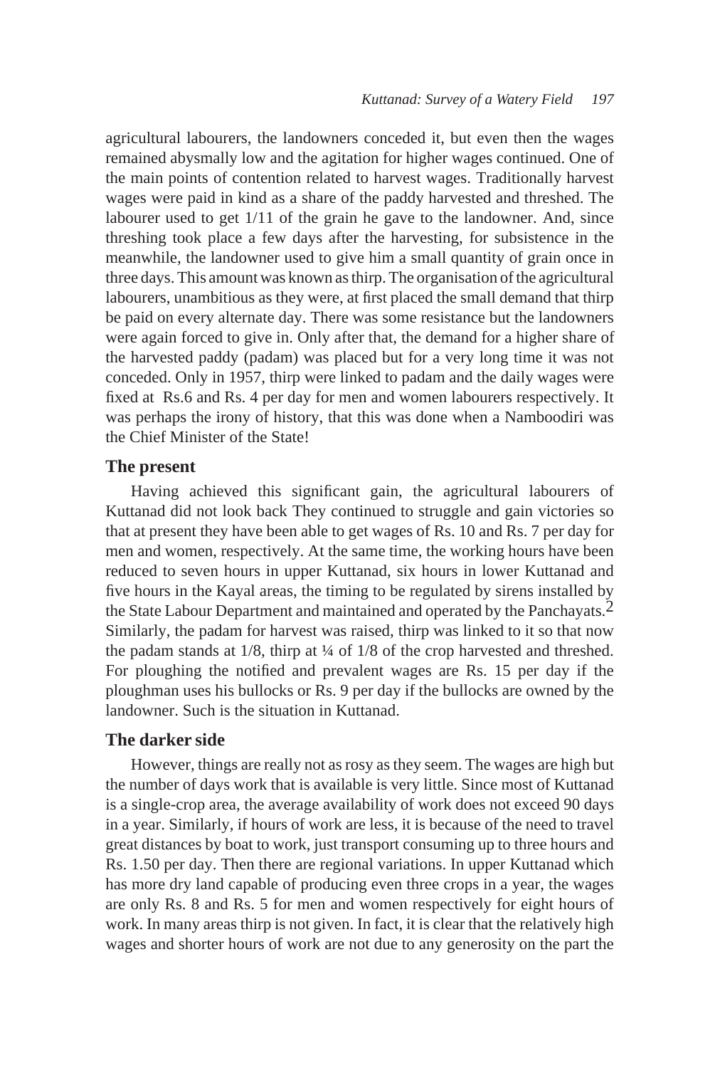agricultural labourers, the landowners conceded it, but even then the wages remained abysmally low and the agitation for higher wages continued. One of the main points of contention related to harvest wages. Traditionally harvest wages were paid in kind as a share of the paddy harvested and threshed. The labourer used to get 1/11 of the grain he gave to the landowner. And, since threshing took place a few days after the harvesting, for subsistence in the meanwhile, the landowner used to give him a small quantity of grain once in three days. This amount was known as thirp. The organisation of the agricultural labourers, unambitious as they were, at first placed the small demand that thirp be paid on every alternate day. There was some resistance but the landowners were again forced to give in. Only after that, the demand for a higher share of the harvested paddy (padam) was placed but for a very long time it was not conceded. Only in 1957, thirp were linked to padam and the daily wages were fixed at Rs.6 and Rs. 4 per day for men and women labourers respectively. It was perhaps the irony of history, that this was done when a Namboodiri was the Chief Minister of the State!

## The present

Having achieved this significant gain, the agricultural labourers of Kuttanad did not look back They continued to struggle and gain victories so that at present they have been able to get wages of Rs. 10 and Rs. 7 per day for men and women, respectively. At the same time, the working hours have been reduced to seven hours in upper Kuttanad, six hours in lower Kuttanad and five hours in the Kayal areas, the timing to be regulated by sirens installed by the State Labour Department and maintained and operated by the Panchayats.[2] Similarly, the padam for harvest was raised, thirp was linked to it so that now the padam stands at 1/8, thirp at ¼ of 1/8 of the crop harvested and threshed. For ploughing the notified and prevalent wages are Rs. 15 per day if the ploughman uses his bullocks or Rs. 9 per day if the bullocks are owned by the landowner. Such is the situation in Kuttanad.

## The darker side

However, things are really not as rosy as they seem. The wages are high but the number of days work that is available is very little. Since most of Kuttanad is a single-crop area, the average availability of work does not exceed 90 days in a year. Similarly, if hours of work are less, it is because of the need to travel great distances by boat to work, just transport consuming up to three hours and Rs. 1.50 per day. Then there are regional variations. In upper Kuttanad which has more dry land capable of producing even three crops in a year, the wages are only Rs. 8 and Rs. 5 for men and women respectively for eight hours of work. In many areas thirp is not given. In fact, it is clear that the relatively high wages and shorter hours of work are not due to any generosity on the part the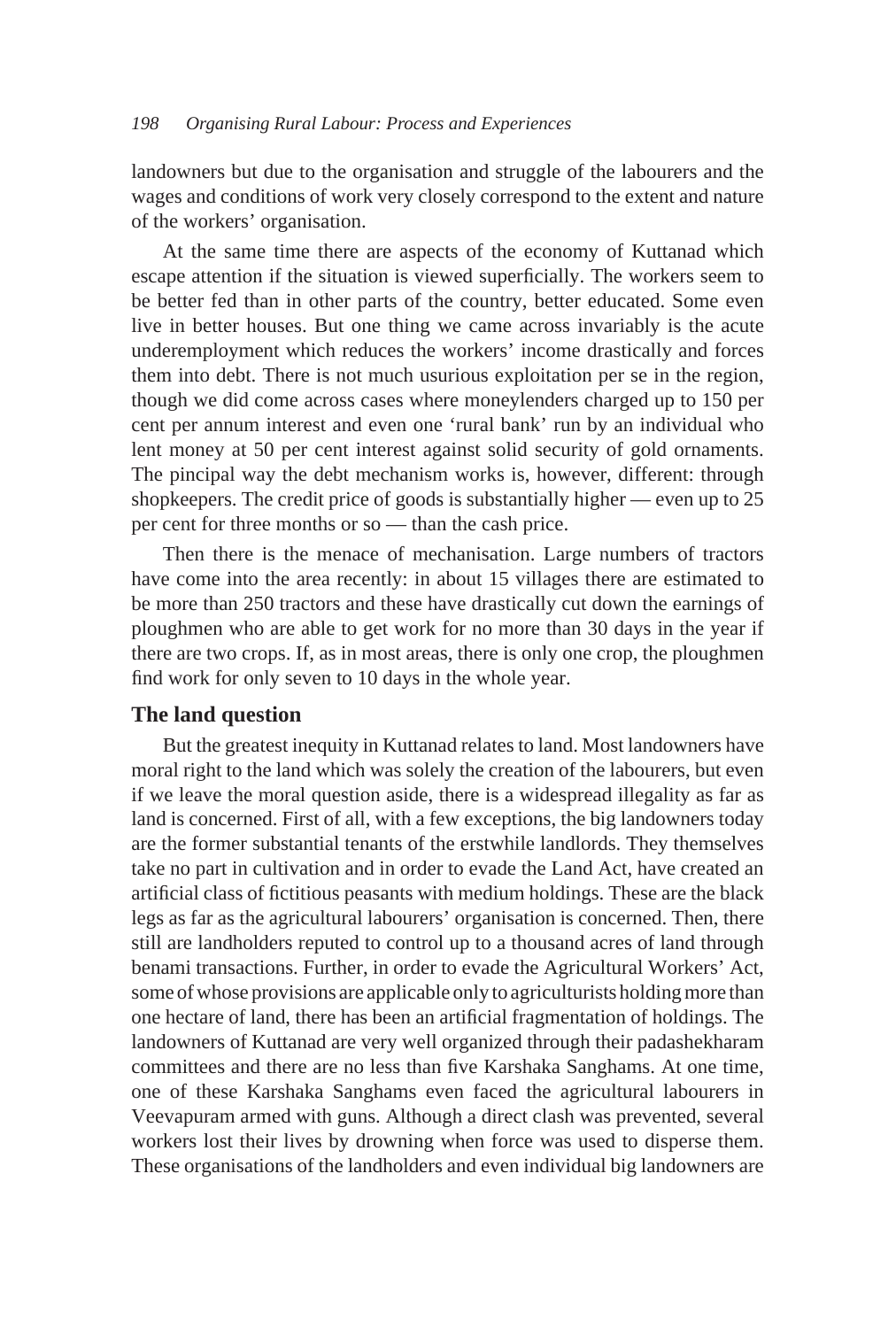landowners but due to the organisation and struggle of the labourers and the wages and conditions of work very closely correspond to the extent and nature of the workers' organisation.

At the same time there are aspects of the economy of Kuttanad which escape attention if the situation is viewed superficially. The workers seem to be better fed than in other parts of the country, better educated. Some even live in better houses. But one thing we came across invariably is the acute underemployment which reduces the workers' income drastically and forces them into debt. There is not much usurious exploitation per se in the region, though we did come across cases where moneylenders charged up to 150 per cent per annum interest and even one 'rural bank' run by an individual who lent money at 50 per cent interest against solid security of gold ornaments. The pincipal way the debt mechanism works is, however, different: through shopkeepers. The credit price of goods is substantially higher — even up to 25 per cent for three months or so — than the cash price.

Then there is the menace of mechanisation. Large numbers of tractors have come into the area recently: in about 15 villages there are estimated to be more than 250 tractors and these have drastically cut down the earnings of ploughmen who are able to get work for no more than 30 days in the year if there are two crops. If, as in most areas, there is only one crop, the ploughmen find work for only seven to 10 days in the whole year.

## The land question

But the greatest inequity in Kuttanad relates to land. Most landowners have moral right to the land which was solely the creation of the labourers, but even if we leave the moral question aside, there is a widespread illegality as far as land is concerned. First of all, with a few exceptions, the big landowners today are the former substantial tenants of the erstwhile landlords. They themselves take no part in cultivation and in order to evade the Land Act, have created an artificial class of fictitious peasants with medium holdings. These are the black legs as far as the agricultural labourers' organisation is concerned. Then, there still are landholders reputed to control up to a thousand acres of land through benami transactions. Further, in order to evade the Agricultural Workers' Act, some of whose provisions are applicable only to agriculturists holding more than one hectare of land, there has been an artificial fragmentation of holdings. The landowners of Kuttanad are very well organized through their padashekharam committees and there are no less than five Karshaka Sanghams. At one time, one of these Karshaka Sanghams even faced the agricultural labourers in Veevapuram armed with guns. Although a direct clash was prevented, several workers lost their lives by drowning when force was used to disperse them. These organisations of the landholders and even individual big landowners are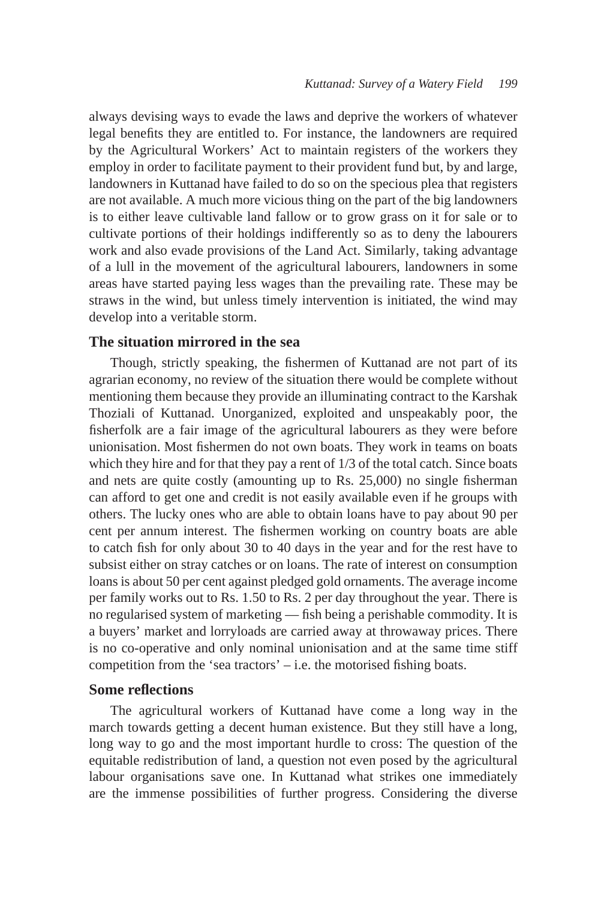always devising ways to evade the laws and deprive the workers of whatever legal benefits they are entitled to. For instance, the landowners are required by the Agricultural Workers' Act to maintain registers of the workers they employ in order to facilitate payment to their provident fund but, by and large, landowners in Kuttanad have failed to do so on the specious plea that registers are not available. A much more vicious thing on the part of the big landowners is to either leave cultivable land fallow or to grow grass on it for sale or to cultivate portions of their holdings indifferently so as to deny the labourers work and also evade provisions of the Land Act. Similarly, taking advantage of a lull in the movement of the agricultural labourers, landowners in some areas have started paying less wages than the prevailing rate. These may be straws in the wind, but unless timely intervention is initiated, the wind may develop into a veritable storm.

### The situation mirrored in the sea

Though, strictly speaking, the fishermen of Kuttanad are not part of its agrarian economy, no review of the situation there would be complete without mentioning them because they provide an illuminating contract to the Karshak Thoziali of Kuttanad. Unorganized, exploited and unspeakably poor, the fisherfolk are a fair image of the agricultural labourers as they were before unionisation. Most fishermen do not own boats. They work in teams on boats which they hire and for that they pay a rent of 1/3 of the total catch. Since boats and nets are quite costly (amounting up to Rs. 25,000) no single fisherman can afford to get one and credit is not easily available even if he groups with others. The lucky ones who are able to obtain loans have to pay about 90 per cent per annum interest. The fishermen working on country boats are able to catch fish for only about 30 to 40 days in the year and for the rest have to subsist either on stray catches or on loans. The rate of interest on consumption loans is about 50 per cent against pledged gold ornaments. The average income per family works out to Rs. 1.50 to Rs. 2 per day throughout the year. There is no regularised system of marketing — fish being a perishable commodity. It is a buyers' market and lorryloads are carried away at throwaway prices. There is no co-operative and only nominal unionisation and at the same time stiff competition from the 'sea tractors' – i.e. the motorised fishing boats.

### Some reflections

The agricultural workers of Kuttanad have come a long way in the march towards getting a decent human existence. But they still have a long, long way to go and the most important hurdle to cross: The question of the equitable redistribution of land, a question not even posed by the agricultural labour organisations save one. In Kuttanad what strikes one immediately are the immense possibilities of further progress. Considering the diverse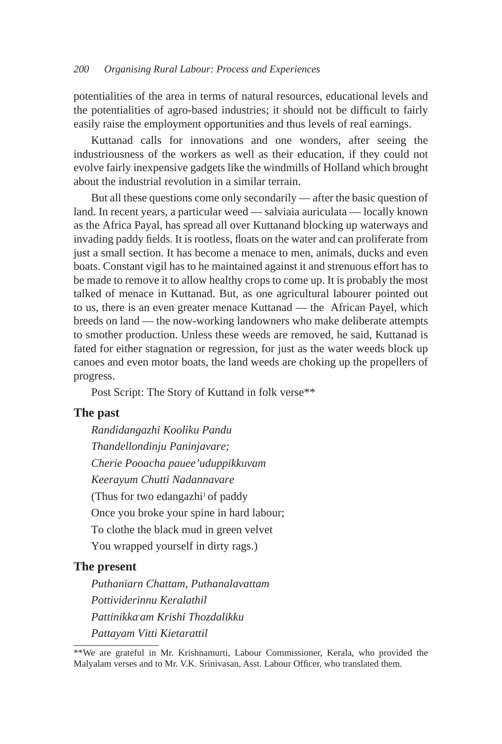potentialities of the area in terms of natural resources, educational levels and the potentialities of agro-based industries; it should not be difficult to fairly easily raise the employment opportunities and thus levels of real earnings.

Kuttanad calls for innovations and one wonders, after seeing the industriousness of the workers as well as their education, if they could not evolve fairly inexpensive gadgets like the windmills of Holland which brought about the industrial revolution in a similar terrain.

But all these questions come only secondarily — after the basic question of land. In recent years, a particular weed — salviaia auriculata — locally known as the Africa Payal, has spread all over Kuttanand blocking up waterways and invading paddy fields. It is rootless, floats on the water and can proliferate from just a small section. It has become a menace to men, animals, ducks and even boats. Constant vigil has to he maintained against it and strenuous effort has to be made to remove it to allow healthy crops to come up. It is probably the most talked of menace in Kuttanad. But, as one agricultural labourer pointed out to us, there is an even greater menace Kuttanad — the African Payel, which breeds on land — the now-working landowners who make deliberate attempts to smother production. Unless these weeds are removed, he said, Kuttanad is fated for either stagnation or regression, for just as the water weeds block up canoes and even motor boats, the land weeds are choking up the propellers of progress.

Post Script: The Story of Kuttand in folk verse**

**The past**

*Randidangazhi Kooliku Pandu*

*Thandellondinju Paninjavare;*

*Cherie Pooacha pauee'uduppikkuvam*

*Keerayum Chutti Nadannavare*

(Thus for two edangazhi[1] of paddy

Once you broke your spine in hard labour;

To clothe the black mud in green velvet

You wrapped yourself in dirty rags.)

**The present**

*Puthaniarn Chattam, Puthanalavattam*

*Pottividerinnu Keralathil*

*Pattinikkaam Krishi Thozdalikku*

*Pattayam Vitti Kietarattil*

---

**We are grateful in Mr. Krishnamurti, Labour Commissioner, Kerala, who provided the Malyalam verses and to Mr. V.K. Srinivasan, Asst. Labour Officer, who translated them.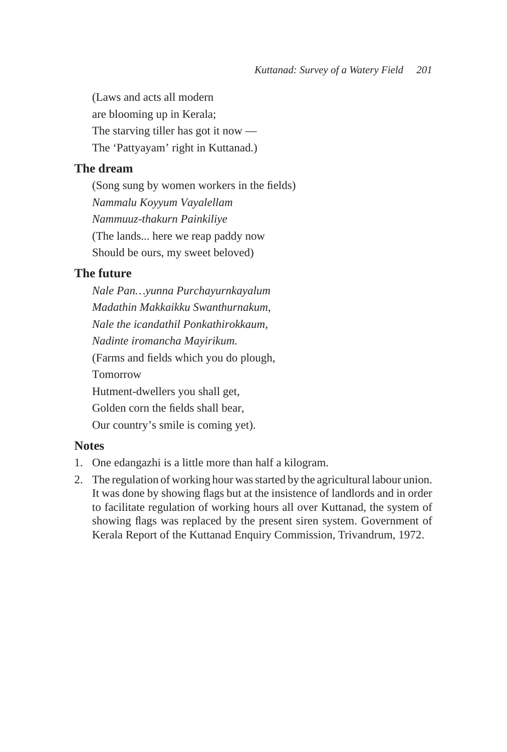(Laws and acts all modern  
are blooming up in Kerala;  
The starving tiller has got it now —  
The 'Pattyayam' right in Kuttanad.)

### The dream

(Song sung by women workers in the fields)  
*Nammalu Koyyum Vayalellam*  
*Nammuuz-thakurn Painkiliye*  
(The lands... here we reap paddy now  
Should be ours, my sweet beloved)

### The future

*Nale Pan…yunna Purchayurnkayalum*  
*Madathin Makkaikku Swanthurnakum,*  
*Nale the icandathil Ponkathirokkaum,*  
*Nadinte iromancha Mayirikum.*  
(Farms and fields which you do plough,  
Tomorrow  
Hutment-dwellers you shall get,  
Golden corn the fields shall bear,  
Our country's smile is coming yet).

### Notes

1. One edangazhi is a little more than half a kilogram.
2. The regulation of working hour was started by the agricultural labour union. It was done by showing flags but at the insistence of landlords and in order to facilitate regulation of working hours all over Kuttanad, the system of showing flags was replaced by the present siren system. Government of Kerala Report of the Kuttanad Enquiry Commission, Trivandrum, 1972.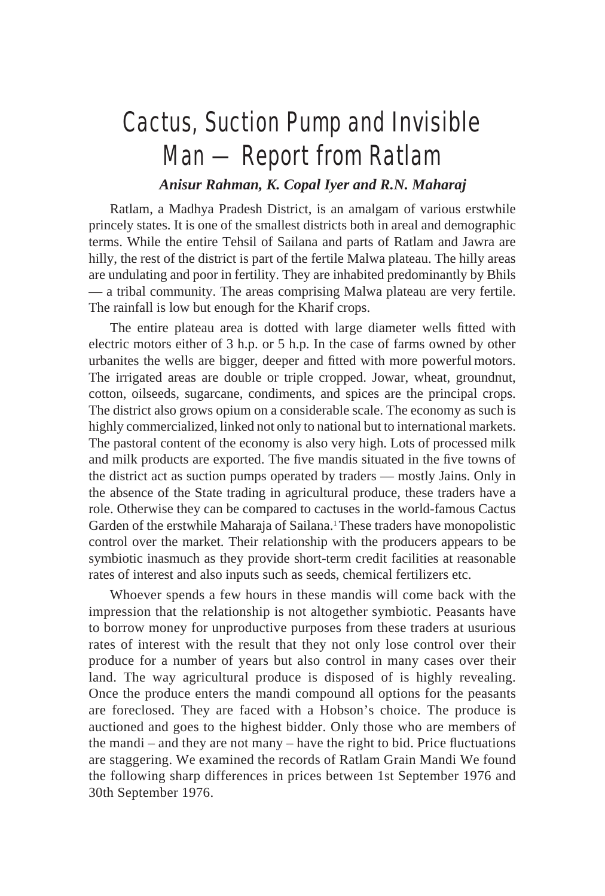# Cactus, Suction Pump and Invisible Man — Report from Ratlam

***Anisur Rahman, K. Copal Iyer and R.N. Maharaj***

Ratlam, a Madhya Pradesh District, is an amalgam of various erstwhile princely states. It is one of the smallest districts both in areal and demographic terms. While the entire Tehsil of Sailana and parts of Ratlam and Jawra are hilly, the rest of the district is part of the fertile Malwa plateau. The hilly areas are undulating and poor in fertility. They are inhabited predominantly by Bhils — a tribal community. The areas comprising Malwa plateau are very fertile. The rainfall is low but enough for the Kharif crops.

The entire plateau area is dotted with large diameter wells fitted with electric motors either of 3 h.p. or 5 h.p. In the case of farms owned by other urbanites the wells are bigger, deeper and fitted with more powerful motors. The irrigated areas are double or triple cropped. Jowar, wheat, groundnut, cotton, oilseeds, sugarcane, condiments, and spices are the principal crops. The district also grows opium on a considerable scale. The economy as such is highly commercialized, linked not only to national but to international markets. The pastoral content of the economy is also very high. Lots of processed milk and milk products are exported. The five mandis situated in the five towns of the district act as suction pumps operated by traders — mostly Jains. Only in the absence of the State trading in agricultural produce, these traders have a role. Otherwise they can be compared to cactuses in the world-famous Cactus Garden of the erstwhile Maharaja of Sailana.[1] These traders have monopolistic control over the market. Their relationship with the producers appears to be symbiotic inasmuch as they provide short-term credit facilities at reasonable rates of interest and also inputs such as seeds, chemical fertilizers etc.

Whoever spends a few hours in these mandis will come back with the impression that the relationship is not altogether symbiotic. Peasants have to borrow money for unproductive purposes from these traders at usurious rates of interest with the result that they not only lose control over their produce for a number of years but also control in many cases over their land. The way agricultural produce is disposed of is highly revealing. Once the produce enters the mandi compound all options for the peasants are foreclosed. They are faced with a Hobson's choice. The produce is auctioned and goes to the highest bidder. Only those who are members of the mandi – and they are not many – have the right to bid. Price fluctuations are staggering. We examined the records of Ratlam Grain Mandi We found the following sharp differences in prices between 1st September 1976 and 30th September 1976.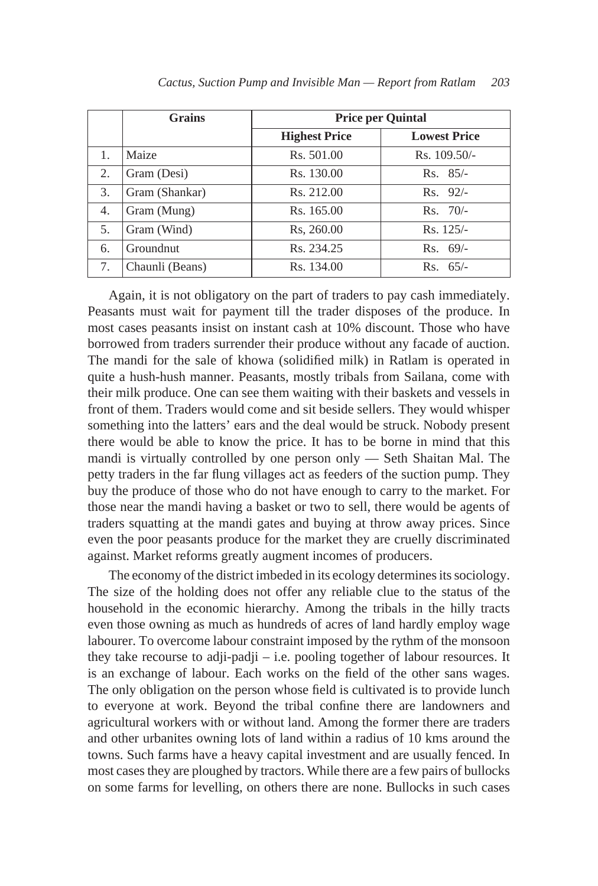| | Grains | Price per Quintal | |
|---|---|---|---|
| | | Highest Price | Lowest Price |
| 1. | Maize | Rs. 501.00 | Rs. 109.50/- |
| 2. | Gram (Desi) | Rs. 130.00 | Rs. 85/- |
| 3. | Gram (Shankar) | Rs. 212.00 | Rs. 92/- |
| 4. | Gram (Mung) | Rs. 165.00 | Rs. 70/- |
| 5. | Gram (Wind) | Rs, 260.00 | Rs. 125/- |
| 6. | Groundnut | Rs. 234.25 | Rs. 69/- |
| 7. | Chaunli (Beans) | Rs. 134.00 | Rs. 65/- |

Again, it is not obligatory on the part of traders to pay cash immediately. Peasants must wait for payment till the trader disposes of the produce. In most cases peasants insist on instant cash at 10% discount. Those who have borrowed from traders surrender their produce without any facade of auction. The mandi for the sale of khowa (solidified milk) in Ratlam is operated in quite a hush-hush manner. Peasants, mostly tribals from Sailana, come with their milk produce. One can see them waiting with their baskets and vessels in front of them. Traders would come and sit beside sellers. They would whisper something into the latters' ears and the deal would be struck. Nobody present there would be able to know the price. It has to be borne in mind that this mandi is virtually controlled by one person only — Seth Shaitan Mal. The petty traders in the far flung villages act as feeders of the suction pump. They buy the produce of those who do not have enough to carry to the market. For those near the mandi having a basket or two to sell, there would be agents of traders squatting at the mandi gates and buying at throw away prices. Since even the poor peasants produce for the market they are cruelly discriminated against. Market reforms greatly augment incomes of producers.

The economy of the district imbeded in its ecology determines its sociology. The size of the holding does not offer any reliable clue to the status of the household in the economic hierarchy. Among the tribals in the hilly tracts even those owning as much as hundreds of acres of land hardly employ wage labourer. To overcome labour constraint imposed by the rythm of the monsoon they take recourse to adji-padji – i.e. pooling together of labour resources. It is an exchange of labour. Each works on the field of the other sans wages. The only obligation on the person whose field is cultivated is to provide lunch to everyone at work. Beyond the tribal confine there are landowners and agricultural workers with or without land. Among the former there are traders and other urbanites owning lots of land within a radius of 10 kms around the towns. Such farms have a heavy capital investment and are usually fenced. In most cases they are ploughed by tractors. While there are a few pairs of bullocks on some farms for levelling, on others there are none. Bullocks in such cases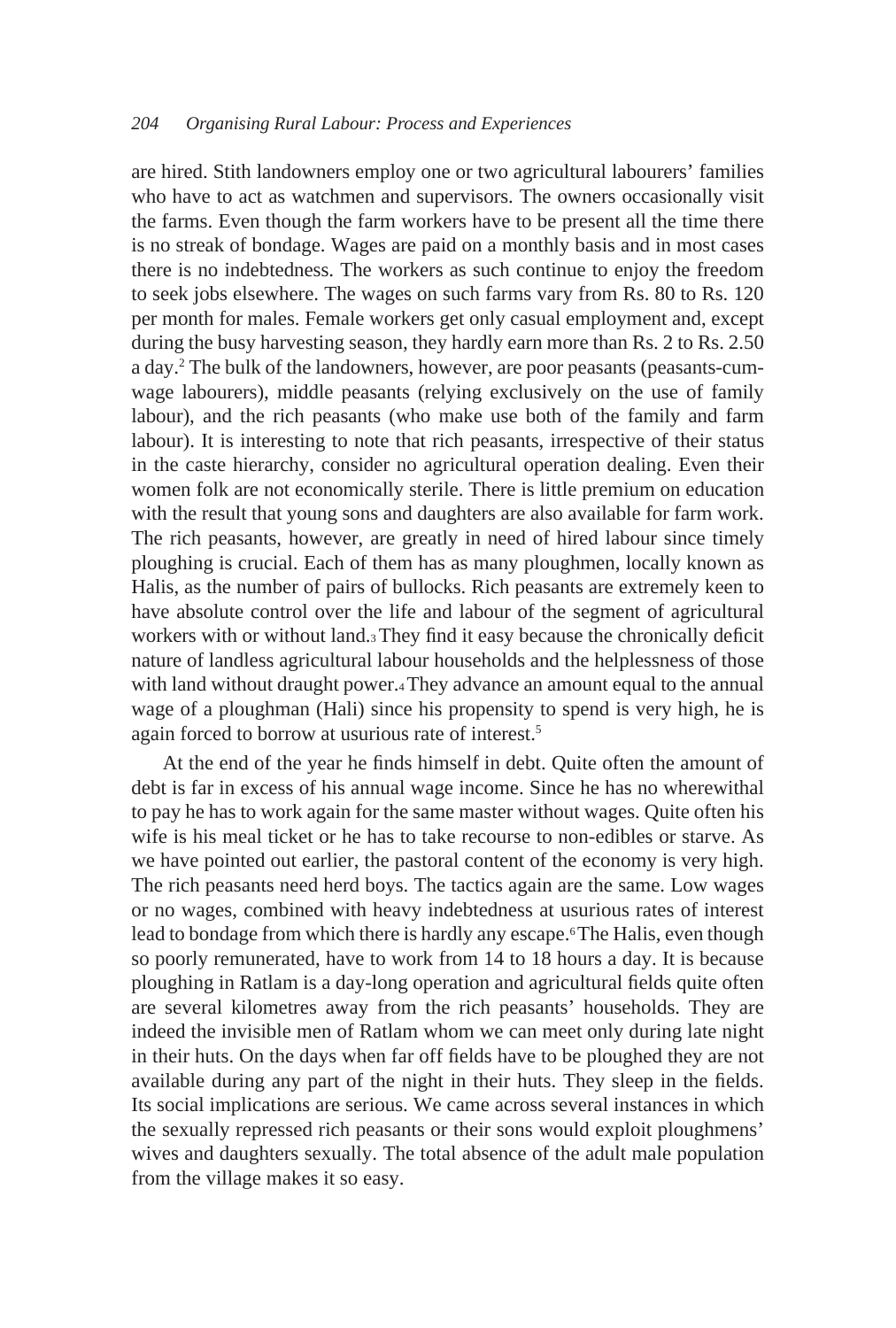are hired. Stith landowners employ one or two agricultural labourers' families who have to act as watchmen and supervisors. The owners occasionally visit the farms. Even though the farm workers have to be present all the time there is no streak of bondage. Wages are paid on a monthly basis and in most cases there is no indebtedness. The workers as such continue to enjoy the freedom to seek jobs elsewhere. The wages on such farms vary from Rs. 80 to Rs. 120 per month for males. Female workers get only casual employment and, except during the busy harvesting season, they hardly earn more than Rs. 2 to Rs. 2.50 a day.[2] The bulk of the landowners, however, are poor peasants (peasants-cum-wage labourers), middle peasants (relying exclusively on the use of family labour), and the rich peasants (who make use both of the family and farm labour). It is interesting to note that rich peasants, irrespective of their status in the caste hierarchy, consider no agricultural operation dealing. Even their women folk are not economically sterile. There is little premium on education with the result that young sons and daughters are also available for farm work. The rich peasants, however, are greatly in need of hired labour since timely ploughing is crucial. Each of them has as many ploughmen, locally known as Halis, as the number of pairs of bullocks. Rich peasants are extremely keen to have absolute control over the life and labour of the segment of agricultural workers with or without land.[3] They find it easy because the chronically deficit nature of landless agricultural labour households and the helplessness of those with land without draught power.[4] They advance an amount equal to the annual wage of a ploughman (Hali) since his propensity to spend is very high, he is again forced to borrow at usurious rate of interest.[5]

At the end of the year he finds himself in debt. Quite often the amount of debt is far in excess of his annual wage income. Since he has no wherewithal to pay he has to work again for the same master without wages. Quite often his wife is his meal ticket or he has to take recourse to non-edibles or starve. As we have pointed out earlier, the pastoral content of the economy is very high. The rich peasants need herd boys. The tactics again are the same. Low wages or no wages, combined with heavy indebtedness at usurious rates of interest lead to bondage from which there is hardly any escape.[6] The Halis, even though so poorly remunerated, have to work from 14 to 18 hours a day. It is because ploughing in Ratlam is a day-long operation and agricultural fields quite often are several kilometres away from the rich peasants' households. They are indeed the invisible men of Ratlam whom we can meet only during late night in their huts. On the days when far off fields have to be ploughed they are not available during any part of the night in their huts. They sleep in the fields. Its social implications are serious. We came across several instances in which the sexually repressed rich peasants or their sons would exploit ploughmens' wives and daughters sexually. The total absence of the adult male population from the village makes it so easy.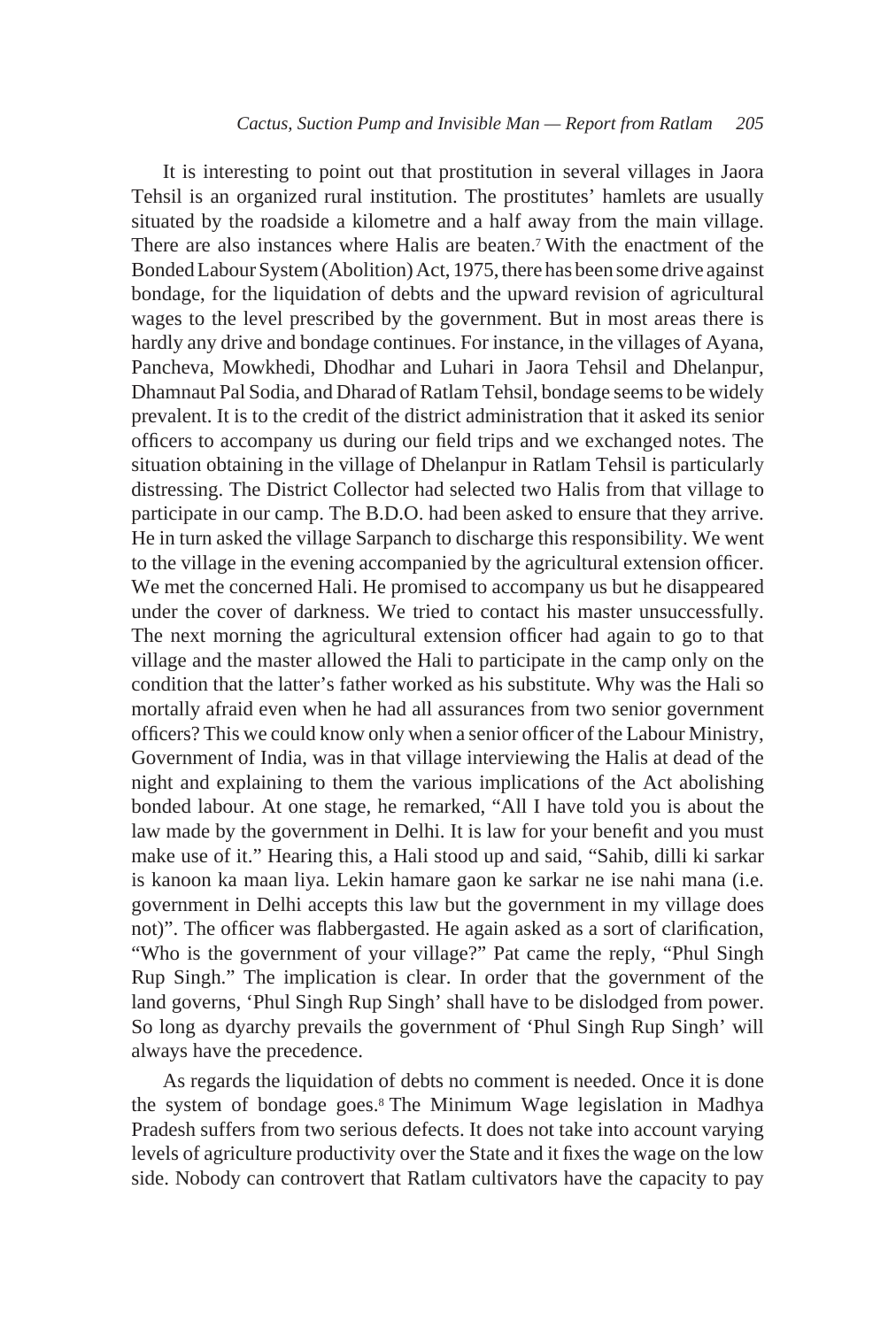It is interesting to point out that prostitution in several villages in Jaora Tehsil is an organized rural institution. The prostitutes' hamlets are usually situated by the roadside a kilometre and a half away from the main village. There are also instances where Halis are beaten.[7] With the enactment of the Bonded Labour System (Abolition) Act, 1975, there has been some drive against bondage, for the liquidation of debts and the upward revision of agricultural wages to the level prescribed by the government. But in most areas there is hardly any drive and bondage continues. For instance, in the villages of Ayana, Pancheva, Mowkhedi, Dhodhar and Luhari in Jaora Tehsil and Dhelanpur, Dhamnaut Pal Sodia, and Dharad of Ratlam Tehsil, bondage seems to be widely prevalent. It is to the credit of the district administration that it asked its senior officers to accompany us during our field trips and we exchanged notes. The situation obtaining in the village of Dhelanpur in Ratlam Tehsil is particularly distressing. The District Collector had selected two Halis from that village to participate in our camp. The B.D.O. had been asked to ensure that they arrive. He in turn asked the village Sarpanch to discharge this responsibility. We went to the village in the evening accompanied by the agricultural extension officer. We met the concerned Hali. He promised to accompany us but he disappeared under the cover of darkness. We tried to contact his master unsuccessfully. The next morning the agricultural extension officer had again to go to that village and the master allowed the Hali to participate in the camp only on the condition that the latter's father worked as his substitute. Why was the Hali so mortally afraid even when he had all assurances from two senior government officers? This we could know only when a senior officer of the Labour Ministry, Government of India, was in that village interviewing the Halis at dead of the night and explaining to them the various implications of the Act abolishing bonded labour. At one stage, he remarked, "All I have told you is about the law made by the government in Delhi. It is law for your benefit and you must make use of it." Hearing this, a Hali stood up and said, "Sahib, dilli ki sarkar is kanoon ka maan liya. Lekin hamare gaon ke sarkar ne ise nahi mana (i.e. government in Delhi accepts this law but the government in my village does not)". The officer was flabbergasted. He again asked as a sort of clarification, "Who is the government of your village?" Pat came the reply, "Phul Singh Rup Singh." The implication is clear. In order that the government of the land governs, 'Phul Singh Rup Singh' shall have to be dislodged from power. So long as dyarchy prevails the government of 'Phul Singh Rup Singh' will always have the precedence.

As regards the liquidation of debts no comment is needed. Once it is done the system of bondage goes.[8] The Minimum Wage legislation in Madhya Pradesh suffers from two serious defects. It does not take into account varying levels of agriculture productivity over the State and it fixes the wage on the low side. Nobody can controvert that Ratlam cultivators have the capacity to pay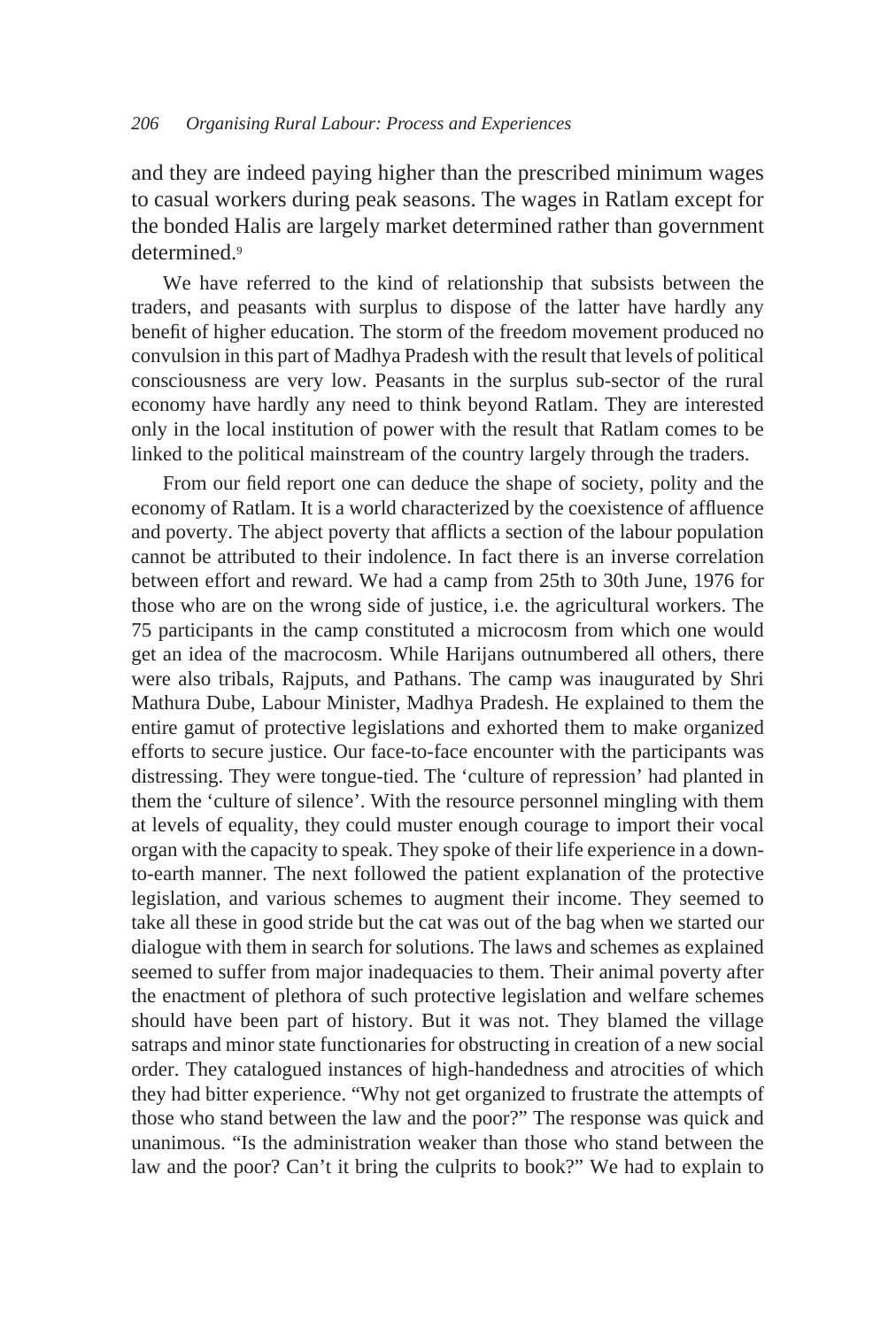and they are indeed paying higher than the prescribed minimum wages to casual workers during peak seasons. The wages in Ratlam except for the bonded Halis are largely market determined rather than government determined.[9]

We have referred to the kind of relationship that subsists between the traders, and peasants with surplus to dispose of the latter have hardly any benefit of higher education. The storm of the freedom movement produced no convulsion in this part of Madhya Pradesh with the result that levels of political consciousness are very low. Peasants in the surplus sub-sector of the rural economy have hardly any need to think beyond Ratlam. They are interested only in the local institution of power with the result that Ratlam comes to be linked to the political mainstream of the country largely through the traders.

From our field report one can deduce the shape of society, polity and the economy of Ratlam. It is a world characterized by the coexistence of affluence and poverty. The abject poverty that afflicts a section of the labour population cannot be attributed to their indolence. In fact there is an inverse correlation between effort and reward. We had a camp from 25th to 30th June, 1976 for those who are on the wrong side of justice, i.e. the agricultural workers. The 75 participants in the camp constituted a microcosm from which one would get an idea of the macrocosm. While Harijans outnumbered all others, there were also tribals, Rajputs, and Pathans. The camp was inaugurated by Shri Mathura Dube, Labour Minister, Madhya Pradesh. He explained to them the entire gamut of protective legislations and exhorted them to make organized efforts to secure justice. Our face-to-face encounter with the participants was distressing. They were tongue-tied. The 'culture of repression' had planted in them the 'culture of silence'. With the resource personnel mingling with them at levels of equality, they could muster enough courage to import their vocal organ with the capacity to speak. They spoke of their life experience in a down-to-earth manner. The next followed the patient explanation of the protective legislation, and various schemes to augment their income. They seemed to take all these in good stride but the cat was out of the bag when we started our dialogue with them in search for solutions. The laws and schemes as explained seemed to suffer from major inadequacies to them. Their animal poverty after the enactment of plethora of such protective legislation and welfare schemes should have been part of history. But it was not. They blamed the village satraps and minor state functionaries for obstructing in creation of a new social order. They catalogued instances of high-handedness and atrocities of which they had bitter experience. "Why not get organized to frustrate the attempts of those who stand between the law and the poor?" The response was quick and unanimous. "Is the administration weaker than those who stand between the law and the poor? Can't it bring the culprits to book?" We had to explain to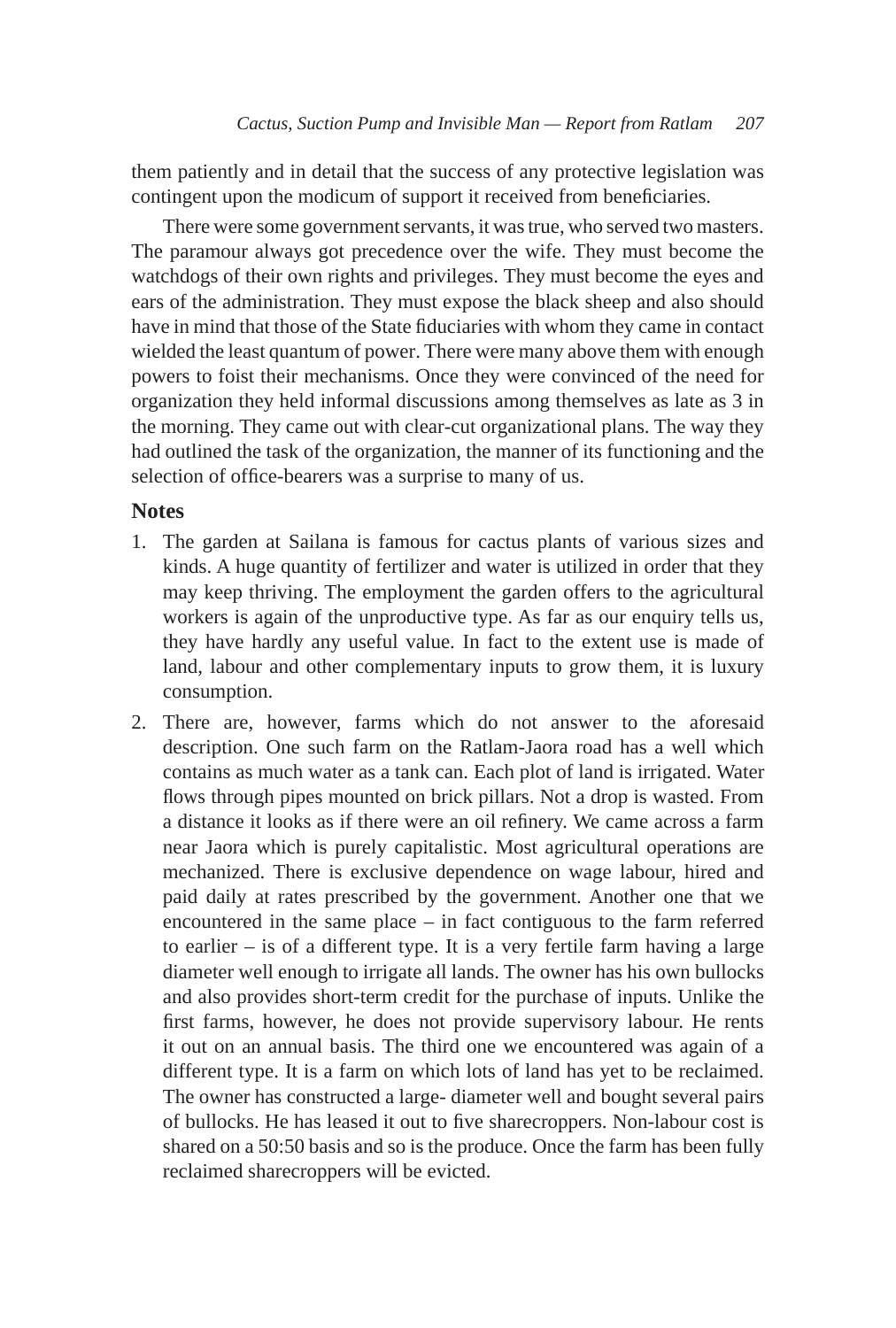them patiently and in detail that the success of any protective legislation was contingent upon the modicum of support it received from beneficiaries.

There were some government servants, it was true, who served two masters. The paramour always got precedence over the wife. They must become the watchdogs of their own rights and privileges. They must become the eyes and ears of the administration. They must expose the black sheep and also should have in mind that those of the State fiduciaries with whom they came in contact wielded the least quantum of power. There were many above them with enough powers to foist their mechanisms. Once they were convinced of the need for organization they held informal discussions among themselves as late as 3 in the morning. They came out with clear-cut organizational plans. The way they had outlined the task of the organization, the manner of its functioning and the selection of office-bearers was a surprise to many of us.

## Notes

1. The garden at Sailana is famous for cactus plants of various sizes and kinds. A huge quantity of fertilizer and water is utilized in order that they may keep thriving. The employment the garden offers to the agricultural workers is again of the unproductive type. As far as our enquiry tells us, they have hardly any useful value. In fact to the extent use is made of land, labour and other complementary inputs to grow them, it is luxury consumption.
2. There are, however, farms which do not answer to the aforesaid description. One such farm on the Ratlam-Jaora road has a well which contains as much water as a tank can. Each plot of land is irrigated. Water flows through pipes mounted on brick pillars. Not a drop is wasted. From a distance it looks as if there were an oil refinery. We came across a farm near Jaora which is purely capitalistic. Most agricultural operations are mechanized. There is exclusive dependence on wage labour, hired and paid daily at rates prescribed by the government. Another one that we encountered in the same place – in fact contiguous to the farm referred to earlier – is of a different type. It is a very fertile farm having a large diameter well enough to irrigate all lands. The owner has his own bullocks and also provides short-term credit for the purchase of inputs. Unlike the first farms, however, he does not provide supervisory labour. He rents it out on an annual basis. The third one we encountered was again of a different type. It is a farm on which lots of land has yet to be reclaimed. The owner has constructed a large- diameter well and bought several pairs of bullocks. He has leased it out to five sharecroppers. Non-labour cost is shared on a 50:50 basis and so is the produce. Once the farm has been fully reclaimed sharecroppers will be evicted.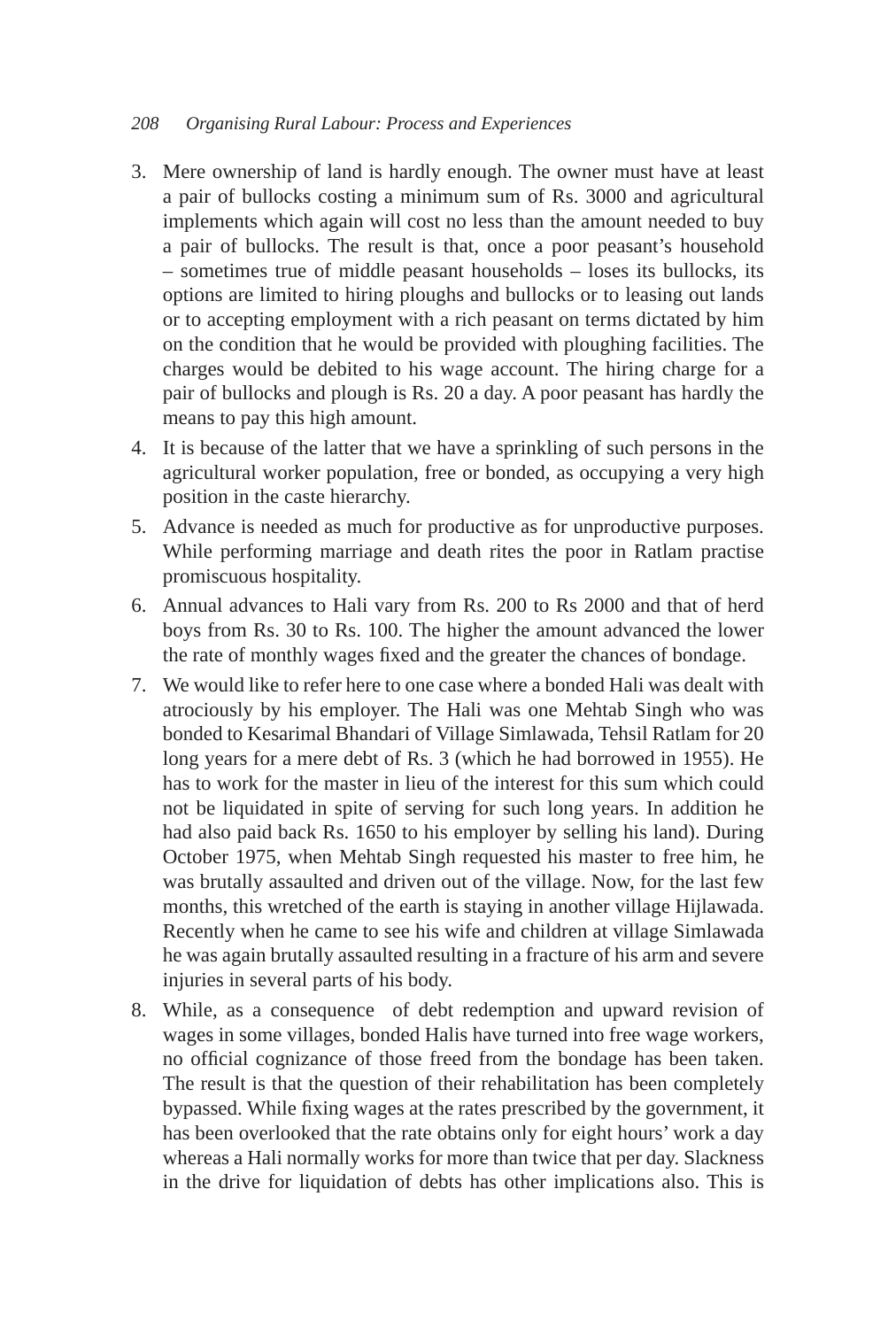3. Mere ownership of land is hardly enough. The owner must have at least a pair of bullocks costing a minimum sum of Rs. 3000 and agricultural implements which again will cost no less than the amount needed to buy a pair of bullocks. The result is that, once a poor peasant's household – sometimes true of middle peasant households – loses its bullocks, its options are limited to hiring ploughs and bullocks or to leasing out lands or to accepting employment with a rich peasant on terms dictated by him on the condition that he would be provided with ploughing facilities. The charges would be debited to his wage account. The hiring charge for a pair of bullocks and plough is Rs. 20 a day. A poor peasant has hardly the means to pay this high amount.
4. It is because of the latter that we have a sprinkling of such persons in the agricultural worker population, free or bonded, as occupying a very high position in the caste hierarchy.
5. Advance is needed as much for productive as for unproductive purposes. While performing marriage and death rites the poor in Ratlam practise promiscuous hospitality.
6. Annual advances to Hali vary from Rs. 200 to Rs 2000 and that of herd boys from Rs. 30 to Rs. 100. The higher the amount advanced the lower the rate of monthly wages fixed and the greater the chances of bondage.
7. We would like to refer here to one case where a bonded Hali was dealt with atrociously by his employer. The Hali was one Mehtab Singh who was bonded to Kesarimal Bhandari of Village Simlawada, Tehsil Ratlam for 20 long years for a mere debt of Rs. 3 (which he had borrowed in 1955). He has to work for the master in lieu of the interest for this sum which could not be liquidated in spite of serving for such long years. In addition he had also paid back Rs. 1650 to his employer by selling his land). During October 1975, when Mehtab Singh requested his master to free him, he was brutally assaulted and driven out of the village. Now, for the last few months, this wretched of the earth is staying in another village Hijlawada. Recently when he came to see his wife and children at village Simlawada he was again brutally assaulted resulting in a fracture of his arm and severe injuries in several parts of his body.
8. While, as a consequence of debt redemption and upward revision of wages in some villages, bonded Halis have turned into free wage workers, no official cognizance of those freed from the bondage has been taken. The result is that the question of their rehabilitation has been completely bypassed. While fixing wages at the rates prescribed by the government, it has been overlooked that the rate obtains only for eight hours' work a day whereas a Hali normally works for more than twice that per day. Slackness in the drive for liquidation of debts has other implications also. This is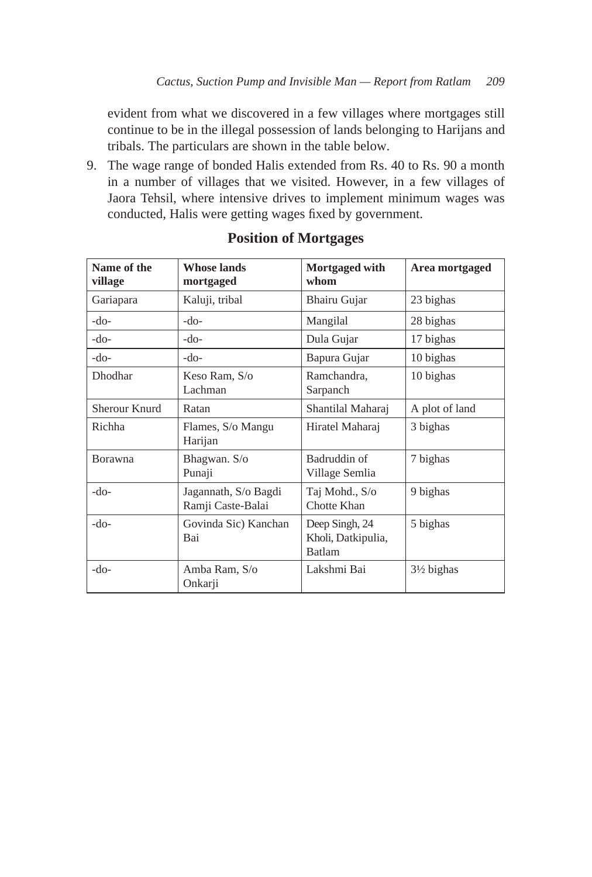evident from what we discovered in a few villages where mortgages still continue to be in the illegal possession of lands belonging to Harijans and tribals. The particulars are shown in the table below.

9. The wage range of bonded Halis extended from Rs. 40 to Rs. 90 a month in a number of villages that we visited. However, in a few villages of Jaora Tehsil, where intensive drives to implement minimum wages was conducted, Halis were getting wages fixed by government.

### Position of Mortgages

| Name of the village | Whose lands mortgaged | Mortgaged with whom | Area mortgaged |
|---|---|---|---|
| Gariapara | Kaluji, tribal | Bhairu Gujar | 23 bighas |
| -do- | -do- | Mangilal | 28 bighas |
| -do- | -do- | Dula Gujar | 17 bighas |
| -do- | -do- | Bapura Gujar | 10 bighas |
| Dhodhar | Keso Ram, S/o Lachman | Ramchandra, Sarpanch | 10 bighas |
| Sherour Knurd | Ratan | Shantilal Maharaj | A plot of land |
| Richha | Flames, S/o Mangu Harijan | Hiratel Maharaj | 3 bighas |
| Borawna | Bhagwan. S/o Punaji | Badruddin of Village Semlia | 7 bighas |
| -do- | Jagannath, S/o Bagdi Ramji Caste-Balai | Taj Mohd., S/o Chotte Khan | 9 bighas |
| -do- | Govinda Sic) Kanchan Bai | Deep Singh, 24 Kholi, Datkipulia, Batlam | 5 bighas |
| -do- | Amba Ram, S/o Onkarji | Lakshmi Bai | 3½ bighas |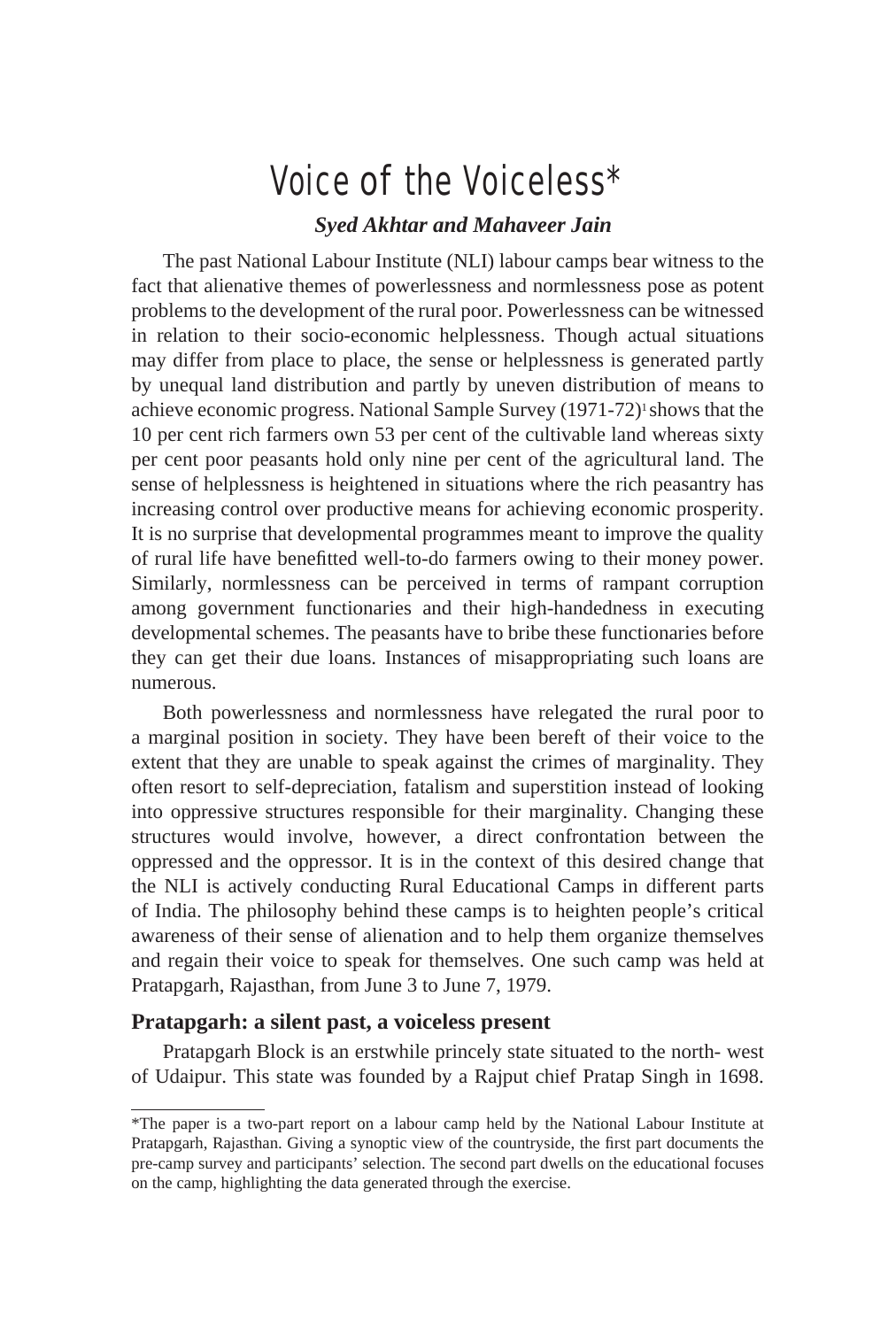# Voice of the Voiceless*

***Syed Akhtar and Mahaveer Jain***

The past National Labour Institute (NLI) labour camps bear witness to the fact that alienative themes of powerlessness and normlessness pose as potent problems to the development of the rural poor. Powerlessness can be witnessed in relation to their socio-economic helplessness. Though actual situations may differ from place to place, the sense or helplessness is generated partly by unequal land distribution and partly by uneven distribution of means to achieve economic progress. National Sample Survey (1971-72)[1] shows that the 10 per cent rich farmers own 53 per cent of the cultivable land whereas sixty per cent poor peasants hold only nine per cent of the agricultural land. The sense of helplessness is heightened in situations where the rich peasantry has increasing control over productive means for achieving economic prosperity. It is no surprise that developmental programmes meant to improve the quality of rural life have benefitted well-to-do farmers owing to their money power. Similarly, normlessness can be perceived in terms of rampant corruption among government functionaries and their high-handedness in executing developmental schemes. The peasants have to bribe these functionaries before they can get their due loans. Instances of misappropriating such loans are numerous.

Both powerlessness and normlessness have relegated the rural poor to a marginal position in society. They have been bereft of their voice to the extent that they are unable to speak against the crimes of marginality. They often resort to self-depreciation, fatalism and superstition instead of looking into oppressive structures responsible for their marginality. Changing these structures would involve, however, a direct confrontation between the oppressed and the oppressor. It is in the context of this desired change that the NLI is actively conducting Rural Educational Camps in different parts of India. The philosophy behind these camps is to heighten people's critical awareness of their sense of alienation and to help them organize themselves and regain their voice to speak for themselves. One such camp was held at Pratapgarh, Rajasthan, from June 3 to June 7, 1979.

## Pratapgarh: a silent past, a voiceless present

Pratapgarh Block is an erstwhile princely state situated to the north- west of Udaipur. This state was founded by a Rajput chief Pratap Singh in 1698.

---

*The paper is a two-part report on a labour camp held by the National Labour Institute at Pratapgarh, Rajasthan. Giving a synoptic view of the countryside, the first part documents the pre-camp survey and participants' selection. The second part dwells on the educational focuses on the camp, highlighting the data generated through the exercise.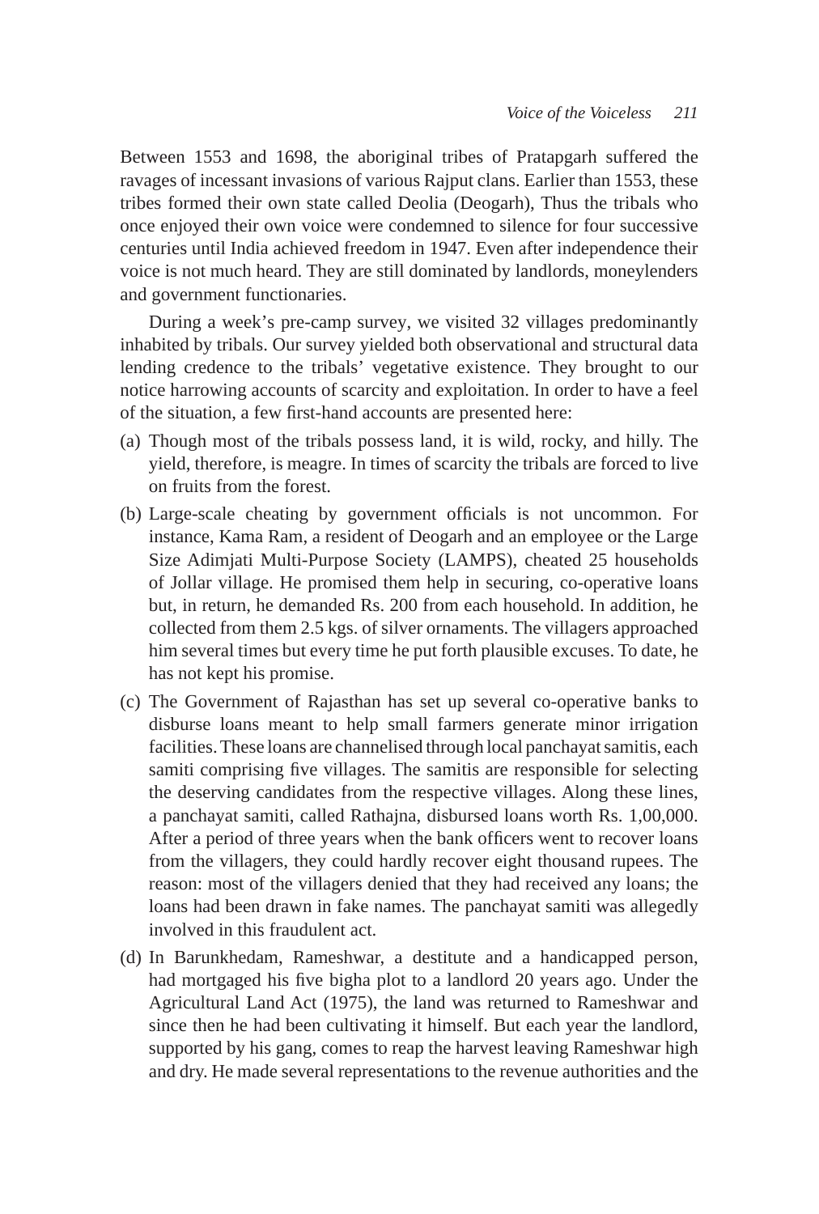Between 1553 and 1698, the aboriginal tribes of Pratapgarh suffered the ravages of incessant invasions of various Rajput clans. Earlier than 1553, these tribes formed their own state called Deolia (Deogarh), Thus the tribals who once enjoyed their own voice were condemned to silence for four successive centuries until India achieved freedom in 1947. Even after independence their voice is not much heard. They are still dominated by landlords, moneylenders and government functionaries.

During a week's pre-camp survey, we visited 32 villages predominantly inhabited by tribals. Our survey yielded both observational and structural data lending credence to the tribals' vegetative existence. They brought to our notice harrowing accounts of scarcity and exploitation. In order to have a feel of the situation, a few first-hand accounts are presented here:

(a) Though most of the tribals possess land, it is wild, rocky, and hilly. The yield, therefore, is meagre. In times of scarcity the tribals are forced to live on fruits from the forest.

(b) Large-scale cheating by government officials is not uncommon. For instance, Kama Ram, a resident of Deogarh and an employee or the Large Size Adimjati Multi-Purpose Society (LAMPS), cheated 25 households of Jollar village. He promised them help in securing, co-operative loans but, in return, he demanded Rs. 200 from each household. In addition, he collected from them 2.5 kgs. of silver ornaments. The villagers approached him several times but every time he put forth plausible excuses. To date, he has not kept his promise.

(c) The Government of Rajasthan has set up several co-operative banks to disburse loans meant to help small farmers generate minor irrigation facilities. These loans are channelised through local panchayat samitis, each samiti comprising five villages. The samitis are responsible for selecting the deserving candidates from the respective villages. Along these lines, a panchayat samiti, called Rathajna, disbursed loans worth Rs. 1,00,000. After a period of three years when the bank officers went to recover loans from the villagers, they could hardly recover eight thousand rupees. The reason: most of the villagers denied that they had received any loans; the loans had been drawn in fake names. The panchayat samiti was allegedly involved in this fraudulent act.

(d) In Barunkhedam, Rameshwar, a destitute and a handicapped person, had mortgaged his five bigha plot to a landlord 20 years ago. Under the Agricultural Land Act (1975), the land was returned to Rameshwar and since then he had been cultivating it himself. But each year the landlord, supported by his gang, comes to reap the harvest leaving Rameshwar high and dry. He made several representations to the revenue authorities and the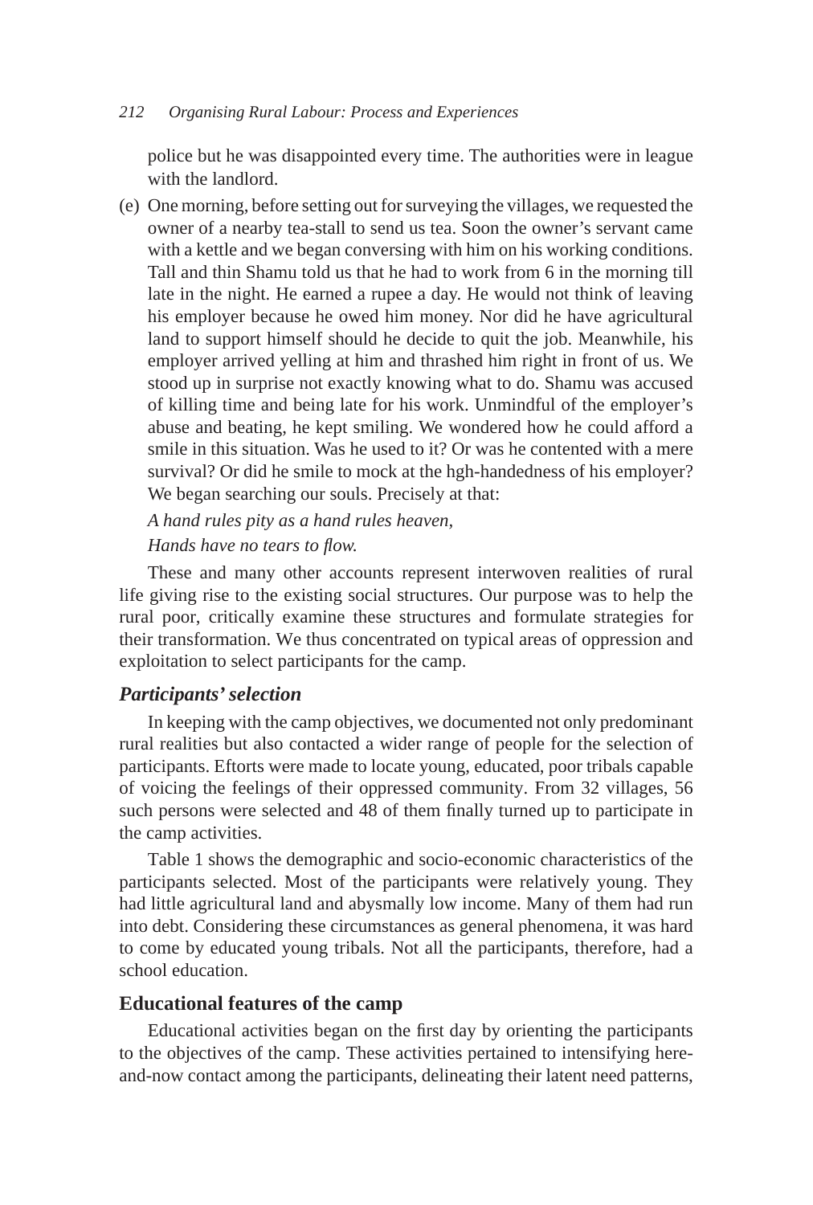police but he was disappointed every time. The authorities were in league with the landlord.

(e) One morning, before setting out for surveying the villages, we requested the owner of a nearby tea-stall to send us tea. Soon the owner's servant came with a kettle and we began conversing with him on his working conditions. Tall and thin Shamu told us that he had to work from 6 in the morning till late in the night. He earned a rupee a day. He would not think of leaving his employer because he owed him money. Nor did he have agricultural land to support himself should he decide to quit the job. Meanwhile, his employer arrived yelling at him and thrashed him right in front of us. We stood up in surprise not exactly knowing what to do. Shamu was accused of killing time and being late for his work. Unmindful of the employer's abuse and beating, he kept smiling. We wondered how he could afford a smile in this situation. Was he used to it? Or was he contented with a mere survival? Or did he smile to mock at the hgh-handedness of his employer? We began searching our souls. Precisely at that:

*A hand rules pity as a hand rules heaven,*
*Hands have no tears to flow.*

These and many other accounts represent interwoven realities of rural life giving rise to the existing social structures. Our purpose was to help the rural poor, critically examine these structures and formulate strategies for their transformation. We thus concentrated on typical areas of oppression and exploitation to select participants for the camp.

### *Participants' selection*

In keeping with the camp objectives, we documented not only predominant rural realities but also contacted a wider range of people for the selection of participants. Eftorts were made to locate young, educated, poor tribals capable of voicing the feelings of their oppressed community. From 32 villages, 56 such persons were selected and 48 of them finally turned up to participate in the camp activities.

Table 1 shows the demographic and socio-economic characteristics of the participants selected. Most of the participants were relatively young. They had little agricultural land and abysmally low income. Many of them had run into debt. Considering these circumstances as general phenomena, it was hard to come by educated young tribals. Not all the participants, therefore, had a school education.

## Educational features of the camp

Educational activities began on the first day by orienting the participants to the objectives of the camp. These activities pertained to intensifying here-and-now contact among the participants, delineating their latent need patterns,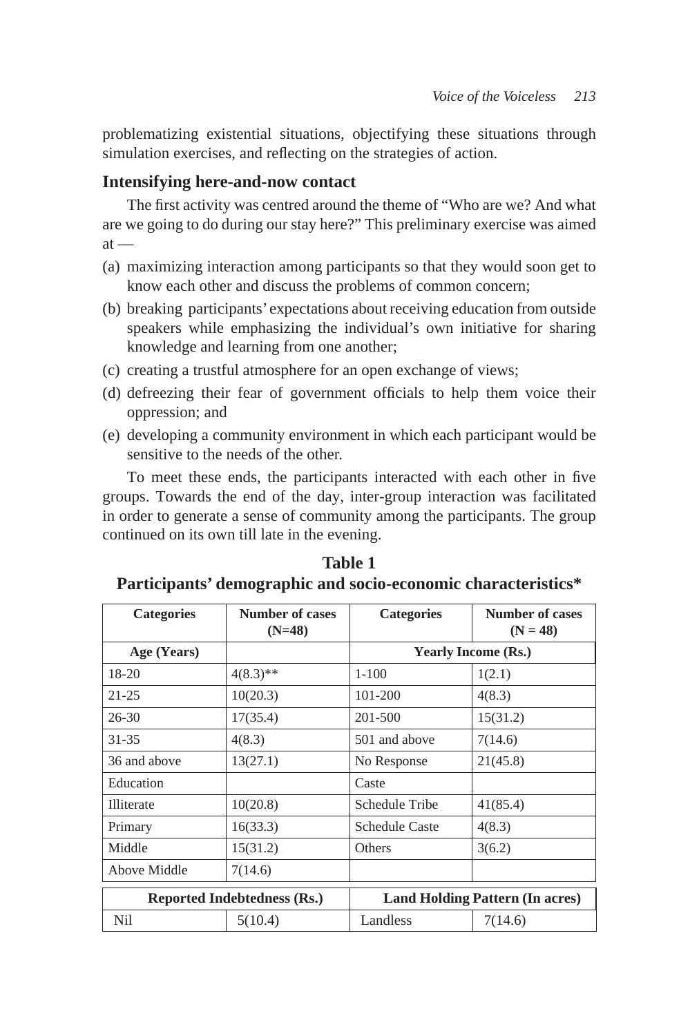problematizing existential situations, objectifying these situations through simulation exercises, and reflecting on the strategies of action.

### Intensifying here-and-now contact

The first activity was centred around the theme of "Who are we? And what are we going to do during our stay here?" This preliminary exercise was aimed at —

(a) maximizing interaction among participants so that they would soon get to know each other and discuss the problems of common concern;

(b) breaking participants' expectations about receiving education from outside speakers while emphasizing the individual's own initiative for sharing knowledge and learning from one another;

(c) creating a trustful atmosphere for an open exchange of views;

(d) defreezing their fear of government officials to help them voice their oppression; and

(e) developing a community environment in which each participant would be sensitive to the needs of the other.

To meet these ends, the participants interacted with each other in five groups. Towards the end of the day, inter-group interaction was facilitated in order to generate a sense of community among the participants. The group continued on its own till late in the evening.

**Table 1**
**Participants' demographic and socio-economic characteristics***

| Categories | Number of cases (N=48) | Categories | Number of cases (N = 48) |
|---|---|---|---|
| **Age (Years)** | | **Yearly Income (Rs.)** | |
| 18-20 | 4(8.3)** | 1-100 | 1(2.1) |
| 21-25 | 10(20.3) | 101-200 | 4(8.3) |
| 26-30 | 17(35.4) | 201-500 | 15(31.2) |
| 31-35 | 4(8.3) | 501 and above | 7(14.6) |
| 36 and above | 13(27.1) | No Response | 21(45.8) |
| Education | | Caste | |
| Illiterate | 10(20.8) | Schedule Tribe | 41(85.4) |
| Primary | 16(33.3) | Schedule Caste | 4(8.3) |
| Middle | 15(31.2) | Others | 3(6.2) |
| Above Middle | 7(14.6) | | |
| **Reported Indebtedness (Rs.)** | | **Land Holding Pattern (In acres)** | |
| Nil | 5(10.4) | Landless | 7(14.6) |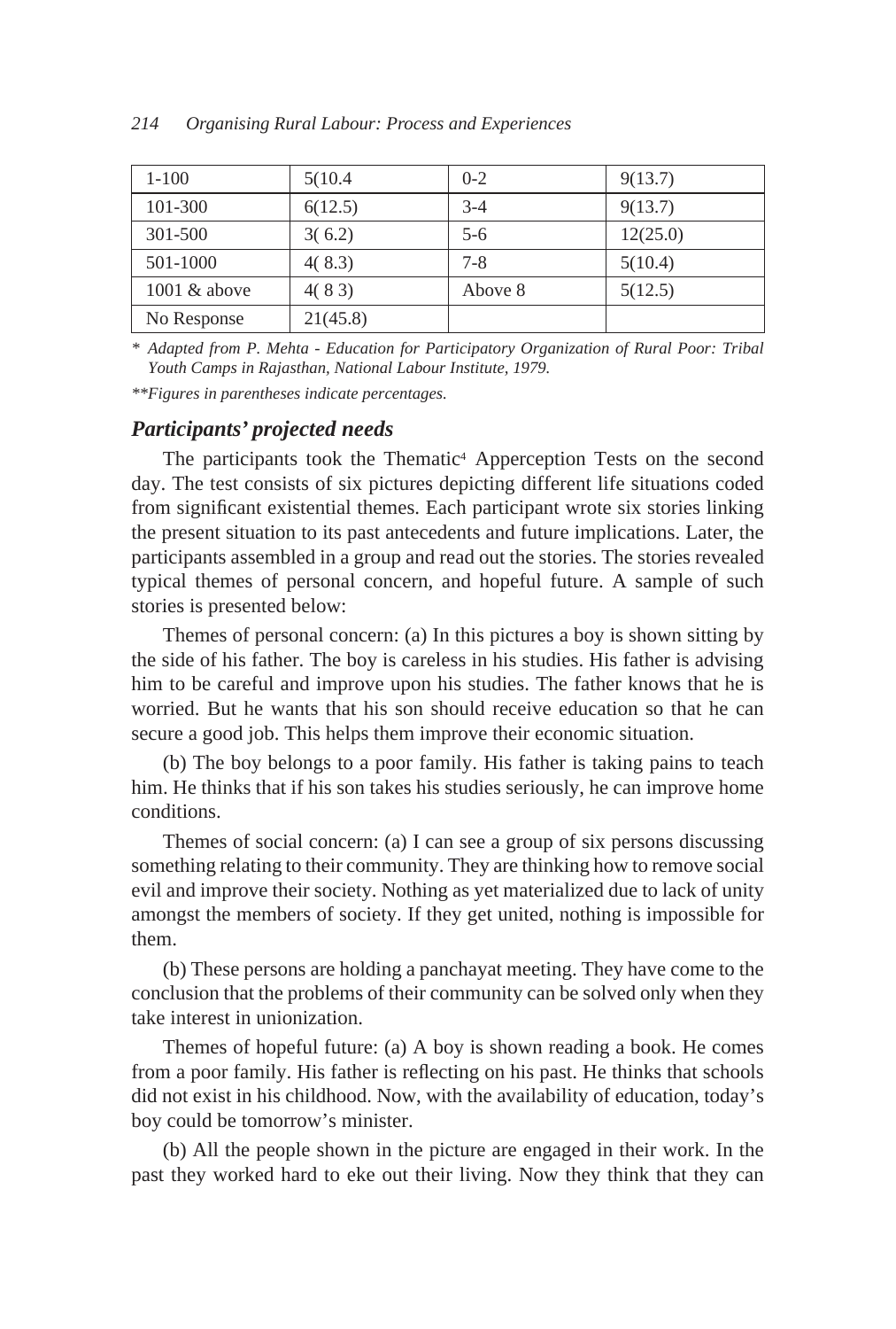| 1-100 | 5(10.4 | 0-2 | 9(13.7) |
|---|---|---|---|
| 101-300 | 6(12.5) | 3-4 | 9(13.7) |
| 301-500 | 3( 6.2) | 5-6 | 12(25.0) |
| 501-1000 | 4( 8.3) | 7-8 | 5(10.4) |
| 1001 & above | 4( 8 3) | Above 8 | 5(12.5) |
| No Response | 21(45.8) | | |

*\* Adapted from P. Mehta - Education for Participatory Organization of Rural Poor: Tribal Youth Camps in Rajasthan, National Labour Institute, 1979.*

*\*\*Figures in parentheses indicate percentages.*

### *Participants' projected needs*

The participants took the Thematic[4] Apperception Tests on the second day. The test consists of six pictures depicting different life situations coded from significant existential themes. Each participant wrote six stories linking the present situation to its past antecedents and future implications. Later, the participants assembled in a group and read out the stories. The stories revealed typical themes of personal concern, and hopeful future. A sample of such stories is presented below:

Themes of personal concern: (a) In this pictures a boy is shown sitting by the side of his father. The boy is careless in his studies. His father is advising him to be careful and improve upon his studies. The father knows that he is worried. But he wants that his son should receive education so that he can secure a good job. This helps them improve their economic situation.

(b) The boy belongs to a poor family. His father is taking pains to teach him. He thinks that if his son takes his studies seriously, he can improve home conditions.

Themes of social concern: (a) I can see a group of six persons discussing something relating to their community. They are thinking how to remove social evil and improve their society. Nothing as yet materialized due to lack of unity amongst the members of society. If they get united, nothing is impossible for them.

(b) These persons are holding a panchayat meeting. They have come to the conclusion that the problems of their community can be solved only when they take interest in unionization.

Themes of hopeful future: (a) A boy is shown reading a book. He comes from a poor family. His father is reflecting on his past. He thinks that schools did not exist in his childhood. Now, with the availability of education, today's boy could be tomorrow's minister.

(b) All the people shown in the picture are engaged in their work. In the past they worked hard to eke out their living. Now they think that they can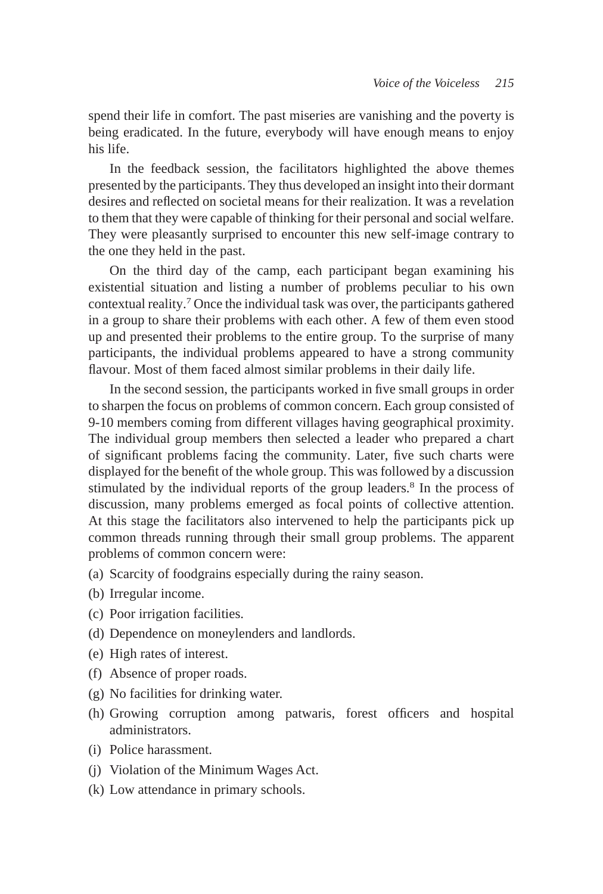spend their life in comfort. The past miseries are vanishing and the poverty is being eradicated. In the future, everybody will have enough means to enjoy his life.

In the feedback session, the facilitators highlighted the above themes presented by the participants. They thus developed an insight into their dormant desires and reflected on societal means for their realization. It was a revelation to them that they were capable of thinking for their personal and social welfare. They were pleasantly surprised to encounter this new self-image contrary to the one they held in the past.

On the third day of the camp, each participant began examining his existential situation and listing a number of problems peculiar to his own contextual reality.[7] Once the individual task was over, the participants gathered in a group to share their problems with each other. A few of them even stood up and presented their problems to the entire group. To the surprise of many participants, the individual problems appeared to have a strong community flavour. Most of them faced almost similar problems in their daily life.

In the second session, the participants worked in five small groups in order to sharpen the focus on problems of common concern. Each group consisted of 9-10 members coming from different villages having geographical proximity. The individual group members then selected a leader who prepared a chart of significant problems facing the community. Later, five such charts were displayed for the benefit of the whole group. This was followed by a discussion stimulated by the individual reports of the group leaders.[8] In the process of discussion, many problems emerged as focal points of collective attention. At this stage the facilitators also intervened to help the participants pick up common threads running through their small group problems. The apparent problems of common concern were:

(a) Scarcity of foodgrains especially during the rainy season.

(b) Irregular income.

(c) Poor irrigation facilities.

(d) Dependence on moneylenders and landlords.

(e) High rates of interest.

(f) Absence of proper roads.

(g) No facilities for drinking water.

(h) Growing corruption among patwaris, forest officers and hospital administrators.

(i) Police harassment.

(j) Violation of the Minimum Wages Act.

(k) Low attendance in primary schools.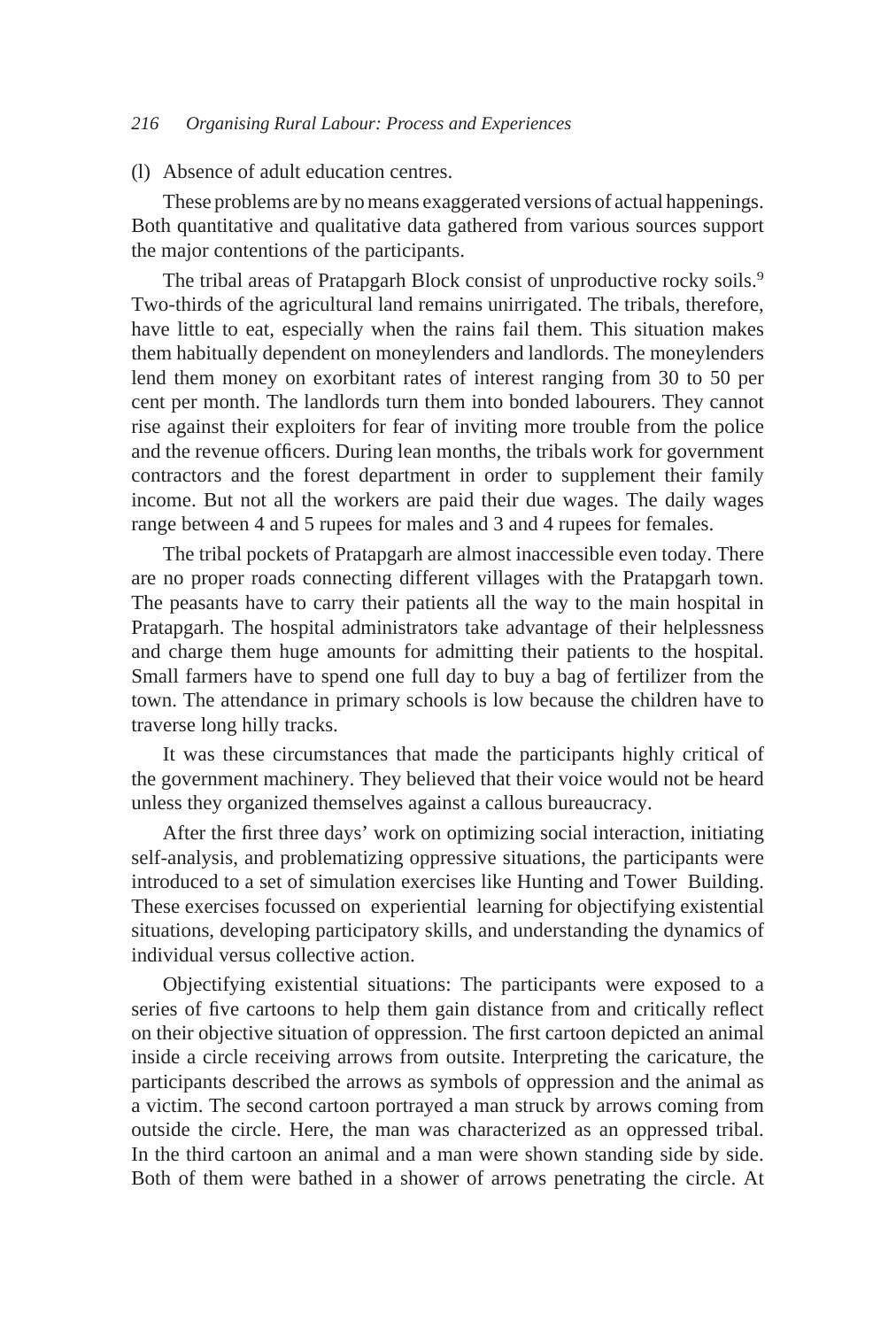(l) Absence of adult education centres.

These problems are by no means exaggerated versions of actual happenings. Both quantitative and qualitative data gathered from various sources support the major contentions of the participants.

The tribal areas of Pratapgarh Block consist of unproductive rocky soils.[9] Two-thirds of the agricultural land remains unirrigated. The tribals, therefore, have little to eat, especially when the rains fail them. This situation makes them habitually dependent on moneylenders and landlords. The moneylenders lend them money on exorbitant rates of interest ranging from 30 to 50 per cent per month. The landlords turn them into bonded labourers. They cannot rise against their exploiters for fear of inviting more trouble from the police and the revenue officers. During lean months, the tribals work for government contractors and the forest department in order to supplement their family income. But not all the workers are paid their due wages. The daily wages range between 4 and 5 rupees for males and 3 and 4 rupees for females.

The tribal pockets of Pratapgarh are almost inaccessible even today. There are no proper roads connecting different villages with the Pratapgarh town. The peasants have to carry their patients all the way to the main hospital in Pratapgarh. The hospital administrators take advantage of their helplessness and charge them huge amounts for admitting their patients to the hospital. Small farmers have to spend one full day to buy a bag of fertilizer from the town. The attendance in primary schools is low because the children have to traverse long hilly tracks.

It was these circumstances that made the participants highly critical of the government machinery. They believed that their voice would not be heard unless they organized themselves against a callous bureaucracy.

After the first three days' work on optimizing social interaction, initiating self-analysis, and problematizing oppressive situations, the participants were introduced to a set of simulation exercises like Hunting and Tower Building. These exercises focussed on experiential learning for objectifying existential situations, developing participatory skills, and understanding the dynamics of individual versus collective action.

Objectifying existential situations: The participants were exposed to a series of five cartoons to help them gain distance from and critically reflect on their objective situation of oppression. The first cartoon depicted an animal inside a circle receiving arrows from outsite. Interpreting the caricature, the participants described the arrows as symbols of oppression and the animal as a victim. The second cartoon portrayed a man struck by arrows coming from outside the circle. Here, the man was characterized as an oppressed tribal. In the third cartoon an animal and a man were shown standing side by side. Both of them were bathed in a shower of arrows penetrating the circle. At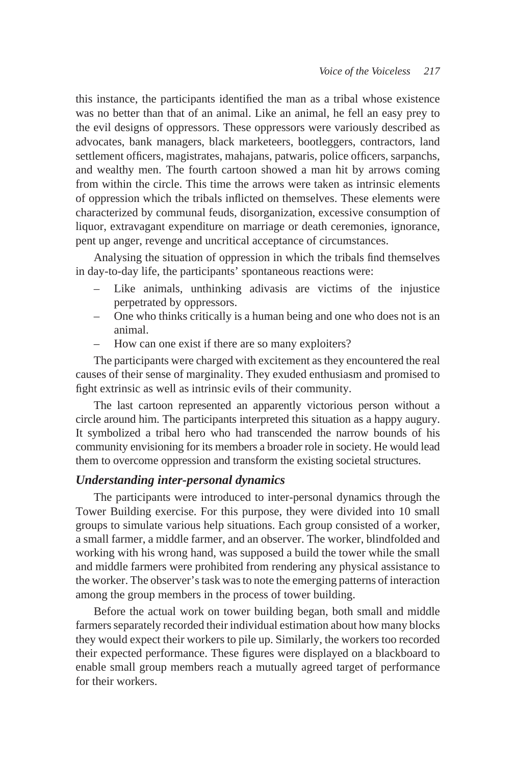this instance, the participants identified the man as a tribal whose existence was no better than that of an animal. Like an animal, he fell an easy prey to the evil designs of oppressors. These oppressors were variously described as advocates, bank managers, black marketeers, bootleggers, contractors, land settlement officers, magistrates, mahajans, patwaris, police officers, sarpanchs, and wealthy men. The fourth cartoon showed a man hit by arrows coming from within the circle. This time the arrows were taken as intrinsic elements of oppression which the tribals inflicted on themselves. These elements were characterized by communal feuds, disorganization, excessive consumption of liquor, extravagant expenditure on marriage or death ceremonies, ignorance, pent up anger, revenge and uncritical acceptance of circumstances.

Analysing the situation of oppression in which the tribals find themselves in day-to-day life, the participants' spontaneous reactions were:

- Like animals, unthinking adivasis are victims of the injustice perpetrated by oppressors.
- One who thinks critically is a human being and one who does not is an animal.
- How can one exist if there are so many exploiters?

The participants were charged with excitement as they encountered the real causes of their sense of marginality. They exuded enthusiasm and promised to fight extrinsic as well as intrinsic evils of their community.

The last cartoon represented an apparently victorious person without a circle around him. The participants interpreted this situation as a happy augury. It symbolized a tribal hero who had transcended the narrow bounds of his community envisioning for its members a broader role in society. He would lead them to overcome oppression and transform the existing societal structures.

### *Understanding inter-personal dynamics*

The participants were introduced to inter-personal dynamics through the Tower Building exercise. For this purpose, they were divided into 10 small groups to simulate various help situations. Each group consisted of a worker, a small farmer, a middle farmer, and an observer. The worker, blindfolded and working with his wrong hand, was supposed a build the tower while the small and middle farmers were prohibited from rendering any physical assistance to the worker. The observer's task was to note the emerging patterns of interaction among the group members in the process of tower building.

Before the actual work on tower building began, both small and middle farmers separately recorded their individual estimation about how many blocks they would expect their workers to pile up. Similarly, the workers too recorded their expected performance. These figures were displayed on a blackboard to enable small group members reach a mutually agreed target of performance for their workers.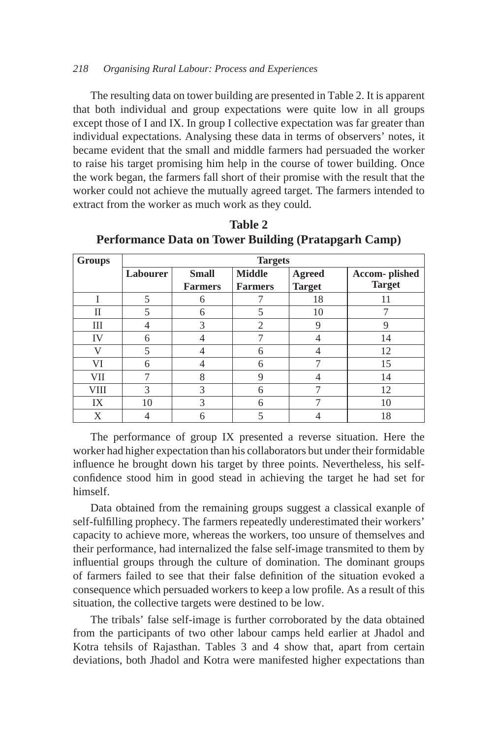The resulting data on tower building are presented in Table 2. It is apparent that both individual and group expectations were quite low in all groups except those of I and IX. In group I collective expectation was far greater than individual expectations. Analysing these data in terms of observers' notes, it became evident that the small and middle farmers had persuaded the worker to raise his target promising him help in the course of tower building. Once the work began, the farmers fall short of their promise with the result that the worker could not achieve the mutually agreed target. The farmers intended to extract from the worker as much work as they could.

**Table 2**
**Performance Data on Tower Building (Pratapgarh Camp)**

| Groups | Targets | | | | |
|---|---|---|---|---|---|
| | Labourer | Small Farmers | Middle Farmers | Agreed Target | Accom- plished Target |
| I | 5 | 6 | 7 | 18 | 11 |
| II | 5 | 6 | 5 | 10 | 7 |
| III | 4 | 3 | 2 | 9 | 9 |
| IV | 6 | 4 | 7 | 4 | 14 |
| V | 5 | 4 | 6 | 4 | 12 |
| VI | 6 | 4 | 6 | 7 | 15 |
| VII | 7 | 8 | 9 | 4 | 14 |
| VIII | 3 | 3 | 6 | 7 | 12 |
| IX | 10 | 3 | 6 | 7 | 10 |
| X | 4 | 6 | 5 | 4 | 18 |

The performance of group IX presented a reverse situation. Here the worker had higher expectation than his collaborators but under their formidable influence he brought down his target by three points. Nevertheless, his self-confidence stood him in good stead in achieving the target he had set for himself.

Data obtained from the remaining groups suggest a classical exanple of self-fulfilling prophecy. The farmers repeatedly underestimated their workers' capacity to achieve more, whereas the workers, too unsure of themselves and their performance, had internalized the false self-image transmited to them by influential groups through the culture of domination. The dominant groups of farmers failed to see that their false definition of the situation evoked a consequence which persuaded workers to keep a low profile. As a result of this situation, the collective targets were destined to be low.

The tribals' false self-image is further corroborated by the data obtained from the participants of two other labour camps held earlier at Jhadol and Kotra tehsils of Rajasthan. Tables 3 and 4 show that, apart from certain deviations, both Jhadol and Kotra were manifested higher expectations than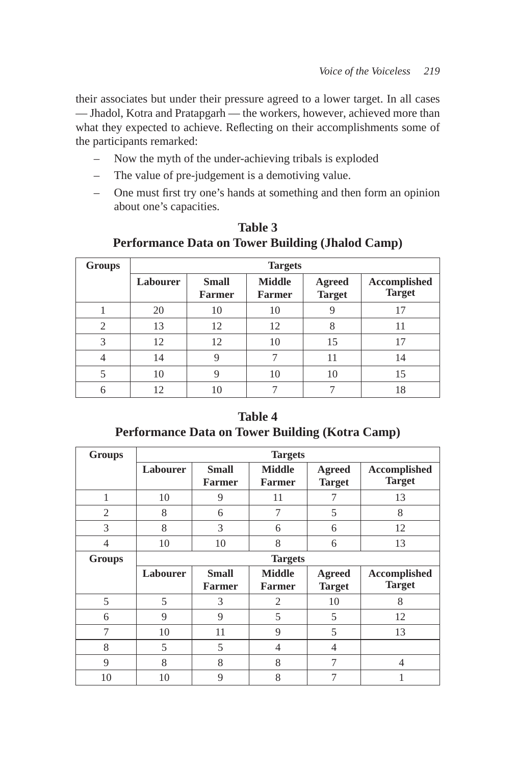their associates but under their pressure agreed to a lower target. In all cases — Jhadol, Kotra and Pratapgarh — the workers, however, achieved more than what they expected to achieve. Reflecting on their accomplishments some of the participants remarked:

- Now the myth of the under-achieving tribals is exploded
- The value of pre-judgement is a demotiving value.
- One must first try one's hands at something and then form an opinion about one's capacities.

**Table 3**
**Performance Data on Tower Building (Jhalod Camp)**

| Groups | Targets | | | | |
|---|---|---|---|---|---|
| | Labourer | Small Farmer | Middle Farmer | Agreed Target | Accomplished Target |
| 1 | 20 | 10 | 10 | 9 | 17 |
| 2 | 13 | 12 | 12 | 8 | 11 |
| 3 | 12 | 12 | 10 | 15 | 17 |
| 4 | 14 | 9 | 7 | 11 | 14 |
| 5 | 10 | 9 | 10 | 10 | 15 |
| 6 | 12 | 10 | 7 | 7 | 18 |

**Table 4**
**Performance Data on Tower Building (Kotra Camp)**

| Groups | Targets | | | | |
|---|---|---|---|---|---|
| | Labourer | Small Farmer | Middle Farmer | Agreed Target | Accomplished Target |
| 1 | 10 | 9 | 11 | 7 | 13 |
| 2 | 8 | 6 | 7 | 5 | 8 |
| 3 | 8 | 3 | 6 | 6 | 12 |
| 4 | 10 | 10 | 8 | 6 | 13 |
| 5 | 5 | 3 | 2 | 10 | 8 |
| 6 | 9 | 9 | 5 | 5 | 12 |
| 7 | 10 | 11 | 9 | 5 | 13 |
| 8 | 5 | 5 | 4 | 4 | |
| 9 | 8 | 8 | 8 | 7 | 4 |
| 10 | 10 | 9 | 8 | 7 | 1 |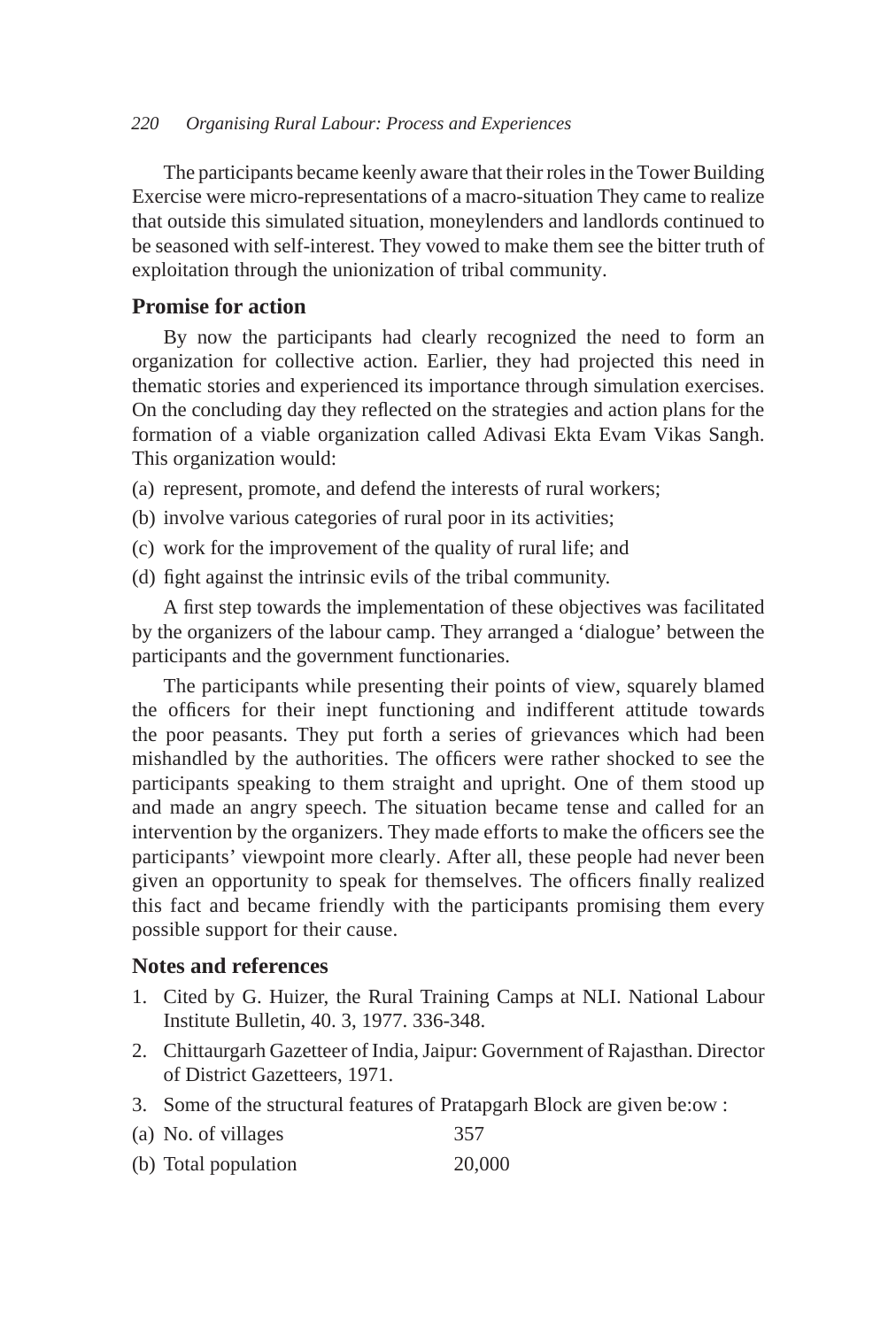The participants became keenly aware that their roles in the Tower Building Exercise were micro-representations of a macro-situation They came to realize that outside this simulated situation, moneylenders and landlords continued to be seasoned with self-interest. They vowed to make them see the bitter truth of exploitation through the unionization of tribal community.

## Promise for action

By now the participants had clearly recognized the need to form an organization for collective action. Earlier, they had projected this need in thematic stories and experienced its importance through simulation exercises. On the concluding day they reflected on the strategies and action plans for the formation of a viable organization called Adivasi Ekta Evam Vikas Sangh. This organization would:

(a) represent, promote, and defend the interests of rural workers;

(b) involve various categories of rural poor in its activities;

(c) work for the improvement of the quality of rural life; and

(d) fight against the intrinsic evils of the tribal community.

A first step towards the implementation of these objectives was facilitated by the organizers of the labour camp. They arranged a 'dialogue' between the participants and the government functionaries.

The participants while presenting their points of view, squarely blamed the officers for their inept functioning and indifferent attitude towards the poor peasants. They put forth a series of grievances which had been mishandled by the authorities. The officers were rather shocked to see the participants speaking to them straight and upright. One of them stood up and made an angry speech. The situation became tense and called for an intervention by the organizers. They made efforts to make the officers see the participants' viewpoint more clearly. After all, these people had never been given an opportunity to speak for themselves. The officers finally realized this fact and became friendly with the participants promising them every possible support for their cause.

## Notes and references

1. Cited by G. Huizer, the Rural Training Camps at NLI. National Labour Institute Bulletin, 40. 3, 1977. 336-348.
2. Chittaurgarh Gazetteer of India, Jaipur: Government of Rajasthan. Director of District Gazetteers, 1971.
3. Some of the structural features of Pratapgarh Block are given be:ow :

(a) No. of villages 357

(b) Total population 20,000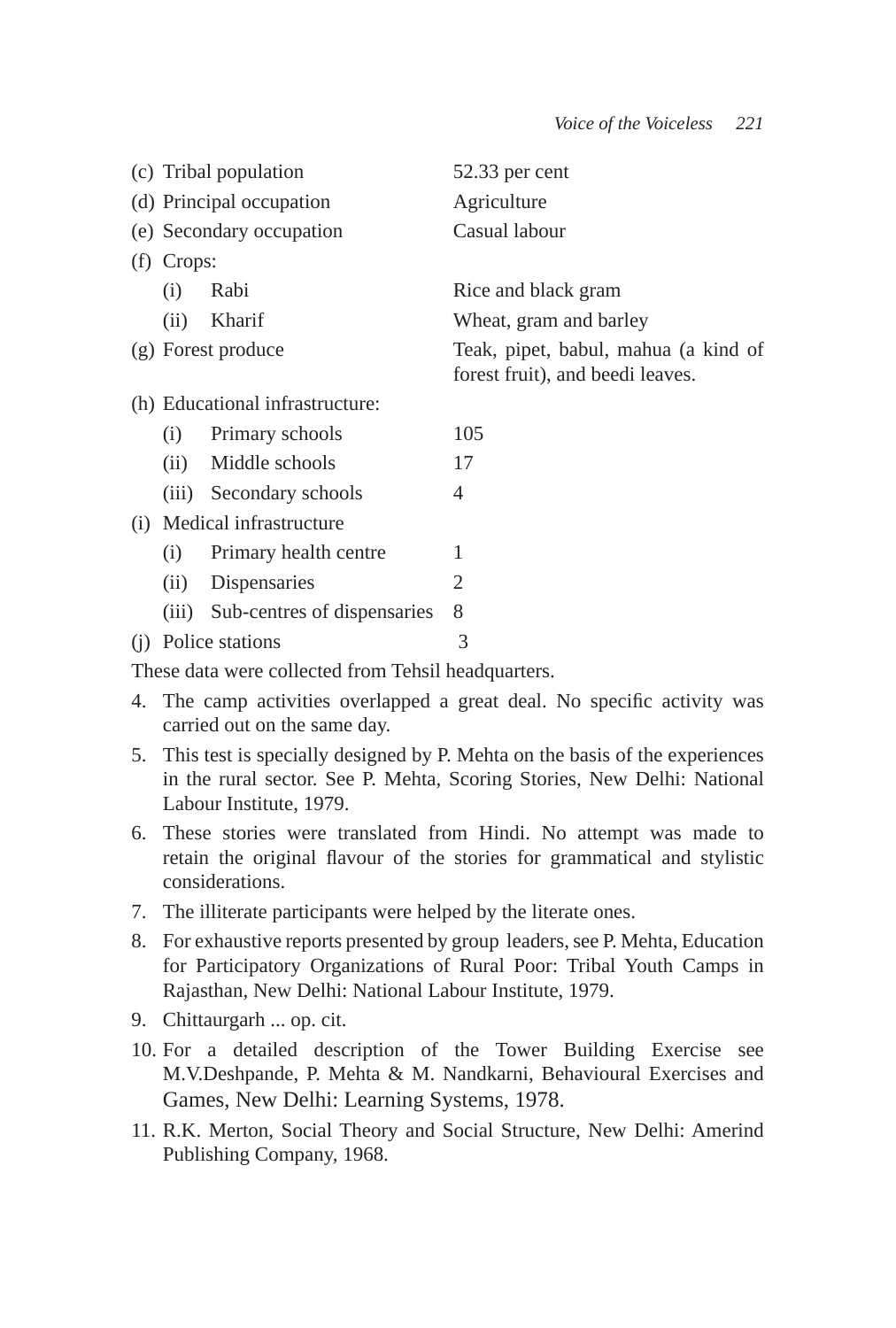| | | |
|---|---|---|
| (c) | Tribal population | 52.33 per cent |
| (d) | Principal occupation | Agriculture |
| (e) | Secondary occupation | Casual labour |
| (f) | Crops: | |
| | (i) Rabi | Rice and black gram |
| | (ii) Kharif | Wheat, gram and barley |
| (g) | Forest produce | Teak, pipet, babul, mahua (a kind of forest fruit), and beedi leaves. |
| (h) | Educational infrastructure: | |
| | (i) Primary schools | 105 |
| | (ii) Middle schools | 17 |
| | (iii) Secondary schools | 4 |
| (i) | Medical infrastructure | |
| | (i) Primary health centre | 1 |
| | (ii) Dispensaries | 2 |
| | (iii) Sub-centres of dispensaries | 8 |
| (j) | Police stations | 3 |

These data were collected from Tehsil headquarters.

4. The camp activities overlapped a great deal. No specific activity was carried out on the same day.
5. This test is specially designed by P. Mehta on the basis of the experiences in the rural sector. See P. Mehta, Scoring Stories, New Delhi: National Labour Institute, 1979.
6. These stories were translated from Hindi. No attempt was made to retain the original flavour of the stories for grammatical and stylistic considerations.
7. The illiterate participants were helped by the literate ones.
8. For exhaustive reports presented by group leaders, see P. Mehta, Education for Participatory Organizations of Rural Poor: Tribal Youth Camps in Rajasthan, New Delhi: National Labour Institute, 1979.
9. Chittaurgarh ... op. cit.
10. For a detailed description of the Tower Building Exercise see M.V.Deshpande, P. Mehta & M. Nandkarni, Behavioural Exercises and Games, New Delhi: Learning Systems, 1978.
11. R.K. Merton, Social Theory and Social Structure, New Delhi: Amerind Publishing Company, 1968.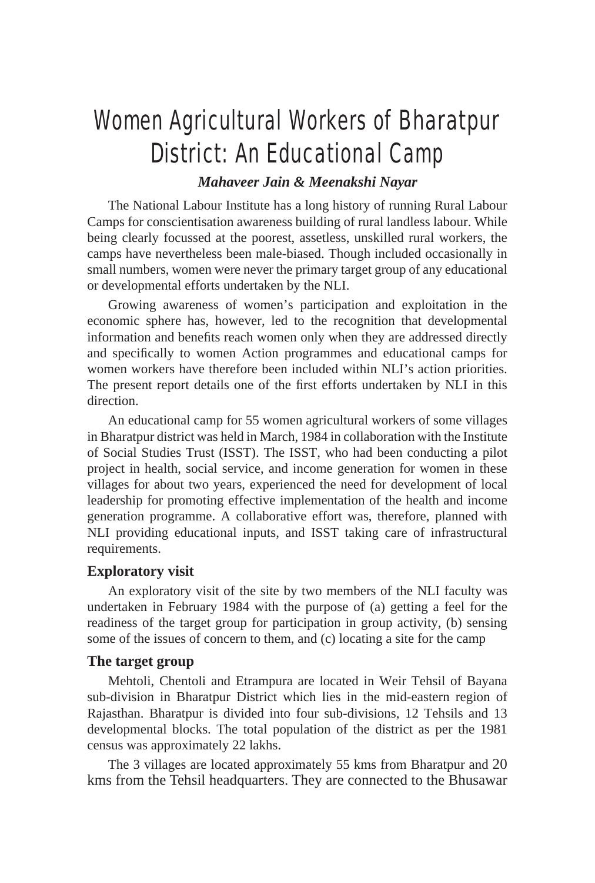# Women Agricultural Workers of Bharatpur District: An Educational Camp

***Mahaveer Jain & Meenakshi Nayar***

The National Labour Institute has a long history of running Rural Labour Camps for conscientisation awareness building of rural landless labour. While being clearly focussed at the poorest, assetless, unskilled rural workers, the camps have nevertheless been male-biased. Though included occasionally in small numbers, women were never the primary target group of any educational or developmental efforts undertaken by the NLI.

Growing awareness of women's participation and exploitation in the economic sphere has, however, led to the recognition that developmental information and benefits reach women only when they are addressed directly and specifically to women Action programmes and educational camps for women workers have therefore been included within NLI's action priorities. The present report details one of the first efforts undertaken by NLI in this direction.

An educational camp for 55 women agricultural workers of some villages in Bharatpur district was held in March, 1984 in collaboration with the Institute of Social Studies Trust (ISST). The ISST, who had been conducting a pilot project in health, social service, and income generation for women in these villages for about two years, experienced the need for development of local leadership for promoting effective implementation of the health and income generation programme. A collaborative effort was, therefore, planned with NLI providing educational inputs, and ISST taking care of infrastructural requirements.

### Exploratory visit

An exploratory visit of the site by two members of the NLI faculty was undertaken in February 1984 with the purpose of (a) getting a feel for the readiness of the target group for participation in group activity, (b) sensing some of the issues of concern to them, and (c) locating a site for the camp

### The target group

Mehtoli, Chentoli and Etrampura are located in Weir Tehsil of Bayana sub-division in Bharatpur District which lies in the mid-eastern region of Rajasthan. Bharatpur is divided into four sub-divisions, 12 Tehsils and 13 developmental blocks. The total population of the district as per the 1981 census was approximately 22 lakhs.

The 3 villages are located approximately 55 kms from Bharatpur and 20 kms from the Tehsil headquarters. They are connected to the Bhusawar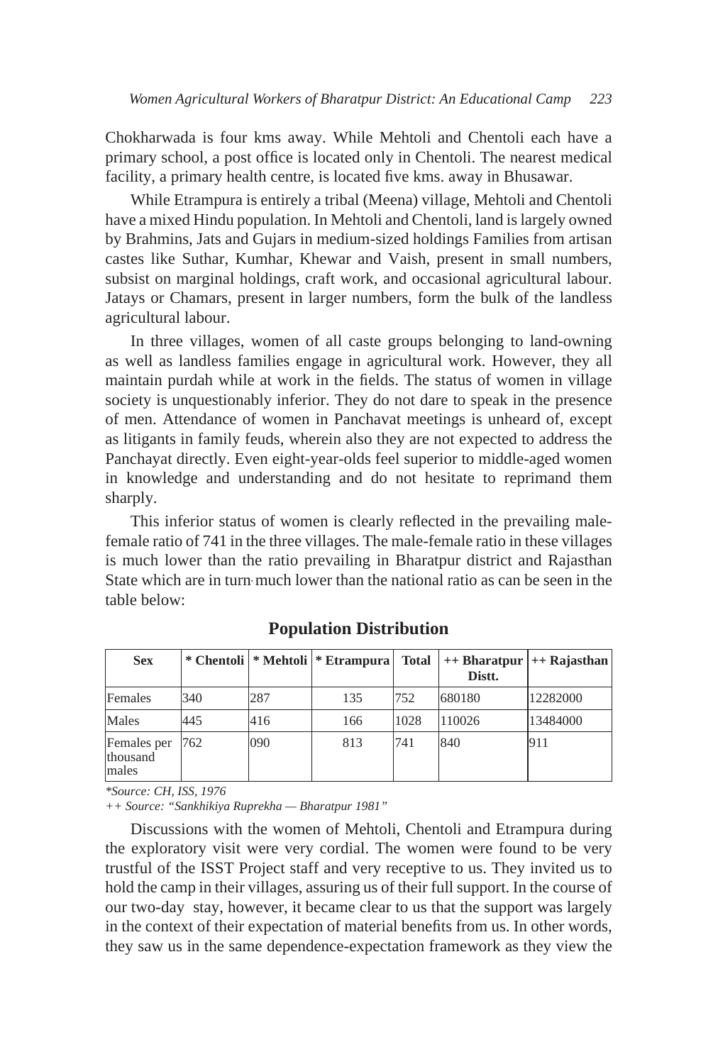Chokharwada is four kms away. While Mehtoli and Chentoli each have a primary school, a post office is located only in Chentoli. The nearest medical facility, a primary health centre, is located five kms. away in Bhusawar.

While Etrampura is entirely a tribal (Meena) village, Mehtoli and Chentoli have a mixed Hindu population. In Mehtoli and Chentoli, land is largely owned by Brahmins, Jats and Gujars in medium-sized holdings Families from artisan castes like Suthar, Kumhar, Khewar and Vaish, present in small numbers, subsist on marginal holdings, craft work, and occasional agricultural labour. Jatays or Chamars, present in larger numbers, form the bulk of the landless agricultural labour.

In three villages, women of all caste groups belonging to land-owning as well as landless families engage in agricultural work. However, they all maintain purdah while at work in the fields. The status of women in village society is unquestionably inferior. They do not dare to speak in the presence of men. Attendance of women in Panchavat meetings is unheard of, except as litigants in family feuds, wherein also they are not expected to address the Panchayat directly. Even eight-year-olds feel superior to middle-aged women in knowledge and understanding and do not hesitate to reprimand them sharply.

This inferior status of women is clearly reflected in the prevailing male-female ratio of 741 in the three villages. The male-female ratio in these villages is much lower than the ratio prevailing in Bharatpur district and Rajasthan State which are in turn much lower than the national ratio as can be seen in the table below:

**Population Distribution**

| Sex | * Chentoli | * Mehtoli | * Etrampura | Total | ++ Bharatpur Distt. | ++ Rajasthan |
|---|---|---|---|---|---|---|
| Females | 340 | 287 | 135 | 752 | 680180 | 12282000 |
| Males | 445 | 416 | 166 | 1028 | 110026 | 13484000 |
| Females per thousand males | 762 | 090 | 813 | 741 | 840 | 911 |

*\*Source: CH, ISS, 1976*

*++ Source: "Sankhikiya Ruprekha — Bharatpur 1981"*

Discussions with the women of Mehtoli, Chentoli and Etrampura during the exploratory visit were very cordial. The women were found to be very trustful of the ISST Project staff and very receptive to us. They invited us to hold the camp in their villages, assuring us of their full support. In the course of our two-day stay, however, it became clear to us that the support was largely in the context of their expectation of material benefits from us. In other words, they saw us in the same dependence-expectation framework as they view the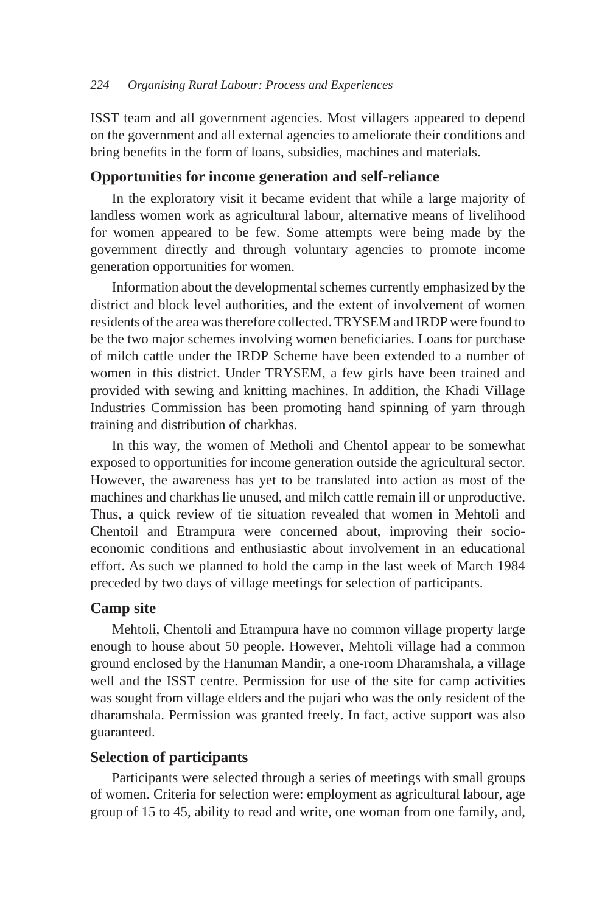ISST team and all government agencies. Most villagers appeared to depend on the government and all external agencies to ameliorate their conditions and bring benefits in the form of loans, subsidies, machines and materials.

### Opportunities for income generation and self-reliance

In the exploratory visit it became evident that while a large majority of landless women work as agricultural labour, alternative means of livelihood for women appeared to be few. Some attempts were being made by the government directly and through voluntary agencies to promote income generation opportunities for women.

Information about the developmental schemes currently emphasized by the district and block level authorities, and the extent of involvement of women residents of the area was therefore collected. TRYSEM and IRDP were found to be the two major schemes involving women beneficiaries. Loans for purchase of milch cattle under the IRDP Scheme have been extended to a number of women in this district. Under TRYSEM, a few girls have been trained and provided with sewing and knitting machines. In addition, the Khadi Village Industries Commission has been promoting hand spinning of yarn through training and distribution of charkhas.

In this way, the women of Metholi and Chentol appear to be somewhat exposed to opportunities for income generation outside the agricultural sector. However, the awareness has yet to be translated into action as most of the machines and charkhas lie unused, and milch cattle remain ill or unproductive. Thus, a quick review of tie situation revealed that women in Mehtoli and Chentoil and Etrampura were concerned about, improving their socio-economic conditions and enthusiastic about involvement in an educational effort. As such we planned to hold the camp in the last week of March 1984 preceded by two days of village meetings for selection of participants.

### Camp site

Mehtoli, Chentoli and Etrampura have no common village property large enough to house about 50 people. However, Mehtoli village had a common ground enclosed by the Hanuman Mandir, a one-room Dharamshala, a village well and the ISST centre. Permission for use of the site for camp activities was sought from village elders and the pujari who was the only resident of the dharamshala. Permission was granted freely. In fact, active support was also guaranteed.

### Selection of participants

Participants were selected through a series of meetings with small groups of women. Criteria for selection were: employment as agricultural labour, age group of 15 to 45, ability to read and write, one woman from one family, and,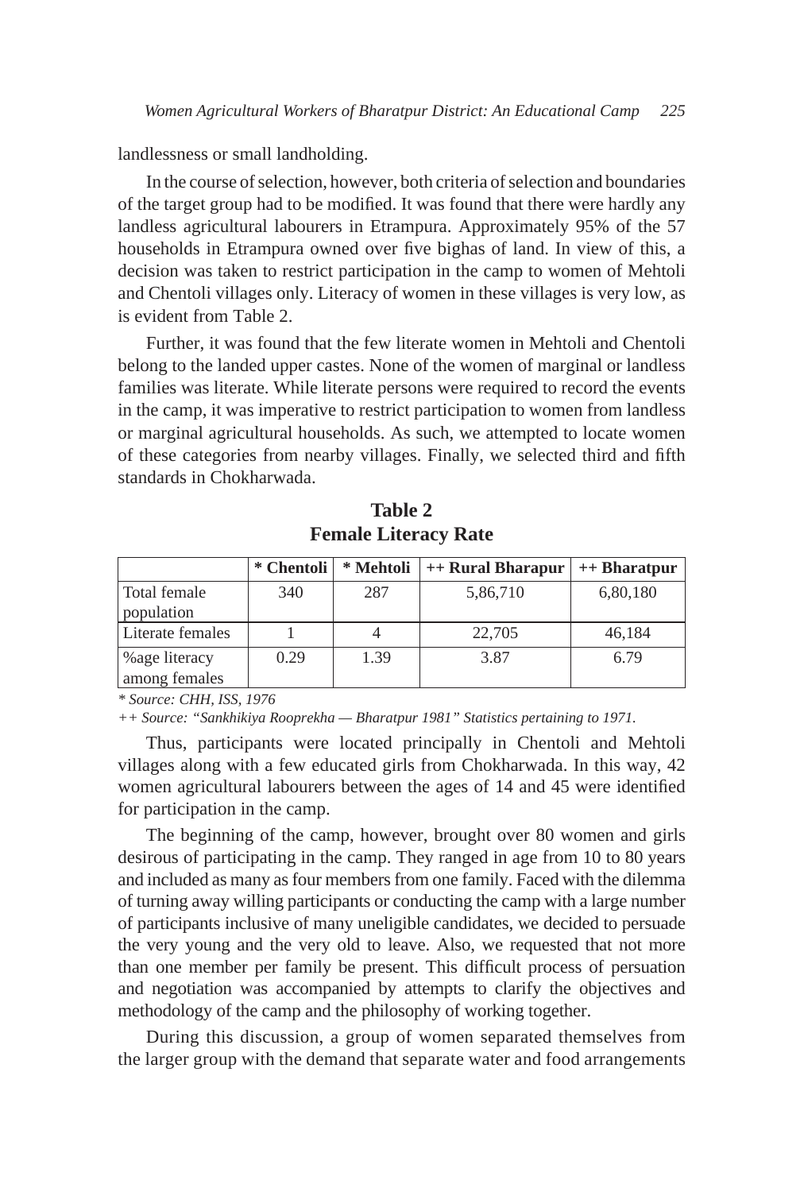landlessness or small landholding.

In the course of selection, however, both criteria of selection and boundaries of the target group had to be modified. It was found that there were hardly any landless agricultural labourers in Etrampura. Approximately 95% of the 57 households in Etrampura owned over five bighas of land. In view of this, a decision was taken to restrict participation in the camp to women of Mehtoli and Chentoli villages only. Literacy of women in these villages is very low, as is evident from Table 2.

Further, it was found that the few literate women in Mehtoli and Chentoli belong to the landed upper castes. None of the women of marginal or landless families was literate. While literate persons were required to record the events in the camp, it was imperative to restrict participation to women from landless or marginal agricultural households. As such, we attempted to locate women of these categories from nearby villages. Finally, we selected third and fifth standards in Chokharwada.

**Table 2**
**Female Literacy Rate**

| | * Chentoli | * Mehtoli | ++ Rural Bharapur | ++ Bharatpur |
|---|---|---|---|---|
| Total female population | 340 | 287 | 5,86,710 | 6,80,180 |
| Literate females | 1 | 4 | 22,705 | 46,184 |
| %age literacy among females | 0.29 | 1.39 | 3.87 | 6.79 |

*\* Source: CHH, ISS, 1976*

*++ Source: "Sankhikiya Rooprekha — Bharatpur 1981" Statistics pertaining to 1971.*

Thus, participants were located principally in Chentoli and Mehtoli villages along with a few educated girls from Chokharwada. In this way, 42 women agricultural labourers between the ages of 14 and 45 were identified for participation in the camp.

The beginning of the camp, however, brought over 80 women and girls desirous of participating in the camp. They ranged in age from 10 to 80 years and included as many as four members from one family. Faced with the dilemma of turning away willing participants or conducting the camp with a large number of participants inclusive of many uneligible candidates, we decided to persuade the very young and the very old to leave. Also, we requested that not more than one member per family be present. This difficult process of persuation and negotiation was accompanied by attempts to clarify the objectives and methodology of the camp and the philosophy of working together.

During this discussion, a group of women separated themselves from the larger group with the demand that separate water and food arrangements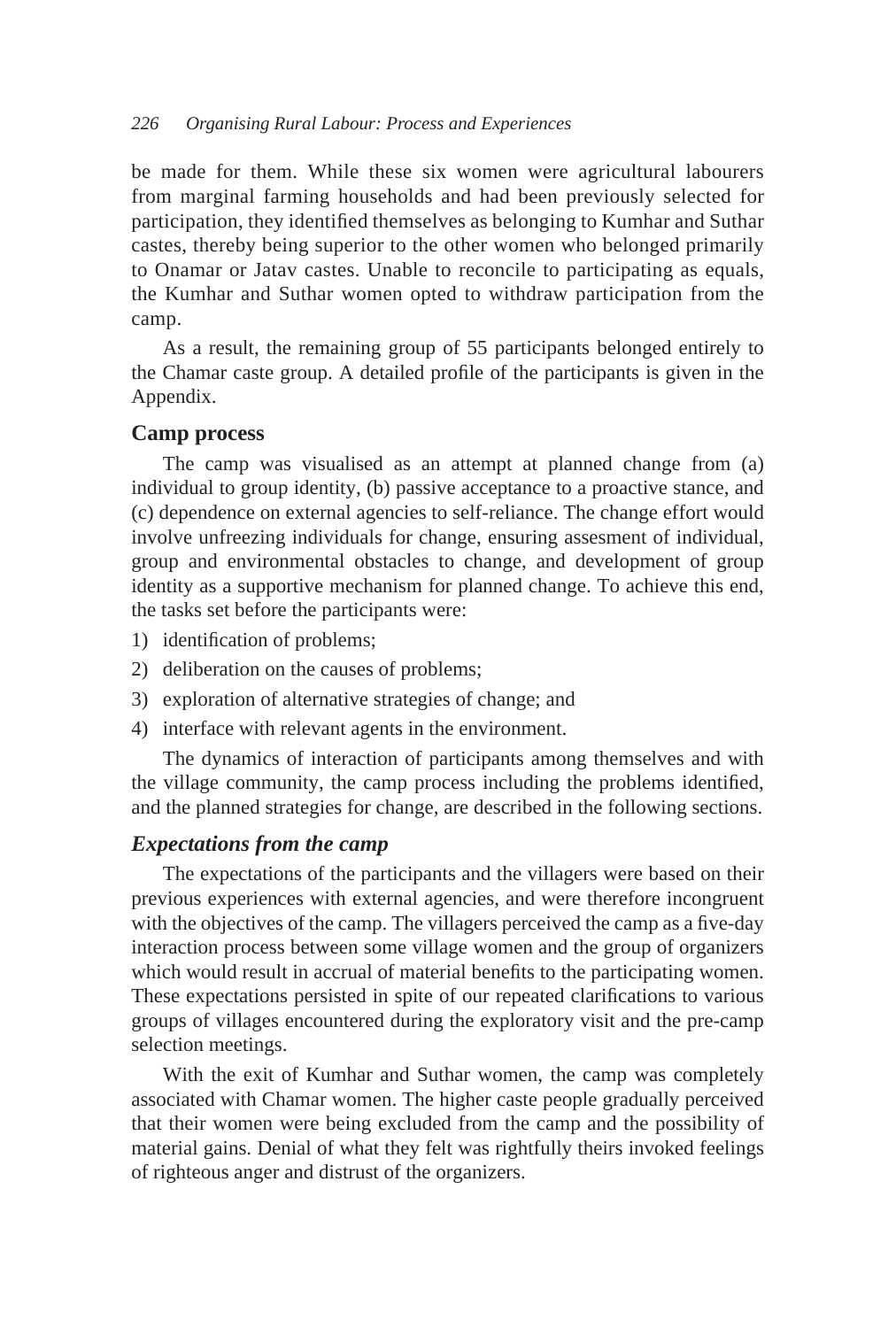be made for them. While these six women were agricultural labourers from marginal farming households and had been previously selected for participation, they identified themselves as belonging to Kumhar and Suthar castes, thereby being superior to the other women who belonged primarily to Onamar or Jatav castes. Unable to reconcile to participating as equals, the Kumhar and Suthar women opted to withdraw participation from the camp.

As a result, the remaining group of 55 participants belonged entirely to the Chamar caste group. A detailed profile of the participants is given in the Appendix.

### Camp process

The camp was visualised as an attempt at planned change from (a) individual to group identity, (b) passive acceptance to a proactive stance, and (c) dependence on external agencies to self-reliance. The change effort would involve unfreezing individuals for change, ensuring assesment of individual, group and environmental obstacles to change, and development of group identity as a supportive mechanism for planned change. To achieve this end, the tasks set before the participants were:

1) identification of problems;
2) deliberation on the causes of problems;
3) exploration of alternative strategies of change; and
4) interface with relevant agents in the environment.

The dynamics of interaction of participants among themselves and with the village community, the camp process including the problems identified, and the planned strategies for change, are described in the following sections.

#### *Expectations from the camp*

The expectations of the participants and the villagers were based on their previous experiences with external agencies, and were therefore incongruent with the objectives of the camp. The villagers perceived the camp as a five-day interaction process between some village women and the group of organizers which would result in accrual of material benefits to the participating women. These expectations persisted in spite of our repeated clarifications to various groups of villages encountered during the exploratory visit and the pre-camp selection meetings.

With the exit of Kumhar and Suthar women, the camp was completely associated with Chamar women. The higher caste people gradually perceived that their women were being excluded from the camp and the possibility of material gains. Denial of what they felt was rightfully theirs invoked feelings of righteous anger and distrust of the organizers.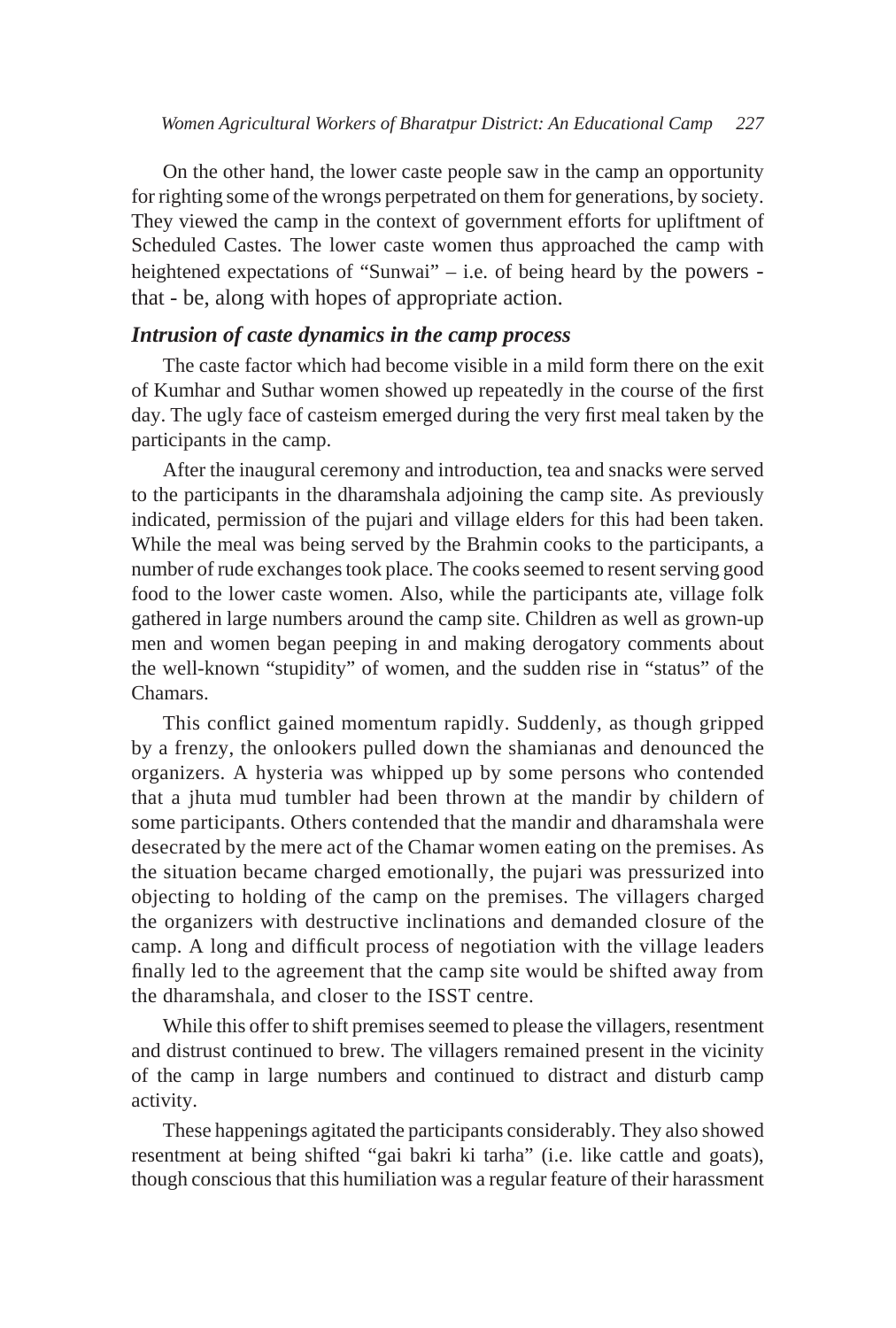On the other hand, the lower caste people saw in the camp an opportunity for righting some of the wrongs perpetrated on them for generations, by society. They viewed the camp in the context of government efforts for upliftment of Scheduled Castes. The lower caste women thus approached the camp with heightened expectations of "Sunwai" – i.e. of being heard by the powers - that - be, along with hopes of appropriate action.

### *Intrusion of caste dynamics in the camp process*

The caste factor which had become visible in a mild form there on the exit of Kumhar and Suthar women showed up repeatedly in the course of the first day. The ugly face of casteism emerged during the very first meal taken by the participants in the camp.

After the inaugural ceremony and introduction, tea and snacks were served to the participants in the dharamshala adjoining the camp site. As previously indicated, permission of the pujari and village elders for this had been taken. While the meal was being served by the Brahmin cooks to the participants, a number of rude exchanges took place. The cooks seemed to resent serving good food to the lower caste women. Also, while the participants ate, village folk gathered in large numbers around the camp site. Children as well as grown-up men and women began peeping in and making derogatory comments about the well-known "stupidity" of women, and the sudden rise in "status" of the Chamars.

This conflict gained momentum rapidly. Suddenly, as though gripped by a frenzy, the onlookers pulled down the shamianas and denounced the organizers. A hysteria was whipped up by some persons who contended that a jhuta mud tumbler had been thrown at the mandir by childern of some participants. Others contended that the mandir and dharamshala were desecrated by the mere act of the Chamar women eating on the premises. As the situation became charged emotionally, the pujari was pressurized into objecting to holding of the camp on the premises. The villagers charged the organizers with destructive inclinations and demanded closure of the camp. A long and difficult process of negotiation with the village leaders finally led to the agreement that the camp site would be shifted away from the dharamshala, and closer to the ISST centre.

While this offer to shift premises seemed to please the villagers, resentment and distrust continued to brew. The villagers remained present in the vicinity of the camp in large numbers and continued to distract and disturb camp activity.

These happenings agitated the participants considerably. They also showed resentment at being shifted "gai bakri ki tarha" (i.e. like cattle and goats), though conscious that this humiliation was a regular feature of their harassment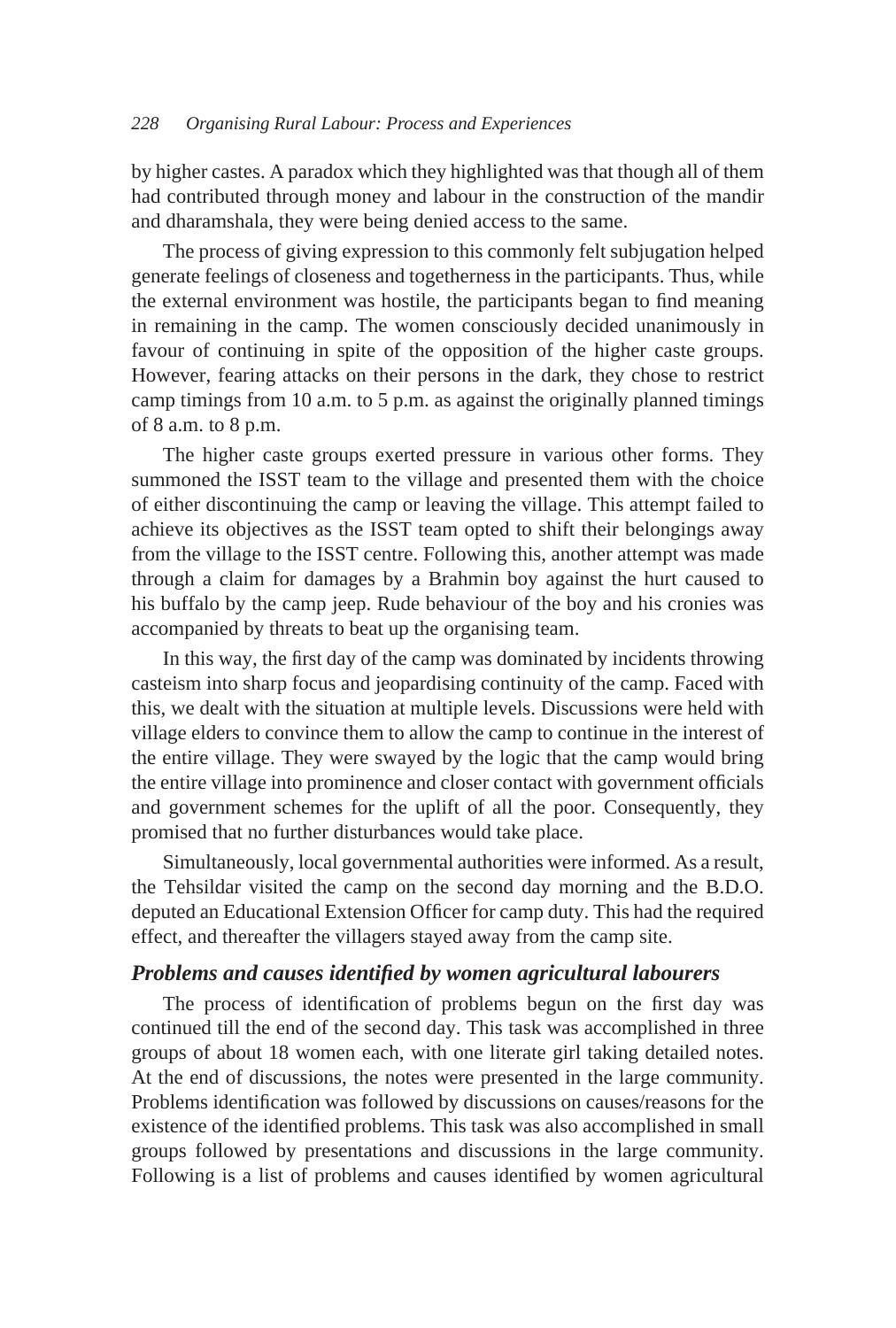by higher castes. A paradox which they highlighted was that though all of them had contributed through money and labour in the construction of the mandir and dharamshala, they were being denied access to the same.

The process of giving expression to this commonly felt subjugation helped generate feelings of closeness and togetherness in the participants. Thus, while the external environment was hostile, the participants began to find meaning in remaining in the camp. The women consciously decided unanimously in favour of continuing in spite of the opposition of the higher caste groups. However, fearing attacks on their persons in the dark, they chose to restrict camp timings from 10 a.m. to 5 p.m. as against the originally planned timings of 8 a.m. to 8 p.m.

The higher caste groups exerted pressure in various other forms. They summoned the ISST team to the village and presented them with the choice of either discontinuing the camp or leaving the village. This attempt failed to achieve its objectives as the ISST team opted to shift their belongings away from the village to the ISST centre. Following this, another attempt was made through a claim for damages by a Brahmin boy against the hurt caused to his buffalo by the camp jeep. Rude behaviour of the boy and his cronies was accompanied by threats to beat up the organising team.

In this way, the first day of the camp was dominated by incidents throwing casteism into sharp focus and jeopardising continuity of the camp. Faced with this, we dealt with the situation at multiple levels. Discussions were held with village elders to convince them to allow the camp to continue in the interest of the entire village. They were swayed by the logic that the camp would bring the entire village into prominence and closer contact with government officials and government schemes for the uplift of all the poor. Consequently, they promised that no further disturbances would take place.

Simultaneously, local governmental authorities were informed. As a result, the Tehsildar visited the camp on the second day morning and the B.D.O. deputed an Educational Extension Officer for camp duty. This had the required effect, and thereafter the villagers stayed away from the camp site.

### *Problems and causes identified by women agricultural labourers*

The process of identification of problems begun on the first day was continued till the end of the second day. This task was accomplished in three groups of about 18 women each, with one literate girl taking detailed notes. At the end of discussions, the notes were presented in the large community. Problems identification was followed by discussions on causes/reasons for the existence of the identified problems. This task was also accomplished in small groups followed by presentations and discussions in the large community. Following is a list of problems and causes identified by women agricultural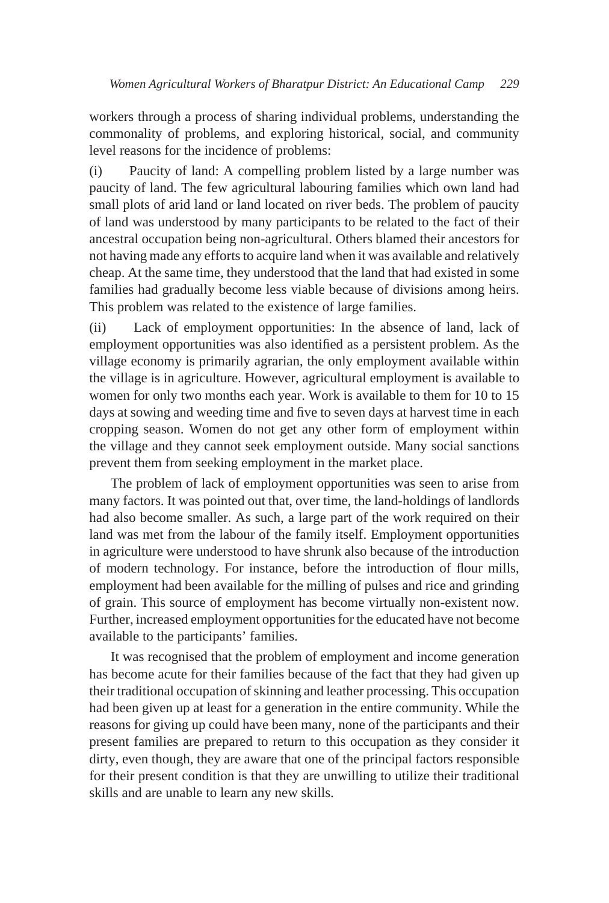workers through a process of sharing individual problems, understanding the commonality of problems, and exploring historical, social, and community level reasons for the incidence of problems:

(i) Paucity of land: A compelling problem listed by a large number was paucity of land. The few agricultural labouring families which own land had small plots of arid land or land located on river beds. The problem of paucity of land was understood by many participants to be related to the fact of their ancestral occupation being non-agricultural. Others blamed their ancestors for not having made any efforts to acquire land when it was available and relatively cheap. At the same time, they understood that the land that had existed in some families had gradually become less viable because of divisions among heirs. This problem was related to the existence of large families.

(ii) Lack of employment opportunities: In the absence of land, lack of employment opportunities was also identified as a persistent problem. As the village economy is primarily agrarian, the only employment available within the village is in agriculture. However, agricultural employment is available to women for only two months each year. Work is available to them for 10 to 15 days at sowing and weeding time and five to seven days at harvest time in each cropping season. Women do not get any other form of employment within the village and they cannot seek employment outside. Many social sanctions prevent them from seeking employment in the market place.

The problem of lack of employment opportunities was seen to arise from many factors. It was pointed out that, over time, the land-holdings of landlords had also become smaller. As such, a large part of the work required on their land was met from the labour of the family itself. Employment opportunities in agriculture were understood to have shrunk also because of the introduction of modern technology. For instance, before the introduction of flour mills, employment had been available for the milling of pulses and rice and grinding of grain. This source of employment has become virtually non-existent now. Further, increased employment opportunities for the educated have not become available to the participants' families.

It was recognised that the problem of employment and income generation has become acute for their families because of the fact that they had given up their traditional occupation of skinning and leather processing. This occupation had been given up at least for a generation in the entire community. While the reasons for giving up could have been many, none of the participants and their present families are prepared to return to this occupation as they consider it dirty, even though, they are aware that one of the principal factors responsible for their present condition is that they are unwilling to utilize their traditional skills and are unable to learn any new skills.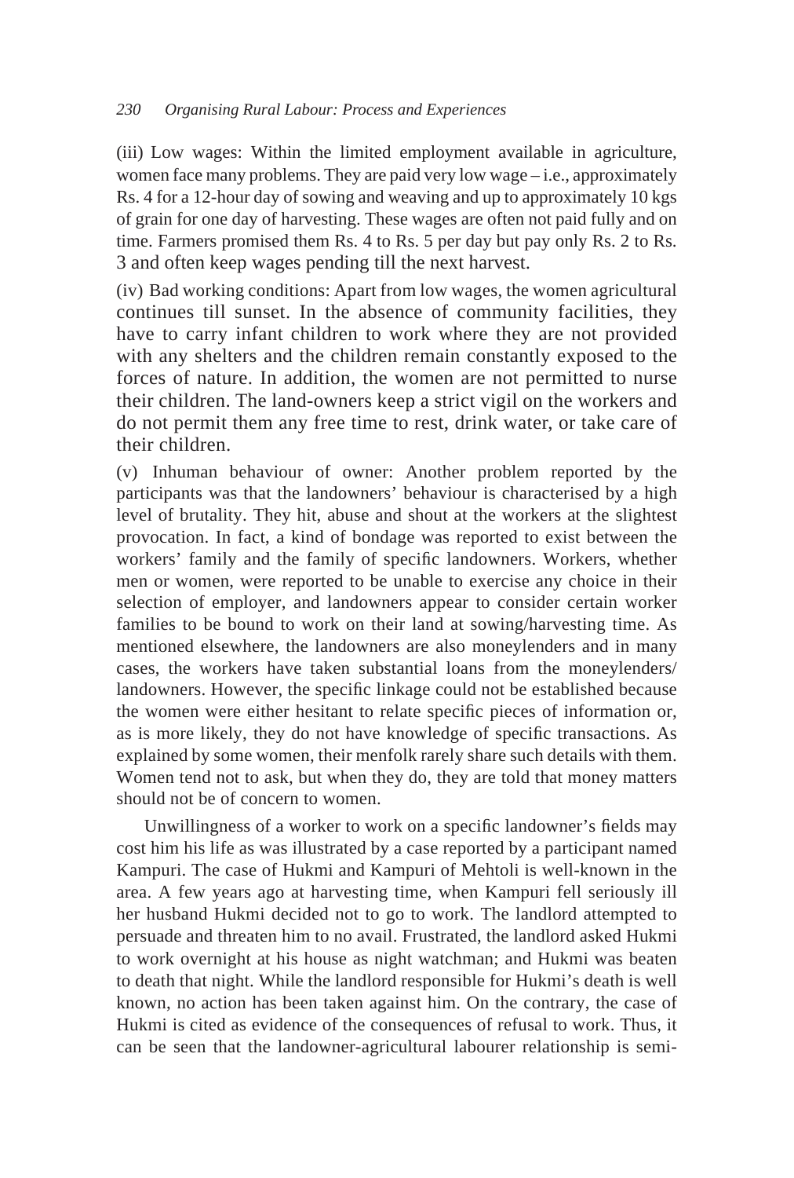(iii) Low wages: Within the limited employment available in agriculture, women face many problems. They are paid very low wage – i.e., approximately Rs. 4 for a 12-hour day of sowing and weaving and up to approximately 10 kgs of grain for one day of harvesting. These wages are often not paid fully and on time. Farmers promised them Rs. 4 to Rs. 5 per day but pay only Rs. 2 to Rs. 3 and often keep wages pending till the next harvest.

(iv) Bad working conditions: Apart from low wages, the women agricultural continues till sunset. In the absence of community facilities, they have to carry infant children to work where they are not provided with any shelters and the children remain constantly exposed to the forces of nature. In addition, the women are not permitted to nurse their children. The land-owners keep a strict vigil on the workers and do not permit them any free time to rest, drink water, or take care of their children.

(v) Inhuman behaviour of owner: Another problem reported by the participants was that the landowners' behaviour is characterised by a high level of brutality. They hit, abuse and shout at the workers at the slightest provocation. In fact, a kind of bondage was reported to exist between the workers' family and the family of specific landowners. Workers, whether men or women, were reported to be unable to exercise any choice in their selection of employer, and landowners appear to consider certain worker families to be bound to work on their land at sowing/harvesting time. As mentioned elsewhere, the landowners are also moneylenders and in many cases, the workers have taken substantial loans from the moneylenders/ landowners. However, the specific linkage could not be established because the women were either hesitant to relate specific pieces of information or, as is more likely, they do not have knowledge of specific transactions. As explained by some women, their menfolk rarely share such details with them. Women tend not to ask, but when they do, they are told that money matters should not be of concern to women.

Unwillingness of a worker to work on a specific landowner's fields may cost him his life as was illustrated by a case reported by a participant named Kampuri. The case of Hukmi and Kampuri of Mehtoli is well-known in the area. A few years ago at harvesting time, when Kampuri fell seriously ill her husband Hukmi decided not to go to work. The landlord attempted to persuade and threaten him to no avail. Frustrated, the landlord asked Hukmi to work overnight at his house as night watchman; and Hukmi was beaten to death that night. While the landlord responsible for Hukmi's death is well known, no action has been taken against him. On the contrary, the case of Hukmi is cited as evidence of the consequences of refusal to work. Thus, it can be seen that the landowner-agricultural labourer relationship is semi-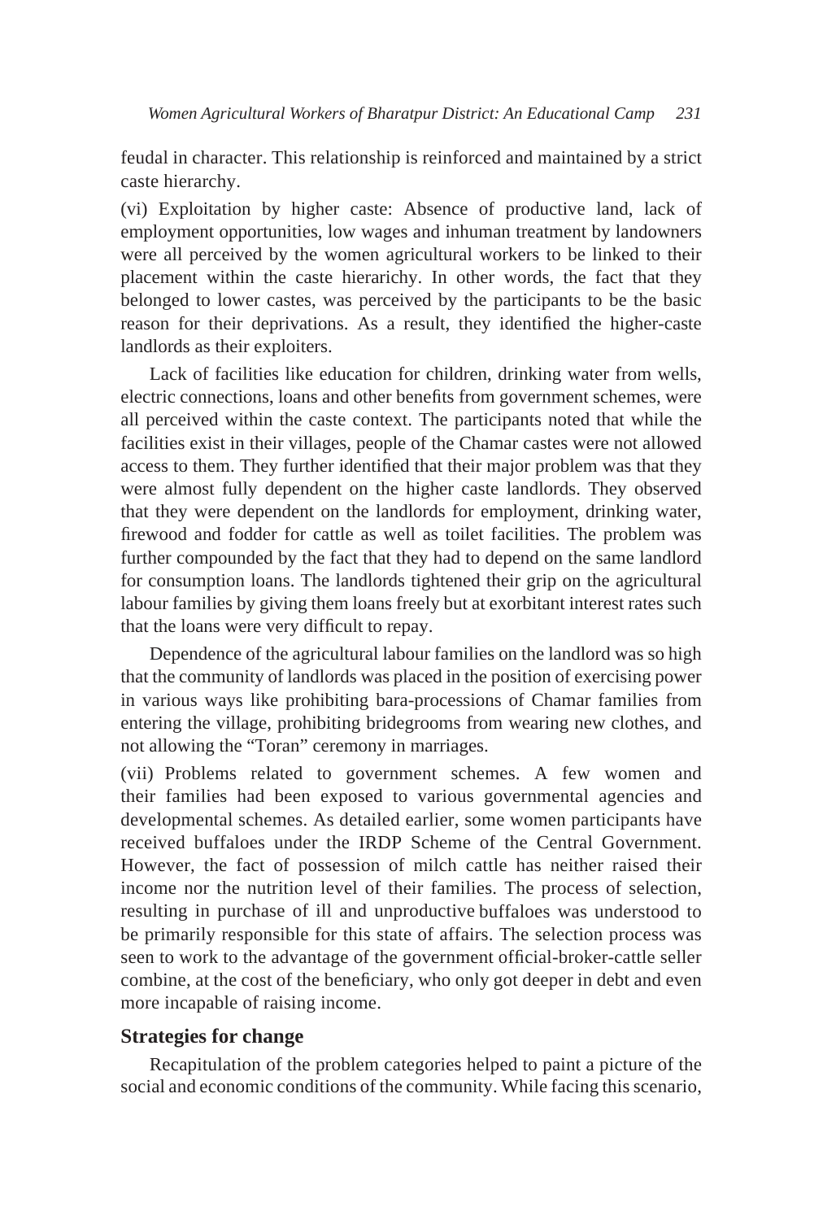feudal in character. This relationship is reinforced and maintained by a strict caste hierarchy.

(vi) Exploitation by higher caste: Absence of productive land, lack of employment opportunities, low wages and inhuman treatment by landowners were all perceived by the women agricultural workers to be linked to their placement within the caste hierarichy. In other words, the fact that they belonged to lower castes, was perceived by the participants to be the basic reason for their deprivations. As a result, they identified the higher-caste landlords as their exploiters.

Lack of facilities like education for children, drinking water from wells, electric connections, loans and other benefits from government schemes, were all perceived within the caste context. The participants noted that while the facilities exist in their villages, people of the Chamar castes were not allowed access to them. They further identified that their major problem was that they were almost fully dependent on the higher caste landlords. They observed that they were dependent on the landlords for employment, drinking water, firewood and fodder for cattle as well as toilet facilities. The problem was further compounded by the fact that they had to depend on the same landlord for consumption loans. The landlords tightened their grip on the agricultural labour families by giving them loans freely but at exorbitant interest rates such that the loans were very difficult to repay.

Dependence of the agricultural labour families on the landlord was so high that the community of landlords was placed in the position of exercising power in various ways like prohibiting bara-processions of Chamar families from entering the village, prohibiting bridegrooms from wearing new clothes, and not allowing the "Toran" ceremony in marriages.

(vii) Problems related to government schemes. A few women and their families had been exposed to various governmental agencies and developmental schemes. As detailed earlier, some women participants have received buffaloes under the IRDP Scheme of the Central Government. However, the fact of possession of milch cattle has neither raised their income nor the nutrition level of their families. The process of selection, resulting in purchase of ill and unproductive buffaloes was understood to be primarily responsible for this state of affairs. The selection process was seen to work to the advantage of the government official-broker-cattle seller combine, at the cost of the beneficiary, who only got deeper in debt and even more incapable of raising income.

## Strategies for change

Recapitulation of the problem categories helped to paint a picture of the social and economic conditions of the community. While facing this scenario,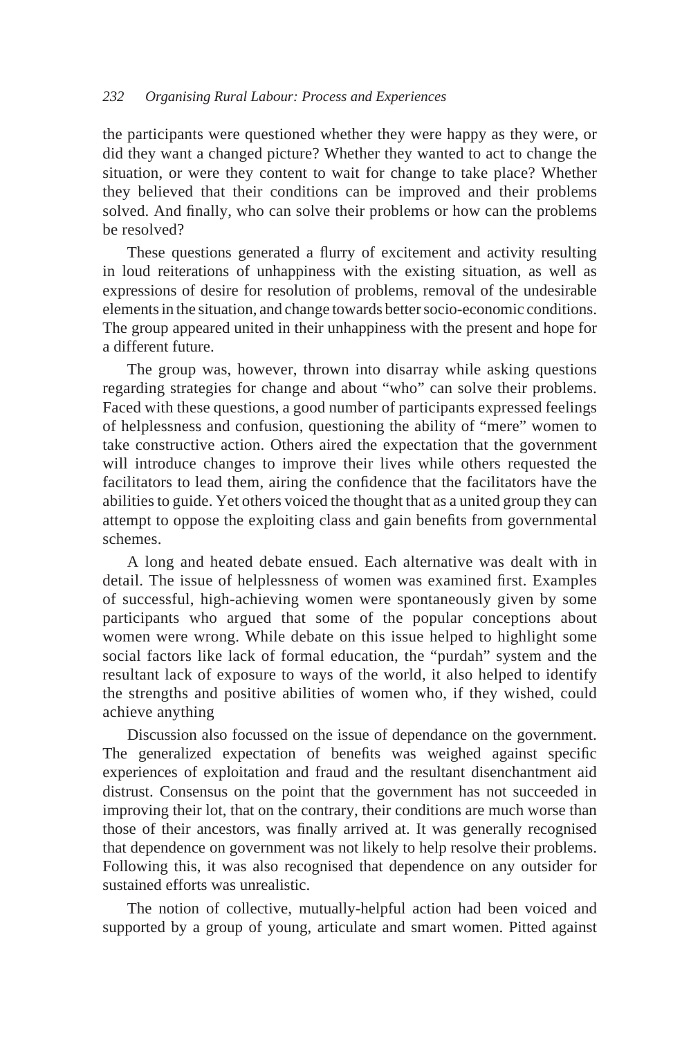the participants were questioned whether they were happy as they were, or did they want a changed picture? Whether they wanted to act to change the situation, or were they content to wait for change to take place? Whether they believed that their conditions can be improved and their problems solved. And finally, who can solve their problems or how can the problems be resolved?

These questions generated a flurry of excitement and activity resulting in loud reiterations of unhappiness with the existing situation, as well as expressions of desire for resolution of problems, removal of the undesirable elements in the situation, and change towards better socio-economic conditions. The group appeared united in their unhappiness with the present and hope for a different future.

The group was, however, thrown into disarray while asking questions regarding strategies for change and about "who" can solve their problems. Faced with these questions, a good number of participants expressed feelings of helplessness and confusion, questioning the ability of "mere" women to take constructive action. Others aired the expectation that the government will introduce changes to improve their lives while others requested the facilitators to lead them, airing the confidence that the facilitators have the abilities to guide. Yet others voiced the thought that as a united group they can attempt to oppose the exploiting class and gain benefits from governmental schemes.

A long and heated debate ensued. Each alternative was dealt with in detail. The issue of helplessness of women was examined first. Examples of successful, high-achieving women were spontaneously given by some participants who argued that some of the popular conceptions about women were wrong. While debate on this issue helped to highlight some social factors like lack of formal education, the "purdah" system and the resultant lack of exposure to ways of the world, it also helped to identify the strengths and positive abilities of women who, if they wished, could achieve anything

Discussion also focussed on the issue of dependance on the government. The generalized expectation of benefits was weighed against specific experiences of exploitation and fraud and the resultant disenchantment aid distrust. Consensus on the point that the government has not succeeded in improving their lot, that on the contrary, their conditions are much worse than those of their ancestors, was finally arrived at. It was generally recognised that dependence on government was not likely to help resolve their problems. Following this, it was also recognised that dependence on any outsider for sustained efforts was unrealistic.

The notion of collective, mutually-helpful action had been voiced and supported by a group of young, articulate and smart women. Pitted against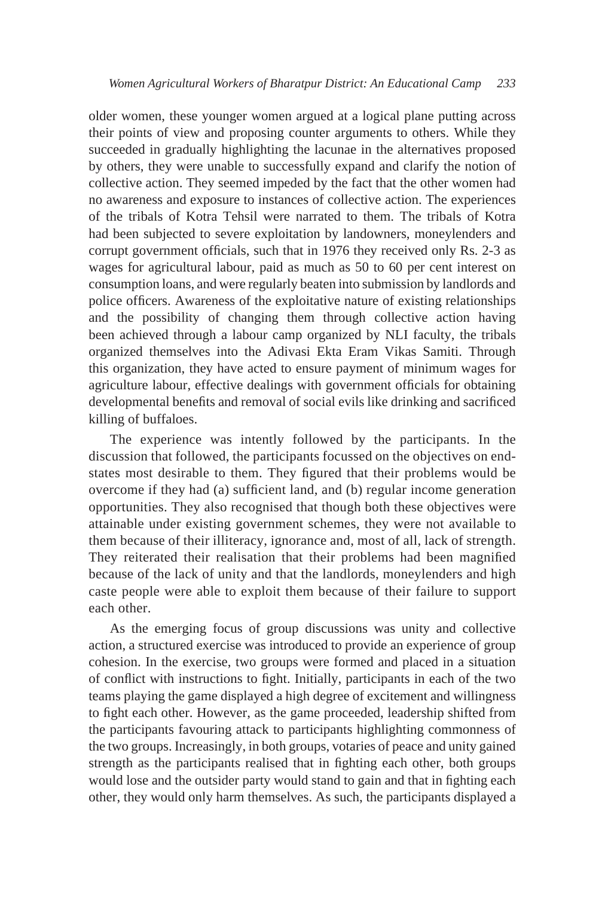older women, these younger women argued at a logical plane putting across their points of view and proposing counter arguments to others. While they succeeded in gradually highlighting the lacunae in the alternatives proposed by others, they were unable to successfully expand and clarify the notion of collective action. They seemed impeded by the fact that the other women had no awareness and exposure to instances of collective action. The experiences of the tribals of Kotra Tehsil were narrated to them. The tribals of Kotra had been subjected to severe exploitation by landowners, moneylenders and corrupt government officials, such that in 1976 they received only Rs. 2-3 as wages for agricultural labour, paid as much as 50 to 60 per cent interest on consumption loans, and were regularly beaten into submission by landlords and police officers. Awareness of the exploitative nature of existing relationships and the possibility of changing them through collective action having been achieved through a labour camp organized by NLI faculty, the tribals organized themselves into the Adivasi Ekta Eram Vikas Samiti. Through this organization, they have acted to ensure payment of minimum wages for agriculture labour, effective dealings with government officials for obtaining developmental benefits and removal of social evils like drinking and sacrificed killing of buffaloes.

The experience was intently followed by the participants. In the discussion that followed, the participants focussed on the objectives on end-states most desirable to them. They figured that their problems would be overcome if they had (a) sufficient land, and (b) regular income generation opportunities. They also recognised that though both these objectives were attainable under existing government schemes, they were not available to them because of their illiteracy, ignorance and, most of all, lack of strength. They reiterated their realisation that their problems had been magnified because of the lack of unity and that the landlords, moneylenders and high caste people were able to exploit them because of their failure to support each other.

As the emerging focus of group discussions was unity and collective action, a structured exercise was introduced to provide an experience of group cohesion. In the exercise, two groups were formed and placed in a situation of conflict with instructions to fight. Initially, participants in each of the two teams playing the game displayed a high degree of excitement and willingness to fight each other. However, as the game proceeded, leadership shifted from the participants favouring attack to participants highlighting commonness of the two groups. Increasingly, in both groups, votaries of peace and unity gained strength as the participants realised that in fighting each other, both groups would lose and the outsider party would stand to gain and that in fighting each other, they would only harm themselves. As such, the participants displayed a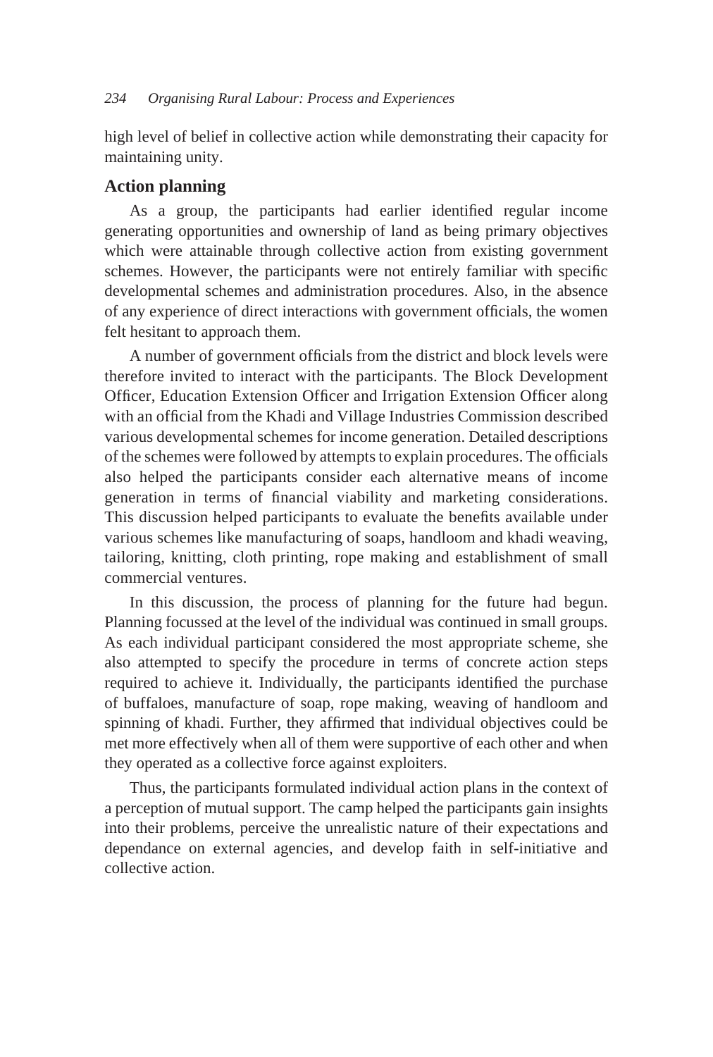high level of belief in collective action while demonstrating their capacity for maintaining unity.

### Action planning

As a group, the participants had earlier identified regular income generating opportunities and ownership of land as being primary objectives which were attainable through collective action from existing government schemes. However, the participants were not entirely familiar with specific developmental schemes and administration procedures. Also, in the absence of any experience of direct interactions with government officials, the women felt hesitant to approach them.

A number of government officials from the district and block levels were therefore invited to interact with the participants. The Block Development Officer, Education Extension Officer and Irrigation Extension Officer along with an official from the Khadi and Village Industries Commission described various developmental schemes for income generation. Detailed descriptions of the schemes were followed by attempts to explain procedures. The officials also helped the participants consider each alternative means of income generation in terms of financial viability and marketing considerations. This discussion helped participants to evaluate the benefits available under various schemes like manufacturing of soaps, handloom and khadi weaving, tailoring, knitting, cloth printing, rope making and establishment of small commercial ventures.

In this discussion, the process of planning for the future had begun. Planning focussed at the level of the individual was continued in small groups. As each individual participant considered the most appropriate scheme, she also attempted to specify the procedure in terms of concrete action steps required to achieve it. Individually, the participants identified the purchase of buffaloes, manufacture of soap, rope making, weaving of handloom and spinning of khadi. Further, they affirmed that individual objectives could be met more effectively when all of them were supportive of each other and when they operated as a collective force against exploiters.

Thus, the participants formulated individual action plans in the context of a perception of mutual support. The camp helped the participants gain insights into their problems, perceive the unrealistic nature of their expectations and dependance on external agencies, and develop faith in self-initiative and collective action.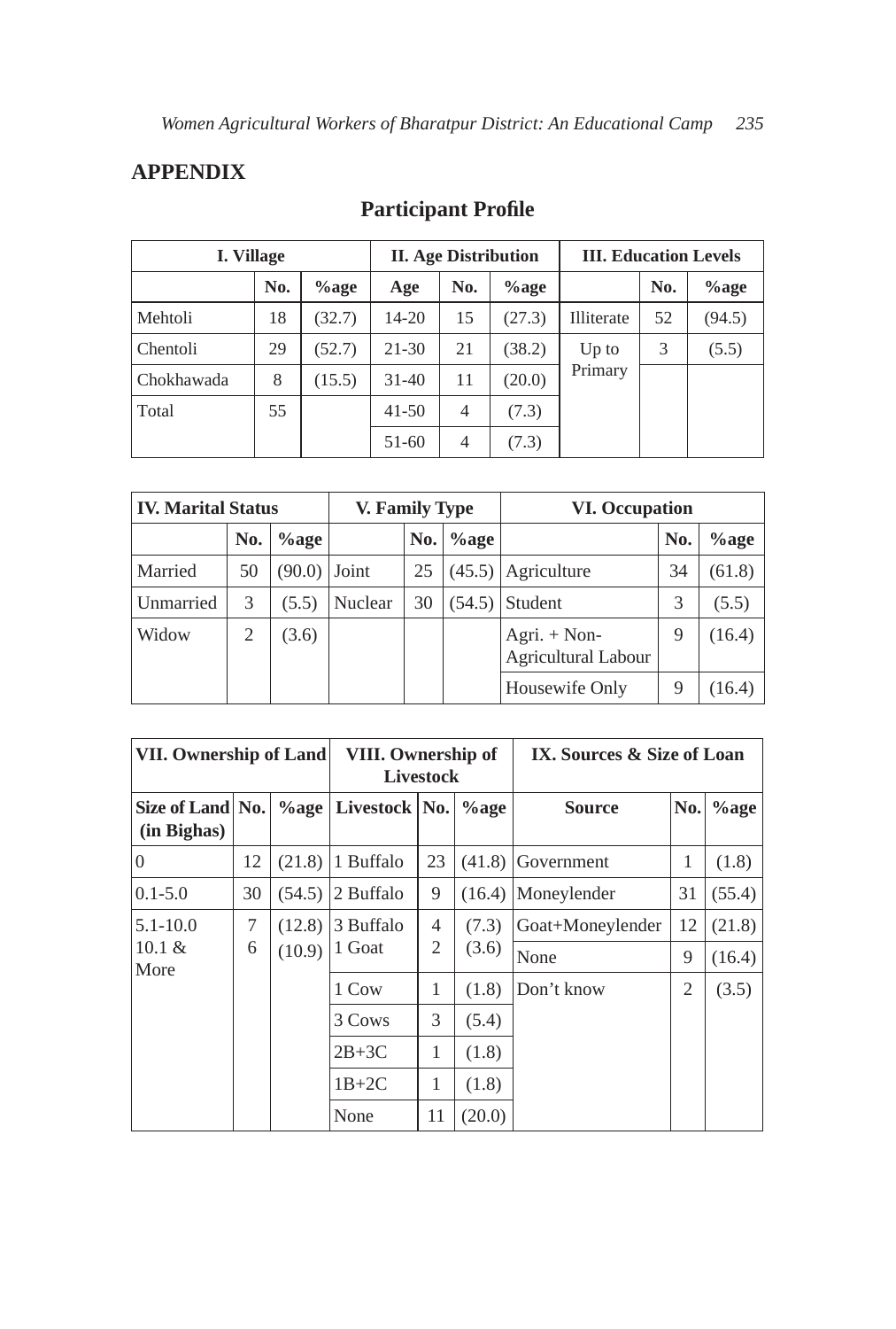## APPENDIX

### Participant Profile

| I. Village | | | II. Age Distribution | | | III. Education Levels | | |
|---|---|---|---|---|---|---|---|---|
| | No. | %age | Age | No. | %age | | No. | %age |
| Mehtoli | 18 | (32.7) | 14-20 | 15 | (27.3) | Illiterate | 52 | (94.5) |
| Chentoli | 29 | (52.7) | 21-30 | 21 | (38.2) | Up to Primary | 3 | (5.5) |
| Chokhawada | 8 | (15.5) | 31-40 | 11 | (20.0) | | | |
| Total | 55 | | 41-50 | 4 | (7.3) | | | |
| | | | 51-60 | 4 | (7.3) | | | |

| IV. Marital Status | | | V. Family Type | | | VI. Occupation | | |
|---|---|---|---|---|---|---|---|---|
| | No. | %age | | No. | %age | | No. | %age |
| Married | 50 | (90.0) | Joint | 25 | (45.5) | Agriculture | 34 | (61.8) |
| Unmarried | 3 | (5.5) | Nuclear | 30 | (54.5) | Student | 3 | (5.5) |
| Widow | 2 | (3.6) | | | | Agri. + Non-Agricultural Labour | 9 | (16.4) |
| | | | | | | Housewife Only | 9 | (16.4) |

| VII. Ownership of Land | | | VIII. Ownership of Livestock | | | IX. Sources & Size of Loan | | |
|---|---|---|---|---|---|---|---|---|
| Size of Land (in Bighas) | No. | %age | Livestock | No. | %age | Source | No. | %age |
| 0 | 12 | (21.8) | 1 Buffalo | 23 | (41.8) | Government | 1 | (1.8) |
| 0.1-5.0 | 30 | (54.5) | 2 Buffalo | 9 | (16.4) | Moneylender | 31 | (55.4) |
| 5.1-10.0 | 7 | (12.8) | 3 Buffalo | 4 | (7.3) | Goat+Moneylender | 12 | (21.8) |
| 10.1 & More | 6 | (10.9) | 1 Goat | 2 | (3.6) | None | 9 | (16.4) |
| | | | 1 Cow | 1 | (1.8) | Don't know | 2 | (3.5) |
| | | | 3 Cows | 3 | (5.4) | | | |
| | | | 2B+3C | 1 | (1.8) | | | |
| | | | 1B+2C | 1 | (1.8) | | | |
| | | | None | 11 | (20.0) | | | |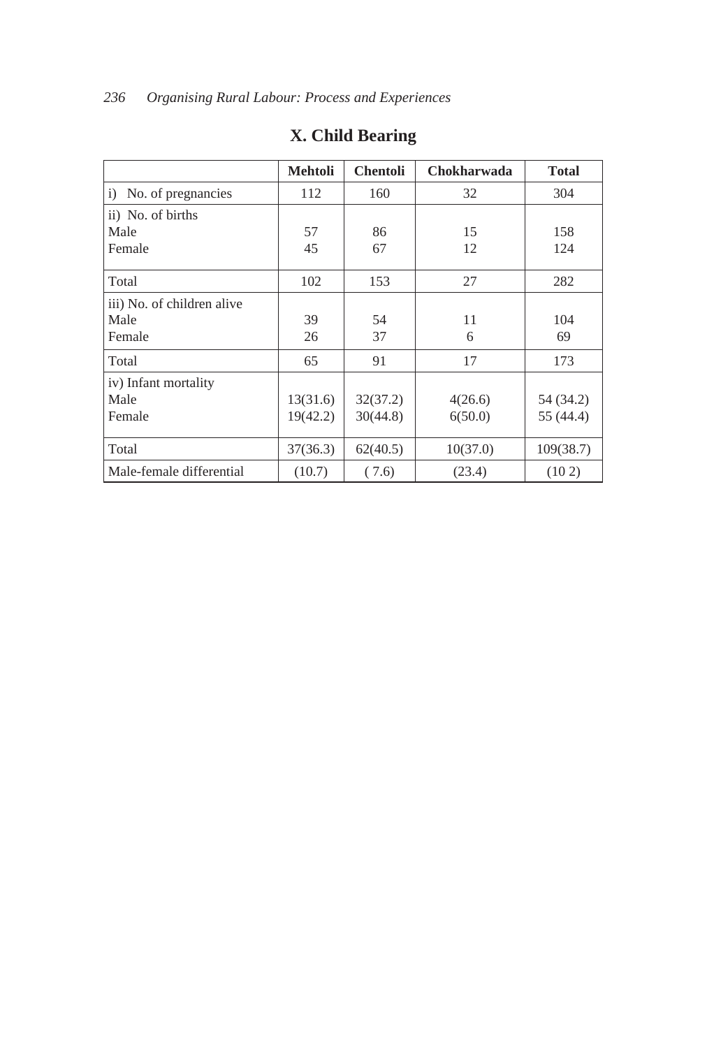## X. Child Bearing

| | Mehtoli | Chentoli | Chokharwada | Total |
|---|---|---|---|---|
| i) No. of pregnancies | 112 | 160 | 32 | 304 |
| ii) No. of births | | | | |
| Male | 57 | 86 | 15 | 158 |
| Female | 45 | 67 | 12 | 124 |
| Total | 102 | 153 | 27 | 282 |
| iii) No. of children alive | | | | |
| Male | 39 | 54 | 11 | 104 |
| Female | 26 | 37 | 6 | 69 |
| Total | 65 | 91 | 17 | 173 |
| iv) Infant mortality | | | | |
| Male | 13(31.6) | 32(37.2) | 4(26.6) | 54 (34.2) |
| Female | 19(42.2) | 30(44.8) | 6(50.0) | 55 (44.4) |
| Total | 37(36.3) | 62(40.5) | 10(37.0) | 109(38.7) |
| Male-female differential | (10.7) | ( 7.6) | (23.4) | (10 2) |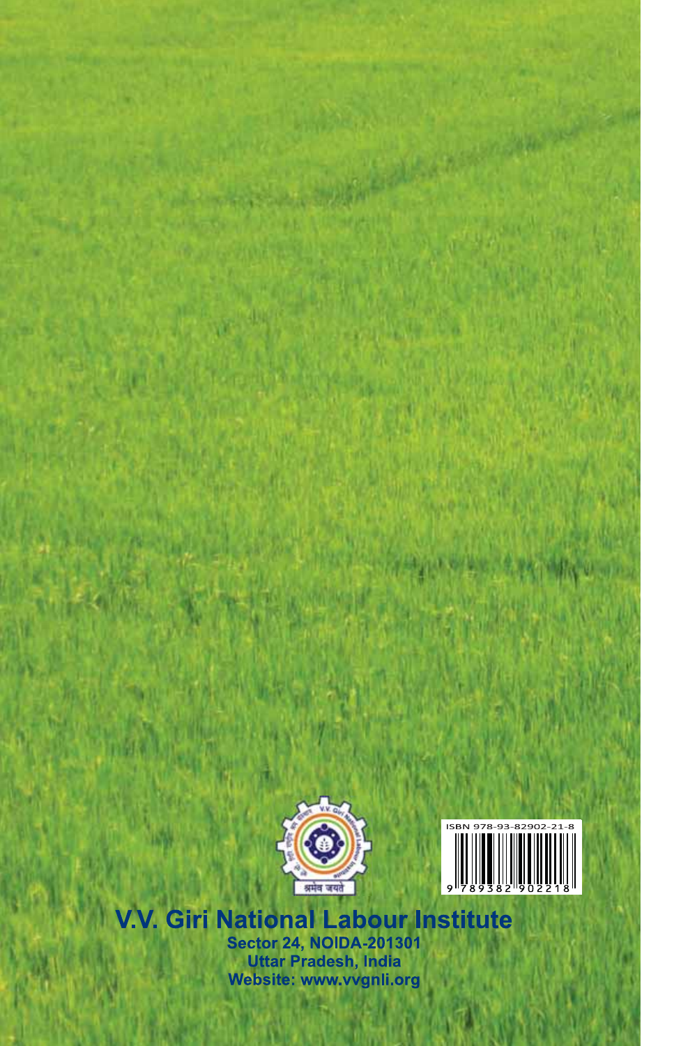ISBN 978-93-82902-21-8

**V.V. Giri National Labour Institute**

**Sector 24, NOIDA-201301**
**Uttar Pradesh, India**
**Website: www.vvgnli.org**